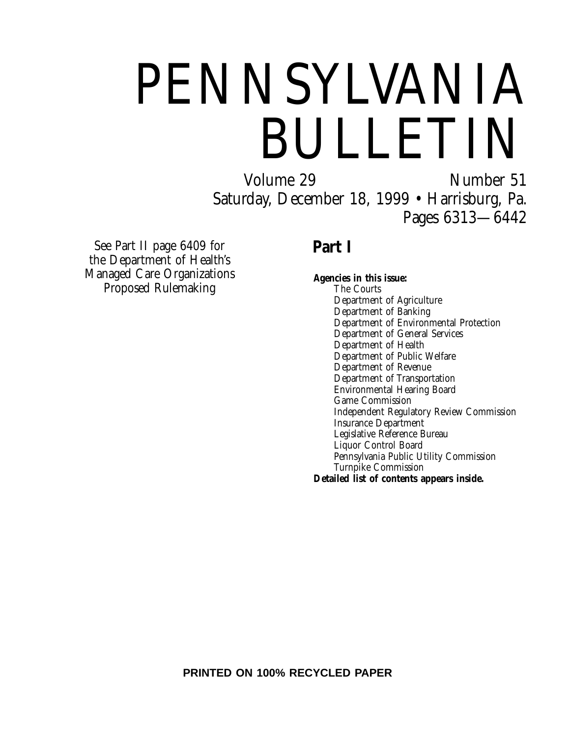# PENNSYLVANIA BULLETIN

Volume 29 Number 51

Saturday, December 18, 1999 • Harrisburg, Pa.

Pages 6313—6442

See Part II page 6409 for the Department of Health's Managed Care Organizations Proposed Rulemaking

## Part I

**Agencies in this issue:**

- The Courts
- Department of Agriculture
- Department of Banking
- Department of Environmental Protection
- Department of General Services
- Department of Health
- Department of Public Welfare
- Department of Revenue
- Department of Transportation
- Environmental Hearing Board
- Game Commission
- Independent Regulatory Review Commission
- Insurance Department
- Legislative Reference Bureau
- Liquor Control Board
- Pennsylvania Public Utility Commission
- Turnpike Commission

**Detailed list of contents appears inside.**

**PRINTED ON 100% RECYCLED PAPER**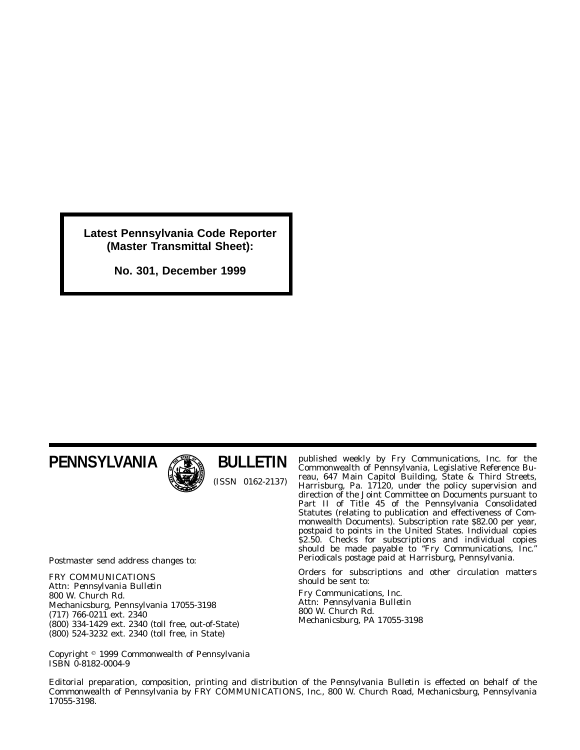**Latest Pennsylvania Code Reporter (Master Transmittal Sheet):**

**No. 301, December 1999**

# PENNSYLVANIA BULLETIN

(ISSN 0162-2137)

Postmaster send address changes to:

FRY COMMUNICATIONS
Attn: *Pennsylvania Bulletin*
800 W. Church Rd.
Mechanicsburg, Pennsylvania 17055-3198
(717) 766-0211 ext. 2340
(800) 334-1429 ext. 2340 (toll free, out-of-State)
(800) 524-3232 ext. 2340 (toll free, in State)

published weekly by Fry Communications, Inc. for the Commonwealth of Pennsylvania, Legislative Reference Bureau, 647 Main Capitol Building, State & Third Streets, Harrisburg, Pa. 17120, under the policy supervision and direction of the Joint Committee on Documents pursuant to Part II of Title 45 of the Pennsylvania Consolidated Statutes (relating to publication and effectiveness of Commonwealth Documents). Subscription rate $82.00 per year, postpaid to points in the United States. Individual copies $2.50. Checks for subscriptions and individual copies should be made payable to "Fry Communications, Inc." Periodicals postage paid at Harrisburg, Pennsylvania.

Orders for subscriptions and other circulation matters should be sent to:

Fry Communications, Inc.
Attn: *Pennsylvania Bulletin*
800 W. Church Rd.
Mechanicsburg, PA 17055-3198

Copyright © 1999 Commonwealth of Pennsylvania
ISBN 0-8182-0004-9

Editorial preparation, composition, printing and distribution of the *Pennsylvania Bulletin* is effected on behalf of the Commonwealth of Pennsylvania by FRY COMMUNICATIONS, Inc., 800 W. Church Road, Mechanicsburg, Pennsylvania 17055-3198.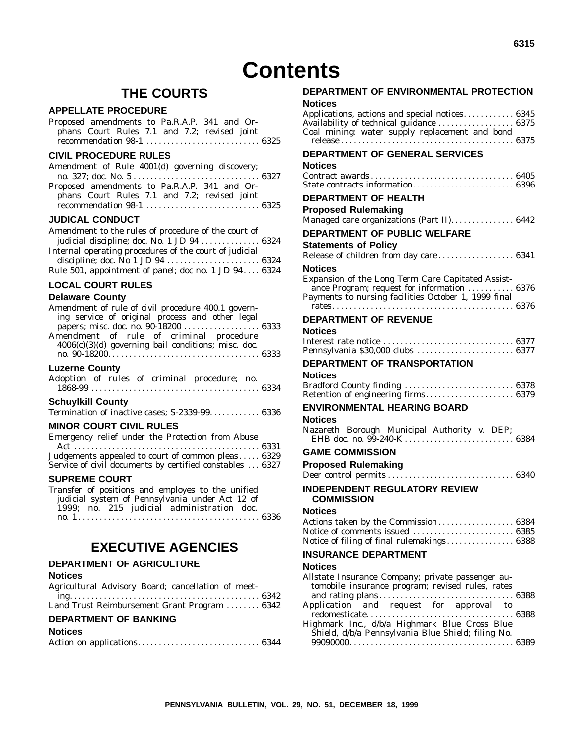# Contents

## THE COURTS

### APPELLATE PROCEDURE

Proposed amendments to Pa.R.A.P. 341 and Orphans Court Rules 7.1 and 7.2; revised joint recommendation 98-1 . . . . . . . . . . . . . . . . . . . . . . . . . . . 6325

### CIVIL PROCEDURE RULES

Amendment of Rule 4001(d) governing discovery; no. 327; doc. No. 5 . . . . . . . . . . . . . . . . . . . . . . . . . . . . . 6327

Proposed amendments to Pa.R.A.P. 341 and Orphans Court Rules 7.1 and 7.2; revised joint recommendation 98-1 . . . . . . . . . . . . . . . . . . . . . . . . . . . 6325

### JUDICAL CONDUCT

Amendment to the rules of procedure of the court of judicial discipline; doc. No. 1 JD 94 . . . . . . . . . . . . . . 6324

Internal operating procedures of the court of judicial discipline; doc. No 1 JD 94 . . . . . . . . . . . . . . . . . . . . . . 6324

Rule 501, appointment of panel; doc no. 1 JD 94. . . . 6324

### LOCAL COURT RULES

**Delaware County**

Amendment of rule of civil procedure 400.1 governing service of original process and other legal papers; misc. doc. no. 90-18200 . . . . . . . . . . . . . . . . . . 6333

Amendment of rule of criminal procedure 4006(c)(3)(d) governing bail conditions; misc. doc. no. 90-18200. . . . . . . . . . . . . . . . . . . . . . . . . . . . . . . . . . . . 6333

**Luzerne County**

Adoption of rules of criminal procedure; no. 1868-99 . . . . . . . . . . . . . . . . . . . . . . . . . . . . . . . . . . . . . . . 6334

**Schuylkill County**

Termination of inactive cases; S-2339-99. . . . . . . . . . . . 6336

### MINOR COURT CIVIL RULES

Emergency relief under the Protection from Abuse Act . . . . . . . . . . . . . . . . . . . . . . . . . . . . . . . . . . . . . . . . . . . 6331

Judgements appealed to court of common pleas . . . . . 6329

Service of civil documents by certified constables . . . 6327

### SUPREME COURT

Transfer of positions and employes to the unified judicial system of Pennsylvania under Act 12 of 1999; no. 215 judicial administration doc. no. 1 . . . . . . . . . . . . . . . . . . . . . . . . . . . . . . . . . . . . . . . . . . . 6336

## EXECUTIVE AGENCIES

### DEPARTMENT OF AGRICULTURE

**Notices**

Agricultural Advisory Board; cancellation of meeting. . . . . . . . . . . . . . . . . . . . . . . . . . . . . . . . . . . . . . . . . . . . 6342

Land Trust Reimbursement Grant Program . . . . . . . . 6342

### DEPARTMENT OF BANKING

**Notices**

Action on applications. . . . . . . . . . . . . . . . . . . . . . . . . . . . 6344

### DEPARTMENT OF ENVIRONMENTAL PROTECTION

**Notices**

Applications, actions and special notices. . . . . . . . . . . . 6345

Availability of technical guidance . . . . . . . . . . . . . . . . . . 6375

Coal mining: water supply replacement and bond release . . . . . . . . . . . . . . . . . . . . . . . . . . . . . . . . . . . . . . . . . 6375

### DEPARTMENT OF GENERAL SERVICES

**Notices**

Contract awards . . . . . . . . . . . . . . . . . . . . . . . . . . . . . . . . . 6405

State contracts information. . . . . . . . . . . . . . . . . . . . . . . . 6396

### DEPARTMENT OF HEALTH

**Proposed Rulemaking**

Managed care organizations (Part II). . . . . . . . . . . . . . . 6442

### DEPARTMENT OF PUBLIC WELFARE

**Statements of Policy**

Release of children from day care . . . . . . . . . . . . . . . . . . 6341

**Notices**

Expansion of the Long Term Care Capitated Assistance Program; request for information . . . . . . . . . . . 6376

Payments to nursing facilities October 1, 1999 final rates. . . . . . . . . . . . . . . . . . . . . . . . . . . . . . . . . . . . . . . . . . . 6376

### DEPARTMENT OF REVENUE

**Notices**

Interest rate notice . . . . . . . . . . . . . . . . . . . . . . . . . . . . . . . 6377

Pennsylvania $30,000 clubs . . . . . . . . . . . . . . . . . . . . . . . 6377

### DEPARTMENT OF TRANSPORTATION

**Notices**

Bradford County finding . . . . . . . . . . . . . . . . . . . . . . . . . . 6378

Retention of engineering firms. . . . . . . . . . . . . . . . . . . . . 6379

### ENVIRONMENTAL HEARING BOARD

**Notices**

Nazareth Borough Municipal Authority v. DEP; EHB doc. no. 99-240-K . . . . . . . . . . . . . . . . . . . . . . . . . . 6384

### GAME COMMISSION

**Proposed Rulemaking**

Deer control permits . . . . . . . . . . . . . . . . . . . . . . . . . . . . . 6340

### INDEPENDENT REGULATORY REVIEW COMMISSION

**Notices**

Actions taken by the Commission . . . . . . . . . . . . . . . . . . 6384

Notice of comments issued . . . . . . . . . . . . . . . . . . . . . . . . 6385

Notice of filing of final rulemakings. . . . . . . . . . . . . . . . 6388

### INSURANCE DEPARTMENT

**Notices**

Allstate Insurance Company; private passenger automobile insurance program; revised rules, rates and rating plans. . . . . . . . . . . . . . . . . . . . . . . . . . . . . . . . 6388

Application and request for approval to redomesticate. . . . . . . . . . . . . . . . . . . . . . . . . . . . . . . . . . . 6388

Highmark Inc., d/b/a Highmark Blue Cross Blue Shield, d/b/a Pennsylvania Blue Shield; filing No. 99090000. . . . . . . . . . . . . . . . . . . . . . . . . . . . . . . . . . . . . . . 6389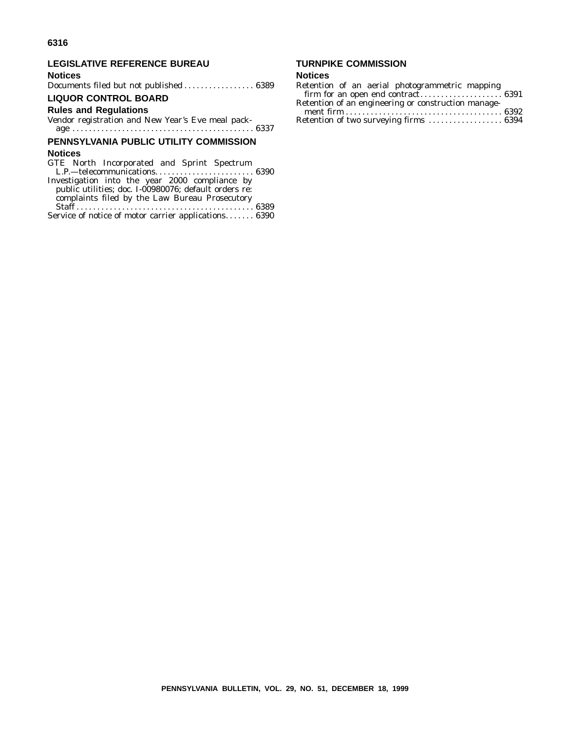## LEGISLATIVE REFERENCE BUREAU

### Notices

Documents filed but not published . . . . . . . . . . . . . . . . . 6389

## LIQUOR CONTROL BOARD

### Rules and Regulations

Vendor registration and New Year's Eve meal package . . . . . . . . . . . . . . . . . . . . . . . . . . . . . . . . . . . . . . . . . . . 6337

## PENNSYLVANIA PUBLIC UTILITY COMMISSION

### Notices

GTE North Incorporated and Sprint Spectrum L.P.—telecommunications. . . . . . . . . . . . . . . . . . . . . . . 6390

Investigation into the year 2000 compliance by public utilities; doc. I-00980076; default orders re: complaints filed by the Law Bureau Prosecutory Staff . . . . . . . . . . . . . . . . . . . . . . . . . . . . . . . . . . . . . . . . . . 6389

Service of notice of motor carrier applications. . . . . . . 6390

## TURNPIKE COMMISSION

### Notices

Retention of an aerial photogrammetric mapping firm for an open end contract. . . . . . . . . . . . . . . . . . . . 6391

Retention of an engineering or construction management firm . . . . . . . . . . . . . . . . . . . . . . . . . . . . . . . . . . . . . 6392

Retention of two surveying firms . . . . . . . . . . . . . . . . . 6394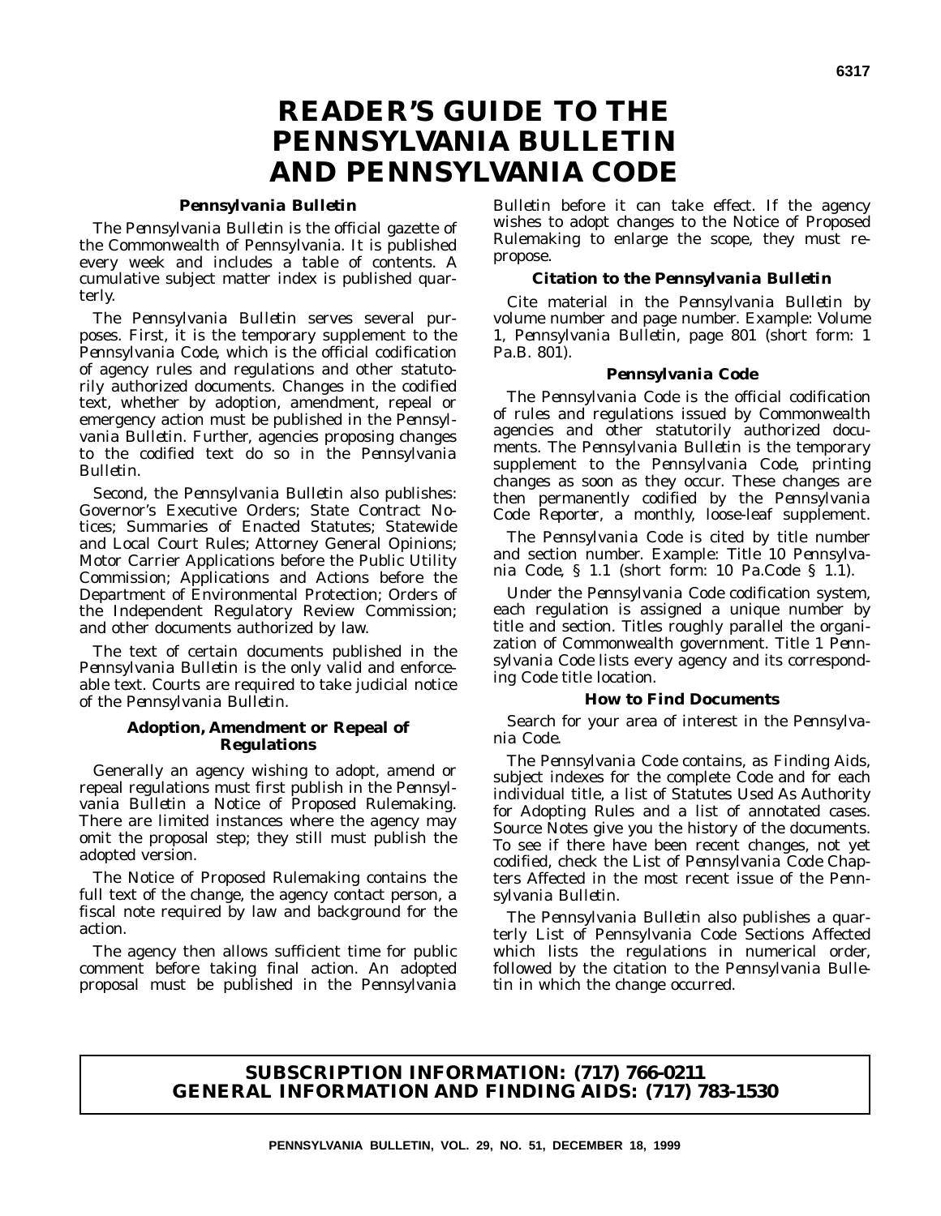# READER'S GUIDE TO THE PENNSYLVANIA BULLETIN AND PENNSYLVANIA CODE

### *Pennsylvania Bulletin*

The *Pennsylvania Bulletin* is the official gazette of the Commonwealth of Pennsylvania. It is published every week and includes a table of contents. A cumulative subject matter index is published quarterly.

The *Pennsylvania Bulletin* serves several purposes. First, it is the temporary supplement to the *Pennsylvania Code*, which is the official codification of agency rules and regulations and other statutorily authorized documents. Changes in the codified text, whether by adoption, amendment, repeal or emergency action must be published in the *Pennsylvania Bulletin*. Further, agencies proposing changes to the codified text do so in the *Pennsylvania Bulletin*.

Second, the *Pennsylvania Bulletin* also publishes: Governor's Executive Orders; State Contract Notices; Summaries of Enacted Statutes; Statewide and Local Court Rules; Attorney General Opinions; Motor Carrier Applications before the Public Utility Commission; Applications and Actions before the Department of Environmental Protection; Orders of the Independent Regulatory Review Commission; and other documents authorized by law.

The text of certain documents published in the *Pennsylvania Bulletin* is the only valid and enforceable text. Courts are required to take judicial notice of the *Pennsylvania Bulletin*.

### Adoption, Amendment or Repeal of Regulations

Generally an agency wishing to adopt, amend or repeal regulations must first publish in the *Pennsylvania Bulletin* a Notice of Proposed Rulemaking. There are limited instances where the agency may omit the proposal step; they still must publish the adopted version.

The Notice of Proposed Rulemaking contains the full text of the change, the agency contact person, a fiscal note required by law and background for the action.

The agency then allows sufficient time for public comment before taking final action. An adopted proposal must be published in the *Pennsylvania Bulletin* before it can take effect. If the agency wishes to adopt changes to the Notice of Proposed Rulemaking to enlarge the scope, they must repropose.

### Citation to the *Pennsylvania Bulletin*

Cite material in the *Pennsylvania Bulletin* by volume number and page number. Example: Volume 1, *Pennsylvania Bulletin*, page 801 (short form: 1 Pa.B. 801).

### *Pennsylvania Code*

The *Pennsylvania Code* is the official codification of rules and regulations issued by Commonwealth agencies and other statutorily authorized documents. The *Pennsylvania Bulletin* is the temporary supplement to the *Pennsylvania Code*, printing changes as soon as they occur. These changes are then permanently codified by the *Pennsylvania Code Reporter*, a monthly, loose-leaf supplement.

The *Pennsylvania Code* is cited by title number and section number. Example: Title 10 *Pennsylvania Code*, § 1.1 (short form: 10 Pa.Code § 1.1).

Under the *Pennsylvania Code* codification system, each regulation is assigned a unique number by title and section. Titles roughly parallel the organization of Commonwealth government. Title 1 *Pennsylvania Code* lists every agency and its corresponding Code title location.

### How to Find Documents

Search for your area of interest in the *Pennsylvania Code*.

The *Pennsylvania Code* contains, as Finding Aids, subject indexes for the complete Code and for each individual title, a list of Statutes Used As Authority for Adopting Rules and a list of annotated cases. Source Notes give you the history of the documents. To see if there have been recent changes, not yet codified, check the List of *Pennsylvania Code* Chapters Affected in the most recent issue of the *Pennsylvania Bulletin*.

The *Pennsylvania Bulletin* also publishes a quarterly List of Pennsylvania Code Sections Affected which lists the regulations in numerical order, followed by the citation to the *Pennsylvania Bulletin* in which the change occurred.

**SUBSCRIPTION INFORMATION: (717) 766-0211**
**GENERAL INFORMATION AND FINDING AIDS: (717) 783-1530**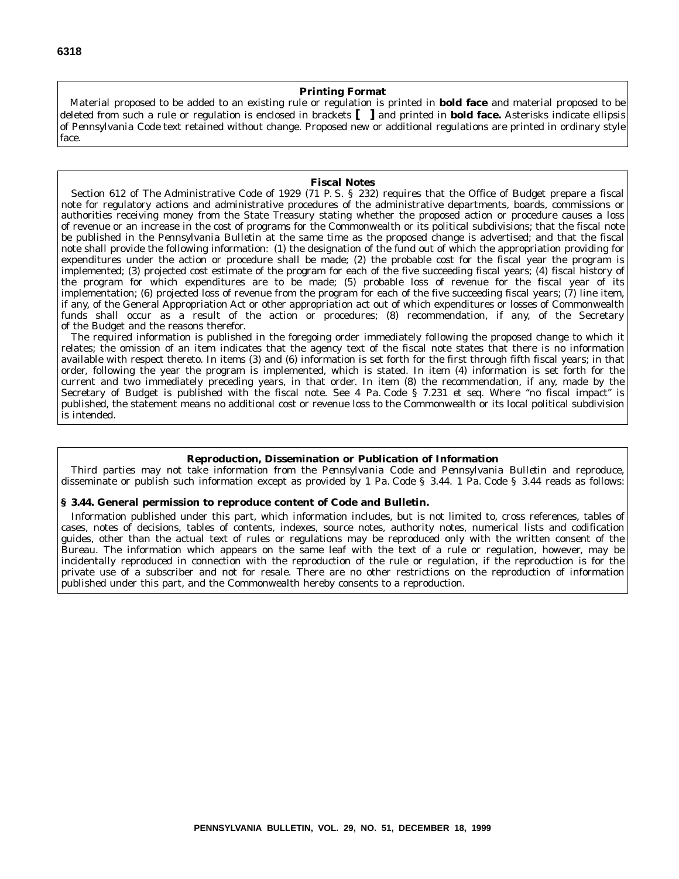## Printing Format

Material proposed to be added to an existing rule or regulation is printed in **bold face** and material proposed to be deleted from such a rule or regulation is enclosed in brackets **[ ]** and printed in **bold face.** Asterisks indicate ellipsis of *Pennsylvania Code* text retained without change. Proposed new or additional regulations are printed in ordinary style face.

## Fiscal Notes

Section 612 of The Administrative Code of 1929 (71 P. S. § 232) requires that the Office of Budget prepare a fiscal note for regulatory actions and administrative procedures of the administrative departments, boards, commissions or authorities receiving money from the State Treasury stating whether the proposed action or procedure causes a loss of revenue or an increase in the cost of programs for the Commonwealth or its political subdivisions; that the fiscal note be published in the *Pennsylvania Bulletin* at the same time as the proposed change is advertised; and that the fiscal note shall provide the following information: (1) the designation of the fund out of which the appropriation providing for expenditures under the action or procedure shall be made; (2) the probable cost for the fiscal year the program is implemented; (3) projected cost estimate of the program for each of the five succeeding fiscal years; (4) fiscal history of the program for which expenditures are to be made; (5) probable loss of revenue for the fiscal year of its implementation; (6) projected loss of revenue from the program for each of the five succeeding fiscal years; (7) line item, if any, of the General Appropriation Act or other appropriation act out of which expenditures or losses of Commonwealth funds shall occur as a result of the action or procedures; (8) recommendation, if any, of the Secretary of the Budget and the reasons therefor.

The required information is published in the foregoing order immediately following the proposed change to which it relates; the omission of an item indicates that the agency text of the fiscal note states that there is no information available with respect thereto. In items (3) and (6) information is set forth for the first through fifth fiscal years; in that order, following the year the program is implemented, which is stated. In item (4) information is set forth for the current and two immediately preceding years, in that order. In item (8) the recommendation, if any, made by the Secretary of Budget is published with the fiscal note. See 4 Pa. Code § 7.231 *et seq.* Where "no fiscal impact" is published, the statement means no additional cost or revenue loss to the Commonwealth or its local political subdivision is intended.

## Reproduction, Dissemination or Publication of Information

Third parties may not take information from the *Pennsylvania Code* and *Pennsylvania Bulletin* and reproduce, disseminate or publish such information except as provided by 1 Pa. Code § 3.44. 1 Pa. Code § 3.44 reads as follows:

### § 3.44. General permission to reproduce content of Code and Bulletin.

Information published under this part, which information includes, but is not limited to, cross references, tables of cases, notes of decisions, tables of contents, indexes, source notes, authority notes, numerical lists and codification guides, other than the actual text of rules or regulations may be reproduced only with the written consent of the Bureau. The information which appears on the same leaf with the text of a rule or regulation, however, may be incidentally reproduced in connection with the reproduction of the rule or regulation, if the reproduction is for the private use of a subscriber and not for resale. There are no other restrictions on the reproduction of information published under this part, and the Commonwealth hereby consents to a reproduction.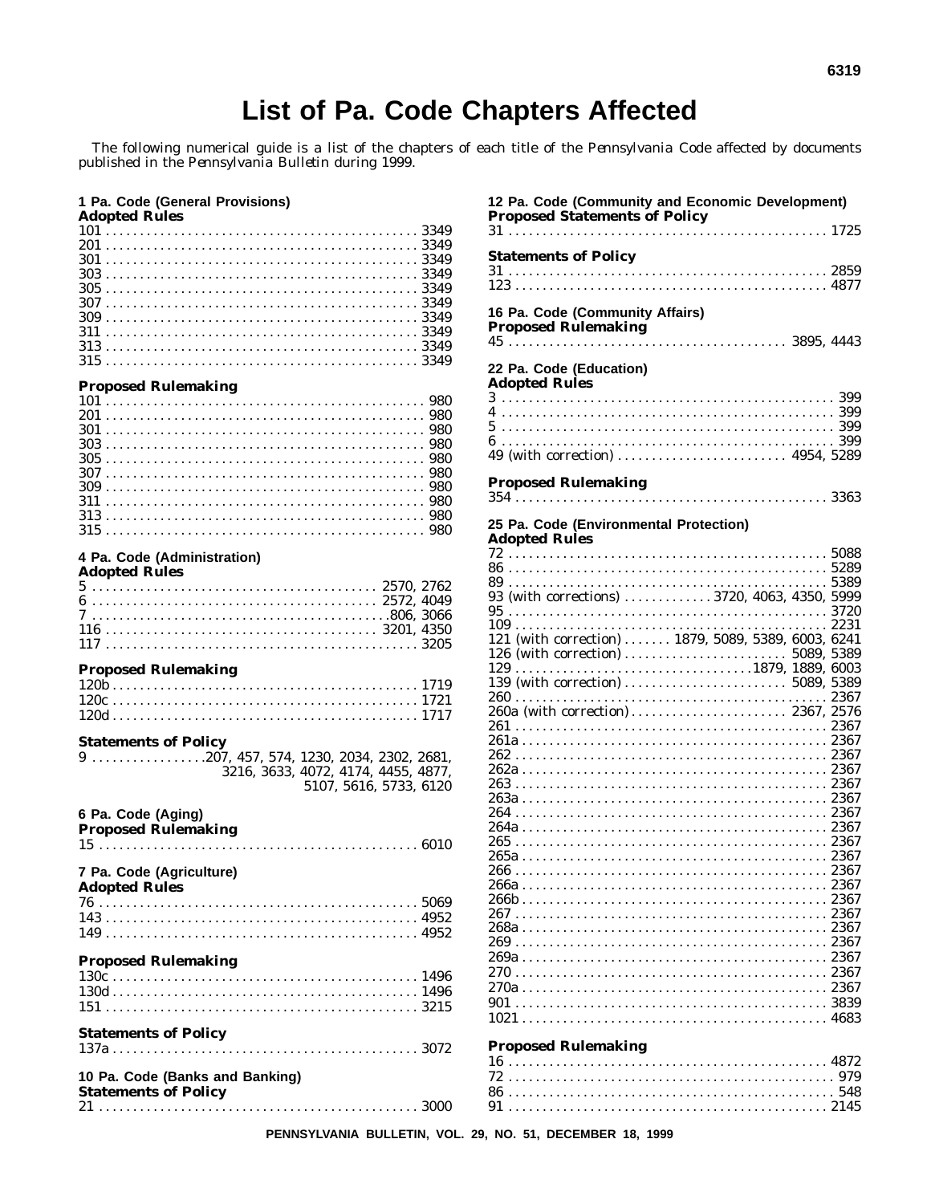# List of Pa. Code Chapters Affected

*The following numerical guide is a list of the chapters of each title of the Pennsylvania Code affected by documents published in the Pennsylvania Bulletin during 1999.*

## 1 Pa. Code (General Provisions)

### Adopted Rules

101 . . . . . 3349
201 . . . . . 3349
301 . . . . . 3349
303 . . . . . 3349
305 . . . . . 3349
307 . . . . . 3349
309 . . . . . 3349
311 . . . . . 3349
313 . . . . . 3349
315 . . . . . 3349

### Proposed Rulemaking

101 . . . . . 980
201 . . . . . 980
301 . . . . . 980
303 . . . . . 980
305 . . . . . 980
307 . . . . . 980
309 . . . . . 980
311 . . . . . 980
313 . . . . . 980
315 . . . . . 980

## 4 Pa. Code (Administration)

### Adopted Rules

5 . . . . . 2570, 2762
6 . . . . . 2572, 4049
7 . . . . . 806, 3066
116 . . . . . 3201, 4350
117 . . . . . 3205

### Proposed Rulemaking

120b . . . . . 1719
120c . . . . . 1721
120d . . . . . 1717

### Statements of Policy

9 . . . . . 207, 457, 574, 1230, 2034, 2302, 2681, 3216, 3633, 4072, 4174, 4455, 4877, 5107, 5616, 5733, 6120

## 6 Pa. Code (Aging)

### Proposed Rulemaking

15 . . . . . 6010

## 7 Pa. Code (Agriculture)

### Adopted Rules

76 . . . . . 5069
143 . . . . . 4952
149 . . . . . 4952

### Proposed Rulemaking

130c . . . . . 1496
130d . . . . . 1496
151 . . . . . 3215

### Statements of Policy

137a . . . . . 3072

## 10 Pa. Code (Banks and Banking)

### Statements of Policy

21 . . . . . 3000

## 12 Pa. Code (Community and Economic Development)

### Proposed Statements of Policy

31 . . . . . 1725

### Statements of Policy

31 . . . . . 2859
123 . . . . . 4877

## 16 Pa. Code (Community Affairs)

### Proposed Rulemaking

45 . . . . . 3895, 4443

## 22 Pa. Code (Education)

### Adopted Rules

3 . . . . . 399
4 . . . . . 399
5 . . . . . 399
6 . . . . . 399
49 (with correction) . . . . . 4954, 5289

### Proposed Rulemaking

354 . . . . . 3363

## 25 Pa. Code (Environmental Protection)

### Adopted Rules

72 . . . . . 5088
86 . . . . . 5289
89 . . . . . 5389
93 (with corrections) . . . . . 3720, 4063, 4350, 5999
95 . . . . . 3720
109 . . . . . 2231
121 (with correction) . . . . . 1879, 5089, 5389, 6003, 6241
126 (with correction) . . . . . 5089, 5389
129 . . . . . 1879, 1889, 6003
139 (with correction) . . . . . 5089, 5389
260 . . . . . 2367
260a (with correction) . . . . . 2367, 2576
261 . . . . . 2367
261a . . . . . 2367
262 . . . . . 2367
262a . . . . . 2367
263 . . . . . 2367
263a . . . . . 2367
264 . . . . . 2367
264a . . . . . 2367
265 . . . . . 2367
265a . . . . . 2367
266 . . . . . 2367
266a . . . . . 2367
266b . . . . . 2367
267 . . . . . 2367
268a . . . . . 2367
269 . . . . . 2367
269a . . . . . 2367
270 . . . . . 2367
270a . . . . . 2367
901 . . . . . 3839
1021 . . . . . 4683

### Proposed Rulemaking

16 . . . . . 4872
72 . . . . . 979
86 . . . . . 548
91 . . . . . 2145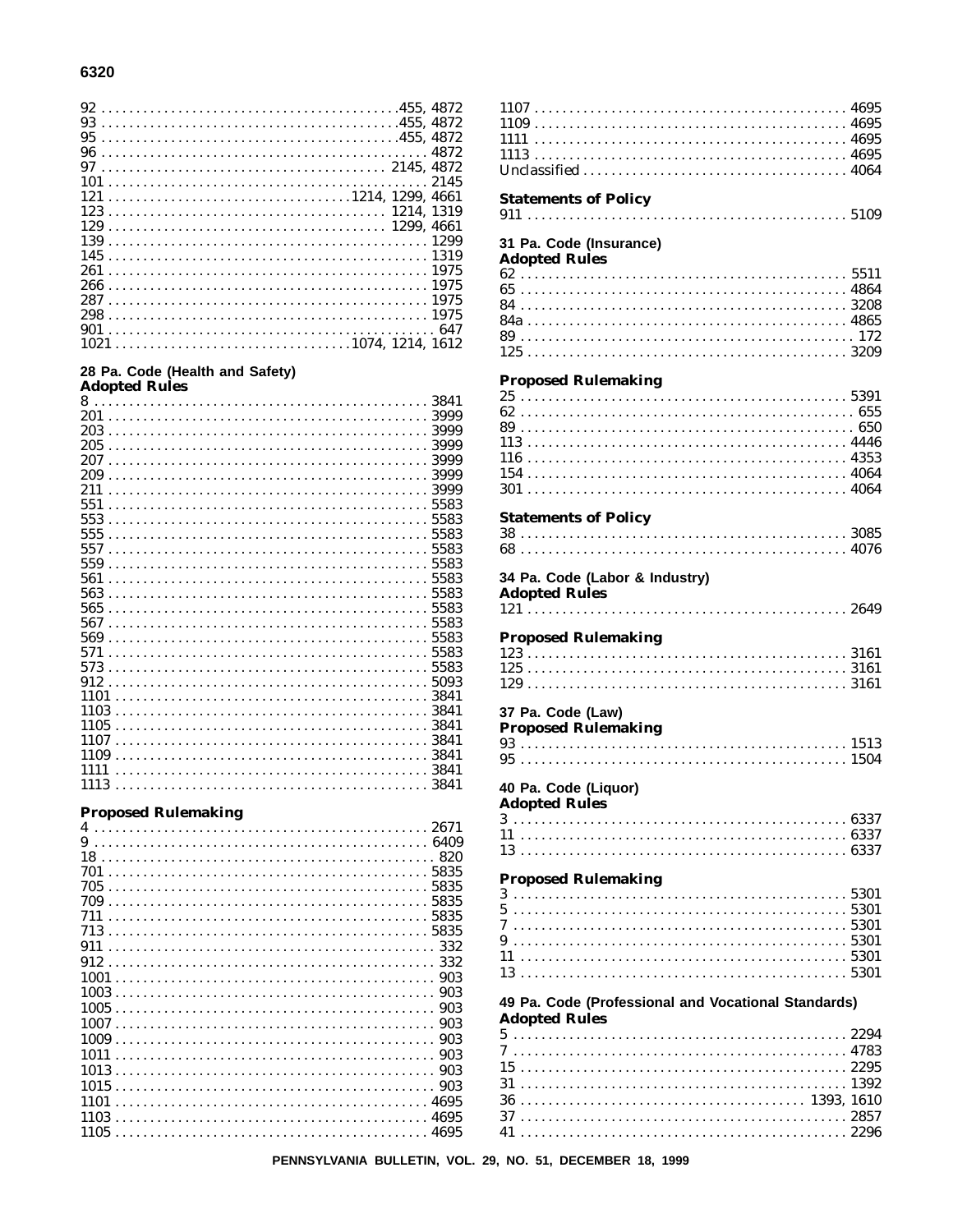92 . . . . . . . . . . . . . . . . . . . . . . . . . . . . . . . . . . . . . . . . 455, 4872
93 . . . . . . . . . . . . . . . . . . . . . . . . . . . . . . . . . . . . . . . . 455, 4872
95 . . . . . . . . . . . . . . . . . . . . . . . . . . . . . . . . . . . . . . . . 455, 4872
96 . . . . . . . . . . . . . . . . . . . . . . . . . . . . . . . . . . . . . . . . . . 4872
97 . . . . . . . . . . . . . . . . . . . . . . . . . . . . . . . . . . . . . . 2145, 4872
101 . . . . . . . . . . . . . . . . . . . . . . . . . . . . . . . . . . . . . . . . . 2145
121 . . . . . . . . . . . . . . . . . . . . . . . . . . . . . . . . . 1214, 1299, 4661
123 . . . . . . . . . . . . . . . . . . . . . . . . . . . . . . . . . . . . . 1214, 1319
129 . . . . . . . . . . . . . . . . . . . . . . . . . . . . . . . . . . . . . 1299, 4661
139 . . . . . . . . . . . . . . . . . . . . . . . . . . . . . . . . . . . . . . . . . 1299
145 . . . . . . . . . . . . . . . . . . . . . . . . . . . . . . . . . . . . . . . . . 1319
261 . . . . . . . . . . . . . . . . . . . . . . . . . . . . . . . . . . . . . . . . . 1975
266 . . . . . . . . . . . . . . . . . . . . . . . . . . . . . . . . . . . . . . . . . 1975
287 . . . . . . . . . . . . . . . . . . . . . . . . . . . . . . . . . . . . . . . . . 1975
298 . . . . . . . . . . . . . . . . . . . . . . . . . . . . . . . . . . . . . . . . . 1975
901 . . . . . . . . . . . . . . . . . . . . . . . . . . . . . . . . . . . . . . . . . . 647
1021 . . . . . . . . . . . . . . . . . . . . . . . . . . . . . . . . 1074, 1214, 1612

**28 Pa. Code (Health and Safety)**
**Adopted Rules**

8 . . . . . . . . . . . . . . . . . . . . . . . . . . . . . . . . . . . . . . . . . . . 3841
201 . . . . . . . . . . . . . . . . . . . . . . . . . . . . . . . . . . . . . . . . . 3999
203 . . . . . . . . . . . . . . . . . . . . . . . . . . . . . . . . . . . . . . . . . 3999
205 . . . . . . . . . . . . . . . . . . . . . . . . . . . . . . . . . . . . . . . . . 3999
207 . . . . . . . . . . . . . . . . . . . . . . . . . . . . . . . . . . . . . . . . . 3999
209 . . . . . . . . . . . . . . . . . . . . . . . . . . . . . . . . . . . . . . . . . 3999
211 . . . . . . . . . . . . . . . . . . . . . . . . . . . . . . . . . . . . . . . . . 3999
551 . . . . . . . . . . . . . . . . . . . . . . . . . . . . . . . . . . . . . . . . . 5583
553 . . . . . . . . . . . . . . . . . . . . . . . . . . . . . . . . . . . . . . . . . 5583
555 . . . . . . . . . . . . . . . . . . . . . . . . . . . . . . . . . . . . . . . . . 5583
557 . . . . . . . . . . . . . . . . . . . . . . . . . . . . . . . . . . . . . . . . . 5583
559 . . . . . . . . . . . . . . . . . . . . . . . . . . . . . . . . . . . . . . . . . 5583
561 . . . . . . . . . . . . . . . . . . . . . . . . . . . . . . . . . . . . . . . . . 5583
563 . . . . . . . . . . . . . . . . . . . . . . . . . . . . . . . . . . . . . . . . . 5583
565 . . . . . . . . . . . . . . . . . . . . . . . . . . . . . . . . . . . . . . . . . 5583
567 . . . . . . . . . . . . . . . . . . . . . . . . . . . . . . . . . . . . . . . . . 5583
569 . . . . . . . . . . . . . . . . . . . . . . . . . . . . . . . . . . . . . . . . . 5583
571 . . . . . . . . . . . . . . . . . . . . . . . . . . . . . . . . . . . . . . . . . 5583
573 . . . . . . . . . . . . . . . . . . . . . . . . . . . . . . . . . . . . . . . . . 5583
912 . . . . . . . . . . . . . . . . . . . . . . . . . . . . . . . . . . . . . . . . . 5093
1101 . . . . . . . . . . . . . . . . . . . . . . . . . . . . . . . . . . . . . . . . 3841
1103 . . . . . . . . . . . . . . . . . . . . . . . . . . . . . . . . . . . . . . . . 3841
1105 . . . . . . . . . . . . . . . . . . . . . . . . . . . . . . . . . . . . . . . . 3841
1107 . . . . . . . . . . . . . . . . . . . . . . . . . . . . . . . . . . . . . . . . 3841
1109 . . . . . . . . . . . . . . . . . . . . . . . . . . . . . . . . . . . . . . . . 3841
1111 . . . . . . . . . . . . . . . . . . . . . . . . . . . . . . . . . . . . . . . . 3841
1113 . . . . . . . . . . . . . . . . . . . . . . . . . . . . . . . . . . . . . . . . 3841

**Proposed Rulemaking**

4 . . . . . . . . . . . . . . . . . . . . . . . . . . . . . . . . . . . . . . . . . . . 2671
9 . . . . . . . . . . . . . . . . . . . . . . . . . . . . . . . . . . . . . . . . . . . 6409
18 . . . . . . . . . . . . . . . . . . . . . . . . . . . . . . . . . . . . . . . . . . . 820
701 . . . . . . . . . . . . . . . . . . . . . . . . . . . . . . . . . . . . . . . . . 5835
705 . . . . . . . . . . . . . . . . . . . . . . . . . . . . . . . . . . . . . . . . . 5835
709 . . . . . . . . . . . . . . . . . . . . . . . . . . . . . . . . . . . . . . . . . 5835
711 . . . . . . . . . . . . . . . . . . . . . . . . . . . . . . . . . . . . . . . . . 5835
713 . . . . . . . . . . . . . . . . . . . . . . . . . . . . . . . . . . . . . . . . . 5835
911 . . . . . . . . . . . . . . . . . . . . . . . . . . . . . . . . . . . . . . . . . . 332
912 . . . . . . . . . . . . . . . . . . . . . . . . . . . . . . . . . . . . . . . . . . 332
1001 . . . . . . . . . . . . . . . . . . . . . . . . . . . . . . . . . . . . . . . . . 903
1003 . . . . . . . . . . . . . . . . . . . . . . . . . . . . . . . . . . . . . . . . . 903
1005 . . . . . . . . . . . . . . . . . . . . . . . . . . . . . . . . . . . . . . . . . 903
1007 . . . . . . . . . . . . . . . . . . . . . . . . . . . . . . . . . . . . . . . . . 903
1009 . . . . . . . . . . . . . . . . . . . . . . . . . . . . . . . . . . . . . . . . . 903
1011 . . . . . . . . . . . . . . . . . . . . . . . . . . . . . . . . . . . . . . . . . 903
1013 . . . . . . . . . . . . . . . . . . . . . . . . . . . . . . . . . . . . . . . . . 903
1015 . . . . . . . . . . . . . . . . . . . . . . . . . . . . . . . . . . . . . . . . . 903
1101 . . . . . . . . . . . . . . . . . . . . . . . . . . . . . . . . . . . . . . . . 4695
1103 . . . . . . . . . . . . . . . . . . . . . . . . . . . . . . . . . . . . . . . . 4695
1105 . . . . . . . . . . . . . . . . . . . . . . . . . . . . . . . . . . . . . . . . 4695
1107 . . . . . . . . . . . . . . . . . . . . . . . . . . . . . . . . . . . . . . . . 4695
1109 . . . . . . . . . . . . . . . . . . . . . . . . . . . . . . . . . . . . . . . . 4695
1111 . . . . . . . . . . . . . . . . . . . . . . . . . . . . . . . . . . . . . . . . 4695
1113 . . . . . . . . . . . . . . . . . . . . . . . . . . . . . . . . . . . . . . . . 4695
Unclassified . . . . . . . . . . . . . . . . . . . . . . . . . . . . . . . . . . . . 4064

**Statements of Policy**

911 . . . . . . . . . . . . . . . . . . . . . . . . . . . . . . . . . . . . . . . . . 5109

**31 Pa. Code (Insurance)**
**Adopted Rules**

62 . . . . . . . . . . . . . . . . . . . . . . . . . . . . . . . . . . . . . . . . . . 5511
65 . . . . . . . . . . . . . . . . . . . . . . . . . . . . . . . . . . . . . . . . . . 4864
84 . . . . . . . . . . . . . . . . . . . . . . . . . . . . . . . . . . . . . . . . . . 3208
84a . . . . . . . . . . . . . . . . . . . . . . . . . . . . . . . . . . . . . . . . . 4865
89 . . . . . . . . . . . . . . . . . . . . . . . . . . . . . . . . . . . . . . . . . . . 172
125 . . . . . . . . . . . . . . . . . . . . . . . . . . . . . . . . . . . . . . . . . 3209

**Proposed Rulemaking**

25 . . . . . . . . . . . . . . . . . . . . . . . . . . . . . . . . . . . . . . . . . . 5391
62 . . . . . . . . . . . . . . . . . . . . . . . . . . . . . . . . . . . . . . . . . . . 655
89 . . . . . . . . . . . . . . . . . . . . . . . . . . . . . . . . . . . . . . . . . . . 650
113 . . . . . . . . . . . . . . . . . . . . . . . . . . . . . . . . . . . . . . . . . 4446
116 . . . . . . . . . . . . . . . . . . . . . . . . . . . . . . . . . . . . . . . . . 4353
154 . . . . . . . . . . . . . . . . . . . . . . . . . . . . . . . . . . . . . . . . . 4064
301 . . . . . . . . . . . . . . . . . . . . . . . . . . . . . . . . . . . . . . . . . 4064

**Statements of Policy**

38 . . . . . . . . . . . . . . . . . . . . . . . . . . . . . . . . . . . . . . . . . . 3085
68 . . . . . . . . . . . . . . . . . . . . . . . . . . . . . . . . . . . . . . . . . . 4076

**34 Pa. Code (Labor & Industry)**
**Adopted Rules**

121 . . . . . . . . . . . . . . . . . . . . . . . . . . . . . . . . . . . . . . . . . 2649

**Proposed Rulemaking**

123 . . . . . . . . . . . . . . . . . . . . . . . . . . . . . . . . . . . . . . . . . 3161
125 . . . . . . . . . . . . . . . . . . . . . . . . . . . . . . . . . . . . . . . . . 3161
129 . . . . . . . . . . . . . . . . . . . . . . . . . . . . . . . . . . . . . . . . . 3161

**37 Pa. Code (Law)**
**Proposed Rulemaking**

93 . . . . . . . . . . . . . . . . . . . . . . . . . . . . . . . . . . . . . . . . . . 1513
95 . . . . . . . . . . . . . . . . . . . . . . . . . . . . . . . . . . . . . . . . . . 1504

**40 Pa. Code (Liquor)**
**Adopted Rules**

3 . . . . . . . . . . . . . . . . . . . . . . . . . . . . . . . . . . . . . . . . . . . 6337
11 . . . . . . . . . . . . . . . . . . . . . . . . . . . . . . . . . . . . . . . . . . 6337
13 . . . . . . . . . . . . . . . . . . . . . . . . . . . . . . . . . . . . . . . . . . 6337

**Proposed Rulemaking**

3 . . . . . . . . . . . . . . . . . . . . . . . . . . . . . . . . . . . . . . . . . . . 5301
5 . . . . . . . . . . . . . . . . . . . . . . . . . . . . . . . . . . . . . . . . . . . 5301
7 . . . . . . . . . . . . . . . . . . . . . . . . . . . . . . . . . . . . . . . . . . . 5301
9 . . . . . . . . . . . . . . . . . . . . . . . . . . . . . . . . . . . . . . . . . . . 5301
11 . . . . . . . . . . . . . . . . . . . . . . . . . . . . . . . . . . . . . . . . . . 5301
13 . . . . . . . . . . . . . . . . . . . . . . . . . . . . . . . . . . . . . . . . . . 5301

**49 Pa. Code (Professional and Vocational Standards)**
**Adopted Rules**

5 . . . . . . . . . . . . . . . . . . . . . . . . . . . . . . . . . . . . . . . . . . . 2294
7 . . . . . . . . . . . . . . . . . . . . . . . . . . . . . . . . . . . . . . . . . . . 4783
15 . . . . . . . . . . . . . . . . . . . . . . . . . . . . . . . . . . . . . . . . . . 2295
31 . . . . . . . . . . . . . . . . . . . . . . . . . . . . . . . . . . . . . . . . . . 1392
36 . . . . . . . . . . . . . . . . . . . . . . . . . . . . . . . . . . . . . . 1393, 1610
37 . . . . . . . . . . . . . . . . . . . . . . . . . . . . . . . . . . . . . . . . . . 2857
41 . . . . . . . . . . . . . . . . . . . . . . . . . . . . . . . . . . . . . . . . . . 2296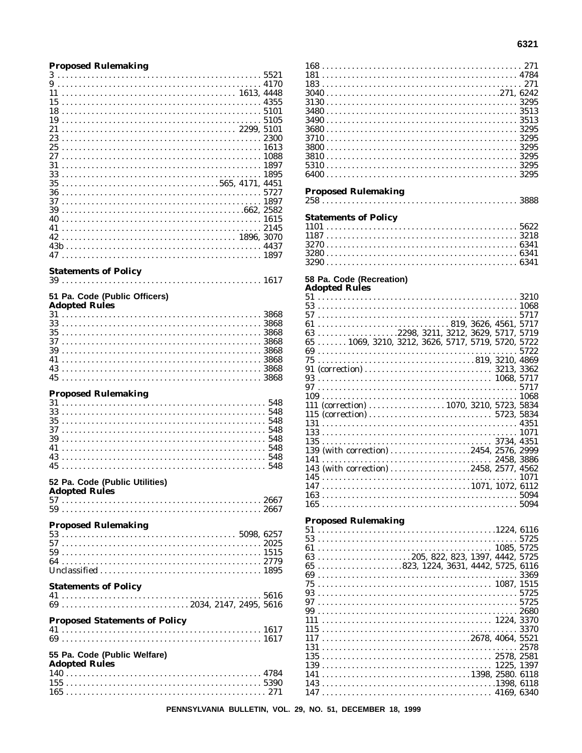### Proposed Rulemaking

3 . . . . . 5521
9 . . . . . 4170
11 . . . . . 1613, 4448
15 . . . . . 4355
18 . . . . . 5101
19 . . . . . 5105
21 . . . . . 2299, 5101
23 . . . . . 2300
25 . . . . . 1613
27 . . . . . 1088
31 . . . . . 1897
33 . . . . . 1895
35 . . . . . 565, 4171, 4451
36 . . . . . 5727
37 . . . . . 1897
39 . . . . . 662, 2582
40 . . . . . 1615
41 . . . . . 2145
42 . . . . . 1896, 3070
43b . . . . . 4437
47 . . . . . 1897

### Statements of Policy

39 . . . . . 1617

## 51 Pa. Code (Public Officers)

### Adopted Rules

31 . . . . . 3868
33 . . . . . 3868
35 . . . . . 3868
37 . . . . . 3868
39 . . . . . 3868
41 . . . . . 3868
43 . . . . . 3868
45 . . . . . 3868

### Proposed Rulemaking

31 . . . . . 548
33 . . . . . 548
35 . . . . . 548
37 . . . . . 548
39 . . . . . 548
41 . . . . . 548
43 . . . . . 548
45 . . . . . 548

## 52 Pa. Code (Public Utilities)

### Adopted Rules

57 . . . . . 2667
59 . . . . . 2667

### Proposed Rulemaking

53 . . . . . 5098, 6257
57 . . . . . 2025
59 . . . . . 1515
64 . . . . . 2779
Unclassified . . . . . 1895

### Statements of Policy

41 . . . . . 5616
69 . . . . . 2034, 2147, 2495, 5616

### Proposed Statements of Policy

41 . . . . . 1617
69 . . . . . 1617

## 55 Pa. Code (Public Welfare)

### Adopted Rules

140 . . . . . 4784
155 . . . . . 5390
165 . . . . . 271
168 . . . . . 271
181 . . . . . 4784
183 . . . . . 271
3040 . . . . . 271, 6242
3130 . . . . . 3295
3480 . . . . . 3513
3490 . . . . . 3513
3680 . . . . . 3295
3710 . . . . . 3295
3800 . . . . . 3295
3810 . . . . . 3295
5310 . . . . . 3295
6400 . . . . . 3295

### Proposed Rulemaking

258 . . . . . 3888

### Statements of Policy

1101 . . . . . 5622
1187 . . . . . 3218
3270 . . . . . 6341
3280 . . . . . 6341
3290 . . . . . 6341

## 58 Pa. Code (Recreation)

### Adopted Rules

51 . . . . . 3210
53 . . . . . 1068
57 . . . . . 5717
61 . . . . . 819, 3626, 4561, 5717
63 . . . . . 2298, 3211, 3212, 3629, 5717, 5719
65 . . . . . 1069, 3210, 3212, 3626, 5717, 5719, 5720, 5722
69 . . . . . 5722
75 . . . . . 819, 3210, 4869
91 (correction) . . . . . 3213, 3362
93 . . . . . 1068, 5717
97 . . . . . 5717
109 . . . . . 1068
111 (correction) . . . . . 1070, 3210, 5723, 5834
115 (correction) . . . . . 5723, 5834
131 . . . . . 4351
133 . . . . . 1071
135 . . . . . 3734, 4351
139 (with correction) . . . . . 2454, 2576, 2999
141 . . . . . 2458, 3886
143 (with correction) . . . . . 2458, 2577, 4562
145 . . . . . 1071
147 . . . . . 1071, 1072, 6112
163 . . . . . 5094
165 . . . . . 5094

### Proposed Rulemaking

51 . . . . . 1224, 6116
53 . . . . . 5725
61 . . . . . 1085, 5725
63 . . . . . 205, 822, 823, 1397, 4442, 5725
65 . . . . . 823, 1224, 3631, 4442, 5725, 6116
69 . . . . . 3369
75 . . . . . 1087, 1515
93 . . . . . 5725
97 . . . . . 5725
99 . . . . . 2680
111 . . . . . 1224, 3370
115 . . . . . 3370
117 . . . . . 2678, 4064, 5521
131 . . . . . 2578
135 . . . . . 2578, 2581
139 . . . . . 1225, 1397
141 . . . . . 1398, 2580. 6118
143 . . . . . 1398, 6118
147 . . . . . 4169, 6340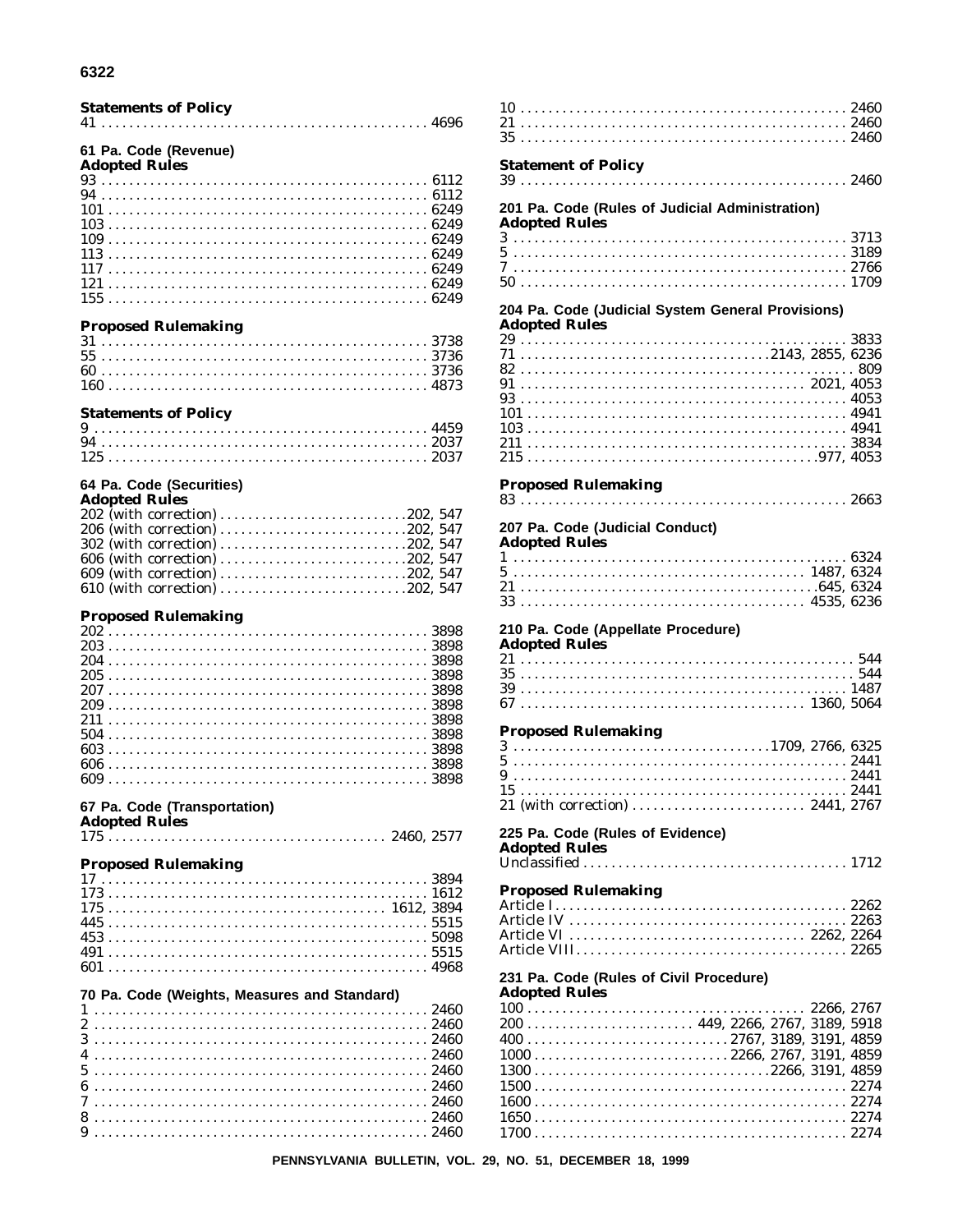**Statements of Policy**

41 . . . . . . . . . . . . . . . . . . . . . . . . . . . . . . . . . . . . . . . . . . . . . 4696

**61 Pa. Code (Revenue)**

**Adopted Rules**

93 . . . . . . . . . . . . . . . . . . . . . . . . . . . . . . . . . . . . . . . . . . . . . 6112
94 . . . . . . . . . . . . . . . . . . . . . . . . . . . . . . . . . . . . . . . . . . . . . 6112
101 . . . . . . . . . . . . . . . . . . . . . . . . . . . . . . . . . . . . . . . . . . . . 6249
103 . . . . . . . . . . . . . . . . . . . . . . . . . . . . . . . . . . . . . . . . . . . . 6249
109 . . . . . . . . . . . . . . . . . . . . . . . . . . . . . . . . . . . . . . . . . . . . 6249
113 . . . . . . . . . . . . . . . . . . . . . . . . . . . . . . . . . . . . . . . . . . . . 6249
117 . . . . . . . . . . . . . . . . . . . . . . . . . . . . . . . . . . . . . . . . . . . . 6249
121 . . . . . . . . . . . . . . . . . . . . . . . . . . . . . . . . . . . . . . . . . . . . 6249
155 . . . . . . . . . . . . . . . . . . . . . . . . . . . . . . . . . . . . . . . . . . . . 6249

**Proposed Rulemaking**

31 . . . . . . . . . . . . . . . . . . . . . . . . . . . . . . . . . . . . . . . . . . . . . 3738
55 . . . . . . . . . . . . . . . . . . . . . . . . . . . . . . . . . . . . . . . . . . . . . 3736
60 . . . . . . . . . . . . . . . . . . . . . . . . . . . . . . . . . . . . . . . . . . . . . 3736
160 . . . . . . . . . . . . . . . . . . . . . . . . . . . . . . . . . . . . . . . . . . . . 4873

**Statements of Policy**

9 . . . . . . . . . . . . . . . . . . . . . . . . . . . . . . . . . . . . . . . . . . . . . . 4459
94 . . . . . . . . . . . . . . . . . . . . . . . . . . . . . . . . . . . . . . . . . . . . . 2037
125 . . . . . . . . . . . . . . . . . . . . . . . . . . . . . . . . . . . . . . . . . . . . 2037

**64 Pa. Code (Securities)**

**Adopted Rules**

202 (with correction) . . . . . . . . . . . . . . . . . . . . . . . . . . .202, 547
206 (with correction) . . . . . . . . . . . . . . . . . . . . . . . . . . .202, 547
302 (with correction) . . . . . . . . . . . . . . . . . . . . . . . . . . .202, 547
606 (with correction) . . . . . . . . . . . . . . . . . . . . . . . . . . .202, 547
609 (with correction) . . . . . . . . . . . . . . . . . . . . . . . . . . .202, 547
610 (with correction) . . . . . . . . . . . . . . . . . . . . . . . . . . .202, 547

**Proposed Rulemaking**

202 . . . . . . . . . . . . . . . . . . . . . . . . . . . . . . . . . . . . . . . . . . . . 3898
203 . . . . . . . . . . . . . . . . . . . . . . . . . . . . . . . . . . . . . . . . . . . . 3898
204 . . . . . . . . . . . . . . . . . . . . . . . . . . . . . . . . . . . . . . . . . . . . 3898
205 . . . . . . . . . . . . . . . . . . . . . . . . . . . . . . . . . . . . . . . . . . . . 3898
207 . . . . . . . . . . . . . . . . . . . . . . . . . . . . . . . . . . . . . . . . . . . . 3898
209 . . . . . . . . . . . . . . . . . . . . . . . . . . . . . . . . . . . . . . . . . . . . 3898
211 . . . . . . . . . . . . . . . . . . . . . . . . . . . . . . . . . . . . . . . . . . . . 3898
504 . . . . . . . . . . . . . . . . . . . . . . . . . . . . . . . . . . . . . . . . . . . . 3898
603 . . . . . . . . . . . . . . . . . . . . . . . . . . . . . . . . . . . . . . . . . . . . 3898
606 . . . . . . . . . . . . . . . . . . . . . . . . . . . . . . . . . . . . . . . . . . . . 3898
609 . . . . . . . . . . . . . . . . . . . . . . . . . . . . . . . . . . . . . . . . . . . . 3898

**67 Pa. Code (Transportation)**

**Adopted Rules**

175 . . . . . . . . . . . . . . . . . . . . . . . . . . . . . . . . . . . . . . . 2460, 2577

**Proposed Rulemaking**

17 . . . . . . . . . . . . . . . . . . . . . . . . . . . . . . . . . . . . . . . . . . . . . 3894
173 . . . . . . . . . . . . . . . . . . . . . . . . . . . . . . . . . . . . . . . . . . . . 1612
175 . . . . . . . . . . . . . . . . . . . . . . . . . . . . . . . . . . . . . . . 1612, 3894
445 . . . . . . . . . . . . . . . . . . . . . . . . . . . . . . . . . . . . . . . . . . . . 5515
453 . . . . . . . . . . . . . . . . . . . . . . . . . . . . . . . . . . . . . . . . . . . . 5098
491 . . . . . . . . . . . . . . . . . . . . . . . . . . . . . . . . . . . . . . . . . . . . 5515
601 . . . . . . . . . . . . . . . . . . . . . . . . . . . . . . . . . . . . . . . . . . . . 4968

**70 Pa. Code (Weights, Measures and Standard)**

1 . . . . . . . . . . . . . . . . . . . . . . . . . . . . . . . . . . . . . . . . . . . . . . 2460
2 . . . . . . . . . . . . . . . . . . . . . . . . . . . . . . . . . . . . . . . . . . . . . . 2460
3 . . . . . . . . . . . . . . . . . . . . . . . . . . . . . . . . . . . . . . . . . . . . . . 2460
4 . . . . . . . . . . . . . . . . . . . . . . . . . . . . . . . . . . . . . . . . . . . . . . 2460
5 . . . . . . . . . . . . . . . . . . . . . . . . . . . . . . . . . . . . . . . . . . . . . . 2460
6 . . . . . . . . . . . . . . . . . . . . . . . . . . . . . . . . . . . . . . . . . . . . . . 2460
7 . . . . . . . . . . . . . . . . . . . . . . . . . . . . . . . . . . . . . . . . . . . . . . 2460
8 . . . . . . . . . . . . . . . . . . . . . . . . . . . . . . . . . . . . . . . . . . . . . . 2460
9 . . . . . . . . . . . . . . . . . . . . . . . . . . . . . . . . . . . . . . . . . . . . . . 2460
10 . . . . . . . . . . . . . . . . . . . . . . . . . . . . . . . . . . . . . . . . . . . . . 2460
21 . . . . . . . . . . . . . . . . . . . . . . . . . . . . . . . . . . . . . . . . . . . . . 2460
35 . . . . . . . . . . . . . . . . . . . . . . . . . . . . . . . . . . . . . . . . . . . . . 2460

**Statement of Policy**

39 . . . . . . . . . . . . . . . . . . . . . . . . . . . . . . . . . . . . . . . . . . . . . 2460

**201 Pa. Code (Rules of Judicial Administration)**

**Adopted Rules**

3 . . . . . . . . . . . . . . . . . . . . . . . . . . . . . . . . . . . . . . . . . . . . . . 3713
5 . . . . . . . . . . . . . . . . . . . . . . . . . . . . . . . . . . . . . . . . . . . . . . 3189
7 . . . . . . . . . . . . . . . . . . . . . . . . . . . . . . . . . . . . . . . . . . . . . . 2766
50 . . . . . . . . . . . . . . . . . . . . . . . . . . . . . . . . . . . . . . . . . . . . . 1709

**204 Pa. Code (Judicial System General Provisions)**

**Adopted Rules**

29 . . . . . . . . . . . . . . . . . . . . . . . . . . . . . . . . . . . . . . . . . . . . . 3833
71 . . . . . . . . . . . . . . . . . . . . . . . . . . . . . . . . . .2143, 2855, 6236
82 . . . . . . . . . . . . . . . . . . . . . . . . . . . . . . . . . . . . . . . . . . . . . . 809
91 . . . . . . . . . . . . . . . . . . . . . . . . . . . . . . . . . . . . . . . . 2021, 4053
93 . . . . . . . . . . . . . . . . . . . . . . . . . . . . . . . . . . . . . . . . . . . . . 4053
101 . . . . . . . . . . . . . . . . . . . . . . . . . . . . . . . . . . . . . . . . . . . . 4941
103 . . . . . . . . . . . . . . . . . . . . . . . . . . . . . . . . . . . . . . . . . . . . 4941
211 . . . . . . . . . . . . . . . . . . . . . . . . . . . . . . . . . . . . . . . . . . . . 3834
215 . . . . . . . . . . . . . . . . . . . . . . . . . . . . . . . . . . . . . . . . .977, 4053

**Proposed Rulemaking**

83 . . . . . . . . . . . . . . . . . . . . . . . . . . . . . . . . . . . . . . . . . . . . . 2663

**207 Pa. Code (Judicial Conduct)**

**Adopted Rules**

1 . . . . . . . . . . . . . . . . . . . . . . . . . . . . . . . . . . . . . . . . . . . . . . 6324
5 . . . . . . . . . . . . . . . . . . . . . . . . . . . . . . . . . . . . . . . . . 1487, 6324
21 . . . . . . . . . . . . . . . . . . . . . . . . . . . . . . . . . . . . . . . . . . .645, 6324
33 . . . . . . . . . . . . . . . . . . . . . . . . . . . . . . . . . . . . . . . . 4535, 6236

**210 Pa. Code (Appellate Procedure)**

**Adopted Rules**

21 . . . . . . . . . . . . . . . . . . . . . . . . . . . . . . . . . . . . . . . . . . . . . . 544
35 . . . . . . . . . . . . . . . . . . . . . . . . . . . . . . . . . . . . . . . . . . . . . . 544
39 . . . . . . . . . . . . . . . . . . . . . . . . . . . . . . . . . . . . . . . . . . . . . 1487
67 . . . . . . . . . . . . . . . . . . . . . . . . . . . . . . . . . . . . . . . . 1360, 5064

**Proposed Rulemaking**

3 . . . . . . . . . . . . . . . . . . . . . . . . . . . . . . . . . . . .1709, 2766, 6325
5 . . . . . . . . . . . . . . . . . . . . . . . . . . . . . . . . . . . . . . . . . . . . . . 2441
9 . . . . . . . . . . . . . . . . . . . . . . . . . . . . . . . . . . . . . . . . . . . . . . 2441
15 . . . . . . . . . . . . . . . . . . . . . . . . . . . . . . . . . . . . . . . . . . . . . 2441
21 (with correction) . . . . . . . . . . . . . . . . . . . . . . . . . 2441, 2767

**225 Pa. Code (Rules of Evidence)**

**Adopted Rules**

Unclassified . . . . . . . . . . . . . . . . . . . . . . . . . . . . . . . . . . . . . 1712

**Proposed Rulemaking**

Article I . . . . . . . . . . . . . . . . . . . . . . . . . . . . . . . . . . . . . . . . . 2262
Article IV . . . . . . . . . . . . . . . . . . . . . . . . . . . . . . . . . . . . . . . 2263
Article VI . . . . . . . . . . . . . . . . . . . . . . . . . . . . . . . . . . 2262, 2264
Article VIII . . . . . . . . . . . . . . . . . . . . . . . . . . . . . . . . . . . . . . 2265

**231 Pa. Code (Rules of Civil Procedure)**

**Adopted Rules**

100 . . . . . . . . . . . . . . . . . . . . . . . . . . . . . . . . . . . . . . . 2266, 2767
200 . . . . . . . . . . . . . . . . . . . . . . . 449, 2266, 2767, 3189, 5918
400 . . . . . . . . . . . . . . . . . . . . . . . . . . . . 2767, 3189, 3191, 4859
1000 . . . . . . . . . . . . . . . . . . . . . . . . . . 2266, 2767, 3191, 4859
1300 . . . . . . . . . . . . . . . . . . . . . . . . . . . . . . . .2266, 3191, 4859
1500 . . . . . . . . . . . . . . . . . . . . . . . . . . . . . . . . . . . . . . . . . . . 2274
1600 . . . . . . . . . . . . . . . . . . . . . . . . . . . . . . . . . . . . . . . . . . . 2274
1650 . . . . . . . . . . . . . . . . . . . . . . . . . . . . . . . . . . . . . . . . . . . 2274
1700 . . . . . . . . . . . . . . . . . . . . . . . . . . . . . . . . . . . . . . . . . . . 2274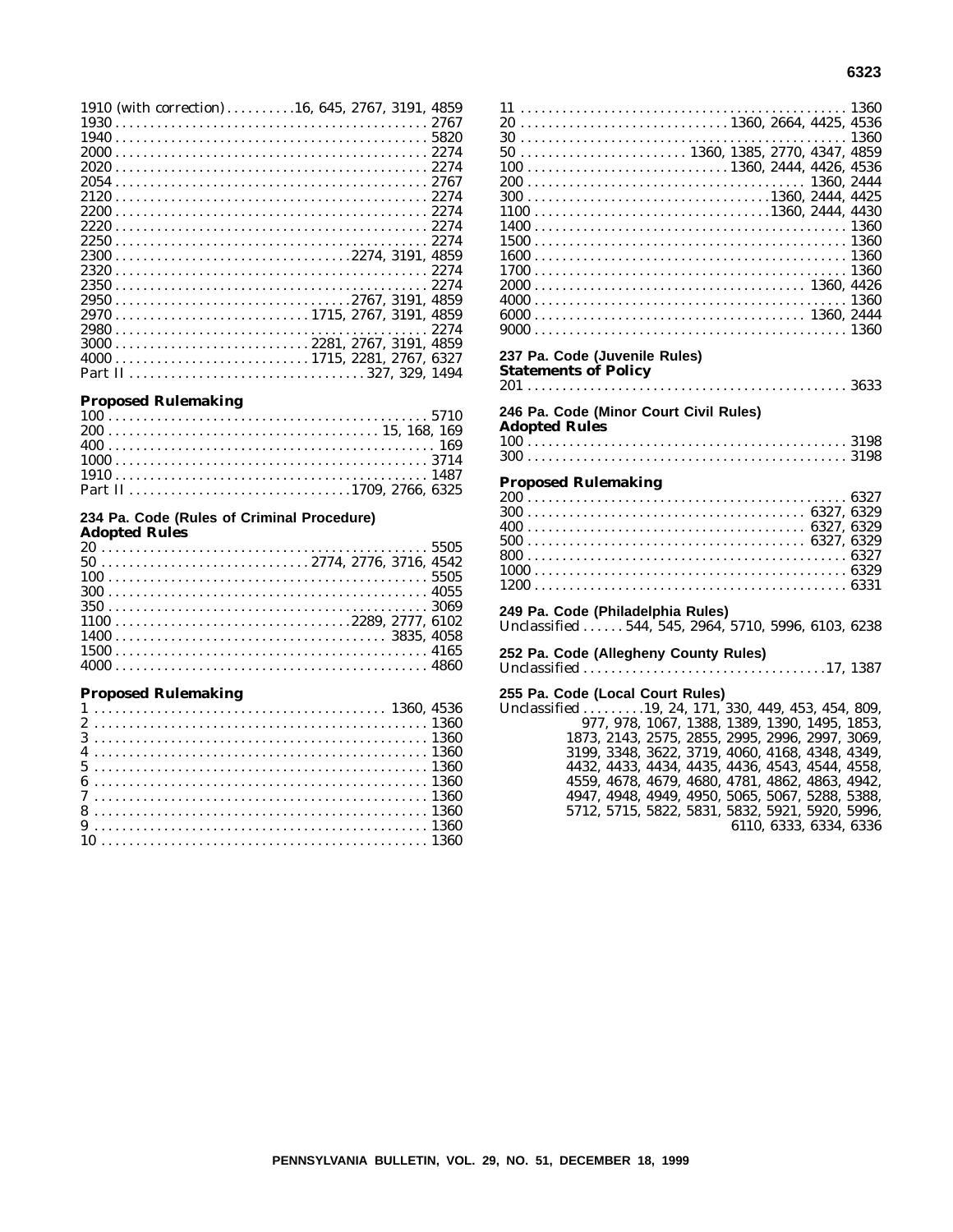1910 (with correction) . . . . . . . . . .16, 645, 2767, 3191, 4859
1930 . . . . . . . . . . . . . . . . . . . . . . . . . . . . . . . . . . . . . . . . . . . . . 2767
1940 . . . . . . . . . . . . . . . . . . . . . . . . . . . . . . . . . . . . . . . . . . . . . 5820
2000 . . . . . . . . . . . . . . . . . . . . . . . . . . . . . . . . . . . . . . . . . . . . . 2274
2020 . . . . . . . . . . . . . . . . . . . . . . . . . . . . . . . . . . . . . . . . . . . . . 2274
2054 . . . . . . . . . . . . . . . . . . . . . . . . . . . . . . . . . . . . . . . . . . . . . 2767
2120 . . . . . . . . . . . . . . . . . . . . . . . . . . . . . . . . . . . . . . . . . . . . . 2274
2200 . . . . . . . . . . . . . . . . . . . . . . . . . . . . . . . . . . . . . . . . . . . . . 2274
2220 . . . . . . . . . . . . . . . . . . . . . . . . . . . . . . . . . . . . . . . . . . . . . 2274
2250 . . . . . . . . . . . . . . . . . . . . . . . . . . . . . . . . . . . . . . . . . . . . . 2274
2300 . . . . . . . . . . . . . . . . . . . . . . . . . . . . . . . . . 2274, 3191, 4859
2320 . . . . . . . . . . . . . . . . . . . . . . . . . . . . . . . . . . . . . . . . . . . . . 2274
2350 . . . . . . . . . . . . . . . . . . . . . . . . . . . . . . . . . . . . . . . . . . . . . 2274
2950 . . . . . . . . . . . . . . . . . . . . . . . . . . . . . . . . . 2767, 3191, 4859
2970 . . . . . . . . . . . . . . . . . . . . . . . . . . . 1715, 2767, 3191, 4859
2980 . . . . . . . . . . . . . . . . . . . . . . . . . . . . . . . . . . . . . . . . . . . . . 2274
3000 . . . . . . . . . . . . . . . . . . . . . . . . . . . 2281, 2767, 3191, 4859
4000 . . . . . . . . . . . . . . . . . . . . . . . . . . . 1715, 2281, 2767, 6327
Part II . . . . . . . . . . . . . . . . . . . . . . . . . . . . . . . . . . 327, 329, 1494

**Proposed Rulemaking**

100 . . . . . . . . . . . . . . . . . . . . . . . . . . . . . . . . . . . . . . . . . . . . . . 5710
200 . . . . . . . . . . . . . . . . . . . . . . . . . . . . . . . . . . . . . . . 15, 168, 169
400 . . . . . . . . . . . . . . . . . . . . . . . . . . . . . . . . . . . . . . . . . . . . . . . 169
1000 . . . . . . . . . . . . . . . . . . . . . . . . . . . . . . . . . . . . . . . . . . . . . 3714
1910 . . . . . . . . . . . . . . . . . . . . . . . . . . . . . . . . . . . . . . . . . . . . . 1487
Part II . . . . . . . . . . . . . . . . . . . . . . . . . . . . . . . . 1709, 2766, 6325

**234 Pa. Code (Rules of Criminal Procedure)**
**Adopted Rules**

20 . . . . . . . . . . . . . . . . . . . . . . . . . . . . . . . . . . . . . . . . . . . . . . . 5505
50 . . . . . . . . . . . . . . . . . . . . . . . . . . . . . 2774, 2776, 3716, 4542
100 . . . . . . . . . . . . . . . . . . . . . . . . . . . . . . . . . . . . . . . . . . . . . . 5505
300 . . . . . . . . . . . . . . . . . . . . . . . . . . . . . . . . . . . . . . . . . . . . . . 4055
350 . . . . . . . . . . . . . . . . . . . . . . . . . . . . . . . . . . . . . . . . . . . . . . 3069
1100 . . . . . . . . . . . . . . . . . . . . . . . . . . . . . . . . . 2289, 2777, 6102
1400 . . . . . . . . . . . . . . . . . . . . . . . . . . . . . . . . . . . . . . . 3835, 4058
1500 . . . . . . . . . . . . . . . . . . . . . . . . . . . . . . . . . . . . . . . . . . . . . 4165
4000 . . . . . . . . . . . . . . . . . . . . . . . . . . . . . . . . . . . . . . . . . . . . . 4860

**Proposed Rulemaking**

1 . . . . . . . . . . . . . . . . . . . . . . . . . . . . . . . . . . . . . . . . . . . 1360, 4536
2 . . . . . . . . . . . . . . . . . . . . . . . . . . . . . . . . . . . . . . . . . . . . . . . . 1360
3 . . . . . . . . . . . . . . . . . . . . . . . . . . . . . . . . . . . . . . . . . . . . . . . . 1360
4 . . . . . . . . . . . . . . . . . . . . . . . . . . . . . . . . . . . . . . . . . . . . . . . . 1360
5 . . . . . . . . . . . . . . . . . . . . . . . . . . . . . . . . . . . . . . . . . . . . . . . . 1360
6 . . . . . . . . . . . . . . . . . . . . . . . . . . . . . . . . . . . . . . . . . . . . . . . . 1360
7 . . . . . . . . . . . . . . . . . . . . . . . . . . . . . . . . . . . . . . . . . . . . . . . . 1360
8 . . . . . . . . . . . . . . . . . . . . . . . . . . . . . . . . . . . . . . . . . . . . . . . . 1360
9 . . . . . . . . . . . . . . . . . . . . . . . . . . . . . . . . . . . . . . . . . . . . . . . . 1360
10 . . . . . . . . . . . . . . . . . . . . . . . . . . . . . . . . . . . . . . . . . . . . . . . 1360
11 . . . . . . . . . . . . . . . . . . . . . . . . . . . . . . . . . . . . . . . . . . . . . . . 1360
20 . . . . . . . . . . . . . . . . . . . . . . . . . . . . . . 1360, 2664, 4425, 4536
30 . . . . . . . . . . . . . . . . . . . . . . . . . . . . . . . . . . . . . . . . . . . . . . . 1360
50 . . . . . . . . . . . . . . . . . . . . . . . . 1360, 1385, 2770, 4347, 4859
100 . . . . . . . . . . . . . . . . . . . . . . . . . . . . 1360, 2444, 4426, 4536
200 . . . . . . . . . . . . . . . . . . . . . . . . . . . . . . . . . . . . . . . . 1360, 2444
300 . . . . . . . . . . . . . . . . . . . . . . . . . . . . . . . . . . 1360, 2444, 4425
1100 . . . . . . . . . . . . . . . . . . . . . . . . . . . . . . . . . 1360, 2444, 4430
1400 . . . . . . . . . . . . . . . . . . . . . . . . . . . . . . . . . . . . . . . . . . . . . 1360
1500 . . . . . . . . . . . . . . . . . . . . . . . . . . . . . . . . . . . . . . . . . . . . . 1360
1600 . . . . . . . . . . . . . . . . . . . . . . . . . . . . . . . . . . . . . . . . . . . . . 1360
1700 . . . . . . . . . . . . . . . . . . . . . . . . . . . . . . . . . . . . . . . . . . . . . 1360
2000 . . . . . . . . . . . . . . . . . . . . . . . . . . . . . . . . . . . . . . . 1360, 4426
4000 . . . . . . . . . . . . . . . . . . . . . . . . . . . . . . . . . . . . . . . . . . . . . 1360
6000 . . . . . . . . . . . . . . . . . . . . . . . . . . . . . . . . . . . . . . . 1360, 2444
9000 . . . . . . . . . . . . . . . . . . . . . . . . . . . . . . . . . . . . . . . . . . . . . 1360

**237 Pa. Code (Juvenile Rules)**
**Statements of Policy**

201 . . . . . . . . . . . . . . . . . . . . . . . . . . . . . . . . . . . . . . . . . . . . . . 3633

**246 Pa. Code (Minor Court Civil Rules)**
**Adopted Rules**

100 . . . . . . . . . . . . . . . . . . . . . . . . . . . . . . . . . . . . . . . . . . . . . . 3198
300 . . . . . . . . . . . . . . . . . . . . . . . . . . . . . . . . . . . . . . . . . . . . . . 3198

**Proposed Rulemaking**

200 . . . . . . . . . . . . . . . . . . . . . . . . . . . . . . . . . . . . . . . . . . . . . . 6327
300 . . . . . . . . . . . . . . . . . . . . . . . . . . . . . . . . . . . . . . . . . 6327, 6329
400 . . . . . . . . . . . . . . . . . . . . . . . . . . . . . . . . . . . . . . . . . 6327, 6329
500 . . . . . . . . . . . . . . . . . . . . . . . . . . . . . . . . . . . . . . . . . 6327, 6329
800 . . . . . . . . . . . . . . . . . . . . . . . . . . . . . . . . . . . . . . . . . . . . . . 6327
1000 . . . . . . . . . . . . . . . . . . . . . . . . . . . . . . . . . . . . . . . . . . . . . 6329
1200 . . . . . . . . . . . . . . . . . . . . . . . . . . . . . . . . . . . . . . . . . . . . . 6331

**249 Pa. Code (Philadelphia Rules)**

Unclassified . . . . . . 544, 545, 2964, 5710, 5996, 6103, 6238

**252 Pa. Code (Allegheny County Rules)**

Unclassified . . . . . . . . . . . . . . . . . . . . . . . . . . . . . . . . . . . 17, 1387

**255 Pa. Code (Local Court Rules)**

Unclassified . . . . . . . . . 19, 24, 171, 330, 449, 453, 454, 809, 977, 978, 1067, 1388, 1389, 1390, 1495, 1853, 1873, 2143, 2575, 2855, 2995, 2996, 2997, 3069, 3199, 3348, 3622, 3719, 4060, 4168, 4348, 4349, 4432, 4433, 4434, 4435, 4436, 4543, 4544, 4558, 4559, 4678, 4679, 4680, 4781, 4862, 4863, 4942, 4947, 4948, 4949, 4950, 5065, 5067, 5288, 5388, 5712, 5715, 5822, 5831, 5832, 5921, 5920, 5996, 6110, 6333, 6334, 6336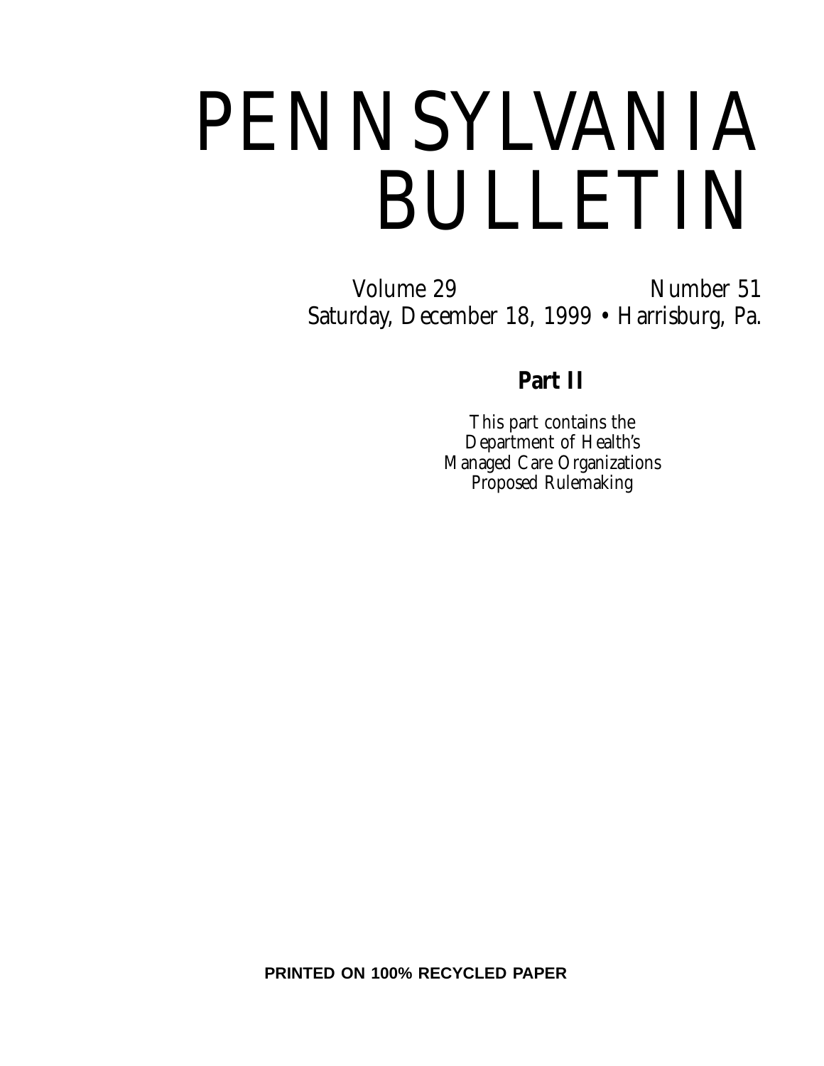# PENNSYLVANIA BULLETIN

Volume 29 Number 51

Saturday, December 18, 1999 • Harrisburg, Pa.

**Part II**

This part contains the Department of Health's Managed Care Organizations Proposed Rulemaking

**PRINTED ON 100% RECYCLED PAPER**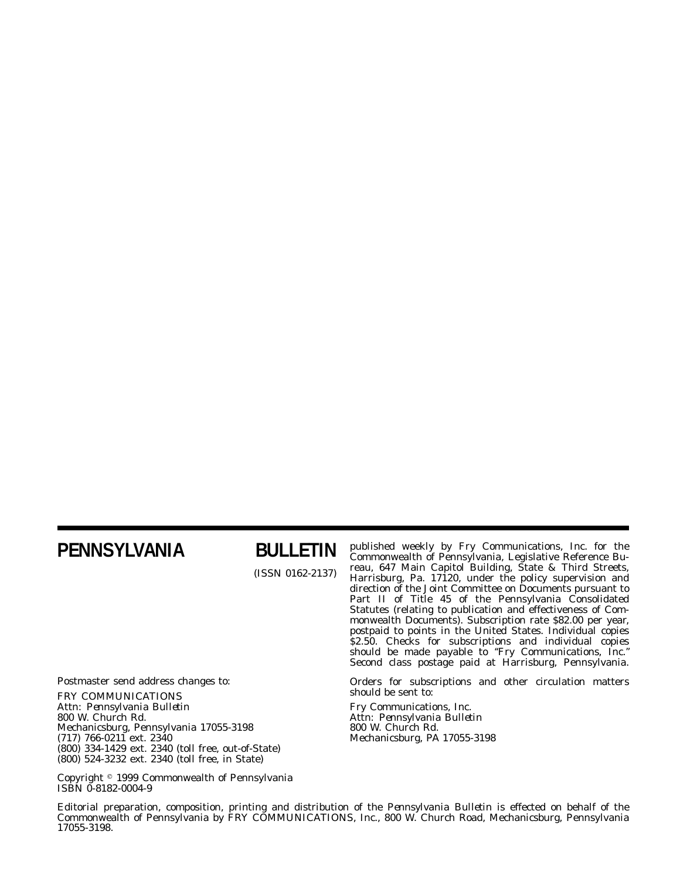# PENNSYLVANIA BULLETIN

(ISSN 0162-2137)

published weekly by Fry Communications, Inc. for the Commonwealth of Pennsylvania, Legislative Reference Bureau, 647 Main Capitol Building, State & Third Streets, Harrisburg, Pa. 17120, under the policy supervision and direction of the Joint Committee on Documents pursuant to Part II of Title 45 of the Pennsylvania Consolidated Statutes (relating to publication and effectiveness of Commonwealth Documents). Subscription rate $82.00 per year, postpaid to points in the United States. Individual copies $2.50. Checks for subscriptions and individual copies should be made payable to "Fry Communications, Inc." Second class postage paid at Harrisburg, Pennsylvania.

Postmaster send address changes to:

FRY COMMUNICATIONS
Attn: *Pennsylvania Bulletin*
800 W. Church Rd.
Mechanicsburg, Pennsylvania 17055-3198
(717) 766-0211 ext. 2340
(800) 334-1429 ext. 2340 (toll free, out-of-State)
(800) 524-3232 ext. 2340 (toll free, in State)

Orders for subscriptions and other circulation matters should be sent to:

Fry Communications, Inc.
Attn: *Pennsylvania Bulletin*
800 W. Church Rd.
Mechanicsburg, PA 17055-3198

Copyright © 1999 Commonwealth of Pennsylvania
ISBN 0-8182-0004-9

Editorial preparation, composition, printing and distribution of the *Pennsylvania Bulletin* is effected on behalf of the Commonwealth of Pennsylvania by FRY COMMUNICATIONS, Inc., 800 W. Church Road, Mechanicsburg, Pennsylvania 17055-3198.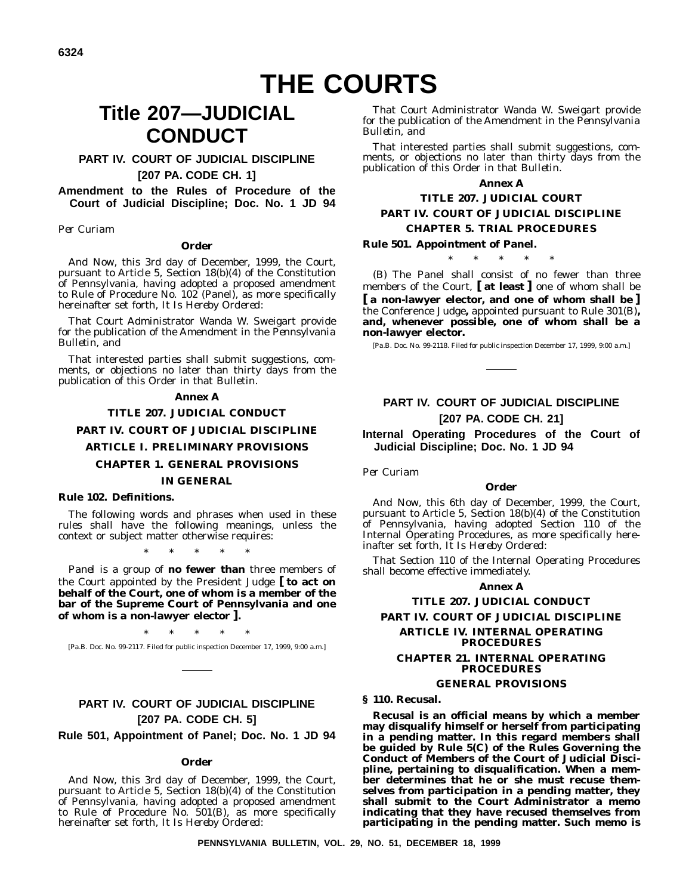# THE COURTS

## Title 207—JUDICIAL CONDUCT

### PART IV. COURT OF JUDICIAL DISCIPLINE

### [207 PA. CODE CH. 1]

### Amendment to the Rules of Procedure of the Court of Judicial Discipline; Doc. No. 1 JD 94

*Per Curiam*

**Order**

And Now, this 3rd day of December, 1999, the Court, pursuant to Article 5, Section 18(b)(4) of the Constitution of Pennsylvania, having adopted a proposed amendment to Rule of Procedure No. 102 (Panel), as more specifically hereinafter set forth, *It Is Hereby Ordered*:

That Court Administrator Wanda W. Sweigart provide for the publication of the Amendment in the *Pennsylvania Bulletin*, and

That interested parties shall submit suggestions, comments, or objections no later than thirty days from the publication of this Order in that *Bulletin*.

**Annex A**

**TITLE 207. JUDICIAL CONDUCT**

**PART IV. COURT OF JUDICIAL DISCIPLINE**

**ARTICLE I. PRELIMINARY PROVISIONS**

**CHAPTER 1. GENERAL PROVISIONS**

**IN GENERAL**

**Rule 102. Definitions.**

The following words and phrases when used in these rules shall have the following meanings, unless the context or subject matter otherwise requires:

\* \* \* \* \*

*Panel* is a group of **no fewer than** three members of the Court appointed by the President Judge **[ to act on behalf of the Court, one of whom is a member of the bar of the Supreme Court of Pennsylvania and one of whom is a non-lawyer elector ]**.

\* \* \* \* \*

[Pa.B. Doc. No. 99-2117. Filed for public inspection December 17, 1999, 9:00 a.m.]

### PART IV. COURT OF JUDICIAL DISCIPLINE

### [207 PA. CODE CH. 5]

### Rule 501, Appointment of Panel; Doc. No. 1 JD 94

**Order**

And Now, this 3rd day of December, 1999, the Court, pursuant to Article 5, Section 18(b)(4) of the Constitution of Pennsylvania, having adopted a proposed amendment to Rule of Procedure No. 501(B), as more specifically hereinafter set forth, *It Is Hereby Ordered*:

That Court Administrator Wanda W. Sweigart provide for the publication of the Amendment in the *Pennsylvania Bulletin*, and

That interested parties shall submit suggestions, comments, or objections no later than thirty days from the publication of this Order in that *Bulletin*.

**Annex A**

**TITLE 207. JUDICIAL COURT**

**PART IV. COURT OF JUDICIAL DISCIPLINE**

**CHAPTER 5. TRIAL PROCEDURES**

**Rule 501. Appointment of Panel.**

\* \* \* \* \*

(B) The Panel shall consist of no fewer than three members of the Court, **[ at least ]** one of whom shall be **[ a non-lawyer elector, and one of whom shall be ]** the Conference Judge**,** appointed pursuant to Rule 301(B)**, and, whenever possible, one of whom shall be a non-lawyer elector.**

[Pa.B. Doc. No. 99-2118. Filed for public inspection December 17, 1999, 9:00 a.m.]

### PART IV. COURT OF JUDICIAL DISCIPLINE

### [207 PA. CODE CH. 21]

### Internal Operating Procedures of the Court of Judicial Discipline; Doc. No. 1 JD 94

*Per Curiam*

**Order**

And Now, this 6th day of December, 1999, the Court, pursuant to Article 5, Section 18(b)(4) of the Constitution of Pennsylvania, having adopted Section 110 of the Internal Operating Procedures, as more specifically hereinafter set forth, *It Is Hereby Ordered*:

That Section 110 of the Internal Operating Procedures shall become effective immediately.

**Annex A**

**TITLE 207. JUDICIAL CONDUCT**

**PART IV. COURT OF JUDICIAL DISCIPLINE**

**ARTICLE IV. INTERNAL OPERATING PROCEDURES**

**CHAPTER 21. INTERNAL OPERATING PROCEDURES**

**GENERAL PROVISIONS**

**§ 110. Recusal.**

**Recusal is an official means by which a member may disqualify himself or herself from participating in a pending matter. In this regard members shall be guided by Rule 5(C) of the Rules Governing the Conduct of Members of the Court of Judicial Discipline, pertaining to disqualification. When a member determines that he or she must recuse themselves from participation in a pending matter, they shall submit to the Court Administrator a memo indicating that they have recused themselves from participating in the pending matter. Such memo is**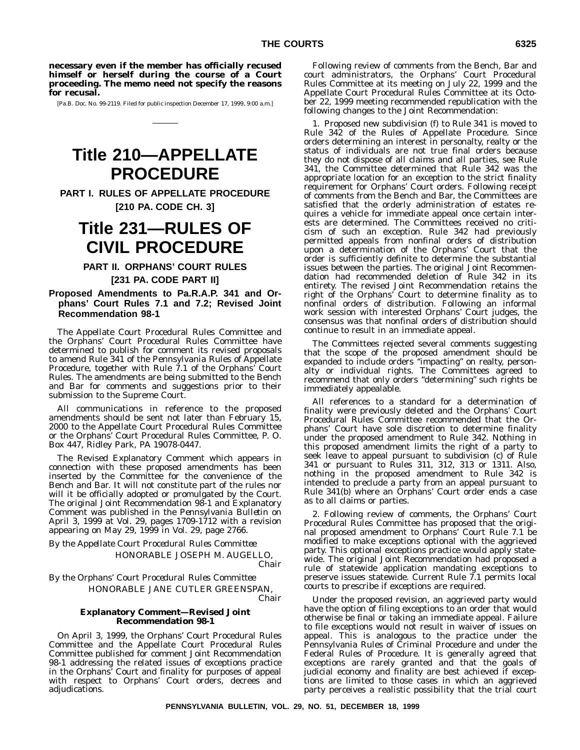**necessary even if the member has officially recused himself or herself during the course of a Court proceeding. The memo need not specify the reasons for recusal.**

[Pa.B. Doc. No. 99-2119. Filed for public inspection December 17, 1999, 9:00 a.m.]

# Title 210—APPELLATE PROCEDURE

## PART I. RULES OF APPELLATE PROCEDURE

## [210 PA. CODE CH. 3]

# Title 231—RULES OF CIVIL PROCEDURE

## PART II. ORPHANS' COURT RULES

## [231 PA. CODE PART II]

### Proposed Amendments to Pa.R.A.P. 341 and Orphans' Court Rules 7.1 and 7.2; Revised Joint Recommendation 98-1

The Appellate Court Procedural Rules Committee and the Orphans' Court Procedural Rules Committee have determined to publish for comment its revised proposals to amend Rule 341 of the Pennsylvania Rules of Appellate Procedure, together with Rule 7.1 of the Orphans' Court Rules. The amendments are being submitted to the Bench and Bar for comments and suggestions prior to their submission to the Supreme Court.

All communications in reference to the proposed amendments should be sent not later than February 15, 2000 to the Appellate Court Procedural Rules Committee or the Orphans' Court Procedural Rules Committee, P. O. Box 447, Ridley Park, PA 19078-0447.

The Revised Explanatory Comment which appears in connection with these proposed amendments has been inserted by the Committee for the convenience of the Bench and Bar. It will not constitute part of the rules nor will it be officially adopted or promulgated by the Court. The original Joint Recommendation 98-1 and Explanatory Comment was published in the *Pennsylvania Bulletin* on April 3, 1999 at Vol. 29, pages 1709-1712 with a revision appearing on May 29, 1999 in Vol. 29, page 2766.

*By the Appellate Court Procedural Rules Committee*

HONORABLE JOSEPH M. AUGELLO,
*Chair*

*By the Orphans' Court Procedural Rules Committee*

HONORABLE JANE CUTLER GREENSPAN,
*Chair*

#### Explanatory Comment—Revised Joint Recommendation 98-1

On April 3, 1999, the Orphans' Court Procedural Rules Committee and the Appellate Court Procedural Rules Committee published for comment Joint Recommendation 98-1 addressing the related issues of exceptions practice in the Orphans' Court and finality for purposes of appeal with respect to Orphans' Court orders, decrees and adjudications.

Following review of comments from the Bench, Bar and court administrators, the Orphans' Court Procedural Rules Committee at its meeting on July 22, 1999 and the Appellate Court Procedural Rules Committee at its October 22, 1999 meeting recommended republication with the following changes to the Joint Recommendation:

1. Proposed new subdivision (f) to Rule 341 is moved to Rule 342 of the Rules of Appellate Procedure. Since orders determining an interest in personalty, realty or the status of individuals are not true final orders because they do not dispose of all claims and all parties, see Rule 341, the Committee determined that Rule 342 was the appropriate location for an exception to the strict finality requirement for Orphans' Court orders. Following receipt of comments from the Bench and Bar, the Committees are satisfied that the orderly administration of estates requires a vehicle for immediate appeal once certain interests are determined. The Committees received no criticism of such an exception. Rule 342 had previously permitted appeals from nonfinal orders of distribution upon a determination of the Orphans' Court that the order is sufficiently definite to determine the substantial issues between the parties. The original Joint Recommendation had recommended deletion of Rule 342 in its entirety. The revised Joint Recommendation retains the right of the Orphans' Court to determine finality as to nonfinal orders of distribution. Following an informal work session with interested Orphans' Court judges, the consensus was that nonfinal orders of distribution should continue to result in an immediate appeal.

The Committees rejected several comments suggesting that the scope of the proposed amendment should be expanded to include orders "impacting" on realty, personalty or individual rights. The Committees agreed to recommend that only orders "determining" such rights be immediately appealable.

All references to a standard for a determination of finality were previously deleted and the Orphans' Court Procedural Rules Committee recommended that the Orphans' Court have sole discretion to determine finality under the proposed amendment to Rule 342. Nothing in this proposed amendment limits the right of a party to seek leave to appeal pursuant to subdivision (c) of Rule 341 or pursuant to Rules 311, 312, 313 or 1311. Also, nothing in the proposed amendment to Rule 342 is intended to preclude a party from an appeal pursuant to Rule 341(b) where an Orphans' Court order ends a case as to all claims or parties.

2. Following review of comments, the Orphans' Court Procedural Rules Committee has proposed that the original proposed amendment to Orphans' Court Rule 7.1 be modified to make exceptions optional with the aggrieved party. This optional exceptions practice would apply statewide. The original Joint Recommendation had proposed a rule of statewide application mandating exceptions to preserve issues statewide. Current Rule 7.1 permits local courts to prescribe if exceptions are required.

Under the proposed revision, an aggrieved party would have the option of filing exceptions to an order that would otherwise be final or taking an immediate appeal. Failure to file exceptions would not result in waiver of issues on appeal. This is analogous to the practice under the Pennsylvania Rules of Criminal Procedure and under the Federal Rules of Procedure. It is generally agreed that exceptions are rarely granted and that the goals of judicial economy and finality are best achieved if exceptions are limited to those cases in which an aggrieved party perceives a realistic possibility that the trial court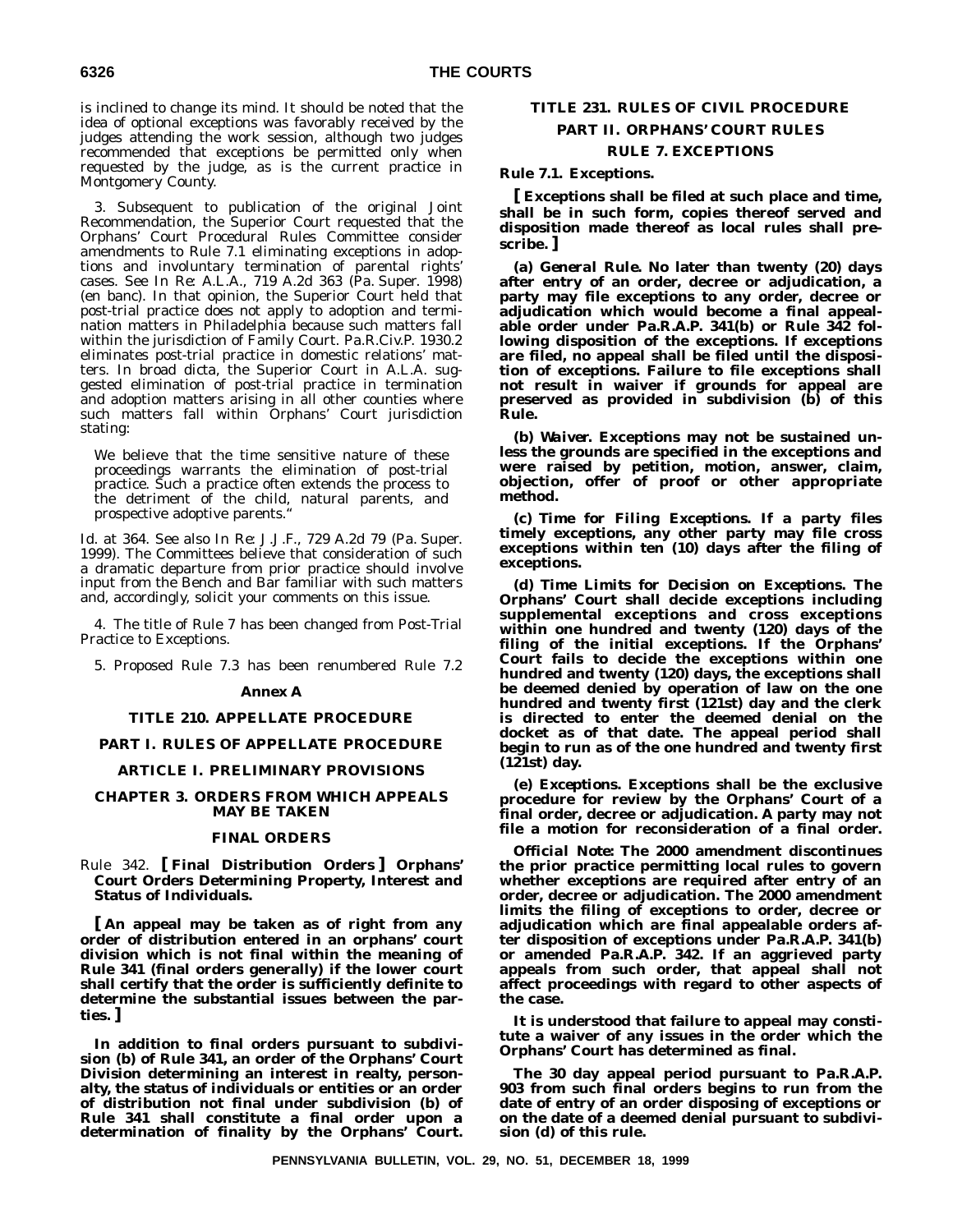is inclined to change its mind. It should be noted that the idea of optional exceptions was favorably received by the judges attending the work session, although two judges recommended that exceptions be permitted only when requested by the judge, as is the current practice in Montgomery County.

3. Subsequent to publication of the original Joint Recommendation, the Superior Court requested that the Orphans' Court Procedural Rules Committee consider amendments to Rule 7.1 eliminating exceptions in adoptions and involuntary termination of parental rights' cases. See *In Re: A.L.A.*, 719 A.2d 363 (Pa. Super. 1998) (en banc). In that opinion, the Superior Court held that post-trial practice does not apply to adoption and termination matters in Philadelphia because such matters fall within the jurisdiction of Family Court. Pa.R.Civ.P. 1930.2 eliminates post-trial practice in domestic relations' matters. In broad dicta, the Superior Court in A.L.A. suggested elimination of post-trial practice in termination and adoption matters arising in all other counties where such matters fall within Orphans' Court jurisdiction stating:

> We believe that the time sensitive nature of these proceedings warrants the elimination of post-trial practice. Such a practice often extends the process to the detriment of the child, natural parents, and prospective adoptive parents."

*Id.* at 364. See also *In Re: J.J.F.*, 729 A.2d 79 (Pa. Super. 1999). The Committees believe that consideration of such a dramatic departure from prior practice should involve input from the Bench and Bar familiar with such matters and, accordingly, solicit your comments on this issue.

4. The title of Rule 7 has been changed from Post-Trial Practice to Exceptions.

5. Proposed Rule 7.3 has been renumbered Rule 7.2

## Annex A

## TITLE 210. APPELLATE PROCEDURE

## PART I. RULES OF APPELLATE PROCEDURE

## ARTICLE I. PRELIMINARY PROVISIONS

## CHAPTER 3. ORDERS FROM WHICH APPEALS MAY BE TAKEN

## FINAL ORDERS

Rule 342. **[ Final Distribution Orders ] Orphans' Court Orders Determining Property, Interest and Status of Individuals.**

**[ An appeal may be taken as of right from any order of distribution entered in an orphans' court division which is not final within the meaning of Rule 341 (final orders generally) if the lower court shall certify that the order is sufficiently definite to determine the substantial issues between the parties. ]**

**In addition to final orders pursuant to subdivision (b) of Rule 341, an order of the Orphans' Court Division determining an interest in realty, personalty, the status of individuals or entities or an order of distribution not final under subdivision (b) of Rule 341 shall constitute a final order upon a determination of finality by the Orphans' Court.**

## TITLE 231. RULES OF CIVIL PROCEDURE

## PART II. ORPHANS' COURT RULES

## RULE 7. EXCEPTIONS

**Rule 7.1. Exceptions.**

**[ Exceptions shall be filed at such place and time, shall be in such form, copies thereof served and disposition made thereof as local rules shall prescribe. ]**

**(a) *General Rule.* No later than twenty (20) days after entry of an order, decree or adjudication, a party may file exceptions to any order, decree or adjudication which would become a final appealable order under Pa.R.A.P. 341(b) or Rule 342 following disposition of the exceptions. If exceptions are filed, no appeal shall be filed until the disposition of exceptions. Failure to file exceptions shall not result in waiver if grounds for appeal are preserved as provided in subdivision (b) of this Rule.**

**(b) *Waiver.* Exceptions may not be sustained unless the grounds are specified in the exceptions and were raised by petition, motion, answer, claim, objection, offer of proof or other appropriate method.**

**(c) *Time for Filing Exceptions.* If a party files timely exceptions, any other party may file cross exceptions within ten (10) days after the filing of exceptions.**

**(d) *Time Limits for Decision on Exceptions.* The Orphans' Court shall decide exceptions including supplemental exceptions and cross exceptions within one hundred and twenty (120) days of the filing of the initial exceptions. If the Orphans' Court fails to decide the exceptions within one hundred and twenty (120) days, the exceptions shall be deemed denied by operation of law on the one hundred and twenty first (121st) day and the clerk is directed to enter the deemed denial on the docket as of that date. The appeal period shall begin to run as of the one hundred and twenty first (121st) day.**

**(e) *Exceptions.* Exceptions shall be the exclusive procedure for review by the Orphans' Court of a final order, decree or adjudication. A party may not file a motion for reconsideration of a final order.**

***Official Note:* The 2000 amendment discontinues the prior practice permitting local rules to govern whether exceptions are required after entry of an order, decree or adjudication. The 2000 amendment limits the filing of exceptions to order, decree or adjudication which are final appealable orders after disposition of exceptions under Pa.R.A.P. 341(b) or amended Pa.R.A.P. 342. If an aggrieved party appeals from such order, that appeal shall not affect proceedings with regard to other aspects of the case.**

**It is understood that failure to appeal may constitute a waiver of any issues in the order which the Orphans' Court has determined as final.**

**The 30 day appeal period pursuant to Pa.R.A.P. 903 from such final orders begins to run from the date of entry of an order disposing of exceptions or on the date of a deemed denial pursuant to subdivision (d) of this rule.**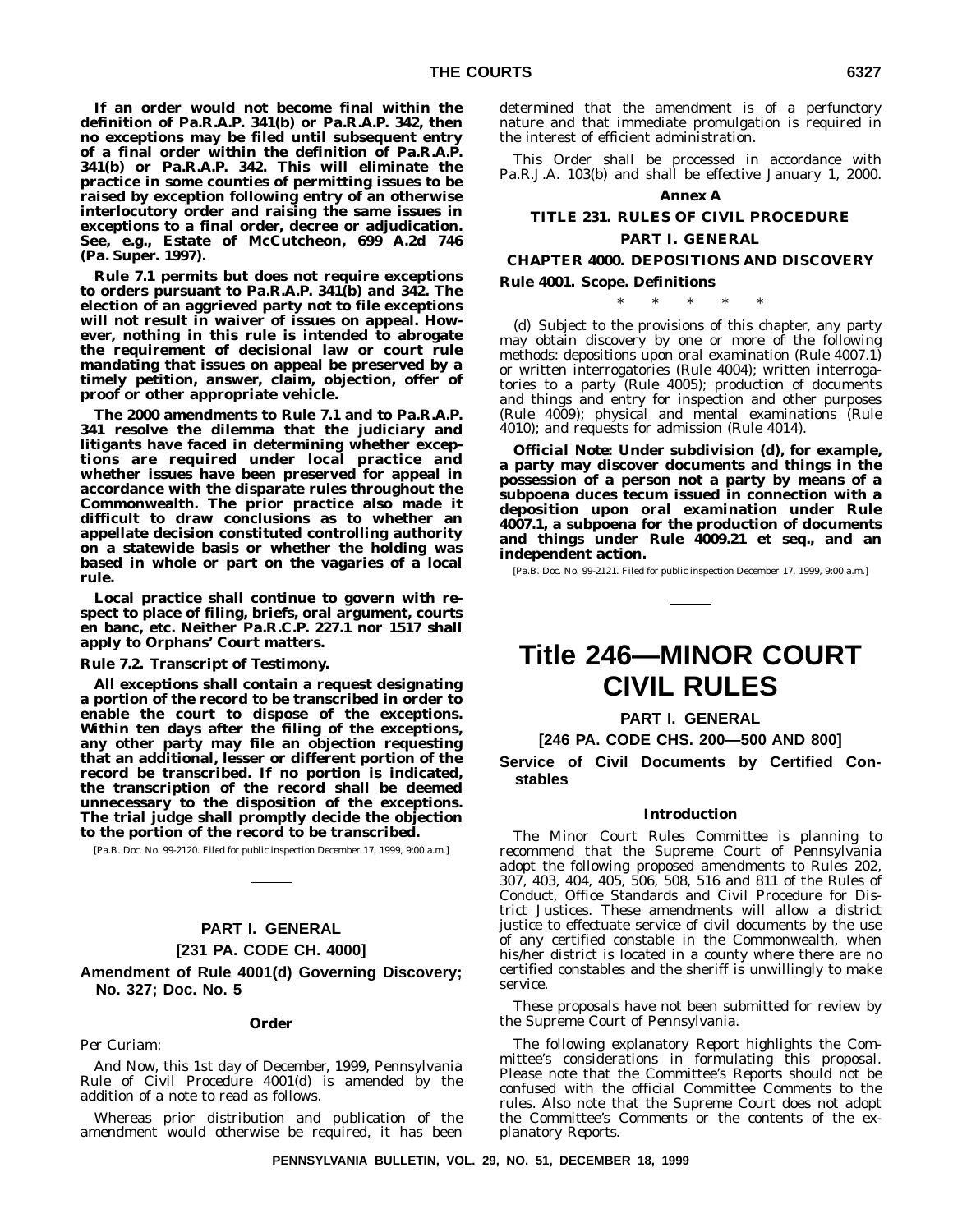**If an order would not become final within the definition of Pa.R.A.P. 341(b) or Pa.R.A.P. 342, then no exceptions may be filed until subsequent entry of a final order within the definition of Pa.R.A.P. 341(b) or Pa.R.A.P. 342. This will eliminate the practice in some counties of permitting issues to be raised by exception following entry of an otherwise interlocutory order and raising the same issues in exceptions to a final order, decree or adjudication. See, e.g., Estate of McCutcheon, 699 A.2d 746 (Pa. Super. 1997).**

**Rule 7.1 permits but does not require exceptions to orders pursuant to Pa.R.A.P. 341(b) and 342. The election of an aggrieved party not to file exceptions will not result in waiver of issues on appeal. However, nothing in this rule is intended to abrogate the requirement of decisional law or court rule mandating that issues on appeal be preserved by a timely petition, answer, claim, objection, offer of proof or other appropriate vehicle.**

**The 2000 amendments to Rule 7.1 and to Pa.R.A.P. 341 resolve the dilemma that the judiciary and litigants have faced in determining whether exceptions are required under local practice and whether issues have been preserved for appeal in accordance with the disparate rules throughout the Commonwealth. The prior practice also made it difficult to draw conclusions as to whether an appellate decision constituted controlling authority on a statewide basis or whether the holding was based in whole or part on the vagaries of a local rule.**

**Local practice shall continue to govern with respect to place of filing, briefs, oral argument, courts en banc, etc. Neither Pa.R.C.P. 227.1 nor 1517 shall apply to Orphans' Court matters.**

**Rule 7.2. Transcript of Testimony.**

**All exceptions shall contain a request designating a portion of the record to be transcribed in order to enable the court to dispose of the exceptions. Within ten days after the filing of the exceptions, any other party may file an objection requesting that an additional, lesser or different portion of the record be transcribed. If no portion is indicated, the transcription of the record shall be deemed unnecessary to the disposition of the exceptions. The trial judge shall promptly decide the objection to the portion of the record to be transcribed.**

[Pa.B. Doc. No. 99-2120. Filed for public inspection December 17, 1999, 9:00 a.m.]

## PART I. GENERAL

## [231 PA. CODE CH. 4000]

## Amendment of Rule 4001(d) Governing Discovery; No. 327; Doc. No. 5

### Order

*Per Curiam:*

*And Now*, this 1st day of December, 1999, Pennsylvania Rule of Civil Procedure 4001(d) is amended by the addition of a note to read as follows.

Whereas prior distribution and publication of the amendment would otherwise be required, it has been determined that the amendment is of a perfunctory nature and that immediate promulgation is required in the interest of efficient administration.

This Order shall be processed in accordance with Pa.R.J.A. 103(b) and shall be effective January 1, 2000.

### Annex A

### TITLE 231. RULES OF CIVIL PROCEDURE

### PART I. GENERAL

### CHAPTER 4000. DEPOSITIONS AND DISCOVERY

**Rule 4001. Scope. Definitions**

\* \* \* \* \*

(d) Subject to the provisions of this chapter, any party may obtain discovery by one or more of the following methods: depositions upon oral examination (Rule 4007.1) or written interrogatories (Rule 4004); written interrogatories to a party (Rule 4005); production of documents and things and entry for inspection and other purposes (Rule 4009); physical and mental examinations (Rule 4010); and requests for admission (Rule 4014).

***Official Note*: Under subdivision (d), for example, a party may discover documents and things in the possession of a person not a party by means of a subpoena duces tecum issued in connection with a deposition upon oral examination under Rule 4007.1, a subpoena for the production of documents and things under Rule 4009.21 et seq., and an independent action.**

[Pa.B. Doc. No. 99-2121. Filed for public inspection December 17, 1999, 9:00 a.m.]

# Title 246—MINOR COURT CIVIL RULES

## PART I. GENERAL

## [246 PA. CODE CHS. 200—500 AND 800]

## Service of Civil Documents by Certified Constables

### Introduction

The Minor Court Rules Committee is planning to recommend that the Supreme Court of Pennsylvania adopt the following proposed amendments to Rules 202, 307, 403, 404, 405, 506, 508, 516 and 811 of the Rules of Conduct, Office Standards and Civil Procedure for District Justices. These amendments will allow a district justice to effectuate service of civil documents by the use of any certified constable in the Commonwealth, when his/her district is located in a county where there are no certified constables and the sheriff is unwillingly to make service.

These proposals have not been submitted for review by the Supreme Court of Pennsylvania.

The following explanatory Report highlights the Committee's considerations in formulating this proposal. Please note that the Committee's Reports should not be confused with the official Committee Comments to the rules. Also note that the Supreme Court does not adopt the Committee's Comments or the contents of the explanatory Reports.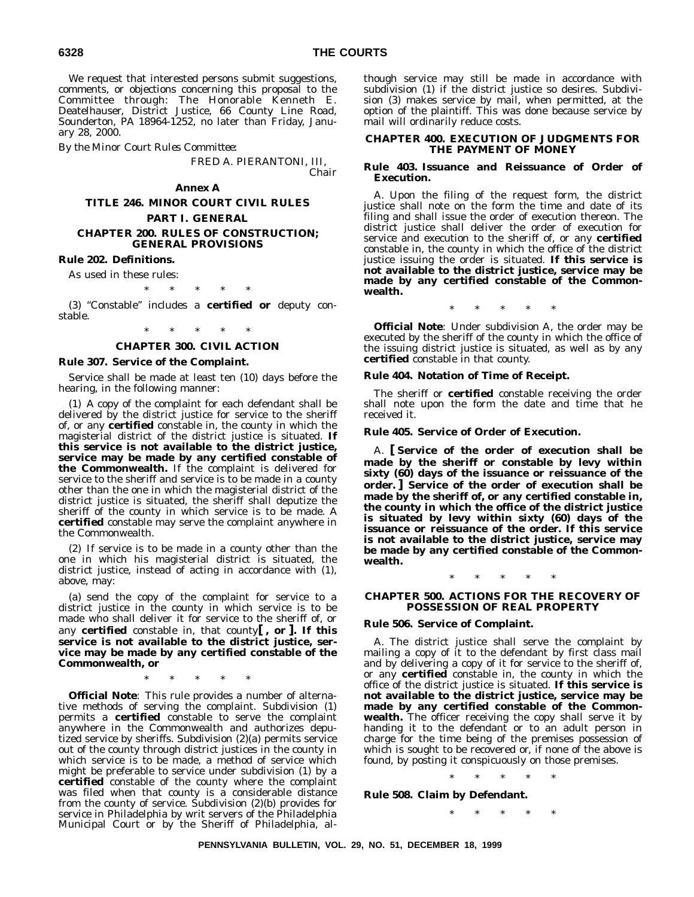We request that interested persons submit suggestions, comments, or objections concerning this proposal to the Committee through: The Honorable Kenneth E. Deatelhauser, District Justice, 66 County Line Road, Sounderton, PA 18964-1252, no later than Friday, January 28, 2000.

*By the Minor Court Rules Committee:*

FRED A. PIERANTONI, III,
*Chair*

## Annex A

## TITLE 246. MINOR COURT CIVIL RULES

## PART I. GENERAL

### CHAPTER 200. RULES OF CONSTRUCTION; GENERAL PROVISIONS

**Rule 202. Definitions.**

As used in these rules:

\* \* \* \* \*

(3) ''Constable'' includes a **certified or** deputy constable.

\* \* \* \* \*

### CHAPTER 300. CIVIL ACTION

**Rule 307. Service of the Complaint.**

Service shall be made at least ten (10) days before the hearing, in the following manner:

(1) A copy of the complaint for each defendant shall be delivered by the district justice for service to the sheriff of, or any **certified** constable in, the county in which the magisterial district of the district justice is situated. **If this service is not available to the district justice, service may be made by any certified constable of the Commonwealth.** If the complaint is delivered for service to the sheriff and service is to be made in a county other than the one in which the magisterial district of the district justice is situated, the sheriff shall deputize the sheriff of the county in which service is to be made. A **certified** constable may serve the complaint anywhere in the Commonwealth.

(2) If service is to be made in a county other than the one in which his magisterial district is situated, the district justice, instead of acting in accordance with (1), above, may:

(a) send the copy of the complaint for service to a district justice in the county in which service is to be made who shall deliver it for service to the sheriff of, or any **certified** constable in, that county**[ , or ]. If this service is not available to the district justice, service may be made by any certified constable of the Commonwealth, or**

\* \* \* \* \*

***Official Note***: This rule provides a number of alternative methods of serving the complaint. Subdivision (1) permits a **certified** constable to serve the complaint anywhere in the Commonwealth and authorizes deputized service by sheriffs. Subdivision (2)(a) permits service out of the county through district justices in the county in which service is to be made, a method of service which might be preferable to service under subdivision (1) by a **certified** constable of the county where the complaint was filed when that county is a considerable distance from the county of service. Subdivision (2)(b) provides for service in Philadelphia by writ servers of the Philadelphia Municipal Court or by the Sheriff of Philadelphia, although service may still be made in accordance with subdivision (1) if the district justice so desires. Subdivision (3) makes service by mail, when permitted, at the option of the plaintiff. This was done because service by mail will ordinarily reduce costs.

### CHAPTER 400. EXECUTION OF JUDGMENTS FOR THE PAYMENT OF MONEY

**Rule 403. Issuance and Reissuance of Order of Execution.**

A. Upon the filing of the request form, the district justice shall note on the form the time and date of its filing and shall issue the order of execution thereon. The district justice shall deliver the order of execution for service and execution to the sheriff of, or any **certified** constable in, the county in which the office of the district justice issuing the order is situated. **If this service is not available to the district justice, service may be made by any certified constable of the Commonwealth.**

\* \* \* \* \*

***Official Note***: Under subdivision A, the order may be executed by the sheriff of the county in which the office of the issuing district justice is situated, as well as by any **certified** constable in that county.

**Rule 404. Notation of Time of Receipt.**

The sheriff or **certified** constable receiving the order shall note upon the form the date and time that he received it.

**Rule 405. Service of Order of Execution.**

A. **[ Service of the order of execution shall be made by the sheriff or constable by levy within sixty (60) days of the issuance or reissuance of the order. ] Service of the order of execution shall be made by the sheriff of, or any certified constable in, the county in which the office of the district justice is situated by levy within sixty (60) days of the issuance or reissuance of the order. If this service is not available to the district justice, service may be made by any certified constable of the Commonwealth.**

\* \* \* \* \*

### CHAPTER 500. ACTIONS FOR THE RECOVERY OF POSSESSION OF REAL PROPERTY

**Rule 506. Service of Complaint.**

A. The district justice shall serve the complaint by mailing a copy of it to the defendant by first class mail and by delivering a copy of it for service to the sheriff of, or any **certified** constable in, the county in which the office of the district justice is situated. **If this service is not available to the district justice, service may be made by any certified constable of the Commonwealth.** The officer receiving the copy shall serve it by handing it to the defendant or to an adult person in charge for the time being of the premises possession of which is sought to be recovered or, if none of the above is found, by posting it conspicuously on those premises.

\* \* \* \* \*

**Rule 508. Claim by Defendant.**

\* \* \* \* \*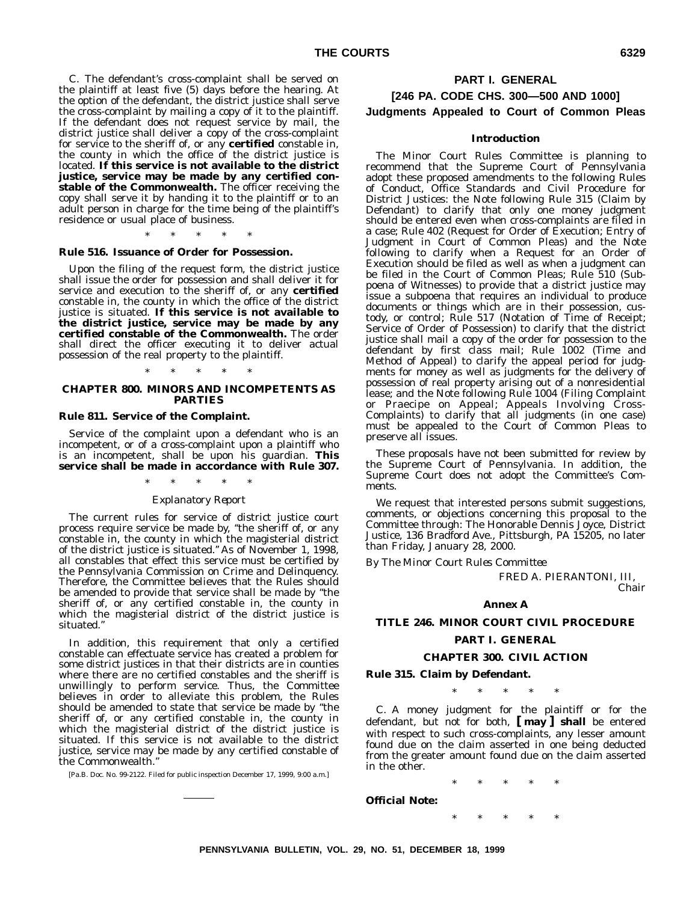C. The defendant's cross-complaint shall be served on the plaintiff at least five (5) days before the hearing. At the option of the defendant, the district justice shall serve the cross-complaint by mailing a copy of it to the plaintiff. If the defendant does not request service by mail, the district justice shall deliver a copy of the cross-complaint for service to the sheriff of, or any **certified** constable in, the county in which the office of the district justice is located. **If this service is not available to the district justice, service may be made by any certified constable of the Commonwealth.** The officer receiving the copy shall serve it by handing it to the plaintiff or to an adult person in charge for the time being of the plaintiff's residence or usual place of business.

\* \* \* \* \*

**Rule 516. Issuance of Order for Possession.**

Upon the filing of the request form, the district justice shall issue the order for possession and shall deliver it for service and execution to the sheriff of, or any **certified** constable in, the county in which the office of the district justice is situated. **If this service is not available to the district justice, service may be made by any certified constable of the Commonwealth.** The order shall direct the officer executing it to deliver actual possession of the real property to the plaintiff.

\* \* \* \* \*

## CHAPTER 800. MINORS AND INCOMPETENTS AS PARTIES

**Rule 811. Service of the Complaint.**

Service of the complaint upon a defendant who is an incompetent, or of a cross-complaint upon a plaintiff who is an incompetent, shall be upon his guardian. **This service shall be made in accordance with Rule 307.**

\* \* \* \* \*

*Explanatory Report*

The current rules for service of district justice court process require service be made by, "the sheriff of, or any constable in, the county in which the magisterial district of the district justice is situated." As of November 1, 1998, all constables that effect this service must be certified by the Pennsylvania Commission on Crime and Delinquency. Therefore, the Committee believes that the Rules should be amended to provide that service shall be made by "the sheriff of, or any certified constable in, the county in which the magisterial district of the district justice is situated."

In addition, this requirement that only a certified constable can effectuate service has created a problem for some district justices in that their districts are in counties where there are no certified constables and the sheriff is unwillingly to perform service. Thus, the Committee believes in order to alleviate this problem, the Rules should be amended to state that service be made by "the sheriff of, or any certified constable in, the county in which the magisterial district of the district justice is situated. If this service is not available to the district justice, service may be made by any certified constable of the Commonwealth."

[Pa.B. Doc. No. 99-2122. Filed for public inspection December 17, 1999, 9:00 a.m.]

## PART I. GENERAL

## [246 PA. CODE CHS. 300—500 AND 1000]

## Judgments Appealed to Court of Common Pleas

### Introduction

The Minor Court Rules Committee is planning to recommend that the Supreme Court of Pennsylvania adopt these proposed amendments to the following Rules of Conduct, Office Standards and Civil Procedure for District Justices: the Note following Rule 315 (Claim by Defendant) to clarify that only one money judgment should be entered even when cross-complaints are filed in a case; Rule 402 (Request for Order of Execution; Entry of Judgment in Court of Common Pleas) and the Note following to clarify when a Request for an Order of Execution should be filed as well as when a judgment can be filed in the Court of Common Pleas; Rule 510 (Subpoena of Witnesses) to provide that a district justice may issue a subpoena that requires an individual to produce documents or things which are in their possession, custody, or control; Rule 517 (Notation of Time of Receipt; Service of Order of Possession) to clarify that the district justice shall mail a copy of the order for possession to the defendant by first class mail; Rule 1002 (Time and Method of Appeal) to clarify the appeal period for judgments for money as well as judgments for the delivery of possession of real property arising out of a nonresidential lease; and the Note following Rule 1004 (Filing Complaint or Praecipe on Appeal; Appeals Involving Cross-Complaints) to clarify that all judgments (in one case) must be appealed to the Court of Common Pleas to preserve all issues.

These proposals have not been submitted for review by the Supreme Court of Pennsylvania. In addition, the Supreme Court does not adopt the Committee's Comments.

We request that interested persons submit suggestions, comments, or objections concerning this proposal to the Committee through: The Honorable Dennis Joyce, District Justice, 136 Bradford Ave., Pittsburgh, PA 15205, no later than Friday, January 28, 2000.

*By The Minor Court Rules Committee*

FRED A. PIERANTONI, III,
*Chair*

### Annex A

## TITLE 246. MINOR COURT CIVIL PROCEDURE

## PART I. GENERAL

## CHAPTER 300. CIVIL ACTION

**Rule 315. Claim by Defendant.**

\* \* \* \* \*

C. A money judgment for the plaintiff or for the defendant, but not for both, **[ may ] shall** be entered with respect to such cross-complaints, any lesser amount found due on the claim asserted in one being deducted from the greater amount found due on the claim asserted in the other.

\* \* \* \* \*

**Official Note:**

\* \* \* \* \*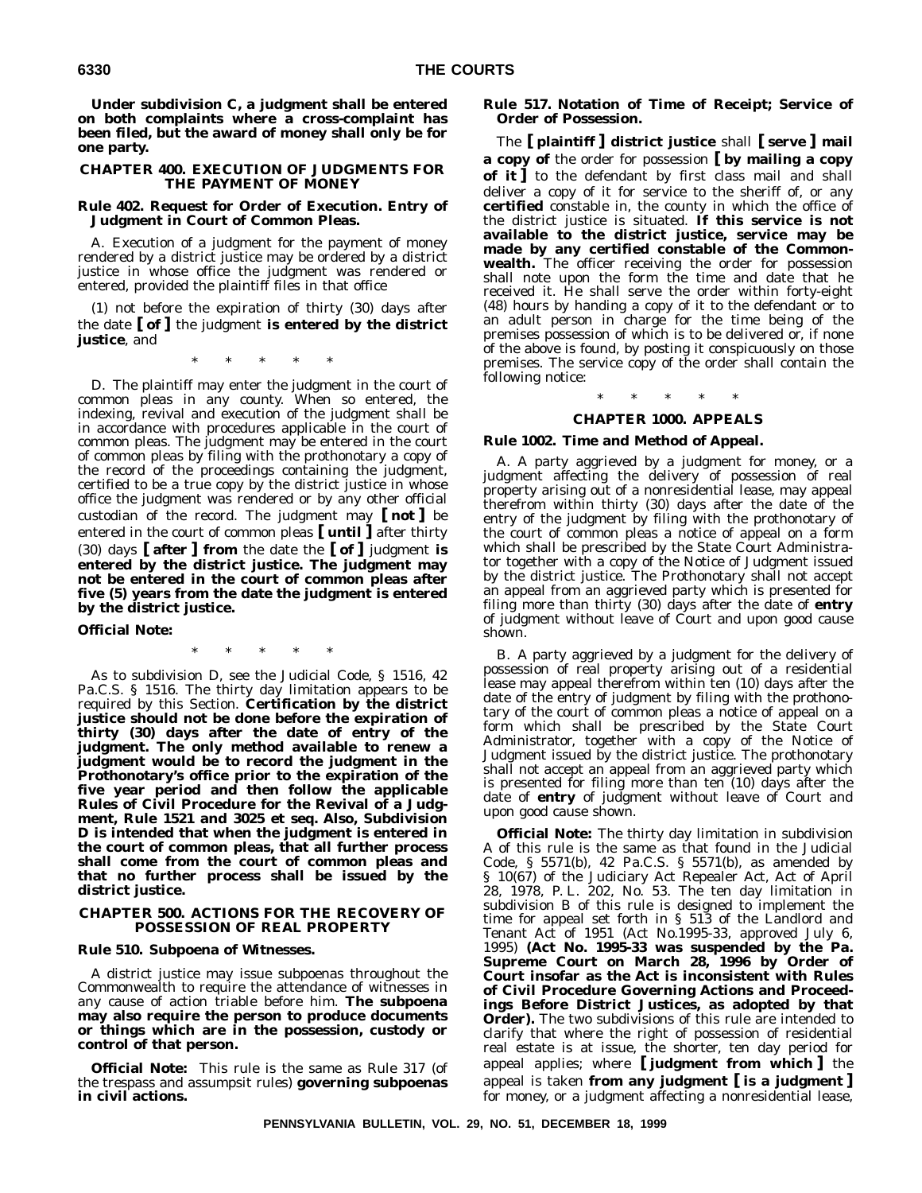**Under subdivision C, a judgment shall be entered on both complaints where a cross-complaint has been filed, but the award of money shall only be for one party.**

## CHAPTER 400. EXECUTION OF JUDGMENTS FOR THE PAYMENT OF MONEY

### Rule 402. Request for Order of Execution. Entry of Judgment in Court of Common Pleas.

A. Execution of a judgment for the payment of money rendered by a district justice may be ordered by a district justice in whose office the judgment was rendered or entered, provided the plaintiff files in that office

(1) not before the expiration of thirty (30) days after the date **[ of ]** the judgment **is entered by the district justice**, and

\* \* \* \* \*

D. The plaintiff may enter the judgment in the court of common pleas in any county. When so entered, the indexing, revival and execution of the judgment shall be in accordance with procedures applicable in the court of common pleas. The judgment may be entered in the court of common pleas by filing with the prothonotary a copy of the record of the proceedings containing the judgment, certified to be a true copy by the district justice in whose office the judgment was rendered or by any other official custodian of the record. The judgment may **[ not ]** be entered in the court of common pleas **[ until ]** after thirty (30) days **[ after ] from** the date the **[ of ]** judgment **is entered by the district justice. The judgment may not be entered in the court of common pleas after five (5) years from the date the judgment is entered by the district justice.**

**Official Note:**

\* \* \* \* \*

As to subdivision D, see the Judicial Code, § 1516, 42 Pa.C.S. § 1516. The thirty day limitation appears to be required by this Section. **Certification by the district justice should not be done before the expiration of thirty (30) days after the date of entry of the judgment. The only method available to renew a judgment would be to record the judgment in the Prothonotary's office prior to the expiration of the five year period and then follow the applicable Rules of Civil Procedure for the Revival of a Judgment, Rule 1521 and 3025 et seq. Also, Subdivision D is intended that when the judgment is entered in the court of common pleas, that all further process shall come from the court of common pleas and that no further process shall be issued by the district justice.**

## CHAPTER 500. ACTIONS FOR THE RECOVERY OF POSSESSION OF REAL PROPERTY

### Rule 510. Subpoena of Witnesses.

A district justice may issue subpoenas throughout the Commonwealth to require the attendance of witnesses in any cause of action triable before him. **The subpoena may also require the person to produce documents or things which are in the possession, custody or control of that person.**

**Official Note:** This rule is the same as Rule 317 (of the trespass and assumpsit rules) **governing subpoenas in civil actions.**

### Rule 517. Notation of Time of Receipt; Service of Order of Possession.

The **[ plaintiff ] district justice** shall **[ serve ] mail a copy of** the order for possession **[ by mailing a copy of it ]** to the defendant by first class mail and shall deliver a copy of it for service to the sheriff of, or any **certified** constable in, the county in which the office of the district justice is situated. **If this service is not available to the district justice, service may be made by any certified constable of the Commonwealth.** The officer receiving the order for possession shall note upon the form the time and date that he received it. He shall serve the order within forty-eight (48) hours by handing a copy of it to the defendant or to an adult person in charge for the time being of the premises possession of which is to be delivered or, if none of the above is found, by posting it conspicuously on those premises. The service copy of the order shall contain the following notice:

\* \* \* \* \*

## CHAPTER 1000. APPEALS

### Rule 1002. Time and Method of Appeal.

A. A party aggrieved by a judgment for money, or a judgment affecting the delivery of possession of real property arising out of a nonresidential lease, may appeal therefrom within thirty (30) days after the date of the entry of the judgment by filing with the prothonotary of the court of common pleas a notice of appeal on a form which shall be prescribed by the State Court Administrator together with a copy of the Notice of Judgment issued by the district justice. The Prothonotary shall not accept an appeal from an aggrieved party which is presented for filing more than thirty (30) days after the date of **entry** of judgment without leave of Court and upon good cause shown.

B. A party aggrieved by a judgment for the delivery of possession of real property arising out of a residential lease may appeal therefrom within ten (10) days after the date of the entry of judgment by filing with the prothonotary of the court of common pleas a notice of appeal on a form which shall be prescribed by the State Court Administrator, together with a copy of the Notice of Judgment issued by the district justice. The prothonotary shall not accept an appeal from an aggrieved party which is presented for filing more than ten (10) days after the date of **entry** of judgment without leave of Court and upon good cause shown.

**Official Note:** The thirty day limitation in subdivision A of this rule is the same as that found in the Judicial Code, § 5571(b), 42 Pa.C.S. § 5571(b), as amended by § 10(67) of the Judiciary Act Repealer Act, Act of April 28, 1978, P. L. 202, No. 53. The ten day limitation in subdivision B of this rule is designed to implement the time for appeal set forth in § 513 of the Landlord and Tenant Act of 1951 (Act No.1995-33, approved July 6, 1995) **(Act No. 1995-33 was suspended by the Pa. Supreme Court on March 28, 1996 by Order of Court insofar as the Act is inconsistent with Rules of Civil Procedure Governing Actions and Proceedings Before District Justices, as adopted by that Order).** The two subdivisions of this rule are intended to clarify that where the right of possession of residential real estate is at issue, the shorter, ten day period for appeal applies; where **[ judgment from which ]** the appeal is taken **from any judgment [ is a judgment ]** for money, or a judgment affecting a nonresidential lease,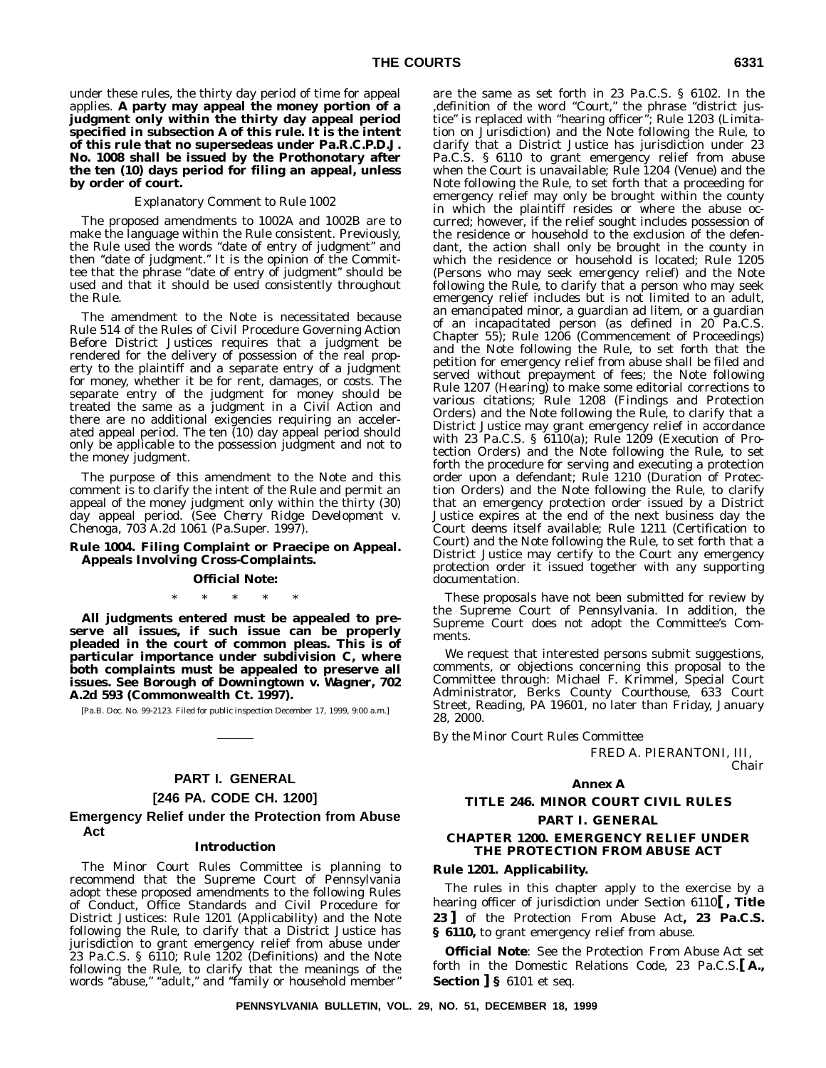under these rules, the thirty day period of time for appeal applies. **A party may appeal the money portion of a judgment only within the thirty day appeal period specified in subsection A of this rule. It is the intent of this rule that no supersedeas under Pa.R.C.P.D.J. No. 1008 shall be issued by the Prothonotary after the ten (10) days period for filing an appeal, unless by order of court.**

*Explanatory Comment to Rule 1002*

The proposed amendments to 1002A and 1002B are to make the language within the Rule consistent. Previously, the Rule used the words "date of entry of judgment" and then "date of judgment." It is the opinion of the Committee that the phrase "date of entry of judgment" should be used and that it should be used consistently throughout the Rule.

The amendment to the Note is necessitated because Rule 514 of the Rules of Civil Procedure Governing Action Before District Justices requires that a judgment be rendered for the delivery of possession of the real property to the plaintiff and a separate entry of a judgment for money, whether it be for rent, damages, or costs. The separate entry of the judgment for money should be treated the same as a judgment in a Civil Action and there are no additional exigencies requiring an accelerated appeal period. The ten (10) day appeal period should only be applicable to the possession judgment and not to the money judgment.

The purpose of this amendment to the Note and this comment is to clarify the intent of the Rule and permit an appeal of the money judgment only within the thirty (30) day appeal period. (See *Cherry Ridge Development v. Chenoga*, 703 A.2d 1061 (Pa.Super. 1997).

**Rule 1004. Filing Complaint or Praecipe on Appeal. Appeals Involving Cross-Complaints.**

**Official Note:**

\* \* \* \* \*

**All judgments entered must be appealed to preserve all issues, if such issue can be properly pleaded in the court of common pleas. This is of particular importance under subdivision C, where both complaints must be appealed to preserve all issues. See *Borough of Downingtown v. Wagner*, 702 A.2d 593 (Commonwealth Ct. 1997).**

[Pa.B. Doc. No. 99-2123. Filed for public inspection December 17, 1999, 9:00 a.m.]

## PART I. GENERAL

## [246 PA. CODE CH. 1200]

## Emergency Relief under the Protection from Abuse Act

### Introduction

The Minor Court Rules Committee is planning to recommend that the Supreme Court of Pennsylvania adopt these proposed amendments to the following Rules of Conduct, Office Standards and Civil Procedure for District Justices: Rule 1201 (Applicability) and the Note following the Rule, to clarify that a District Justice has jurisdiction to grant emergency relief from abuse under 23 Pa.C.S. § 6110; Rule 1202 (Definitions) and the Note following the Rule, to clarify that the meanings of the words "abuse," "adult," and "family or household member" are the same as set forth in 23 Pa.C.S. § 6102. In the ,definition of the word "Court," the phrase "district justice" is replaced with "hearing officer"; Rule 1203 (Limitation on Jurisdiction) and the Note following the Rule, to clarify that a District Justice has jurisdiction under 23 Pa.C.S. § 6110 to grant emergency relief from abuse when the Court is unavailable; Rule 1204 (Venue) and the Note following the Rule, to set forth that a proceeding for emergency relief may only be brought within the county in which the plaintiff resides or where the abuse occurred; however, if the relief sought includes possession of the residence or household to the exclusion of the defendant, the action shall only be brought in the county in which the residence or household is located; Rule 1205 (Persons who may seek emergency relief) and the Note following the Rule, to clarify that a person who may seek emergency relief includes but is not limited to an adult, an emancipated minor, a guardian ad litem, or a guardian of an incapacitated person (as defined in 20 Pa.C.S. Chapter 55); Rule 1206 (Commencement of Proceedings) and the Note following the Rule, to set forth that the petition for emergency relief from abuse shall be filed and served without prepayment of fees; the Note following Rule 1207 (Hearing) to make some editorial corrections to various citations; Rule 1208 (Findings and Protection Orders) and the Note following the Rule, to clarify that a District Justice may grant emergency relief in accordance with 23 Pa.C.S. § 6110(a); Rule 1209 (Execution of Protection Orders) and the Note following the Rule, to set forth the procedure for serving and executing a protection order upon a defendant; Rule 1210 (Duration of Protection Orders) and the Note following the Rule, to clarify that an emergency protection order issued by a District Justice expires at the end of the next business day the Court deems itself available; Rule 1211 (Certification to Court) and the Note following the Rule, to set forth that a District Justice may certify to the Court any emergency protection order it issued together with any supporting documentation.

These proposals have not been submitted for review by the Supreme Court of Pennsylvania. In addition, the Supreme Court does not adopt the Committee's Comments.

We request that interested persons submit suggestions, comments, or objections concerning this proposal to the Committee through: Michael F. Krimmel, Special Court Administrator, Berks County Courthouse, 633 Court Street, Reading, PA 19601, no later than Friday, January 28, 2000.

*By the Minor Court Rules Committee*

FRED A. PIERANTONI, III,
*Chair*

### Annex A

### TITLE 246. MINOR COURT CIVIL RULES

### PART I. GENERAL

### CHAPTER 1200. EMERGENCY RELIEF UNDER THE PROTECTION FROM ABUSE ACT

**Rule 1201. Applicability.**

The rules in this chapter apply to the exercise by a hearing officer of jurisdiction under Section 6110**[ , Title 23 ]** of the Protection From Abuse Act**, 23 Pa.C.S. § 6110,** to grant emergency relief from abuse.

**Official Note**: See the Protection From Abuse Act set forth in the Domestic Relations Code, 23 Pa.C.S.**[ A., Section ] §** 6101 et seq.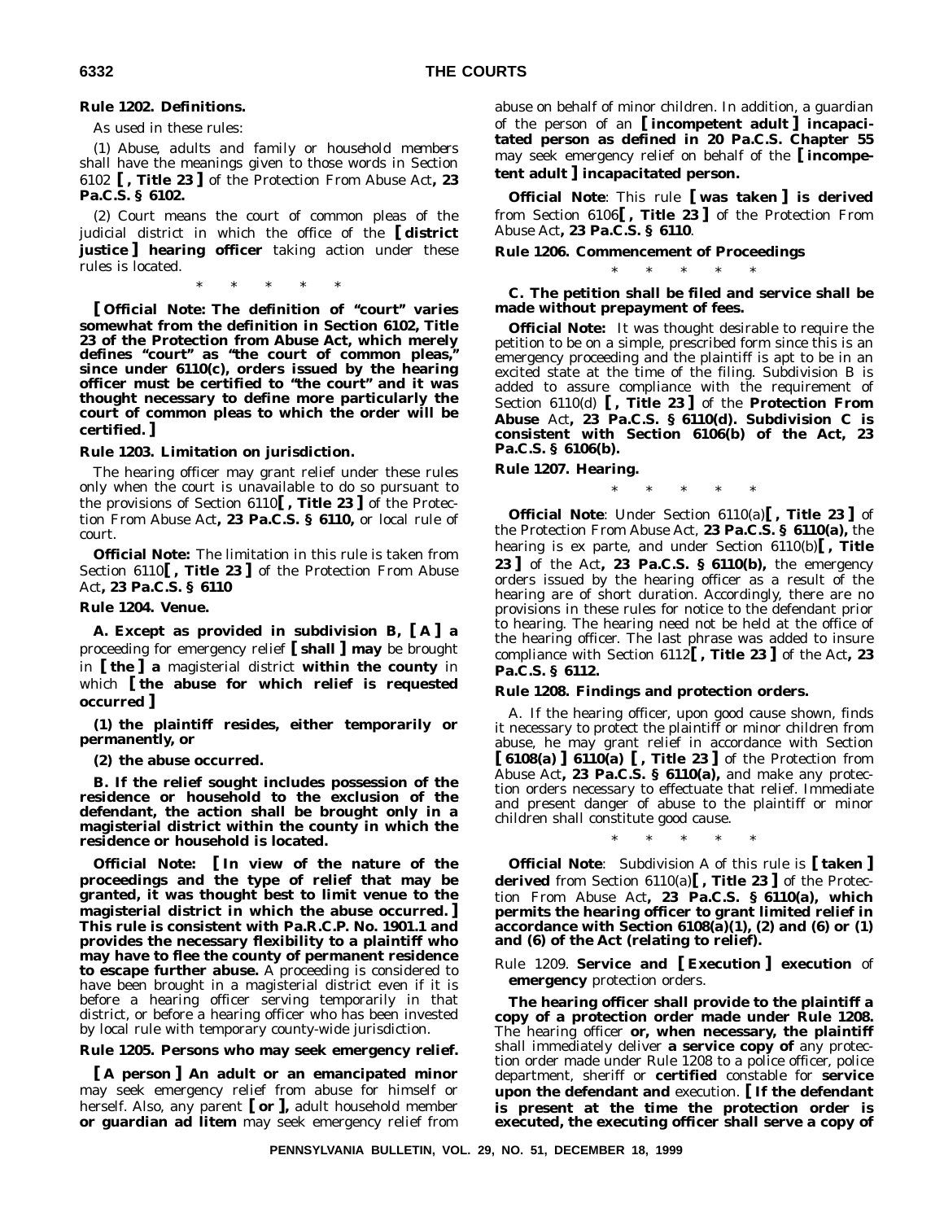**Rule 1202. Definitions.**

As used in these rules:

(1) *Abuse, adults* and *family or household members* shall have the meanings given to those words in Section 6102 **[ , Title 23 ]** of the Protection From Abuse Act**, 23 Pa.C.S. § 6102.**

(2) *Court* means the court of common pleas of the judicial district in which the office of the **[ district justice ] hearing officer** taking action under these rules is located.

\* \* \* \* \*

**[ Official Note: The definition of "court" varies somewhat from the definition in Section 6102, Title 23 of the Protection from Abuse Act, which merely defines "court" as "the court of common pleas," since under 6110(c), orders issued by the hearing officer must be certified to "the court" and it was thought necessary to define more particularly the court of common pleas to which the order will be certified. ]**

**Rule 1203. Limitation on jurisdiction.**

The hearing officer may grant relief under these rules only when the court is unavailable to do so pursuant to the provisions of Section 6110**[ , Title 23 ]** of the Protection From Abuse Act**, 23 Pa.C.S. § 6110,** or local rule of court.

**Official Note:** The limitation in this rule is taken from Section 6110**[ , Title 23 ]** of the Protection From Abuse Act**, 23 Pa.C.S. § 6110**

**Rule 1204. Venue.**

**A. Except as provided in subdivision B, [ A ] a** proceeding for emergency relief **[ shall ] may** be brought in **[ the ] a** magisterial district **within the county** in which **[ the abuse for which relief is requested occurred ]**

**(1) the plaintiff resides, either temporarily or permanently, or**

**(2) the abuse occurred.**

**B. If the relief sought includes possession of the residence or household to the exclusion of the defendant, the action shall be brought only in a magisterial district within the county in which the residence or household is located.**

**Official Note: [ In view of the nature of the proceedings and the type of relief that may be granted, it was thought best to limit venue to the magisterial district in which the abuse occurred. ] This rule is consistent with Pa.R.C.P. No. 1901.1 and provides the necessary flexibility to a plaintiff who may have to flee the county of permanent residence to escape further abuse.** A proceeding is considered to have been brought in a magisterial district even if it is before a hearing officer serving temporarily in that district, or before a hearing officer who has been invested by local rule with temporary county-wide jurisdiction.

**Rule 1205. Persons who may seek emergency relief.**

**[ A person ] An adult or an emancipated minor** may seek emergency relief from abuse for himself or herself. Also, any parent **[ or ],** adult household member **or guardian ad litem** may seek emergency relief from abuse on behalf of minor children. In addition, a guardian of the person of an **[ incompetent adult ] incapacitated person as defined in 20 Pa.C.S. Chapter 55** may seek emergency relief on behalf of the **[ incompetent adult ] incapacitated person.**

**Official Note**: This rule **[ was taken ] is derived** from Section 6106**[ , Title 23 ]** of the Protection From Abuse Act**, 23 Pa.C.S. § 6110**.

**Rule 1206. Commencement of Proceedings**

\* \* \* \* \*

**C. The petition shall be filed and service shall be made without prepayment of fees.**

**Official Note:** It was thought desirable to require the petition to be on a simple, prescribed form since this is an emergency proceeding and the plaintiff is apt to be in an excited state at the time of the filing. Subdivision B is added to assure compliance with the requirement of Section 6110(d) **[ , Title 23 ]** of the **Protection From Abuse** Act**, 23 Pa.C.S. § 6110(d). Subdivision C is consistent with Section 6106(b) of the Act, 23 Pa.C.S. § 6106(b).**

**Rule 1207. Hearing.**

\* \* \* \* \*

**Official Note**: Under Section 6110(a)**[ , Title 23 ]** of the Protection From Abuse Act, **23 Pa.C.S. § 6110(a),** the hearing is ex parte, and under Section 6110(b)**[ , Title 23 ]** of the Act**, 23 Pa.C.S. § 6110(b),** the emergency orders issued by the hearing officer as a result of the hearing are of short duration. Accordingly, there are no provisions in these rules for notice to the defendant prior to hearing. The hearing need not be held at the office of the hearing officer. The last phrase was added to insure compliance with Section 6112**[ , Title 23 ]** of the Act**, 23 Pa.C.S. § 6112.**

**Rule 1208. Findings and protection orders.**

A. If the hearing officer, upon good cause shown, finds it necessary to protect the plaintiff or minor children from abuse, he may grant relief in accordance with Section **[ 6108(a) ] 6110(a) [ , Title 23 ]** of the Protection from Abuse Act**, 23 Pa.C.S. § 6110(a),** and make any protection orders necessary to effectuate that relief. Immediate and present danger of abuse to the plaintiff or minor children shall constitute good cause.

\* \* \* \* \*

**Official Note**: Subdivision A of this rule is **[ taken ] derived** from Section 6110(a)**[ , Title 23 ]** of the Protection From Abuse Act**, 23 Pa.C.S. § 6110(a), which permits the hearing officer to grant limited relief in accordance with Section 6108(a)(1), (2) and (6) or (1) and (6) of the Act (relating to relief).**

Rule 1209. **Service and [ Execution ] execution** of **emergency** protection orders.

**The hearing officer shall provide to the plaintiff a copy of a protection order made under Rule 1208.** The hearing officer **or, when necessary, the plaintiff** shall immediately deliver **a service copy of** any protection order made under Rule 1208 to a police officer, police department, sheriff or **certified** constable for **service upon the defendant and** execution. **[ If the defendant is present at the time the protection order is executed, the executing officer shall serve a copy of**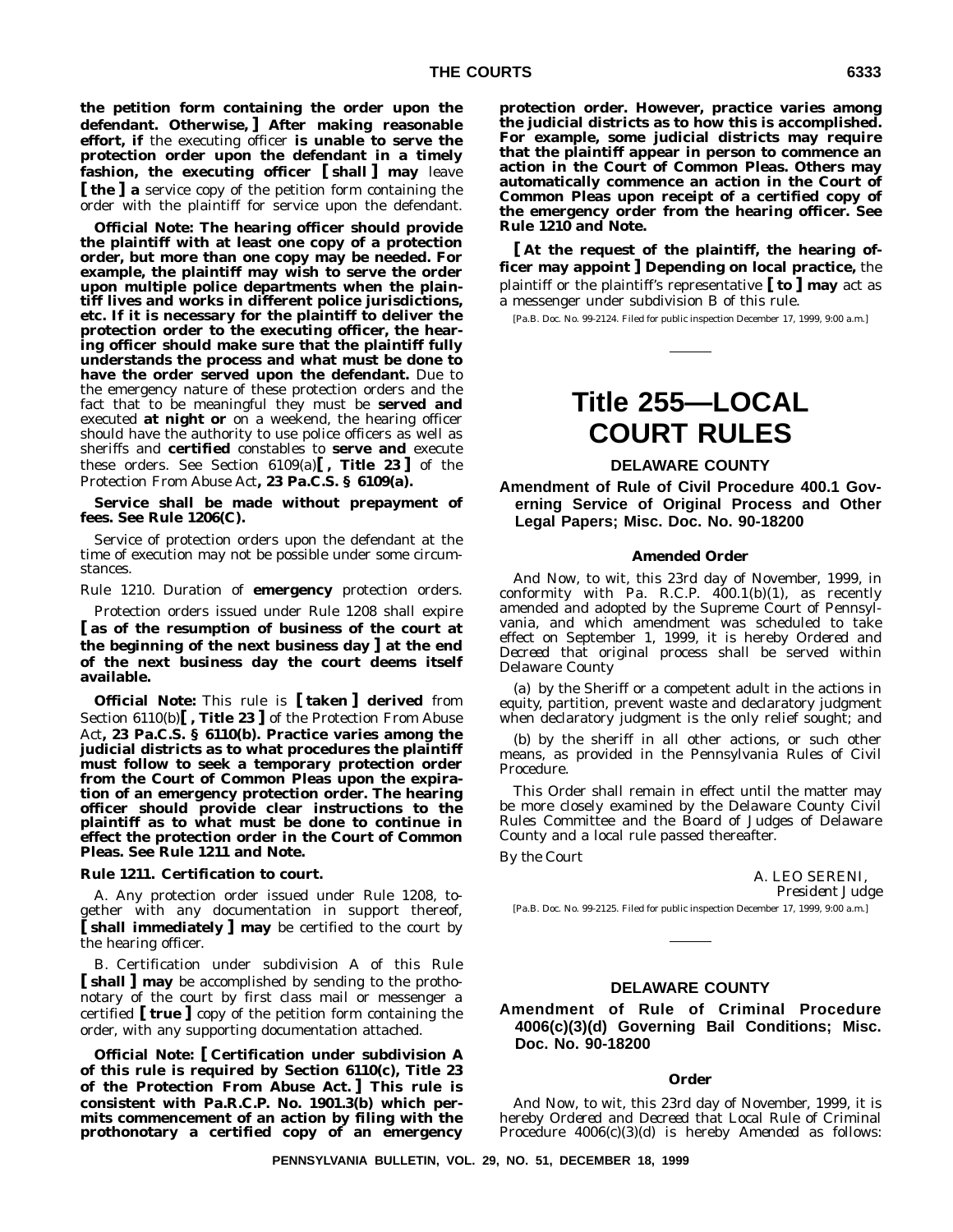**the petition form containing the order upon the defendant. Otherwise,]** **After making reasonable effort, if** the executing officer **is unable to serve the protection order upon the defendant in a timely fashion, the executing officer [ shall ] may** leave **[ the ] a** service copy of the petition form containing the order with the plaintiff for service upon the defendant.

**Official Note: The hearing officer should provide the plaintiff with at least one copy of a protection order, but more than one copy may be needed. For example, the plaintiff may wish to serve the order upon multiple police departments when the plaintiff lives and works in different police jurisdictions, etc. If it is necessary for the plaintiff to deliver the protection order to the executing officer, the hearing officer should make sure that the plaintiff fully understands the process and what must be done to have the order served upon the defendant.** Due to the emergency nature of these protection orders and the fact that to be meaningful they must be **served and** executed **at night or** on a weekend, the hearing officer should have the authority to use police officers as well as sheriffs and **certified** constables to **serve and** execute these orders. See Section 6109(a)**[ , Title 23 ]** of the Protection From Abuse Act**, 23 Pa.C.S. § 6109(a).**

**Service shall be made without prepayment of fees. See Rule 1206(C).**

Service of protection orders upon the defendant at the time of execution may not be possible under some circumstances.

Rule 1210. Duration of **emergency** protection orders.

Protection orders issued under Rule 1208 shall expire **[ as of the resumption of business of the court at the beginning of the next business day ] at the end of the next business day the court deems itself available.**

**Official Note:** This rule is **[ taken ] derived** from Section 6110(b)**[ , Title 23 ]** of the Protection From Abuse Act**, 23 Pa.C.S. § 6110(b). Practice varies among the judicial districts as to what procedures the plaintiff must follow to seek a temporary protection order from the Court of Common Pleas upon the expiration of an emergency protection order. The hearing officer should provide clear instructions to the plaintiff as to what must be done to continue in effect the protection order in the Court of Common Pleas. See Rule 1211 and Note.**

**Rule 1211. Certification to court.**

A. Any protection order issued under Rule 1208, together with any documentation in support thereof, **[ shall immediately ] may** be certified to the court by the hearing officer.

B. Certification under subdivision A of this Rule **[ shall ] may** be accomplished by sending to the prothonotary of the court by first class mail or messenger a certified **[ true ]** copy of the petition form containing the order, with any supporting documentation attached.

**Official Note: [ Certification under subdivision A of this rule is required by Section 6110(c), Title 23 of the Protection From Abuse Act. ] This rule is consistent with Pa.R.C.P. No. 1901.3(b) which permits commencement of an action by filing with the prothonotary a certified copy of an emergency protection order. However, practice varies among the judicial districts as to how this is accomplished. For example, some judicial districts may require that the plaintiff appear in person to commence an action in the Court of Common Pleas. Others may automatically commence an action in the Court of Common Pleas upon receipt of a certified copy of the emergency order from the hearing officer. See Rule 1210 and Note.**

**[ At the request of the plaintiff, the hearing officer may appoint ] Depending on local practice,** the plaintiff or the plaintiff's representative **[ to ] may** act as a messenger under subdivision B of this rule.

[Pa.B. Doc. No. 99-2124. Filed for public inspection December 17, 1999, 9:00 a.m.]

# Title 255—LOCAL COURT RULES

## DELAWARE COUNTY

### Amendment of Rule of Civil Procedure 400.1 Governing Service of Original Process and Other Legal Papers; Misc. Doc. No. 90-18200

#### Amended Order

And Now, to wit, this 23rd day of November, 1999, in conformity with Pa. R.C.P. 400.1(b)(1), as recently amended and adopted by the Supreme Court of Pennsylvania, and which amendment was scheduled to take effect on September 1, 1999, it is hereby *Ordered* and *Decreed* that original process shall be served within Delaware County

(a) by the Sheriff or a competent adult in the actions in equity, partition, prevent waste and declaratory judgment when declaratory judgment is the only relief sought; and

(b) by the sheriff in all other actions, or such other means, as provided in the Pennsylvania Rules of Civil Procedure.

This Order shall remain in effect until the matter may be more closely examined by the Delaware County Civil Rules Committee and the Board of Judges of Delaware County and a local rule passed thereafter.

*By the Court*

A. LEO SERENI,
*President Judge*

[Pa.B. Doc. No. 99-2125. Filed for public inspection December 17, 1999, 9:00 a.m.]

## DELAWARE COUNTY

### Amendment of Rule of Criminal Procedure 4006(c)(3)(d) Governing Bail Conditions; Misc. Doc. No. 90-18200

#### Order

And Now, to wit, this 23rd day of November, 1999, it is hereby *Ordered* and *Decreed* that Local Rule of Criminal Procedure 4006(c)(3)(d) is hereby *Amended* as follows: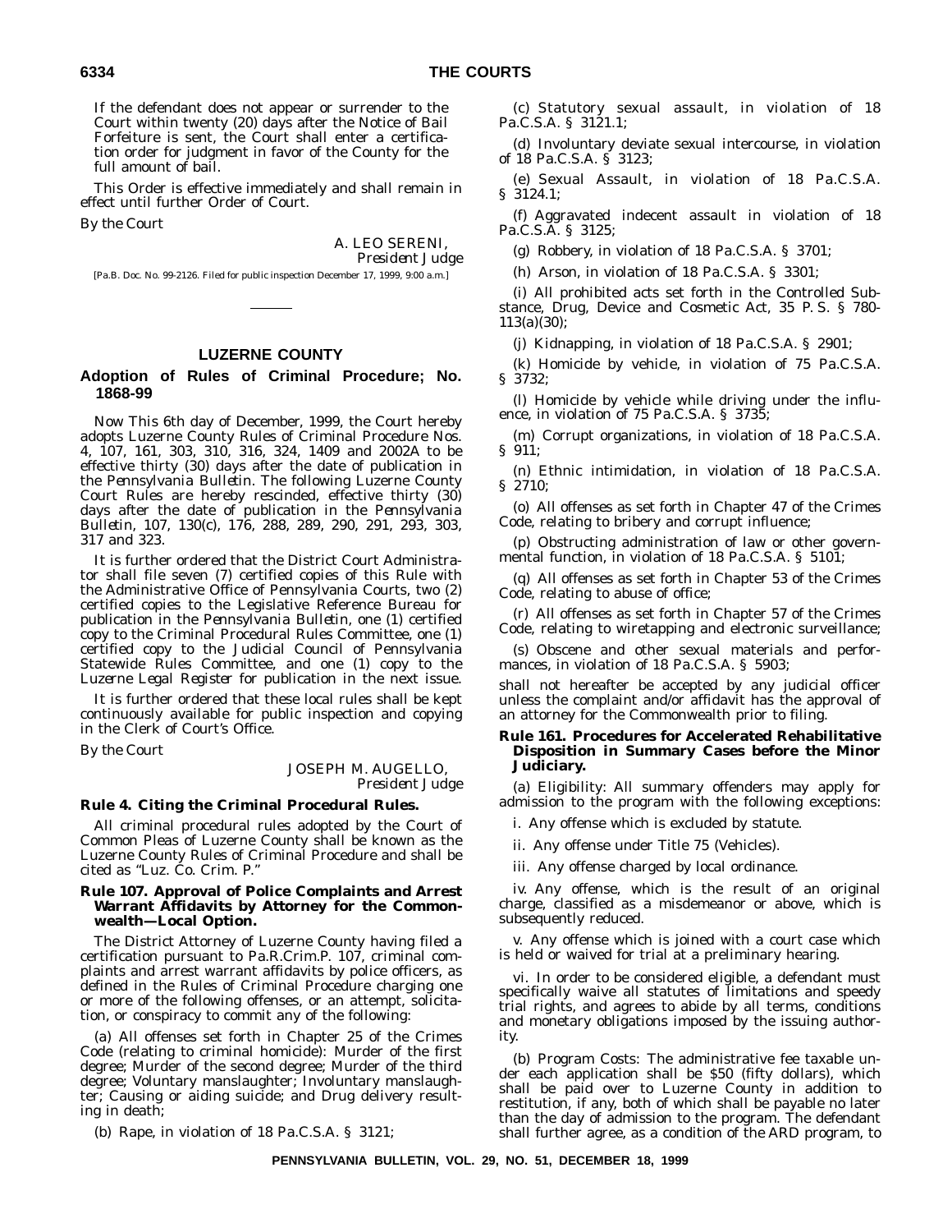If the defendant does not appear or surrender to the Court within twenty (20) days after the Notice of Bail Forfeiture is sent, the Court shall enter a certification order for judgment in favor of the County for the full amount of bail.

This Order is effective immediately and shall remain in effect until further Order of Court.

By the Court

A. LEO SERENI,
*President Judge*

[Pa.B. Doc. No. 99-2126. Filed for public inspection December 17, 1999, 9:00 a.m.]

## LUZERNE COUNTY

### Adoption of Rules of Criminal Procedure; No. 1868-99

Now This 6th day of December, 1999, the Court hereby adopts Luzerne County Rules of Criminal Procedure Nos. 4, 107, 161, 303, 310, 316, 324, 1409 and 2002A to be effective thirty (30) days after the date of publication in the *Pennsylvania Bulletin*. The following Luzerne County Court Rules are hereby rescinded, effective thirty (30) days after the date of publication in the *Pennsylvania Bulletin*, 107, 130(c), 176, 288, 289, 290, 291, 293, 303, 317 and 323.

It is further ordered that the District Court Administrator shall file seven (7) certified copies of this Rule with the Administrative Office of Pennsylvania Courts, two (2) certified copies to the Legislative Reference Bureau for publication in the *Pennsylvania Bulletin*, one (1) certified copy to the Criminal Procedural Rules Committee, one (1) certified copy to the Judicial Council of Pennsylvania Statewide Rules Committee, and one (1) copy to the *Luzerne Legal Register* for publication in the next issue.

It is further ordered that these local rules shall be kept continuously available for public inspection and copying in the Clerk of Court's Office.

By the Court

JOSEPH M. AUGELLO,
*President Judge*

**Rule 4. Citing the Criminal Procedural Rules.**

All criminal procedural rules adopted by the Court of Common Pleas of Luzerne County shall be known as the Luzerne County Rules of Criminal Procedure and shall be cited as "Luz. Co. Crim. P."

**Rule 107. Approval of Police Complaints and Arrest Warrant Affidavits by Attorney for the Commonwealth—Local Option.**

The District Attorney of Luzerne County having filed a certification pursuant to Pa.R.Crim.P. 107, criminal complaints and arrest warrant affidavits by police officers, as defined in the Rules of Criminal Procedure charging one or more of the following offenses, or an attempt, solicitation, or conspiracy to commit any of the following:

(a) All offenses set forth in Chapter 25 of the Crimes Code (relating to criminal homicide): Murder of the first degree; Murder of the second degree; Murder of the third degree; Voluntary manslaughter; Involuntary manslaughter; Causing or aiding suicide; and Drug delivery resulting in death;

(b) Rape, in violation of 18 Pa.C.S.A. § 3121;

(c) Statutory sexual assault, in violation of 18 Pa.C.S.A. § 3121.1;

(d) Involuntary deviate sexual intercourse, in violation of 18 Pa.C.S.A. § 3123;

(e) Sexual Assault, in violation of 18 Pa.C.S.A. § 3124.1;

(f) Aggravated indecent assault in violation of 18 Pa.C.S.A. § 3125;

(g) Robbery, in violation of 18 Pa.C.S.A. § 3701;

(h) Arson, in violation of 18 Pa.C.S.A. § 3301;

(i) All prohibited acts set forth in the Controlled Substance, Drug, Device and Cosmetic Act, 35 P. S. § 780-113(a)(30);

(j) Kidnapping, in violation of 18 Pa.C.S.A. § 2901;

(k) Homicide by vehicle, in violation of 75 Pa.C.S.A. § 3732;

(l) Homicide by vehicle while driving under the influence, in violation of 75 Pa.C.S.A. § 3735;

(m) Corrupt organizations, in violation of 18 Pa.C.S.A. § 911;

(n) Ethnic intimidation, in violation of 18 Pa.C.S.A. § 2710;

(o) All offenses as set forth in Chapter 47 of the Crimes Code, relating to bribery and corrupt influence;

(p) Obstructing administration of law or other governmental function, in violation of 18 Pa.C.S.A. § 5101;

(q) All offenses as set forth in Chapter 53 of the Crimes Code, relating to abuse of office;

(r) All offenses as set forth in Chapter 57 of the Crimes Code, relating to wiretapping and electronic surveillance;

(s) Obscene and other sexual materials and performances, in violation of 18 Pa.C.S.A. § 5903;

shall not hereafter be accepted by any judicial officer unless the complaint and/or affidavit has the approval of an attorney for the Commonwealth prior to filing.

**Rule 161. Procedures for Accelerated Rehabilitative Disposition in Summary Cases before the Minor Judiciary.**

(a) Eligibility: All summary offenders may apply for admission to the program with the following exceptions:

i. Any offense which is excluded by statute.

ii. Any offense under Title 75 (Vehicles).

iii. Any offense charged by local ordinance.

iv. Any offense, which is the result of an original charge, classified as a misdemeanor or above, which is subsequently reduced.

v. Any offense which is joined with a court case which is held or waived for trial at a preliminary hearing.

vi. In order to be considered eligible, a defendant must specifically waive all statutes of limitations and speedy trial rights, and agrees to abide by all terms, conditions and monetary obligations imposed by the issuing authority.

(b) Program Costs: The administrative fee taxable under each application shall be $50 (fifty dollars), which shall be paid over to Luzerne County in addition to restitution, if any, both of which shall be payable no later than the day of admission to the program. The defendant shall further agree, as a condition of the ARD program, to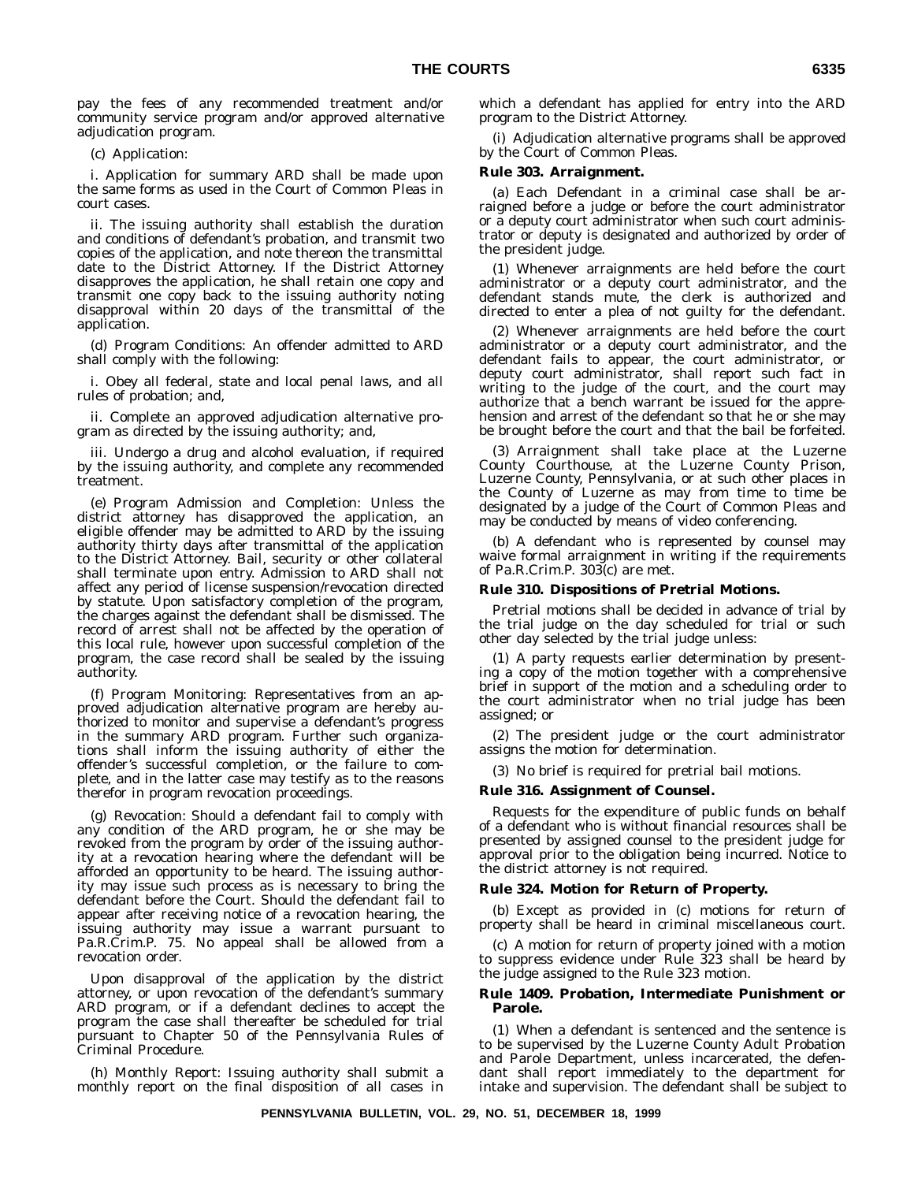pay the fees of any recommended treatment and/or community service program and/or approved alternative adjudication program.

(c) Application:

i. Application for summary ARD shall be made upon the same forms as used in the Court of Common Pleas in court cases.

ii. The issuing authority shall establish the duration and conditions of defendant's probation, and transmit two copies of the application, and note thereon the transmittal date to the District Attorney. If the District Attorney disapproves the application, he shall retain one copy and transmit one copy back to the issuing authority noting disapproval within 20 days of the transmittal of the application.

(d) Program Conditions: An offender admitted to ARD shall comply with the following:

i. Obey all federal, state and local penal laws, and all rules of probation; and,

ii. Complete an approved adjudication alternative program as directed by the issuing authority; and,

iii. Undergo a drug and alcohol evaluation, if required by the issuing authority, and complete any recommended treatment.

(e) Program Admission and Completion: Unless the district attorney has disapproved the application, an eligible offender may be admitted to ARD by the issuing authority thirty days after transmittal of the application to the District Attorney. Bail, security or other collateral shall terminate upon entry. Admission to ARD shall not affect any period of license suspension/revocation directed by statute. Upon satisfactory completion of the program, the charges against the defendant shall be dismissed. The record of arrest shall not be affected by the operation of this local rule, however upon successful completion of the program, the case record shall be sealed by the issuing authority.

(f) Program Monitoring: Representatives from an approved adjudication alternative program are hereby authorized to monitor and supervise a defendant's progress in the summary ARD program. Further such organizations shall inform the issuing authority of either the offender's successful completion, or the failure to complete, and in the latter case may testify as to the reasons therefor in program revocation proceedings.

(g) Revocation: Should a defendant fail to comply with any condition of the ARD program, he or she may be revoked from the program by order of the issuing authority at a revocation hearing where the defendant will be afforded an opportunity to be heard. The issuing authority may issue such process as is necessary to bring the defendant before the Court. Should the defendant fail to appear after receiving notice of a revocation hearing, the issuing authority may issue a warrant pursuant to Pa.R.Crim.P. 75. No appeal shall be allowed from a revocation order.

Upon disapproval of the application by the district attorney, or upon revocation of the defendant's summary ARD program, or if a defendant declines to accept the program the case shall thereafter be scheduled for trial pursuant to Chapter 50 of the Pennsylvania Rules of Criminal Procedure.

(h) Monthly Report: Issuing authority shall submit a monthly report on the final disposition of all cases in which a defendant has applied for entry into the ARD program to the District Attorney.

(i) Adjudication alternative programs shall be approved by the Court of Common Pleas.

**Rule 303. Arraignment.**

(a) Each Defendant in a criminal case shall be arraigned before a judge or before the court administrator or a deputy court administrator when such court administrator or deputy is designated and authorized by order of the president judge.

(1) Whenever arraignments are held before the court administrator or a deputy court administrator, and the defendant stands mute, the clerk is authorized and directed to enter a plea of not guilty for the defendant.

(2) Whenever arraignments are held before the court administrator or a deputy court administrator, and the defendant fails to appear, the court administrator, or deputy court administrator, shall report such fact in writing to the judge of the court, and the court may authorize that a bench warrant be issued for the apprehension and arrest of the defendant so that he or she may be brought before the court and that the bail be forfeited.

(3) Arraignment shall take place at the Luzerne County Courthouse, at the Luzerne County Prison, Luzerne County, Pennsylvania, or at such other places in the County of Luzerne as may from time to time be designated by a judge of the Court of Common Pleas and may be conducted by means of video conferencing.

(b) A defendant who is represented by counsel may waive formal arraignment in writing if the requirements of Pa.R.Crim.P. 303(c) are met.

**Rule 310. Dispositions of Pretrial Motions.**

Pretrial motions shall be decided in advance of trial by the trial judge on the day scheduled for trial or such other day selected by the trial judge unless:

(1) A party requests earlier determination by presenting a copy of the motion together with a comprehensive brief in support of the motion and a scheduling order to the court administrator when no trial judge has been assigned; or

(2) The president judge or the court administrator assigns the motion for determination.

(3) No brief is required for pretrial bail motions.

**Rule 316. Assignment of Counsel.**

Requests for the expenditure of public funds on behalf of a defendant who is without financial resources shall be presented by assigned counsel to the president judge for approval prior to the obligation being incurred. Notice to the district attorney is not required.

**Rule 324. Motion for Return of Property.**

(b) Except as provided in (c) motions for return of property shall be heard in criminal miscellaneous court.

(c) A motion for return of property joined with a motion to suppress evidence under Rule 323 shall be heard by the judge assigned to the Rule 323 motion.

**Rule 1409. Probation, Intermediate Punishment or Parole.**

(1) When a defendant is sentenced and the sentence is to be supervised by the Luzerne County Adult Probation and Parole Department, unless incarcerated, the defendant shall report immediately to the department for intake and supervision. The defendant shall be subject to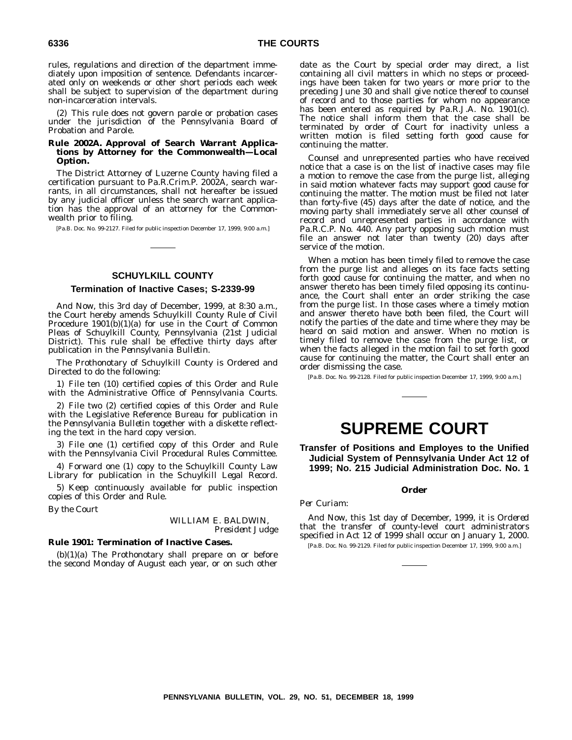rules, regulations and direction of the department immediately upon imposition of sentence. Defendants incarcerated only on weekends or other short periods each week shall be subject to supervision of the department during non-incarceration intervals.

(2) This rule does not govern parole or probation cases under the jurisdiction of the Pennsylvania Board of Probation and Parole.

**Rule 2002A. Approval of Search Warrant Applications by Attorney for the Commonwealth—Local Option.**

The District Attorney of Luzerne County having filed a certification pursuant to Pa.R.Crim.P. 2002A, search warrants, in all circumstances, shall not hereafter be issued by any judicial officer unless the search warrant application has the approval of an attorney for the Commonwealth prior to filing.

[Pa.B. Doc. No. 99-2127. Filed for public inspection December 17, 1999, 9:00 a.m.]

## SCHUYLKILL COUNTY

### Termination of Inactive Cases; S-2339-99

And Now, this 3rd day of December, 1999, at 8:30 a.m., the Court hereby amends Schuylkill County Rule of Civil Procedure 1901(b)(1)(a) for use in the Court of Common Pleas of Schuylkill County, Pennsylvania (21st Judicial District). This rule shall be effective thirty days after publication in the *Pennsylvania Bulletin*.

The Prothonotary of Schuylkill County is Ordered and Directed to do the following:

1) File ten (10) certified copies of this Order and Rule with the Administrative Office of Pennsylvania Courts.

2) File two (2) certified copies of this Order and Rule with the Legislative Reference Bureau for publication in the *Pennsylvania Bulletin* together with a diskette reflecting the text in the hard copy version.

3) File one (1) certified copy of this Order and Rule with the Pennsylvania Civil Procedural Rules Committee.

4) Forward one (1) copy to the Schuylkill County Law Library for publication in the *Schuylkill Legal Record*.

5) Keep continuously available for public inspection copies of this Order and Rule.

By the Court

WILLIAM E. BALDWIN,
*President Judge*

**Rule 1901: Termination of Inactive Cases.**

(b)(1)(a) The Prothonotary shall prepare on or before the second Monday of August each year, or on such other date as the Court by special order may direct, a list containing all civil matters in which no steps or proceedings have been taken for two years or more prior to the preceding June 30 and shall give notice thereof to counsel of record and to those parties for whom no appearance has been entered as required by Pa.R.J.A. No. 1901(c). The notice shall inform them that the case shall be terminated by order of Court for inactivity unless a written motion is filed setting forth good cause for continuing the matter.

Counsel and unrepresented parties who have received notice that a case is on the list of inactive cases may file a motion to remove the case from the purge list, alleging in said motion whatever facts may support good cause for continuing the matter. The motion must be filed not later than forty-five (45) days after the date of notice, and the moving party shall immediately serve all other counsel of record and unrepresented parties in accordance with Pa.R.C.P. No. 440. Any party opposing such motion must file an answer not later than twenty (20) days after service of the motion.

When a motion has been timely filed to remove the case from the purge list and alleges on its face facts setting forth good cause for continuing the matter, and when no answer thereto has been timely filed opposing its continuance, the Court shall enter an order striking the case from the purge list. In those cases where a timely motion and answer thereto have both been filed, the Court will notify the parties of the date and time where they may be heard on said motion and answer. When no motion is timely filed to remove the case from the purge list, or when the facts alleged in the motion fail to set forth good cause for continuing the matter, the Court shall enter an order dismissing the case.

[Pa.B. Doc. No. 99-2128. Filed for public inspection December 17, 1999, 9:00 a.m.]

# SUPREME COURT

### Transfer of Positions and Employes to the Unified Judicial System of Pennsylvania Under Act 12 of 1999; No. 215 Judicial Administration Doc. No. 1

#### Order

*Per Curiam:*

And Now, this 1st day of December, 1999, it is *Ordered* that the transfer of county-level court administrators specified in Act 12 of 1999 shall occur on January 1, 2000.

[Pa.B. Doc. No. 99-2129. Filed for public inspection December 17, 1999, 9:00 a.m.]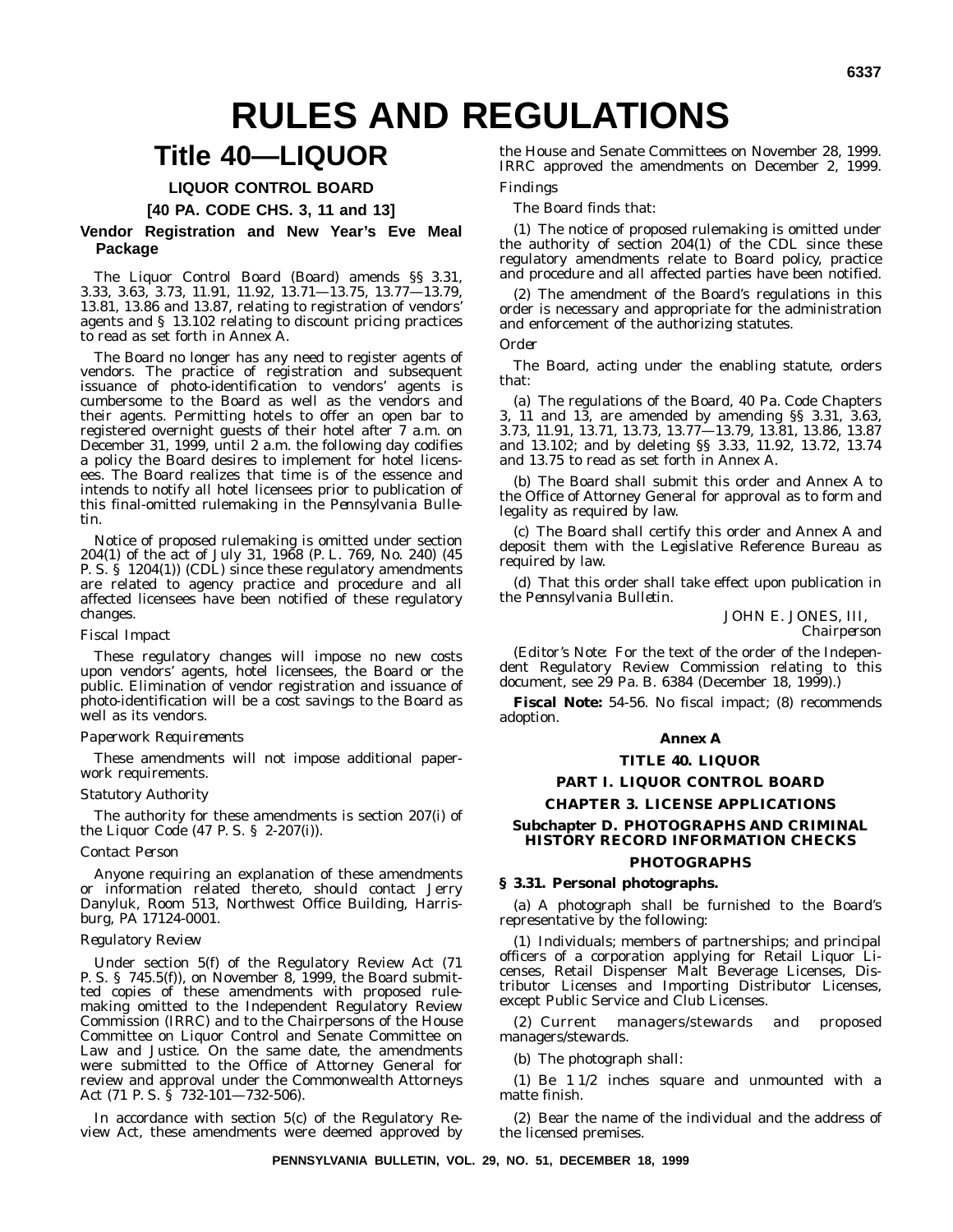# RULES AND REGULATIONS

# Title 40—LIQUOR

## LIQUOR CONTROL BOARD

## [40 PA. CODE CHS. 3, 11 and 13]

### Vendor Registration and New Year's Eve Meal Package

The Liquor Control Board (Board) amends §§ 3.31, 3.33, 3.63, 3.73, 11.91, 11.92, 13.71—13.75, 13.77—13.79, 13.81, 13.86 and 13.87, relating to registration of vendors' agents and § 13.102 relating to discount pricing practices to read as set forth in Annex A.

The Board no longer has any need to register agents of vendors. The practice of registration and subsequent issuance of photo-identification to vendors' agents is cumbersome to the Board as well as the vendors and their agents. Permitting hotels to offer an open bar to registered overnight guests of their hotel after 7 a.m. on December 31, 1999, until 2 a.m. the following day codifies a policy the Board desires to implement for hotel licensees. The Board realizes that time is of the essence and intends to notify all hotel licensees prior to publication of this final-omitted rulemaking in the *Pennsylvania Bulletin*.

Notice of proposed rulemaking is omitted under section 204(1) of the act of July 31, 1968 (P. L. 769, No. 240) (45 P. S. § 1204(1)) (CDL) since these regulatory amendments are related to agency practice and procedure and all affected licensees have been notified of these regulatory changes.

*Fiscal Impact*

These regulatory changes will impose no new costs upon vendors' agents, hotel licensees, the Board or the public. Elimination of vendor registration and issuance of photo-identification will be a cost savings to the Board as well as its vendors.

*Paperwork Requirements*

These amendments will not impose additional paperwork requirements.

*Statutory Authority*

The authority for these amendments is section 207(i) of the Liquor Code (47 P. S. § 2-207(i)).

*Contact Person*

Anyone requiring an explanation of these amendments or information related thereto, should contact Jerry Danyluk, Room 513, Northwest Office Building, Harrisburg, PA 17124-0001.

*Regulatory Review*

Under section 5(f) of the Regulatory Review Act (71 P. S. § 745.5(f)), on November 8, 1999, the Board submitted copies of these amendments with proposed rulemaking omitted to the Independent Regulatory Review Commission (IRRC) and to the Chairpersons of the House Committee on Liquor Control and Senate Committee on Law and Justice. On the same date, the amendments were submitted to the Office of Attorney General for review and approval under the Commonwealth Attorneys Act (71 P. S. § 732-101—732-506).

In accordance with section 5(c) of the Regulatory Review Act, these amendments were deemed approved by the House and Senate Committees on November 28, 1999. IRRC approved the amendments on December 2, 1999.

*Findings*

The Board finds that:

(1) The notice of proposed rulemaking is omitted under the authority of section 204(1) of the CDL since these regulatory amendments relate to Board policy, practice and procedure and all affected parties have been notified.

(2) The amendment of the Board's regulations in this order is necessary and appropriate for the administration and enforcement of the authorizing statutes.

*Order*

The Board, acting under the enabling statute, orders that:

(a) The regulations of the Board, 40 Pa. Code Chapters 3, 11 and 13, are amended by amending §§ 3.31, 3.63, 3.73, 11.91, 13.71, 13.73, 13.77—13.79, 13.81, 13.86, 13.87 and 13.102; and by deleting §§ 3.33, 11.92, 13.72, 13.74 and 13.75 to read as set forth in Annex A.

(b) The Board shall submit this order and Annex A to the Office of Attorney General for approval as to form and legality as required by law.

(c) The Board shall certify this order and Annex A and deposit them with the Legislative Reference Bureau as required by law.

(d) That this order shall take effect upon publication in the *Pennsylvania Bulletin*.

JOHN E. JONES, III,
*Chairperson*

(*Editor's Note*: For the text of the order of the Independent Regulatory Review Commission relating to this document, see 29 Pa. B. 6384 (December 18, 1999).)

**Fiscal Note:** 54-56. No fiscal impact; (8) recommends adoption.

## Annex A

## TITLE 40. LIQUOR

## PART I. LIQUOR CONTROL BOARD

## CHAPTER 3. LICENSE APPLICATIONS

### Subchapter D. PHOTOGRAPHS AND CRIMINAL HISTORY RECORD INFORMATION CHECKS

### PHOTOGRAPHS

**§ 3.31. Personal photographs.**

(a) A photograph shall be furnished to the Board's representative by the following:

(1) Individuals; members of partnerships; and principal officers of a corporation applying for Retail Liquor Licenses, Retail Dispenser Malt Beverage Licenses, Distributor Licenses and Importing Distributor Licenses, except Public Service and Club Licenses.

(2) Current managers/stewards and proposed managers/stewards.

(b) The photograph shall:

(1) Be 1 1/2 inches square and unmounted with a matte finish.

(2) Bear the name of the individual and the address of the licensed premises.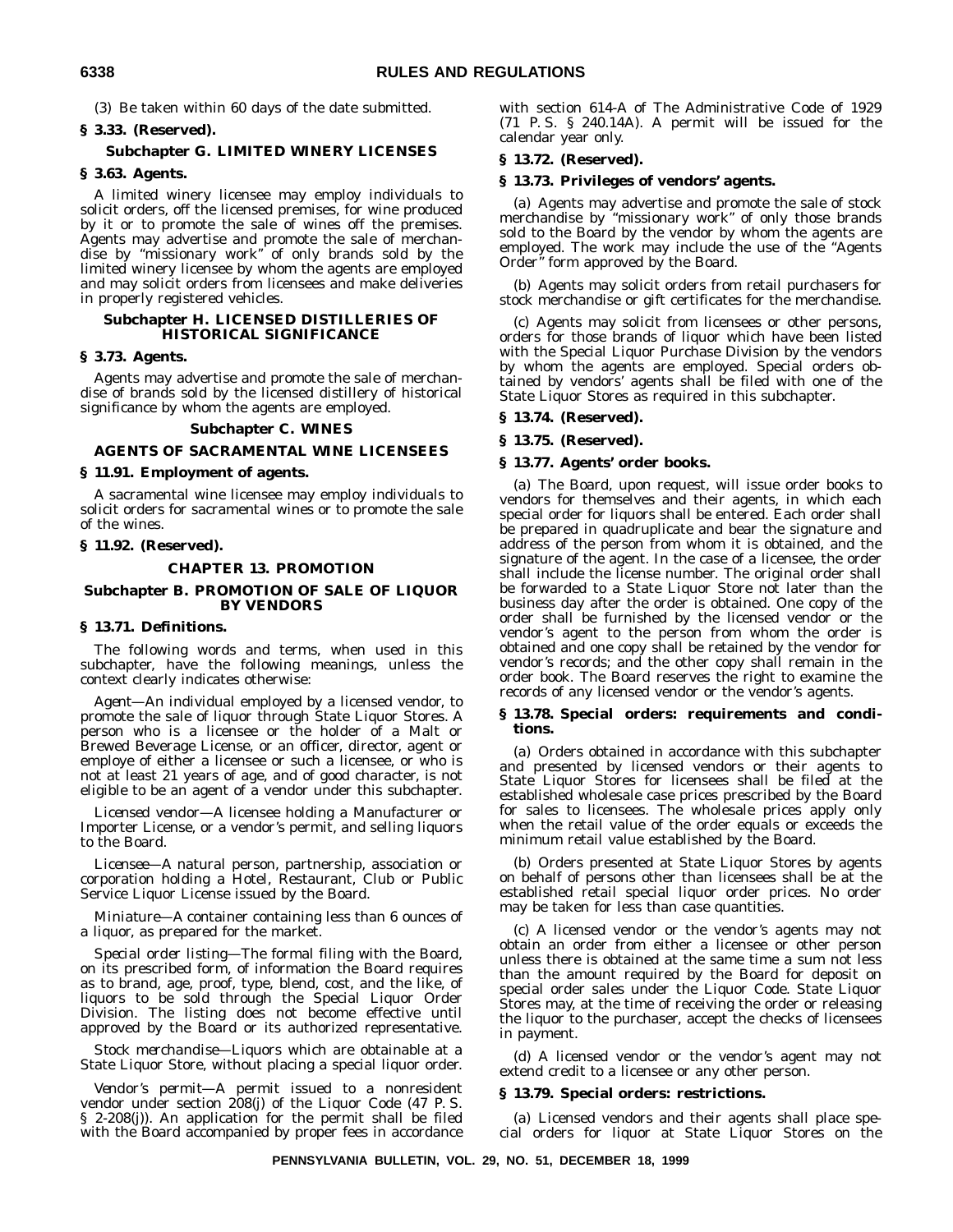(3) Be taken within 60 days of the date submitted.

**§ 3.33. (Reserved).**

### Subchapter G. LIMITED WINERY LICENSES

**§ 3.63. Agents.**

A limited winery licensee may employ individuals to solicit orders, off the licensed premises, for wine produced by it or to promote the sale of wines off the premises. Agents may advertise and promote the sale of merchandise by "missionary work" of only brands sold by the limited winery licensee by whom the agents are employed and may solicit orders from licensees and make deliveries in properly registered vehicles.

### Subchapter H. LICENSED DISTILLERIES OF HISTORICAL SIGNIFICANCE

**§ 3.73. Agents.**

Agents may advertise and promote the sale of merchandise of brands sold by the licensed distillery of historical significance by whom the agents are employed.

### Subchapter C. WINES

### AGENTS OF SACRAMENTAL WINE LICENSEES

**§ 11.91. Employment of agents.**

A sacramental wine licensee may employ individuals to solicit orders for sacramental wines or to promote the sale of the wines.

**§ 11.92. (Reserved).**

## CHAPTER 13. PROMOTION

### Subchapter B. PROMOTION OF SALE OF LIQUOR BY VENDORS

**§ 13.71. Definitions.**

The following words and terms, when used in this subchapter, have the following meanings, unless the context clearly indicates otherwise:

*Agent*—An individual employed by a licensed vendor, to promote the sale of liquor through State Liquor Stores. A person who is a licensee or the holder of a Malt or Brewed Beverage License, or an officer, director, agent or employe of either a licensee or such a licensee, or who is not at least 21 years of age, and of good character, is not eligible to be an agent of a vendor under this subchapter.

*Licensed vendor*—A licensee holding a Manufacturer or Importer License, or a vendor's permit, and selling liquors to the Board.

*Licensee*—A natural person, partnership, association or corporation holding a Hotel, Restaurant, Club or Public Service Liquor License issued by the Board.

*Miniature*—A container containing less than 6 ounces of a liquor, as prepared for the market.

*Special order listing*—The formal filing with the Board, on its prescribed form, of information the Board requires as to brand, age, proof, type, blend, cost, and the like, of liquors to be sold through the Special Liquor Order Division. The listing does not become effective until approved by the Board or its authorized representative.

*Stock merchandise*—Liquors which are obtainable at a State Liquor Store, without placing a special liquor order.

*Vendor's permit*—A permit issued to a nonresident vendor under section 208(j) of the Liquor Code (47 P. S. § 2-208(j)). An application for the permit shall be filed with the Board accompanied by proper fees in accordance with section 614-A of The Administrative Code of 1929 (71 P. S. § 240.14A). A permit will be issued for the calendar year only.

**§ 13.72. (Reserved).**

**§ 13.73. Privileges of vendors' agents.**

(a) Agents may advertise and promote the sale of stock merchandise by "missionary work" of only those brands sold to the Board by the vendor by whom the agents are employed. The work may include the use of the "Agents Order" form approved by the Board.

(b) Agents may solicit orders from retail purchasers for stock merchandise or gift certificates for the merchandise.

(c) Agents may solicit from licensees or other persons, orders for those brands of liquor which have been listed with the Special Liquor Purchase Division by the vendors by whom the agents are employed. Special orders obtained by vendors' agents shall be filed with one of the State Liquor Stores as required in this subchapter.

**§ 13.74. (Reserved).**

**§ 13.75. (Reserved).**

**§ 13.77. Agents' order books.**

(a) The Board, upon request, will issue order books to vendors for themselves and their agents, in which each special order for liquors shall be entered. Each order shall be prepared in quadruplicate and bear the signature and address of the person from whom it is obtained, and the signature of the agent. In the case of a licensee, the order shall include the license number. The original order shall be forwarded to a State Liquor Store not later than the business day after the order is obtained. One copy of the order shall be furnished by the licensed vendor or the vendor's agent to the person from whom the order is obtained and one copy shall be retained by the vendor for vendor's records; and the other copy shall remain in the order book. The Board reserves the right to examine the records of any licensed vendor or the vendor's agents.

**§ 13.78. Special orders: requirements and conditions.**

(a) Orders obtained in accordance with this subchapter and presented by licensed vendors or their agents to State Liquor Stores for licensees shall be filed at the established wholesale case prices prescribed by the Board for sales to licensees. The wholesale prices apply only when the retail value of the order equals or exceeds the minimum retail value established by the Board.

(b) Orders presented at State Liquor Stores by agents on behalf of persons other than licensees shall be at the established retail special liquor order prices. No order may be taken for less than case quantities.

(c) A licensed vendor or the vendor's agents may not obtain an order from either a licensee or other person unless there is obtained at the same time a sum not less than the amount required by the Board for deposit on special order sales under the Liquor Code. State Liquor Stores may, at the time of receiving the order or releasing the liquor to the purchaser, accept the checks of licensees in payment.

(d) A licensed vendor or the vendor's agent may not extend credit to a licensee or any other person.

**§ 13.79. Special orders: restrictions.**

(a) Licensed vendors and their agents shall place special orders for liquor at State Liquor Stores on the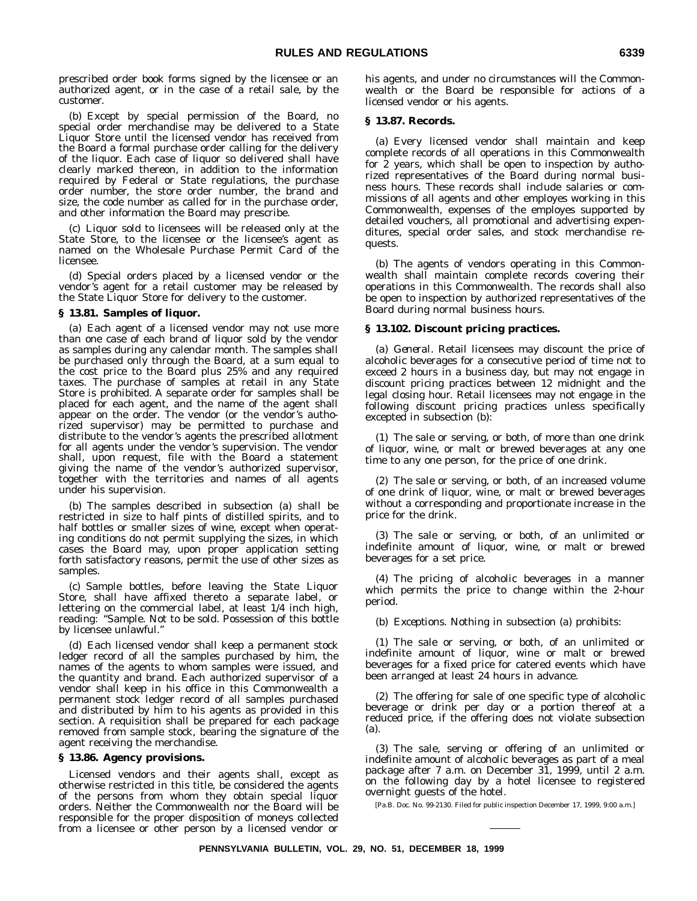prescribed order book forms signed by the licensee or an authorized agent, or in the case of a retail sale, by the customer.

(b) Except by special permission of the Board, no special order merchandise may be delivered to a State Liquor Store until the licensed vendor has received from the Board a formal purchase order calling for the delivery of the liquor. Each case of liquor so delivered shall have clearly marked thereon, in addition to the information required by Federal or State regulations, the purchase order number, the store order number, the brand and size, the code number as called for in the purchase order, and other information the Board may prescribe.

(c) Liquor sold to licensees will be released only at the State Store, to the licensee or the licensee's agent as named on the Wholesale Purchase Permit Card of the licensee.

(d) Special orders placed by a licensed vendor or the vendor's agent for a retail customer may be released by the State Liquor Store for delivery to the customer.

### § 13.81. Samples of liquor.

(a) Each agent of a licensed vendor may not use more than one case of each brand of liquor sold by the vendor as samples during any calendar month. The samples shall be purchased only through the Board, at a sum equal to the cost price to the Board plus 25% and any required taxes. The purchase of samples at retail in any State Store is prohibited. A separate order for samples shall be placed for each agent, and the name of the agent shall appear on the order. The vendor (or the vendor's authorized supervisor) may be permitted to purchase and distribute to the vendor's agents the prescribed allotment for all agents under the vendor's supervision. The vendor shall, upon request, file with the Board a statement giving the name of the vendor's authorized supervisor, together with the territories and names of all agents under his supervision.

(b) The samples described in subsection (a) shall be restricted in size to half pints of distilled spirits, and to half bottles or smaller sizes of wine, except when operating conditions do not permit supplying the sizes, in which cases the Board may, upon proper application setting forth satisfactory reasons, permit the use of other sizes as samples.

(c) Sample bottles, before leaving the State Liquor Store, shall have affixed thereto a separate label, or lettering on the commercial label, at least 1/4 inch high, reading: "Sample. Not to be sold. Possession of this bottle by licensee unlawful."

(d) Each licensed vendor shall keep a permanent stock ledger record of all the samples purchased by him, the names of the agents to whom samples were issued, and the quantity and brand. Each authorized supervisor of a vendor shall keep in his office in this Commonwealth a permanent stock ledger record of all samples purchased and distributed by him to his agents as provided in this section. A requisition shall be prepared for each package removed from sample stock, bearing the signature of the agent receiving the merchandise.

### § 13.86. Agency provisions.

Licensed vendors and their agents shall, except as otherwise restricted in this title, be considered the agents of the persons from whom they obtain special liquor orders. Neither the Commonwealth nor the Board will be responsible for the proper disposition of moneys collected from a licensee or other person by a licensed vendor or his agents, and under no circumstances will the Commonwealth or the Board be responsible for actions of a licensed vendor or his agents.

### § 13.87. Records.

(a) Every licensed vendor shall maintain and keep complete records of all operations in this Commonwealth for 2 years, which shall be open to inspection by authorized representatives of the Board during normal business hours. These records shall include salaries or commissions of all agents and other employes working in this Commonwealth, expenses of the employes supported by detailed vouchers, all promotional and advertising expenditures, special order sales, and stock merchandise requests.

(b) The agents of vendors operating in this Commonwealth shall maintain complete records covering their operations in this Commonwealth. The records shall also be open to inspection by authorized representatives of the Board during normal business hours.

### § 13.102. Discount pricing practices.

(a) *General.* Retail licensees may discount the price of alcoholic beverages for a consecutive period of time not to exceed 2 hours in a business day, but may not engage in discount pricing practices between 12 midnight and the legal closing hour. Retail licensees may not engage in the following discount pricing practices unless specifically excepted in subsection (b):

(1) The sale or serving, or both, of more than one drink of liquor, wine, or malt or brewed beverages at any one time to any one person, for the price of one drink.

(2) The sale or serving, or both, of an increased volume of one drink of liquor, wine, or malt or brewed beverages without a corresponding and proportionate increase in the price for the drink.

(3) The sale or serving, or both, of an unlimited or indefinite amount of liquor, wine, or malt or brewed beverages for a set price.

(4) The pricing of alcoholic beverages in a manner which permits the price to change within the 2-hour period.

(b) *Exceptions.* Nothing in subsection (a) prohibits:

(1) The sale or serving, or both, of an unlimited or indefinite amount of liquor, wine or malt or brewed beverages for a fixed price for catered events which have been arranged at least 24 hours in advance.

(2) The offering for sale of one specific type of alcoholic beverage or drink per day or a portion thereof at a reduced price, if the offering does not violate subsection (a).

(3) The sale, serving or offering of an unlimited or indefinite amount of alcoholic beverages as part of a meal package after 7 a.m. on December 31, 1999, until 2 a.m. on the following day by a hotel licensee to registered overnight guests of the hotel.

[Pa.B. Doc. No. 99-2130. Filed for public inspection December 17, 1999, 9:00 a.m.]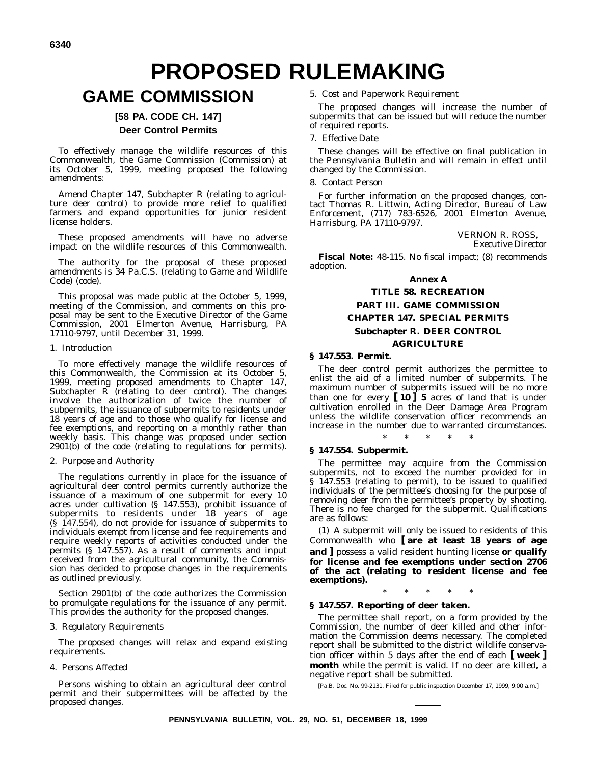# PROPOSED RULEMAKING

## GAME COMMISSION

### [58 PA. CODE CH. 147]

### Deer Control Permits

To effectively manage the wildlife resources of this Commonwealth, the Game Commission (Commission) at its October 5, 1999, meeting proposed the following amendments:

Amend Chapter 147, Subchapter R (relating to agriculture deer control) to provide more relief to qualified farmers and expand opportunities for junior resident license holders.

These proposed amendments will have no adverse impact on the wildlife resources of this Commonwealth.

The authority for the proposal of these proposed amendments is 34 Pa.C.S. (relating to Game and Wildlife Code) (code).

This proposal was made public at the October 5, 1999, meeting of the Commission, and comments on this proposal may be sent to the Executive Director of the Game Commission, 2001 Elmerton Avenue, Harrisburg, PA 17110-9797, until December 31, 1999.

*1. Introduction*

To more effectively manage the wildlife resources of this Commonwealth, the Commission at its October 5, 1999, meeting proposed amendments to Chapter 147, Subchapter R (relating to deer control). The changes involve the authorization of twice the number of subpermits, the issuance of subpermits to residents under 18 years of age and to those who qualify for license and fee exemptions, and reporting on a monthly rather than weekly basis. This change was proposed under section 2901(b) of the code (relating to regulations for permits).

*2. Purpose and Authority*

The regulations currently in place for the issuance of agricultural deer control permits currently authorize the issuance of a maximum of one subpermit for every 10 acres under cultivation (§ 147.553), prohibit issuance of subpermits to residents under 18 years of age (§ 147.554), do not provide for issuance of subpermits to individuals exempt from license and fee requirements and require weekly reports of activities conducted under the permits (§ 147.557). As a result of comments and input received from the agricultural community, the Commission has decided to propose changes in the requirements as outlined previously.

Section 2901(b) of the code authorizes the Commission to promulgate regulations for the issuance of any permit. This provides the authority for the proposed changes.

*3. Regulatory Requirements*

The proposed changes will relax and expand existing requirements.

*4. Persons Affected*

Persons wishing to obtain an agricultural deer control permit and their subpermittees will be affected by the proposed changes.

*5. Cost and Paperwork Requirement*

The proposed changes will increase the number of subpermits that can be issued but will reduce the number of required reports.

*7. Effective Date*

These changes will be effective on final publication in the *Pennsylvania Bulletin* and will remain in effect until changed by the Commission.

*8. Contact Person*

For further information on the proposed changes, contact Thomas R. Littwin, Acting Director, Bureau of Law Enforcement, (717) 783-6526, 2001 Elmerton Avenue, Harrisburg, PA 17110-9797.

VERNON R. ROSS,
*Executive Director*

**Fiscal Note:** 48-115. No fiscal impact; (8) recommends adoption.

**Annex A**

**TITLE 58. RECREATION**

**PART III. GAME COMMISSION**

**CHAPTER 147. SPECIAL PERMITS**

**Subchapter R. DEER CONTROL**

**AGRICULTURE**

**§ 147.553. Permit.**

The deer control permit authorizes the permittee to enlist the aid of a limited number of subpermits. The maximum number of subpermits issued will be no more than one for every **[ 10 ] 5** acres of land that is under cultivation enrolled in the Deer Damage Area Program unless the wildlife conservation officer recommends an increase in the number due to warranted circumstances.

\* \* \* \* \*

**§ 147.554. Subpermit.**

The permittee may acquire from the Commission subpermits, not to exceed the number provided for in § 147.553 (relating to permit), to be issued to qualified individuals of the permittee's choosing for the purpose of removing deer from the permittee's property by shooting. There is no fee charged for the subpermit. Qualifications are as follows:

(1) A subpermit will only be issued to residents of this Commonwealth who **[ are at least 18 years of age and ]** possess a valid resident hunting license **or qualify for license and fee exemptions under section 2706 of the act (relating to resident license and fee exemptions).**

\* \* \* \* \*

**§ 147.557. Reporting of deer taken.**

The permittee shall report, on a form provided by the Commission, the number of deer killed and other information the Commission deems necessary. The completed report shall be submitted to the district wildlife conservation officer within 5 days after the end of each **[ week ] month** while the permit is valid. If no deer are killed, a negative report shall be submitted.

[Pa.B. Doc. No. 99-2131. Filed for public inspection December 17, 1999, 9:00 a.m.]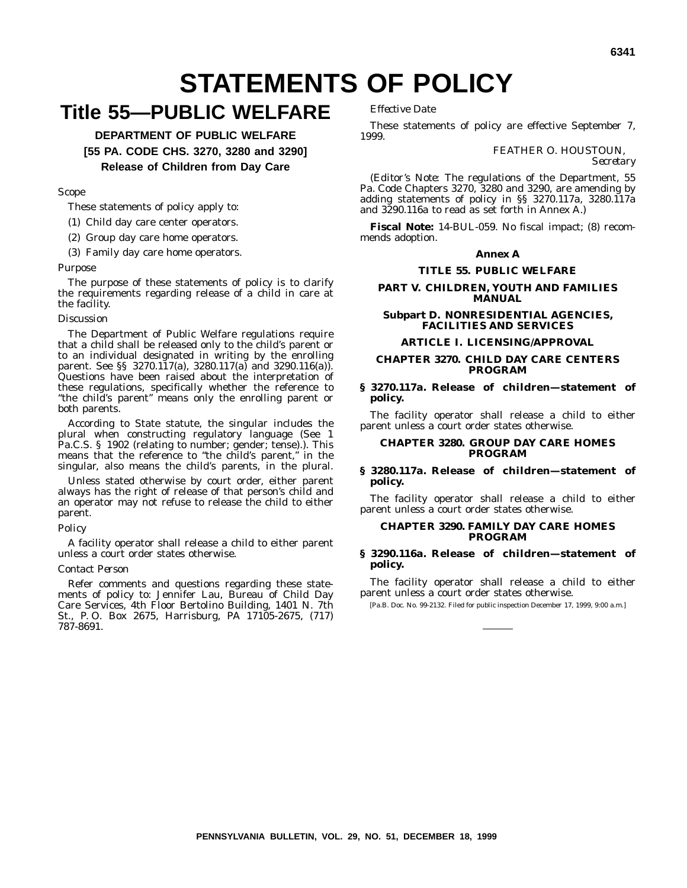# STATEMENTS OF POLICY

## Title 55—PUBLIC WELFARE

### DEPARTMENT OF PUBLIC WELFARE

### [55 PA. CODE CHS. 3270, 3280 and 3290]

### Release of Children from Day Care

*Scope*

These statements of policy apply to:

(1) Child day care center operators.

(2) Group day care home operators.

(3) Family day care home operators.

*Purpose*

The purpose of these statements of policy is to clarify the requirements regarding release of a child in care at the facility.

*Discussion*

The Department of Public Welfare regulations require that a child shall be released only to the child's parent or to an individual designated in writing by the enrolling parent. See §§ 3270.117(a), 3280.117(a) and 3290.116(a)). Questions have been raised about the interpretation of these regulations, specifically whether the reference to "the child's parent" means only the enrolling parent or both parents.

According to State statute, the singular includes the plural when constructing regulatory language (See 1 Pa.C.S. § 1902 (relating to number; gender; tense).). This means that the reference to "the child's parent," in the singular, also means the child's parents, in the plural.

Unless stated otherwise by court order, either parent always has the right of release of that person's child and an operator may not refuse to release the child to either parent.

*Policy*

A facility operator shall release a child to either parent unless a court order states otherwise.

*Contact Person*

Refer comments and questions regarding these statements of policy to: Jennifer Lau, Bureau of Child Day Care Services, 4th Floor Bertolino Building, 1401 N. 7th St., P. O. Box 2675, Harrisburg, PA 17105-2675, (717) 787-8691.

*Effective Date*

These statements of policy are effective September 7, 1999.

FEATHER O. HOUSTOUN,
*Secretary*

(*Editor's Note*: The regulations of the Department, 55 Pa. Code Chapters 3270, 3280 and 3290, are amending by adding statements of policy in §§ 3270.117a, 3280.117a and 3290.116a to read as set forth in Annex A.)

**Fiscal Note:** 14-BUL-059. No fiscal impact; (8) recommends adoption.

**Annex A**

**TITLE 55. PUBLIC WELFARE**

**PART V. CHILDREN, YOUTH AND FAMILIES MANUAL**

**Subpart D. NONRESIDENTIAL AGENCIES, FACILITIES AND SERVICES**

**ARTICLE I. LICENSING/APPROVAL**

**CHAPTER 3270. CHILD DAY CARE CENTERS PROGRAM**

**§ 3270.117a. Release of children—statement of policy.**

The facility operator shall release a child to either parent unless a court order states otherwise.

**CHAPTER 3280. GROUP DAY CARE HOMES PROGRAM**

**§ 3280.117a. Release of children—statement of policy.**

The facility operator shall release a child to either parent unless a court order states otherwise.

**CHAPTER 3290. FAMILY DAY CARE HOMES PROGRAM**

**§ 3290.116a. Release of children—statement of policy.**

The facility operator shall release a child to either parent unless a court order states otherwise.

[Pa.B. Doc. No. 99-2132. Filed for public inspection December 17, 1999, 9:00 a.m.]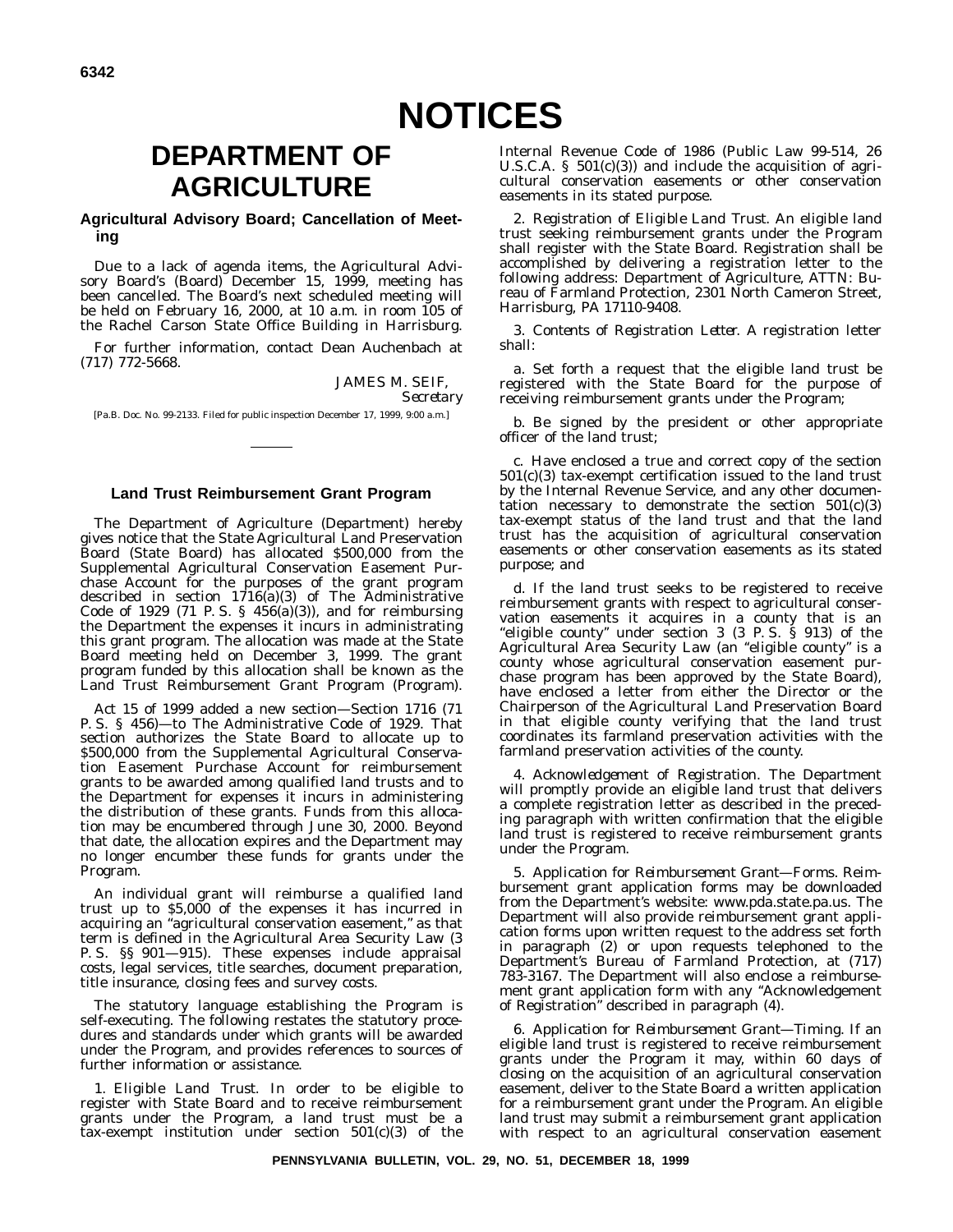# NOTICES

## DEPARTMENT OF AGRICULTURE

### Agricultural Advisory Board; Cancellation of Meeting

Due to a lack of agenda items, the Agricultural Advisory Board's (Board) December 15, 1999, meeting has been cancelled. The Board's next scheduled meeting will be held on February 16, 2000, at 10 a.m. in room 105 of the Rachel Carson State Office Building in Harrisburg.

For further information, contact Dean Auchenbach at (717) 772-5668.

JAMES M. SEIF,
*Secretary*

[Pa.B. Doc. No. 99-2133. Filed for public inspection December 17, 1999, 9:00 a.m.]

### Land Trust Reimbursement Grant Program

The Department of Agriculture (Department) hereby gives notice that the State Agricultural Land Preservation Board (State Board) has allocated $500,000 from the Supplemental Agricultural Conservation Easement Purchase Account for the purposes of the grant program described in section 1716(a)(3) of The Administrative Code of 1929 (71 P. S. § 456(a)(3)), and for reimbursing the Department the expenses it incurs in administrating this grant program. The allocation was made at the State Board meeting held on December 3, 1999. The grant program funded by this allocation shall be known as the Land Trust Reimbursement Grant Program (Program).

Act 15 of 1999 added a new section—Section 1716 (71 P. S. § 456)—to The Administrative Code of 1929. That section authorizes the State Board to allocate up to $500,000 from the Supplemental Agricultural Conservation Easement Purchase Account for reimbursement grants to be awarded among qualified land trusts and to the Department for expenses it incurs in administering the distribution of these grants. Funds from this allocation may be encumbered through June 30, 2000. Beyond that date, the allocation expires and the Department may no longer encumber these funds for grants under the Program.

An individual grant will reimburse a qualified land trust up to $5,000 of the expenses it has incurred in acquiring an "agricultural conservation easement," as that term is defined in the Agricultural Area Security Law (3 P. S. §§ 901—915). These expenses include appraisal costs, legal services, title searches, document preparation, title insurance, closing fees and survey costs.

The statutory language establishing the Program is self-executing. The following restates the statutory procedures and standards under which grants will be awarded under the Program, and provides references to sources of further information or assistance.

1. *Eligible Land Trust*. In order to be eligible to register with State Board and to receive reimbursement grants under the Program, a land trust must be a tax-exempt institution under section 501(c)(3) of the Internal Revenue Code of 1986 (Public Law 99-514, 26 U.S.C.A. § 501(c)(3)) and include the acquisition of agricultural conservation easements or other conservation easements in its stated purpose.

2. *Registration of Eligible Land Trust*. An eligible land trust seeking reimbursement grants under the Program shall register with the State Board. Registration shall be accomplished by delivering a registration letter to the following address: Department of Agriculture, ATTN: Bureau of Farmland Protection, 2301 North Cameron Street, Harrisburg, PA 17110-9408.

3. *Contents of Registration Letter*. A registration letter shall:

a. Set forth a request that the eligible land trust be registered with the State Board for the purpose of receiving reimbursement grants under the Program;

b. Be signed by the president or other appropriate officer of the land trust;

c. Have enclosed a true and correct copy of the section 501(c)(3) tax-exempt certification issued to the land trust by the Internal Revenue Service, and any other documentation necessary to demonstrate the section 501(c)(3) tax-exempt status of the land trust and that the land trust has the acquisition of agricultural conservation easements or other conservation easements as its stated purpose; and

d. If the land trust seeks to be registered to receive reimbursement grants with respect to agricultural conservation easements it acquires in a county that is an "eligible county" under section 3 (3 P. S. § 913) of the Agricultural Area Security Law (an "eligible county" is a county whose agricultural conservation easement purchase program has been approved by the State Board), have enclosed a letter from either the Director or the Chairperson of the Agricultural Land Preservation Board in that eligible county verifying that the land trust coordinates its farmland preservation activities with the farmland preservation activities of the county.

4. *Acknowledgement of Registration*. The Department will promptly provide an eligible land trust that delivers a complete registration letter as described in the preceding paragraph with written confirmation that the eligible land trust is registered to receive reimbursement grants under the Program.

5. *Application for Reimbursement Grant—Forms*. Reimbursement grant application forms may be downloaded from the Department's website: www.pda.state.pa.us. The Department will also provide reimbursement grant application forms upon written request to the address set forth in paragraph (2) or upon requests telephoned to the Department's Bureau of Farmland Protection, at (717) 783-3167. The Department will also enclose a reimbursement grant application form with any "Acknowledgement of Registration" described in paragraph (4).

6. *Application for Reimbursement Grant—Timing*. If an eligible land trust is registered to receive reimbursement grants under the Program it may, within 60 days of closing on the acquisition of an agricultural conservation easement, deliver to the State Board a written application for a reimbursement grant under the Program. An eligible land trust may submit a reimbursement grant application with respect to an agricultural conservation easement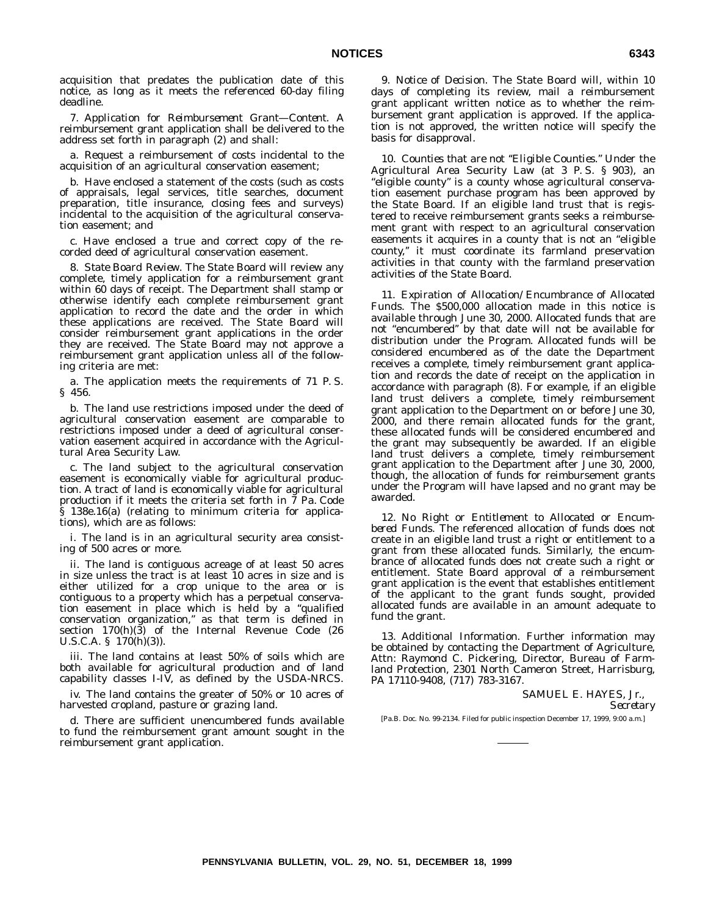acquisition that predates the publication date of this notice, as long as it meets the referenced 60-day filing deadline.

7. *Application for Reimbursement Grant—Content*. A reimbursement grant application shall be delivered to the address set forth in paragraph (2) and shall:

a. Request a reimbursement of costs incidental to the acquisition of an agricultural conservation easement;

b. Have enclosed a statement of the costs (such as costs of appraisals, legal services, title searches, document preparation, title insurance, closing fees and surveys) incidental to the acquisition of the agricultural conservation easement; and

c. Have enclosed a true and correct copy of the recorded deed of agricultural conservation easement.

8. *State Board Review*. The State Board will review any complete, timely application for a reimbursement grant within 60 days of receipt. The Department shall stamp or otherwise identify each complete reimbursement grant application to record the date and the order in which these applications are received. The State Board will consider reimbursement grant applications in the order they are received. The State Board may not approve a reimbursement grant application unless all of the following criteria are met:

a. The application meets the requirements of 71 P. S. § 456.

b. The land use restrictions imposed under the deed of agricultural conservation easement are comparable to restrictions imposed under a deed of agricultural conservation easement acquired in accordance with the Agricultural Area Security Law.

c. The land subject to the agricultural conservation easement is economically viable for agricultural production. A tract of land is economically viable for agricultural production if it meets the criteria set forth in 7 Pa. Code § 138e.16(a) (relating to minimum criteria for applications), which are as follows:

i. The land is in an agricultural security area consisting of 500 acres or more.

ii. The land is contiguous acreage of at least 50 acres in size unless the tract is at least 10 acres in size and is either utilized for a crop unique to the area or is contiguous to a property which has a perpetual conservation easement in place which is held by a "qualified conservation organization," as that term is defined in section 170(h)(3) of the Internal Revenue Code (26 U.S.C.A. § 170(h)(3)).

iii. The land contains at least 50% of soils which are both available for agricultural production and of land capability classes I-IV, as defined by the USDA-NRCS.

iv. The land contains the greater of 50% or 10 acres of harvested cropland, pasture or grazing land.

d. There are sufficient unencumbered funds available to fund the reimbursement grant amount sought in the reimbursement grant application.

9. *Notice of Decision*. The State Board will, within 10 days of completing its review, mail a reimbursement grant applicant written notice as to whether the reimbursement grant application is approved. If the application is not approved, the written notice will specify the basis for disapproval.

10. *Counties that are not "Eligible Counties."* Under the Agricultural Area Security Law (at 3 P. S. § 903), an "eligible county" is a county whose agricultural conservation easement purchase program has been approved by the State Board. If an eligible land trust that is registered to receive reimbursement grants seeks a reimbursement grant with respect to an agricultural conservation easements it acquires in a county that is not an "eligible county," it must coordinate its farmland preservation activities in that county with the farmland preservation activities of the State Board.

11. *Expiration of Allocation/Encumbrance of Allocated Funds*. The $500,000 allocation made in this notice is available through June 30, 2000. Allocated funds that are not "encumbered" by that date will not be available for distribution under the Program. Allocated funds will be considered encumbered as of the date the Department receives a complete, timely reimbursement grant application and records the date of receipt on the application in accordance with paragraph (8). For example, if an eligible land trust delivers a complete, timely reimbursement grant application to the Department on or before June 30, 2000, and there remain allocated funds for the grant, these allocated funds will be considered encumbered and the grant may subsequently be awarded. If an eligible land trust delivers a complete, timely reimbursement grant application to the Department after June 30, 2000, though, the allocation of funds for reimbursement grants under the Program will have lapsed and no grant may be awarded.

12. *No Right or Entitlement to Allocated or Encumbered Funds*. The referenced allocation of funds does not create in an eligible land trust a right or entitlement to a grant from these allocated funds. Similarly, the encumbrance of allocated funds does not create such a right or entitlement. State Board approval of a reimbursement grant application is the event that establishes entitlement of the applicant to the grant funds sought, provided allocated funds are available in an amount adequate to fund the grant.

13. *Additional Information*. Further information may be obtained by contacting the Department of Agriculture, Attn: Raymond C. Pickering, Director, Bureau of Farmland Protection, 2301 North Cameron Street, Harrisburg, PA 17110-9408, (717) 783-3167.

SAMUEL E. HAYES, Jr.,
*Secretary*

[Pa.B. Doc. No. 99-2134. Filed for public inspection December 17, 1999, 9:00 a.m.]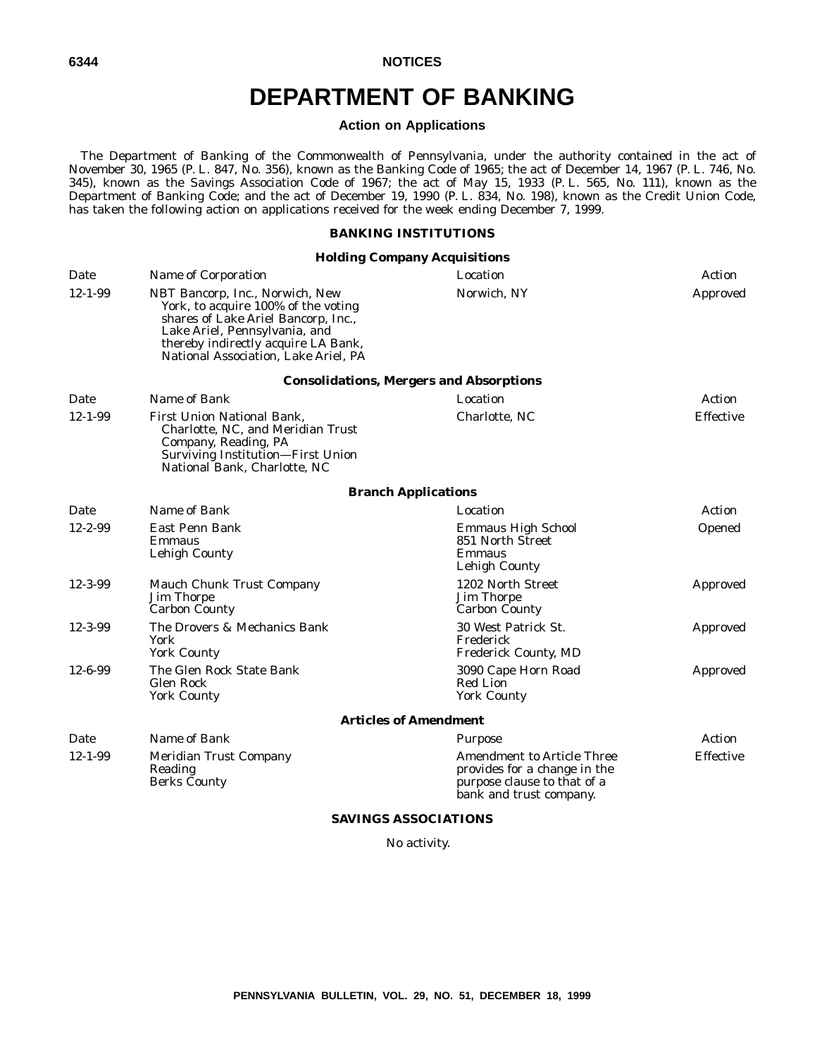# DEPARTMENT OF BANKING

## Action on Applications

The Department of Banking of the Commonwealth of Pennsylvania, under the authority contained in the act of November 30, 1965 (P. L. 847, No. 356), known as the Banking Code of 1965; the act of December 14, 1967 (P. L. 746, No. 345), known as the Savings Association Code of 1967; the act of May 15, 1933 (P. L. 565, No. 111), known as the Department of Banking Code; and the act of December 19, 1990 (P. L. 834, No. 198), known as the Credit Union Code, has taken the following action on applications received for the week ending December 7, 1999.

### BANKING INSTITUTIONS

#### Holding Company Acquisitions

| Date | Name of Corporation | Location | Action |
|---|---|---|---|
| 12-1-99 | NBT Bancorp, Inc., Norwich, New York, to acquire 100% of the voting shares of Lake Ariel Bancorp, Inc., Lake Ariel, Pennsylvania, and thereby indirectly acquire LA Bank, National Association, Lake Ariel, PA | Norwich, NY | Approved |

#### Consolidations, Mergers and Absorptions

| Date | Name of Bank | Location | Action |
|---|---|---|---|
| 12-1-99 | First Union National Bank, Charlotte, NC, and Meridian Trust Company, Reading, PA<br>Surviving Institution—First Union National Bank, Charlotte, NC | Charlotte, NC | Effective |

#### Branch Applications

| Date | Name of Bank | Location | Action |
|---|---|---|---|
| 12-2-99 | East Penn Bank<br>Emmaus<br>Lehigh County | Emmaus High School<br>851 North Street<br>Emmaus<br>Lehigh County | Opened |
| 12-3-99 | Mauch Chunk Trust Company<br>Jim Thorpe<br>Carbon County | 1202 North Street<br>Jim Thorpe<br>Carbon County | Approved |
| 12-3-99 | The Drovers & Mechanics Bank<br>York<br>York County | 30 West Patrick St.<br>Frederick<br>Frederick County, MD | Approved |
| 12-6-99 | The Glen Rock State Bank<br>Glen Rock<br>York County | 3090 Cape Horn Road<br>Red Lion<br>York County | Approved |

#### Articles of Amendment

| Date | Name of Bank | Purpose | Action |
|---|---|---|---|
| 12-1-99 | Meridian Trust Company<br>Reading<br>Berks County | Amendment to Article Three provides for a change in the purpose clause to that of a bank and trust company. | Effective |

### SAVINGS ASSOCIATIONS

No activity.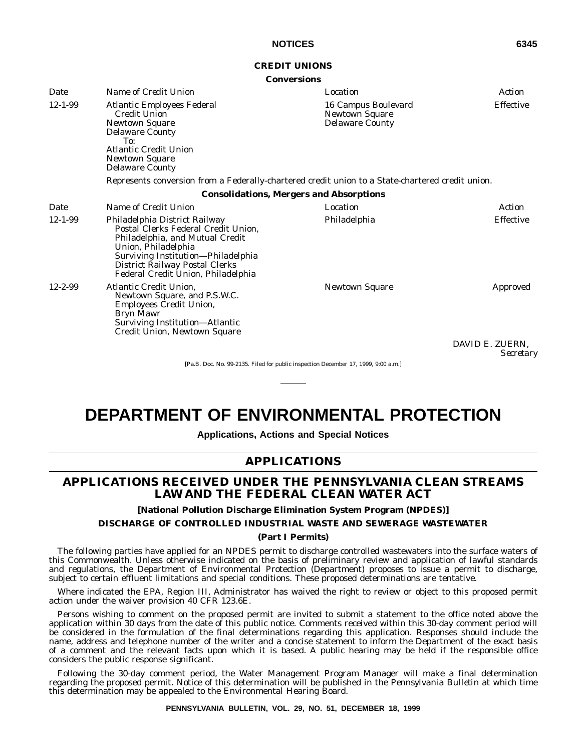## CREDIT UNIONS

### Conversions

| Date | Name of Credit Union | Location | Action |
| --- | --- | --- | --- |
| 12-1-99 | Atlantic Employees Federal Credit Union<br>Newtown Square<br>Delaware County<br>To:<br>Atlantic Credit Union<br>Newtown Square<br>Delaware County | 16 Campus Boulevard<br>Newtown Square<br>Delaware County | Effective |

Represents conversion from a Federally-chartered credit union to a State-chartered credit union.

### Consolidations, Mergers and Absorptions

| Date | Name of Credit Union | Location | Action |
| --- | --- | --- | --- |
| 12-1-99 | Philadelphia District Railway Postal Clerks Federal Credit Union, Philadelphia, and Mutual Credit Union, Philadelphia<br>Surviving Institution—Philadelphia District Railway Postal Clerks Federal Credit Union, Philadelphia | Philadelphia | Effective |
| 12-2-99 | Atlantic Credit Union, Newtown Square, and P.S.W.C. Employees Credit Union, Bryn Mawr<br>Surviving Institution—Atlantic Credit Union, Newtown Square | Newtown Square | Approved |

DAVID E. ZUERN,
*Secretary*

[Pa.B. Doc. No. 99-2135. Filed for public inspection December 17, 1999, 9:00 a.m.]

# DEPARTMENT OF ENVIRONMENTAL PROTECTION

**Applications, Actions and Special Notices**

## APPLICATIONS

## APPLICATIONS RECEIVED UNDER THE PENNSYLVANIA CLEAN STREAMS LAW AND THE FEDERAL CLEAN WATER ACT

**[National Pollution Discharge Elimination System Program (NPDES)]**

**DISCHARGE OF CONTROLLED INDUSTRIAL WASTE AND SEWERAGE WASTEWATER**

**(Part I Permits)**

The following parties have applied for an NPDES permit to discharge controlled wastewaters into the surface waters of this Commonwealth. Unless otherwise indicated on the basis of preliminary review and application of lawful standards and regulations, the Department of Environmental Protection (Department) proposes to issue a permit to discharge, subject to certain effluent limitations and special conditions. These proposed determinations are tentative.

Where indicated the EPA, Region III, Administrator has waived the right to review or object to this proposed permit action under the waiver provision 40 CFR 123.6E.

Persons wishing to comment on the proposed permit are invited to submit a statement to the office noted above the application within 30 days from the date of this public notice. Comments received within this 30-day comment period will be considered in the formulation of the final determinations regarding this application. Responses should include the name, address and telephone number of the writer and a concise statement to inform the Department of the exact basis of a comment and the relevant facts upon which it is based. A public hearing may be held if the responsible office considers the public response significant.

Following the 30-day comment period, the Water Management Program Manager will make a final determination regarding the proposed permit. Notice of this determination will be published in the *Pennsylvania Bulletin* at which time this determination may be appealed to the Environmental Hearing Board.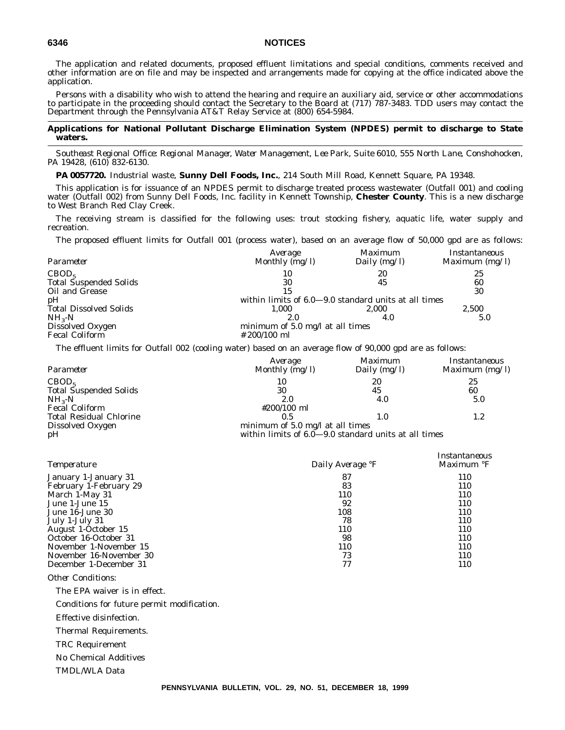The application and related documents, proposed effluent limitations and special conditions, comments received and other information are on file and may be inspected and arrangements made for copying at the office indicated above the application.

Persons with a disability who wish to attend the hearing and require an auxiliary aid, service or other accommodations to participate in the proceeding should contact the Secretary to the Board at (717) 787-3483. TDD users may contact the Department through the Pennsylvania AT&T Relay Service at (800) 654-5984.

## Applications for National Pollutant Discharge Elimination System (NPDES) permit to discharge to State waters.

*Southeast Regional Office: Regional Manager, Water Management, Lee Park, Suite 6010, 555 North Lane, Conshohocken, PA 19428, (610) 832-6130.*

**PA 0057720.** Industrial waste, **Sunny Dell Foods, Inc.**, 214 South Mill Road, Kennett Square, PA 19348.

This application is for issuance of an NPDES permit to discharge treated process wastewater (Outfall 001) and cooling water (Outfall 002) from Sunny Dell Foods, Inc. facility in Kennett Township, **Chester County**. This is a new discharge to West Branch Red Clay Creek.

The receiving stream is classified for the following uses: trout stocking fishery, aquatic life, water supply and recreation.

The proposed effluent limits for Outfall 001 (process water), based on an average flow of 50,000 gpd are as follows:

| *Parameter* | *Average Monthly (mg/l)* | *Maximum Daily (mg/l)* | *Instantaneous Maximum (mg/l)* |
|---|---|---|---|
| $CBOD_5$ | 10 | 20 | 25 |
| Total Suspended Solids | 30 | 45 | 60 |
| Oil and Grease | 15 | | 30 |
| pH | within limits of 6.0—9.0 standard units at all times | | |
| Total Dissolved Solids | 1,000 | 2,000 | 2,500 |
| $NH_3$-N | 2.0 | 4.0 | 5.0 |
| Dissolved Oxygen | minimum of 5.0 mg/l at all times | | |
| Fecal Coliform | # 200/100 ml | | |

The effluent limits for Outfall 002 (cooling water) based on an average flow of 90,000 gpd are as follows:

| *Parameter* | *Average Monthly (mg/l)* | *Maximum Daily (mg/l)* | *Instantaneous Maximum (mg/l)* |
|---|---|---|---|
| $CBOD_5$ | 10 | 20 | 25 |
| Total Suspended Solids | 30 | 45 | 60 |
| $NH_3$-N | 2.0 | 4.0 | 5.0 |
| Fecal Coliform | #200/100 ml | | |
| Total Residual Chlorine | 0.5 | 1.0 | 1.2 |
| Dissolved Oxygen | minimum of 5.0 mg/l at all times | | |
| pH | within limits of 6.0—9.0 standard units at all times | | |

| *Temperature* | *Daily Average °F* | *Instantaneous Maximum °F* |
|---|---|---|
| January 1-January 31 | 87 | 110 |
| February 1-February 29 | 83 | 110 |
| March 1-May 31 | 110 | 110 |
| June 1-June 15 | 92 | 110 |
| June 16-June 30 | 108 | 110 |
| July 1-July 31 | 78 | 110 |
| August 1-October 15 | 110 | 110 |
| October 16-October 31 | 98 | 110 |
| November 1-November 15 | 110 | 110 |
| November 16-November 30 | 73 | 110 |
| December 1-December 31 | 77 | 110 |

*Other Conditions:*

The EPA waiver is in effect.

Conditions for future permit modification.

Effective disinfection.

Thermal Requirements.

TRC Requirement

No Chemical Additives

TMDL/WLA Data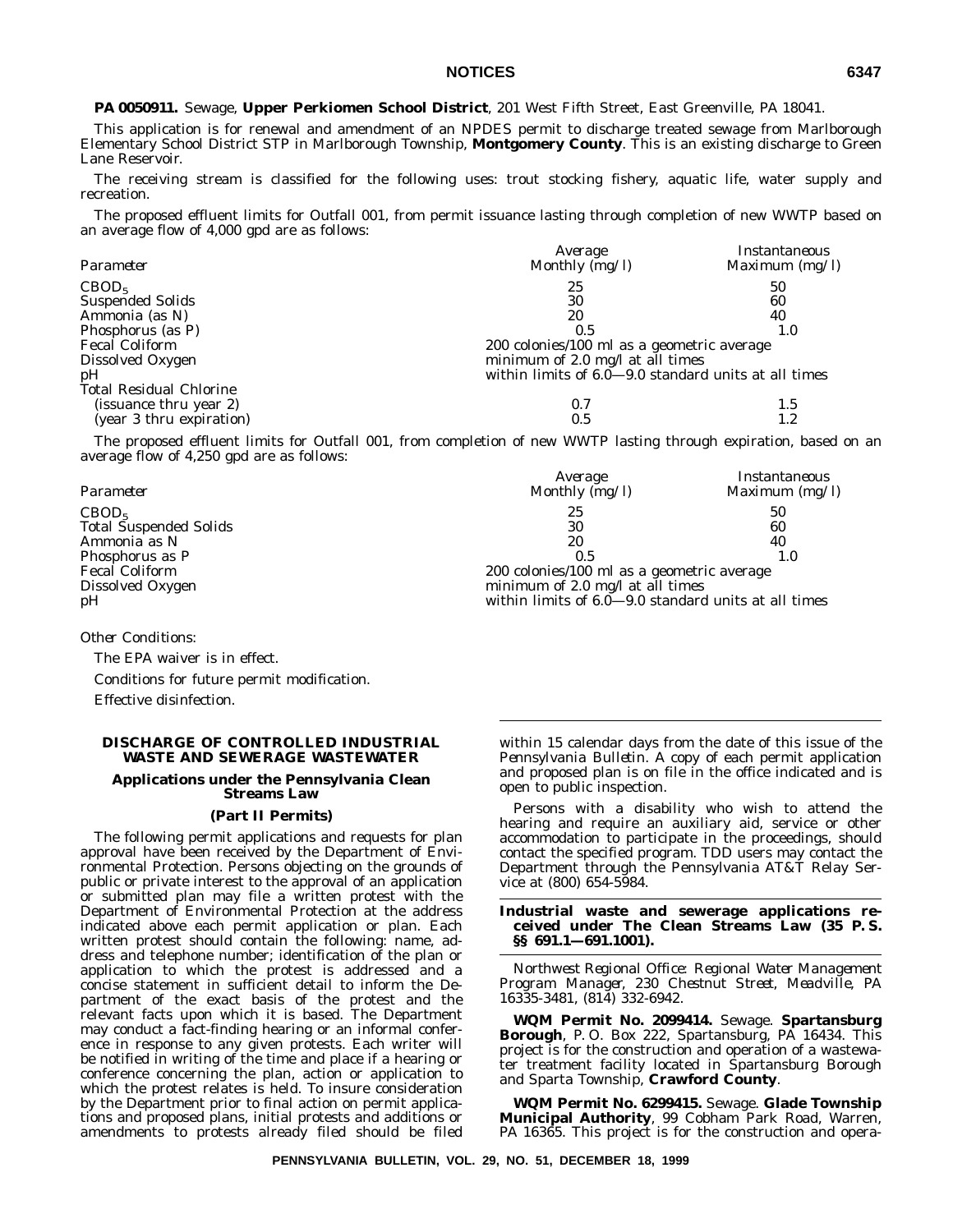**PA 0050911.** Sewage, **Upper Perkiomen School District**, 201 West Fifth Street, East Greenville, PA 18041.

This application is for renewal and amendment of an NPDES permit to discharge treated sewage from Marlborough Elementary School District STP in Marlborough Township, **Montgomery County**. This is an existing discharge to Green Lane Reservoir.

The receiving stream is classified for the following uses: trout stocking fishery, aquatic life, water supply and recreation.

The proposed effluent limits for Outfall 001, from permit issuance lasting through completion of new WWTP based on an average flow of 4,000 gpd are as follows:

| *Parameter* | *Average Monthly (mg/l)* | *Instantaneous Maximum (mg/l)* |
|---|---|---|
| $CBOD_5$ | 25 | 50 |
| Suspended Solids | 30 | 60 |
| Ammonia (as N) | 20 | 40 |
| Phosphorus (as P) | 0.5 | 1.0 |
| Fecal Coliform | 200 colonies/100 ml as a geometric average | |
| Dissolved Oxygen | minimum of 2.0 mg/l at all times | |
| pH | within limits of 6.0—9.0 standard units at all times | |
| Total Residual Chlorine | | |
| (issuance thru year 2) | 0.7 | 1.5 |
| (year 3 thru expiration) | 0.5 | 1.2 |

The proposed effluent limits for Outfall 001, from completion of new WWTP lasting through expiration, based on an average flow of 4,250 gpd are as follows:

| *Parameter* | *Average Monthly (mg/l)* | *Instantaneous Maximum (mg/l)* |
|---|---|---|
| $CBOD_5$ | 25 | 50 |
| Total Suspended Solids | 30 | 60 |
| Ammonia as N | 20 | 40 |
| Phosphorus as P | 0.5 | 1.0 |
| Fecal Coliform | 200 colonies/100 ml as a geometric average | |
| Dissolved Oxygen | minimum of 2.0 mg/l at all times | |
| pH | within limits of 6.0—9.0 standard units at all times | |

*Other Conditions:*

The EPA waiver is in effect.

Conditions for future permit modification.

Effective disinfection.

## DISCHARGE OF CONTROLLED INDUSTRIAL WASTE AND SEWERAGE WASTEWATER

### Applications under the Pennsylvania Clean Streams Law

### (Part II Permits)

The following permit applications and requests for plan approval have been received by the Department of Environmental Protection. Persons objecting on the grounds of public or private interest to the approval of an application or submitted plan may file a written protest with the Department of Environmental Protection at the address indicated above each permit application or plan. Each written protest should contain the following: name, address and telephone number; identification of the plan or application to which the protest is addressed and a concise statement in sufficient detail to inform the Department of the exact basis of the protest and the relevant facts upon which it is based. The Department may conduct a fact-finding hearing or an informal conference in response to any given protests. Each writer will be notified in writing of the time and place if a hearing or conference concerning the plan, action or application to which the protest relates is held. To insure consideration by the Department prior to final action on permit applications and proposed plans, initial protests and additions or amendments to protests already filed should be filed within 15 calendar days from the date of this issue of the *Pennsylvania Bulletin*. A copy of each permit application and proposed plan is on file in the office indicated and is open to public inspection.

Persons with a disability who wish to attend the hearing and require an auxiliary aid, service or other accommodation to participate in the proceedings, should contact the specified program. TDD users may contact the Department through the Pennsylvania AT&T Relay Service at (800) 654-5984.

### Industrial waste and sewerage applications received under The Clean Streams Law (35 P. S. §§ 691.1—691.1001).

*Northwest Regional Office: Regional Water Management Program Manager, 230 Chestnut Street, Meadville, PA 16335-3481, (814) 332-6942.*

**WQM Permit No. 2099414.** Sewage. **Spartansburg Borough**, P. O. Box 222, Spartansburg, PA 16434. This project is for the construction and operation of a wastewater treatment facility located in Spartansburg Borough and Sparta Township, **Crawford County**.

**WQM Permit No. 6299415.** Sewage. **Glade Township Municipal Authority**, 99 Cobham Park Road, Warren, PA 16365. This project is for the construction and opera-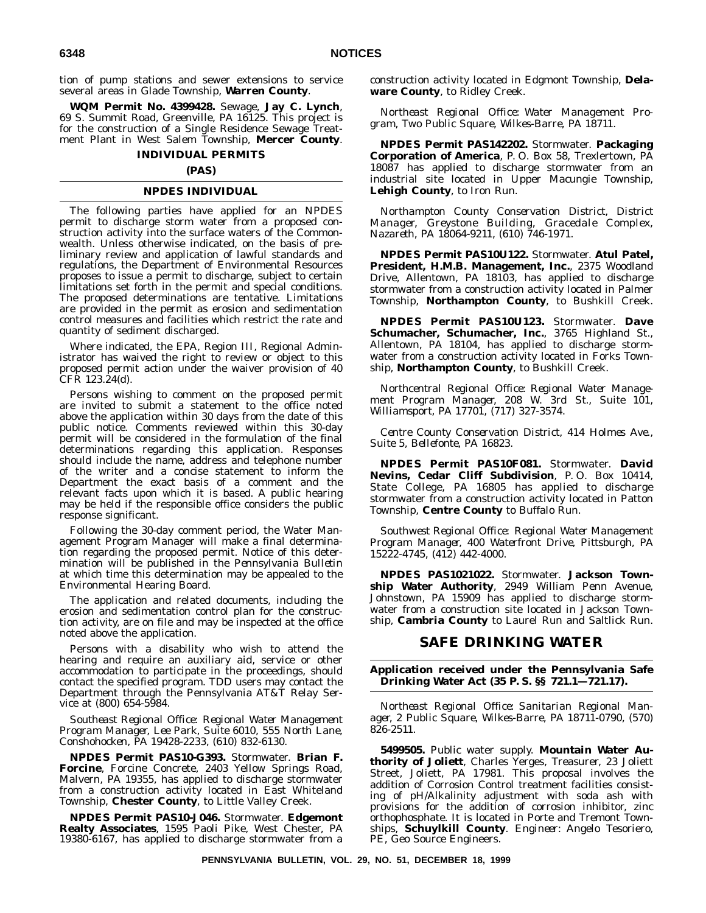tion of pump stations and sewer extensions to service several areas in Glade Township, **Warren County**.

**WQM Permit No. 4399428.** Sewage, **Jay C. Lynch**, 69 S. Summit Road, Greenville, PA 16125. This project is for the construction of a Single Residence Sewage Treatment Plant in West Salem Township, **Mercer County**.

## INDIVIDUAL PERMITS

### (PAS)

### NPDES INDIVIDUAL

The following parties have applied for an NPDES permit to discharge storm water from a proposed construction activity into the surface waters of the Commonwealth. Unless otherwise indicated, on the basis of preliminary review and application of lawful standards and regulations, the Department of Environmental Resources proposes to issue a permit to discharge, subject to certain limitations set forth in the permit and special conditions. The proposed determinations are tentative. Limitations are provided in the permit as erosion and sedimentation control measures and facilities which restrict the rate and quantity of sediment discharged.

Where indicated, the EPA, Region III, Regional Administrator has waived the right to review or object to this proposed permit action under the waiver provision of 40 CFR 123.24(d).

Persons wishing to comment on the proposed permit are invited to submit a statement to the office noted above the application within 30 days from the date of this public notice. Comments reviewed within this 30-day permit will be considered in the formulation of the final determinations regarding this application. Responses should include the name, address and telephone number of the writer and a concise statement to inform the Department the exact basis of a comment and the relevant facts upon which it is based. A public hearing may be held if the responsible office considers the public response significant.

Following the 30-day comment period, the Water Management Program Manager will make a final determination regarding the proposed permit. Notice of this determination will be published in the *Pennsylvania Bulletin* at which time this determination may be appealed to the Environmental Hearing Board.

The application and related documents, including the erosion and sedimentation control plan for the construction activity, are on file and may be inspected at the office noted above the application.

Persons with a disability who wish to attend the hearing and require an auxiliary aid, service or other accommodation to participate in the proceedings, should contact the specified program. TDD users may contact the Department through the Pennsylvania AT&T Relay Service at (800) 654-5984.

*Southeast Regional Office: Regional Water Management Program Manager, Lee Park, Suite 6010, 555 North Lane, Conshohocken, PA 19428-2233, (610) 832-6130.*

**NPDES Permit PAS10-G393.** Stormwater. **Brian F. Forcine**, Forcine Concrete, 2403 Yellow Springs Road, Malvern, PA 19355, has applied to discharge stormwater from a construction activity located in East Whiteland Township, **Chester County**, to Little Valley Creek.

**NPDES Permit PAS10-J046.** Stormwater. **Edgemont Realty Associates**, 1595 Paoli Pike, West Chester, PA 19380-6167, has applied to discharge stormwater from a construction activity located in Edgmont Township, **Delaware County**, to Ridley Creek.

*Northeast Regional Office: Water Management Program, Two Public Square, Wilkes-Barre, PA 18711.*

**NPDES Permit PAS142202.** Stormwater. **Packaging Corporation of America**, P. O. Box 58, Trexlertown, PA 18087 has applied to discharge stormwater from an industrial site located in Upper Macungie Township, **Lehigh County**, to Iron Run.

*Northampton County Conservation District, District Manager, Greystone Building, Gracedale Complex, Nazareth, PA 18064-9211, (610) 746-1971.*

**NPDES Permit PAS10U122.** Stormwater. **Atul Patel, President, H.M.B. Management, Inc.**, 2375 Woodland Drive, Allentown, PA 18103, has applied to discharge stormwater from a construction activity located in Palmer Township, **Northampton County**, to Bushkill Creek.

**NPDES Permit PAS10U123.** Stormwater. **Dave Schumacher, Schumacher, Inc.**, 3765 Highland St., Allentown, PA 18104, has applied to discharge stormwater from a construction activity located in Forks Township, **Northampton County**, to Bushkill Creek.

*Northcentral Regional Office: Regional Water Management Program Manager, 208 W. 3rd St., Suite 101, Williamsport, PA 17701, (717) 327-3574.*

*Centre County Conservation District, 414 Holmes Ave., Suite 5, Bellefonte, PA 16823.*

**NPDES Permit PAS10F081.** Stormwater. **David Nevins, Cedar Cliff Subdivision**, P.O. Box 10414, State College, PA 16805 has applied to discharge stormwater from a construction activity located in Patton Township, **Centre County** to Buffalo Run.

*Southwest Regional Office: Regional Water Management Program Manager, 400 Waterfront Drive, Pittsburgh, PA 15222-4745, (412) 442-4000.*

**NPDES PAS1021022.** Stormwater. **Jackson Township Water Authority**, 2949 William Penn Avenue, Johnstown, PA 15909 has applied to discharge stormwater from a construction site located in Jackson Township, **Cambria County** to Laurel Run and Saltlick Run.

# SAFE DRINKING WATER

**Application received under the Pennsylvania Safe Drinking Water Act (35 P. S. §§ 721.1—721.17).**

*Northeast Regional Office: Sanitarian Regional Manager, 2 Public Square, Wilkes-Barre, PA 18711-0790, (570) 826-2511.*

**5499505.** Public water supply. **Mountain Water Authority of Joliett**, Charles Yerges, Treasurer, 23 Joliett Street, Joliett, PA 17981. This proposal involves the addition of Corrosion Control treatment facilities consisting of pH/Alkalinity adjustment with soda ash with provisions for the addition of corrosion inhibitor, zinc orthophosphate. It is located in Porte and Tremont Townships, **Schuylkill County**. *Engineer:* Angelo Tesoriero, PE, Geo Source Engineers.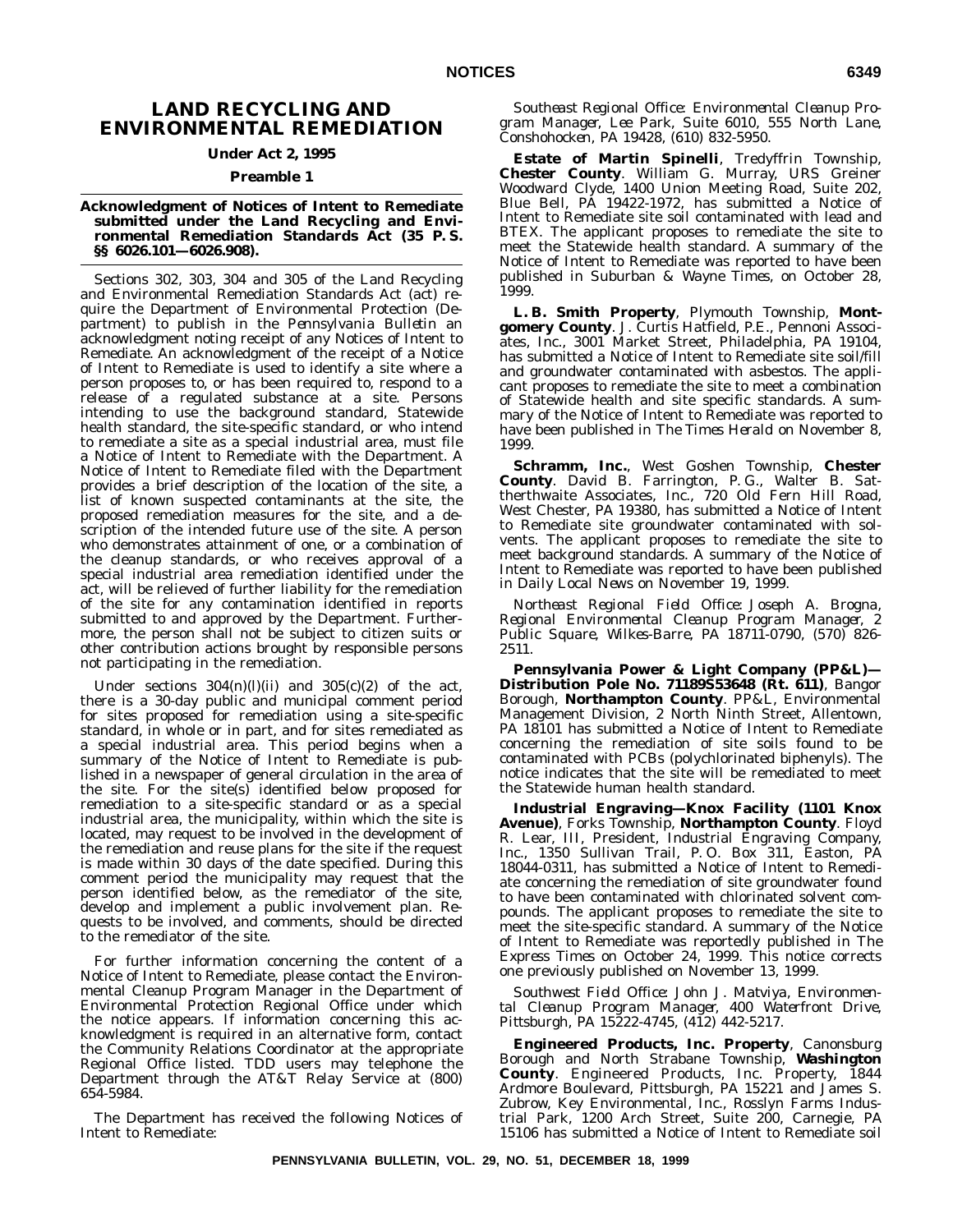# LAND RECYCLING AND ENVIRONMENTAL REMEDIATION

**Under Act 2, 1995**

**Preamble 1**

**Acknowledgment of Notices of Intent to Remediate submitted under the Land Recycling and Environmental Remediation Standards Act (35 P. S. §§ 6026.101—6026.908).**

Sections 302, 303, 304 and 305 of the Land Recycling and Environmental Remediation Standards Act (act) require the Department of Environmental Protection (Department) to publish in the *Pennsylvania Bulletin* an acknowledgment noting receipt of any Notices of Intent to Remediate. An acknowledgment of the receipt of a Notice of Intent to Remediate is used to identify a site where a person proposes to, or has been required to, respond to a release of a regulated substance at a site. Persons intending to use the background standard, Statewide health standard, the site-specific standard, or who intend to remediate a site as a special industrial area, must file a Notice of Intent to Remediate with the Department. A Notice of Intent to Remediate filed with the Department provides a brief description of the location of the site, a list of known suspected contaminants at the site, the proposed remediation measures for the site, and a description of the intended future use of the site. A person who demonstrates attainment of one, or a combination of the cleanup standards, or who receives approval of a special industrial area remediation identified under the act, will be relieved of further liability for the remediation of the site for any contamination identified in reports submitted to and approved by the Department. Furthermore, the person shall not be subject to citizen suits or other contribution actions brought by responsible persons not participating in the remediation.

Under sections 304(n)(l)(ii) and 305(c)(2) of the act, there is a 30-day public and municipal comment period for sites proposed for remediation using a site-specific standard, in whole or in part, and for sites remediated as a special industrial area. This period begins when a summary of the Notice of Intent to Remediate is published in a newspaper of general circulation in the area of the site. For the site(s) identified below proposed for remediation to a site-specific standard or as a special industrial area, the municipality, within which the site is located, may request to be involved in the development of the remediation and reuse plans for the site if the request is made within 30 days of the date specified. During this comment period the municipality may request that the person identified below, as the remediator of the site, develop and implement a public involvement plan. Requests to be involved, and comments, should be directed to the remediator of the site.

For further information concerning the content of a Notice of Intent to Remediate, please contact the Environmental Cleanup Program Manager in the Department of Environmental Protection Regional Office under which the notice appears. If information concerning this acknowledgment is required in an alternative form, contact the Community Relations Coordinator at the appropriate Regional Office listed. TDD users may telephone the Department through the AT&T Relay Service at (800) 654-5984.

The Department has received the following Notices of Intent to Remediate:

*Southeast Regional Office: Environmental Cleanup Program Manager, Lee Park, Suite 6010, 555 North Lane, Conshohocken, PA 19428, (610) 832-5950.*

**Estate of Martin Spinelli**, Tredyffrin Township, **Chester County**. William G. Murray, URS Greiner Woodward Clyde, 1400 Union Meeting Road, Suite 202, Blue Bell, PA 19422-1972, has submitted a Notice of Intent to Remediate site soil contaminated with lead and BTEX. The applicant proposes to remediate the site to meet the Statewide health standard. A summary of the Notice of Intent to Remediate was reported to have been published in *Suburban & Wayne Times*, on October 28, 1999.

**L. B. Smith Property**, Plymouth Township, **Montgomery County**. J. Curtis Hatfield, P.E., Pennoni Associates, Inc., 3001 Market Street, Philadelphia, PA 19104, has submitted a Notice of Intent to Remediate site soil/fill and groundwater contaminated with asbestos. The applicant proposes to remediate the site to meet a combination of Statewide health and site specific standards. A summary of the Notice of Intent to Remediate was reported to have been published in *The Times Herald* on November 8, 1999.

**Schramm, Inc.**, West Goshen Township, **Chester County**. David B. Farrington, P. G., Walter B. Satterthwaite Associates, Inc., 720 Old Fern Hill Road, West Chester, PA 19380, has submitted a Notice of Intent to Remediate site groundwater contaminated with solvents. The applicant proposes to remediate the site to meet background standards. A summary of the Notice of Intent to Remediate was reported to have been published in *Daily Local News* on November 19, 1999.

*Northeast Regional Field Office: Joseph A. Brogna, Regional Environmental Cleanup Program Manager, 2 Public Square, Wilkes-Barre, PA 18711-0790, (570) 826-2511.*

**Pennsylvania Power & Light Company (PP&L)—Distribution Pole No. 71189S53648 (Rt. 611)**, Bangor Borough, **Northampton County**. PP&L, Environmental Management Division, 2 North Ninth Street, Allentown, PA 18101 has submitted a Notice of Intent to Remediate concerning the remediation of site soils found to be contaminated with PCBs (polychlorinated biphenyls). The notice indicates that the site will be remediated to meet the Statewide human health standard.

**Industrial Engraving—Knox Facility (1101 Knox Avenue)**, Forks Township, **Northampton County**. Floyd R. Lear, III, President, Industrial Engraving Company, Inc., 1350 Sullivan Trail, P. O. Box 311, Easton, PA 18044-0311, has submitted a Notice of Intent to Remediate concerning the remediation of site groundwater found to have been contaminated with chlorinated solvent compounds. The applicant proposes to remediate the site to meet the site-specific standard. A summary of the Notice of Intent to Remediate was reportedly published in *The Express Times* on October 24, 1999. This notice corrects one previously published on November 13, 1999.

*Southwest Field Office: John J. Matviya, Environmental Cleanup Program Manager, 400 Waterfront Drive, Pittsburgh, PA 15222-4745, (412) 442-5217.*

**Engineered Products, Inc. Property**, Canonsburg Borough and North Strabane Township, **Washington County**. Engineered Products, Inc. Property, 1844 Ardmore Boulevard, Pittsburgh, PA 15221 and James S. Zubrow, Key Environmental, Inc., Rosslyn Farms Industrial Park, 1200 Arch Street, Suite 200, Carnegie, PA 15106 has submitted a Notice of Intent to Remediate soil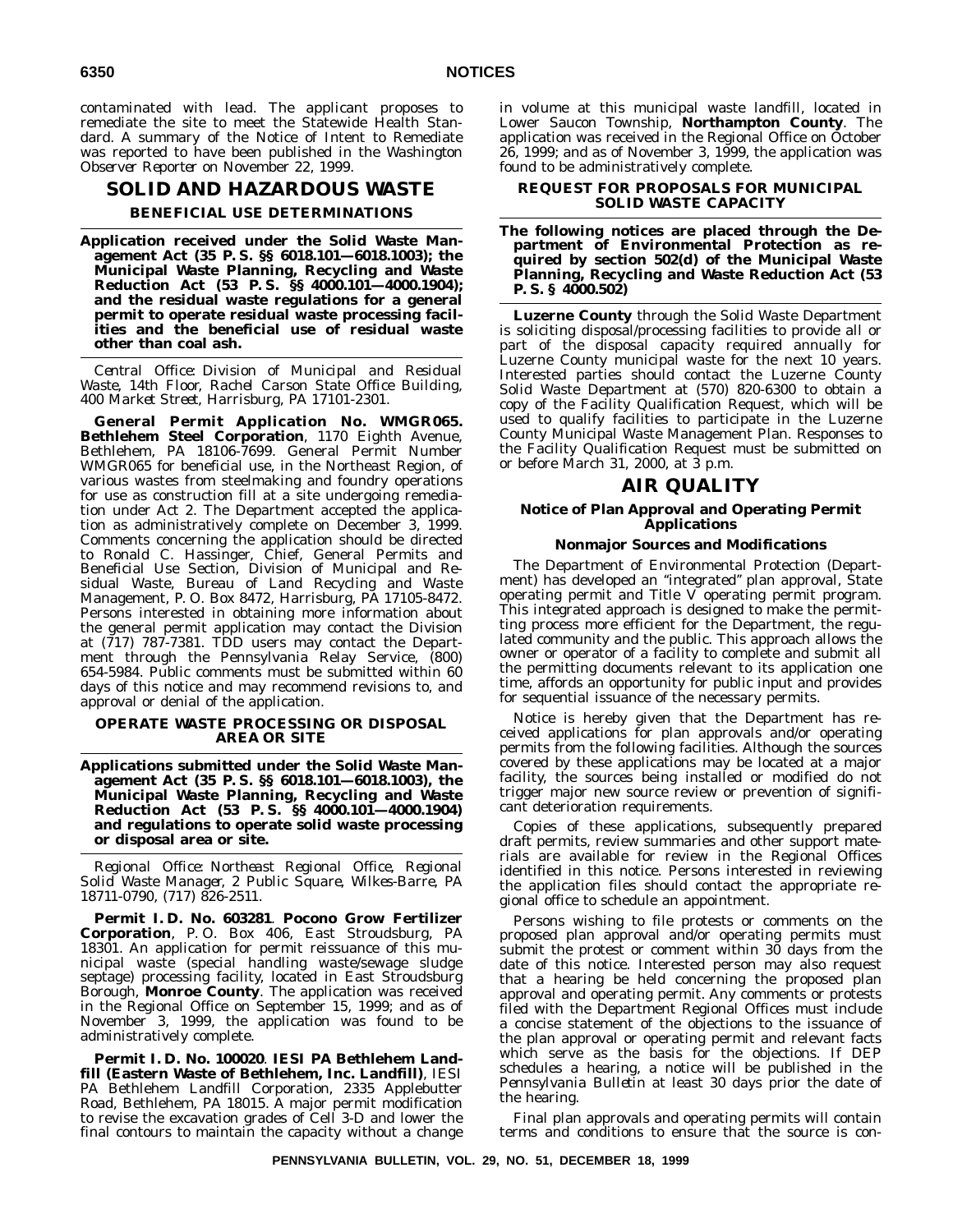contaminated with lead. The applicant proposes to remediate the site to meet the Statewide Health Standard. A summary of the Notice of Intent to Remediate was reported to have been published in the *Washington Observer Reporter* on November 22, 1999.

# SOLID AND HAZARDOUS WASTE

## BENEFICIAL USE DETERMINATIONS

**Application received under the Solid Waste Management Act (35 P. S. §§ 6018.101—6018.1003); the Municipal Waste Planning, Recycling and Waste Reduction Act (53 P. S. §§ 4000.101—4000.1904); and the residual waste regulations for a general permit to operate residual waste processing facilities and the beneficial use of residual waste other than coal ash.**

*Central Office: Division of Municipal and Residual Waste, 14th Floor, Rachel Carson State Office Building, 400 Market Street, Harrisburg, PA 17101-2301.*

**General Permit Application No. WMGR065. Bethlehem Steel Corporation**, 1170 Eighth Avenue, Bethlehem, PA 18106-7699. General Permit Number WMGR065 for beneficial use, in the Northeast Region, of various wastes from steelmaking and foundry operations for use as construction fill at a site undergoing remediation under Act 2. The Department accepted the application as administratively complete on December 3, 1999. Comments concerning the application should be directed to Ronald C. Hassinger, Chief, General Permits and Beneficial Use Section, Division of Municipal and Residual Waste, Bureau of Land Recycling and Waste Management, P. O. Box 8472, Harrisburg, PA 17105-8472. Persons interested in obtaining more information about the general permit application may contact the Division at (717) 787-7381. TDD users may contact the Department through the Pennsylvania Relay Service, (800) 654-5984. Public comments must be submitted within 60 days of this notice and may recommend revisions to, and approval or denial of the application.

## OPERATE WASTE PROCESSING OR DISPOSAL AREA OR SITE

**Applications submitted under the Solid Waste Management Act (35 P. S. §§ 6018.101—6018.1003), the Municipal Waste Planning, Recycling and Waste Reduction Act (53 P. S. §§ 4000.101—4000.1904) and regulations to operate solid waste processing or disposal area or site.**

*Regional Office: Northeast Regional Office, Regional Solid Waste Manager, 2 Public Square, Wilkes-Barre, PA 18711-0790, (717) 826-2511.*

**Permit I. D. No. 603281**. **Pocono Grow Fertilizer Corporation**, P. O. Box 406, East Stroudsburg, PA 18301. An application for permit reissuance of this municipal waste (special handling waste/sewage sludge septage) processing facility, located in East Stroudsburg Borough, **Monroe County**. The application was received in the Regional Office on September 15, 1999; and as of November 3, 1999, the application was found to be administratively complete.

**Permit I. D. No. 100020**. **IESI PA Bethlehem Landfill (Eastern Waste of Bethlehem, Inc. Landfill)**, IESI PA Bethlehem Landfill Corporation, 2335 Applebutter Road, Bethlehem, PA 18015. A major permit modification to revise the excavation grades of Cell 3-D and lower the final contours to maintain the capacity without a change in volume at this municipal waste landfill, located in Lower Saucon Township, **Northampton County**. The application was received in the Regional Office on October 26, 1999; and as of November 3, 1999, the application was found to be administratively complete.

## REQUEST FOR PROPOSALS FOR MUNICIPAL SOLID WASTE CAPACITY

**The following notices are placed through the Department of Environmental Protection as required by section 502(d) of the Municipal Waste Planning, Recycling and Waste Reduction Act (53 P. S. § 4000.502)**

**Luzerne County** through the Solid Waste Department is soliciting disposal/processing facilities to provide all or part of the disposal capacity required annually for Luzerne County municipal waste for the next 10 years. Interested parties should contact the Luzerne County Solid Waste Department at (570) 820-6300 to obtain a copy of the Facility Qualification Request, which will be used to qualify facilities to participate in the Luzerne County Municipal Waste Management Plan. Responses to the Facility Qualification Request must be submitted on or before March 31, 2000, at 3 p.m.

# AIR QUALITY

## Notice of Plan Approval and Operating Permit Applications

### Nonmajor Sources and Modifications

The Department of Environmental Protection (Department) has developed an "integrated" plan approval, State operating permit and Title V operating permit program. This integrated approach is designed to make the permitting process more efficient for the Department, the regulated community and the public. This approach allows the owner or operator of a facility to complete and submit all the permitting documents relevant to its application one time, affords an opportunity for public input and provides for sequential issuance of the necessary permits.

Notice is hereby given that the Department has received applications for plan approvals and/or operating permits from the following facilities. Although the sources covered by these applications may be located at a major facility, the sources being installed or modified do not trigger major new source review or prevention of significant deterioration requirements.

Copies of these applications, subsequently prepared draft permits, review summaries and other support materials are available for review in the Regional Offices identified in this notice. Persons interested in reviewing the application files should contact the appropriate regional office to schedule an appointment.

Persons wishing to file protests or comments on the proposed plan approval and/or operating permits must submit the protest or comment within 30 days from the date of this notice. Interested person may also request that a hearing be held concerning the proposed plan approval and operating permit. Any comments or protests filed with the Department Regional Offices must include a concise statement of the objections to the issuance of the plan approval or operating permit and relevant facts which serve as the basis for the objections. If DEP schedules a hearing, a notice will be published in the *Pennsylvania Bulletin* at least 30 days prior the date of the hearing.

Final plan approvals and operating permits will contain terms and conditions to ensure that the source is con-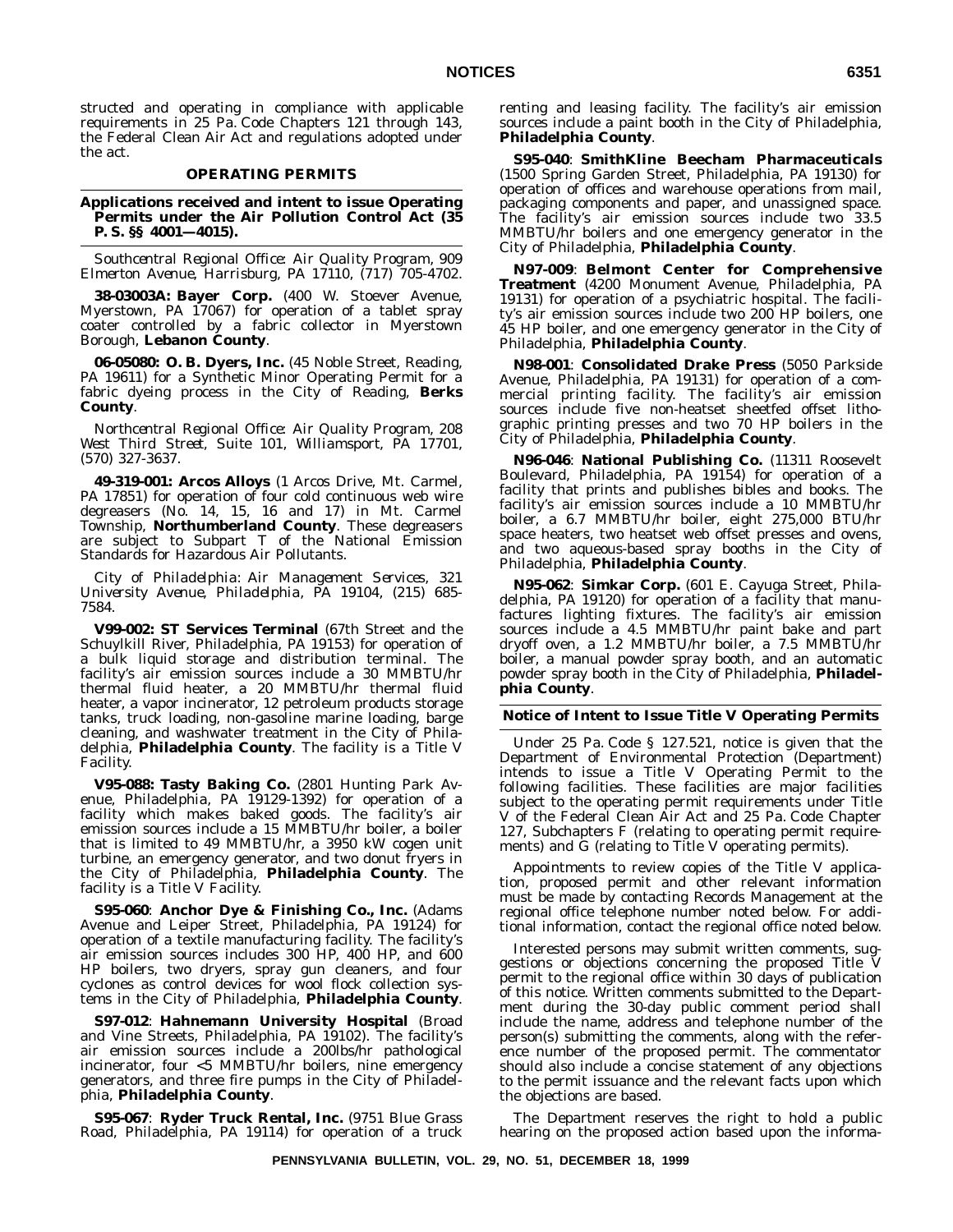structed and operating in compliance with applicable requirements in 25 Pa. Code Chapters 121 through 143, the Federal Clean Air Act and regulations adopted under the act.

## OPERATING PERMITS

### Applications received and intent to issue Operating Permits under the Air Pollution Control Act (35 P. S. §§ 4001—4015).

*Southcentral Regional Office: Air Quality Program, 909 Elmerton Avenue, Harrisburg, PA 17110, (717) 705-4702.*

**38-03003A: Bayer Corp.** (400 W. Stoever Avenue, Myerstown, PA 17067) for operation of a tablet spray coater controlled by a fabric collector in Myerstown Borough, **Lebanon County**.

**06-05080: O. B. Dyers, Inc.** (45 Noble Street, Reading, PA 19611) for a Synthetic Minor Operating Permit for a fabric dyeing process in the City of Reading, **Berks County**.

*Northcentral Regional Office: Air Quality Program, 208 West Third Street, Suite 101, Williamsport, PA 17701, (570) 327-3637.*

**49-319-001: Arcos Alloys** (1 Arcos Drive, Mt. Carmel, PA 17851) for operation of four cold continuous web wire degreasers (No. 14, 15, 16 and 17) in Mt. Carmel Township, **Northumberland County**. These degreasers are subject to Subpart T of the National Emission Standards for Hazardous Air Pollutants.

*City of Philadelphia: Air Management Services, 321 University Avenue, Philadelphia, PA 19104, (215) 685-7584.*

**V99-002: ST Services Terminal** (67th Street and the Schuylkill River, Philadelphia, PA 19153) for operation of a bulk liquid storage and distribution terminal. The facility's air emission sources include a 30 MMBTU/hr thermal fluid heater, a 20 MMBTU/hr thermal fluid heater, a vapor incinerator, 12 petroleum products storage tanks, truck loading, non-gasoline marine loading, barge cleaning, and washwater treatment in the City of Philadelphia, **Philadelphia County**. The facility is a Title V Facility.

**V95-088: Tasty Baking Co.** (2801 Hunting Park Avenue, Philadelphia, PA 19129-1392) for operation of a facility which makes baked goods. The facility's air emission sources include a 15 MMBTU/hr boiler, a boiler that is limited to 49 MMBTU/hr, a 3950 kW cogen unit turbine, an emergency generator, and two donut fryers in the City of Philadelphia, **Philadelphia County**. The facility is a Title V Facility.

**S95-060**: **Anchor Dye & Finishing Co., Inc.** (Adams Avenue and Leiper Street, Philadelphia, PA 19124) for operation of a textile manufacturing facility. The facility's air emission sources includes 300 HP, 400 HP, and 600 HP boilers, two dryers, spray gun cleaners, and four cyclones as control devices for wool flock collection systems in the City of Philadelphia, **Philadelphia County**.

**S97-012**: **Hahnemann University Hospital** (Broad and Vine Streets, Philadelphia, PA 19102). The facility's air emission sources include a 200lbs/hr pathological incinerator, four <5 MMBTU/hr boilers, nine emergency generators, and three fire pumps in the City of Philadelphia, **Philadelphia County**.

**S95-067**: **Ryder Truck Rental, Inc.** (9751 Blue Grass Road, Philadelphia, PA 19114) for operation of a truck renting and leasing facility. The facility's air emission sources include a paint booth in the City of Philadelphia, **Philadelphia County**.

**S95-040**: **SmithKline Beecham Pharmaceuticals** (1500 Spring Garden Street, Philadelphia, PA 19130) for operation of offices and warehouse operations from mail, packaging components and paper, and unassigned space. The facility's air emission sources include two 33.5 MMBTU/hr boilers and one emergency generator in the City of Philadelphia, **Philadelphia County**.

**N97-009**: **Belmont Center for Comprehensive Treatment** (4200 Monument Avenue, Philadelphia, PA 19131) for operation of a psychiatric hospital. The facility's air emission sources include two 200 HP boilers, one 45 HP boiler, and one emergency generator in the City of Philadelphia, **Philadelphia County**.

**N98-001**: **Consolidated Drake Press** (5050 Parkside Avenue, Philadelphia, PA 19131) for operation of a commercial printing facility. The facility's air emission sources include five non-heatset sheetfed offset lithographic printing presses and two 70 HP boilers in the City of Philadelphia, **Philadelphia County**.

**N96-046**: **National Publishing Co.** (11311 Roosevelt Boulevard, Philadelphia, PA 19154) for operation of a facility that prints and publishes bibles and books. The facility's air emission sources include a 10 MMBTU/hr boiler, a 6.7 MMBTU/hr boiler, eight 275,000 BTU/hr space heaters, two heatset web offset presses and ovens, and two aqueous-based spray booths in the City of Philadelphia, **Philadelphia County**.

**N95-062**: **Simkar Corp.** (601 E. Cayuga Street, Philadelphia, PA 19120) for operation of a facility that manufactures lighting fixtures. The facility's air emission sources include a 4.5 MMBTU/hr paint bake and part dryoff oven, a 1.2 MMBTU/hr boiler, a 7.5 MMBTU/hr boiler, a manual powder spray booth, and an automatic powder spray booth in the City of Philadelphia, **Philadelphia County**.

### Notice of Intent to Issue Title V Operating Permits

Under 25 Pa. Code § 127.521, notice is given that the Department of Environmental Protection (Department) intends to issue a Title V Operating Permit to the following facilities. These facilities are major facilities subject to the operating permit requirements under Title V of the Federal Clean Air Act and 25 Pa. Code Chapter 127, Subchapters F (relating to operating permit requirements) and G (relating to Title V operating permits).

Appointments to review copies of the Title V application, proposed permit and other relevant information must be made by contacting Records Management at the regional office telephone number noted below. For additional information, contact the regional office noted below.

Interested persons may submit written comments, suggestions or objections concerning the proposed Title V permit to the regional office within 30 days of publication of this notice. Written comments submitted to the Department during the 30-day public comment period shall include the name, address and telephone number of the person(s) submitting the comments, along with the reference number of the proposed permit. The commentator should also include a concise statement of any objections to the permit issuance and the relevant facts upon which the objections are based.

The Department reserves the right to hold a public hearing on the proposed action based upon the informa-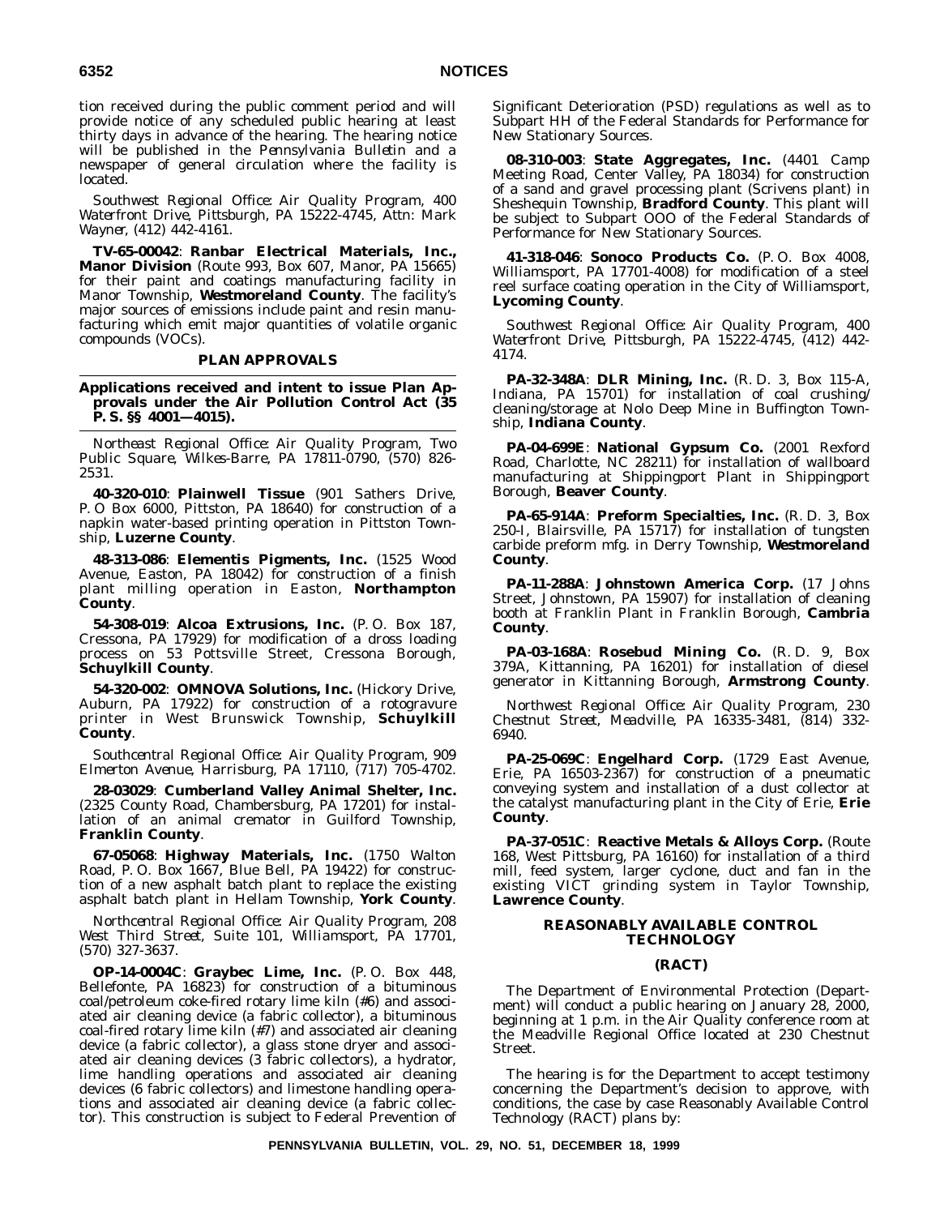tion received during the public comment period and will provide notice of any scheduled public hearing at least thirty days in advance of the hearing. The hearing notice will be published in the *Pennsylvania Bulletin* and a newspaper of general circulation where the facility is located.

*Southwest Regional Office: Air Quality Program, 400 Waterfront Drive, Pittsburgh, PA 15222-4745, Attn: Mark Wayner, (412) 442-4161.*

**TV-65-00042**: **Ranbar Electrical Materials, Inc., Manor Division** (Route 993, Box 607, Manor, PA 15665) for their paint and coatings manufacturing facility in Manor Township, **Westmoreland County**. The facility's major sources of emissions include paint and resin manufacturing which emit major quantities of volatile organic compounds (VOCs).

## PLAN APPROVALS

### Applications received and intent to issue Plan Approvals under the Air Pollution Control Act (35 P. S. §§ 4001—4015).

*Northeast Regional Office: Air Quality Program, Two Public Square, Wilkes-Barre, PA 17811-0790, (570) 826-2531.*

**40-320-010**: **Plainwell Tissue** (901 Sathers Drive, P. O Box 6000, Pittston, PA 18640) for construction of a napkin water-based printing operation in Pittston Township, **Luzerne County**.

**48-313-086**: **Elementis Pigments, Inc.** (1525 Wood Avenue, Easton, PA 18042) for construction of a finish plant milling operation in Easton, **Northampton County**.

**54-308-019**: **Alcoa Extrusions, Inc.** (P. O. Box 187, Cressona, PA 17929) for modification of a dross loading process on 53 Pottsville Street, Cressona Borough, **Schuylkill County**.

**54-320-002**: **OMNOVA Solutions, Inc.** (Hickory Drive, Auburn, PA 17922) for construction of a rotogravure printer in West Brunswick Township, **Schuylkill County**.

*Southcentral Regional Office: Air Quality Program, 909 Elmerton Avenue, Harrisburg, PA 17110, (717) 705-4702.*

**28-03029**: **Cumberland Valley Animal Shelter, Inc.** (2325 County Road, Chambersburg, PA 17201) for installation of an animal cremator in Guilford Township, **Franklin County**.

**67-05068**: **Highway Materials, Inc.** (1750 Walton Road, P. O. Box 1667, Blue Bell, PA 19422) for construction of a new asphalt batch plant to replace the existing asphalt batch plant in Hellam Township, **York County**.

*Northcentral Regional Office: Air Quality Program, 208 West Third Street, Suite 101, Williamsport, PA 17701, (570) 327-3637.*

**OP-14-0004C**: **Graybec Lime, Inc.** (P. O. Box 448, Bellefonte, PA 16823) for construction of a bituminous coal/petroleum coke-fired rotary lime kiln (#6) and associated air cleaning device (a fabric collector), a bituminous coal-fired rotary lime kiln (#7) and associated air cleaning device (a fabric collector), a glass stone dryer and associated air cleaning devices (3 fabric collectors), a hydrator, lime handling operations and associated air cleaning devices (6 fabric collectors) and limestone handling operations and associated air cleaning device (a fabric collector). This construction is subject to Federal Prevention of Significant Deterioration (PSD) regulations as well as to Subpart HH of the Federal Standards for Performance for New Stationary Sources.

**08-310-003**: **State Aggregates, Inc.** (4401 Camp Meeting Road, Center Valley, PA 18034) for construction of a sand and gravel processing plant (Scrivens plant) in Sheshequin Township, **Bradford County**. This plant will be subject to Subpart OOO of the Federal Standards of Performance for New Stationary Sources.

**41-318-046**: **Sonoco Products Co.** (P. O. Box 4008, Williamsport, PA 17701-4008) for modification of a steel reel surface coating operation in the City of Williamsport, **Lycoming County**.

*Southwest Regional Office: Air Quality Program, 400 Waterfront Drive, Pittsburgh, PA 15222-4745, (412) 442-4174.*

**PA-32-348A**: **DLR Mining, Inc.** (R. D. 3, Box 115-A, Indiana, PA 15701) for installation of coal crushing/cleaning/storage at Nolo Deep Mine in Buffington Township, **Indiana County**.

**PA-04-699E**: **National Gypsum Co.** (2001 Rexford Road, Charlotte, NC 28211) for installation of wallboard manufacturing at Shippingport Plant in Shippingport Borough, **Beaver County**.

**PA-65-914A**: **Preform Specialties, Inc.** (R. D. 3, Box 250-I, Blairsville, PA 15717) for installation of tungsten carbide preform mfg. in Derry Township, **Westmoreland County**.

**PA-11-288A**: **Johnstown America Corp.** (17 Johns Street, Johnstown, PA 15907) for installation of cleaning booth at Franklin Plant in Franklin Borough, **Cambria County**.

**PA-03-168A**: **Rosebud Mining Co.** (R. D. 9, Box 379A, Kittanning, PA 16201) for installation of diesel generator in Kittanning Borough, **Armstrong County**.

*Northwest Regional Office: Air Quality Program, 230 Chestnut Street, Meadville, PA 16335-3481, (814) 332-6940.*

**PA-25-069C**: **Engelhard Corp.** (1729 East Avenue, Erie, PA 16503-2367) for construction of a pneumatic conveying system and installation of a dust collector at the catalyst manufacturing plant in the City of Erie, **Erie County**.

**PA-37-051C**: **Reactive Metals & Alloys Corp.** (Route 168, West Pittsburg, PA 16160) for installation of a third mill, feed system, larger cyclone, duct and fan in the existing VICT grinding system in Taylor Township, **Lawrence County**.

## REASONABLY AVAILABLE CONTROL TECHNOLOGY

## (RACT)

The Department of Environmental Protection (Department) will conduct a public hearing on January 28, 2000, beginning at 1 p.m. in the Air Quality conference room at the Meadville Regional Office located at 230 Chestnut Street.

The hearing is for the Department to accept testimony concerning the Department's decision to approve, with conditions, the case by case Reasonably Available Control Technology (RACT) plans by: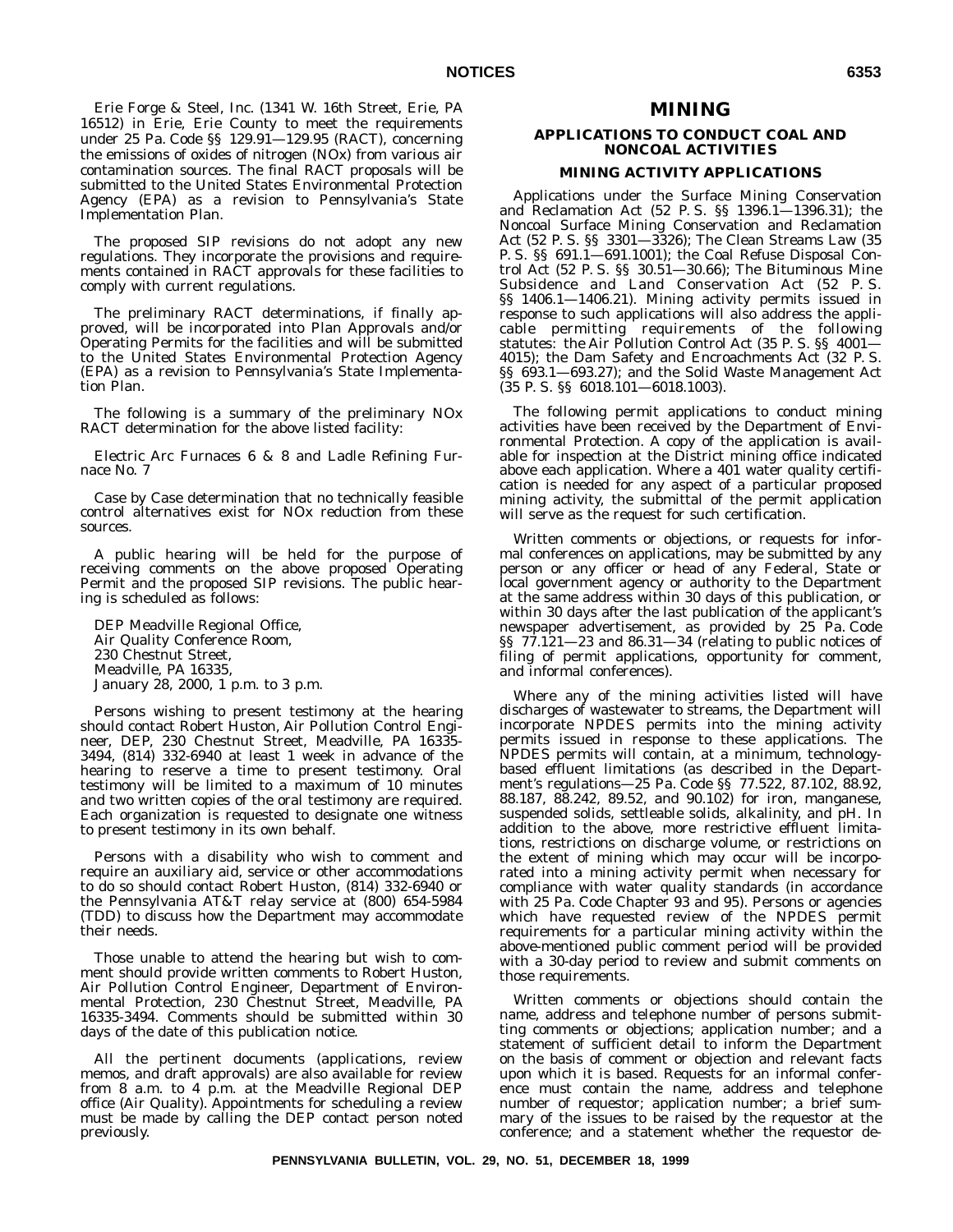Erie Forge & Steel, Inc. (1341 W. 16th Street, Erie, PA 16512) in Erie, Erie County to meet the requirements under 25 Pa. Code §§ 129.91—129.95 (RACT), concerning the emissions of oxides of nitrogen (NOx) from various air contamination sources. The final RACT proposals will be submitted to the United States Environmental Protection Agency (EPA) as a revision to Pennsylvania's State Implementation Plan.

The proposed SIP revisions do not adopt any new regulations. They incorporate the provisions and requirements contained in RACT approvals for these facilities to comply with current regulations.

The preliminary RACT determinations, if finally approved, will be incorporated into Plan Approvals and/or Operating Permits for the facilities and will be submitted to the United States Environmental Protection Agency (EPA) as a revision to Pennsylvania's State Implementation Plan.

The following is a summary of the preliminary NOx RACT determination for the above listed facility:

Electric Arc Furnaces 6 & 8 and Ladle Refining Furnace No. 7

Case by Case determination that no technically feasible control alternatives exist for NOx reduction from these sources.

A public hearing will be held for the purpose of receiving comments on the above proposed Operating Permit and the proposed SIP revisions. The public hearing is scheduled as follows:

DEP Meadville Regional Office,
Air Quality Conference Room,
230 Chestnut Street,
Meadville, PA 16335,
January 28, 2000, 1 p.m. to 3 p.m.

Persons wishing to present testimony at the hearing should contact Robert Huston, Air Pollution Control Engineer, DEP, 230 Chestnut Street, Meadville, PA 16335-3494, (814) 332-6940 at least 1 week in advance of the hearing to reserve a time to present testimony. Oral testimony will be limited to a maximum of 10 minutes and two written copies of the oral testimony are required. Each organization is requested to designate one witness to present testimony in its own behalf.

Persons with a disability who wish to comment and require an auxiliary aid, service or other accommodations to do so should contact Robert Huston, (814) 332-6940 or the Pennsylvania AT&T relay service at (800) 654-5984 (TDD) to discuss how the Department may accommodate their needs.

Those unable to attend the hearing but wish to comment should provide written comments to Robert Huston, Air Pollution Control Engineer, Department of Environmental Protection, 230 Chestnut Street, Meadville, PA 16335-3494. Comments should be submitted within 30 days of the date of this publication notice.

All the pertinent documents (applications, review memos, and draft approvals) are also available for review from 8 a.m. to 4 p.m. at the Meadville Regional DEP office (Air Quality). Appointments for scheduling a review must be made by calling the DEP contact person noted previously.

# MINING

## APPLICATIONS TO CONDUCT COAL AND NONCOAL ACTIVITIES

### MINING ACTIVITY APPLICATIONS

Applications under the Surface Mining Conservation and Reclamation Act (52 P. S. §§ 1396.1—1396.31); the Noncoal Surface Mining Conservation and Reclamation Act (52 P. S. §§ 3301—3326); The Clean Streams Law (35 P. S. §§ 691.1—691.1001); the Coal Refuse Disposal Control Act (52 P. S. §§ 30.51—30.66); The Bituminous Mine Subsidence and Land Conservation Act (52 P. S. §§ 1406.1—1406.21). Mining activity permits issued in response to such applications will also address the applicable permitting requirements of the following statutes: the Air Pollution Control Act (35 P. S. §§ 4001—4015); the Dam Safety and Encroachments Act (32 P. S. §§ 693.1—693.27); and the Solid Waste Management Act (35 P. S. §§ 6018.101—6018.1003).

The following permit applications to conduct mining activities have been received by the Department of Environmental Protection. A copy of the application is available for inspection at the District mining office indicated above each application. Where a 401 water quality certification is needed for any aspect of a particular proposed mining activity, the submittal of the permit application will serve as the request for such certification.

Written comments or objections, or requests for informal conferences on applications, may be submitted by any person or any officer or head of any Federal, State or local government agency or authority to the Department at the same address within 30 days of this publication, or within 30 days after the last publication of the applicant's newspaper advertisement, as provided by 25 Pa. Code §§ 77.121—23 and 86.31—34 (relating to public notices of filing of permit applications, opportunity for comment, and informal conferences).

Where any of the mining activities listed will have discharges of wastewater to streams, the Department will incorporate NPDES permits into the mining activity permits issued in response to these applications. The NPDES permits will contain, at a minimum, technology-based effluent limitations (as described in the Department's regulations—25 Pa. Code §§ 77.522, 87.102, 88.92, 88.187, 88.242, 89.52, and 90.102) for iron, manganese, suspended solids, settleable solids, alkalinity, and pH. In addition to the above, more restrictive effluent limitations, restrictions on discharge volume, or restrictions on the extent of mining which may occur will be incorporated into a mining activity permit when necessary for compliance with water quality standards (in accordance with 25 Pa. Code Chapter 93 and 95). Persons or agencies which have requested review of the NPDES permit requirements for a particular mining activity within the above-mentioned public comment period will be provided with a 30-day period to review and submit comments on those requirements.

Written comments or objections should contain the name, address and telephone number of persons submitting comments or objections; application number; and a statement of sufficient detail to inform the Department on the basis of comment or objection and relevant facts upon which it is based. Requests for an informal conference must contain the name, address and telephone number of requestor; application number; a brief summary of the issues to be raised by the requestor at the conference; and a statement whether the requestor de-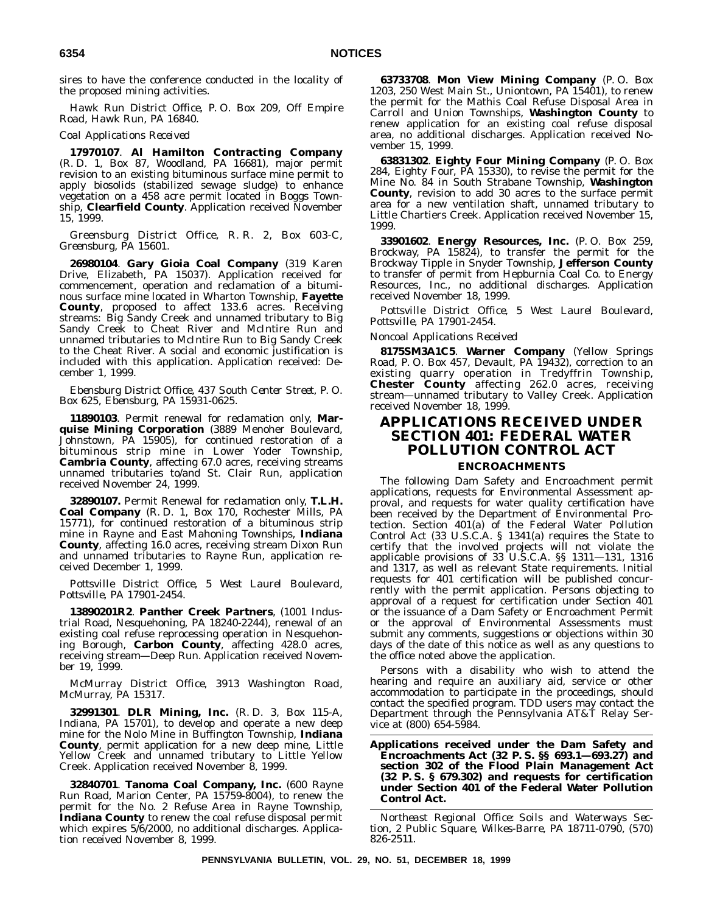sires to have the conference conducted in the locality of the proposed mining activities.

*Hawk Run District Office, P. O. Box 209, Off Empire Road, Hawk Run, PA 16840.*

*Coal Applications Received*

**17970107**. **Al Hamilton Contracting Company** (R. D. 1, Box 87, Woodland, PA 16681), major permit revision to an existing bituminous surface mine permit to apply biosolids (stabilized sewage sludge) to enhance vegetation on a 458 acre permit located in Boggs Township, **Clearfield County**. Application received November 15, 1999.

*Greensburg District Office, R. R. 2, Box 603-C, Greensburg, PA 15601.*

**26980104**. **Gary Gioia Coal Company** (319 Karen Drive, Elizabeth, PA 15037). Application received for commencement, operation and reclamation of a bituminous surface mine located in Wharton Township, **Fayette County**, proposed to affect 133.6 acres. Receiving streams: Big Sandy Creek and unnamed tributary to Big Sandy Creek to Cheat River and McIntire Run and unnamed tributaries to McIntire Run to Big Sandy Creek to the Cheat River. A social and economic justification is included with this application. Application received: December 1, 1999.

*Ebensburg District Office, 437 South Center Street, P. O. Box 625, Ebensburg, PA 15931-0625.*

**11890103**. Permit renewal for reclamation only, **Marquise Mining Corporation** (3889 Menoher Boulevard, Johnstown, PA 15905), for continued restoration of a bituminous strip mine in Lower Yoder Township, **Cambria County**, affecting 67.0 acres, receiving streams unnamed tributaries to/and St. Clair Run, application received November 24, 1999.

**32890107.** Permit Renewal for reclamation only, **T.L.H. Coal Company** (R. D. 1, Box 170, Rochester Mills, PA 15771), for continued restoration of a bituminous strip mine in Rayne and East Mahoning Townships, **Indiana County**, affecting 16.0 acres, receiving stream Dixon Run and unnamed tributaries to Rayne Run, application received December 1, 1999.

*Pottsville District Office, 5 West Laurel Boulevard, Pottsville, PA 17901-2454.*

**13890201R2**. **Panther Creek Partners**, (1001 Industrial Road, Nesquehoning, PA 18240-2244), renewal of an existing coal refuse reprocessing operation in Nesquehoning Borough, **Carbon County**, affecting 428.0 acres, receiving stream—Deep Run. Application received November 19, 1999.

*McMurray District Office, 3913 Washington Road, McMurray, PA 15317.*

**32991301**. **DLR Mining, Inc.** (R. D. 3, Box 115-A, Indiana, PA 15701), to develop and operate a new deep mine for the Nolo Mine in Buffington Township, **Indiana County**, permit application for a new deep mine, Little Yellow Creek and unnamed tributary to Little Yellow Creek. Application received November 8, 1999.

**32840701**. **Tanoma Coal Company, Inc.** (600 Rayne Run Road, Marion Center, PA 15759-8004), to renew the permit for the No. 2 Refuse Area in Rayne Township, **Indiana County** to renew the coal refuse disposal permit which expires 5/6/2000, no additional discharges. Application received November 8, 1999.

**63733708**. **Mon View Mining Company** (P. O. Box 1203, 250 West Main St., Uniontown, PA 15401), to renew the permit for the Mathis Coal Refuse Disposal Area in Carroll and Union Townships, **Washington County** to renew application for an existing coal refuse disposal area, no additional discharges. Application received November 15, 1999.

**63831302**. **Eighty Four Mining Company** (P. O. Box 284, Eighty Four, PA 15330), to revise the permit for the Mine No. 84 in South Strabane Township, **Washington County**, revision to add 30 acres to the surface permit area for a new ventilation shaft, unnamed tributary to Little Chartiers Creek. Application received November 15, 1999.

**33901602**. **Energy Resources, Inc.** (P. O. Box 259, Brockway, PA 15824), to transfer the permit for the Brockway Tipple in Snyder Township, **Jefferson County** to transfer of permit from Hepburnia Coal Co. to Energy Resources, Inc., no additional discharges. Application received November 18, 1999.

*Pottsville District Office, 5 West Laurel Boulevard, Pottsville, PA 17901-2454.*

*Noncoal Applications Received*

**8175SM3A1C5**. **Warner Company** (Yellow Springs Road, P. O. Box 457, Devault, PA 19432), correction to an existing quarry operation in Tredyffrin Township, **Chester County** affecting 262.0 acres, receiving stream—unnamed tributary to Valley Creek. Application received November 18, 1999.

# APPLICATIONS RECEIVED UNDER SECTION 401: FEDERAL WATER POLLUTION CONTROL ACT

## ENCROACHMENTS

The following Dam Safety and Encroachment permit applications, requests for Environmental Assessment approval, and requests for water quality certification have been received by the Department of Environmental Protection. Section 401(a) of the Federal Water Pollution Control Act (33 U.S.C.A. § 1341(a) requires the State to certify that the involved projects will not violate the applicable provisions of 33 U.S.C.A. §§ 1311—131, 1316 and 1317, as well as relevant State requirements. Initial requests for 401 certification will be published concurrently with the permit application. Persons objecting to approval of a request for certification under Section 401 or the issuance of a Dam Safety or Encroachment Permit or the approval of Environmental Assessments must submit any comments, suggestions or objections within 30 days of the date of this notice as well as any questions to the office noted above the application.

Persons with a disability who wish to attend the hearing and require an auxiliary aid, service or other accommodation to participate in the proceedings, should contact the specified program. TDD users may contact the Department through the Pennsylvania AT&T Relay Service at (800) 654-5984.

**Applications received under the Dam Safety and Encroachments Act (32 P. S. §§ 693.1—693.27) and section 302 of the Flood Plain Management Act (32 P. S. § 679.302) and requests for certification under Section 401 of the Federal Water Pollution Control Act.**

*Northeast Regional Office: Soils and Waterways Section, 2 Public Square, Wilkes-Barre, PA 18711-0790, (570) 826-2511.*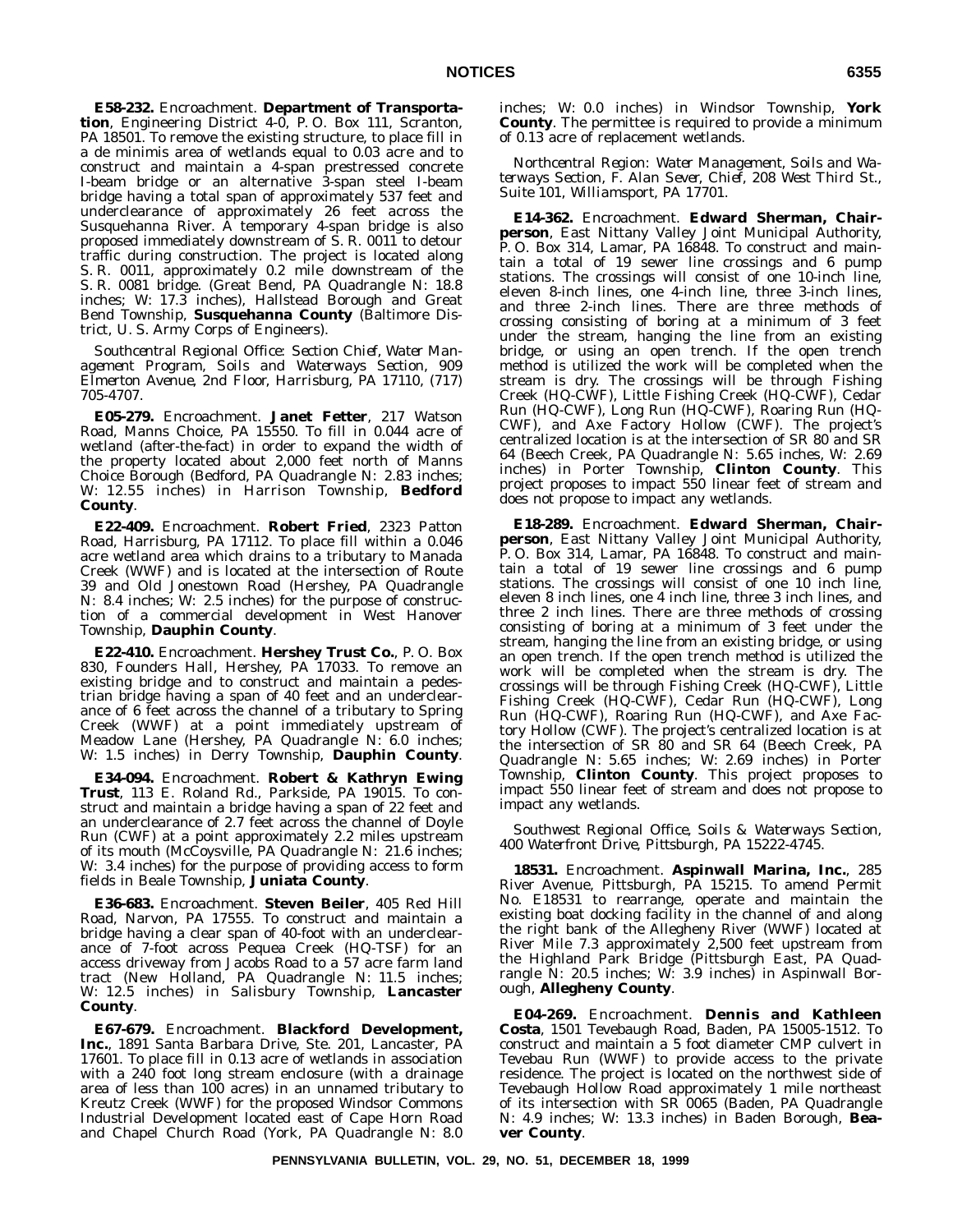**E58-232.** Encroachment. **Department of Transportation**, Engineering District 4-0, P. O. Box 111, Scranton, PA 18501. To remove the existing structure, to place fill in a de minimis area of wetlands equal to 0.03 acre and to construct and maintain a 4-span prestressed concrete I-beam bridge or an alternative 3-span steel I-beam bridge having a total span of approximately 537 feet and underclearance of approximately 26 feet across the Susquehanna River. A temporary 4-span bridge is also proposed immediately downstream of S. R. 0011 to detour traffic during construction. The project is located along S. R. 0011, approximately 0.2 mile downstream of the S. R. 0081 bridge. (Great Bend, PA Quadrangle N: 18.8 inches; W: 17.3 inches), Hallstead Borough and Great Bend Township, **Susquehanna County** (Baltimore District, U. S. Army Corps of Engineers).

*Southcentral Regional Office: Section Chief, Water Management Program, Soils and Waterways Section, 909 Elmerton Avenue, 2nd Floor, Harrisburg, PA 17110, (717) 705-4707.*

**E05-279.** Encroachment. **Janet Fetter**, 217 Watson Road, Manns Choice, PA 15550. To fill in 0.044 acre of wetland (after-the-fact) in order to expand the width of the property located about 2,000 feet north of Manns Choice Borough (Bedford, PA Quadrangle N: 2.83 inches; W: 12.55 inches) in Harrison Township, **Bedford County**.

**E22-409.** Encroachment. **Robert Fried**, 2323 Patton Road, Harrisburg, PA 17112. To place fill within a 0.046 acre wetland area which drains to a tributary to Manada Creek (WWF) and is located at the intersection of Route 39 and Old Jonestown Road (Hershey, PA Quadrangle N: 8.4 inches; W: 2.5 inches) for the purpose of construction of a commercial development in West Hanover Township, **Dauphin County**.

**E22-410.** Encroachment. **Hershey Trust Co.**, P. O. Box 830, Founders Hall, Hershey, PA 17033. To remove an existing bridge and to construct and maintain a pedestrian bridge having a span of 40 feet and an underclearance of 6 feet across the channel of a tributary to Spring Creek (WWF) at a point immediately upstream of Meadow Lane (Hershey, PA Quadrangle N: 6.0 inches; W: 1.5 inches) in Derry Township, **Dauphin County**.

**E34-094.** Encroachment. **Robert & Kathryn Ewing Trust**, 113 E. Roland Rd., Parkside, PA 19015. To construct and maintain a bridge having a span of 22 feet and an underclearance of 2.7 feet across the channel of Doyle Run (CWF) at a point approximately 2.2 miles upstream of its mouth (McCoysville, PA Quadrangle N: 21.6 inches; W: 3.4 inches) for the purpose of providing access to form fields in Beale Township, **Juniata County**.

**E36-683.** Encroachment. **Steven Beiler**, 405 Red Hill Road, Narvon, PA 17555. To construct and maintain a bridge having a clear span of 40-foot with an underclearance of 7-foot across Pequea Creek (HQ-TSF) for an access driveway from Jacobs Road to a 57 acre farm land tract (New Holland, PA Quadrangle N: 11.5 inches; W: 12.5 inches) in Salisbury Township, **Lancaster County**.

**E67-679.** Encroachment. **Blackford Development, Inc.**, 1891 Santa Barbara Drive, Ste. 201, Lancaster, PA 17601. To place fill in 0.13 acre of wetlands in association with a 240 foot long stream enclosure (with a drainage area of less than 100 acres) in an unnamed tributary to Kreutz Creek (WWF) for the proposed Windsor Commons Industrial Development located east of Cape Horn Road and Chapel Church Road (York, PA Quadrangle N: 8.0 inches; W: 0.0 inches) in Windsor Township, **York County**. The permittee is required to provide a minimum of 0.13 acre of replacement wetlands.

*Northcentral Region: Water Management, Soils and Waterways Section, F. Alan Sever, Chief, 208 West Third St., Suite 101, Williamsport, PA 17701.*

**E14-362.** Encroachment. **Edward Sherman, Chairperson**, East Nittany Valley Joint Municipal Authority, P. O. Box 314, Lamar, PA 16848. To construct and maintain a total of 19 sewer line crossings and 6 pump stations. The crossings will consist of one 10-inch line, eleven 8-inch lines, one 4-inch line, three 3-inch lines, and three 2-inch lines. There are three methods of crossing consisting of boring at a minimum of 3 feet under the stream, hanging the line from an existing bridge, or using an open trench. If the open trench method is utilized the work will be completed when the stream is dry. The crossings will be through Fishing Creek (HQ-CWF), Little Fishing Creek (HQ-CWF), Cedar Run (HQ-CWF), Long Run (HQ-CWF), Roaring Run (HQ-CWF), and Axe Factory Hollow (CWF). The project's centralized location is at the intersection of SR 80 and SR 64 (Beech Creek, PA Quadrangle N: 5.65 inches, W: 2.69 inches) in Porter Township, **Clinton County**. This project proposes to impact 550 linear feet of stream and does not propose to impact any wetlands.

**E18-289.** Encroachment. **Edward Sherman, Chairperson**, East Nittany Valley Joint Municipal Authority, P. O. Box 314, Lamar, PA 16848. To construct and maintain a total of 19 sewer line crossings and 6 pump stations. The crossings will consist of one 10 inch line, eleven 8 inch lines, one 4 inch line, three 3 inch lines, and three 2 inch lines. There are three methods of crossing consisting of boring at a minimum of 3 feet under the stream, hanging the line from an existing bridge, or using an open trench. If the open trench method is utilized the work will be completed when the stream is dry. The crossings will be through Fishing Creek (HQ-CWF), Little Fishing Creek (HQ-CWF), Cedar Run (HQ-CWF), Long Run (HQ-CWF), Roaring Run (HQ-CWF), and Axe Factory Hollow (CWF). The project's centralized location is at the intersection of SR 80 and SR 64 (Beech Creek, PA Quadrangle N: 5.65 inches; W: 2.69 inches) in Porter Township, **Clinton County**. This project proposes to impact 550 linear feet of stream and does not propose to impact any wetlands.

*Southwest Regional Office, Soils & Waterways Section, 400 Waterfront Drive, Pittsburgh, PA 15222-4745.*

**18531.** Encroachment. **Aspinwall Marina, Inc.**, 285 River Avenue, Pittsburgh, PA 15215. To amend Permit No. E18531 to rearrange, operate and maintain the existing boat docking facility in the channel of and along the right bank of the Allegheny River (WWF) located at River Mile 7.3 approximately 2,500 feet upstream from the Highland Park Bridge (Pittsburgh East, PA Quadrangle N: 20.5 inches; W: 3.9 inches) in Aspinwall Borough, **Allegheny County**.

**E04-269.** Encroachment. **Dennis and Kathleen Costa**, 1501 Tevebaugh Road, Baden, PA 15005-1512. To construct and maintain a 5 foot diameter CMP culvert in Tevebau Run (WWF) to provide access to the private residence. The project is located on the northwest side of Tevebaugh Hollow Road approximately 1 mile northeast of its intersection with SR 0065 (Baden, PA Quadrangle N: 4.9 inches; W: 13.3 inches) in Baden Borough, **Beaver County**.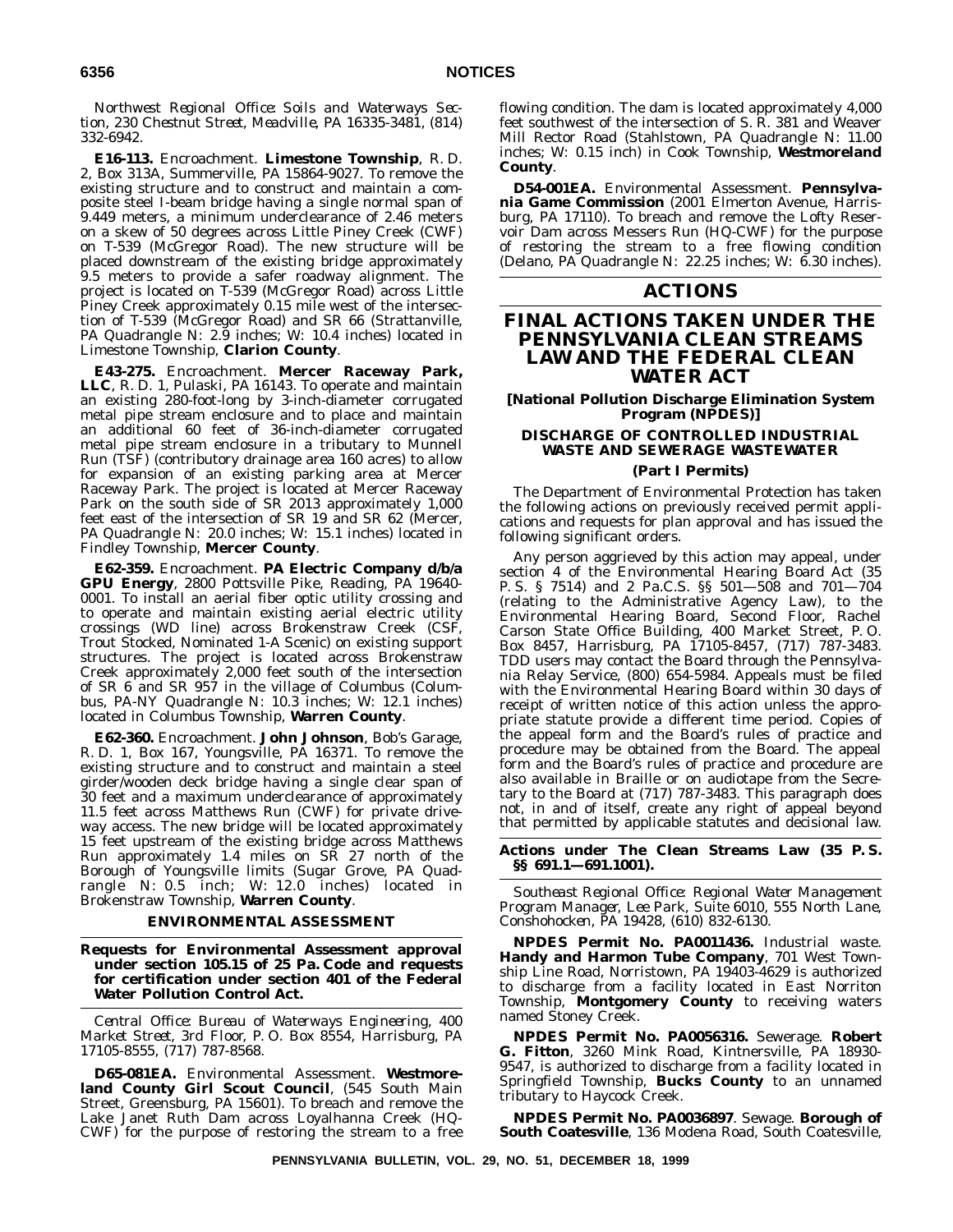*Northwest Regional Office: Soils and Waterways Section, 230 Chestnut Street, Meadville, PA 16335-3481, (814) 332-6942.*

**E16-113.** Encroachment. **Limestone Township**, R. D. 2, Box 313A, Summerville, PA 15864-9027. To remove the existing structure and to construct and maintain a composite steel I-beam bridge having a single normal span of 9.449 meters, a minimum underclearance of 2.46 meters on a skew of 50 degrees across Little Piney Creek (CWF) on T-539 (McGregor Road). The new structure will be placed downstream of the existing bridge approximately 9.5 meters to provide a safer roadway alignment. The project is located on T-539 (McGregor Road) across Little Piney Creek approximately 0.15 mile west of the intersection of T-539 (McGregor Road) and SR 66 (Strattanville, PA Quadrangle N: 2.9 inches; W: 10.4 inches) located in Limestone Township, **Clarion County**.

**E43-275.** Encroachment. **Mercer Raceway Park, LLC**, R. D. 1, Pulaski, PA 16143. To operate and maintain an existing 280-foot-long by 3-inch-diameter corrugated metal pipe stream enclosure and to place and maintain an additional 60 feet of 36-inch-diameter corrugated metal pipe stream enclosure in a tributary to Munnell Run (TSF) (contributory drainage area 160 acres) to allow for expansion of an existing parking area at Mercer Raceway Park. The project is located at Mercer Raceway Park on the south side of SR 2013 approximately 1,000 feet east of the intersection of SR 19 and SR 62 (Mercer, PA Quadrangle N: 20.0 inches; W: 15.1 inches) located in Findley Township, **Mercer County**.

**E62-359.** Encroachment. **PA Electric Company d/b/a GPU Energy**, 2800 Pottsville Pike, Reading, PA 19640-0001. To install an aerial fiber optic utility crossing and to operate and maintain existing aerial electric utility crossings (WD line) across Brokenstraw Creek (CSF, Trout Stocked, Nominated 1-A Scenic) on existing support structures. The project is located across Brokenstraw Creek approximately 2,000 feet south of the intersection of SR 6 and SR 957 in the village of Columbus (Columbus, PA-NY Quadrangle N: 10.3 inches; W: 12.1 inches) located in Columbus Township, **Warren County**.

**E62-360.** Encroachment. **John Johnson**, Bob's Garage, R. D. 1, Box 167, Youngsville, PA 16371. To remove the existing structure and to construct and maintain a steel girder/wooden deck bridge having a single clear span of 30 feet and a maximum underclearance of approximately 11.5 feet across Matthews Run (CWF) for private driveway access. The new bridge will be located approximately 15 feet upstream of the existing bridge across Matthews Run approximately 1.4 miles on SR 27 north of the Borough of Youngsville limits (Sugar Grove, PA Quadrangle N: 0.5 inch; W: 12.0 inches) located in Brokenstraw Township, **Warren County**.

### ENVIRONMENTAL ASSESSMENT

**Requests for Environmental Assessment approval under section 105.15 of 25 Pa. Code and requests for certification under section 401 of the Federal Water Pollution Control Act.**

*Central Office: Bureau of Waterways Engineering, 400 Market Street, 3rd Floor, P. O. Box 8554, Harrisburg, PA 17105-8555, (717) 787-8568.*

**D65-081EA.** Environmental Assessment. **Westmoreland County Girl Scout Council**, (545 South Main Street, Greensburg, PA 15601). To breach and remove the Lake Janet Ruth Dam across Loyalhanna Creek (HQ-CWF) for the purpose of restoring the stream to a free flowing condition. The dam is located approximately 4,000 feet southwest of the intersection of S. R. 381 and Weaver Mill Rector Road (Stahlstown, PA Quadrangle N: 11.00 inches; W: 0.15 inch) in Cook Township, **Westmoreland County**.

**D54-001EA.** Environmental Assessment. **Pennsylvania Game Commission** (2001 Elmerton Avenue, Harrisburg, PA 17110). To breach and remove the Lofty Reservoir Dam across Messers Run (HQ-CWF) for the purpose of restoring the stream to a free flowing condition (Delano, PA Quadrangle N: 22.25 inches; W: 6.30 inches).

# ACTIONS

## FINAL ACTIONS TAKEN UNDER THE PENNSYLVANIA CLEAN STREAMS LAW AND THE FEDERAL CLEAN WATER ACT

**[National Pollution Discharge Elimination System Program (NPDES)]**

### DISCHARGE OF CONTROLLED INDUSTRIAL WASTE AND SEWERAGE WASTEWATER

**(Part I Permits)**

The Department of Environmental Protection has taken the following actions on previously received permit applications and requests for plan approval and has issued the following significant orders.

Any person aggrieved by this action may appeal, under section 4 of the Environmental Hearing Board Act (35 P. S. § 7514) and 2 Pa.C.S. §§ 501—508 and 701—704 (relating to the Administrative Agency Law), to the Environmental Hearing Board, Second Floor, Rachel Carson State Office Building, 400 Market Street, P. O. Box 8457, Harrisburg, PA 17105-8457, (717) 787-3483. TDD users may contact the Board through the Pennsylvania Relay Service, (800) 654-5984. Appeals must be filed with the Environmental Hearing Board within 30 days of receipt of written notice of this action unless the appropriate statute provide a different time period. Copies of the appeal form and the Board's rules of practice and procedure may be obtained from the Board. The appeal form and the Board's rules of practice and procedure are also available in Braille or on audiotape from the Secretary to the Board at (717) 787-3483. This paragraph does not, in and of itself, create any right of appeal beyond that permitted by applicable statutes and decisional law.

**Actions under The Clean Streams Law (35 P. S. §§ 691.1—691.1001).**

*Southeast Regional Office: Regional Water Management Program Manager, Lee Park, Suite 6010, 555 North Lane, Conshohocken, PA 19428, (610) 832-6130.*

**NPDES Permit No. PA0011436.** Industrial waste. **Handy and Harmon Tube Company**, 701 West Township Line Road, Norristown, PA 19403-4629 is authorized to discharge from a facility located in East Norriton Township, **Montgomery County** to receiving waters named Stoney Creek.

**NPDES Permit No. PA0056316.** Sewerage. **Robert G. Fitton**, 3260 Mink Road, Kintnersville, PA 18930-9547, is authorized to discharge from a facility located in Springfield Township, **Bucks County** to an unnamed tributary to Haycock Creek.

**NPDES Permit No. PA0036897**. Sewage. **Borough of South Coatesville**, 136 Modena Road, South Coatesville,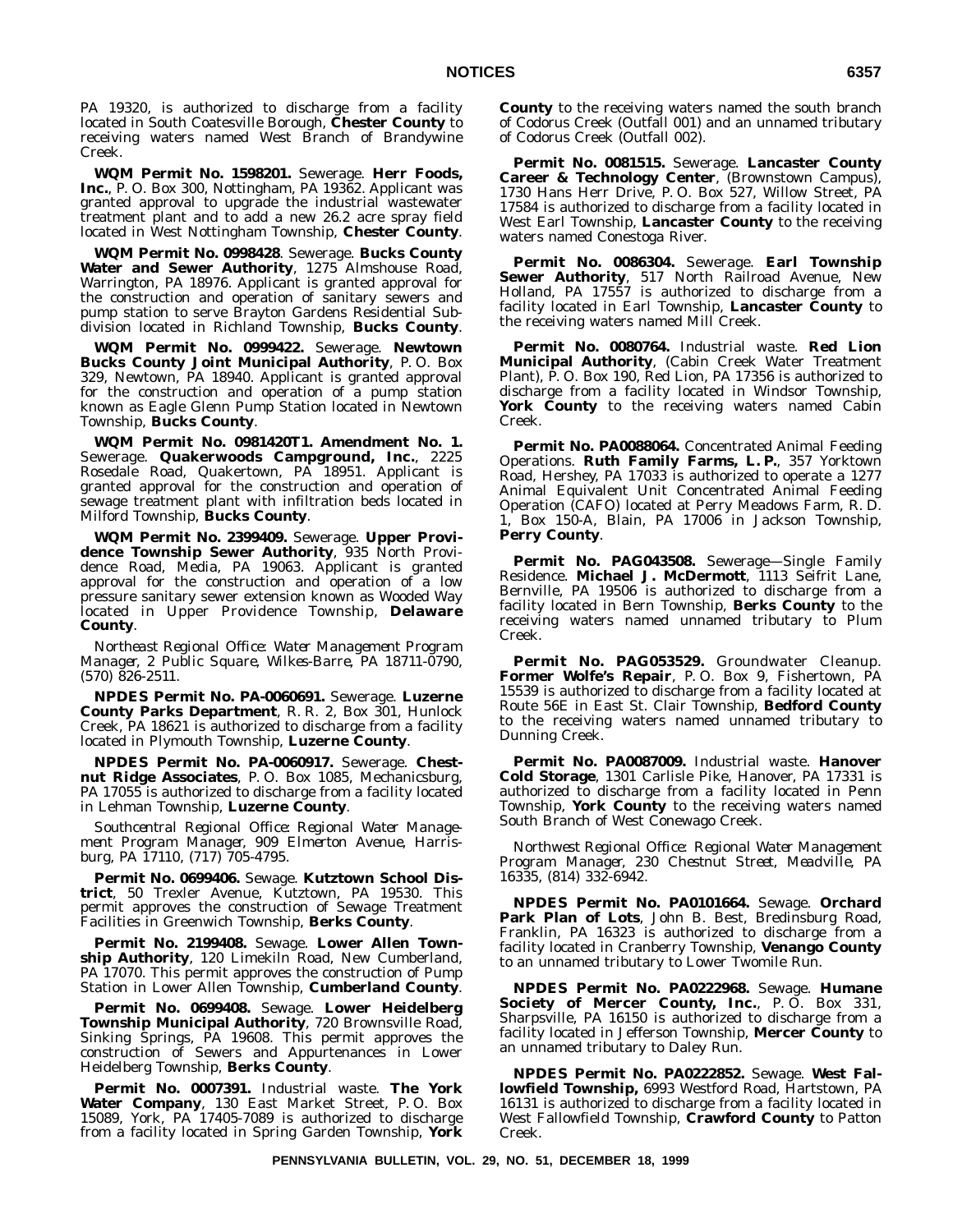PA 19320, is authorized to discharge from a facility located in South Coatesville Borough, **Chester County** to receiving waters named West Branch of Brandywine Creek.

**WQM Permit No. 1598201.** Sewerage. **Herr Foods, Inc.**, P. O. Box 300, Nottingham, PA 19362. Applicant was granted approval to upgrade the industrial wastewater treatment plant and to add a new 26.2 acre spray field located in West Nottingham Township, **Chester County**.

**WQM Permit No. 0998428**. Sewerage. **Bucks County Water and Sewer Authority**, 1275 Almshouse Road, Warrington, PA 18976. Applicant is granted approval for the construction and operation of sanitary sewers and pump station to serve Brayton Gardens Residential Subdivision located in Richland Township, **Bucks County**.

**WQM Permit No. 0999422.** Sewerage. **Newtown Bucks County Joint Municipal Authority**, P. O. Box 329, Newtown, PA 18940. Applicant is granted approval for the construction and operation of a pump station known as Eagle Glenn Pump Station located in Newtown Township, **Bucks County**.

**WQM Permit No. 0981420T1. Amendment No. 1.** Sewerage. **Quakerwoods Campground, Inc.**, 2225 Rosedale Road, Quakertown, PA 18951. Applicant is granted approval for the construction and operation of sewage treatment plant with infiltration beds located in Milford Township, **Bucks County**.

**WQM Permit No. 2399409.** Sewerage. **Upper Providence Township Sewer Authority**, 935 North Providence Road, Media, PA 19063. Applicant is granted approval for the construction and operation of a low pressure sanitary sewer extension known as Wooded Way located in Upper Providence Township, **Delaware County**.

*Northeast Regional Office: Water Management Program Manager, 2 Public Square, Wilkes-Barre, PA 18711-0790, (570) 826-2511.*

**NPDES Permit No. PA-0060691.** Sewerage. **Luzerne County Parks Department**, R. R. 2, Box 301, Hunlock Creek, PA 18621 is authorized to discharge from a facility located in Plymouth Township, **Luzerne County**.

**NPDES Permit No. PA-0060917.** Sewerage. **Chestnut Ridge Associates**, P. O. Box 1085, Mechanicsburg, PA 17055 is authorized to discharge from a facility located in Lehman Township, **Luzerne County**.

*Southcentral Regional Office: Regional Water Management Program Manager, 909 Elmerton Avenue, Harrisburg, PA 17110, (717) 705-4795.*

**Permit No. 0699406.** Sewage. **Kutztown School District**, 50 Trexler Avenue, Kutztown, PA 19530. This permit approves the construction of Sewage Treatment Facilities in Greenwich Township, **Berks County**.

**Permit No. 2199408.** Sewage. **Lower Allen Township Authority**, 120 Limekiln Road, New Cumberland, PA 17070. This permit approves the construction of Pump Station in Lower Allen Township, **Cumberland County**.

**Permit No. 0699408.** Sewage. **Lower Heidelberg Township Municipal Authority**, 720 Brownsville Road, Sinking Springs, PA 19608. This permit approves the construction of Sewers and Appurtenances in Lower Heidelberg Township, **Berks County**.

**Permit No. 0007391.** Industrial waste. **The York Water Company**, 130 East Market Street, P. O. Box 15089, York, PA 17405-7089 is authorized to discharge from a facility located in Spring Garden Township, **York County** to the receiving waters named the south branch of Codorus Creek (Outfall 001) and an unnamed tributary of Codorus Creek (Outfall 002).

**Permit No. 0081515.** Sewerage. **Lancaster County Career & Technology Center**, (Brownstown Campus), 1730 Hans Herr Drive, P. O. Box 527, Willow Street, PA 17584 is authorized to discharge from a facility located in West Earl Township, **Lancaster County** to the receiving waters named Conestoga River.

**Permit No. 0086304.** Sewerage. **Earl Township Sewer Authority**, 517 North Railroad Avenue, New Holland, PA 17557 is authorized to discharge from a facility located in Earl Township, **Lancaster County** to the receiving waters named Mill Creek.

**Permit No. 0080764.** Industrial waste. **Red Lion Municipal Authority**, (Cabin Creek Water Treatment Plant), P. O. Box 190, Red Lion, PA 17356 is authorized to discharge from a facility located in Windsor Township, **York County** to the receiving waters named Cabin Creek.

**Permit No. PA0088064.** Concentrated Animal Feeding Operations. **Ruth Family Farms, L. P.**, 357 Yorktown Road, Hershey, PA 17033 is authorized to operate a 1277 Animal Equivalent Unit Concentrated Animal Feeding Operation (CAFO) located at Perry Meadows Farm, R. D. 1, Box 150-A, Blain, PA 17006 in Jackson Township, **Perry County**.

**Permit No. PAG043508.** Sewerage—Single Family Residence. **Michael J. McDermott**, 1113 Seifrit Lane, Bernville, PA 19506 is authorized to discharge from a facility located in Bern Township, **Berks County** to the receiving waters named unnamed tributary to Plum Creek.

**Permit No. PAG053529.** Groundwater Cleanup. **Former Wolfe's Repair**, P. O. Box 9, Fishertown, PA 15539 is authorized to discharge from a facility located at Route 56E in East St. Clair Township, **Bedford County** to the receiving waters named unnamed tributary to Dunning Creek.

**Permit No. PA0087009.** Industrial waste. **Hanover Cold Storage**, 1301 Carlisle Pike, Hanover, PA 17331 is authorized to discharge from a facility located in Penn Township, **York County** to the receiving waters named South Branch of West Conewago Creek.

*Northwest Regional Office: Regional Water Management Program Manager, 230 Chestnut Street, Meadville, PA 16335, (814) 332-6942.*

**NPDES Permit No. PA0101664.** Sewage. **Orchard Park Plan of Lots**, John B. Best, Bredinsburg Road, Franklin, PA 16323 is authorized to discharge from a facility located in Cranberry Township, **Venango County** to an unnamed tributary to Lower Twomile Run.

**NPDES Permit No. PA0222968.** Sewage. **Humane Society of Mercer County, Inc.**, P. O. Box 331, Sharpsville, PA 16150 is authorized to discharge from a facility located in Jefferson Township, **Mercer County** to an unnamed tributary to Daley Run.

**NPDES Permit No. PA0222852.** Sewage. **West Fallowfield Township,** 6993 Westford Road, Hartstown, PA 16131 is authorized to discharge from a facility located in West Fallowfield Township, **Crawford County** to Patton Creek.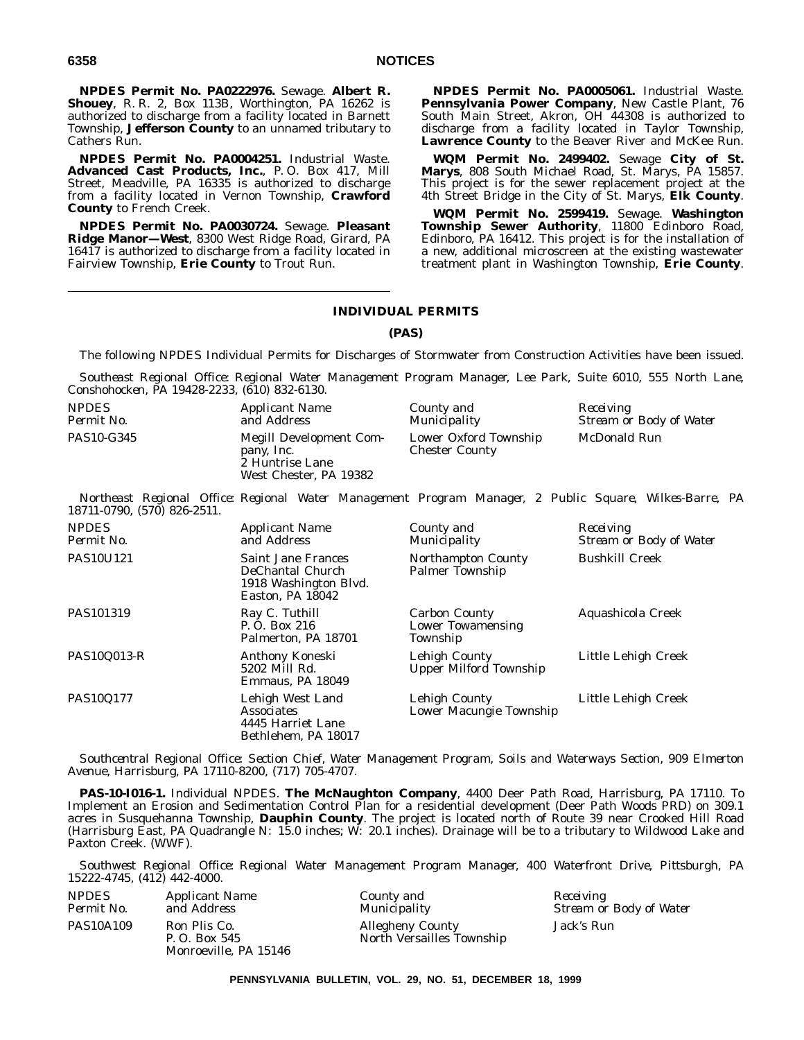**NPDES Permit No. PA0222976.** Sewage. **Albert R. Shouey**, R. R. 2, Box 113B, Worthington, PA 16262 is authorized to discharge from a facility located in Barnett Township, **Jefferson County** to an unnamed tributary to Cathers Run.

**NPDES Permit No. PA0004251.** Industrial Waste. **Advanced Cast Products, Inc.**, P. O. Box 417, Mill Street, Meadville, PA 16335 is authorized to discharge from a facility located in Vernon Township, **Crawford County** to French Creek.

**NPDES Permit No. PA0030724.** Sewage. **Pleasant Ridge Manor—West**, 8300 West Ridge Road, Girard, PA 16417 is authorized to discharge from a facility located in Fairview Township, **Erie County** to Trout Run.

**NPDES Permit No. PA0005061.** Industrial Waste. **Pennsylvania Power Company**, New Castle Plant, 76 South Main Street, Akron, OH 44308 is authorized to discharge from a facility located in Taylor Township, **Lawrence County** to the Beaver River and McKee Run.

**WQM Permit No. 2499402.** Sewage **City of St. Marys**, 808 South Michael Road, St. Marys, PA 15857. This project is for the sewer replacement project at the 4th Street Bridge in the City of St. Marys, **Elk County**.

**WQM Permit No. 2599419.** Sewage. **Washington Township Sewer Authority**, 11800 Edinboro Road, Edinboro, PA 16412. This project is for the installation of a new, additional microscreen at the existing wastewater treatment plant in Washington Township, **Erie County**.

## INDIVIDUAL PERMITS

## (PAS)

The following NPDES Individual Permits for Discharges of Stormwater from Construction Activities have been issued.

*Southeast Regional Office: Regional Water Management Program Manager, Lee Park, Suite 6010, 555 North Lane, Conshohocken, PA 19428-2233, (610) 832-6130.*

| *NPDES Permit No.* | *Applicant Name and Address* | *County and Municipality* | *Receiving Stream or Body of Water* |
|---|---|---|---|
| PAS10-G345 | Megill Development Company, Inc. 2 Huntrise Lane West Chester, PA 19382 | Lower Oxford Township Chester County | McDonald Run |

*Northeast Regional Office: Regional Water Management Program Manager, 2 Public Square, Wilkes-Barre, PA 18711-0790, (570) 826-2511.*

| *NPDES Permit No.* | *Applicant Name and Address* | *County and Municipality* | *Receiving Stream or Body of Water* |
|---|---|---|---|
| PAS10U121 | Saint Jane Frances DeChantal Church 1918 Washington Blvd. Easton, PA 18042 | Northampton County Palmer Township | Bushkill Creek |
| PAS101319 | Ray C. Tuthill P. O. Box 216 Palmerton, PA 18701 | Carbon County Lower Towamensing Township | Aquashicola Creek |
| PAS10Q013-R | Anthony Koneski 5202 Mill Rd. Emmaus, PA 18049 | Lehigh County Upper Milford Township | Little Lehigh Creek |
| PAS10Q177 | Lehigh West Land Associates 4445 Harriet Lane Bethlehem, PA 18017 | Lehigh County Lower Macungie Township | Little Lehigh Creek |

*Southcentral Regional Office: Section Chief, Water Management Program, Soils and Waterways Section, 909 Elmerton Avenue, Harrisburg, PA 17110-8200, (717) 705-4707.*

**PAS-10-I016-1.** Individual NPDES. **The McNaughton Company**, 4400 Deer Path Road, Harrisburg, PA 17110. To Implement an Erosion and Sedimentation Control Plan for a residential development (Deer Path Woods PRD) on 309.1 acres in Susquehanna Township, **Dauphin County**. The project is located north of Route 39 near Crooked Hill Road (Harrisburg East, PA Quadrangle N: 15.0 inches; W: 20.1 inches). Drainage will be to a tributary to Wildwood Lake and Paxton Creek. (WWF).

*Southwest Regional Office: Regional Water Management Program Manager, 400 Waterfront Drive, Pittsburgh, PA 15222-4745, (412) 442-4000.*

| *NPDES Permit No.* | *Applicant Name and Address* | *County and Municipality* | *Receiving Stream or Body of Water* |
|---|---|---|---|
| PAS10A109 | Ron Plis Co. P. O. Box 545 Monroeville, PA 15146 | Allegheny County North Versailles Township | Jack's Run |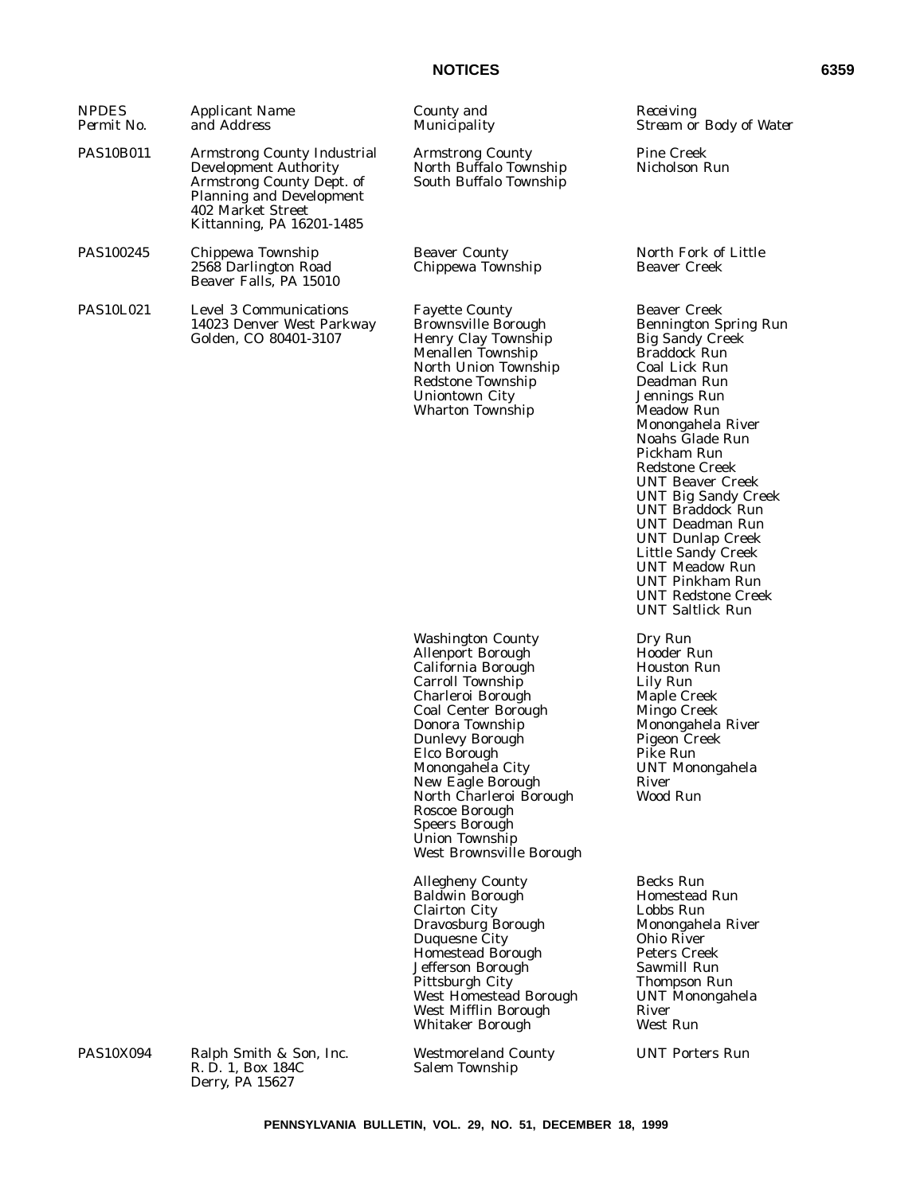| NPDES Permit No. | Applicant Name and Address | County and Municipality | Receiving Stream or Body of Water |
|---|---|---|---|
| PAS10B011 | Armstrong County Industrial Development Authority Armstrong County Dept. of Planning and Development 402 Market Street Kittanning, PA 16201-1485 | Armstrong County North Buffalo Township South Buffalo Township | Pine Creek Nicholson Run |
| PAS100245 | Chippewa Township 2568 Darlington Road Beaver Falls, PA 15010 | Beaver County Chippewa Township | North Fork of Little Beaver Creek |
| PAS10L021 | Level 3 Communications 14023 Denver West Parkway Golden, CO 80401-3107 | Fayette County Brownsville Borough Henry Clay Township Menallen Township North Union Township Redstone Township Uniontown City Wharton Township | Beaver Creek Bennington Spring Run Big Sandy Creek Braddock Run Coal Lick Run Deadman Run Jennings Run Meadow Run Monongahela River Noahs Glade Run Pickham Run Redstone Creek UNT Beaver Creek UNT Big Sandy Creek UNT Braddock Run UNT Deadman Run UNT Dunlap Creek Little Sandy Creek UNT Meadow Run UNT Pinkham Run UNT Redstone Creek UNT Saltlick Run |
| | | Washington County Allenport Borough California Borough Carroll Township Charleroi Borough Coal Center Borough Donora Township Dunlevy Borough Elco Borough Monongahela City New Eagle Borough North Charleroi Borough Roscoe Borough Speers Borough Union Township West Brownsville Borough | Dry Run Hooder Run Houston Run Lily Run Maple Creek Mingo Creek Monongahela River Pigeon Creek Pike Run UNT Monongahela River Wood Run |
| | | Allegheny County Baldwin Borough Clairton City Dravosburg Borough Duquesne City Homestead Borough Jefferson Borough Pittsburgh City West Homestead Borough West Mifflin Borough Whitaker Borough | Becks Run Homestead Run Lobbs Run Monongahela River Ohio River Peters Creek Sawmill Run Thompson Run UNT Monongahela River West Run |
| PAS10X094 | Ralph Smith & Son, Inc. R. D. 1, Box 184C Derry, PA 15627 | Westmoreland County Salem Township | UNT Porters Run |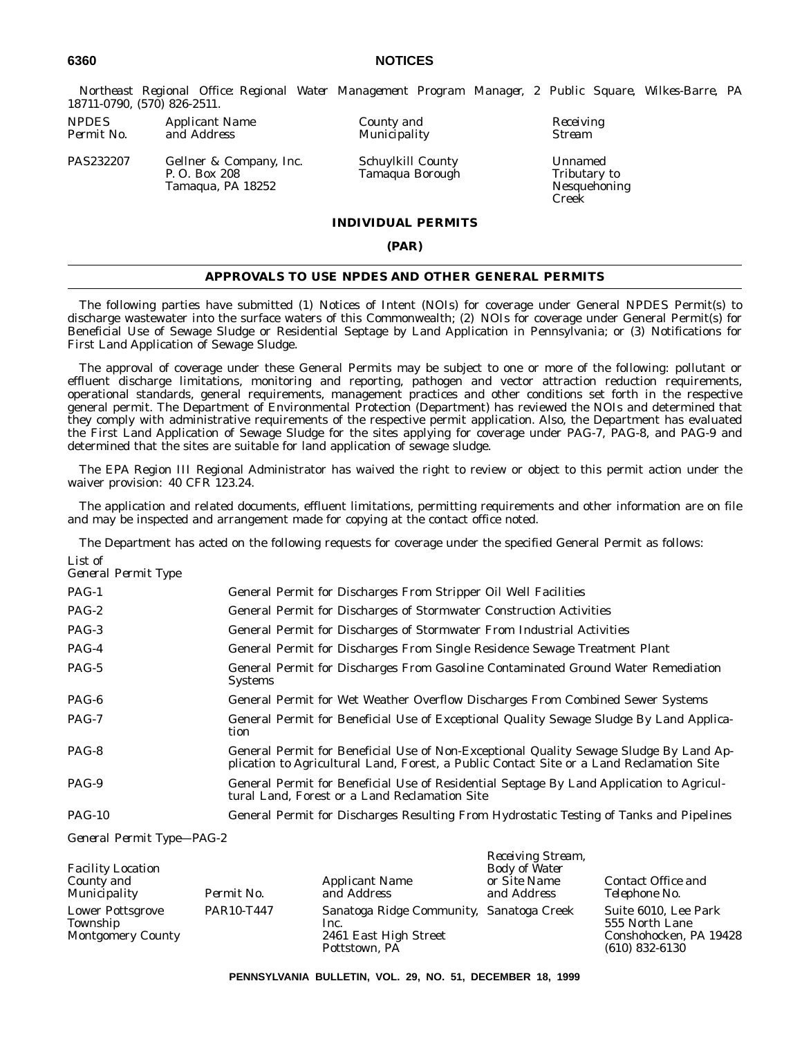*Northeast Regional Office: Regional Water Management Program Manager, 2 Public Square, Wilkes-Barre, PA 18711-0790, (570) 826-2511.*

| *NPDES Permit No.* | *Applicant Name and Address* | *County and Municipality* | *Receiving Stream* |
|---|---|---|---|
| PAS232207 | Gellner & Company, Inc. P. O. Box 208 Tamaqua, PA 18252 | Schuylkill County Tamaqua Borough | Unnamed Tributary to Nesquehoning Creek |

**INDIVIDUAL PERMITS**

**(PAR)**

## APPROVALS TO USE NPDES AND OTHER GENERAL PERMITS

The following parties have submitted (1) Notices of Intent (NOIs) for coverage under General NPDES Permit(s) to discharge wastewater into the surface waters of this Commonwealth; (2) NOIs for coverage under General Permit(s) for Beneficial Use of Sewage Sludge or Residential Septage by Land Application in Pennsylvania; or (3) Notifications for First Land Application of Sewage Sludge.

The approval of coverage under these General Permits may be subject to one or more of the following: pollutant or effluent discharge limitations, monitoring and reporting, pathogen and vector attraction reduction requirements, operational standards, general requirements, management practices and other conditions set forth in the respective general permit. The Department of Environmental Protection (Department) has reviewed the NOIs and determined that they comply with administrative requirements of the respective permit application. Also, the Department has evaluated the First Land Application of Sewage Sludge for the sites applying for coverage under PAG-7, PAG-8, and PAG-9 and determined that the sites are suitable for land application of sewage sludge.

The EPA Region III Regional Administrator has waived the right to review or object to this permit action under the waiver provision: 40 CFR 123.24.

The application and related documents, effluent limitations, permitting requirements and other information are on file and may be inspected and arrangement made for copying at the contact office noted.

The Department has acted on the following requests for coverage under the specified General Permit as follows:

| *List of General Permit Type* | |
|---|---|
| PAG-1 | General Permit for Discharges From Stripper Oil Well Facilities |
| PAG-2 | General Permit for Discharges of Stormwater Construction Activities |
| PAG-3 | General Permit for Discharges of Stormwater From Industrial Activities |
| PAG-4 | General Permit for Discharges From Single Residence Sewage Treatment Plant |
| PAG-5 | General Permit for Discharges From Gasoline Contaminated Ground Water Remediation Systems |
| PAG-6 | General Permit for Wet Weather Overflow Discharges From Combined Sewer Systems |
| PAG-7 | General Permit for Beneficial Use of Exceptional Quality Sewage Sludge By Land Application |
| PAG-8 | General Permit for Beneficial Use of Non-Exceptional Quality Sewage Sludge By Land Application to Agricultural Land, Forest, a Public Contact Site or a Land Reclamation Site |
| PAG-9 | General Permit for Beneficial Use of Residential Septage By Land Application to Agricultural Land, Forest or a Land Reclamation Site |
| PAG-10 | General Permit for Discharges Resulting From Hydrostatic Testing of Tanks and Pipelines |

*General Permit Type—PAG-2*

| *Facility Location County and Municipality* | *Permit No.* | *Applicant Name and Address* | *Receiving Stream, Body of Water or Site Name and Address* | *Contact Office and Telephone No.* |
|---|---|---|---|---|
| Lower Pottsgrove Township Montgomery County | PAR10-T447 | Sanatoga Ridge Community, Inc. 2461 East High Street Pottstown, PA | Sanatoga Creek | Suite 6010, Lee Park 555 North Lane Conshohocken, PA 19428 (610) 832-6130 |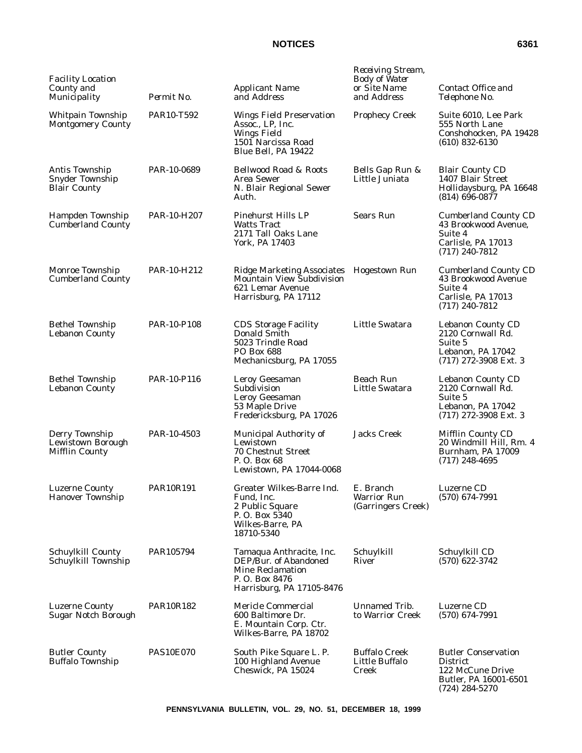| Facility Location County and Municipality | Permit No. | Applicant Name and Address | Receiving Stream, Body of Water or Site Name and Address | Contact Office and Telephone No. |
|---|---|---|---|---|
| Whitpain Township Montgomery County | PAR10-T592 | Wings Field Preservation Assoc., LP, Inc. Wings Field 1501 Narcissa Road Blue Bell, PA 19422 | Prophecy Creek | Suite 6010, Lee Park 555 North Lane Conshohocken, PA 19428 (610) 832-6130 |
| Antis Township Snyder Township Blair County | PAR-10-0689 | Bellwood Road & Roots Area Sewer N. Blair Regional Sewer Auth. | Bells Gap Run & Little Juniata | Blair County CD 1407 Blair Street Hollidaysburg, PA 16648 (814) 696-0877 |
| Hampden Township Cumberland County | PAR-10-H207 | Pinehurst Hills LP Watts Tract 2171 Tall Oaks Lane York, PA 17403 | Sears Run | Cumberland County CD 43 Brookwood Avenue, Suite 4 Carlisle, PA 17013 (717) 240-7812 |
| Monroe Township Cumberland County | PAR-10-H212 | Ridge Marketing Associates Mountain View Subdivision 621 Lemar Avenue Harrisburg, PA 17112 | Hogestown Run | Cumberland County CD 43 Brookwood Avenue Suite 4 Carlisle, PA 17013 (717) 240-7812 |
| Bethel Township Lebanon County | PAR-10-P108 | CDS Storage Facility Donald Smith 5023 Trindle Road PO Box 688 Mechanicsburg, PA 17055 | Little Swatara | Lebanon County CD 2120 Cornwall Rd. Suite 5 Lebanon, PA 17042 (717) 272-3908 Ext. 3 |
| Bethel Township Lebanon County | PAR-10-P116 | Leroy Geesaman Subdivision Leroy Geesaman 53 Maple Drive Fredericksburg, PA 17026 | Beach Run Little Swatara | Lebanon County CD 2120 Cornwall Rd. Suite 5 Lebanon, PA 17042 (717) 272-3908 Ext. 3 |
| Derry Township Lewistown Borough Mifflin County | PAR-10-4503 | Municipal Authority of Lewistown 70 Chestnut Street P. O. Box 68 Lewistown, PA 17044-0068 | Jacks Creek | Mifflin County CD 20 Windmill Hill, Rm. 4 Burnham, PA 17009 (717) 248-4695 |
| Luzerne County Hanover Township | PAR10R191 | Greater Wilkes-Barre Ind. Fund, Inc. 2 Public Square P. O. Box 5340 Wilkes-Barre, PA 18710-5340 | E. Branch Warrior Run (Garringers Creek) | Luzerne CD (570) 674-7991 |
| Schuylkill County Schuylkill Township | PAR105794 | Tamaqua Anthracite, Inc. DEP/Bur. of Abandoned Mine Reclamation P. O. Box 8476 Harrisburg, PA 17105-8476 | Schuylkill River | Schuylkill CD (570) 622-3742 |
| Luzerne County Sugar Notch Borough | PAR10R182 | Mericle Commercial 600 Baltimore Dr. E. Mountain Corp. Ctr. Wilkes-Barre, PA 18702 | Unnamed Trib. to Warrior Creek | Luzerne CD (570) 674-7991 |
| Butler County Buffalo Township | PAS10E070 | South Pike Square L. P. 100 Highland Avenue Cheswick, PA 15024 | Buffalo Creek Little Buffalo Creek | Butler Conservation District 122 McCune Drive Butler, PA 16001-6501 (724) 284-5270 |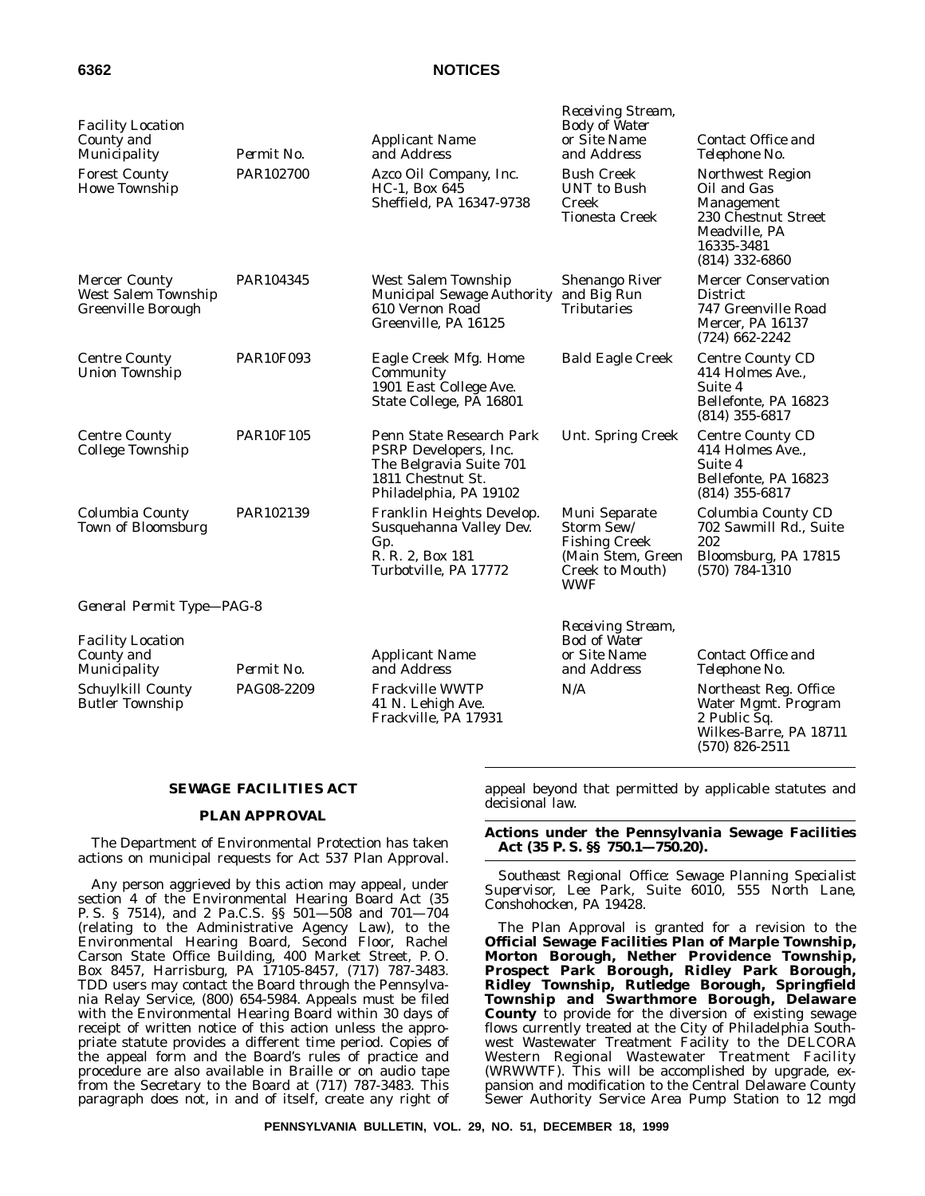| Facility Location County and Municipality | Permit No. | Applicant Name and Address | Receiving Stream, Body of Water or Site Name and Address | Contact Office and Telephone No. |
|---|---|---|---|---|
| Forest County Howe Township | PAR102700 | Azco Oil Company, Inc. HC-1, Box 645 Sheffield, PA 16347-9738 | Bush Creek UNT to Bush Creek Tionesta Creek | Northwest Region Oil and Gas Management 230 Chestnut Street Meadville, PA 16335-3481 (814) 332-6860 |
| Mercer County West Salem Township Greenville Borough | PAR104345 | West Salem Township Municipal Sewage Authority 610 Vernon Road Greenville, PA 16125 | Shenango River and Big Run Tributaries | Mercer Conservation District 747 Greenville Road Mercer, PA 16137 (724) 662-2242 |
| Centre County Union Township | PAR10F093 | Eagle Creek Mfg. Home Community 1901 East College Ave. State College, PA 16801 | Bald Eagle Creek | Centre County CD 414 Holmes Ave., Suite 4 Bellefonte, PA 16823 (814) 355-6817 |
| Centre County College Township | PAR10F105 | Penn State Research Park PSRP Developers, Inc. The Belgravia Suite 701 1811 Chestnut St. Philadelphia, PA 19102 | Unt. Spring Creek | Centre County CD 414 Holmes Ave., Suite 4 Bellefonte, PA 16823 (814) 355-6817 |
| Columbia County Town of Bloomsburg | PAR102139 | Franklin Heights Develop. Susquehanna Valley Dev. Gp. R. R. 2, Box 181 Turbotville, PA 17772 | Muni Separate Storm Sew/ Fishing Creek (Main Stem, Green Creek to Mouth) WWF | Columbia County CD 702 Sawmill Rd., Suite 202 Bloomsburg, PA 17815 (570) 784-1310 |

*General Permit Type—PAG-8*

| Facility Location County and Municipality | Permit No. | Applicant Name and Address | Receiving Stream, Bod of Water or Site Name and Address | Contact Office and Telephone No. |
|---|---|---|---|---|
| Schuylkill County Butler Township | PAG08-2209 | Frackville WWTP 41 N. Lehigh Ave. Frackville, PA 17931 | N/A | Northeast Reg. Office Water Mgmt. Program 2 Public Sq. Wilkes-Barre, PA 18711 (570) 826-2511 |

## SEWAGE FACILITIES ACT

### PLAN APPROVAL

The Department of Environmental Protection has taken actions on municipal requests for Act 537 Plan Approval.

Any person aggrieved by this action may appeal, under section 4 of the Environmental Hearing Board Act (35 P. S. § 7514), and 2 Pa.C.S. §§ 501—508 and 701—704 (relating to the Administrative Agency Law), to the Environmental Hearing Board, Second Floor, Rachel Carson State Office Building, 400 Market Street, P. O. Box 8457, Harrisburg, PA 17105-8457, (717) 787-3483. TDD users may contact the Board through the Pennsylvania Relay Service, (800) 654-5984. Appeals must be filed with the Environmental Hearing Board within 30 days of receipt of written notice of this action unless the appropriate statute provides a different time period. Copies of the appeal form and the Board's rules of practice and procedure are also available in Braille or on audio tape from the Secretary to the Board at (717) 787-3483. This paragraph does not, in and of itself, create any right of appeal beyond that permitted by applicable statutes and decisional law.

**Actions under the Pennsylvania Sewage Facilities Act (35 P. S. §§ 750.1—750.20).**

*Southeast Regional Office: Sewage Planning Specialist Supervisor, Lee Park, Suite 6010, 555 North Lane, Conshohocken, PA 19428.*

The Plan Approval is granted for a revision to the **Official Sewage Facilities Plan of Marple Township, Morton Borough, Nether Providence Township, Prospect Park Borough, Ridley Park Borough, Ridley Township, Rutledge Borough, Springfield Township and Swarthmore Borough, Delaware County** to provide for the diversion of existing sewage flows currently treated at the City of Philadelphia Southwest Wastewater Treatment Facility to the DELCORA Western Regional Wastewater Treatment Facility (WRWWTF). This will be accomplished by upgrade, expansion and modification to the Central Delaware County Sewer Authority Service Area Pump Station to 12 mgd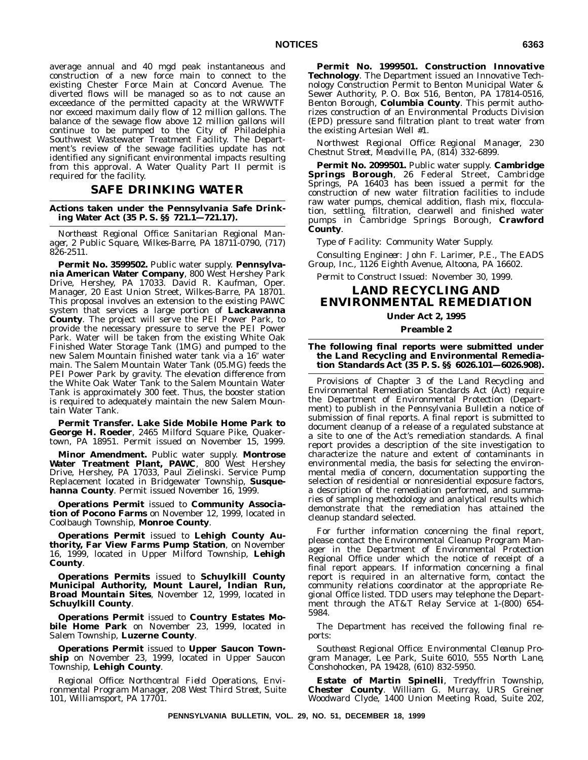average annual and 40 mgd peak instantaneous and construction of a new force main to connect to the existing Chester Force Main at Concord Avenue. The diverted flows will be managed so as to not cause an exceedance of the permitted capacity at the WRWWTF nor exceed maximum daily flow of 12 million gallons. The balance of the sewage flow above 12 million gallons will continue to be pumped to the City of Philadelphia Southwest Wastewater Treatment Facility. The Department's review of the sewage facilities update has not identified any significant environmental impacts resulting from this approval. A Water Quality Part II permit is required for the facility.

## SAFE DRINKING WATER

**Actions taken under the Pennsylvania Safe Drinking Water Act (35 P. S. §§ 721.1—721.17).**

*Northeast Regional Office: Sanitarian Regional Manager, 2 Public Square, Wilkes-Barre, PA 18711-0790, (717) 826-2511.*

**Permit No. 3599502.** Public water supply. **Pennsylvania American Water Company**, 800 West Hershey Park Drive, Hershey, PA 17033. David R. Kaufman, Oper. Manager, 20 East Union Street, Wilkes-Barre, PA 18701. This proposal involves an extension to the existing PAWC system that services a large portion of **Lackawanna County**. The project will serve the PEI Power Park, to provide the necessary pressure to serve the PEI Power Park. Water will be taken from the existing White Oak Finished Water Storage Tank (1MG) and pumped to the new Salem Mountain finished water tank via a 16″ water main. The Salem Mountain Water Tank (05.MG) feeds the PEI Power Park by gravity. The elevation difference from the White Oak Water Tank to the Salem Mountain Water Tank is approximately 300 feet. Thus, the booster station is required to adequately maintain the new Salem Mountain Water Tank.

**Permit Transfer. Lake Side Mobile Home Park to George H. Roeder**, 2465 Milford Square Pike, Quakertown, PA 18951. Permit issued on November 15, 1999.

**Minor Amendment.** Public water supply. **Montrose Water Treatment Plant, PAWC**, 800 West Hershey Drive, Hershey, PA 17033, Paul Zielinski. Service Pump Replacement located in Bridgewater Township, **Susquehanna County**. Permit issued November 16, 1999.

**Operations Permit** issued to **Community Association of Pocono Farms** on November 12, 1999, located in Coolbaugh Township, **Monroe County**.

**Operations Permit** issued to **Lehigh County Authority, Far View Farms Pump Station**, on November 16, 1999, located in Upper Milford Township, **Lehigh County**.

**Operations Permits** issued to **Schuylkill County Municipal Authority, Mount Laurel, Indian Run, Broad Mountain Sites**, November 12, 1999, located in **Schuylkill County**.

**Operations Permit** issued to **Country Estates Mobile Home Park** on November 23, 1999, located in Salem Township, **Luzerne County**.

**Operations Permit** issued to **Upper Saucon Township** on November 23, 1999, located in Upper Saucon Township, **Lehigh County**.

*Regional Office: Northcentral Field Operations, Environmental Program Manager, 208 West Third Street, Suite 101, Williamsport, PA 17701.*

**Permit No. 1999501. Construction Innovative Technology**. The Department issued an Innovative Technology Construction Permit to Benton Municipal Water & Sewer Authority, P. O. Box 516, Benton, PA 17814-0516, Benton Borough, **Columbia County**. This permit authorizes construction of an Environmental Products Division (EPD) pressure sand filtration plant to treat water from the existing Artesian Well #1.

*Northwest Regional Office: Regional Manager, 230 Chestnut Street, Meadville, PA, (814) 332-6899.*

**Permit No. 2099501.** Public water supply. **Cambridge Springs Borough**, 26 Federal Street, Cambridge Springs, PA 16403 has been issued a permit for the construction of new water filtration facilities to include raw water pumps, chemical addition, flash mix, flocculation, settling, filtration, clearwell and finished water pumps in Cambridge Springs Borough, **Crawford County**.

*Type of Facility*: Community Water Supply.

*Consulting Engineer*: John F. Larimer, P.E., The EADS Group, Inc., 1126 Eighth Avenue, Altoona, PA 16602.

*Permit to Construct Issued*: November 30, 1999.

## LAND RECYCLING AND ENVIRONMENTAL REMEDIATION

### Under Act 2, 1995

### Preamble 2

**The following final reports were submitted under the Land Recycling and Environmental Remediation Standards Act (35 P. S. §§ 6026.101—6026.908).**

Provisions of Chapter 3 of the Land Recycling and Environmental Remediation Standards Act (Act) require the Department of Environmental Protection (Department) to publish in the *Pennsylvania Bulletin* a notice of submission of final reports. A final report is submitted to document cleanup of a release of a regulated substance at a site to one of the Act's remediation standards. A final report provides a description of the site investigation to characterize the nature and extent of contaminants in environmental media, the basis for selecting the environmental media of concern, documentation supporting the selection of residential or nonresidential exposure factors, a description of the remediation performed, and summaries of sampling methodology and analytical results which demonstrate that the remediation has attained the cleanup standard selected.

For further information concerning the final report, please contact the Environmental Cleanup Program Manager in the Department of Environmental Protection Regional Office under which the notice of receipt of a final report appears. If information concerning a final report is required in an alternative form, contact the community relations coordinator at the appropriate Regional Office listed. TDD users may telephone the Department through the AT&T Relay Service at 1-(800) 654-5984.

The Department has received the following final reports:

*Southeast Regional Office: Environmental Cleanup Program Manager, Lee Park, Suite 6010, 555 North Lane, Conshohocken, PA 19428, (610) 832-5950.*

**Estate of Martin Spinelli**, Tredyffrin Township, **Chester County**. William G. Murray, URS Greiner Woodward Clyde, 1400 Union Meeting Road, Suite 202,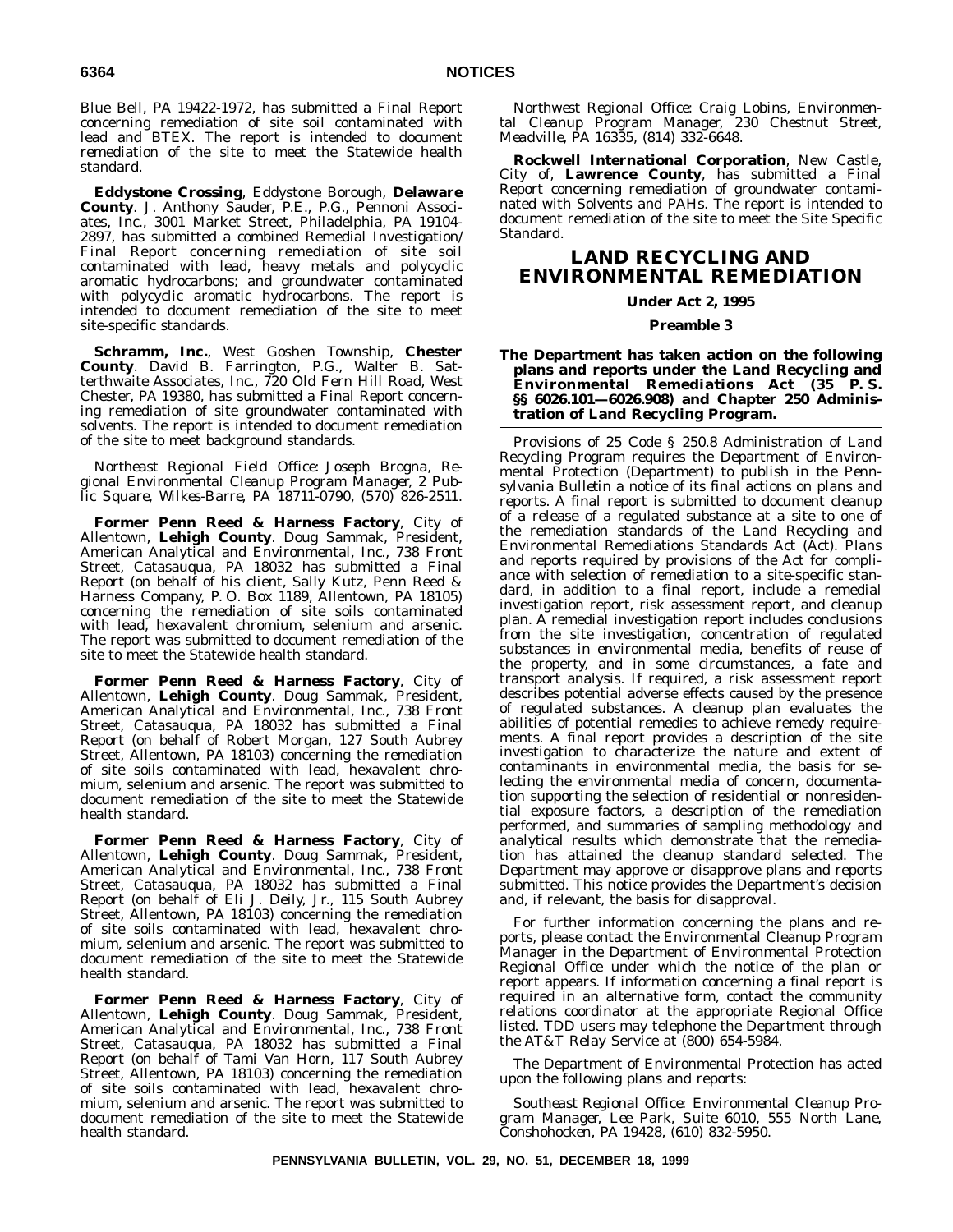Blue Bell, PA 19422-1972, has submitted a Final Report concerning remediation of site soil contaminated with lead and BTEX. The report is intended to document remediation of the site to meet the Statewide health standard.

**Eddystone Crossing**, Eddystone Borough, **Delaware County**. J. Anthony Sauder, P.E., P.G., Pennoni Associates, Inc., 3001 Market Street, Philadelphia, PA 19104-2897, has submitted a combined Remedial Investigation/Final Report concerning remediation of site soil contaminated with lead, heavy metals and polycyclic aromatic hydrocarbons; and groundwater contaminated with polycyclic aromatic hydrocarbons. The report is intended to document remediation of the site to meet site-specific standards.

**Schramm, Inc.**, West Goshen Township, **Chester County**. David B. Farrington, P.G., Walter B. Satterthwaite Associates, Inc., 720 Old Fern Hill Road, West Chester, PA 19380, has submitted a Final Report concerning remediation of site groundwater contaminated with solvents. The report is intended to document remediation of the site to meet background standards.

*Northeast Regional Field Office: Joseph Brogna, Regional Environmental Cleanup Program Manager, 2 Public Square, Wilkes-Barre, PA 18711-0790, (570) 826-2511.*

**Former Penn Reed & Harness Factory**, City of Allentown, **Lehigh County**. Doug Sammak, President, American Analytical and Environmental, Inc., 738 Front Street, Catasauqua, PA 18032 has submitted a Final Report (on behalf of his client, Sally Kutz, Penn Reed & Harness Company, P. O. Box 1189, Allentown, PA 18105) concerning the remediation of site soils contaminated with lead, hexavalent chromium, selenium and arsenic. The report was submitted to document remediation of the site to meet the Statewide health standard.

**Former Penn Reed & Harness Factory**, City of Allentown, **Lehigh County**. Doug Sammak, President, American Analytical and Environmental, Inc., 738 Front Street, Catasauqua, PA 18032 has submitted a Final Report (on behalf of Robert Morgan, 127 South Aubrey Street, Allentown, PA 18103) concerning the remediation of site soils contaminated with lead, hexavalent chromium, selenium and arsenic. The report was submitted to document remediation of the site to meet the Statewide health standard.

**Former Penn Reed & Harness Factory**, City of Allentown, **Lehigh County**. Doug Sammak, President, American Analytical and Environmental, Inc., 738 Front Street, Catasauqua, PA 18032 has submitted a Final Report (on behalf of Eli J. Deily, Jr., 115 South Aubrey Street, Allentown, PA 18103) concerning the remediation of site soils contaminated with lead, hexavalent chromium, selenium and arsenic. The report was submitted to document remediation of the site to meet the Statewide health standard.

**Former Penn Reed & Harness Factory**, City of Allentown, **Lehigh County**. Doug Sammak, President, American Analytical and Environmental, Inc., 738 Front Street, Catasauqua, PA 18032 has submitted a Final Report (on behalf of Tami Van Horn, 117 South Aubrey Street, Allentown, PA 18103) concerning the remediation of site soils contaminated with lead, hexavalent chromium, selenium and arsenic. The report was submitted to document remediation of the site to meet the Statewide health standard.

*Northwest Regional Office: Craig Lobins, Environmental Cleanup Program Manager, 230 Chestnut Street, Meadville, PA 16335, (814) 332-6648.*

**Rockwell International Corporation**, New Castle, City of, **Lawrence County**, has submitted a Final Report concerning remediation of groundwater contaminated with Solvents and PAHs. The report is intended to document remediation of the site to meet the Site Specific Standard.

# LAND RECYCLING AND ENVIRONMENTAL REMEDIATION

**Under Act 2, 1995**

**Preamble 3**

**The Department has taken action on the following plans and reports under the Land Recycling and Environmental Remediations Act (35 P. S. §§ 6026.101—6026.908) and Chapter 250 Administration of Land Recycling Program.**

Provisions of 25 Code § 250.8 Administration of Land Recycling Program requires the Department of Environmental Protection (Department) to publish in the *Pennsylvania Bulletin* a notice of its final actions on plans and reports. A final report is submitted to document cleanup of a release of a regulated substance at a site to one of the remediation standards of the Land Recycling and Environmental Remediations Standards Act (Act). Plans and reports required by provisions of the Act for compliance with selection of remediation to a site-specific standard, in addition to a final report, include a remedial investigation report, risk assessment report, and cleanup plan. A remedial investigation report includes conclusions from the site investigation, concentration of regulated substances in environmental media, benefits of reuse of the property, and in some circumstances, a fate and transport analysis. If required, a risk assessment report describes potential adverse effects caused by the presence of regulated substances. A cleanup plan evaluates the abilities of potential remedies to achieve remedy requirements. A final report provides a description of the site investigation to characterize the nature and extent of contaminants in environmental media, the basis for selecting the environmental media of concern, documentation supporting the selection of residential or nonresidential exposure factors, a description of the remediation performed, and summaries of sampling methodology and analytical results which demonstrate that the remediation has attained the cleanup standard selected. The Department may approve or disapprove plans and reports submitted. This notice provides the Department's decision and, if relevant, the basis for disapproval.

For further information concerning the plans and reports, please contact the Environmental Cleanup Program Manager in the Department of Environmental Protection Regional Office under which the notice of the plan or report appears. If information concerning a final report is required in an alternative form, contact the community relations coordinator at the appropriate Regional Office listed. TDD users may telephone the Department through the AT&T Relay Service at (800) 654-5984.

The Department of Environmental Protection has acted upon the following plans and reports:

*Southeast Regional Office: Environmental Cleanup Program Manager, Lee Park, Suite 6010, 555 North Lane, Conshohocken, PA 19428, (610) 832-5950.*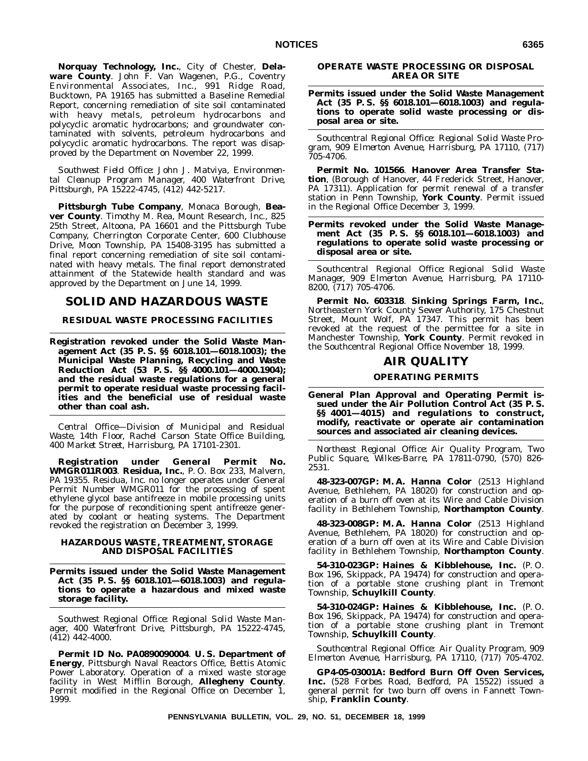**Norquay Technology, Inc.**, City of Chester, **Delaware County**. John F. Van Wagenen, P.G., Coventry Environmental Associates, Inc., 991 Ridge Road, Bucktown, PA 19165 has submitted a Baseline Remedial Report, concerning remediation of site soil contaminated with heavy metals, petroleum hydrocarbons and polycyclic aromatic hydrocarbons; and groundwater contaminated with solvents, petroleum hydrocarbons and polycyclic aromatic hydrocarbons. The report was disapproved by the Department on November 22, 1999.

*Southwest Field Office: John J. Matviya, Environmental Cleanup Program Manager, 400 Waterfront Drive, Pittsburgh, PA 15222-4745, (412) 442-5217.*

**Pittsburgh Tube Company**, Monaca Borough, **Beaver County**. Timothy M. Rea, Mount Research, Inc., 825 25th Street, Altoona, PA 16601 and the Pittsburgh Tube Company, Cherrington Corporate Center, 600 Clubhouse Drive, Moon Township, PA 15408-3195 has submitted a final report concerning remediation of site soil contaminated with heavy metals. The final report demonstrated attainment of the Statewide health standard and was approved by the Department on June 14, 1999.

# SOLID AND HAZARDOUS WASTE

## RESIDUAL WASTE PROCESSING FACILITIES

**Registration revoked under the Solid Waste Management Act (35 P. S. §§ 6018.101—6018.1003); the Municipal Waste Planning, Recycling and Waste Reduction Act (53 P. S. §§ 4000.101—4000.1904); and the residual waste regulations for a general permit to operate residual waste processing facilities and the beneficial use of residual waste other than coal ash.**

*Central Office—Division of Municipal and Residual Waste, 14th Floor, Rachel Carson State Office Building, 400 Market Street, Harrisburg, PA 17101-2301.*

**Registration under General Permit No. WMGR011R003**. **Residua, Inc.**, P. O. Box 233, Malvern, PA 19355. Residua, Inc. no longer operates under General Permit Number WMGR011 for the processing of spent ethylene glycol base antifreeze in mobile processing units for the purpose of reconditioning spent antifreeze generated by coolant or heating systems. The Department revoked the registration on December 3, 1999.

## HAZARDOUS WASTE, TREATMENT, STORAGE AND DISPOSAL FACILITIES

**Permits issued under the Solid Waste Management Act (35 P. S. §§ 6018.101—6018.1003) and regulations to operate a hazardous and mixed waste storage facility.**

*Southwest Regional Office: Regional Solid Waste Manager, 400 Waterfront Drive, Pittsburgh, PA 15222-4745, (412) 442-4000.*

**Permit ID No. PA0890090004**. **U. S. Department of Energy**, Pittsburgh Naval Reactors Office, Bettis Atomic Power Laboratory. Operation of a mixed waste storage facility in West Mifflin Borough, **Allegheny County**. Permit modified in the Regional Office on December 1, 1999.

## OPERATE WASTE PROCESSING OR DISPOSAL AREA OR SITE

**Permits issued under the Solid Waste Management Act (35 P. S. §§ 6018.101—6018.1003) and regulations to operate solid waste processing or disposal area or site.**

*Southcentral Regional Office: Regional Solid Waste Program, 909 Elmerton Avenue, Harrisburg, PA 17110, (717) 705-4706.*

**Permit No. 101566**. **Hanover Area Transfer Station**, (Borough of Hanover, 44 Frederick Street, Hanover, PA 17311). Application for permit renewal of a transfer station in Penn Township, **York County**. Permit issued in the Regional Office December 3, 1999.

**Permits revoked under the Solid Waste Management Act (35 P. S. §§ 6018.101—6018.1003) and regulations to operate solid waste processing or disposal area or site.**

*Southcentral Regional Office: Regional Solid Waste Manager, 909 Elmerton Avenue, Harrisburg, PA 17110-8200, (717) 705-4706.*

**Permit No. 603318**. **Sinking Springs Farm, Inc.**, Northeastern York County Sewer Authority, 175 Chestnut Street, Mount Wolf, PA 17347. This permit has been revoked at the request of the permittee for a site in Manchester Township, **York County**. Permit revoked in the Southcentral Regional Office November 18, 1999.

# AIR QUALITY

## OPERATING PERMITS

**General Plan Approval and Operating Permit issued under the Air Pollution Control Act (35 P. S. §§ 4001—4015) and regulations to construct, modify, reactivate or operate air contamination sources and associated air cleaning devices.**

*Northeast Regional Office: Air Quality Program, Two Public Square, Wilkes-Barre, PA 17811-0790, (570) 826-2531.*

**48-323-007GP: M. A. Hanna Color** (2513 Highland Avenue, Bethlehem, PA 18020) for construction and operation of a burn off oven at its Wire and Cable Division facility in Bethlehem Township, **Northampton County**.

**48-323-008GP: M. A. Hanna Color** (2513 Highland Avenue, Bethlehem, PA 18020) for construction and operation of a burn off oven at its Wire and Cable Division facility in Bethlehem Township, **Northampton County**.

**54-310-023GP: Haines & Kibblehouse, Inc.** (P. O. Box 196, Skippack, PA 19474) for construction and operation of a portable stone crushing plant in Tremont Township, **Schuylkill County**.

**54-310-024GP: Haines & Kibblehouse, Inc.** (P. O. Box 196, Skippack, PA 19474) for construction and operation of a portable stone crushing plant in Tremont Township, **Schuylkill County**.

*Southcentral Regional Office: Air Quality Program, 909 Elmerton Avenue, Harrisburg, PA 17110, (717) 705-4702.*

**GP4-05-03001A: Bedford Burn Off Oven Services, Inc.** (528 Forbes Road, Bedford, PA 15522) issued a general permit for two burn off ovens in Fannett Township, **Franklin County**.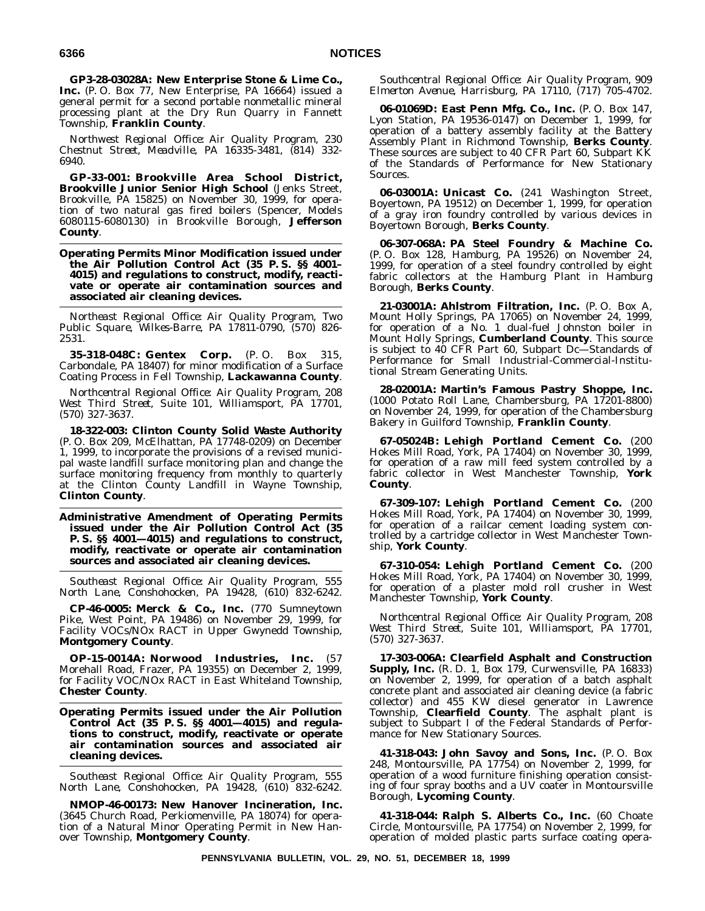**GP3-28-03028A: New Enterprise Stone & Lime Co., Inc.** (P. O. Box 77, New Enterprise, PA 16664) issued a general permit for a second portable nonmetallic mineral processing plant at the Dry Run Quarry in Fannett Township, **Franklin County**.

*Northwest Regional Office: Air Quality Program, 230 Chestnut Street, Meadville, PA 16335-3481, (814) 332-6940.*

**GP-33-001: Brookville Area School District, Brookville Junior Senior High School** (Jenks Street, Brookville, PA 15825) on November 30, 1999, for operation of two natural gas fired boilers (Spencer, Models 6080115-6080130) in Brookville Borough, **Jefferson County**.

**Operating Permits Minor Modification issued under the Air Pollution Control Act (35 P. S. §§ 4001—4015) and regulations to construct, modify, reactivate or operate air contamination sources and associated air cleaning devices.**

*Northeast Regional Office: Air Quality Program, Two Public Square, Wilkes-Barre, PA 17811-0790, (570) 826-2531.*

**35-318-048C: Gentex Corp.** (P. O. Box 315, Carbondale, PA 18407) for minor modification of a Surface Coating Process in Fell Township, **Lackawanna County**.

*Northcentral Regional Office: Air Quality Program, 208 West Third Street, Suite 101, Williamsport, PA 17701, (570) 327-3637.*

**18-322-003: Clinton County Solid Waste Authority** (P. O. Box 209, McElhattan, PA 17748-0209) on December 1, 1999, to incorporate the provisions of a revised municipal waste landfill surface monitoring plan and change the surface monitoring frequency from monthly to quarterly at the Clinton County Landfill in Wayne Township, **Clinton County**.

**Administrative Amendment of Operating Permits issued under the Air Pollution Control Act (35 P. S. §§ 4001—4015) and regulations to construct, modify, reactivate or operate air contamination sources and associated air cleaning devices.**

*Southeast Regional Office: Air Quality Program, 555 North Lane, Conshohocken, PA 19428, (610) 832-6242.*

**CP-46-0005: Merck & Co., Inc.** (770 Sumneytown Pike, West Point, PA 19486) on November 29, 1999, for Facility VOCs/NOx RACT in Upper Gwynedd Township, **Montgomery County**.

**OP-15-0014A: Norwood Industries, Inc.** (57 Morehall Road, Frazer, PA 19355) on December 2, 1999, for Facility VOC/NOx RACT in East Whiteland Township, **Chester County**.

**Operating Permits issued under the Air Pollution Control Act (35 P. S. §§ 4001—4015) and regulations to construct, modify, reactivate or operate air contamination sources and associated air cleaning devices.**

*Southeast Regional Office: Air Quality Program, 555 North Lane, Conshohocken, PA 19428, (610) 832-6242.*

**NMOP-46-00173: New Hanover Incineration, Inc.** (3645 Church Road, Perkiomenville, PA 18074) for operation of a Natural Minor Operating Permit in New Hanover Township, **Montgomery County**.

*Southcentral Regional Office: Air Quality Program, 909 Elmerton Avenue, Harrisburg, PA 17110, (717) 705-4702.*

**06-01069D: East Penn Mfg. Co., Inc.** (P. O. Box 147, Lyon Station, PA 19536-0147) on December 1, 1999, for operation of a battery assembly facility at the Battery Assembly Plant in Richmond Township, **Berks County**. These sources are subject to 40 CFR Part 60, Subpart KK of the Standards of Performance for New Stationary Sources.

**06-03001A: Unicast Co.** (241 Washington Street, Boyertown, PA 19512) on December 1, 1999, for operation of a gray iron foundry controlled by various devices in Boyertown Borough, **Berks County**.

**06-307-068A: PA Steel Foundry & Machine Co.** (P. O. Box 128, Hamburg, PA 19526) on November 24, 1999, for operation of a steel foundry controlled by eight fabric collectors at the Hamburg Plant in Hamburg Borough, **Berks County**.

**21-03001A: Ahlstrom Filtration, Inc.** (P. O. Box A, Mount Holly Springs, PA 17065) on November 24, 1999, for operation of a No. 1 dual-fuel Johnston boiler in Mount Holly Springs, **Cumberland County**. This source is subject to 40 CFR Part 60, Subpart Dc—Standards of Performance for Small Industrial-Commercial-Institutional Stream Generating Units.

**28-02001A: Martin's Famous Pastry Shoppe, Inc.** (1000 Potato Roll Lane, Chambersburg, PA 17201-8800) on November 24, 1999, for operation of the Chambersburg Bakery in Guilford Township, **Franklin County**.

**67-05024B: Lehigh Portland Cement Co.** (200 Hokes Mill Road, York, PA 17404) on November 30, 1999, for operation of a raw mill feed system controlled by a fabric collector in West Manchester Township, **York County**.

**67-309-107: Lehigh Portland Cement Co.** (200 Hokes Mill Road, York, PA 17404) on November 30, 1999, for operation of a railcar cement loading system controlled by a cartridge collector in West Manchester Township, **York County**.

**67-310-054: Lehigh Portland Cement Co.** (200 Hokes Mill Road, York, PA 17404) on November 30, 1999, for operation of a plaster mold roll crusher in West Manchester Township, **York County**.

*Northcentral Regional Office: Air Quality Program, 208 West Third Street, Suite 101, Williamsport, PA 17701, (570) 327-3637.*

**17-303-006A: Clearfield Asphalt and Construction Supply, Inc.** (R. D. 1, Box 179, Curwensville, PA 16833) on November 2, 1999, for operation of a batch asphalt concrete plant and associated air cleaning device (a fabric collector) and 455 KW diesel generator in Lawrence Township, **Clearfield County**. The asphalt plant is subject to Subpart I of the Federal Standards of Performance for New Stationary Sources.

**41-318-043: John Savoy and Sons, Inc.** (P. O. Box 248, Montoursville, PA 17754) on November 2, 1999, for operation of a wood furniture finishing operation consisting of four spray booths and a UV coater in Montoursville Borough, **Lycoming County**.

**41-318-044: Ralph S. Alberts Co., Inc.** (60 Choate Circle, Montoursville, PA 17754) on November 2, 1999, for operation of molded plastic parts surface coating opera-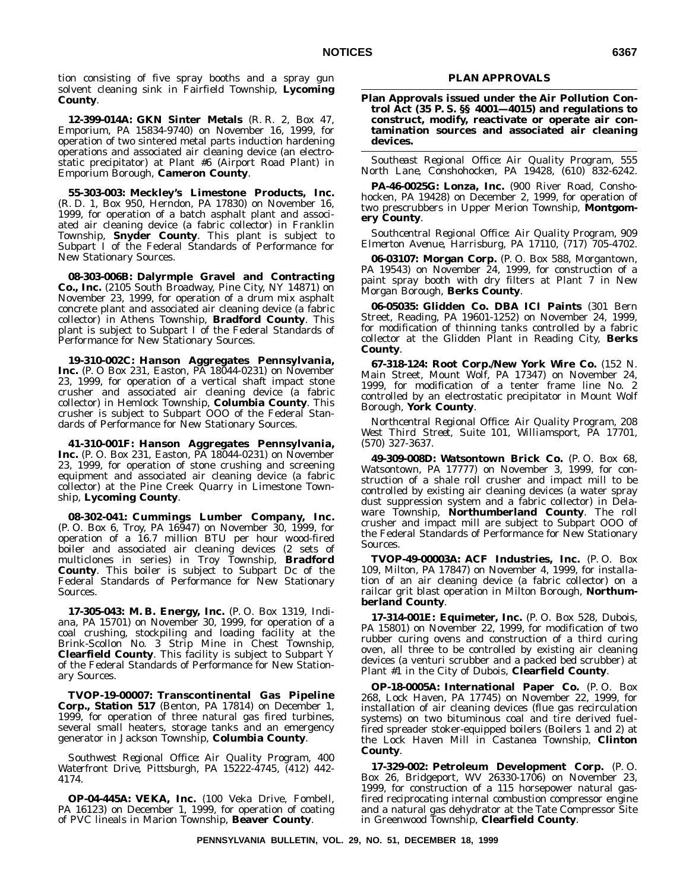tion consisting of five spray booths and a spray gun solvent cleaning sink in Fairfield Township, **Lycoming County**.

**12-399-014A: GKN Sinter Metals** (R. R. 2, Box 47, Emporium, PA 15834-9740) on November 16, 1999, for operation of two sintered metal parts induction hardening operations and associated air cleaning device (an electrostatic precipitator) at Plant #6 (Airport Road Plant) in Emporium Borough, **Cameron County**.

**55-303-003: Meckley's Limestone Products, Inc.** (R. D. 1, Box 950, Herndon, PA 17830) on November 16, 1999, for operation of a batch asphalt plant and associated air cleaning device (a fabric collector) in Franklin Township, **Snyder County**. This plant is subject to Subpart I of the Federal Standards of Performance for New Stationary Sources.

**08-303-006B: Dalyrmple Gravel and Contracting Co., Inc.** (2105 South Broadway, Pine City, NY 14871) on November 23, 1999, for operation of a drum mix asphalt concrete plant and associated air cleaning device (a fabric collector) in Athens Township, **Bradford County**. This plant is subject to Subpart I of the Federal Standards of Performance for New Stationary Sources.

**19-310-002C: Hanson Aggregates Pennsylvania, Inc.** (P. O Box 231, Easton, PA 18044-0231) on November 23, 1999, for operation of a vertical shaft impact stone crusher and associated air cleaning device (a fabric collector) in Hemlock Township, **Columbia County**. This crusher is subject to Subpart OOO of the Federal Standards of Performance for New Stationary Sources.

**41-310-001F: Hanson Aggregates Pennsylvania, Inc.** (P. O. Box 231, Easton, PA 18044-0231) on November 23, 1999, for operation of stone crushing and screening equipment and associated air cleaning device (a fabric collector) at the Pine Creek Quarry in Limestone Township, **Lycoming County**.

**08-302-041: Cummings Lumber Company, Inc.** (P. O. Box 6, Troy, PA 16947) on November 30, 1999, for operation of a 16.7 million BTU per hour wood-fired boiler and associated air cleaning devices (2 sets of multiclones in series) in Troy Township, **Bradford County**. This boiler is subject to Subpart Dc of the Federal Standards of Performance for New Stationary Sources.

**17-305-043: M. B. Energy, Inc.** (P. O. Box 1319, Indiana, PA 15701) on November 30, 1999, for operation of a coal crushing, stockpiling and loading facility at the Brink-Scollon No. 3 Strip Mine in Chest Township, **Clearfield County**. This facility is subject to Subpart Y of the Federal Standards of Performance for New Stationary Sources.

**TVOP-19-00007: Transcontinental Gas Pipeline Corp., Station 517** (Benton, PA 17814) on December 1, 1999, for operation of three natural gas fired turbines, several small heaters, storage tanks and an emergency generator in Jackson Township, **Columbia County**.

*Southwest Regional Office: Air Quality Program, 400 Waterfront Drive, Pittsburgh, PA 15222-4745, (412) 442-4174.*

**OP-04-445A: VEKA, Inc.** (100 Veka Drive, Fombell, PA 16123) on December 1, 1999, for operation of coating of PVC lineals in Marion Township, **Beaver County**.

## PLAN APPROVALS

**Plan Approvals issued under the Air Pollution Control Act (35 P. S. §§ 4001—4015) and regulations to construct, modify, reactivate or operate air contamination sources and associated air cleaning devices.**

*Southeast Regional Office: Air Quality Program, 555 North Lane, Conshohocken, PA 19428, (610) 832-6242.*

**PA-46-0025G: Lonza, Inc.** (900 River Road, Conshohocken, PA 19428) on December 2, 1999, for operation of two prescrubbers in Upper Merion Township, **Montgomery County**.

*Southcentral Regional Office: Air Quality Program, 909 Elmerton Avenue, Harrisburg, PA 17110, (717) 705-4702.*

**06-03107: Morgan Corp.** (P. O. Box 588, Morgantown, PA 19543) on November 24, 1999, for construction of a paint spray booth with dry filters at Plant 7 in New Morgan Borough, **Berks County**.

**06-05035: Glidden Co. DBA ICI Paints** (301 Bern Street, Reading, PA 19601-1252) on November 24, 1999, for modification of thinning tanks controlled by a fabric collector at the Glidden Plant in Reading City, **Berks County**.

**67-318-124: Root Corp./New York Wire Co.** (152 N. Main Street, Mount Wolf, PA 17347) on November 24, 1999, for modification of a tenter frame line No. 2 controlled by an electrostatic precipitator in Mount Wolf Borough, **York County**.

*Northcentral Regional Office: Air Quality Program, 208 West Third Street, Suite 101, Williamsport, PA 17701, (570) 327-3637.*

**49-309-008D: Watsontown Brick Co.** (P. O. Box 68, Watsontown, PA 17777) on November 3, 1999, for construction of a shale roll crusher and impact mill to be controlled by existing air cleaning devices (a water spray dust suppression system and a fabric collector) in Delaware Township, **Northumberland County**. The roll crusher and impact mill are subject to Subpart OOO of the Federal Standards of Performance for New Stationary Sources.

**TVOP-49-00003A: ACF Industries, Inc.** (P. O. Box 109, Milton, PA 17847) on November 4, 1999, for installation of an air cleaning device (a fabric collector) on a railcar grit blast operation in Milton Borough, **Northumberland County**.

**17-314-001E: Equimeter, Inc.** (P. O. Box 528, Dubois, PA 15801) on November 22, 1999, for modification of two rubber curing ovens and construction of a third curing oven, all three to be controlled by existing air cleaning devices (a venturi scrubber and a packed bed scrubber) at Plant #1 in the City of Dubois, **Clearfield County**.

**OP-18-0005A: International Paper Co.** (P. O. Box 268, Lock Haven, PA 17745) on November 22, 1999, for installation of air cleaning devices (flue gas recirculation systems) on two bituminous coal and tire derived fuel-fired spreader stoker-equipped boilers (Boilers 1 and 2) at the Lock Haven Mill in Castanea Township, **Clinton County**.

**17-329-002: Petroleum Development Corp.** (P. O. Box 26, Bridgeport, WV 26330-1706) on November 23, 1999, for construction of a 115 horsepower natural gas-fired reciprocating internal combustion compressor engine and a natural gas dehydrator at the Tate Compressor Site in Greenwood Township, **Clearfield County**.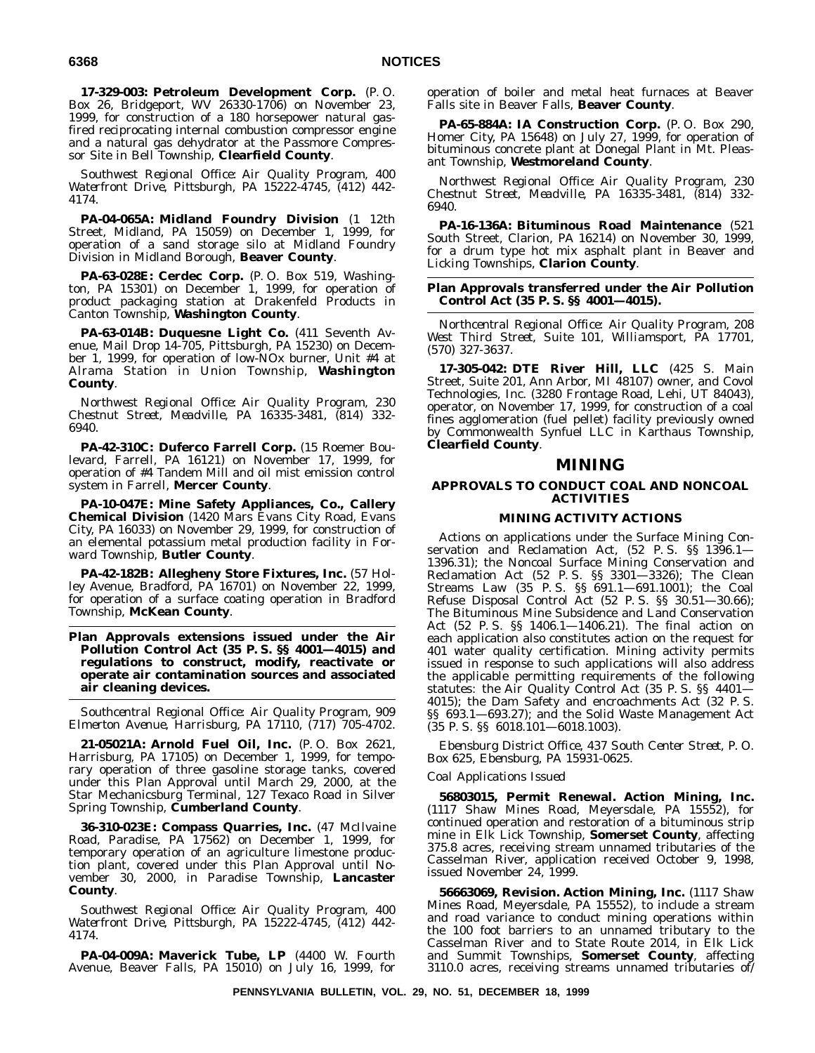**17-329-003: Petroleum Development Corp.** (P. O. Box 26, Bridgeport, WV 26330-1706) on November 23, 1999, for construction of a 180 horsepower natural gas-fired reciprocating internal combustion compressor engine and a natural gas dehydrator at the Passmore Compressor Site in Bell Township, **Clearfield County**.

*Southwest Regional Office: Air Quality Program, 400 Waterfront Drive, Pittsburgh, PA 15222-4745, (412) 442-4174.*

**PA-04-065A: Midland Foundry Division** (1 12th Street, Midland, PA 15059) on December 1, 1999, for operation of a sand storage silo at Midland Foundry Division in Midland Borough, **Beaver County**.

**PA-63-028E: Cerdec Corp.** (P. O. Box 519, Washington, PA 15301) on December 1, 1999, for operation of product packaging station at Drakenfeld Products in Canton Township, **Washington County**.

**PA-63-014B: Duquesne Light Co.** (411 Seventh Avenue, Mail Drop 14-705, Pittsburgh, PA 15230) on December 1, 1999, for operation of low-NOx burner, Unit #4 at Alrama Station in Union Township, **Washington County**.

*Northwest Regional Office: Air Quality Program, 230 Chestnut Street, Meadville, PA 16335-3481, (814) 332-6940.*

**PA-42-310C: Duferco Farrell Corp.** (15 Roemer Boulevard, Farrell, PA 16121) on November 17, 1999, for operation of #4 Tandem Mill and oil mist emission control system in Farrell, **Mercer County**.

**PA-10-047E: Mine Safety Appliances, Co., Callery Chemical Division** (1420 Mars Evans City Road, Evans City, PA 16033) on November 29, 1999, for construction of an elemental potassium metal production facility in Forward Township, **Butler County**.

**PA-42-182B: Allegheny Store Fixtures, Inc.** (57 Holley Avenue, Bradford, PA 16701) on November 22, 1999, for operation of a surface coating operation in Bradford Township, **McKean County**.

**Plan Approvals extensions issued under the Air Pollution Control Act (35 P. S. §§ 4001—4015) and regulations to construct, modify, reactivate or operate air contamination sources and associated air cleaning devices.**

*Southcentral Regional Office: Air Quality Program, 909 Elmerton Avenue, Harrisburg, PA 17110, (717) 705-4702.*

**21-05021A: Arnold Fuel Oil, Inc.** (P. O. Box 2621, Harrisburg, PA 17105) on December 1, 1999, for temporary operation of three gasoline storage tanks, covered under this Plan Approval until March 29, 2000, at the Star Mechanicsburg Terminal, 127 Texaco Road in Silver Spring Township, **Cumberland County**.

**36-310-023E: Compass Quarries, Inc.** (47 McIlvaine Road, Paradise, PA 17562) on December 1, 1999, for temporary operation of an agriculture limestone production plant, covered under this Plan Approval until November 30, 2000, in Paradise Township, **Lancaster County**.

*Southwest Regional Office: Air Quality Program, 400 Waterfront Drive, Pittsburgh, PA 15222-4745, (412) 442-4174.*

**PA-04-009A: Maverick Tube, LP** (4400 W. Fourth Avenue, Beaver Falls, PA 15010) on July 16, 1999, for operation of boiler and metal heat furnaces at Beaver Falls site in Beaver Falls, **Beaver County**.

**PA-65-884A: IA Construction Corp.** (P. O. Box 290, Homer City, PA 15648) on July 27, 1999, for operation of bituminous concrete plant at Donegal Plant in Mt. Pleasant Township, **Westmoreland County**.

*Northwest Regional Office: Air Quality Program, 230 Chestnut Street, Meadville, PA 16335-3481, (814) 332-6940.*

**PA-16-136A: Bituminous Road Maintenance** (521 South Street, Clarion, PA 16214) on November 30, 1999, for a drum type hot mix asphalt plant in Beaver and Licking Townships, **Clarion County**.

**Plan Approvals transferred under the Air Pollution Control Act (35 P. S. §§ 4001—4015).**

*Northcentral Regional Office: Air Quality Program, 208 West Third Street, Suite 101, Williamsport, PA 17701, (570) 327-3637.*

**17-305-042: DTE River Hill, LLC** (425 S. Main Street, Suite 201, Ann Arbor, MI 48107) owner, and Covol Technologies, Inc. (3280 Frontage Road, Lehi, UT 84043), operator, on November 17, 1999, for construction of a coal fines agglomeration (fuel pellet) facility previously owned by Commonwealth Synfuel LLC in Karthaus Township, **Clearfield County**.

# MINING

## APPROVALS TO CONDUCT COAL AND NONCOAL ACTIVITIES

### MINING ACTIVITY ACTIONS

Actions on applications under the Surface Mining Conservation and Reclamation Act, (52 P. S. §§ 1396.1—1396.31); the Noncoal Surface Mining Conservation and Reclamation Act (52 P. S. §§ 3301—3326); The Clean Streams Law (35 P. S. §§ 691.1—691.1001); the Coal Refuse Disposal Control Act (52 P. S. §§ 30.51—30.66); The Bituminous Mine Subsidence and Land Conservation Act (52 P. S. §§ 1406.1—1406.21). The final action on each application also constitutes action on the request for 401 water quality certification. Mining activity permits issued in response to such applications will also address the applicable permitting requirements of the following statutes: the Air Quality Control Act (35 P. S. §§ 4401—4015); the Dam Safety and encroachments Act (32 P. S. §§ 693.1—693.27); and the Solid Waste Management Act (35 P. S. §§ 6018.101—6018.1003).

*Ebensburg District Office, 437 South Center Street, P. O. Box 625, Ebensburg, PA 15931-0625.*

*Coal Applications Issued*

**56803015, Permit Renewal. Action Mining, Inc.** (1117 Shaw Mines Road, Meyersdale, PA 15552), for continued operation and restoration of a bituminous strip mine in Elk Lick Township, **Somerset County**, affecting 375.8 acres, receiving stream unnamed tributaries of the Casselman River, application received October 9, 1998, issued November 24, 1999.

**56663069, Revision. Action Mining, Inc.** (1117 Shaw Mines Road, Meyersdale, PA 15552), to include a stream and road variance to conduct mining operations within the 100 foot barriers to an unnamed tributary to the Casselman River and to State Route 2014, in Elk Lick and Summit Townships, **Somerset County**, affecting 3110.0 acres, receiving streams unnamed tributaries of/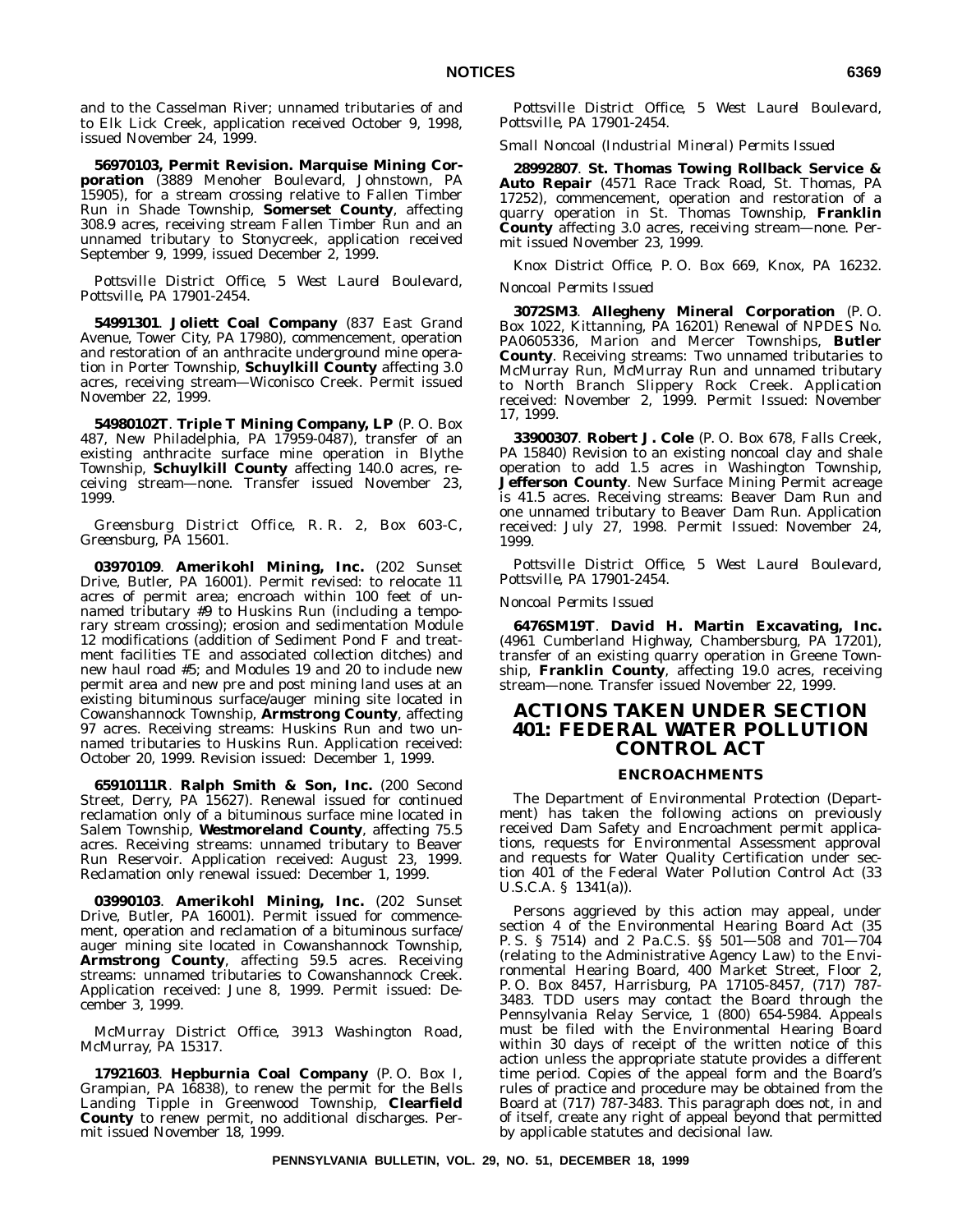and to the Casselman River; unnamed tributaries of and to Elk Lick Creek, application received October 9, 1998, issued November 24, 1999.

**56970103, Permit Revision. Marquise Mining Corporation** (3889 Menoher Boulevard, Johnstown, PA 15905), for a stream crossing relative to Fallen Timber Run in Shade Township, **Somerset County**, affecting 308.9 acres, receiving stream Fallen Timber Run and an unnamed tributary to Stonycreek, application received September 9, 1999, issued December 2, 1999.

*Pottsville District Office, 5 West Laurel Boulevard, Pottsville, PA 17901-2454.*

**54991301**. **Joliett Coal Company** (837 East Grand Avenue, Tower City, PA 17980), commencement, operation and restoration of an anthracite underground mine operation in Porter Township, **Schuylkill County** affecting 3.0 acres, receiving stream—Wiconisco Creek. Permit issued November 22, 1999.

**54980102T**. **Triple T Mining Company, LP** (P. O. Box 487, New Philadelphia, PA 17959-0487), transfer of an existing anthracite surface mine operation in Blythe Township, **Schuylkill County** affecting 140.0 acres, receiving stream—none. Transfer issued November 23, 1999.

*Greensburg District Office, R. R. 2, Box 603-C, Greensburg, PA 15601.*

**03970109**. **Amerikohl Mining, Inc.** (202 Sunset Drive, Butler, PA 16001). Permit revised: to relocate 11 acres of permit area; encroach within 100 feet of unnamed tributary #9 to Huskins Run (including a temporary stream crossing); erosion and sedimentation Module 12 modifications (addition of Sediment Pond F and treatment facilities TE and associated collection ditches) and new haul road #5; and Modules 19 and 20 to include new permit area and new pre and post mining land uses at an existing bituminous surface/auger mining site located in Cowanshannock Township, **Armstrong County**, affecting 97 acres. Receiving streams: Huskins Run and two unnamed tributaries to Huskins Run. Application received: October 20, 1999. Revision issued: December 1, 1999.

**65910111R**. **Ralph Smith & Son, Inc.** (200 Second Street, Derry, PA 15627). Renewal issued for continued reclamation only of a bituminous surface mine located in Salem Township, **Westmoreland County**, affecting 75.5 acres. Receiving streams: unnamed tributary to Beaver Run Reservoir. Application received: August 23, 1999. Reclamation only renewal issued: December 1, 1999.

**03990103**. **Amerikohl Mining, Inc.** (202 Sunset Drive, Butler, PA 16001). Permit issued for commencement, operation and reclamation of a bituminous surface/auger mining site located in Cowanshannock Township, **Armstrong County**, affecting 59.5 acres. Receiving streams: unnamed tributaries to Cowanshannock Creek. Application received: June 8, 1999. Permit issued: December 3, 1999.

*McMurray District Office, 3913 Washington Road, McMurray, PA 15317.*

**17921603**. **Hepburnia Coal Company** (P. O. Box I, Grampian, PA 16838), to renew the permit for the Bells Landing Tipple in Greenwood Township, **Clearfield County** to renew permit, no additional discharges. Permit issued November 18, 1999.

*Pottsville District Office, 5 West Laurel Boulevard, Pottsville, PA 17901-2454.*

*Small Noncoal (Industrial Mineral) Permits Issued*

**28992807**. **St. Thomas Towing Rollback Service & Auto Repair** (4571 Race Track Road, St. Thomas, PA 17252), commencement, operation and restoration of a quarry operation in St. Thomas Township, **Franklin County** affecting 3.0 acres, receiving stream—none. Permit issued November 23, 1999.

*Knox District Office, P. O. Box 669, Knox, PA 16232.*

*Noncoal Permits Issued*

**3072SM3**. **Allegheny Mineral Corporation** (P. O. Box 1022, Kittanning, PA 16201) Renewal of NPDES No. PA0605336, Marion and Mercer Townships, **Butler County**. Receiving streams: Two unnamed tributaries to McMurray Run, McMurray Run and unnamed tributary to North Branch Slippery Rock Creek. Application received: November 2, 1999. Permit Issued: November 17, 1999.

**33900307**. **Robert J. Cole** (P. O. Box 678, Falls Creek, PA 15840) Revision to an existing noncoal clay and shale operation to add 1.5 acres in Washington Township, **Jefferson County**. New Surface Mining Permit acreage is 41.5 acres. Receiving streams: Beaver Dam Run and one unnamed tributary to Beaver Dam Run. Application received: July 27, 1998. Permit Issued: November 24, 1999.

*Pottsville District Office, 5 West Laurel Boulevard, Pottsville, PA 17901-2454.*

*Noncoal Permits Issued*

**6476SM19T**. **David H. Martin Excavating, Inc.** (4961 Cumberland Highway, Chambersburg, PA 17201), transfer of an existing quarry operation in Greene Township, **Franklin County**, affecting 19.0 acres, receiving stream—none. Transfer issued November 22, 1999.

# ACTIONS TAKEN UNDER SECTION 401: FEDERAL WATER POLLUTION CONTROL ACT

## ENCROACHMENTS

The Department of Environmental Protection (Department) has taken the following actions on previously received Dam Safety and Encroachment permit applications, requests for Environmental Assessment approval and requests for Water Quality Certification under section 401 of the Federal Water Pollution Control Act (33 U.S.C.A. § 1341(a)).

Persons aggrieved by this action may appeal, under section 4 of the Environmental Hearing Board Act (35 P. S. § 7514) and 2 Pa.C.S. §§ 501—508 and 701—704 (relating to the Administrative Agency Law) to the Environmental Hearing Board, 400 Market Street, Floor 2, P. O. Box 8457, Harrisburg, PA 17105-8457, (717) 787-3483. TDD users may contact the Board through the Pennsylvania Relay Service, 1 (800) 654-5984. Appeals must be filed with the Environmental Hearing Board within 30 days of receipt of the written notice of this action unless the appropriate statute provides a different time period. Copies of the appeal form and the Board's rules of practice and procedure may be obtained from the Board at (717) 787-3483. This paragraph does not, in and of itself, create any right of appeal beyond that permitted by applicable statutes and decisional law.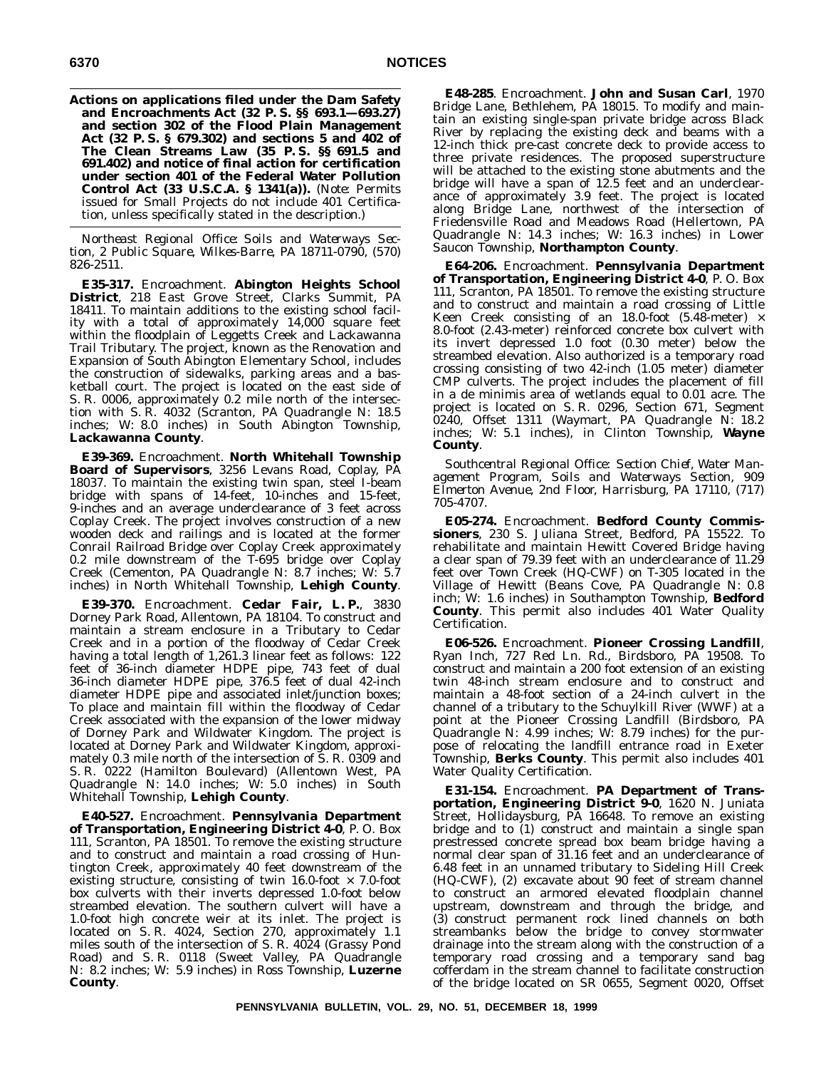**Actions on applications filed under the Dam Safety and Encroachments Act (32 P. S. §§ 693.1—693.27) and section 302 of the Flood Plain Management Act (32 P. S. § 679.302) and sections 5 and 402 of The Clean Streams Law (35 P. S. §§ 691.5 and 691.402) and notice of final action for certification under section 401 of the Federal Water Pollution Control Act (33 U.S.C.A. § 1341(a)).** (Note: Permits issued for Small Projects do not include 401 Certification, unless specifically stated in the description.)

*Northeast Regional Office: Soils and Waterways Section, 2 Public Square, Wilkes-Barre, PA 18711-0790, (570) 826-2511.*

**E35-317.** Encroachment. **Abington Heights School District**, 218 East Grove Street, Clarks Summit, PA 18411. To maintain additions to the existing school facility with a total of approximately 14,000 square feet within the floodplain of Leggetts Creek and Lackawanna Trail Tributary. The project, known as the Renovation and Expansion of South Abington Elementary School, includes the construction of sidewalks, parking areas and a basketball court. The project is located on the east side of S. R. 0006, approximately 0.2 mile north of the intersection with S. R. 4032 (Scranton, PA Quadrangle N: 18.5 inches; W: 8.0 inches) in South Abington Township, **Lackawanna County**.

**E39-369.** Encroachment. **North Whitehall Township Board of Supervisors**, 3256 Levans Road, Coplay, PA 18037. To maintain the existing twin span, steel I-beam bridge with spans of 14-feet, 10-inches and 15-feet, 9-inches and an average underclearance of 3 feet across Coplay Creek. The project involves construction of a new wooden deck and railings and is located at the former Conrail Railroad Bridge over Coplay Creek approximately 0.2 mile downstream of the T-695 bridge over Coplay Creek (Cementon, PA Quadrangle N: 8.7 inches; W: 5.7 inches) in North Whitehall Township, **Lehigh County**.

**E39-370.** Encroachment. **Cedar Fair, L. P.**, 3830 Dorney Park Road, Allentown, PA 18104. To construct and maintain a stream enclosure in a Tributary to Cedar Creek and in a portion of the floodway of Cedar Creek having a total length of 1,261.3 linear feet as follows: 122 feet of 36-inch diameter HDPE pipe, 743 feet of dual 36-inch diameter HDPE pipe, 376.5 feet of dual 42-inch diameter HDPE pipe and associated inlet/junction boxes; To place and maintain fill within the floodway of Cedar Creek associated with the expansion of the lower midway of Dorney Park and Wildwater Kingdom. The project is located at Dorney Park and Wildwater Kingdom, approximately 0.3 mile north of the intersection of S. R. 0309 and S. R. 0222 (Hamilton Boulevard) (Allentown West, PA Quadrangle N: 14.0 inches; W: 5.0 inches) in South Whitehall Township, **Lehigh County**.

**E40-527.** Encroachment. **Pennsylvania Department of Transportation, Engineering District 4-0**, P. O. Box 111, Scranton, PA 18501. To remove the existing structure and to construct and maintain a road crossing of Huntington Creek, approximately 40 feet downstream of the existing structure, consisting of twin 16.0-foot × 7.0-foot box culverts with their inverts depressed 1.0-foot below streambed elevation. The southern culvert will have a 1.0-foot high concrete weir at its inlet. The project is located on S. R. 4024, Section 270, approximately 1.1 miles south of the intersection of S. R. 4024 (Grassy Pond Road) and S. R. 0118 (Sweet Valley, PA Quadrangle N: 8.2 inches; W: 5.9 inches) in Ross Township, **Luzerne County**.

**E48-285**. Encroachment. **John and Susan Carl**, 1970 Bridge Lane, Bethlehem, PA 18015. To modify and maintain an existing single-span private bridge across Black River by replacing the existing deck and beams with a 12-inch thick pre-cast concrete deck to provide access to three private residences. The proposed superstructure will be attached to the existing stone abutments and the bridge will have a span of 12.5 feet and an underclearance of approximately 3.9 feet. The project is located along Bridge Lane, northwest of the intersection of Friedensville Road and Meadows Road (Hellertown, PA Quadrangle N: 14.3 inches; W: 16.3 inches) in Lower Saucon Township, **Northampton County**.

**E64-206.** Encroachment. **Pennsylvania Department of Transportation, Engineering District 4-0**, P. O. Box 111, Scranton, PA 18501. To remove the existing structure and to construct and maintain a road crossing of Little Keen Creek consisting of an 18.0-foot (5.48-meter) × 8.0-foot (2.43-meter) reinforced concrete box culvert with its invert depressed 1.0 foot (0.30 meter) below the streambed elevation. Also authorized is a temporary road crossing consisting of two 42-inch (1.05 meter) diameter CMP culverts. The project includes the placement of fill in a de minimis area of wetlands equal to 0.01 acre. The project is located on S. R. 0296, Section 671, Segment 0240, Offset 1311 (Waymart, PA Quadrangle N: 18.2 inches; W: 5.1 inches), in Clinton Township, **Wayne County**.

*Southcentral Regional Office: Section Chief, Water Management Program, Soils and Waterways Section, 909 Elmerton Avenue, 2nd Floor, Harrisburg, PA 17110, (717) 705-4707.*

**E05-274.** Encroachment. **Bedford County Commissioners**, 230 S. Juliana Street, Bedford, PA 15522. To rehabilitate and maintain Hewitt Covered Bridge having a clear span of 79.39 feet with an underclearance of 11.29 feet over Town Creek (HQ-CWF) on T-305 located in the Village of Hewitt (Beans Cove, PA Quadrangle N: 0.8 inch; W: 1.6 inches) in Southampton Township, **Bedford County**. This permit also includes 401 Water Quality Certification.

**E06-526.** Encroachment. **Pioneer Crossing Landfill**, Ryan Inch, 727 Red Ln. Rd., Birdsboro, PA 19508. To construct and maintain a 200 foot extension of an existing twin 48-inch stream enclosure and to construct and maintain a 48-foot section of a 24-inch culvert in the channel of a tributary to the Schuylkill River (WWF) at a point at the Pioneer Crossing Landfill (Birdsboro, PA Quadrangle N: 4.99 inches; W: 8.79 inches) for the purpose of relocating the landfill entrance road in Exeter Township, **Berks County**. This permit also includes 401 Water Quality Certification.

**E31-154.** Encroachment. **PA Department of Transportation, Engineering District 9-0**, 1620 N. Juniata Street, Hollidaysburg, PA 16648. To remove an existing bridge and to (1) construct and maintain a single span prestressed concrete spread box beam bridge having a normal clear span of 31.16 feet and an underclearance of 6.48 feet in an unnamed tributary to Sideling Hill Creek (HQ-CWF), (2) excavate about 90 feet of stream channel to construct an armored elevated floodplain channel upstream, downstream and through the bridge, and (3) construct permanent rock lined channels on both streambanks below the bridge to convey stormwater drainage into the stream along with the construction of a temporary road crossing and a temporary sand bag cofferdam in the stream channel to facilitate construction of the bridge located on SR 0655, Segment 0020, Offset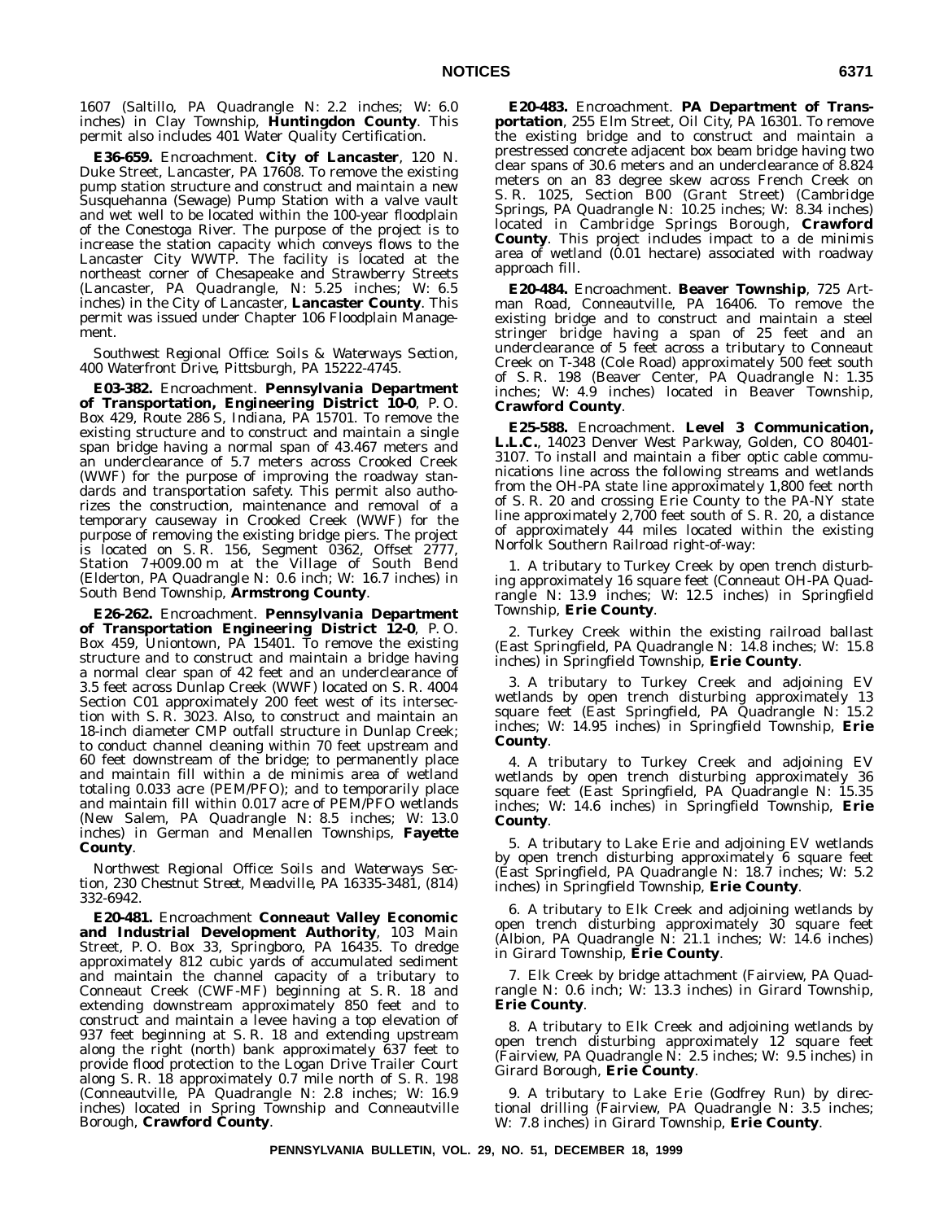1607 (Saltillo, PA Quadrangle N: 2.2 inches; W: 6.0 inches) in Clay Township, **Huntingdon County**. This permit also includes 401 Water Quality Certification.

**E36-659.** Encroachment. **City of Lancaster**, 120 N. Duke Street, Lancaster, PA 17608. To remove the existing pump station structure and construct and maintain a new Susquehanna (Sewage) Pump Station with a valve vault and wet well to be located within the 100-year floodplain of the Conestoga River. The purpose of the project is to increase the station capacity which conveys flows to the Lancaster City WWTP. The facility is located at the northeast corner of Chesapeake and Strawberry Streets (Lancaster, PA Quadrangle, N: 5.25 inches; W: 6.5 inches) in the City of Lancaster, **Lancaster County**. This permit was issued under Chapter 106 Floodplain Management.

*Southwest Regional Office: Soils & Waterways Section, 400 Waterfront Drive, Pittsburgh, PA 15222-4745.*

**E03-382.** Encroachment. **Pennsylvania Department of Transportation, Engineering District 10-0**, P. O. Box 429, Route 286 S, Indiana, PA 15701. To remove the existing structure and to construct and maintain a single span bridge having a normal span of 43.467 meters and an underclearance of 5.7 meters across Crooked Creek (WWF) for the purpose of improving the roadway standards and transportation safety. This permit also authorizes the construction, maintenance and removal of a temporary causeway in Crooked Creek (WWF) for the purpose of removing the existing bridge piers. The project is located on S. R. 156, Segment 0362, Offset 2777, Station 7+009.00 m at the Village of South Bend (Elderton, PA Quadrangle N: 0.6 inch; W: 16.7 inches) in South Bend Township, **Armstrong County**.

**E26-262.** Encroachment. **Pennsylvania Department of Transportation Engineering District 12-0**, P. O. Box 459, Uniontown, PA 15401. To remove the existing structure and to construct and maintain a bridge having a normal clear span of 42 feet and an underclearance of 3.5 feet across Dunlap Creek (WWF) located on S. R. 4004 Section C01 approximately 200 feet west of its intersection with S. R. 3023. Also, to construct and maintain an 18-inch diameter CMP outfall structure in Dunlap Creek; to conduct channel cleaning within 70 feet upstream and 60 feet downstream of the bridge; to permanently place and maintain fill within a de minimis area of wetland totaling 0.033 acre (PEM/PFO); and to temporarily place and maintain fill within 0.017 acre of PEM/PFO wetlands (New Salem, PA Quadrangle N: 8.5 inches; W: 13.0 inches) in German and Menallen Townships, **Fayette County**.

*Northwest Regional Office: Soils and Waterways Section, 230 Chestnut Street, Meadville, PA 16335-3481, (814) 332-6942.*

**E20-481.** Encroachment **Conneaut Valley Economic and Industrial Development Authority**, 103 Main Street, P. O. Box 33, Springboro, PA 16435. To dredge approximately 812 cubic yards of accumulated sediment and maintain the channel capacity of a tributary to Conneaut Creek (CWF-MF) beginning at S. R. 18 and extending downstream approximately 850 feet and to construct and maintain a levee having a top elevation of 937 feet beginning at S. R. 18 and extending upstream along the right (north) bank approximately 637 feet to provide flood protection to the Logan Drive Trailer Court along S. R. 18 approximately 0.7 mile north of S. R. 198 (Conneautville, PA Quadrangle N: 2.8 inches; W: 16.9 inches) located in Spring Township and Conneautville Borough, **Crawford County**.

**E20-483.** Encroachment. **PA Department of Transportation**, 255 Elm Street, Oil City, PA 16301. To remove the existing bridge and to construct and maintain a prestressed concrete adjacent box beam bridge having two clear spans of 30.6 meters and an underclearance of 8.824 meters on an 83 degree skew across French Creek on S. R. 1025, Section B00 (Grant Street) (Cambridge Springs, PA Quadrangle N: 10.25 inches; W: 8.34 inches) located in Cambridge Springs Borough, **Crawford County**. This project includes impact to a de minimis area of wetland (0.01 hectare) associated with roadway approach fill.

**E20-484.** Encroachment. **Beaver Township**, 725 Artman Road, Conneautville, PA 16406. To remove the existing bridge and to construct and maintain a steel stringer bridge having a span of 25 feet and an underclearance of 5 feet across a tributary to Conneaut Creek on T-348 (Cole Road) approximately 500 feet south of S. R. 198 (Beaver Center, PA Quadrangle N: 1.35 inches; W: 4.9 inches) located in Beaver Township, **Crawford County**.

**E25-588.** Encroachment. **Level 3 Communication, L.L.C.**, 14023 Denver West Parkway, Golden, CO 80401-3107. To install and maintain a fiber optic cable communications line across the following streams and wetlands from the OH-PA state line approximately 1,800 feet north of S. R. 20 and crossing Erie County to the PA-NY state line approximately 2,700 feet south of S. R. 20, a distance of approximately 44 miles located within the existing Norfolk Southern Railroad right-of-way:

1. A tributary to Turkey Creek by open trench disturbing approximately 16 square feet (Conneaut OH-PA Quadrangle N: 13.9 inches; W: 12.5 inches) in Springfield Township, **Erie County**.

2. Turkey Creek within the existing railroad ballast (East Springfield, PA Quadrangle N: 14.8 inches; W: 15.8 inches) in Springfield Township, **Erie County**.

3. A tributary to Turkey Creek and adjoining EV wetlands by open trench disturbing approximately 13 square feet (East Springfield, PA Quadrangle N: 15.2 inches; W: 14.95 inches) in Springfield Township, **Erie County**.

4. A tributary to Turkey Creek and adjoining EV wetlands by open trench disturbing approximately 36 square feet (East Springfield, PA Quadrangle N: 15.35 inches; W: 14.6 inches) in Springfield Township, **Erie County**.

5. A tributary to Lake Erie and adjoining EV wetlands by open trench disturbing approximately 6 square feet (East Springfield, PA Quadrangle N: 18.7 inches; W: 5.2 inches) in Springfield Township, **Erie County**.

6. A tributary to Elk Creek and adjoining wetlands by open trench disturbing approximately 30 square feet (Albion, PA Quadrangle N: 21.1 inches; W: 14.6 inches) in Girard Township, **Erie County**.

7. Elk Creek by bridge attachment (Fairview, PA Quadrangle N: 0.6 inch; W: 13.3 inches) in Girard Township, **Erie County**.

8. A tributary to Elk Creek and adjoining wetlands by open trench disturbing approximately 12 square feet (Fairview, PA Quadrangle N: 2.5 inches; W: 9.5 inches) in Girard Borough, **Erie County**.

9. A tributary to Lake Erie (Godfrey Run) by directional drilling (Fairview, PA Quadrangle N: 3.5 inches; W: 7.8 inches) in Girard Township, **Erie County**.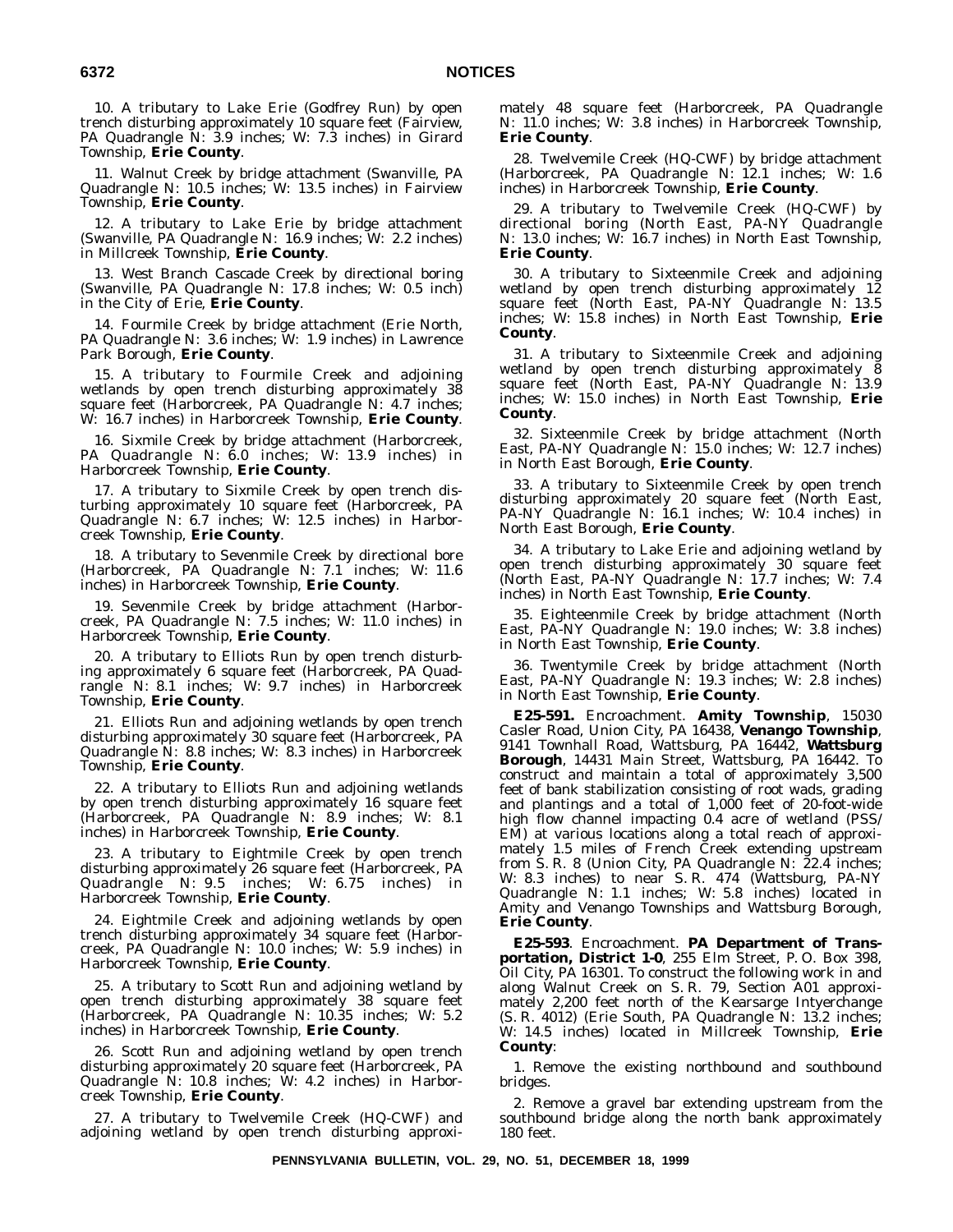10. A tributary to Lake Erie (Godfrey Run) by open trench disturbing approximately 10 square feet (Fairview, PA Quadrangle N: 3.9 inches; W: 7.3 inches) in Girard Township, **Erie County**.

11. Walnut Creek by bridge attachment (Swanville, PA Quadrangle N: 10.5 inches; W: 13.5 inches) in Fairview Township, **Erie County**.

12. A tributary to Lake Erie by bridge attachment (Swanville, PA Quadrangle N: 16.9 inches; W: 2.2 inches) in Millcreek Township, **Erie County**.

13. West Branch Cascade Creek by directional boring (Swanville, PA Quadrangle N: 17.8 inches; W: 0.5 inch) in the City of Erie, **Erie County**.

14. Fourmile Creek by bridge attachment (Erie North, PA Quadrangle N: 3.6 inches; W: 1.9 inches) in Lawrence Park Borough, **Erie County**.

15. A tributary to Fourmile Creek and adjoining wetlands by open trench disturbing approximately 38 square feet (Harborcreek, PA Quadrangle N: 4.7 inches; W: 16.7 inches) in Harborcreek Township, **Erie County**.

16. Sixmile Creek by bridge attachment (Harborcreek, PA Quadrangle N: 6.0 inches; W: 13.9 inches) in Harborcreek Township, **Erie County**.

17. A tributary to Sixmile Creek by open trench disturbing approximately 10 square feet (Harborcreek, PA Quadrangle N: 6.7 inches; W: 12.5 inches) in Harborcreek Township, **Erie County**.

18. A tributary to Sevenmile Creek by directional bore (Harborcreek, PA Quadrangle N: 7.1 inches; W: 11.6 inches) in Harborcreek Township, **Erie County**.

19. Sevenmile Creek by bridge attachment (Harborcreek, PA Quadrangle N: 7.5 inches; W: 11.0 inches) in Harborcreek Township, **Erie County**.

20. A tributary to Elliots Run by open trench disturbing approximately 6 square feet (Harborcreek, PA Quadrangle N: 8.1 inches; W: 9.7 inches) in Harborcreek Township, **Erie County**.

21. Elliots Run and adjoining wetlands by open trench disturbing approximately 30 square feet (Harborcreek, PA Quadrangle N: 8.8 inches; W: 8.3 inches) in Harborcreek Township, **Erie County**.

22. A tributary to Elliots Run and adjoining wetlands by open trench disturbing approximately 16 square feet (Harborcreek, PA Quadrangle N: 8.9 inches; W: 8.1 inches) in Harborcreek Township, **Erie County**.

23. A tributary to Eightmile Creek by open trench disturbing approximately 26 square feet (Harborcreek, PA Quadrangle N: 9.5 inches; W: 6.75 inches) in Harborcreek Township, **Erie County**.

24. Eightmile Creek and adjoining wetlands by open trench disturbing approximately 34 square feet (Harborcreek, PA Quadrangle N: 10.0 inches; W: 5.9 inches) in Harborcreek Township, **Erie County**.

25. A tributary to Scott Run and adjoining wetland by open trench disturbing approximately 38 square feet (Harborcreek, PA Quadrangle N: 10.35 inches; W: 5.2 inches) in Harborcreek Township, **Erie County**.

26. Scott Run and adjoining wetland by open trench disturbing approximately 20 square feet (Harborcreek, PA Quadrangle N: 10.8 inches; W: 4.2 inches) in Harborcreek Township, **Erie County**.

27. A tributary to Twelvemile Creek (HQ-CWF) and adjoining wetland by open trench disturbing approximately 48 square feet (Harborcreek, PA Quadrangle N: 11.0 inches; W: 3.8 inches) in Harborcreek Township, **Erie County**.

28. Twelvemile Creek (HQ-CWF) by bridge attachment (Harborcreek, PA Quadrangle N: 12.1 inches; W: 1.6 inches) in Harborcreek Township, **Erie County**.

29. A tributary to Twelvemile Creek (HQ-CWF) by directional boring (North East, PA-NY Quadrangle N: 13.0 inches; W: 16.7 inches) in North East Township, **Erie County**.

30. A tributary to Sixteenmile Creek and adjoining wetland by open trench disturbing approximately 12 square feet (North East, PA-NY Quadrangle N: 13.5 inches; W: 15.8 inches) in North East Township, **Erie County**.

31. A tributary to Sixteenmile Creek and adjoining wetland by open trench disturbing approximately 8 square feet (North East, PA-NY Quadrangle N: 13.9 inches; W: 15.0 inches) in North East Township, **Erie County**.

32. Sixteenmile Creek by bridge attachment (North East, PA-NY Quadrangle N: 15.0 inches; W: 12.7 inches) in North East Borough, **Erie County**.

33. A tributary to Sixteenmile Creek by open trench disturbing approximately 20 square feet (North East, PA-NY Quadrangle N: 16.1 inches; W: 10.4 inches) in North East Borough, **Erie County**.

34. A tributary to Lake Erie and adjoining wetland by open trench disturbing approximately 30 square feet (North East, PA-NY Quadrangle N: 17.7 inches; W: 7.4 inches) in North East Township, **Erie County**.

35. Eighteenmile Creek by bridge attachment (North East, PA-NY Quadrangle N: 19.0 inches; W: 3.8 inches) in North East Township, **Erie County**.

36. Twentymile Creek by bridge attachment (North East, PA-NY Quadrangle N: 19.3 inches; W: 2.8 inches) in North East Township, **Erie County**.

**E25-591.** Encroachment. **Amity Township**, 15030 Casler Road, Union City, PA 16438, **Venango Township**, 9141 Townhall Road, Wattsburg, PA 16442, **Wattsburg Borough**, 14431 Main Street, Wattsburg, PA 16442. To construct and maintain a total of approximately 3,500 feet of bank stabilization consisting of root wads, grading and plantings and a total of 1,000 feet of 20-foot-wide high flow channel impacting 0.4 acre of wetland (PSS/EM) at various locations along a total reach of approximately 1.5 miles of French Creek extending upstream from S. R. 8 (Union City, PA Quadrangle N: 22.4 inches; W: 8.3 inches) to near S. R. 474 (Wattsburg, PA-NY Quadrangle N: 1.1 inches; W: 5.8 inches) located in Amity and Venango Townships and Wattsburg Borough, **Erie County**.

**E25-593**. Encroachment. **PA Department of Transportation, District 1-0**, 255 Elm Street, P. O. Box 398, Oil City, PA 16301. To construct the following work in and along Walnut Creek on S. R. 79, Section A01 approximately 2,200 feet north of the Kearsarge Intyerchange (S. R. 4012) (Erie South, PA Quadrangle N: 13.2 inches; W: 14.5 inches) located in Millcreek Township, **Erie County**:

1. Remove the existing northbound and southbound bridges.

2. Remove a gravel bar extending upstream from the southbound bridge along the north bank approximately 180 feet.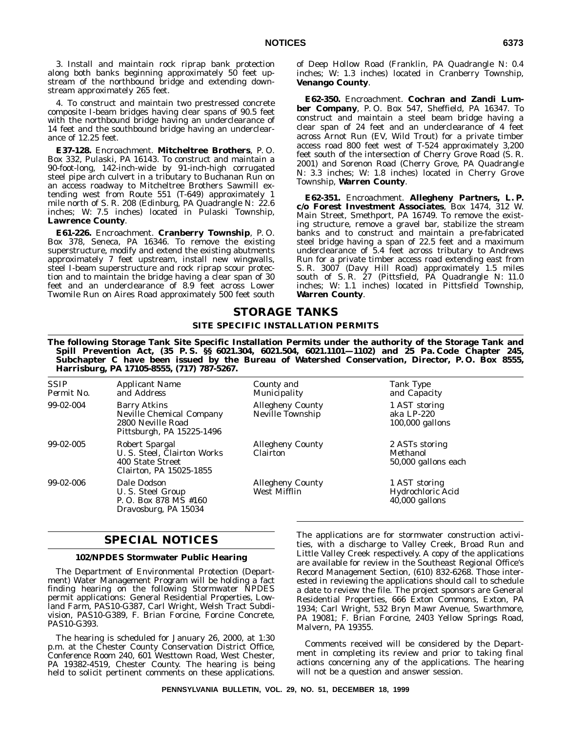3. Install and maintain rock riprap bank protection along both banks beginning approximately 50 feet upstream of the northbound bridge and extending downstream approximately 265 feet.

4. To construct and maintain two prestressed concrete composite I-beam bridges having clear spans of 90.5 feet with the northbound bridge having an underclearance of 14 feet and the southbound bridge having an underclearance of 12.25 feet.

**E37-128.** Encroachment. **Mitcheltree Brothers**, P. O. Box 332, Pulaski, PA 16143. To construct and maintain a 90-foot-long, 142-inch-wide by 91-inch-high corrugated steel pipe arch culvert in a tributary to Buchanan Run on an access roadway to Mitcheltree Brothers Sawmill extending west from Route 551 (T-649) approximately 1 mile north of S. R. 208 (Edinburg, PA Quadrangle N: 22.6 inches; W: 7.5 inches) located in Pulaski Township, **Lawrence County**.

**E61-226.** Encroachment. **Cranberry Township**, P. O. Box 378, Seneca, PA 16346. To remove the existing superstructure, modify and extend the existing abutments approximately 7 feet upstream, install new wingwalls, steel I-beam superstructure and rock riprap scour protection and to maintain the bridge having a clear span of 30 feet and an underclearance of 8.9 feet across Lower Twomile Run on Aires Road approximately 500 feet south of Deep Hollow Road (Franklin, PA Quadrangle N: 0.4 inches; W: 1.3 inches) located in Cranberry Township, **Venango County**.

**E62-350.** Encroachment. **Cochran and Zandi Lumber Company**, P. O. Box 547, Sheffield, PA 16347. To construct and maintain a steel beam bridge having a clear span of 24 feet and an underclearance of 4 feet across Arnot Run (EV, Wild Trout) for a private timber access road 800 feet west of T-524 approximately 3,200 feet south of the intersection of Cherry Grove Road (S. R. 2001) and Sorenon Road (Cherry Grove, PA Quadrangle N: 3.3 inches; W: 1.8 inches) located in Cherry Grove Township, **Warren County**.

**E62-351.** Encroachment. **Allegheny Partners, L. P. c/o Forest Investment Associates**, Box 1474, 312 W. Main Street, Smethport, PA 16749. To remove the existing structure, remove a gravel bar, stabilize the stream banks and to construct and maintain a pre-fabricated steel bridge having a span of 22.5 feet and a maximum underclearance of 5.4 feet across tributary to Andrews Run for a private timber access road extending east from S. R. 3007 (Davy Hill Road) approximately 1.5 miles south of S. R. 27 (Pittsfield, PA Quadrangle N: 11.0 inches; W: 1.1 inches) located in Pittsfield Township, **Warren County**.

# STORAGE TANKS

## SITE SPECIFIC INSTALLATION PERMITS

**The following Storage Tank Site Specific Installation Permits under the authority of the Storage Tank and Spill Prevention Act, (35 P. S. §§ 6021.304, 6021.504, 6021.1101—1102) and 25 Pa. Code Chapter 245, Subchapter C have been issued by the Bureau of Watershed Conservation, Director, P. O. Box 8555, Harrisburg, PA 17105-8555, (717) 787-5267.**

| *SSIP Permit No.* | *Applicant Name and Address* | *County and Municipality* | *Tank Type and Capacity* |
|---|---|---|---|
| 99-02-004 | Barry Atkins<br>Neville Chemical Company<br>2800 Neville Road<br>Pittsburgh, PA 15225-1496 | Allegheny County<br>Neville Township | 1 AST storing<br>aka LP-220<br>100,000 gallons |
| 99-02-005 | Robert Spargal<br>U. S. Steel, Clairton Works<br>400 State Street<br>Clairton, PA 15025-1855 | Allegheny County<br>Clairton | 2 ASTs storing<br>Methanol<br>50,000 gallons each |
| 99-02-006 | Dale Dodson<br>U. S. Steel Group<br>P. O. Box 878 MS #160<br>Dravosburg, PA 15034 | Allegheny County<br>West Mifflin | 1 AST storing<br>Hydrochloric Acid<br>40,000 gallons |

# SPECIAL NOTICES

### 102/NPDES Stormwater Public Hearing

The Department of Environmental Protection (Department) Water Management Program will be holding a fact finding hearing on the following Stormwater NPDES permit applications: General Residential Properties, Lowland Farm, PAS10-G387, Carl Wright, Welsh Tract Subdivision, PAS10-G389, F. Brian Forcine, Forcine Concrete, PAS10-G393.

The hearing is scheduled for January 26, 2000, at 1:30 p.m. at the Chester County Conservation District Office, Conference Room 240, 601 Westtown Road, West Chester, PA 19382-4519, Chester County. The hearing is being held to solicit pertinent comments on these applications. The applications are for stormwater construction activities, with a discharge to Valley Creek, Broad Run and Little Valley Creek respectively. A copy of the applications are available for review in the Southeast Regional Office's Record Management Section, (610) 832-6268. Those interested in reviewing the applications should call to schedule a date to review the file. The project sponsors are General Residential Properties, 666 Exton Commons, Exton, PA 1934; Carl Wright, 532 Bryn Mawr Avenue, Swarthmore, PA 19081; F. Brian Forcine, 2403 Yellow Springs Road, Malvern, PA 19355.

Comments received will be considered by the Department in completing its review and prior to taking final actions concerning any of the applications. The hearing will not be a question and answer session.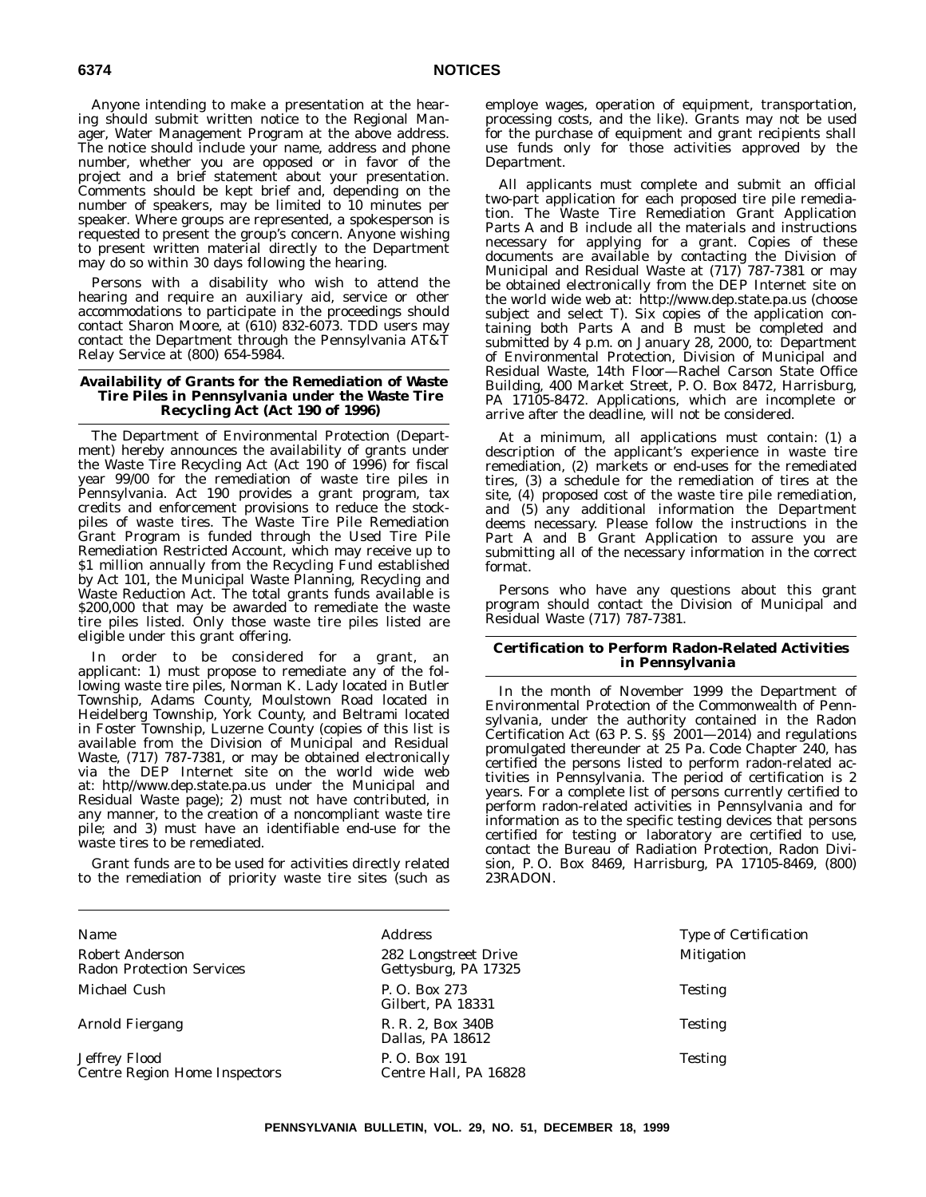Anyone intending to make a presentation at the hearing should submit written notice to the Regional Manager, Water Management Program at the above address. The notice should include your name, address and phone number, whether you are opposed or in favor of the project and a brief statement about your presentation. Comments should be kept brief and, depending on the number of speakers, may be limited to 10 minutes per speaker. Where groups are represented, a spokesperson is requested to present the group's concern. Anyone wishing to present written material directly to the Department may do so within 30 days following the hearing.

Persons with a disability who wish to attend the hearing and require an auxiliary aid, service or other accommodations to participate in the proceedings should contact Sharon Moore, at (610) 832-6073. TDD users may contact the Department through the Pennsylvania AT&T Relay Service at (800) 654-5984.

## Availability of Grants for the Remediation of Waste Tire Piles in Pennsylvania under the Waste Tire Recycling Act (Act 190 of 1996)

The Department of Environmental Protection (Department) hereby announces the availability of grants under the Waste Tire Recycling Act (Act 190 of 1996) for fiscal year 99/00 for the remediation of waste tire piles in Pennsylvania. Act 190 provides a grant program, tax credits and enforcement provisions to reduce the stockpiles of waste tires. The Waste Tire Pile Remediation Grant Program is funded through the Used Tire Pile Remediation Restricted Account, which may receive up to $1 million annually from the Recycling Fund established by Act 101, the Municipal Waste Planning, Recycling and Waste Reduction Act. The total grants funds available is $200,000 that may be awarded to remediate the waste tire piles listed. Only those waste tire piles listed are eligible under this grant offering.

In order to be considered for a grant, an applicant: 1) must propose to remediate any of the following waste tire piles, Norman K. Lady located in Butler Township, Adams County, Moulstown Road located in Heidelberg Township, York County, and Beltrami located in Foster Township, Luzerne County (copies of this list is available from the Division of Municipal and Residual Waste, (717) 787-7381, or may be obtained electronically via the DEP Internet site on the world wide web at: http//www.dep.state.pa.us under the Municipal and Residual Waste page); 2) must not have contributed, in any manner, to the creation of a noncompliant waste tire pile; and 3) must have an identifiable end-use for the waste tires to be remediated.

Grant funds are to be used for activities directly related to the remediation of priority waste tire sites (such as employe wages, operation of equipment, transportation, processing costs, and the like). Grants may not be used for the purchase of equipment and grant recipients shall use funds only for those activities approved by the Department.

All applicants must complete and submit an official two-part application for each proposed tire pile remediation. The Waste Tire Remediation Grant Application Parts A and B include all the materials and instructions necessary for applying for a grant. Copies of these documents are available by contacting the Division of Municipal and Residual Waste at (717) 787-7381 or may be obtained electronically from the DEP Internet site on the world wide web at: http://www.dep.state.pa.us (choose subject and select T). Six copies of the application containing both Parts A and B must be completed and submitted by 4 p.m. on January 28, 2000, to: Department of Environmental Protection, Division of Municipal and Residual Waste, 14th Floor—Rachel Carson State Office Building, 400 Market Street, P. O. Box 8472, Harrisburg, PA 17105-8472. Applications, which are incomplete or arrive after the deadline, will not be considered.

At a minimum, all applications must contain: (1) a description of the applicant's experience in waste tire remediation, (2) markets or end-uses for the remediated tires, (3) a schedule for the remediation of tires at the site, (4) proposed cost of the waste tire pile remediation, and (5) any additional information the Department deems necessary. Please follow the instructions in the Part A and B Grant Application to assure you are submitting all of the necessary information in the correct format.

Persons who have any questions about this grant program should contact the Division of Municipal and Residual Waste (717) 787-7381.

## Certification to Perform Radon-Related Activities in Pennsylvania

In the month of November 1999 the Department of Environmental Protection of the Commonwealth of Pennsylvania, under the authority contained in the Radon Certification Act (63 P. S. §§ 2001—2014) and regulations promulgated thereunder at 25 Pa. Code Chapter 240, has certified the persons listed to perform radon-related activities in Pennsylvania. The period of certification is 2 years. For a complete list of persons currently certified to perform radon-related activities in Pennsylvania and for information as to the specific testing devices that persons certified for testing or laboratory are certified to use, contact the Bureau of Radiation Protection, Radon Division, P. O. Box 8469, Harrisburg, PA 17105-8469, (800) 23RADON.

| *Name* | *Address* | *Type of Certification* |
|---|---|---|
| Robert Anderson<br>Radon Protection Services | 282 Longstreet Drive<br>Gettysburg, PA 17325 | Mitigation |
| Michael Cush | P. O. Box 273<br>Gilbert, PA 18331 | Testing |
| Arnold Fiergang | R. R. 2, Box 340B<br>Dallas, PA 18612 | Testing |
| Jeffrey Flood<br>Centre Region Home Inspectors | P. O. Box 191<br>Centre Hall, PA 16828 | Testing |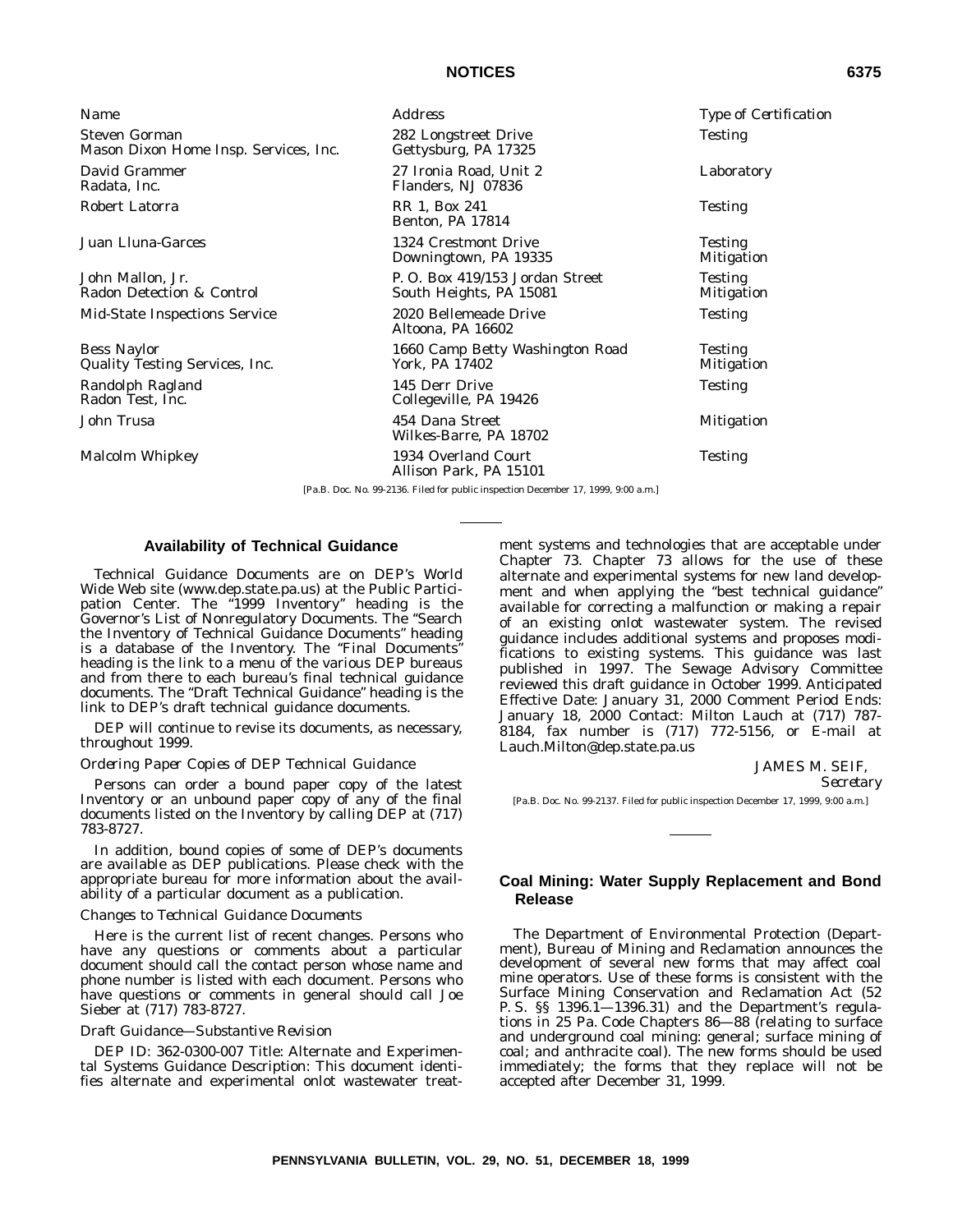| Name | Address | Type of Certification |
|---|---|---|
| Steven Gorman<br>Mason Dixon Home Insp. Services, Inc. | 282 Longstreet Drive<br>Gettysburg, PA 17325 | Testing |
| David Grammer<br>Radata, Inc. | 27 Ironia Road, Unit 2<br>Flanders, NJ 07836 | Laboratory |
| Robert Latorra | RR 1, Box 241<br>Benton, PA 17814 | Testing |
| Juan Lluna-Garces | 1324 Crestmont Drive<br>Downingtown, PA 19335 | Testing<br>Mitigation |
| John Mallon, Jr.<br>Radon Detection & Control | P. O. Box 419/153 Jordan Street<br>South Heights, PA 15081 | Testing<br>Mitigation |
| Mid-State Inspections Service | 2020 Bellemeade Drive<br>Altoona, PA 16602 | Testing |
| Bess Naylor<br>Quality Testing Services, Inc. | 1660 Camp Betty Washington Road<br>York, PA 17402 | Testing<br>Mitigation |
| Randolph Ragland<br>Radon Test, Inc. | 145 Derr Drive<br>Collegeville, PA 19426 | Testing |
| John Trusa | 454 Dana Street<br>Wilkes-Barre, PA 18702 | Mitigation |
| Malcolm Whipkey | 1934 Overland Court<br>Allison Park, PA 15101 | Testing |

[Pa.B. Doc. No. 99-2136. Filed for public inspection December 17, 1999, 9:00 a.m.]

## Availability of Technical Guidance

Technical Guidance Documents are on DEP's World Wide Web site (www.dep.state.pa.us) at the Public Participation Center. The "1999 Inventory" heading is the Governor's List of Nonregulatory Documents. The "Search the Inventory of Technical Guidance Documents" heading is a database of the Inventory. The "Final Documents" heading is the link to a menu of the various DEP bureaus and from there to each bureau's final technical guidance documents. The "Draft Technical Guidance" heading is the link to DEP's draft technical guidance documents.

DEP will continue to revise its documents, as necessary, throughout 1999.

*Ordering Paper Copies of DEP Technical Guidance*

Persons can order a bound paper copy of the latest Inventory or an unbound paper copy of any of the final documents listed on the Inventory by calling DEP at (717) 783-8727.

In addition, bound copies of some of DEP's documents are available as DEP publications. Please check with the appropriate bureau for more information about the availability of a particular document as a publication.

*Changes to Technical Guidance Documents*

Here is the current list of recent changes. Persons who have any questions or comments about a particular document should call the contact person whose name and phone number is listed with each document. Persons who have questions or comments in general should call Joe Sieber at (717) 783-8727.

*Draft Guidance—Substantive Revision*

DEP ID: 362-0300-007 Title: Alternate and Experimental Systems Guidance Description: This document identifies alternate and experimental onlot wastewater treatment systems and technologies that are acceptable under Chapter 73. Chapter 73 allows for the use of these alternate and experimental systems for new land development and when applying the "best technical guidance" available for correcting a malfunction or making a repair of an existing onlot wastewater system. The revised guidance includes additional systems and proposes modifications to existing systems. This guidance was last published in 1997. The Sewage Advisory Committee reviewed this draft guidance in October 1999. Anticipated Effective Date: January 31, 2000 Comment Period Ends: January 18, 2000 Contact: Milton Lauch at (717) 787-8184, fax number is (717) 772-5156, or E-mail at Lauch.Milton@dep.state.pa.us

JAMES M. SEIF,
*Secretary*

[Pa.B. Doc. No. 99-2137. Filed for public inspection December 17, 1999, 9:00 a.m.]

## Coal Mining: Water Supply Replacement and Bond Release

The Department of Environmental Protection (Department), Bureau of Mining and Reclamation announces the development of several new forms that may affect coal mine operators. Use of these forms is consistent with the Surface Mining Conservation and Reclamation Act (52 P. S. §§ 1396.1—1396.31) and the Department's regulations in 25 Pa. Code Chapters 86—88 (relating to surface and underground coal mining: general; surface mining of coal; and anthracite coal). The new forms should be used immediately; the forms that they replace will not be accepted after December 31, 1999.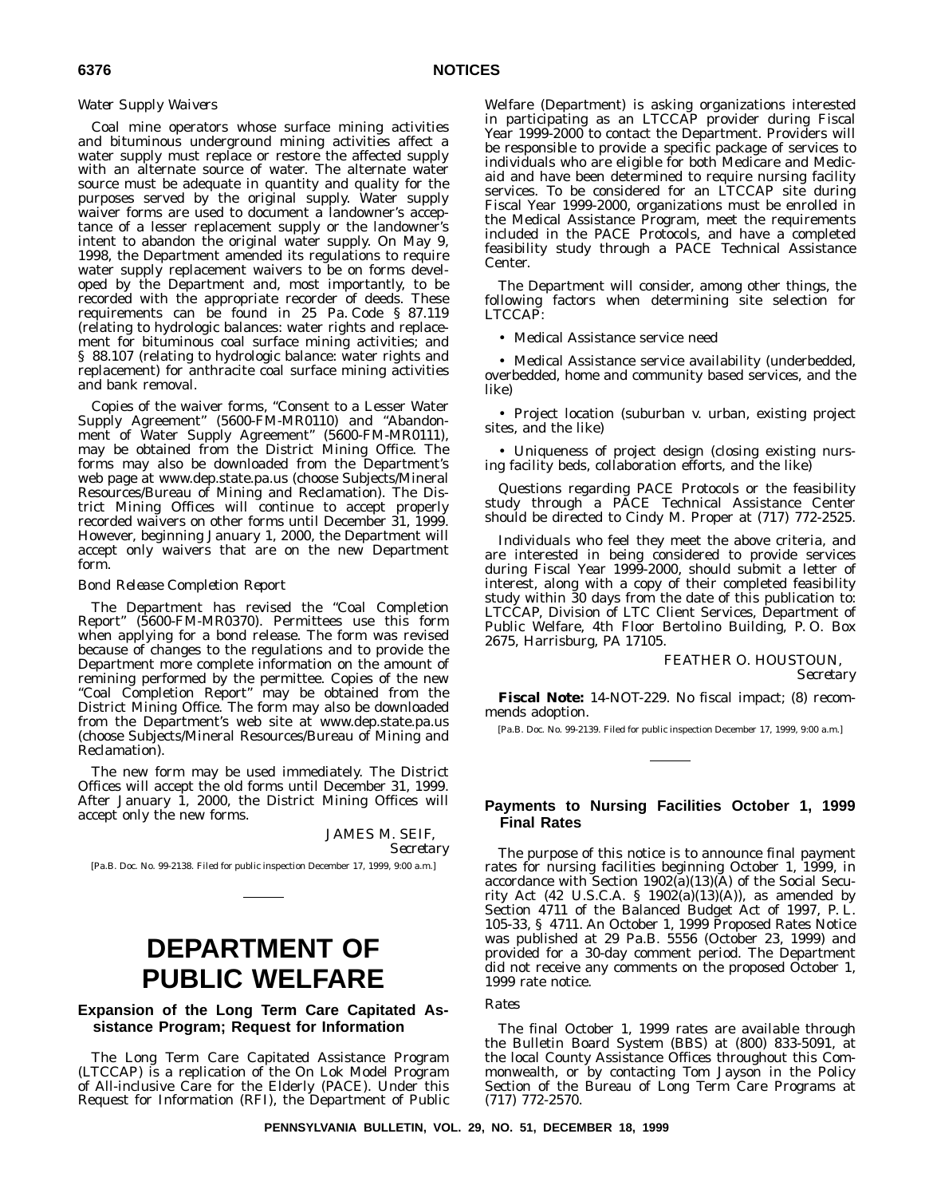*Water Supply Waivers*

Coal mine operators whose surface mining activities and bituminous underground mining activities affect a water supply must replace or restore the affected supply with an alternate source of water. The alternate water source must be adequate in quantity and quality for the purposes served by the original supply. Water supply waiver forms are used to document a landowner's acceptance of a lesser replacement supply or the landowner's intent to abandon the original water supply. On May 9, 1998, the Department amended its regulations to require water supply replacement waivers to be on forms developed by the Department and, most importantly, to be recorded with the appropriate recorder of deeds. These requirements can be found in 25 Pa. Code § 87.119 (relating to hydrologic balances: water rights and replacement for bituminous coal surface mining activities; and § 88.107 (relating to hydrologic balance: water rights and replacement) for anthracite coal surface mining activities and bank removal.

Copies of the waiver forms, "Consent to a Lesser Water Supply Agreement" (5600-FM-MR0110) and "Abandonment of Water Supply Agreement" (5600-FM-MR0111), may be obtained from the District Mining Office. The forms may also be downloaded from the Department's web page at www.dep.state.pa.us (choose Subjects/Mineral Resources/Bureau of Mining and Reclamation). The District Mining Offices will continue to accept properly recorded waivers on other forms until December 31, 1999. However, beginning January 1, 2000, the Department will accept only waivers that are on the new Department form.

*Bond Release Completion Report*

The Department has revised the "Coal Completion Report" (5600-FM-MR0370). Permittees use this form when applying for a bond release. The form was revised because of changes to the regulations and to provide the Department more complete information on the amount of remining performed by the permittee. Copies of the new "Coal Completion Report" may be obtained from the District Mining Office. The form may also be downloaded from the Department's web site at www.dep.state.pa.us (choose Subjects/Mineral Resources/Bureau of Mining and Reclamation).

The new form may be used immediately. The District Offices will accept the old forms until December 31, 1999. After January 1, 2000, the District Mining Offices will accept only the new forms.

JAMES M. SEIF,
*Secretary*

[Pa.B. Doc. No. 99-2138. Filed for public inspection December 17, 1999, 9:00 a.m.]

# DEPARTMENT OF PUBLIC WELFARE

## Expansion of the Long Term Care Capitated Assistance Program; Request for Information

The Long Term Care Capitated Assistance Program (LTCCAP) is a replication of the On Lok Model Program of All-inclusive Care for the Elderly (PACE). Under this Request for Information (RFI), the Department of Public Welfare (Department) is asking organizations interested in participating as an LTCCAP provider during Fiscal Year 1999-2000 to contact the Department. Providers will be responsible to provide a specific package of services to individuals who are eligible for both Medicare and Medicaid and have been determined to require nursing facility services. To be considered for an LTCCAP site during Fiscal Year 1999-2000, organizations must be enrolled in the Medical Assistance Program, meet the requirements included in the PACE Protocols, and have a completed feasibility study through a PACE Technical Assistance Center.

The Department will consider, among other things, the following factors when determining site selection for LTCCAP:

- Medical Assistance service need
- Medical Assistance service availability (underbedded, overbedded, home and community based services, and the like)
- Project location (suburban v. urban, existing project sites, and the like)
- Uniqueness of project design (closing existing nursing facility beds, collaboration efforts, and the like)

Questions regarding PACE Protocols or the feasibility study through a PACE Technical Assistance Center should be directed to Cindy M. Proper at (717) 772-2525.

Individuals who feel they meet the above criteria, and are interested in being considered to provide services during Fiscal Year 1999-2000, should submit a letter of interest, along with a copy of their completed feasibility study within 30 days from the date of this publication to: LTCCAP, Division of LTC Client Services, Department of Public Welfare, 4th Floor Bertolino Building, P. O. Box 2675, Harrisburg, PA 17105.

FEATHER O. HOUSTOUN,
*Secretary*

**Fiscal Note:** 14-NOT-229. No fiscal impact; (8) recommends adoption.

[Pa.B. Doc. No. 99-2139. Filed for public inspection December 17, 1999, 9:00 a.m.]

## Payments to Nursing Facilities October 1, 1999 Final Rates

The purpose of this notice is to announce final payment rates for nursing facilities beginning October 1, 1999, in accordance with Section 1902(a)(13)(A) of the Social Security Act (42 U.S.C.A. § 1902(a)(13)(A)), as amended by Section 4711 of the Balanced Budget Act of 1997, P. L. 105-33, § 4711. An October 1, 1999 Proposed Rates Notice was published at 29 Pa.B. 5556 (October 23, 1999) and provided for a 30-day comment period. The Department did not receive any comments on the proposed October 1, 1999 rate notice.

*Rates*

The final October 1, 1999 rates are available through the Bulletin Board System (BBS) at (800) 833-5091, at the local County Assistance Offices throughout this Commonwealth, or by contacting Tom Jayson in the Policy Section of the Bureau of Long Term Care Programs at (717) 772-2570.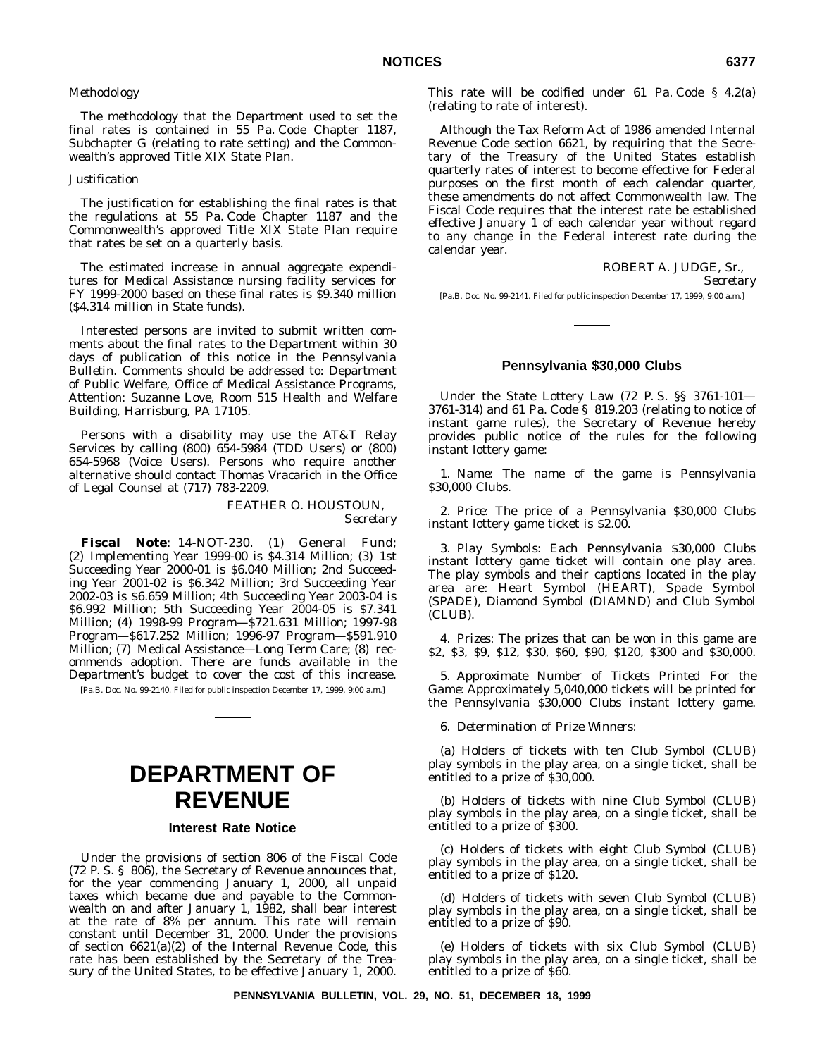*Methodology*

The methodology that the Department used to set the final rates is contained in 55 Pa. Code Chapter 1187, Subchapter G (relating to rate setting) and the Commonwealth's approved Title XIX State Plan.

*Justification*

The justification for establishing the final rates is that the regulations at 55 Pa. Code Chapter 1187 and the Commonwealth's approved Title XIX State Plan require that rates be set on a quarterly basis.

The estimated increase in annual aggregate expenditures for Medical Assistance nursing facility services for FY 1999-2000 based on these final rates is $9.340 million ($4.314 million in State funds).

Interested persons are invited to submit written comments about the final rates to the Department within 30 days of publication of this notice in the *Pennsylvania Bulletin*. Comments should be addressed to: Department of Public Welfare, Office of Medical Assistance Programs, Attention: Suzanne Love, Room 515 Health and Welfare Building, Harrisburg, PA 17105.

Persons with a disability may use the AT&T Relay Services by calling (800) 654-5984 (TDD Users) or (800) 654-5968 (Voice Users). Persons who require another alternative should contact Thomas Vracarich in the Office of Legal Counsel at (717) 783-2209.

FEATHER O. HOUSTOUN,
*Secretary*

**Fiscal Note**: 14-NOT-230. (1) General Fund; (2) Implementing Year 1999-00 is $4.314 Million; (3) 1st Succeeding Year 2000-01 is $6.040 Million; 2nd Succeeding Year 2001-02 is $6.342 Million; 3rd Succeeding Year 2002-03 is $6.659 Million; 4th Succeeding Year 2003-04 is $6.992 Million; 5th Succeeding Year 2004-05 is $7.341 Million; (4) 1998-99 Program—$721.631 Million; 1997-98 Program—$617.252 Million; 1996-97 Program—$591.910 Million; (7) Medical Assistance—Long Term Care; (8) recommends adoption. There are funds available in the Department's budget to cover the cost of this increase.

[Pa.B. Doc. No. 99-2140. Filed for public inspection December 17, 1999, 9:00 a.m.]

# DEPARTMENT OF REVENUE

## Interest Rate Notice

Under the provisions of section 806 of the Fiscal Code (72 P. S. § 806), the Secretary of Revenue announces that, for the year commencing January 1, 2000, all unpaid taxes which became due and payable to the Commonwealth on and after January 1, 1982, shall bear interest at the rate of 8% per annum. This rate will remain constant until December 31, 2000. Under the provisions of section 6621(a)(2) of the Internal Revenue Code, this rate has been established by the Secretary of the Treasury of the United States, to be effective January 1, 2000. This rate will be codified under 61 Pa. Code § 4.2(a) (relating to rate of interest).

Although the Tax Reform Act of 1986 amended Internal Revenue Code section 6621, by requiring that the Secretary of the Treasury of the United States establish quarterly rates of interest to become effective for Federal purposes on the first month of each calendar quarter, these amendments do not affect Commonwealth law. The Fiscal Code requires that the interest rate be established effective January 1 of each calendar year without regard to any change in the Federal interest rate during the calendar year.

ROBERT A. JUDGE, Sr.,
*Secretary*

[Pa.B. Doc. No. 99-2141. Filed for public inspection December 17, 1999, 9:00 a.m.]

## Pennsylvania $30,000 Clubs

Under the State Lottery Law (72 P. S. §§ 3761-101—3761-314) and 61 Pa. Code § 819.203 (relating to notice of instant game rules), the Secretary of Revenue hereby provides public notice of the rules for the following instant lottery game:

1. *Name*: The name of the game is Pennsylvania $30,000 Clubs.

2. *Price*: The price of a Pennsylvania $30,000 Clubs instant lottery game ticket is $2.00.

3. *Play Symbols*: Each Pennsylvania $30,000 Clubs instant lottery game ticket will contain one play area. The play symbols and their captions located in the play area are: Heart Symbol (HEART), Spade Symbol (SPADE), Diamond Symbol (DIAMND) and Club Symbol (CLUB).

4. *Prizes*: The prizes that can be won in this game are $2, $3, $9, $12, $30, $60, $90, $120, $300 and $30,000.

5. *Approximate Number of Tickets Printed For the Game*: Approximately 5,040,000 tickets will be printed for the Pennsylvania $30,000 Clubs instant lottery game.

6. *Determination of Prize Winners*:

(a) Holders of tickets with ten Club Symbol (CLUB) play symbols in the play area, on a single ticket, shall be entitled to a prize of $30,000.

(b) Holders of tickets with nine Club Symbol (CLUB) play symbols in the play area, on a single ticket, shall be entitled to a prize of $300.

(c) Holders of tickets with eight Club Symbol (CLUB) play symbols in the play area, on a single ticket, shall be entitled to a prize of $120.

(d) Holders of tickets with seven Club Symbol (CLUB) play symbols in the play area, on a single ticket, shall be entitled to a prize of $90.

(e) Holders of tickets with six Club Symbol (CLUB) play symbols in the play area, on a single ticket, shall be entitled to a prize of $60.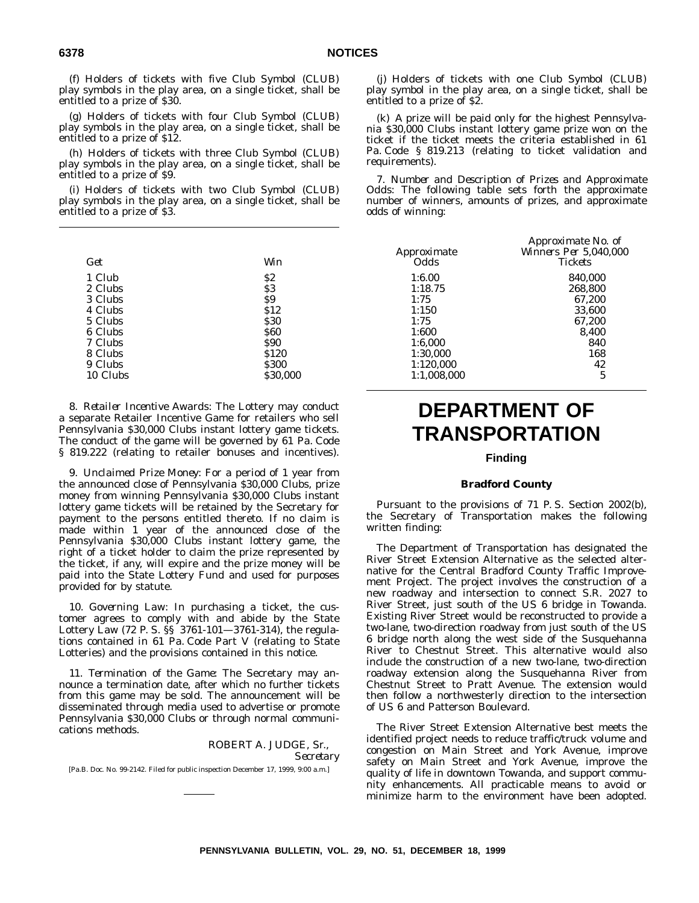(f) Holders of tickets with five Club Symbol (CLUB) play symbols in the play area, on a single ticket, shall be entitled to a prize of $30.

(g) Holders of tickets with four Club Symbol (CLUB) play symbols in the play area, on a single ticket, shall be entitled to a prize of $12.

(h) Holders of tickets with three Club Symbol (CLUB) play symbols in the play area, on a single ticket, shall be entitled to a prize of $9.

(i) Holders of tickets with two Club Symbol (CLUB) play symbols in the play area, on a single ticket, shall be entitled to a prize of $3.

(j) Holders of tickets with one Club Symbol (CLUB) play symbol in the play area, on a single ticket, shall be entitled to a prize of $2.

(k) A prize will be paid only for the highest Pennsylvania $30,000 Clubs instant lottery game prize won on the ticket if the ticket meets the criteria established in 61 Pa. Code § 819.213 (relating to ticket validation and requirements).

7. *Number and Description of Prizes and Approximate Odds*: The following table sets forth the approximate number of winners, amounts of prizes, and approximate odds of winning:

| *Get* | *Win* | *Approximate Odds* | *Approximate No. of Winners Per 5,040,000 Tickets* |
|---|---|---|---|
| 1 Club | $2 | 1:6.00 | 840,000 |
| 2 Clubs | $3 | 1:18.75 | 268,800 |
| 3 Clubs | $9 | 1:75 | 67,200 |
| 4 Clubs | $12 | 1:150 | 33,600 |
| 5 Clubs | $30 | 1:75 | 67,200 |
| 6 Clubs | $60 | 1:600 | 8,400 |
| 7 Clubs | $90 | 1:6,000 | 840 |
| 8 Clubs | $120 | 1:30,000 | 168 |
| 9 Clubs | $300 | 1:120,000 | 42 |
| 10 Clubs | $30,000 | 1:1,008,000 | 5 |

8. *Retailer Incentive Awards*: The Lottery may conduct a separate Retailer Incentive Game for retailers who sell Pennsylvania $30,000 Clubs instant lottery game tickets. The conduct of the game will be governed by 61 Pa. Code § 819.222 (relating to retailer bonuses and incentives).

9. *Unclaimed Prize Money*: For a period of 1 year from the announced close of Pennsylvania $30,000 Clubs, prize money from winning Pennsylvania $30,000 Clubs instant lottery game tickets will be retained by the Secretary for payment to the persons entitled thereto. If no claim is made within 1 year of the announced close of the Pennsylvania $30,000 Clubs instant lottery game, the right of a ticket holder to claim the prize represented by the ticket, if any, will expire and the prize money will be paid into the State Lottery Fund and used for purposes provided for by statute.

10. *Governing Law*: In purchasing a ticket, the customer agrees to comply with and abide by the State Lottery Law (72 P. S. §§ 3761-101—3761-314), the regulations contained in 61 Pa. Code Part V (relating to State Lotteries) and the provisions contained in this notice.

11. *Termination of the Game*: The Secretary may announce a termination date, after which no further tickets from this game may be sold. The announcement will be disseminated through media used to advertise or promote Pennsylvania $30,000 Clubs or through normal communications methods.

ROBERT A. JUDGE, Sr.,
*Secretary*

[Pa.B. Doc. No. 99-2142. Filed for public inspection December 17, 1999, 9:00 a.m.]

# DEPARTMENT OF TRANSPORTATION

## Finding

### Bradford County

Pursuant to the provisions of 71 P. S. Section 2002(b), the Secretary of Transportation makes the following written finding:

The Department of Transportation has designated the River Street Extension Alternative as the selected alternative for the Central Bradford County Traffic Improvement Project. The project involves the construction of a new roadway and intersection to connect S.R. 2027 to River Street, just south of the US 6 bridge in Towanda. Existing River Street would be reconstructed to provide a two-lane, two-direction roadway from just south of the US 6 bridge north along the west side of the Susquehanna River to Chestnut Street. This alternative would also include the construction of a new two-lane, two-direction roadway extension along the Susquehanna River from Chestnut Street to Pratt Avenue. The extension would then follow a northwesterly direction to the intersection of US 6 and Patterson Boulevard.

The River Street Extension Alternative best meets the identified project needs to reduce traffic/truck volume and congestion on Main Street and York Avenue, improve safety on Main Street and York Avenue, improve the quality of life in downtown Towanda, and support community enhancements. All practicable means to avoid or minimize harm to the environment have been adopted.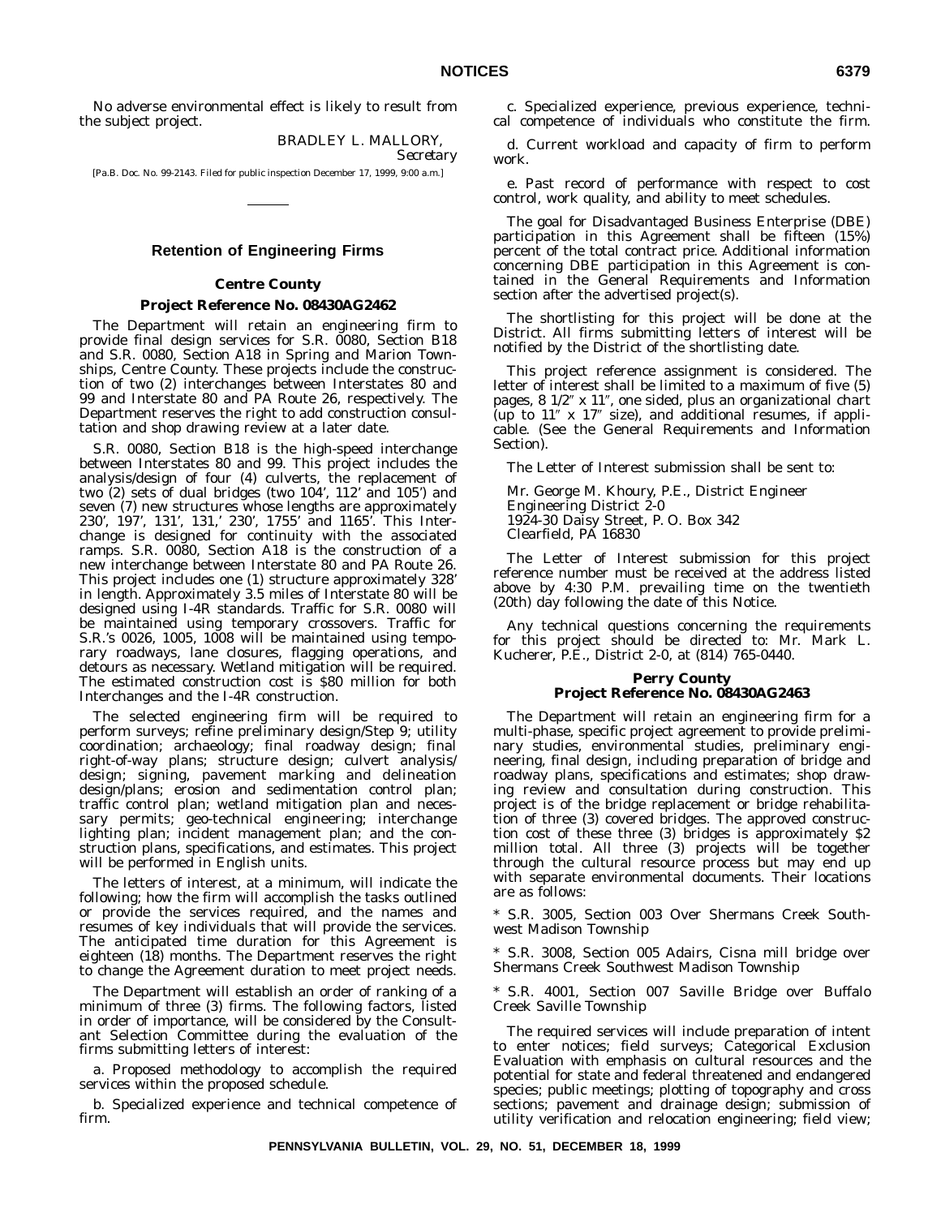No adverse environmental effect is likely to result from the subject project.

BRADLEY L. MALLORY,
*Secretary*

[Pa.B. Doc. No. 99-2143. Filed for public inspection December 17, 1999, 9:00 a.m.]

## Retention of Engineering Firms

### Centre County
### Project Reference No. 08430AG2462

The Department will retain an engineering firm to provide final design services for S.R. 0080, Section B18 and S.R. 0080, Section A18 in Spring and Marion Townships, Centre County. These projects include the construction of two (2) interchanges between Interstates 80 and 99 and Interstate 80 and PA Route 26, respectively. The Department reserves the right to add construction consultation and shop drawing review at a later date.

S.R. 0080, Section B18 is the high-speed interchange between Interstates 80 and 99. This project includes the analysis/design of four (4) culverts, the replacement of two (2) sets of dual bridges (two 104′, 112′ and 105′) and seven (7) new structures whose lengths are approximately 230′, 197′, 131′, 131,′ 230′, 1755′ and 1165′. This Interchange is designed for continuity with the associated ramps. S.R. 0080, Section A18 is the construction of a new interchange between Interstate 80 and PA Route 26. This project includes one (1) structure approximately 328′ in length. Approximately 3.5 miles of Interstate 80 will be designed using I-4R standards. Traffic for S.R. 0080 will be maintained using temporary crossovers. Traffic for S.R.'s 0026, 1005, 1008 will be maintained using temporary roadways, lane closures, flagging operations, and detours as necessary. Wetland mitigation will be required. The estimated construction cost is $80 million for both Interchanges and the I-4R construction.

The selected engineering firm will be required to perform surveys; refine preliminary design/Step 9; utility coordination; archaeology; final roadway design; final right-of-way plans; structure design; culvert analysis/design; signing, pavement marking and delineation design/plans; erosion and sedimentation control plan; traffic control plan; wetland mitigation plan and necessary permits; geo-technical engineering; interchange lighting plan; incident management plan; and the construction plans, specifications, and estimates. This project will be performed in English units.

The letters of interest, at a minimum, will indicate the following; how the firm will accomplish the tasks outlined or provide the services required, and the names and resumes of key individuals that will provide the services. The anticipated time duration for this Agreement is eighteen (18) months. The Department reserves the right to change the Agreement duration to meet project needs.

The Department will establish an order of ranking of a minimum of three (3) firms. The following factors, listed in order of importance, will be considered by the Consultant Selection Committee during the evaluation of the firms submitting letters of interest:

a. Proposed methodology to accomplish the required services within the proposed schedule.

b. Specialized experience and technical competence of firm.

c. Specialized experience, previous experience, technical competence of individuals who constitute the firm.

d. Current workload and capacity of firm to perform work.

e. Past record of performance with respect to cost control, work quality, and ability to meet schedules.

The goal for Disadvantaged Business Enterprise (DBE) participation in this Agreement shall be fifteen (15%) percent of the total contract price. Additional information concerning DBE participation in this Agreement is contained in the General Requirements and Information section after the advertised project(s).

The shortlisting for this project will be done at the District. All firms submitting letters of interest will be notified by the District of the shortlisting date.

This project reference assignment is considered. The letter of interest shall be limited to a maximum of five (5) pages, 8 1/2″ x 11″, one sided, plus an organizational chart (up to 11″ x 17″ size), and additional resumes, if applicable. (See the General Requirements and Information Section).

The Letter of Interest submission shall be sent to:

Mr. George M. Khoury, P.E., District Engineer
Engineering District 2-0
1924-30 Daisy Street, P. O. Box 342
Clearfield, PA 16830

The Letter of Interest submission for this project reference number must be received at the address listed above by 4:30 P.M. prevailing time on the twentieth (20th) day following the date of this Notice.

Any technical questions concerning the requirements for this project should be directed to: Mr. Mark L. Kucherer, P.E., District 2-0, at (814) 765-0440.

### Perry County
### Project Reference No. 08430AG2463

The Department will retain an engineering firm for a multi-phase, specific project agreement to provide preliminary studies, environmental studies, preliminary engineering, final design, including preparation of bridge and roadway plans, specifications and estimates; shop drawing review and consultation during construction. This project is of the bridge replacement or bridge rehabilitation of three (3) covered bridges. The approved construction cost of these three (3) bridges is approximately $2 million total. All three (3) projects will be together through the cultural resource process but may end up with separate environmental documents. Their locations are as follows:

* S.R. 3005, Section 003 Over Shermans Creek Southwest Madison Township

* S.R. 3008, Section 005 Adairs, Cisna mill bridge over Shermans Creek Southwest Madison Township

* S.R. 4001, Section 007 Saville Bridge over Buffalo Creek Saville Township

The required services will include preparation of intent to enter notices; field surveys; Categorical Exclusion Evaluation with emphasis on cultural resources and the potential for state and federal threatened and endangered species; public meetings; plotting of topography and cross sections; pavement and drainage design; submission of utility verification and relocation engineering; field view;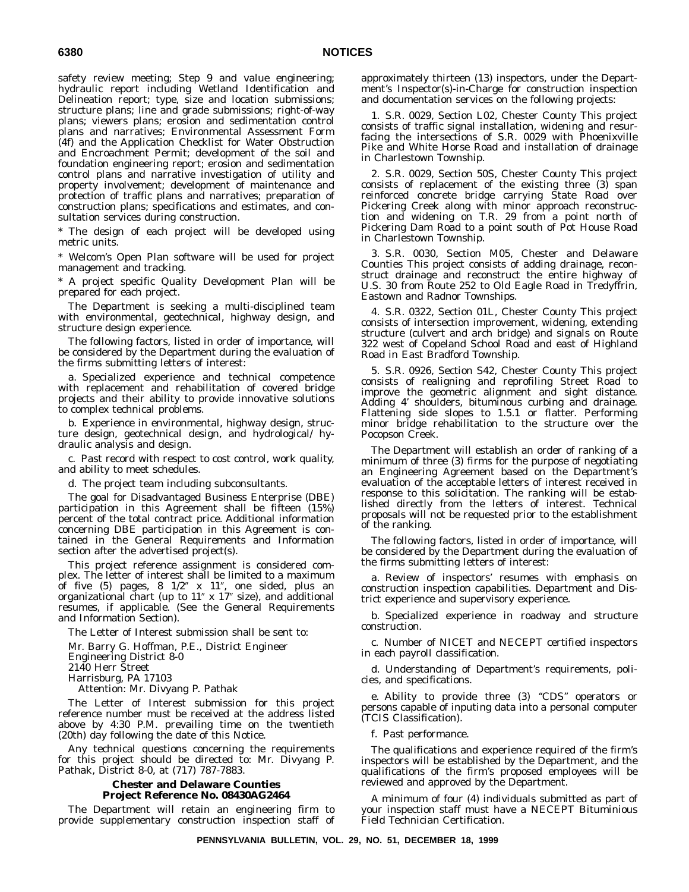safety review meeting; Step 9 and value engineering; hydraulic report including Wetland Identification and Delineation report; type, size and location submissions; structure plans; line and grade submissions; right-of-way plans; viewers plans; erosion and sedimentation control plans and narratives; Environmental Assessment Form (4f) and the Application Checklist for Water Obstruction and Encroachment Permit; development of the soil and foundation engineering report; erosion and sedimentation control plans and narrative investigation of utility and property involvement; development of maintenance and protection of traffic plans and narratives; preparation of construction plans; specifications and estimates, and consultation services during construction.

* The design of each project will be developed using metric units.

* Welcom's Open Plan software will be used for project management and tracking.

* A project specific Quality Development Plan will be prepared for each project.

The Department is seeking a multi-disciplined team with environmental, geotechnical, highway design, and structure design experience.

The following factors, listed in order of importance, will be considered by the Department during the evaluation of the firms submitting letters of interest:

a. Specialized experience and technical competence with replacement and rehabilitation of covered bridge projects and their ability to provide innovative solutions to complex technical problems.

b. Experience in environmental, highway design, structure design, geotechnical design, and hydrological/ hydraulic analysis and design.

c. Past record with respect to cost control, work quality, and ability to meet schedules.

d. The project team including subconsultants.

The goal for Disadvantaged Business Enterprise (DBE) participation in this Agreement shall be fifteen (15%) percent of the total contract price. Additional information concerning DBE participation in this Agreement is contained in the General Requirements and Information section after the advertised project(s).

This project reference assignment is considered complex. The letter of interest shall be limited to a maximum of five (5) pages, 8 1/2″ x 11″, one sided, plus an organizational chart (up to 11″ x 17″ size), and additional resumes, if applicable. (See the General Requirements and Information Section).

The Letter of Interest submission shall be sent to:

Mr. Barry G. Hoffman, P.E., District Engineer
Engineering District 8-0
2140 Herr Street
Harrisburg, PA 17103
Attention: Mr. Divyang P. Pathak

The Letter of Interest submission for this project reference number must be received at the address listed above by 4:30 P.M. prevailing time on the twentieth (20th) day following the date of this Notice.

Any technical questions concerning the requirements for this project should be directed to: Mr. Divyang P. Pathak, District 8-0, at (717) 787-7883.

**Chester and Delaware Counties**
**Project Reference No. 08430AG2464**

The Department will retain an engineering firm to provide supplementary construction inspection staff of approximately thirteen (13) inspectors, under the Department's Inspector(s)-in-Charge for construction inspection and documentation services on the following projects:

1. S.R. 0029, Section L02, Chester County This project consists of traffic signal installation, widening and resurfacing the intersections of S.R. 0029 with Phoenixville Pike and White Horse Road and installation of drainage in Charlestown Township.

2. S.R. 0029, Section 50S, Chester County This project consists of replacement of the existing three (3) span reinforced concrete bridge carrying State Road over Pickering Creek along with minor approach reconstruction and widening on T.R. 29 from a point north of Pickering Dam Road to a point south of Pot House Road in Charlestown Township.

3. S.R. 0030, Section M05, Chester and Delaware Counties This project consists of adding drainage, reconstruct drainage and reconstruct the entire highway of U.S. 30 from Route 252 to Old Eagle Road in Tredyffrin, Eastown and Radnor Townships.

4. S.R. 0322, Section 01L, Chester County This project consists of intersection improvement, widening, extending structure (culvert and arch bridge) and signals on Route 322 west of Copeland School Road and east of Highland Road in East Bradford Township.

5. S.R. 0926, Section S42, Chester County This project consists of realigning and reprofiling Street Road to improve the geometric alignment and sight distance. Adding 4′ shoulders, bituminous curbing and drainage. Flattening side slopes to 1.5.1 or flatter. Performing minor bridge rehabilitation to the structure over the Pocopson Creek.

The Department will establish an order of ranking of a minimum of three (3) firms for the purpose of negotiating an Engineering Agreement based on the Department's evaluation of the acceptable letters of interest received in response to this solicitation. The ranking will be established directly from the letters of interest. Technical proposals will not be requested prior to the establishment of the ranking.

The following factors, listed in order of importance, will be considered by the Department during the evaluation of the firms submitting letters of interest:

a. Review of inspectors' resumes with emphasis on construction inspection capabilities. Department and District experience and supervisory experience.

b. Specialized experience in roadway and structure construction.

c. Number of NICET and NECEPT certified inspectors in each payroll classification.

d. Understanding of Department's requirements, policies, and specifications.

e. Ability to provide three (3) "CDS" operators or persons capable of inputing data into a personal computer (TCIS Classification).

f. Past performance.

The qualifications and experience required of the firm's inspectors will be established by the Department, and the qualifications of the firm's proposed employees will be reviewed and approved by the Department.

A minimum of four (4) individuals submitted as part of your inspection staff must have a NECEPT Bituminious Field Technician Certification.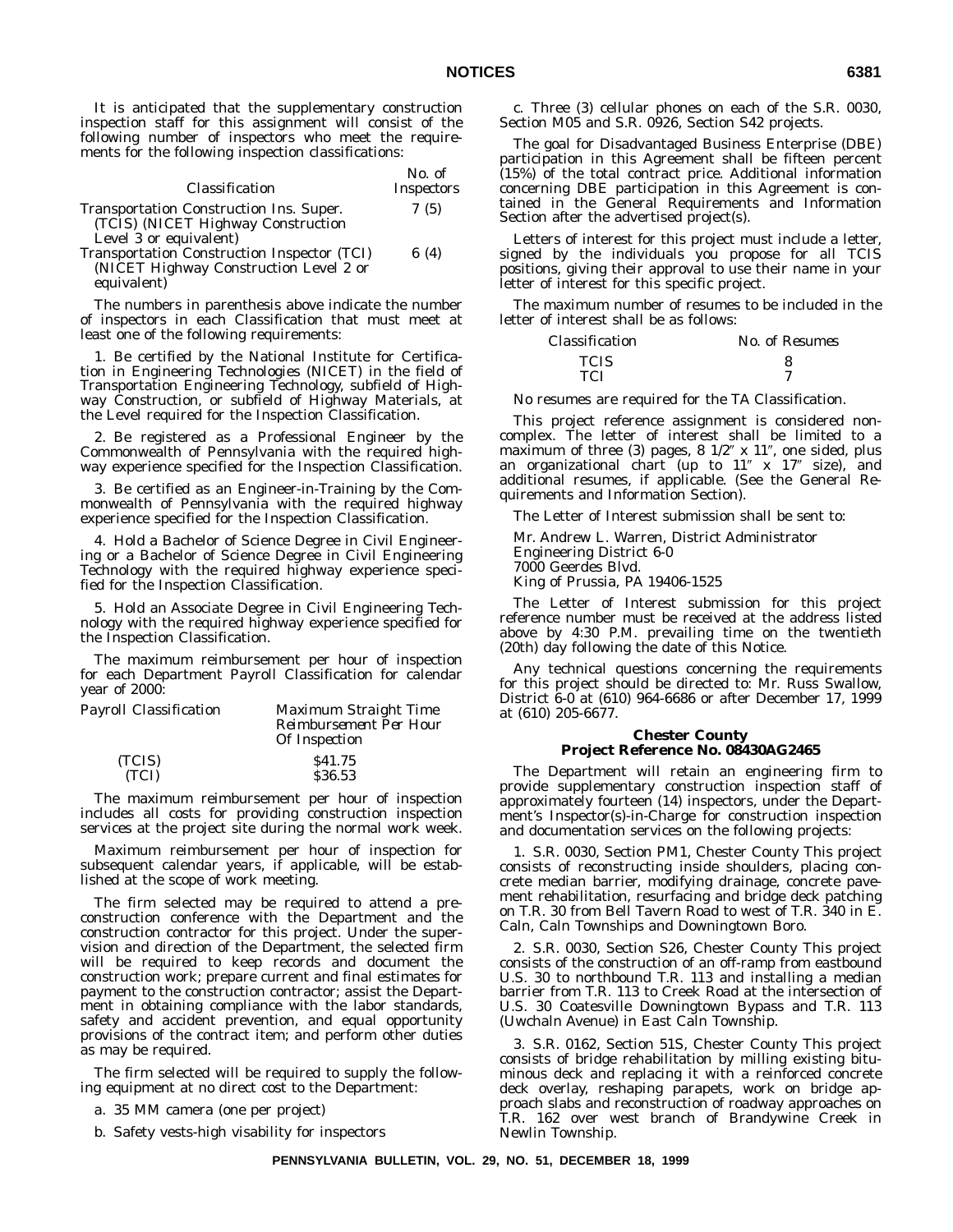It is anticipated that the supplementary construction inspection staff for this assignment will consist of the following number of inspectors who meet the requirements for the following inspection classifications:

| *Classification* | *No. of Inspectors* |
|---|---|
| Transportation Construction Ins. Super. (TCIS) (NICET Highway Construction Level 3 or equivalent) | 7 (5) |
| Transportation Construction Inspector (TCI) (NICET Highway Construction Level 2 or equivalent) | 6 (4) |

The numbers in parenthesis above indicate the number of inspectors in each Classification that must meet at least one of the following requirements:

1. Be certified by the National Institute for Certification in Engineering Technologies (NICET) in the field of Transportation Engineering Technology, subfield of Highway Construction, or subfield of Highway Materials, at the Level required for the Inspection Classification.

2. Be registered as a Professional Engineer by the Commonwealth of Pennsylvania with the required highway experience specified for the Inspection Classification.

3. Be certified as an Engineer-in-Training by the Commonwealth of Pennsylvania with the required highway experience specified for the Inspection Classification.

4. Hold a Bachelor of Science Degree in Civil Engineering or a Bachelor of Science Degree in Civil Engineering Technology with the required highway experience specified for the Inspection Classification.

5. Hold an Associate Degree in Civil Engineering Technology with the required highway experience specified for the Inspection Classification.

The maximum reimbursement per hour of inspection for each Department Payroll Classification for calendar year of 2000:

| *Payroll Classification* | *Maximum Straight Time Reimbursement Per Hour Of Inspection* |
|---|---|
| (TCIS) | $41.75 |
| (TCI) | $36.53 |

The maximum reimbursement per hour of inspection includes all costs for providing construction inspection services at the project site during the normal work week.

Maximum reimbursement per hour of inspection for subsequent calendar years, if applicable, will be established at the scope of work meeting.

The firm selected may be required to attend a preconstruction conference with the Department and the construction contractor for this project. Under the supervision and direction of the Department, the selected firm will be required to keep records and document the construction work; prepare current and final estimates for payment to the construction contractor; assist the Department in obtaining compliance with the labor standards, safety and accident prevention, and equal opportunity provisions of the contract item; and perform other duties as may be required.

The firm selected will be required to supply the following equipment at no direct cost to the Department:

a. 35 MM camera (one per project)

b. Safety vests-high visability for inspectors

c. Three (3) cellular phones on each of the S.R. 0030, Section M05 and S.R. 0926, Section S42 projects.

The goal for Disadvantaged Business Enterprise (DBE) participation in this Agreement shall be fifteen percent (15%) of the total contract price. Additional information concerning DBE participation in this Agreement is contained in the General Requirements and Information Section after the advertised project(s).

Letters of interest for this project must include a letter, signed by the individuals you propose for all TCIS positions, giving their approval to use their name in your letter of interest for this specific project.

The maximum number of resumes to be included in the letter of interest shall be as follows:

| *Classification* | *No. of Resumes* |
|---|---|
| TCIS | 8 |
| TCI | 7 |

No resumes are required for the TA Classification.

This project reference assignment is considered noncomplex. The letter of interest shall be limited to a maximum of three (3) pages, 8 1/2″ x 11″, one sided, plus an organizational chart (up to 11″ x 17″ size), and additional resumes, if applicable. (See the General Requirements and Information Section).

The Letter of Interest submission shall be sent to:

Mr. Andrew L. Warren, District Administrator
Engineering District 6-0
7000 Geerdes Blvd.
King of Prussia, PA 19406-1525

The Letter of Interest submission for this project reference number must be received at the address listed above by 4:30 P.M. prevailing time on the twentieth (20th) day following the date of this Notice.

Any technical questions concerning the requirements for this project should be directed to: Mr. Russ Swallow, District 6-0 at (610) 964-6686 or after December 17, 1999 at (610) 205-6677.

## Chester County
## Project Reference No. 08430AG2465

The Department will retain an engineering firm to provide supplementary construction inspection staff of approximately fourteen (14) inspectors, under the Department's Inspector(s)-in-Charge for construction inspection and documentation services on the following projects:

1. S.R. 0030, Section PM1, Chester County This project consists of reconstructing inside shoulders, placing concrete median barrier, modifying drainage, concrete pavement rehabilitation, resurfacing and bridge deck patching on T.R. 30 from Bell Tavern Road to west of T.R. 340 in E. Caln, Caln Townships and Downingtown Boro.

2. S.R. 0030, Section S26, Chester County This project consists of the construction of an off-ramp from eastbound U.S. 30 to northbound T.R. 113 and installing a median barrier from T.R. 113 to Creek Road at the intersection of U.S. 30 Coatesville Downingtown Bypass and T.R. 113 (Uwchaln Avenue) in East Caln Township.

3. S.R. 0162, Section 51S, Chester County This project consists of bridge rehabilitation by milling existing bituminous deck and replacing it with a reinforced concrete deck overlay, reshaping parapets, work on bridge approach slabs and reconstruction of roadway approaches on T.R. 162 over west branch of Brandywine Creek in Newlin Township.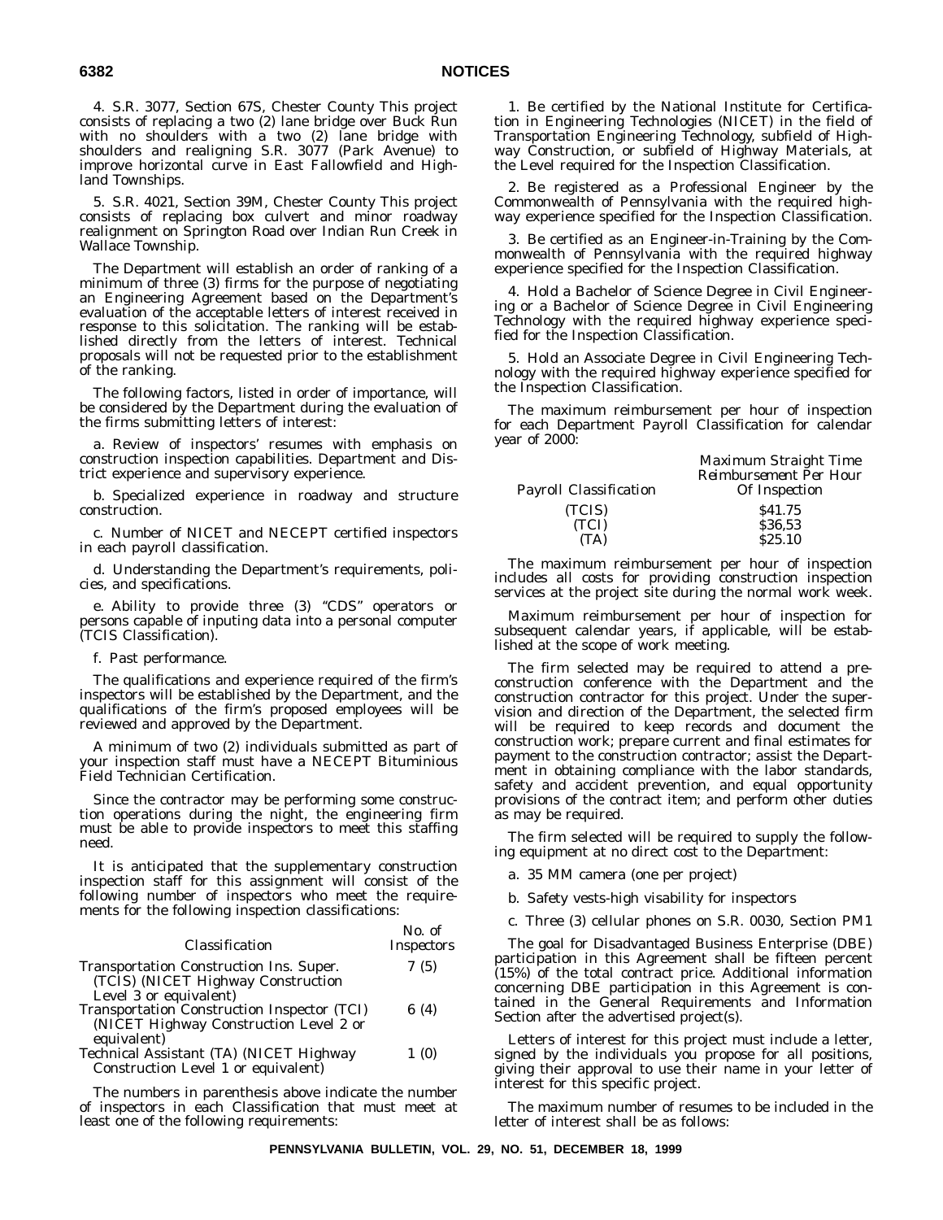4. S.R. 3077, Section 67S, Chester County This project consists of replacing a two (2) lane bridge over Buck Run with no shoulders with a two (2) lane bridge with shoulders and realigning S.R. 3077 (Park Avenue) to improve horizontal curve in East Fallowfield and Highland Townships.

5. S.R. 4021, Section 39M, Chester County This project consists of replacing box culvert and minor roadway realignment on Springton Road over Indian Run Creek in Wallace Township.

The Department will establish an order of ranking of a minimum of three (3) firms for the purpose of negotiating an Engineering Agreement based on the Department's evaluation of the acceptable letters of interest received in response to this solicitation. The ranking will be established directly from the letters of interest. Technical proposals will not be requested prior to the establishment of the ranking.

The following factors, listed in order of importance, will be considered by the Department during the evaluation of the firms submitting letters of interest:

a. Review of inspectors' resumes with emphasis on construction inspection capabilities. Department and District experience and supervisory experience.

b. Specialized experience in roadway and structure construction.

c. Number of NICET and NECEPT certified inspectors in each payroll classification.

d. Understanding the Department's requirements, policies, and specifications.

e. Ability to provide three (3) "CDS" operators or persons capable of inputing data into a personal computer (TCIS Classification).

f. Past performance.

The qualifications and experience required of the firm's inspectors will be established by the Department, and the qualifications of the firm's proposed employees will be reviewed and approved by the Department.

A minimum of two (2) individuals submitted as part of your inspection staff must have a NECEPT Bituminious Field Technician Certification.

Since the contractor may be performing some construction operations during the night, the engineering firm must be able to provide inspectors to meet this staffing need.

It is anticipated that the supplementary construction inspection staff for this assignment will consist of the following number of inspectors who meet the requirements for the following inspection classifications:

| *Classification* | *No. of Inspectors* |
|---|---|
| Transportation Construction Ins. Super. (TCIS) (NICET Highway Construction Level 3 or equivalent) | 7 (5) |
| Transportation Construction Inspector (TCI) (NICET Highway Construction Level 2 or equivalent) | 6 (4) |
| Technical Assistant (TA) (NICET Highway Construction Level 1 or equivalent) | 1 (0) |

The numbers in parenthesis above indicate the number of inspectors in each Classification that must meet at least one of the following requirements:

1. Be certified by the National Institute for Certification in Engineering Technologies (NICET) in the field of Transportation Engineering Technology, subfield of Highway Construction, or subfield of Highway Materials, at the Level required for the Inspection Classification.

2. Be registered as a Professional Engineer by the Commonwealth of Pennsylvania with the required highway experience specified for the Inspection Classification.

3. Be certified as an Engineer-in-Training by the Commonwealth of Pennsylvania with the required highway experience specified for the Inspection Classification.

4. Hold a Bachelor of Science Degree in Civil Engineering or a Bachelor of Science Degree in Civil Engineering Technology with the required highway experience specified for the Inspection Classification.

5. Hold an Associate Degree in Civil Engineering Technology with the required highway experience specified for the Inspection Classification.

The maximum reimbursement per hour of inspection for each Department Payroll Classification for calendar year of 2000:

| *Payroll Classification* | *Maximum Straight Time Reimbursement Per Hour Of Inspection* |
|---|---|
| (TCIS) | $41.75 |
| (TCI) | $36,53 |
| (TA) | $25.10 |

The maximum reimbursement per hour of inspection includes all costs for providing construction inspection services at the project site during the normal work week.

Maximum reimbursement per hour of inspection for subsequent calendar years, if applicable, will be established at the scope of work meeting.

The firm selected may be required to attend a preconstruction conference with the Department and the construction contractor for this project. Under the supervision and direction of the Department, the selected firm will be required to keep records and document the construction work; prepare current and final estimates for payment to the construction contractor; assist the Department in obtaining compliance with the labor standards, safety and accident prevention, and equal opportunity provisions of the contract item; and perform other duties as may be required.

The firm selected will be required to supply the following equipment at no direct cost to the Department:

a. 35 MM camera (one per project)

b. Safety vests-high visability for inspectors

c. Three (3) cellular phones on S.R. 0030, Section PM1

The goal for Disadvantaged Business Enterprise (DBE) participation in this Agreement shall be fifteen percent (15%) of the total contract price. Additional information concerning DBE participation in this Agreement is contained in the General Requirements and Information Section after the advertised project(s).

Letters of interest for this project must include a letter, signed by the individuals you propose for all positions, giving their approval to use their name in your letter of interest for this specific project.

The maximum number of resumes to be included in the letter of interest shall be as follows: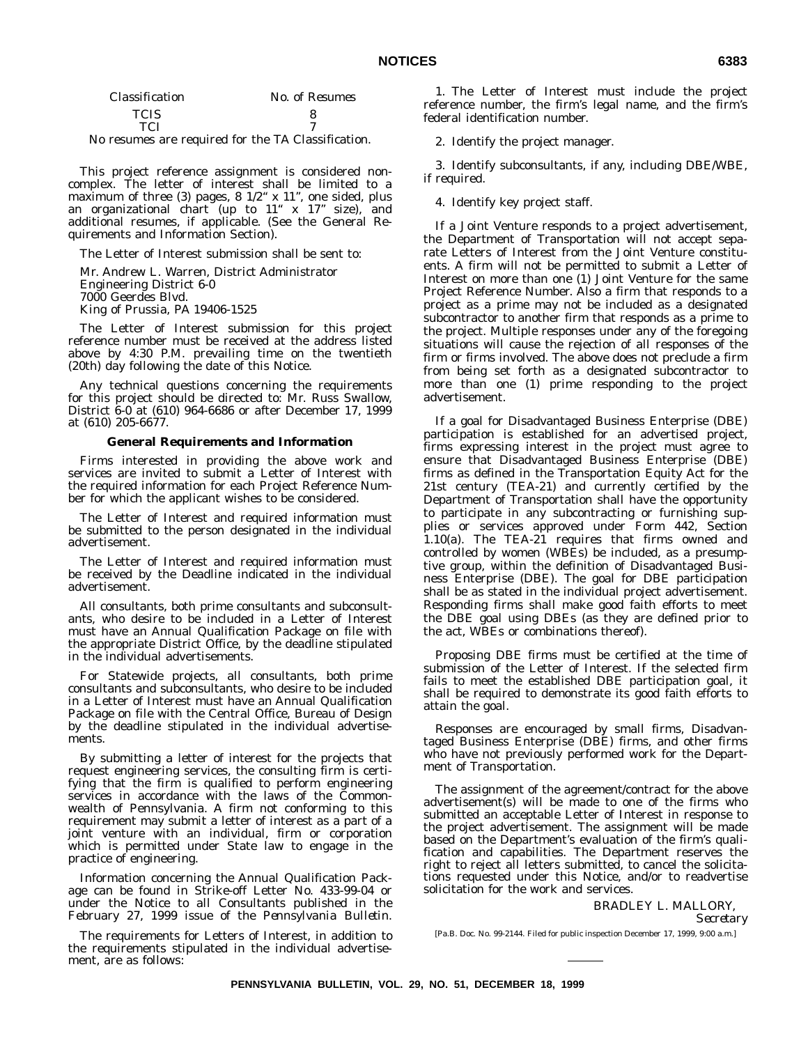| Classification | No. of Resumes |
| --- | --- |
| TCIS | 8 |
| TCI | 7 |

No resumes are required for the TA Classification.

This project reference assignment is considered non-complex. The letter of interest shall be limited to a maximum of three (3) pages, 8 1/2" x 11", one sided, plus an organizational chart (up to 11" x 17" size), and additional resumes, if applicable. (See the General Requirements and Information Section).

The Letter of Interest submission shall be sent to:

Mr. Andrew L. Warren, District Administrator
Engineering District 6-0
7000 Geerdes Blvd.
King of Prussia, PA 19406-1525

The Letter of Interest submission for this project reference number must be received at the address listed above by 4:30 P.M. prevailing time on the twentieth (20th) day following the date of this Notice.

Any technical questions concerning the requirements for this project should be directed to: Mr. Russ Swallow, District 6-0 at (610) 964-6686 or after December 17, 1999 at (610) 205-6677.

**General Requirements and Information**

Firms interested in providing the above work and services are invited to submit a Letter of Interest with the required information for each Project Reference Number for which the applicant wishes to be considered.

The Letter of Interest and required information must be submitted to the person designated in the individual advertisement.

The Letter of Interest and required information must be received by the Deadline indicated in the individual advertisement.

All consultants, both prime consultants and subconsultants, who desire to be included in a Letter of Interest must have an Annual Qualification Package on file with the appropriate District Office, by the deadline stipulated in the individual advertisements.

For Statewide projects, all consultants, both prime consultants and subconsultants, who desire to be included in a Letter of Interest must have an Annual Qualification Package on file with the Central Office, Bureau of Design by the deadline stipulated in the individual advertisements.

By submitting a letter of interest for the projects that request engineering services, the consulting firm is certifying that the firm is qualified to perform engineering services in accordance with the laws of the Commonwealth of Pennsylvania. A firm not conforming to this requirement may submit a letter of interest as a part of a joint venture with an individual, firm or corporation which is permitted under State law to engage in the practice of engineering.

Information concerning the Annual Qualification Package can be found in Strike-off Letter No. 433-99-04 or under the Notice to all Consultants published in the February 27, 1999 issue of the *Pennsylvania Bulletin*.

The requirements for Letters of Interest, in addition to the requirements stipulated in the individual advertisement, are as follows:

1. The Letter of Interest must include the project reference number, the firm's legal name, and the firm's federal identification number.

2. Identify the project manager.

3. Identify subconsultants, if any, including DBE/WBE, if required.

4. Identify key project staff.

If a Joint Venture responds to a project advertisement, the Department of Transportation will not accept separate Letters of Interest from the Joint Venture constituents. A firm will not be permitted to submit a Letter of Interest on more than one (1) Joint Venture for the same Project Reference Number. Also a firm that responds to a project as a prime may not be included as a designated subcontractor to another firm that responds as a prime to the project. Multiple responses under any of the foregoing situations will cause the rejection of all responses of the firm or firms involved. The above does not preclude a firm from being set forth as a designated subcontractor to more than one (1) prime responding to the project advertisement.

If a goal for Disadvantaged Business Enterprise (DBE) participation is established for an advertised project, firms expressing interest in the project must agree to ensure that Disadvantaged Business Enterprise (DBE) firms as defined in the Transportation Equity Act for the 21st century (TEA-21) and currently certified by the Department of Transportation shall have the opportunity to participate in any subcontracting or furnishing supplies or services approved under Form 442, Section 1.10(a). The TEA-21 requires that firms owned and controlled by women (WBEs) be included, as a presumptive group, within the definition of Disadvantaged Business Enterprise (DBE). The goal for DBE participation shall be as stated in the individual project advertisement. Responding firms shall make good faith efforts to meet the DBE goal using DBEs (as they are defined prior to the act, WBEs or combinations thereof).

Proposing DBE firms must be certified at the time of submission of the Letter of Interest. If the selected firm fails to meet the established DBE participation goal, it shall be required to demonstrate its good faith efforts to attain the goal.

Responses are encouraged by small firms, Disadvantaged Business Enterprise (DBE) firms, and other firms who have not previously performed work for the Department of Transportation.

The assignment of the agreement/contract for the above advertisement(s) will be made to one of the firms who submitted an acceptable Letter of Interest in response to the project advertisement. The assignment will be made based on the Department's evaluation of the firm's qualification and capabilities. The Department reserves the right to reject all letters submitted, to cancel the solicitations requested under this Notice, and/or to readvertise solicitation for the work and services.

BRADLEY L. MALLORY,
*Secretary*

[Pa.B. Doc. No. 99-2144. Filed for public inspection December 17, 1999, 9:00 a.m.]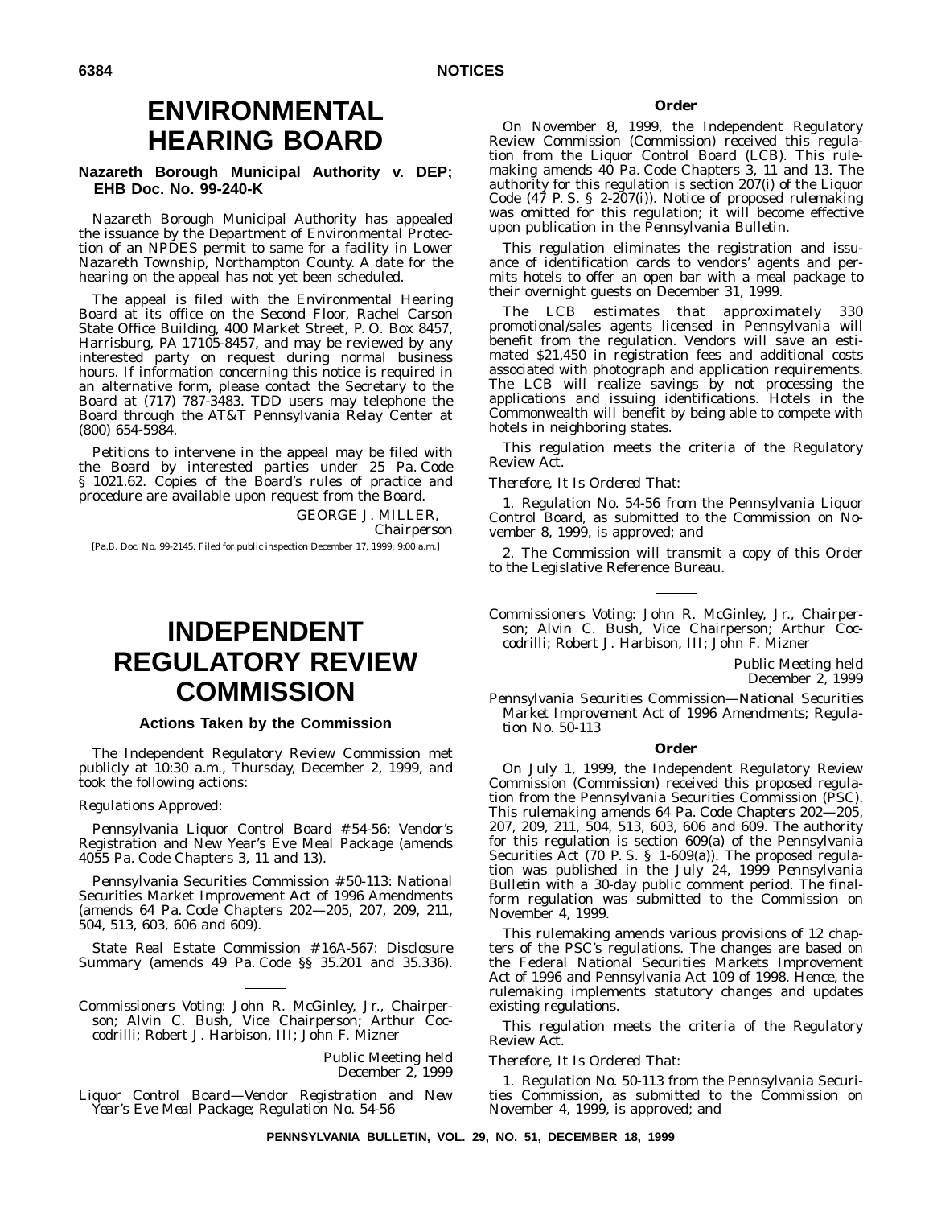# ENVIRONMENTAL HEARING BOARD

### Nazareth Borough Municipal Authority v. DEP; EHB Doc. No. 99-240-K

Nazareth Borough Municipal Authority has appealed the issuance by the Department of Environmental Protection of an NPDES permit to same for a facility in Lower Nazareth Township, Northampton County. A date for the hearing on the appeal has not yet been scheduled.

The appeal is filed with the Environmental Hearing Board at its office on the Second Floor, Rachel Carson State Office Building, 400 Market Street, P. O. Box 8457, Harrisburg, PA 17105-8457, and may be reviewed by any interested party on request during normal business hours. If information concerning this notice is required in an alternative form, please contact the Secretary to the Board at (717) 787-3483. TDD users may telephone the Board through the AT&T Pennsylvania Relay Center at (800) 654-5984.

Petitions to intervene in the appeal may be filed with the Board by interested parties under 25 Pa. Code § 1021.62. Copies of the Board's rules of practice and procedure are available upon request from the Board.

GEORGE J. MILLER,
*Chairperson*

[Pa.B. Doc. No. 99-2145. Filed for public inspection December 17, 1999, 9:00 a.m.]

# INDEPENDENT REGULATORY REVIEW COMMISSION

### Actions Taken by the Commission

The Independent Regulatory Review Commission met publicly at 10:30 a.m., Thursday, December 2, 1999, and took the following actions:

*Regulations Approved:*

Pennsylvania Liquor Control Board #54-56: Vendor's Registration and New Year's Eve Meal Package (amends 4055 Pa. Code Chapters 3, 11 and 13).

Pennsylvania Securities Commission #50-113: National Securities Market Improvement Act of 1996 Amendments (amends 64 Pa. Code Chapters 202—205, 207, 209, 211, 504, 513, 603, 606 and 609).

State Real Estate Commission #16A-567: Disclosure Summary (amends 49 Pa. Code §§ 35.201 and 35.336).

*Commissioners Voting:* John R. McGinley, Jr., Chairperson; Alvin C. Bush, Vice Chairperson; Arthur Coccodrilli; Robert J. Harbison, III; John F. Mizner

*Public Meeting held*
*December 2, 1999*

*Liquor Control Board—Vendor Registration and New Year's Eve Meal Package; Regulation No. 54-56*

**Order**

On November 8, 1999, the Independent Regulatory Review Commission (Commission) received this regulation from the Liquor Control Board (LCB). This rulemaking amends 40 Pa. Code Chapters 3, 11 and 13. The authority for this regulation is section 207(i) of the Liquor Code (47 P. S. § 2-207(i)). Notice of proposed rulemaking was omitted for this regulation; it will become effective upon publication in the *Pennsylvania Bulletin*.

This regulation eliminates the registration and issuance of identification cards to vendors' agents and permits hotels to offer an open bar with a meal package to their overnight guests on December 31, 1999.

The LCB estimates that approximately 330 promotional/sales agents licensed in Pennsylvania will benefit from the regulation. Vendors will save an estimated $21,450 in registration fees and additional costs associated with photograph and application requirements. The LCB will realize savings by not processing the applications and issuing identifications. Hotels in the Commonwealth will benefit by being able to compete with hotels in neighboring states.

This regulation meets the criteria of the Regulatory Review Act.

*Therefore, It Is Ordered That:*

1. Regulation No. 54-56 from the Pennsylvania Liquor Control Board, as submitted to the Commission on November 8, 1999, is approved; and

2. The Commission will transmit a copy of this Order to the Legislative Reference Bureau.

*Commissioners Voting:* John R. McGinley, Jr., Chairperson; Alvin C. Bush, Vice Chairperson; Arthur Coccodrilli; Robert J. Harbison, III; John F. Mizner

*Public Meeting held*
*December 2, 1999*

*Pennsylvania Securities Commission—National Securities Market Improvement Act of 1996 Amendments; Regulation No. 50-113*

**Order**

On July 1, 1999, the Independent Regulatory Review Commission (Commission) received this proposed regulation from the Pennsylvania Securities Commission (PSC). This rulemaking amends 64 Pa. Code Chapters 202—205, 207, 209, 211, 504, 513, 603, 606 and 609. The authority for this regulation is section 609(a) of the Pennsylvania Securities Act (70 P. S. § 1-609(a)). The proposed regulation was published in the July 24, 1999 *Pennsylvania Bulletin* with a 30-day public comment period. The final-form regulation was submitted to the Commission on November 4, 1999.

This rulemaking amends various provisions of 12 chapters of the PSC's regulations. The changes are based on the Federal National Securities Markets Improvement Act of 1996 and Pennsylvania Act 109 of 1998. Hence, the rulemaking implements statutory changes and updates existing regulations.

This regulation meets the criteria of the Regulatory Review Act.

*Therefore, It Is Ordered That:*

1. Regulation No. 50-113 from the Pennsylvania Securities Commission, as submitted to the Commission on November 4, 1999, is approved; and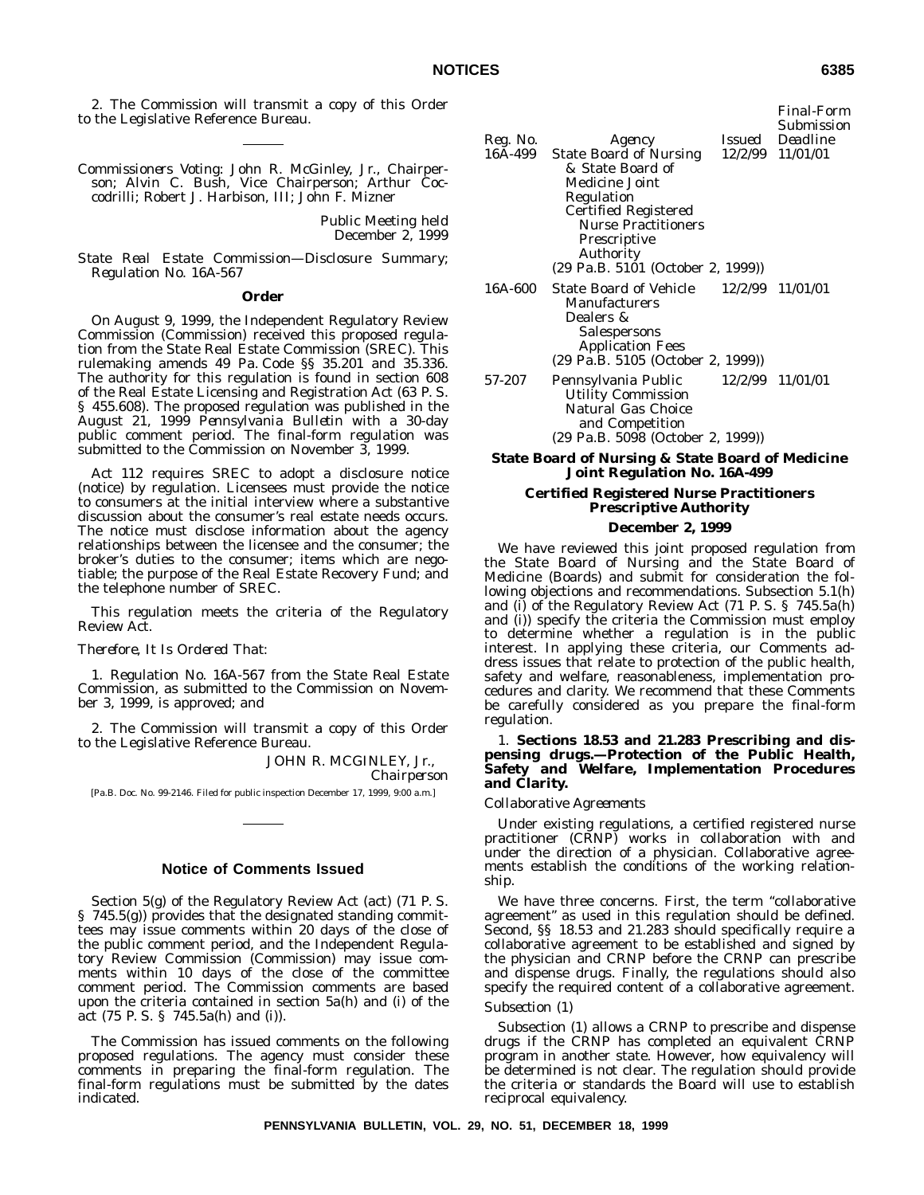2. The Commission will transmit a copy of this Order to the Legislative Reference Bureau.

---

*Commissioners Voting:* John R. McGinley, Jr., Chairperson; Alvin C. Bush, Vice Chairperson; Arthur Coccodrilli; Robert J. Harbison, III; John F. Mizner

*Public Meeting held December 2, 1999*

*State Real Estate Commission—Disclosure Summary; Regulation No. 16A-567*

## Order

On August 9, 1999, the Independent Regulatory Review Commission (Commission) received this proposed regulation from the State Real Estate Commission (SREC). This rulemaking amends 49 Pa. Code §§ 35.201 and 35.336. The authority for this regulation is found in section 608 of the Real Estate Licensing and Registration Act (63 P. S. § 455.608). The proposed regulation was published in the August 21, 1999 *Pennsylvania Bulletin* with a 30-day public comment period. The final-form regulation was submitted to the Commission on November 3, 1999.

Act 112 requires SREC to adopt a disclosure notice (notice) by regulation. Licensees must provide the notice to consumers at the initial interview where a substantive discussion about the consumer's real estate needs occurs. The notice must disclose information about the agency relationships between the licensee and the consumer; the broker's duties to the consumer; items which are negotiable; the purpose of the Real Estate Recovery Fund; and the telephone number of SREC.

This regulation meets the criteria of the Regulatory Review Act.

*Therefore, It Is Ordered That:*

1. Regulation No. 16A-567 from the State Real Estate Commission, as submitted to the Commission on November 3, 1999, is approved; and

2. The Commission will transmit a copy of this Order to the Legislative Reference Bureau.

JOHN R. MCGINLEY, Jr.,
*Chairperson*

[Pa.B. Doc. No. 99-2146. Filed for public inspection December 17, 1999, 9:00 a.m.]

---

## Notice of Comments Issued

Section 5(g) of the Regulatory Review Act (act) (71 P. S. § 745.5(g)) provides that the designated standing committees may issue comments within 20 days of the close of the public comment period, and the Independent Regulatory Review Commission (Commission) may issue comments within 10 days of the close of the committee comment period. The Commission comments are based upon the criteria contained in section 5a(h) and (i) of the act (75 P. S. § 745.5a(h) and (i)).

The Commission has issued comments on the following proposed regulations. The agency must consider these comments in preparing the final-form regulation. The final-form regulations must be submitted by the dates indicated.

| *Reg. No.* | *Agency* | *Issued* | *Final-Form Submission Deadline* |
|---|---|---|---|
| 16A-499 | State Board of Nursing & State Board of Medicine Joint Regulation Certified Registered Nurse Practitioners Prescriptive Authority (29 Pa.B. 5101 (October 2, 1999)) | 12/2/99 | 11/01/01 |
| 16A-600 | State Board of Vehicle Manufacturers Dealers & Salespersons Application Fees (29 Pa.B. 5105 (October 2, 1999)) | 12/2/99 | 11/01/01 |
| 57-207 | Pennsylvania Public Utility Commission Natural Gas Choice and Competition (29 Pa.B. 5098 (October 2, 1999)) | 12/2/99 | 11/01/01 |

### State Board of Nursing & State Board of Medicine Joint Regulation No. 16A-499

### Certified Registered Nurse Practitioners Prescriptive Authority

### December 2, 1999

We have reviewed this joint proposed regulation from the State Board of Nursing and the State Board of Medicine (Boards) and submit for consideration the following objections and recommendations. Subsection 5.1(h) and (i) of the Regulatory Review Act (71 P. S. § 745.5a(h) and (i)) specify the criteria the Commission must employ to determine whether a regulation is in the public interest. In applying these criteria, our Comments address issues that relate to protection of the public health, safety and welfare, reasonableness, implementation procedures and clarity. We recommend that these Comments be carefully considered as you prepare the final-form regulation.

1. **Sections 18.53 and 21.283 Prescribing and dispensing drugs.—Protection of the Public Health, Safety and Welfare, Implementation Procedures and Clarity.**

*Collaborative Agreements*

Under existing regulations, a certified registered nurse practitioner (CRNP) works in collaboration with and under the direction of a physician. Collaborative agreements establish the conditions of the working relationship.

We have three concerns. First, the term "collaborative agreement" as used in this regulation should be defined. Second, §§ 18.53 and 21.283 should specifically require a collaborative agreement to be established and signed by the physician and CRNP before the CRNP can prescribe and dispense drugs. Finally, the regulations should also specify the required content of a collaborative agreement.

*Subsection (1)*

Subsection (1) allows a CRNP to prescribe and dispense drugs if the CRNP has completed an equivalent CRNP program in another state. However, how equivalency will be determined is not clear. The regulation should provide the criteria or standards the Board will use to establish reciprocal equivalency.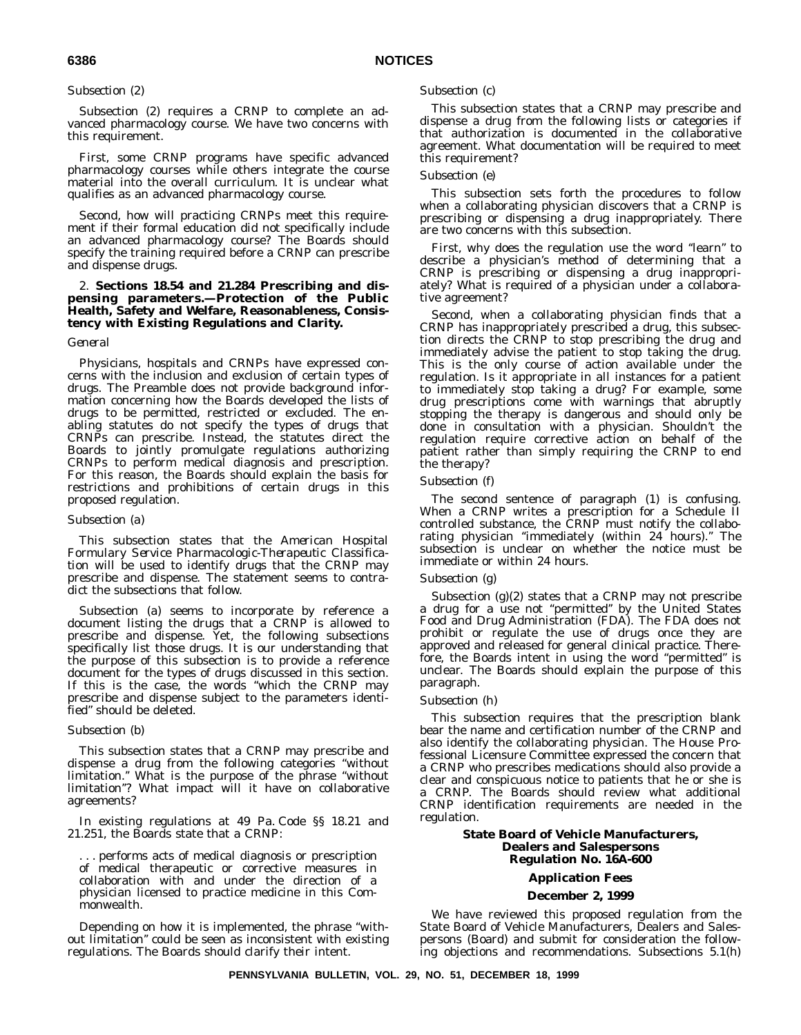*Subsection (2)*

Subsection (2) requires a CRNP to complete an advanced pharmacology course. We have two concerns with this requirement.

First, some CRNP programs have specific advanced pharmacology courses while others integrate the course material into the overall curriculum. It is unclear what qualifies as an advanced pharmacology course.

Second, how will practicing CRNPs meet this requirement if their formal education did not specifically include an advanced pharmacology course? The Boards should specify the training required before a CRNP can prescribe and dispense drugs.

2. **Sections 18.54 and 21.284 Prescribing and dispensing parameters.—Protection of the Public Health, Safety and Welfare, Reasonableness, Consistency with Existing Regulations and Clarity.**

*General*

Physicians, hospitals and CRNPs have expressed concerns with the inclusion and exclusion of certain types of drugs. The Preamble does not provide background information concerning how the Boards developed the lists of drugs to be permitted, restricted or excluded. The enabling statutes do not specify the types of drugs that CRNPs can prescribe. Instead, the statutes direct the Boards to jointly promulgate regulations authorizing CRNPs to perform medical diagnosis and prescription. For this reason, the Boards should explain the basis for restrictions and prohibitions of certain drugs in this proposed regulation.

*Subsection (a)*

This subsection states that the *American Hospital Formulary Service Pharmacologic-Therapeutic Classification* will be used to identify drugs that the CRNP may prescribe and dispense. The statement seems to contradict the subsections that follow.

Subsection (a) seems to incorporate by reference a document listing the drugs that a CRNP is allowed to prescribe and dispense. Yet, the following subsections specifically list those drugs. It is our understanding that the purpose of this subsection is to provide a reference document for the types of drugs discussed in this section. If this is the case, the words "which the CRNP may prescribe and dispense subject to the parameters identified" should be deleted.

*Subsection (b)*

This subsection states that a CRNP may prescribe and dispense a drug from the following categories "without limitation." What is the purpose of the phrase "without limitation"? What impact will it have on collaborative agreements?

In existing regulations at 49 Pa. Code §§ 18.21 and 21.251, the Boards state that a CRNP:

> . . . performs acts of medical diagnosis or prescription of medical therapeutic or corrective measures in collaboration with and under the direction of a physician licensed to practice medicine in this Commonwealth.

Depending on how it is implemented, the phrase "without limitation" could be seen as inconsistent with existing regulations. The Boards should clarify their intent.

*Subsection (c)*

This subsection states that a CRNP may prescribe and dispense a drug from the following lists or categories if that authorization is documented in the collaborative agreement. What documentation will be required to meet this requirement?

*Subsection (e)*

This subsection sets forth the procedures to follow when a collaborating physician discovers that a CRNP is prescribing or dispensing a drug inappropriately. There are two concerns with this subsection.

First, why does the regulation use the word "learn" to describe a physician's method of determining that a CRNP is prescribing or dispensing a drug inappropriately? What is required of a physician under a collaborative agreement?

Second, when a collaborating physician finds that a CRNP has inappropriately prescribed a drug, this subsection directs the CRNP to stop prescribing the drug and immediately advise the patient to stop taking the drug. This is the only course of action available under the regulation. Is it appropriate in all instances for a patient to immediately stop taking a drug? For example, some drug prescriptions come with warnings that abruptly stopping the therapy is dangerous and should only be done in consultation with a physician. Shouldn't the regulation require corrective action on behalf of the patient rather than simply requiring the CRNP to end the therapy?

*Subsection (f)*

The second sentence of paragraph (1) is confusing. When a CRNP writes a prescription for a Schedule II controlled substance, the CRNP must notify the collaborating physician "immediately (within 24 hours)." The subsection is unclear on whether the notice must be immediate or within 24 hours.

*Subsection (g)*

Subsection (g)(2) states that a CRNP may not prescribe a drug for a use not "permitted" by the United States Food and Drug Administration (FDA). The FDA does not prohibit or regulate the use of drugs once they are approved and released for general clinical practice. Therefore, the Boards intent in using the word "permitted" is unclear. The Boards should explain the purpose of this paragraph.

*Subsection (h)*

This subsection requires that the prescription blank bear the name and certification number of the CRNP and also identify the collaborating physician. The House Professional Licensure Committee expressed the concern that a CRNP who prescribes medications should also provide a clear and conspicuous notice to patients that he or she is a CRNP. The Boards should review what additional CRNP identification requirements are needed in the regulation.

**State Board of Vehicle Manufacturers, Dealers and Salespersons Regulation No. 16A-600**

**Application Fees**

**December 2, 1999**

We have reviewed this proposed regulation from the State Board of Vehicle Manufacturers, Dealers and Salespersons (Board) and submit for consideration the following objections and recommendations. Subsections 5.1(h)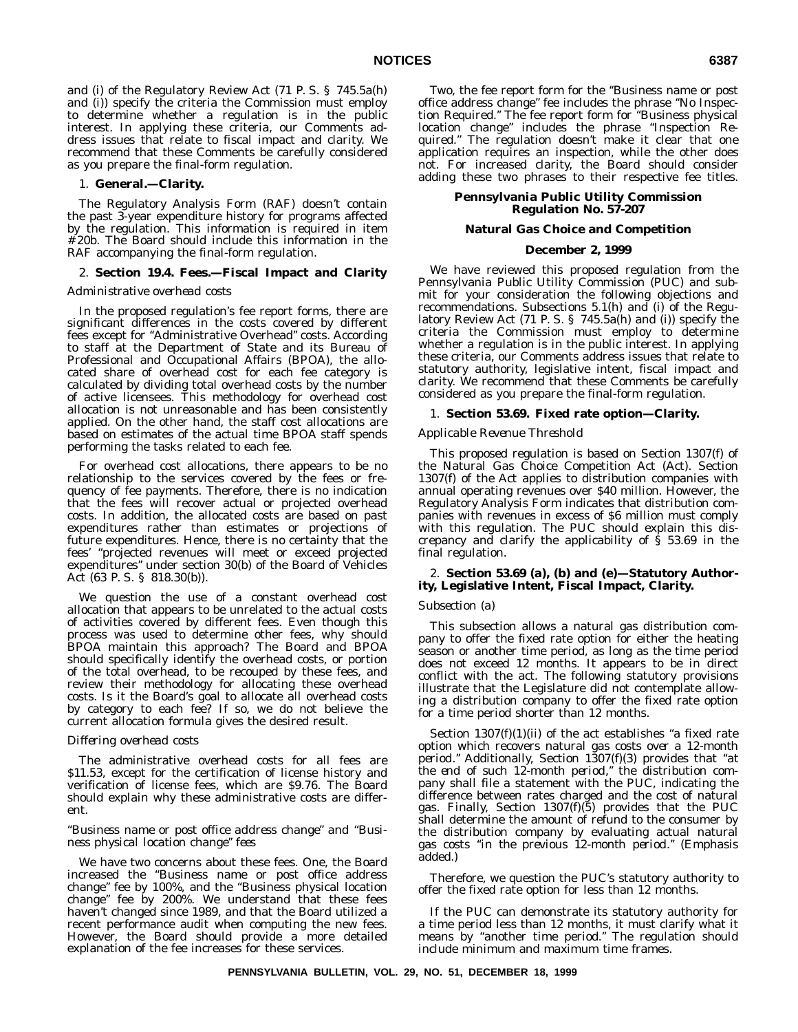and (i) of the Regulatory Review Act (71 P. S. § 745.5a(h) and (i)) specify the criteria the Commission must employ to determine whether a regulation is in the public interest. In applying these criteria, our Comments address issues that relate to fiscal impact and clarity. We recommend that these Comments be carefully considered as you prepare the final-form regulation.

1. **General.—Clarity.**

The Regulatory Analysis Form (RAF) doesn't contain the past 3-year expenditure history for programs affected by the regulation. This information is required in item #20b. The Board should include this information in the RAF accompanying the final-form regulation.

2. **Section 19.4. Fees.—Fiscal Impact and Clarity**

*Administrative overhead costs*

In the proposed regulation's fee report forms, there are significant differences in the costs covered by different fees except for "Administrative Overhead" costs. According to staff at the Department of State and its Bureau of Professional and Occupational Affairs (BPOA), the allocated share of overhead cost for each fee category is calculated by dividing total overhead costs by the number of active licensees. This methodology for overhead cost allocation is not unreasonable and has been consistently applied. On the other hand, the staff cost allocations are based on estimates of the actual time BPOA staff spends performing the tasks related to each fee.

For overhead cost allocations, there appears to be no relationship to the services covered by the fees or frequency of fee payments. Therefore, there is no indication that the fees will recover actual or projected overhead costs. In addition, the allocated costs are based on past expenditures rather than estimates or projections of future expenditures. Hence, there is no certainty that the fees' "projected revenues will meet or exceed projected expenditures" under section 30(b) of the Board of Vehicles Act (63 P. S. § 818.30(b)).

We question the use of a constant overhead cost allocation that appears to be unrelated to the actual costs of activities covered by different fees. Even though this process was used to determine other fees, why should BPOA maintain this approach? The Board and BPOA should specifically identify the overhead costs, or portion of the total overhead, to be recouped by these fees, and review their methodology for allocating these overhead costs. Is it the Board's goal to allocate all overhead costs by category to each fee? If so, we do not believe the current allocation formula gives the desired result.

*Differing overhead costs*

The administrative overhead costs for all fees are $11.53, except for the certification of license history and verification of license fees, which are $9.76. The Board should explain why these administrative costs are different.

*"Business name or post office address change" and "Business physical location change" fees*

We have two concerns about these fees. One, the Board increased the "Business name or post office address change" fee by 100%, and the "Business physical location change" fee by 200%. We understand that these fees haven't changed since 1989, and that the Board utilized a recent performance audit when computing the new fees. However, the Board should provide a more detailed explanation of the fee increases for these services.

Two, the fee report form for the "Business name or post office address change" fee includes the phrase "No Inspection Required." The fee report form for "Business physical location change" includes the phrase "Inspection Required." The regulation doesn't make it clear that one application requires an inspection, while the other does not. For increased clarity, the Board should consider adding these two phrases to their respective fee titles.

**Pennsylvania Public Utility Commission Regulation No. 57-207**

**Natural Gas Choice and Competition**

**December 2, 1999**

We have reviewed this proposed regulation from the Pennsylvania Public Utility Commission (PUC) and submit for your consideration the following objections and recommendations. Subsections 5.1(h) and (i) of the Regulatory Review Act (71 P. S. § 745.5a(h) and (i)) specify the criteria the Commission must employ to determine whether a regulation is in the public interest. In applying these criteria, our Comments address issues that relate to statutory authority, legislative intent, fiscal impact and clarity. We recommend that these Comments be carefully considered as you prepare the final-form regulation.

1. **Section 53.69. Fixed rate option—Clarity.**

*Applicable Revenue Threshold*

This proposed regulation is based on Section 1307(f) of the Natural Gas Choice Competition Act (Act). Section 1307(f) of the Act applies to distribution companies with annual operating revenues over $40 million. However, the Regulatory Analysis Form indicates that distribution companies with revenues in excess of $6 million must comply with this regulation. The PUC should explain this discrepancy and clarify the applicability of § 53.69 in the final regulation.

2. **Section 53.69 (a), (b) and (e)—Statutory Authority, Legislative Intent, Fiscal Impact, Clarity.**

*Subsection (a)*

This subsection allows a natural gas distribution company to offer the fixed rate option for either the heating season or another time period, as long as the time period does not exceed 12 months. It appears to be in direct conflict with the act. The following statutory provisions illustrate that the Legislature did not contemplate allowing a distribution company to offer the fixed rate option for a time period shorter than 12 months.

Section 1307(f)(1)(ii) of the act establishes "a fixed rate option which recovers natural gas costs over a *12-month period*." Additionally, Section 1307(f)(3) provides that "at the end of such *12-month period*," the distribution company shall file a statement with the PUC, indicating the difference between rates charged and the cost of natural gas. Finally, Section 1307(f)(5) provides that the PUC shall determine the amount of refund to the consumer by the distribution company by evaluating actual natural gas costs "in the previous *12-month period*." (Emphasis added.)

Therefore, we question the PUC's statutory authority to offer the fixed rate option for less than 12 months.

If the PUC can demonstrate its statutory authority for a time period less than 12 months, it must clarify what it means by "another time period." The regulation should include minimum and maximum time frames.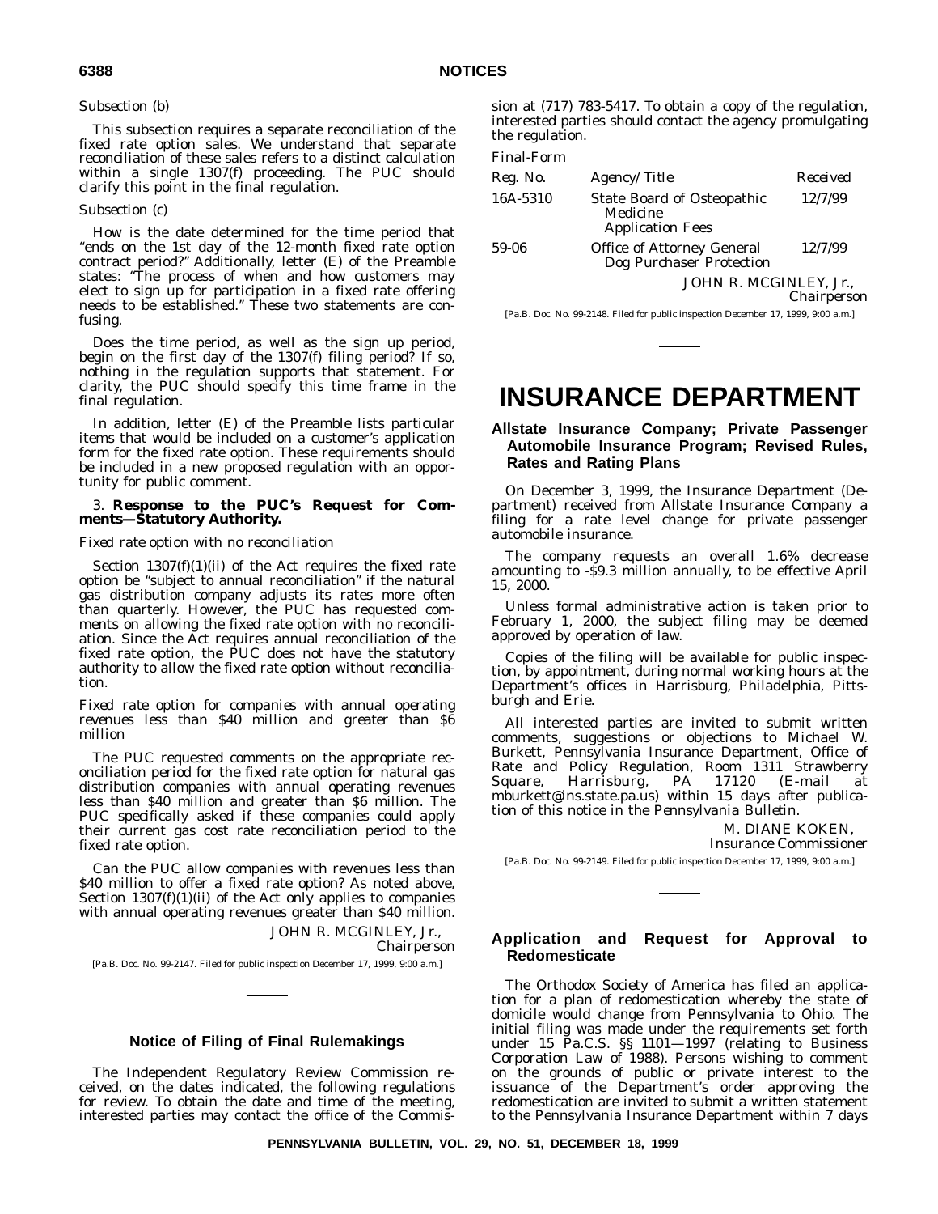*Subsection (b)*

This subsection requires a separate reconciliation of the fixed rate option sales. We understand that separate reconciliation of these sales refers to a distinct calculation within a single 1307(f) proceeding. The PUC should clarify this point in the final regulation.

*Subsection (c)*

How is the date determined for the time period that "ends on the 1st day of the 12-month fixed rate option contract period?" Additionally, letter (E) of the Preamble states: "The process of when and how customers may elect to sign up for participation in a fixed rate offering needs to be established." These two statements are confusing.

Does the time period, as well as the sign up period, begin on the first day of the 1307(f) filing period? If so, nothing in the regulation supports that statement. For clarity, the PUC should specify this time frame in the final regulation.

In addition, letter (E) of the Preamble lists particular items that would be included on a customer's application form for the fixed rate option. These requirements should be included in a new proposed regulation with an opportunity for public comment.

3. **Response to the PUC's Request for Comments—Statutory Authority.**

*Fixed rate option with no reconciliation*

Section 1307(f)(1)(ii) of the Act requires the fixed rate option be "subject to annual reconciliation" if the natural gas distribution company adjusts its rates more often than quarterly. However, the PUC has requested comments on allowing the fixed rate option with no reconciliation. Since the Act requires annual reconciliation of the fixed rate option, the PUC does not have the statutory authority to allow the fixed rate option without reconciliation.

*Fixed rate option for companies with annual operating revenues less than $40 million and greater than $6 million*

The PUC requested comments on the appropriate reconciliation period for the fixed rate option for natural gas distribution companies with annual operating revenues less than $40 million and greater than $6 million. The PUC specifically asked if these companies could apply their current gas cost rate reconciliation period to the fixed rate option.

Can the PUC allow companies with revenues less than $40 million to offer a fixed rate option? As noted above, Section 1307(f)(1)(ii) of the Act only applies to companies with annual operating revenues greater than $40 million.

JOHN R. MCGINLEY, Jr.,
*Chairperson*

[Pa.B. Doc. No. 99-2147. Filed for public inspection December 17, 1999, 9:00 a.m.]

---

### Notice of Filing of Final Rulemakings

The Independent Regulatory Review Commission received, on the dates indicated, the following regulations for review. To obtain the date and time of the meeting, interested parties may contact the office of the Commission at (717) 783-5417. To obtain a copy of the regulation, interested parties should contact the agency promulgating the regulation.

*Final-Form*

| *Reg. No.* | *Agency/Title* | *Received* |
|---|---|---|
| 16A-5310 | State Board of Osteopathic Medicine Application Fees | 12/7/99 |
| 59-06 | Office of Attorney General Dog Purchaser Protection | 12/7/99 |

JOHN R. MCGINLEY, Jr.,
*Chairperson*

[Pa.B. Doc. No. 99-2148. Filed for public inspection December 17, 1999, 9:00 a.m.]

---

# INSURANCE DEPARTMENT

### Allstate Insurance Company; Private Passenger Automobile Insurance Program; Revised Rules, Rates and Rating Plans

On December 3, 1999, the Insurance Department (Department) received from Allstate Insurance Company a filing for a rate level change for private passenger automobile insurance.

The company requests an overall 1.6% decrease amounting to -$9.3 million annually, to be effective April 15, 2000.

Unless formal administrative action is taken prior to February 1, 2000, the subject filing may be deemed approved by operation of law.

Copies of the filing will be available for public inspection, by appointment, during normal working hours at the Department's offices in Harrisburg, Philadelphia, Pittsburgh and Erie.

All interested parties are invited to submit written comments, suggestions or objections to Michael W. Burkett, Pennsylvania Insurance Department, Office of Rate and Policy Regulation, Room 1311 Strawberry Square, Harrisburg, PA 17120 (E-mail at mburkett@ins.state.pa.us) within 15 days after publication of this notice in the *Pennsylvania Bulletin*.

M. DIANE KOKEN,
*Insurance Commissioner*

[Pa.B. Doc. No. 99-2149. Filed for public inspection December 17, 1999, 9:00 a.m.]

---

### Application and Request for Approval to Redomesticate

The Orthodox Society of America has filed an application for a plan of redomestication whereby the state of domicile would change from Pennsylvania to Ohio. The initial filing was made under the requirements set forth under 15 Pa.C.S. §§ 1101—1997 (relating to Business Corporation Law of 1988). Persons wishing to comment on the grounds of public or private interest to the issuance of the Department's order approving the redomestication are invited to submit a written statement to the Pennsylvania Insurance Department within 7 days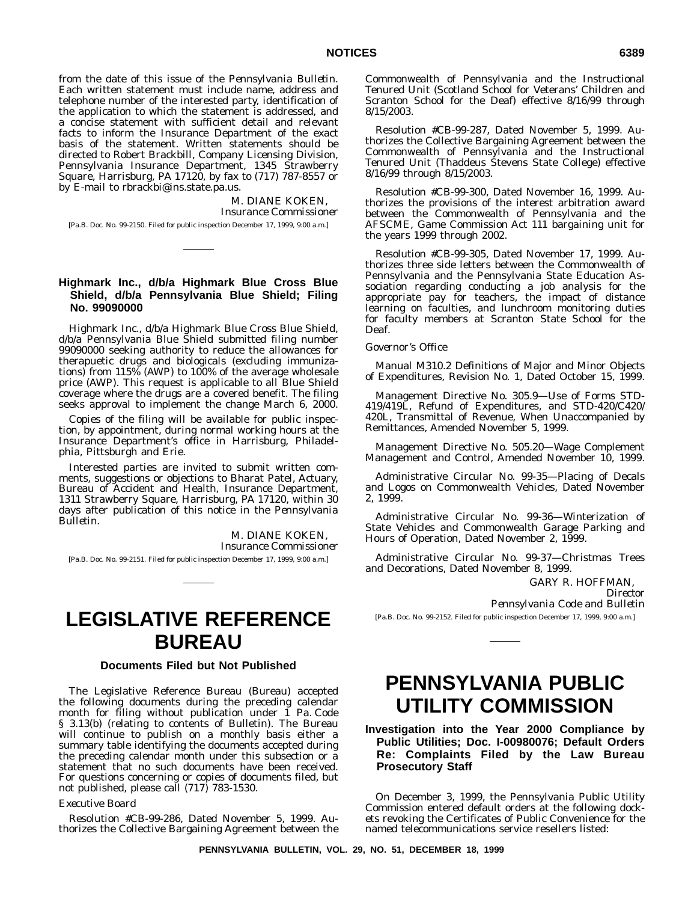from the date of this issue of the *Pennsylvania Bulletin*. Each written statement must include name, address and telephone number of the interested party, identification of the application to which the statement is addressed, and a concise statement with sufficient detail and relevant facts to inform the Insurance Department of the exact basis of the statement. Written statements should be directed to Robert Brackbill, Company Licensing Division, Pennsylvania Insurance Department, 1345 Strawberry Square, Harrisburg, PA 17120, by fax to (717) 787-8557 or by E-mail to rbrackbi@ins.state.pa.us.

M. DIANE KOKEN,
*Insurance Commissioner*

[Pa.B. Doc. No. 99-2150. Filed for public inspection December 17, 1999, 9:00 a.m.]

---

### Highmark Inc., d/b/a Highmark Blue Cross Blue Shield, d/b/a Pennsylvania Blue Shield; Filing No. 99090000

Highmark Inc., d/b/a Highmark Blue Cross Blue Shield, d/b/a Pennsylvania Blue Shield submitted filing number 99090000 seeking authority to reduce the allowances for therapuetic drugs and biologicals (excluding immunizations) from 115% (AWP) to 100% of the average wholesale price (AWP). This request is applicable to all Blue Shield coverage where the drugs are a covered benefit. The filing seeks approval to implement the change March 6, 2000.

Copies of the filing will be available for public inspection, by appointment, during normal working hours at the Insurance Department's office in Harrisburg, Philadelphia, Pittsburgh and Erie.

Interested parties are invited to submit written comments, suggestions or objections to Bharat Patel, Actuary, Bureau of Accident and Health, Insurance Department, 1311 Strawberry Square, Harrisburg, PA 17120, within 30 days after publication of this notice in the *Pennsylvania Bulletin*.

M. DIANE KOKEN,
*Insurance Commissioner*

[Pa.B. Doc. No. 99-2151. Filed for public inspection December 17, 1999, 9:00 a.m.]

---

# LEGISLATIVE REFERENCE BUREAU

### Documents Filed but Not Published

The Legislative Reference Bureau (Bureau) accepted the following documents during the preceding calendar month for filing without publication under 1 Pa. Code § 3.13(b) (relating to contents of Bulletin). The Bureau will continue to publish on a monthly basis either a summary table identifying the documents accepted during the preceding calendar month under this subsection or a statement that no such documents have been received. For questions concerning or copies of documents filed, but not published, please call (717) 783-1530.

*Executive Board*

Resolution #CB-99-286, Dated November 5, 1999. Authorizes the Collective Bargaining Agreement between the Commonwealth of Pennsylvania and the Instructional Tenured Unit (Scotland School for Veterans' Children and Scranton School for the Deaf) effective 8/16/99 through 8/15/2003.

Resolution #CB-99-287, Dated November 5, 1999. Authorizes the Collective Bargaining Agreement between the Commonwealth of Pennsylvania and the Instructional Tenured Unit (Thaddeus Stevens State College) effective 8/16/99 through 8/15/2003.

Resolution #CB-99-300, Dated November 16, 1999. Authorizes the provisions of the interest arbitration award between the Commonwealth of Pennsylvania and the AFSCME, Game Commission Act 111 bargaining unit for the years 1999 through 2002.

Resolution #CB-99-305, Dated November 17, 1999. Authorizes three side letters between the Commonwealth of Pennsylvania and the Pennsylvania State Education Association regarding conducting a job analysis for the appropriate pay for teachers, the impact of distance learning on faculties, and lunchroom monitoring duties for faculty members at Scranton State School for the Deaf.

*Governor's Office*

Manual M310.2 Definitions of Major and Minor Objects of Expenditures, Revision No. 1, Dated October 15, 1999.

Management Directive No. 305.9—Use of Forms STD-419/419L, Refund of Expenditures, and STD-420/C420/420L, Transmittal of Revenue, When Unaccompanied by Remittances, Amended November 5, 1999.

Management Directive No. 505.20—Wage Complement Management and Control, Amended November 10, 1999.

Administrative Circular No. 99-35—Placing of Decals and Logos on Commonwealth Vehicles, Dated November 2, 1999.

Administrative Circular No. 99-36—Winterization of State Vehicles and Commonwealth Garage Parking and Hours of Operation, Dated November 2, 1999.

Administrative Circular No. 99-37—Christmas Trees and Decorations, Dated November 8, 1999.

GARY R. HOFFMAN,
*Director*
*Pennsylvania Code and Bulletin*

[Pa.B. Doc. No. 99-2152. Filed for public inspection December 17, 1999, 9:00 a.m.]

---

# PENNSYLVANIA PUBLIC UTILITY COMMISSION

### Investigation into the Year 2000 Compliance by Public Utilities; Doc. I-00980076; Default Orders Re: Complaints Filed by the Law Bureau Prosecutory Staff

On December 3, 1999, the Pennsylvania Public Utility Commission entered default orders at the following dockets revoking the Certificates of Public Convenience for the named telecommunications service resellers listed: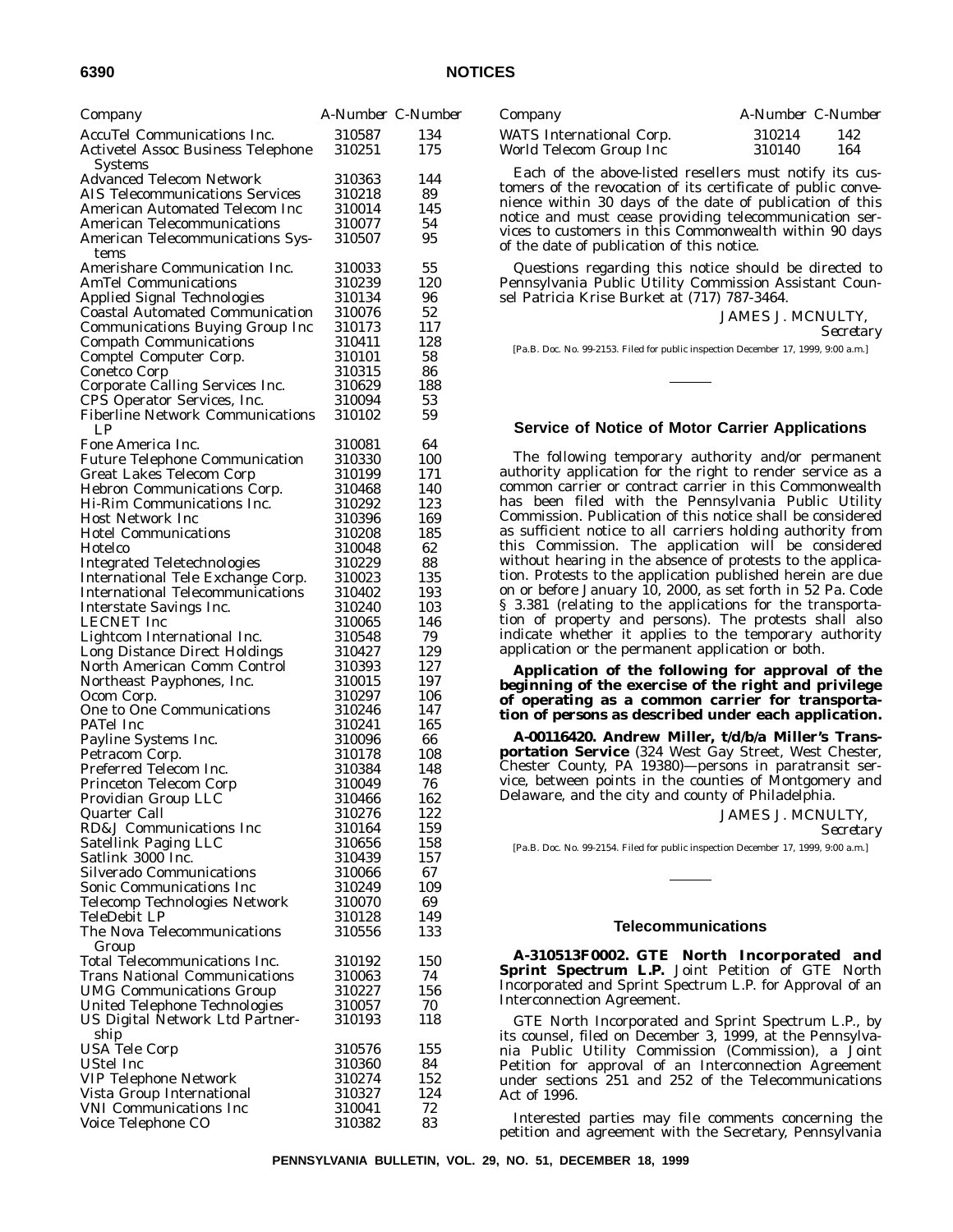| Company | A-Number | C-Number |
|---|---|---|
| AccuTel Communications Inc. | 310587 | 134 |
| Activetel Assoc Business Telephone Systems | 310251 | 175 |
| Advanced Telecom Network | 310363 | 144 |
| AIS Telecommunications Services | 310218 | 89 |
| American Automated Telecom Inc | 310014 | 145 |
| American Telecommunications | 310077 | 54 |
| American Telecommunications Systems | 310507 | 95 |
| Amerishare Communication Inc. | 310033 | 55 |
| AmTel Communications | 310239 | 120 |
| Applied Signal Technologies | 310134 | 96 |
| Coastal Automated Communication | 310076 | 52 |
| Communications Buying Group Inc | 310173 | 117 |
| Compath Communications | 310411 | 128 |
| Comptel Computer Corp. | 310101 | 58 |
| Conetco Corp | 310315 | 86 |
| Corporate Calling Services Inc. | 310629 | 188 |
| CPS Operator Services, Inc. | 310094 | 53 |
| Fiberline Network Communications LP | 310102 | 59 |
| Fone America Inc. | 310081 | 64 |
| Future Telephone Communication | 310330 | 100 |
| Great Lakes Telecom Corp | 310199 | 171 |
| Hebron Communications Corp. | 310468 | 140 |
| Hi-Rim Communications Inc. | 310292 | 123 |
| Host Network Inc | 310396 | 169 |
| Hotel Communications | 310208 | 185 |
| Hotelco | 310048 | 62 |
| Integrated Teletechnologies | 310229 | 88 |
| International Tele Exchange Corp. | 310023 | 135 |
| International Telecommunications | 310402 | 193 |
| Interstate Savings Inc. | 310240 | 103 |
| LECNET Inc | 310065 | 146 |
| Lightcom International Inc. | 310548 | 79 |
| Long Distance Direct Holdings | 310427 | 129 |
| North American Comm Control | 310393 | 127 |
| Northeast Payphones, Inc. | 310015 | 197 |
| Ocom Corp. | 310297 | 106 |
| One to One Communications | 310246 | 147 |
| PATel Inc | 310241 | 165 |
| Payline Systems Inc. | 310096 | 66 |
| Petracom Corp. | 310178 | 108 |
| Preferred Telecom Inc. | 310384 | 148 |
| Princeton Telecom Corp | 310049 | 76 |
| Providian Group LLC | 310466 | 162 |
| Quarter Call | 310276 | 122 |
| RD&J Communications Inc | 310164 | 159 |
| Satellink Paging LLC | 310656 | 158 |
| Satlink 3000 Inc. | 310439 | 157 |
| Silverado Communications | 310066 | 67 |
| Sonic Communications Inc | 310249 | 109 |
| Telecomp Technologies Network | 310070 | 69 |
| TeleDebit LP | 310128 | 149 |
| The Nova Telecommunications Group | 310556 | 133 |
| Total Telecommunications Inc. | 310192 | 150 |
| Trans National Communications | 310063 | 74 |
| UMG Communications Group | 310227 | 156 |
| United Telephone Technologies | 310057 | 70 |
| US Digital Network Ltd Partnership | 310193 | 118 |
| USA Tele Corp | 310576 | 155 |
| UStel Inc | 310360 | 84 |
| VIP Telephone Network | 310274 | 152 |
| Vista Group International | 310327 | 124 |
| VNI Communications Inc | 310041 | 72 |
| Voice Telephone CO | 310382 | 83 |
| WATS International Corp. | 310214 | 142 |
| World Telecom Group Inc | 310140 | 164 |

Each of the above-listed resellers must notify its customers of the revocation of its certificate of public convenience within 30 days of the date of publication of this notice and must cease providing telecommunication services to customers in this Commonwealth within 90 days of the date of publication of this notice.

Questions regarding this notice should be directed to Pennsylvania Public Utility Commission Assistant Counsel Patricia Krise Burket at (717) 787-3464.

JAMES J. MCNULTY,
*Secretary*

[Pa.B. Doc. No. 99-2153. Filed for public inspection December 17, 1999, 9:00 a.m.]

## Service of Notice of Motor Carrier Applications

The following temporary authority and/or permanent authority application for the right to render service as a common carrier or contract carrier in this Commonwealth has been filed with the Pennsylvania Public Utility Commission. Publication of this notice shall be considered as sufficient notice to all carriers holding authority from this Commission. The application will be considered without hearing in the absence of protests to the application. Protests to the application published herein are due on or before January 10, 2000, as set forth in 52 Pa. Code § 3.381 (relating to the applications for the transportation of property and persons). The protests shall also indicate whether it applies to the temporary authority application or the permanent application or both.

***Application of the following for approval of the beginning of the exercise of the right and privilege of operating as a common carrier for transportation of persons as described under each application.***

**A-00116420. Andrew Miller, t/d/b/a Miller's Transportation Service** (324 West Gay Street, West Chester, Chester County, PA 19380)—persons in paratransit service, between points in the counties of Montgomery and Delaware, and the city and county of Philadelphia.

JAMES J. MCNULTY,
*Secretary*

[Pa.B. Doc. No. 99-2154. Filed for public inspection December 17, 1999, 9:00 a.m.]

## Telecommunications

**A-310513F0002. GTE North Incorporated and Sprint Spectrum L.P.** Joint Petition of GTE North Incorporated and Sprint Spectrum L.P. for Approval of an Interconnection Agreement.

GTE North Incorporated and Sprint Spectrum L.P., by its counsel, filed on December 3, 1999, at the Pennsylvania Public Utility Commission (Commission), a Joint Petition for approval of an Interconnection Agreement under sections 251 and 252 of the Telecommunications Act of 1996.

Interested parties may file comments concerning the petition and agreement with the Secretary, Pennsylvania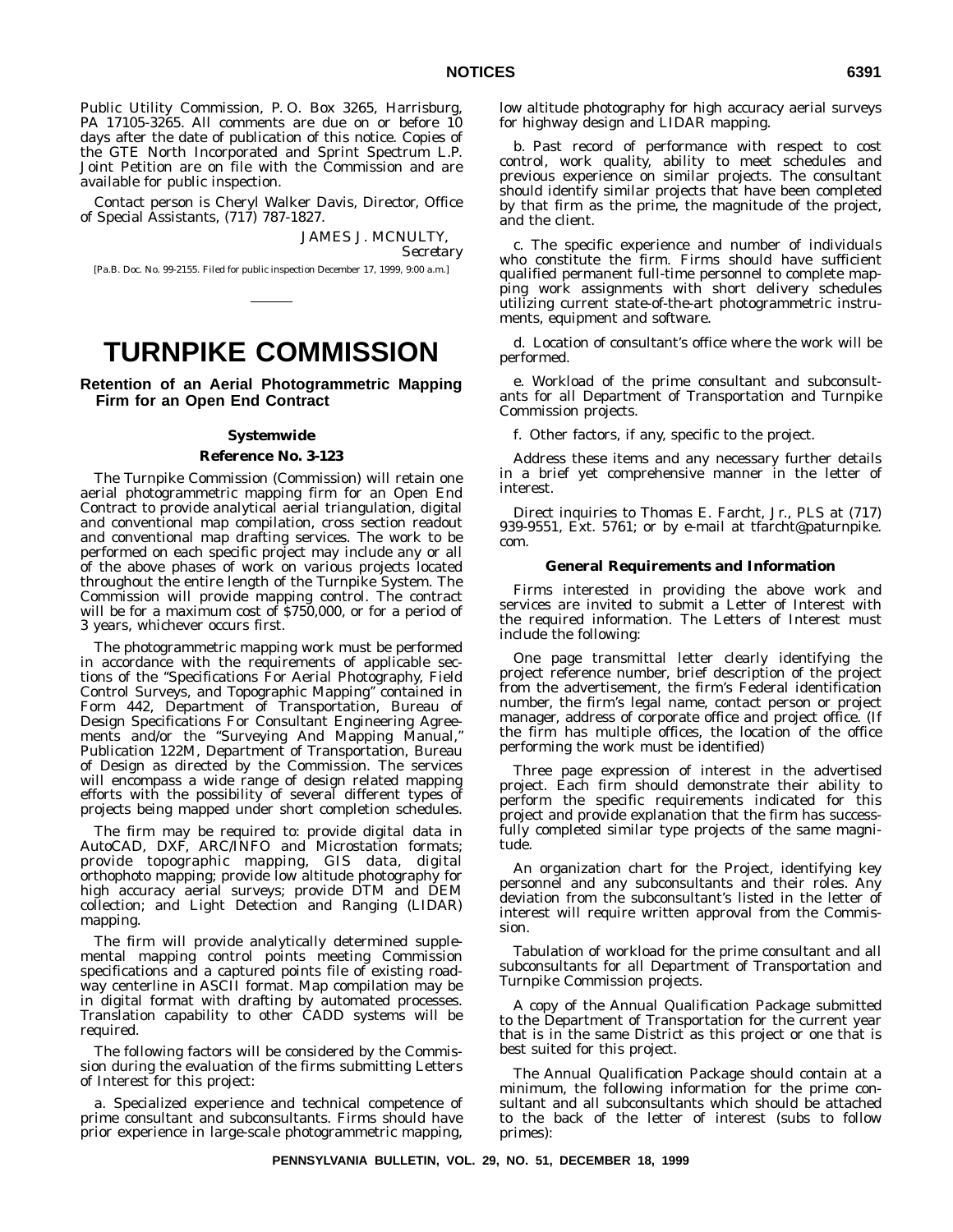Public Utility Commission, P. O. Box 3265, Harrisburg, PA 17105-3265. All comments are due on or before 10 days after the date of publication of this notice. Copies of the GTE North Incorporated and Sprint Spectrum L.P. Joint Petition are on file with the Commission and are available for public inspection.

Contact person is Cheryl Walker Davis, Director, Office of Special Assistants, (717) 787-1827.

JAMES J. MCNULTY,
*Secretary*

[Pa.B. Doc. No. 99-2155. Filed for public inspection December 17, 1999, 9:00 a.m.]

# TURNPIKE COMMISSION

## Retention of an Aerial Photogrammetric Mapping Firm for an Open End Contract

### Systemwide

### Reference No. 3-123

The Turnpike Commission (Commission) will retain one aerial photogrammetric mapping firm for an Open End Contract to provide analytical aerial triangulation, digital and conventional map compilation, cross section readout and conventional map drafting services. The work to be performed on each specific project may include any or all of the above phases of work on various projects located throughout the entire length of the Turnpike System. The Commission will provide mapping control. The contract will be for a maximum cost of $750,000, or for a period of 3 years, whichever occurs first.

The photogrammetric mapping work must be performed in accordance with the requirements of applicable sections of the "Specifications For Aerial Photography, Field Control Surveys, and Topographic Mapping" contained in Form 442, Department of Transportation, Bureau of Design Specifications For Consultant Engineering Agreements and/or the "Surveying And Mapping Manual," Publication 122M, Department of Transportation, Bureau of Design as directed by the Commission. The services will encompass a wide range of design related mapping efforts with the possibility of several different types of projects being mapped under short completion schedules.

The firm may be required to: provide digital data in AutoCAD, DXF, ARC/INFO and Microstation formats; provide topographic mapping, GIS data, digital orthophoto mapping; provide low altitude photography for high accuracy aerial surveys; provide DTM and DEM collection; and Light Detection and Ranging (LIDAR) mapping.

The firm will provide analytically determined supplemental mapping control points meeting Commission specifications and a captured points file of existing roadway centerline in ASCII format. Map compilation may be in digital format with drafting by automated processes. Translation capability to other CADD systems will be required.

The following factors will be considered by the Commission during the evaluation of the firms submitting Letters of Interest for this project:

a. Specialized experience and technical competence of prime consultant and subconsultants. Firms should have prior experience in large-scale photogrammetric mapping, low altitude photography for high accuracy aerial surveys for highway design and LIDAR mapping.

b. Past record of performance with respect to cost control, work quality, ability to meet schedules and previous experience on similar projects. The consultant should identify similar projects that have been completed by that firm as the prime, the magnitude of the project, and the client.

c. The specific experience and number of individuals who constitute the firm. Firms should have sufficient qualified permanent full-time personnel to complete mapping work assignments with short delivery schedules utilizing current state-of-the-art photogrammetric instruments, equipment and software.

d. Location of consultant's office where the work will be performed.

e. Workload of the prime consultant and subconsultants for all Department of Transportation and Turnpike Commission projects.

f. Other factors, if any, specific to the project.

Address these items and any necessary further details in a brief yet comprehensive manner in the letter of interest.

Direct inquiries to Thomas E. Farcht, Jr., PLS at (717) 939-9551, Ext. 5761; or by e-mail at tfarcht@paturnpike.com.

### General Requirements and Information

Firms interested in providing the above work and services are invited to submit a Letter of Interest with the required information. The Letters of Interest must include the following:

One page transmittal letter clearly identifying the project reference number, brief description of the project from the advertisement, the firm's Federal identification number, the firm's legal name, contact person or project manager, address of corporate office and project office. (If the firm has multiple offices, the location of the office performing the work must be identified)

Three page expression of interest in the advertised project. Each firm should demonstrate their ability to perform the specific requirements indicated for this project and provide explanation that the firm has successfully completed similar type projects of the same magnitude.

An organization chart for the Project, identifying key personnel and any subconsultants and their roles. Any deviation from the subconsultant's listed in the letter of interest will require written approval from the Commission.

Tabulation of workload for the prime consultant and all subconsultants for all Department of Transportation and Turnpike Commission projects.

A copy of the Annual Qualification Package submitted to the Department of Transportation for the current year that is in the same District as this project or one that is best suited for this project.

The Annual Qualification Package should contain at a minimum, the following information for the prime consultant and all subconsultants which should be attached to the back of the letter of interest (subs to follow primes):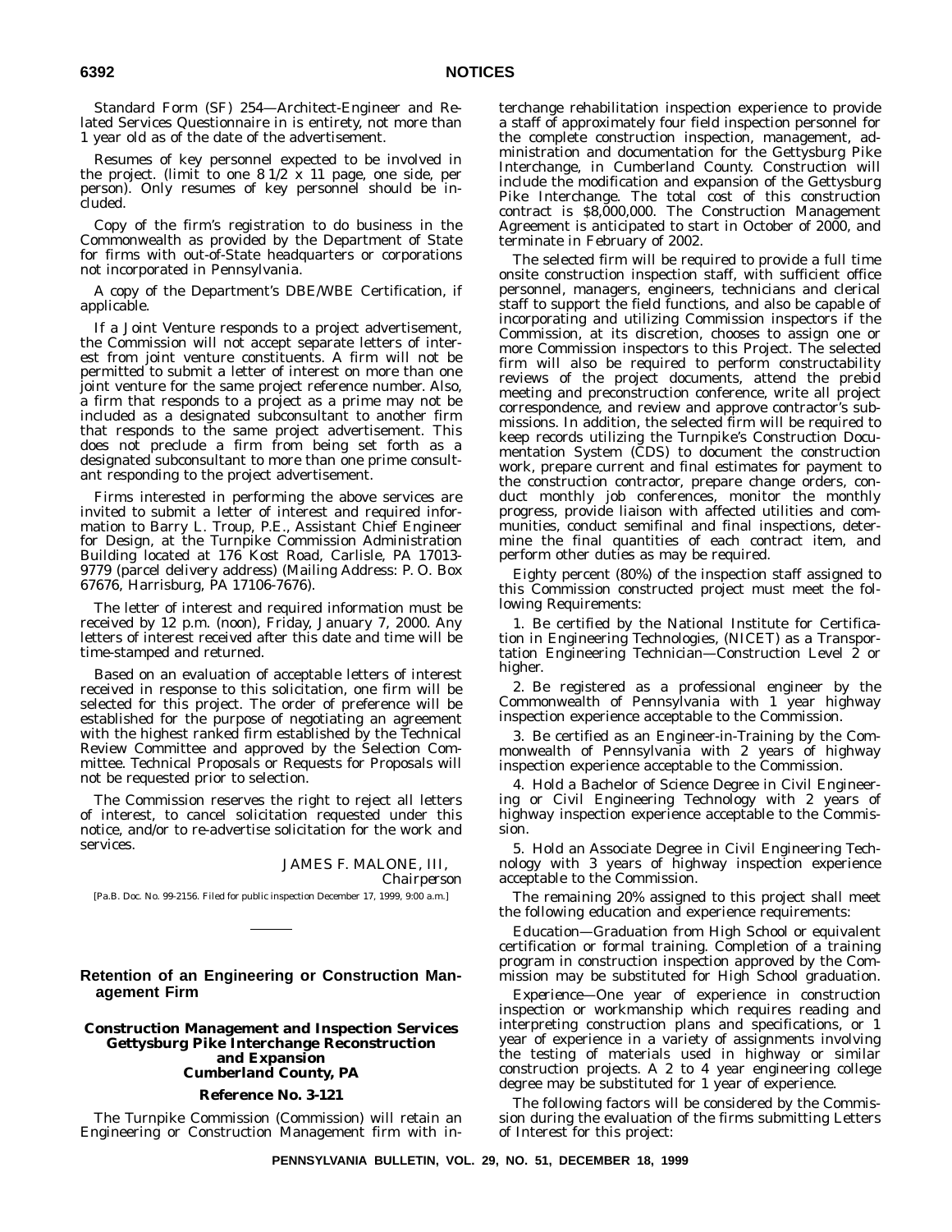Standard Form (SF) 254—Architect-Engineer and Related Services Questionnaire in is entirety, not more than 1 year old as of the date of the advertisement.

Resumes of key personnel expected to be involved in the project. (limit to one 8 1/2 x 11 page, one side, per person). Only resumes of key personnel should be included.

Copy of the firm's registration to do business in the Commonwealth as provided by the Department of State for firms with out-of-State headquarters or corporations not incorporated in Pennsylvania.

A copy of the Department's DBE/WBE Certification, if applicable.

If a Joint Venture responds to a project advertisement, the Commission will not accept separate letters of interest from joint venture constituents. A firm will not be permitted to submit a letter of interest on more than one joint venture for the same project reference number. Also, a firm that responds to a project as a prime may not be included as a designated subconsultant to another firm that responds to the same project advertisement. This does not preclude a firm from being set forth as a designated subconsultant to more than one prime consultant responding to the project advertisement.

Firms interested in performing the above services are invited to submit a letter of interest and required information to Barry L. Troup, P.E., Assistant Chief Engineer for Design, at the Turnpike Commission Administration Building located at 176 Kost Road, Carlisle, PA 17013-9779 (parcel delivery address) (Mailing Address: P. O. Box 67676, Harrisburg, PA 17106-7676).

The letter of interest and required information must be received by 12 p.m. (noon), Friday, January 7, 2000. Any letters of interest received after this date and time will be time-stamped and returned.

Based on an evaluation of acceptable letters of interest received in response to this solicitation, one firm will be selected for this project. The order of preference will be established for the purpose of negotiating an agreement with the highest ranked firm established by the Technical Review Committee and approved by the Selection Committee. Technical Proposals or Requests for Proposals will not be requested prior to selection.

The Commission reserves the right to reject all letters of interest, to cancel solicitation requested under this notice, and/or to re-advertise solicitation for the work and services.

JAMES F. MALONE, III,
*Chairperson*

[Pa.B. Doc. No. 99-2156. Filed for public inspection December 17, 1999, 9:00 a.m.]

## Retention of an Engineering or Construction Management Firm

### Construction Management and Inspection Services Gettysburg Pike Interchange Reconstruction and Expansion Cumberland County, PA

#### Reference No. 3-121

The Turnpike Commission (Commission) will retain an Engineering or Construction Management firm with interchange rehabilitation inspection experience to provide a staff of approximately four field inspection personnel for the complete construction inspection, management, administration and documentation for the Gettysburg Pike Interchange, in Cumberland County. Construction will include the modification and expansion of the Gettysburg Pike Interchange. The total cost of this construction contract is $8,000,000. The Construction Management Agreement is anticipated to start in October of 2000, and terminate in February of 2002.

The selected firm will be required to provide a full time onsite construction inspection staff, with sufficient office personnel, managers, engineers, technicians and clerical staff to support the field functions, and also be capable of incorporating and utilizing Commission inspectors if the Commission, at its discretion, chooses to assign one or more Commission inspectors to this Project. The selected firm will also be required to perform constructability reviews of the project documents, attend the prebid meeting and preconstruction conference, write all project correspondence, and review and approve contractor's submissions. In addition, the selected firm will be required to keep records utilizing the Turnpike's Construction Documentation System (CDS) to document the construction work, prepare current and final estimates for payment to the construction contractor, prepare change orders, conduct monthly job conferences, monitor the monthly progress, provide liaison with affected utilities and communities, conduct semifinal and final inspections, determine the final quantities of each contract item, and perform other duties as may be required.

Eighty percent (80%) of the inspection staff assigned to this Commission constructed project must meet the following Requirements:

1. Be certified by the National Institute for Certification in Engineering Technologies, (NICET) as a Transportation Engineering Technician—Construction Level 2 or higher.

2. Be registered as a professional engineer by the Commonwealth of Pennsylvania with 1 year highway inspection experience acceptable to the Commission.

3. Be certified as an Engineer-in-Training by the Commonwealth of Pennsylvania with 2 years of highway inspection experience acceptable to the Commission.

4. Hold a Bachelor of Science Degree in Civil Engineering or Civil Engineering Technology with 2 years of highway inspection experience acceptable to the Commission.

5. Hold an Associate Degree in Civil Engineering Technology with 3 years of highway inspection experience acceptable to the Commission.

The remaining 20% assigned to this project shall meet the following education and experience requirements:

*Education*—Graduation from High School or equivalent certification or formal training. Completion of a training program in construction inspection approved by the Commission may be substituted for High School graduation.

*Experience*—One year of experience in construction inspection or workmanship which requires reading and interpreting construction plans and specifications, or 1 year of experience in a variety of assignments involving the testing of materials used in highway or similar construction projects. A 2 to 4 year engineering college degree may be substituted for 1 year of experience.

The following factors will be considered by the Commission during the evaluation of the firms submitting Letters of Interest for this project: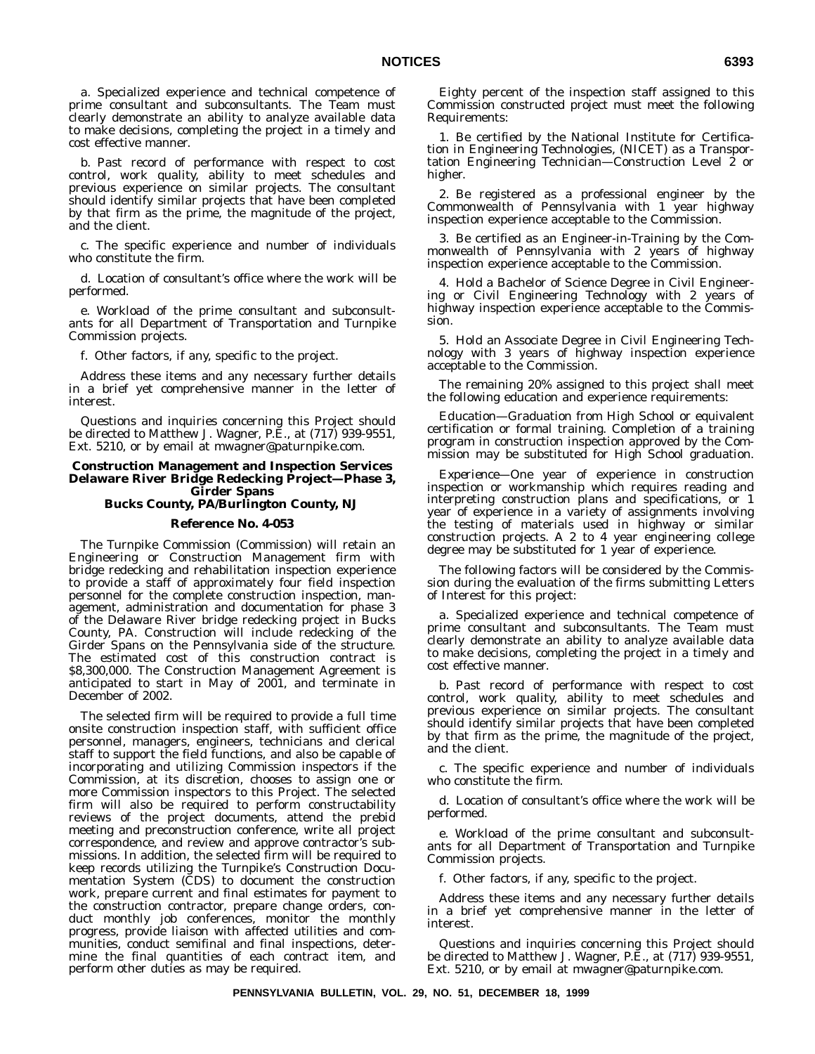a. Specialized experience and technical competence of prime consultant and subconsultants. The Team must clearly demonstrate an ability to analyze available data to make decisions, completing the project in a timely and cost effective manner.

b. Past record of performance with respect to cost control, work quality, ability to meet schedules and previous experience on similar projects. The consultant should identify similar projects that have been completed by that firm as the prime, the magnitude of the project, and the client.

c. The specific experience and number of individuals who constitute the firm.

d. Location of consultant's office where the work will be performed.

e. Workload of the prime consultant and subconsultants for all Department of Transportation and Turnpike Commission projects.

f. Other factors, if any, specific to the project.

Address these items and any necessary further details in a brief yet comprehensive manner in the letter of interest.

Questions and inquiries concerning this Project should be directed to Matthew J. Wagner, P.E., at (717) 939-9551, Ext. 5210, or by email at mwagner@paturnpike.com.

### Construction Management and Inspection Services Delaware River Bridge Redecking Project—Phase 3, Girder Spans Bucks County, PA/Burlington County, NJ

**Reference No. 4-053**

The Turnpike Commission (Commission) will retain an Engineering or Construction Management firm with bridge redecking and rehabilitation inspection experience to provide a staff of approximately four field inspection personnel for the complete construction inspection, management, administration and documentation for phase 3 of the Delaware River bridge redecking project in Bucks County, PA. Construction will include redecking of the Girder Spans on the Pennsylvania side of the structure. The estimated cost of this construction contract is $8,300,000. The Construction Management Agreement is anticipated to start in May of 2001, and terminate in December of 2002.

The selected firm will be required to provide a full time onsite construction inspection staff, with sufficient office personnel, managers, engineers, technicians and clerical staff to support the field functions, and also be capable of incorporating and utilizing Commission inspectors if the Commission, at its discretion, chooses to assign one or more Commission inspectors to this Project. The selected firm will also be required to perform constructability reviews of the project documents, attend the prebid meeting and preconstruction conference, write all project correspondence, and review and approve contractor's submissions. In addition, the selected firm will be required to keep records utilizing the Turnpike's Construction Documentation System (CDS) to document the construction work, prepare current and final estimates for payment to the construction contractor, prepare change orders, conduct monthly job conferences, monitor the monthly progress, provide liaison with affected utilities and communities, conduct semifinal and final inspections, determine the final quantities of each contract item, and perform other duties as may be required.

Eighty percent of the inspection staff assigned to this Commission constructed project must meet the following Requirements:

1. Be certified by the National Institute for Certification in Engineering Technologies, (NICET) as a Transportation Engineering Technician—Construction Level 2 or higher.

2. Be registered as a professional engineer by the Commonwealth of Pennsylvania with 1 year highway inspection experience acceptable to the Commission.

3. Be certified as an Engineer-in-Training by the Commonwealth of Pennsylvania with 2 years of highway inspection experience acceptable to the Commission.

4. Hold a Bachelor of Science Degree in Civil Engineering or Civil Engineering Technology with 2 years of highway inspection experience acceptable to the Commission.

5. Hold an Associate Degree in Civil Engineering Technology with 3 years of highway inspection experience acceptable to the Commission.

The remaining 20% assigned to this project shall meet the following education and experience requirements:

*Education*—Graduation from High School or equivalent certification or formal training. Completion of a training program in construction inspection approved by the Commission may be substituted for High School graduation.

*Experience*—One year of experience in construction inspection or workmanship which requires reading and interpreting construction plans and specifications, or 1 year of experience in a variety of assignments involving the testing of materials used in highway or similar construction projects. A 2 to 4 year engineering college degree may be substituted for 1 year of experience.

The following factors will be considered by the Commission during the evaluation of the firms submitting Letters of Interest for this project:

a. Specialized experience and technical competence of prime consultant and subconsultants. The Team must clearly demonstrate an ability to analyze available data to make decisions, completing the project in a timely and cost effective manner.

b. Past record of performance with respect to cost control, work quality, ability to meet schedules and previous experience on similar projects. The consultant should identify similar projects that have been completed by that firm as the prime, the magnitude of the project, and the client.

c. The specific experience and number of individuals who constitute the firm.

d. Location of consultant's office where the work will be performed.

e. Workload of the prime consultant and subconsultants for all Department of Transportation and Turnpike Commission projects.

f. Other factors, if any, specific to the project.

Address these items and any necessary further details in a brief yet comprehensive manner in the letter of interest.

Questions and inquiries concerning this Project should be directed to Matthew J. Wagner, P.E., at (717) 939-9551, Ext. 5210, or by email at mwagner@paturnpike.com.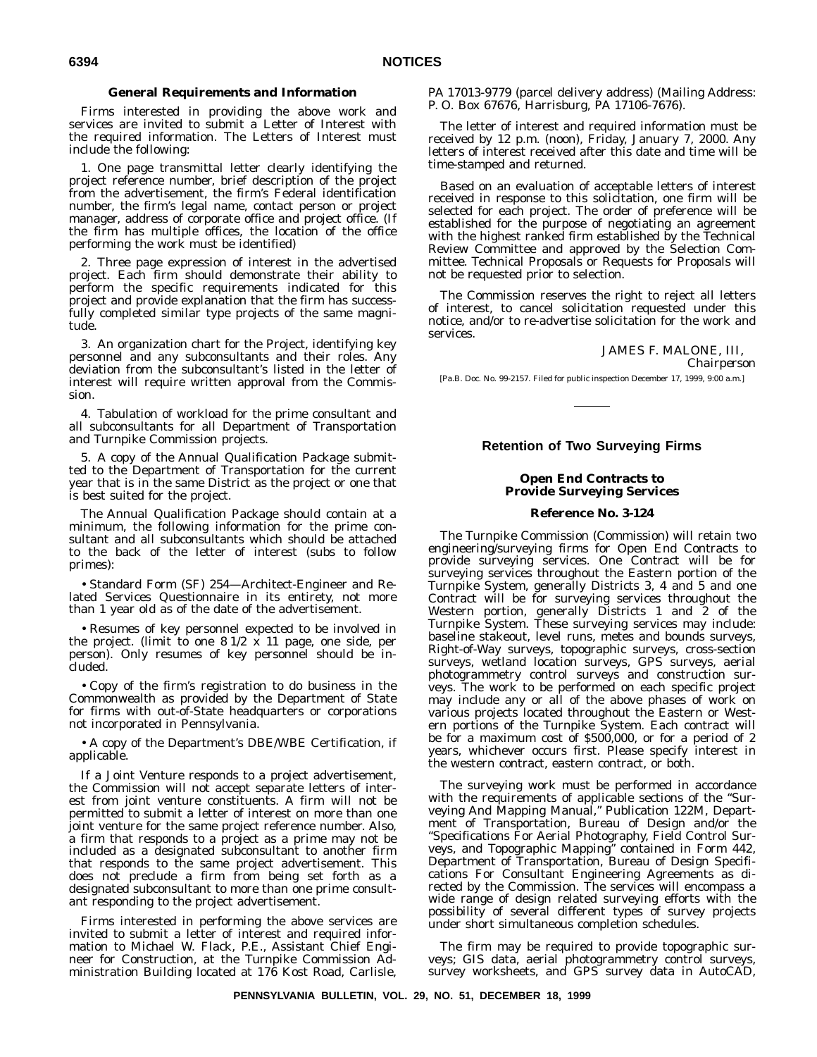**General Requirements and Information**

Firms interested in providing the above work and services are invited to submit a Letter of Interest with the required information. The Letters of Interest must include the following:

1. One page transmittal letter clearly identifying the project reference number, brief description of the project from the advertisement, the firm's Federal identification number, the firm's legal name, contact person or project manager, address of corporate office and project office. (If the firm has multiple offices, the location of the office performing the work must be identified)

2. Three page expression of interest in the advertised project. Each firm should demonstrate their ability to perform the specific requirements indicated for this project and provide explanation that the firm has successfully completed similar type projects of the same magnitude.

3. An organization chart for the Project, identifying key personnel and any subconsultants and their roles. Any deviation from the subconsultant's listed in the letter of interest will require written approval from the Commission.

4. Tabulation of workload for the prime consultant and all subconsultants for all Department of Transportation and Turnpike Commission projects.

5. A copy of the Annual Qualification Package submitted to the Department of Transportation for the current year that is in the same District as the project or one that is best suited for the project.

The Annual Qualification Package should contain at a minimum, the following information for the prime consultant and all subconsultants which should be attached to the back of the letter of interest (subs to follow primes):

• Standard Form (SF) 254—Architect-Engineer and Related Services Questionnaire in its entirety, not more than 1 year old as of the date of the advertisement.

• Resumes of key personnel expected to be involved in the project. (limit to one 8 1/2 x 11 page, one side, per person). Only resumes of key personnel should be included.

• Copy of the firm's registration to do business in the Commonwealth as provided by the Department of State for firms with out-of-State headquarters or corporations not incorporated in Pennsylvania.

• A copy of the Department's DBE/WBE Certification, if applicable.

If a Joint Venture responds to a project advertisement, the Commission will not accept separate letters of interest from joint venture constituents. A firm will not be permitted to submit a letter of interest on more than one joint venture for the same project reference number. Also, a firm that responds to a project as a prime may not be included as a designated subconsultant to another firm that responds to the same project advertisement. This does not preclude a firm from being set forth as a designated subconsultant to more than one prime consultant responding to the project advertisement.

Firms interested in performing the above services are invited to submit a letter of interest and required information to Michael W. Flack, P.E., Assistant Chief Engineer for Construction, at the Turnpike Commission Administration Building located at 176 Kost Road, Carlisle, PA 17013-9779 (parcel delivery address) (Mailing Address: P. O. Box 67676, Harrisburg, PA 17106-7676).

The letter of interest and required information must be received by 12 p.m. (noon), Friday, January 7, 2000. Any letters of interest received after this date and time will be time-stamped and returned.

Based on an evaluation of acceptable letters of interest received in response to this solicitation, one firm will be selected for each project. The order of preference will be established for the purpose of negotiating an agreement with the highest ranked firm established by the Technical Review Committee and approved by the Selection Committee. Technical Proposals or Requests for Proposals will not be requested prior to selection.

The Commission reserves the right to reject all letters of interest, to cancel solicitation requested under this notice, and/or to re-advertise solicitation for the work and services.

JAMES F. MALONE, III,
*Chairperson*

[Pa.B. Doc. No. 99-2157. Filed for public inspection December 17, 1999, 9:00 a.m.]

---

## Retention of Two Surveying Firms

### Open End Contracts to Provide Surveying Services

### Reference No. 3-124

The Turnpike Commission (Commission) will retain two engineering/surveying firms for Open End Contracts to provide surveying services. One Contract will be for surveying services throughout the Eastern portion of the Turnpike System, generally Districts 3, 4 and 5 and one Contract will be for surveying services throughout the Western portion, generally Districts 1 and 2 of the Turnpike System. These surveying services may include: baseline stakeout, level runs, metes and bounds surveys, Right-of-Way surveys, topographic surveys, cross-section surveys, wetland location surveys, GPS surveys, aerial photogrammetry control surveys and construction surveys. The work to be performed on each specific project may include any or all of the above phases of work on various projects located throughout the Eastern or Western portions of the Turnpike System. Each contract will be for a maximum cost of $500,000, or for a period of 2 years, whichever occurs first. Please specify interest in the western contract, eastern contract, or both.

The surveying work must be performed in accordance with the requirements of applicable sections of the "Surveying And Mapping Manual," Publication 122M, Department of Transportation, Bureau of Design and/or the "Specifications For Aerial Photography, Field Control Surveys, and Topographic Mapping" contained in Form 442, Department of Transportation, Bureau of Design Specifications For Consultant Engineering Agreements as directed by the Commission. The services will encompass a wide range of design related surveying efforts with the possibility of several different types of survey projects under short simultaneous completion schedules.

The firm may be required to provide topographic surveys; GIS data, aerial photogrammetry control surveys, survey worksheets, and GPS survey data in AutoCAD,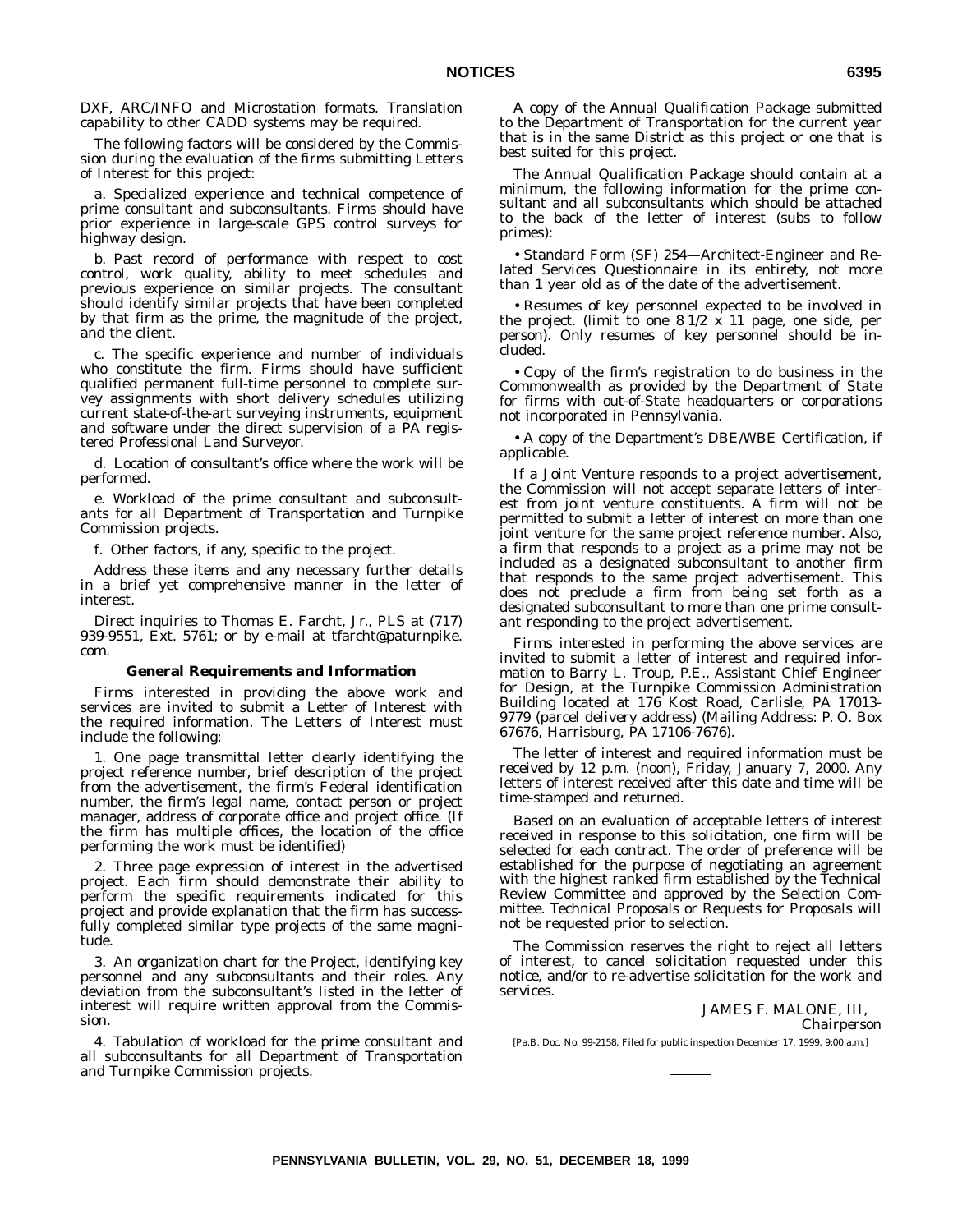DXF, ARC/INFO and Microstation formats. Translation capability to other CADD systems may be required.

The following factors will be considered by the Commission during the evaluation of the firms submitting Letters of Interest for this project:

a. Specialized experience and technical competence of prime consultant and subconsultants. Firms should have prior experience in large-scale GPS control surveys for highway design.

b. Past record of performance with respect to cost control, work quality, ability to meet schedules and previous experience on similar projects. The consultant should identify similar projects that have been completed by that firm as the prime, the magnitude of the project, and the client.

c. The specific experience and number of individuals who constitute the firm. Firms should have sufficient qualified permanent full-time personnel to complete survey assignments with short delivery schedules utilizing current state-of-the-art surveying instruments, equipment and software under the direct supervision of a PA registered Professional Land Surveyor.

d. Location of consultant's office where the work will be performed.

e. Workload of the prime consultant and subconsultants for all Department of Transportation and Turnpike Commission projects.

f. Other factors, if any, specific to the project.

Address these items and any necessary further details in a brief yet comprehensive manner in the letter of interest.

Direct inquiries to Thomas E. Farcht, Jr., PLS at (717) 939-9551, Ext. 5761; or by e-mail at tfarcht@paturnpike.com.

**General Requirements and Information**

Firms interested in providing the above work and services are invited to submit a Letter of Interest with the required information. The Letters of Interest must include the following:

1. One page transmittal letter clearly identifying the project reference number, brief description of the project from the advertisement, the firm's Federal identification number, the firm's legal name, contact person or project manager, address of corporate office and project office. (If the firm has multiple offices, the location of the office performing the work must be identified)

2. Three page expression of interest in the advertised project. Each firm should demonstrate their ability to perform the specific requirements indicated for this project and provide explanation that the firm has successfully completed similar type projects of the same magnitude.

3. An organization chart for the Project, identifying key personnel and any subconsultants and their roles. Any deviation from the subconsultant's listed in the letter of interest will require written approval from the Commission.

4. Tabulation of workload for the prime consultant and all subconsultants for all Department of Transportation and Turnpike Commission projects.

A copy of the Annual Qualification Package submitted to the Department of Transportation for the current year that is in the same District as this project or one that is best suited for this project.

The Annual Qualification Package should contain at a minimum, the following information for the prime consultant and all subconsultants which should be attached to the back of the letter of interest (subs to follow primes):

• Standard Form (SF) 254—Architect-Engineer and Related Services Questionnaire in its entirety, not more than 1 year old as of the date of the advertisement.

• Resumes of key personnel expected to be involved in the project. (limit to one 8 1/2 x 11 page, one side, per person). Only resumes of key personnel should be included.

• Copy of the firm's registration to do business in the Commonwealth as provided by the Department of State for firms with out-of-State headquarters or corporations not incorporated in Pennsylvania.

• A copy of the Department's DBE/WBE Certification, if applicable.

If a Joint Venture responds to a project advertisement, the Commission will not accept separate letters of interest from joint venture constituents. A firm will not be permitted to submit a letter of interest on more than one joint venture for the same project reference number. Also, a firm that responds to a project as a prime may not be included as a designated subconsultant to another firm that responds to the same project advertisement. This does not preclude a firm from being set forth as a designated subconsultant to more than one prime consultant responding to the project advertisement.

Firms interested in performing the above services are invited to submit a letter of interest and required information to Barry L. Troup, P.E., Assistant Chief Engineer for Design, at the Turnpike Commission Administration Building located at 176 Kost Road, Carlisle, PA 17013-9779 (parcel delivery address) (Mailing Address: P. O. Box 67676, Harrisburg, PA 17106-7676).

The letter of interest and required information must be received by 12 p.m. (noon), Friday, January 7, 2000. Any letters of interest received after this date and time will be time-stamped and returned.

Based on an evaluation of acceptable letters of interest received in response to this solicitation, one firm will be selected for each contract. The order of preference will be established for the purpose of negotiating an agreement with the highest ranked firm established by the Technical Review Committee and approved by the Selection Committee. Technical Proposals or Requests for Proposals will not be requested prior to selection.

The Commission reserves the right to reject all letters of interest, to cancel solicitation requested under this notice, and/or to re-advertise solicitation for the work and services.

JAMES F. MALONE, III,
*Chairperson*

[Pa.B. Doc. No. 99-2158. Filed for public inspection December 17, 1999, 9:00 a.m.]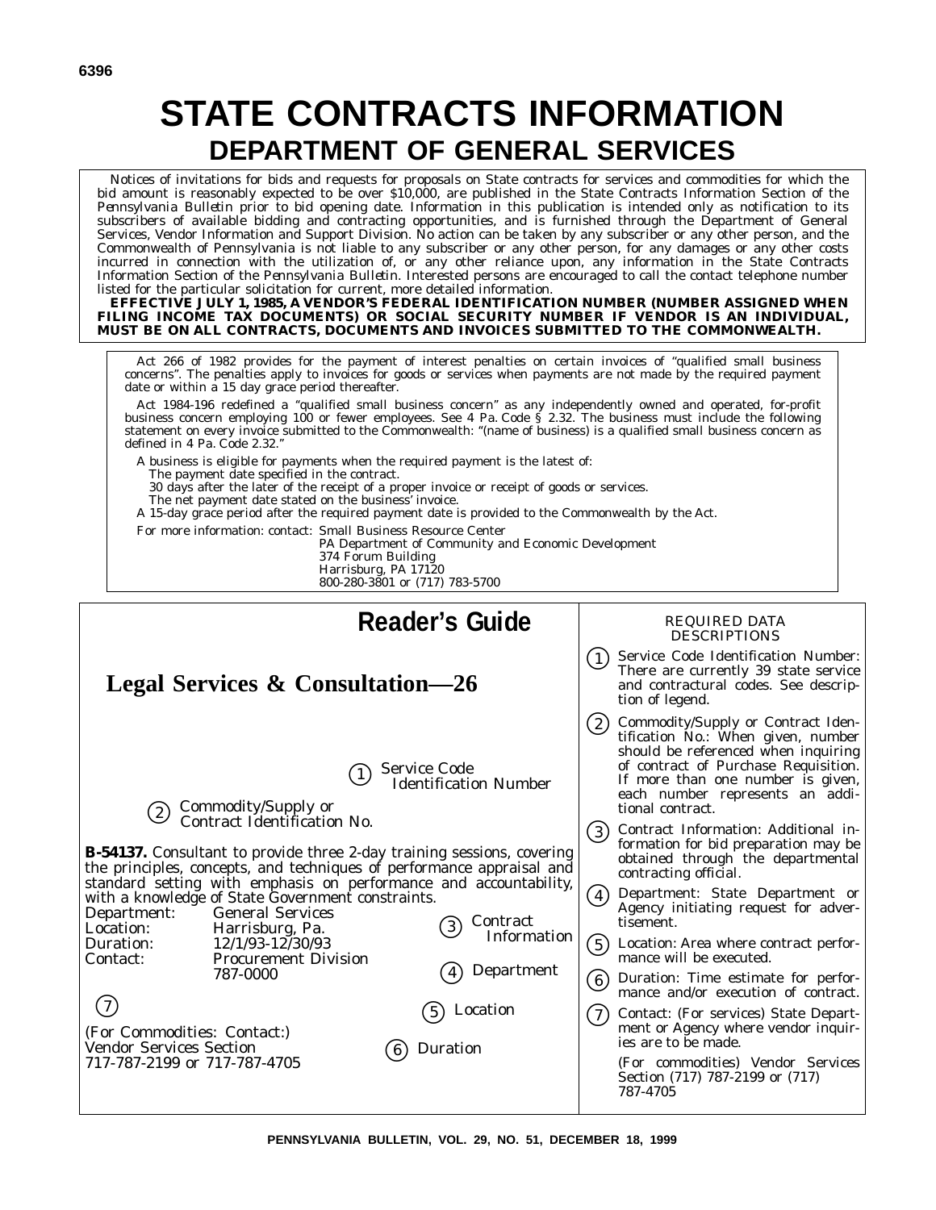# STATE CONTRACTS INFORMATION

## DEPARTMENT OF GENERAL SERVICES

Notices of invitations for bids and requests for proposals on State contracts for services and commodities for which the bid amount is reasonably expected to be over $10,000, are published in the State Contracts Information Section of the *Pennsylvania Bulletin* prior to bid opening date. Information in this publication is intended only as notification to its subscribers of available bidding and contracting opportunities, and is furnished through the Department of General Services, Vendor Information and Support Division. No action can be taken by any subscriber or any other person, and the Commonwealth of Pennsylvania is not liable to any subscriber or any other person, for any damages or any other costs incurred in connection with the utilization of, or any other reliance upon, any information in the State Contracts Information Section of the *Pennsylvania Bulletin*. Interested persons are encouraged to call the contact telephone number listed for the particular solicitation for current, more detailed information.

**EFFECTIVE JULY 1, 1985, A VENDOR'S FEDERAL IDENTIFICATION NUMBER (NUMBER ASSIGNED WHEN FILING INCOME TAX DOCUMENTS) OR SOCIAL SECURITY NUMBER IF VENDOR IS AN INDIVIDUAL, MUST BE ON ALL CONTRACTS, DOCUMENTS AND INVOICES SUBMITTED TO THE COMMONWEALTH.**

Act 266 of 1982 provides for the payment of interest penalties on certain invoices of "qualified small business concerns". The penalties apply to invoices for goods or services when payments are not made by the required payment date or within a 15 day grace period thereafter.

Act 1984-196 redefined a "qualified small business concern" as any independently owned and operated, for-profit business concern employing 100 or fewer employees. See 4 Pa. Code § 2.32. The business must include the following statement on every invoice submitted to the Commonwealth: "(name of business) is a qualified small business concern as defined in 4 Pa. Code 2.32."

A business is eligible for payments when the required payment is the latest of:
- The payment date specified in the contract.
- 30 days after the later of the receipt of a proper invoice or receipt of goods or services.
- The net payment date stated on the business' invoice.

A 15-day grace period after the required payment date is provided to the Commonwealth by the Act.

For more information: contact: Small Business Resource Center
PA Department of Community and Economic Development
374 Forum Building
Harrisburg, PA 17120
800-280-3801 or (717) 783-5700

## Reader's Guide

### Legal Services & Consultation—26

(1) Service Code Identification Number

(2) Commodity/Supply or Contract Identification No.

**B-54137.** Consultant to provide three 2-day training sessions, covering the principles, concepts, and techniques of performance appraisal and standard setting with emphasis on performance and accountability, with a knowledge of State Government constraints.

| | |
|---|---|
| Department: | General Services |
| Location: | Harrisburg, Pa. |
| Duration: | 12/1/93-12/30/93 |
| Contact: | Procurement Division 787-0000 |

(3) Contract Information

(4) Department

(5) Location

(6) Duration

(7)

(For Commodities: Contact:)
Vendor Services Section
717-787-2199 or 717-787-4705

REQUIRED DATA DESCRIPTIONS

1. Service Code Identification Number: There are currently 39 state service and contractural codes. See description of legend.
2. Commodity/Supply or Contract Identification No.: When given, number should be referenced when inquiring of contract of Purchase Requisition. If more than one number is given, each number represents an additional contract.
3. Contract Information: Additional information for bid preparation may be obtained through the departmental contracting official.
4. Department: State Department or Agency initiating request for advertisement.
5. Location: Area where contract performance will be executed.
6. Duration: Time estimate for performance and/or execution of contract.
7. Contact: (For services) State Department or Agency where vendor inquiries are to be made.

   (For commodities) Vendor Services Section (717) 787-2199 or (717) 787-4705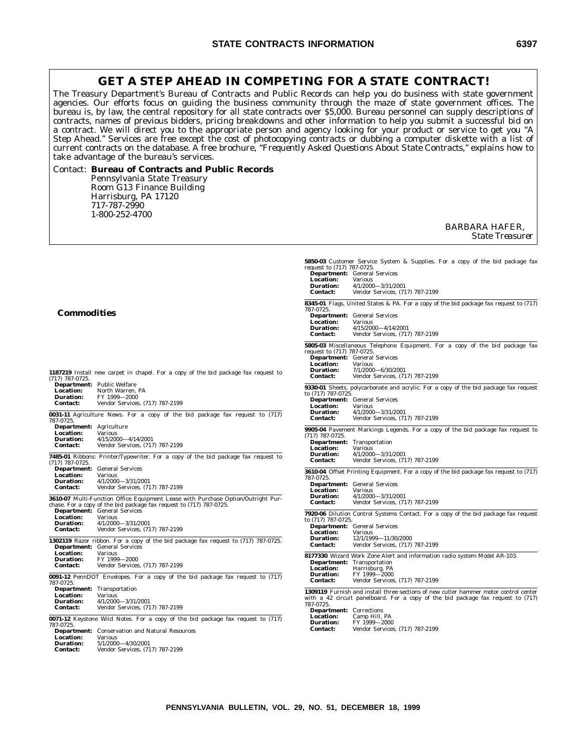## GET A STEP AHEAD IN COMPETING FOR A STATE CONTRACT!

The Treasury Department's Bureau of Contracts and Public Records can help you do business with state government agencies. Our efforts focus on guiding the business community through the maze of state government offices. The bureau is, by law, the central repository for all state contracts over $5,000. Bureau personnel can supply descriptions of contracts, names of previous bidders, pricing breakdowns and other information to help you submit a successful bid on a contract. We will direct you to the appropriate person and agency looking for your product or service to get you "A Step Ahead." Services are free except the cost of photocopying contracts or dubbing a computer diskette with a list of current contracts on the database. A free brochure, *"Frequently Asked Questions About State Contracts,"* explains how to take advantage of the bureau's services.

Contact: **Bureau of Contracts and Public Records**
Pennsylvania State Treasury
Room G13 Finance Building
Harrisburg, PA 17120
717-787-2990
1-800-252-4700

BARBARA HAFER,
*State Treasurer*

### Commodities

**1187219** Install new carpet in chapel. For a copy of the bid package fax request to (717) 787-0725.
**Department:** Public Welfare
**Location:** North Warren, PA
**Duration:** FY 1999—2000
**Contact:** Vendor Services, (717) 787-2199

**0031-11** Agriculture News. For a copy of the bid package fax request to (717) 787-0725.
**Department:** Agriculture
**Location:** Various
**Duration:** 4/15/2000—4/14/2001
**Contact:** Vendor Services, (717) 787-2199

**7485-01** Ribbons: Printer/Typewriter. For a copy of the bid package fax request to (717) 787-0725.
**Department:** General Services
**Location:** Various
**Duration:** 4/1/2000—3/31/2001
**Contact:** Vendor Services, (717) 787-2199

**3610-07** Multi-Function Office Equipment Lease with Purchase Option/Outright Purchase. For a copy of the bid package fax request to (717) 787-0725.
**Department:** General Services
**Location:** Various
**Duration:** 4/1/2000—3/31/2001
**Contact:** Vendor Services, (717) 787-2199

**1302119** Razor ribbon. For a copy of the bid package fax request to (717) 787-0725.
**Department:** General Services
**Location:** Various
**Duration:** FY 1999—2000
**Contact:** Vendor Services, (717) 787-2199

**0091-12** PennDOT Envelopes. For a copy of the bid package fax request to (717) 787-0725.
**Department:** Transportation
**Location:** Various
**Duration:** 4/1/2000—3/31/2001
**Contact:** Vendor Services, (717) 787-2199

**0071-12** Keystone Wild Notes. For a copy of the bid package fax request to (717) 787-0725.
**Department:** Conservation and Natural Resources
**Location:** Various
**Duration:** 5/1/2000—4/30/2001
**Contact:** Vendor Services, (717) 787-2199

**5850-03** Customer Service System & Supplies. For a copy of the bid package fax request to (717) 787-0725.
**Department:** General Services
**Location:** Various
**Duration:** 4/1/2000—3/31/2001
**Contact:** Vendor Services, (717) 787-2199

**8345-01** Flags, United States & PA. For a copy of the bid package fax request to (717) 787-0725.
**Department:** General Services
**Location:** Various
**Duration:** 4/15/2000—4/14/2001
**Contact:** Vendor Services, (717) 787-2199

**5805-03** Miscellaneous Telephone Equipment. For a copy of the bid package fax request to (717) 787-0725.
**Department:** General Services
**Location:** Various
**Duration:** 7/1/2000—6/30/2001
**Contact:** Vendor Services, (717) 787-2199

**9330-01** Sheets, polycarbonate and acrylic. For a copy of the bid package fax request to (717) 787-0725.
**Department:** General Services
**Location:** Various
**Duration:** 4/1/2000—3/31/2001
**Contact:** Vendor Services, (717) 787-2199

**9905-04** Pavement Markings Legends. For a copy of the bid package fax request to (717) 787-0725.
**Department:** Transportation
**Location:** Various
**Duration:** 4/1/2000—3/31/2001
**Contact:** Vendor Services, (717) 787-2199

**3610-04** Offset Printing Equipment. For a copy of the bid package fax request to (717) 787-0725.
**Department:** General Services
**Location:** Various
**Duration:** 4/1/2000—3/31/2001
**Contact:** Vendor Services, (717) 787-2199

**7920-06** Dilution Control Systems Contact. For a copy of the bid package fax request to (717) 787-0725.
**Department:** General Services
**Location:** Various
**Duration:** 12/1/1999—11/30/2000
**Contact:** Vendor Services, (717) 787-2199

**8177330** Wizard Work Zone Alert and information radio system Model AR-103.
**Department:** Transportation
**Location:** Harrisburg, PA
**Duration:** FY 1999—2000
**Contact:** Vendor Services, (717) 787-2199

**1309119** Furnish and install three sections of new cutler hammer motor control center with a 42 circuit panelboard. For a copy of the bid package fax request to (717) 787-0725.
**Department:** Corrections
**Location:** Camp Hill, PA
**Duration:** FY 1999—2000
**Contact:** Vendor Services, (717) 787-2199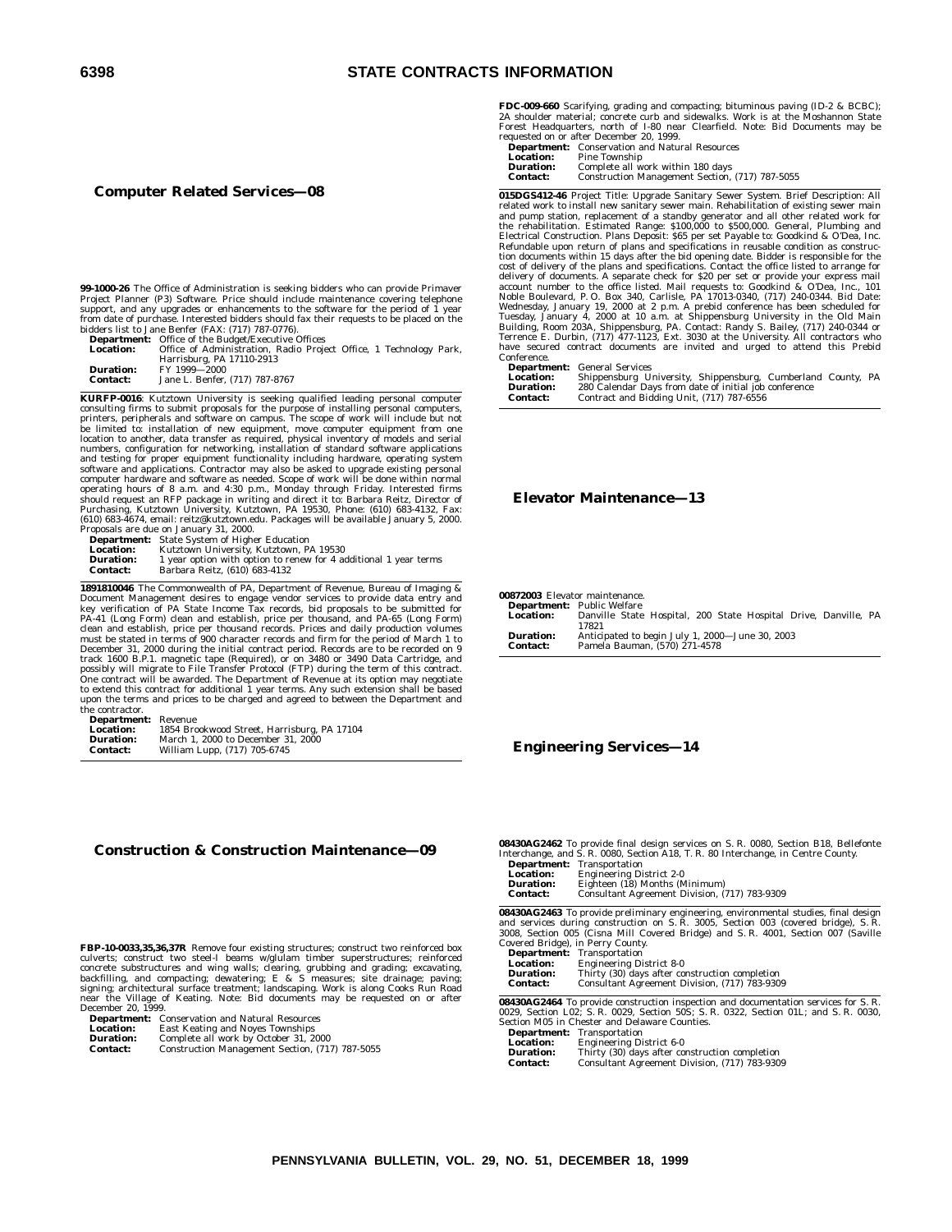## Computer Related Services—08

**99-1000-26** The Office of Administration is seeking bidders who can provide Primaver Project Planner (P3) Software. Price should include maintenance covering telephone support, and any upgrades or enhancements to the software for the period of 1 year from date of purchase. Interested bidders should fax their requests to be placed on the bidders list to Jane Benfer (FAX: (717) 787-0776).

**Department:** Office of the Budget/Executive Offices
**Location:** Office of Administration, Radio Project Office, 1 Technology Park, Harrisburg, PA 17110-2913
**Duration:** FY 1999—2000
**Contact:** Jane L. Benfer, (717) 787-8767

**KURFP-0016**: Kutztown University is seeking qualified leading personal computer consulting firms to submit proposals for the purpose of installing personal computers, printers, peripherals and software on campus. The scope of work will include but not be limited to: installation of new equipment, move computer equipment from one location to another, data transfer as required, physical inventory of models and serial numbers, configuration for networking, installation of standard software applications and testing for proper equipment functionality including hardware, operating system software and applications. Contractor may also be asked to upgrade existing personal computer hardware and software as needed. Scope of work will be done within normal operating hours of 8 a.m. and 4:30 p.m., Monday through Friday. Interested firms should request an RFP package in writing and direct it to: Barbara Reitz, Director of Purchasing, Kutztown University, Kutztown, PA 19530, Phone: (610) 683-4132, Fax: (610) 683-4674, email: reitz@kutztown.edu. Packages will be available January 5, 2000. Proposals are due on January 31, 2000.

**Department:** State System of Higher Education
**Location:** Kutztown University, Kutztown, PA 19530
**Duration:** 1 year option with option to renew for 4 additional 1 year terms
**Contact:** Barbara Reitz, (610) 683-4132

**1891810046** The Commonwealth of PA, Department of Revenue, Bureau of Imaging & Document Management desires to engage vendor services to provide data entry and key verification of PA State Income Tax records, bid proposals to be submitted for PA-41 (Long Form) clean and establish, price per thousand, and PA-65 (Long Form) clean and establish, price per thousand records. Prices and daily production volumes must be stated in terms of 900 character records and firm for the period of March 1 to December 31, 2000 during the initial contract period. Records are to be recorded on 9 track 1600 B.P.1. magnetic tape (Required), or on 3480 or 3490 Data Cartridge, and possibly will migrate to File Transfer Protocol (FTP) during the term of this contract. One contract will be awarded. The Department of Revenue at its option may negotiate to extend this contract for additional 1 year terms. Any such extension shall be based upon the terms and prices to be charged and agreed to between the Department and the contractor.

**Department:** Revenue
**Location:** 1854 Brookwood Street, Harrisburg, PA 17104
**Duration:** March 1, 2000 to December 31, 2000
**Contact:** William Lupp, (717) 705-6745

## Construction & Construction Maintenance—09

**FBP-10-0033,35,36,37R** Remove four existing structures; construct two reinforced box culverts; construct two steel-I beams w/glulam timber superstructures; reinforced concrete substructures and wing walls; clearing, grubbing and grading; excavating, backfilling, and compacting; dewatering; E & S measures; site drainage; paving; signing; architectural surface treatment; landscaping. Work is along Cooks Run Road near the Village of Keating. Note: Bid documents may be requested on or after December 20, 1999.

**Department:** Conservation and Natural Resources
**Location:** East Keating and Noyes Townships
**Duration:** Complete all work by October 31, 2000
**Contact:** Construction Management Section, (717) 787-5055

**FDC-009-660** Scarifying, grading and compacting; bituminous paving (ID-2 & BCBC); 2A shoulder material; concrete curb and sidewalks. Work is at the Moshannon State Forest Headquarters, north of I-80 near Clearfield. Note: Bid Documents may be requested on or after December 20, 1999.

**Department:** Conservation and Natural Resources
**Location:** Pine Township
**Duration:** Complete all work within 180 days
**Contact:** Construction Management Section, (717) 787-5055

**015DGS412-46** Project Title: Upgrade Sanitary Sewer System. Brief Description: All related work to install new sanitary sewer main. Rehabilitation of existing sewer main and pump station, replacement of a standby generator and all other related work for the rehabilitation. Estimated Range: $100,000 to $500,000. General, Plumbing and Electrical Construction. Plans Deposit: $65 per set Payable to: Goodkind & O'Dea, Inc. Refundable upon return of plans and specifications in reusable condition as construction documents within 15 days after the bid opening date. Bidder is responsible for the cost of delivery of the plans and specifications. Contact the office listed to arrange for delivery of documents. A separate check for $20 per set or provide your express mail account number to the office listed. Mail requests to: Goodkind & O'Dea, Inc., 101 Noble Boulevard, P. O. Box 340, Carlisle, PA 17013-0340, (717) 240-0344. Bid Date: Wednesday, January 19, 2000 at 2 p.m. A prebid conference has been scheduled for Tuesday, January 4, 2000 at 10 a.m. at Shippensburg University in the Old Main Building, Room 203A, Shippensburg, PA. Contact: Randy S. Bailey, (717) 240-0344 or Terrence E. Durbin, (717) 477-1123, Ext. 3030 at the University. All contractors who have secured contract documents are invited and urged to attend this Prebid Conference.

**Department:** General Services
**Location:** Shippensburg University, Shippensburg, Cumberland County, PA
**Duration:** 280 Calendar Days from date of initial job conference
**Contact:** Contract and Bidding Unit, (717) 787-6556

## Elevator Maintenance—13

**00872003** Elevator maintenance.

**Department:** Public Welfare
**Location:** Danville State Hospital, 200 State Hospital Drive, Danville, PA 17821
**Duration:** Anticipated to begin July 1, 2000—June 30, 2003
**Contact:** Pamela Bauman, (570) 271-4578

## Engineering Services—14

**08430AG2462** To provide final design services on S. R. 0080, Section B18, Bellefonte Interchange, and S. R. 0080, Section A18, T. R. 80 Interchange, in Centre County.

**Department:** Transportation
**Location:** Engineering District 2-0
**Duration:** Eighteen (18) Months (Minimum)
**Contact:** Consultant Agreement Division, (717) 783-9309

**08430AG2463** To provide preliminary engineering, environmental studies, final design and services during construction on S. R. 3005, Section 003 (covered bridge), S. R. 3008, Section 005 (Cisna Mill Covered Bridge) and S. R. 4001, Section 007 (Saville Covered Bridge), in Perry County.

**Department:** Transportation
**Location:** Engineering District 8-0
**Duration:** Thirty (30) days after construction completion
**Contact:** Consultant Agreement Division, (717) 783-9309

**08430AG2464** To provide construction inspection and documentation services for S. R. 0029, Section L02; S. R. 0029, Section 50S; S. R. 0322, Section 01L; and S. R. 0030, Section M05 in Chester and Delaware Counties.

**Department:** Transportation
**Location:** Engineering District 6-0
**Duration:** Thirty (30) days after construction completion
**Contact:** Consultant Agreement Division, (717) 783-9309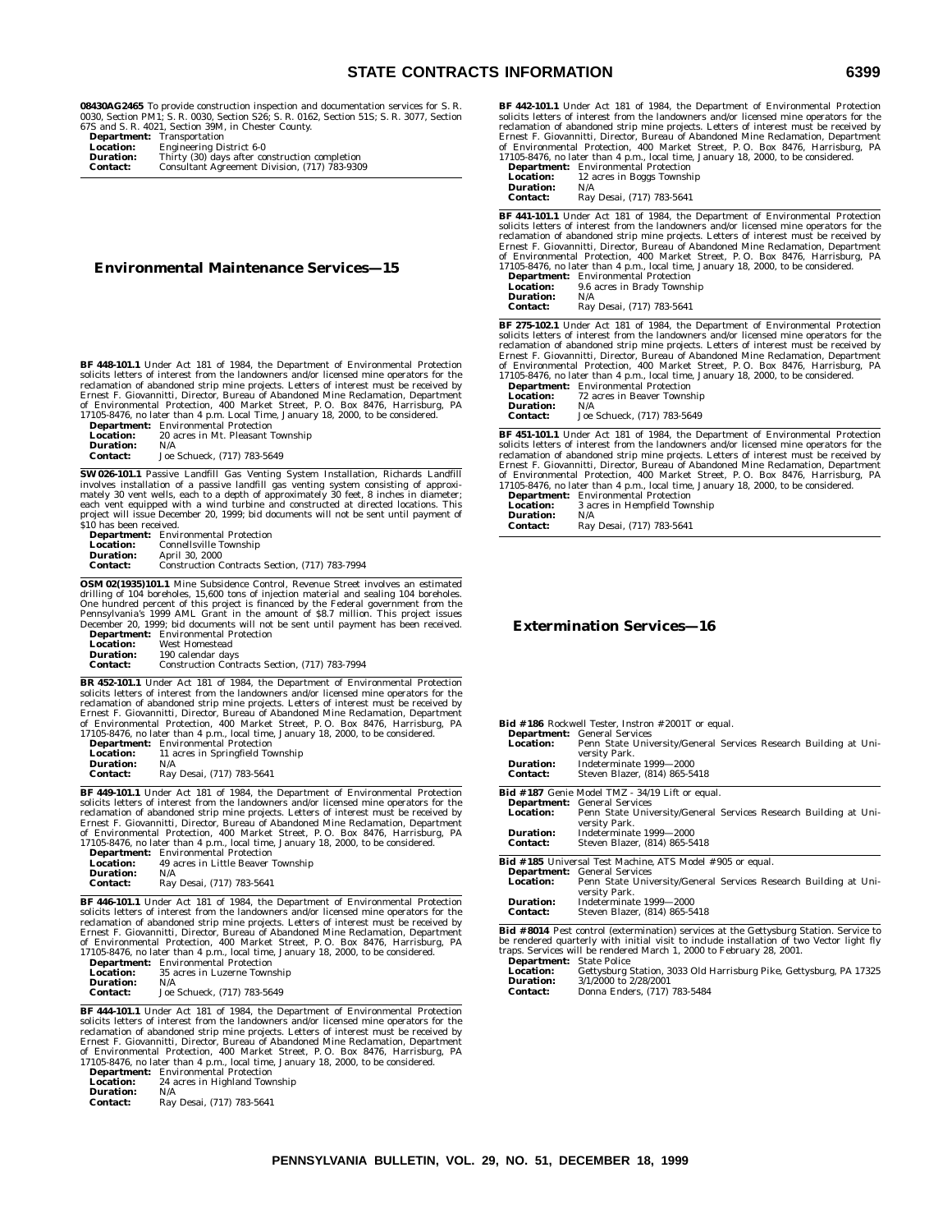**08430AG2465** To provide construction inspection and documentation services for S. R. 0030, Section PM1; S. R. 0030, Section S26; S. R. 0162, Section 51S; S. R. 3077, Section 67S and S. R. 4021, Section 39M, in Chester County.

**Department:** Transportation
**Location:** Engineering District 6-0
**Duration:** Thirty (30) days after construction completion
**Contact:** Consultant Agreement Division, (717) 783-9309

## Environmental Maintenance Services—15

**BF 448-101.1** Under Act 181 of 1984, the Department of Environmental Protection solicits letters of interest from the landowners and/or licensed mine operators for the reclamation of abandoned strip mine projects. Letters of interest must be received by Ernest F. Giovannitti, Director, Bureau of Abandoned Mine Reclamation, Department of Environmental Protection, 400 Market Street, P. O. Box 8476, Harrisburg, PA 17105-8476, no later than 4 p.m. Local Time, January 18, 2000, to be considered.

**Department:** Environmental Protection
**Location:** 20 acres in Mt. Pleasant Township
**Duration:** N/A
**Contact:** Joe Schueck, (717) 783-5649

**SW 026-101.1** Passive Landfill Gas Venting System Installation, Richards Landfill involves installation of a passive landfill gas venting system consisting of approximately 30 vent wells, each to a depth of approximately 30 feet, 8 inches in diameter; each vent equipped with a wind turbine and constructed at directed locations. This project will issue December 20, 1999; bid documents will not be sent until payment of $10 has been received.

**Department:** Environmental Protection
**Location:** Connellsville Township
**Duration:** April 30, 2000
**Contact:** Construction Contracts Section, (717) 783-7994

**OSM 02(1935)101.1** Mine Subsidence Control, Revenue Street involves an estimated drilling of 104 boreholes, 15,600 tons of injection material and sealing 104 boreholes. One hundred percent of this project is financed by the Federal government from the Pennsylvania's 1999 AML Grant in the amount of $8.7 million. This project issues December 20, 1999; bid documents will not be sent until payment has been received.

**Department:** Environmental Protection
**Location:** West Homestead
**Duration:** 190 calendar days
**Contact:** Construction Contracts Section, (717) 783-7994

**BR 452-101.1** Under Act 181 of 1984, the Department of Environmental Protection solicits letters of interest from the landowners and/or licensed mine operators for the reclamation of abandoned strip mine projects. Letters of interest must be received by Ernest F. Giovannitti, Director, Bureau of Abandoned Mine Reclamation, Department of Environmental Protection, 400 Market Street, P. O. Box 8476, Harrisburg, PA 17105-8476, no later than 4 p.m., local time, January 18, 2000, to be considered.

**Department:** Environmental Protection
**Location:** 11 acres in Springfield Township
**Duration:** N/A
**Contact:** Ray Desai, (717) 783-5641

**BF 449-101.1** Under Act 181 of 1984, the Department of Environmental Protection solicits letters of interest from the landowners and/or licensed mine operators for the reclamation of abandoned strip mine projects. Letters of interest must be received by Ernest F. Giovannitti, Director, Bureau of Abandoned Mine Reclamation, Department of Environmental Protection, 400 Market Street, P. O. Box 8476, Harrisburg, PA 17105-8476, no later than 4 p.m., local time, January 18, 2000, to be considered.

**Department:** Environmental Protection
**Location:** 49 acres in Little Beaver Township
**Duration:** N/A
**Contact:** Ray Desai, (717) 783-5641

**BF 446-101.1** Under Act 181 of 1984, the Department of Environmental Protection solicits letters of interest from the landowners and/or licensed mine operators for the reclamation of abandoned strip mine projects. Letters of interest must be received by Ernest F. Giovannitti, Director, Bureau of Abandoned Mine Reclamation, Department of Environmental Protection, 400 Market Street, P. O. Box 8476, Harrisburg, PA 17105-8476, no later than 4 p.m., local time, January 18, 2000, to be considered.

**Department:** Environmental Protection
**Location:** 35 acres in Luzerne Township
**Duration:** N/A
**Contact:** Joe Schueck, (717) 783-5649

**BF 444-101.1** Under Act 181 of 1984, the Department of Environmental Protection solicits letters of interest from the landowners and/or licensed mine operators for the reclamation of abandoned strip mine projects. Letters of interest must be received by Ernest F. Giovannitti, Director, Bureau of Abandoned Mine Reclamation, Department of Environmental Protection, 400 Market Street, P. O. Box 8476, Harrisburg, PA 17105-8476, no later than 4 p.m., local time, January 18, 2000, to be considered.

**Department:** Environmental Protection
**Location:** 24 acres in Highland Township
**Duration:** N/A
**Contact:** Ray Desai, (717) 783-5641

**BF 442-101.1** Under Act 181 of 1984, the Department of Environmental Protection solicits letters of interest from the landowners and/or licensed mine operators for the reclamation of abandoned strip mine projects. Letters of interest must be received by Ernest F. Giovannitti, Director, Bureau of Abandoned Mine Reclamation, Department of Environmental Protection, 400 Market Street, P. O. Box 8476, Harrisburg, PA 17105-8476, no later than 4 p.m., local time, January 18, 2000, to be considered.

**Department:** Environmental Protection
**Location:** 12 acres in Boggs Township
**Duration:** N/A
**Contact:** Ray Desai, (717) 783-5641

**BF 441-101.1** Under Act 181 of 1984, the Department of Environmental Protection solicits letters of interest from the landowners and/or licensed mine operators for the reclamation of abandoned strip mine projects. Letters of interest must be received by Ernest F. Giovannitti, Director, Bureau of Abandoned Mine Reclamation, Department of Environmental Protection, 400 Market Street, P. O. Box 8476, Harrisburg, PA 17105-8476, no later than 4 p.m., local time, January 18, 2000, to be considered.

**Department:** Environmental Protection
**Location:** 9.6 acres in Brady Township
**Duration:** N/A
**Contact:** Ray Desai, (717) 783-5641

**BF 275-102.1** Under Act 181 of 1984, the Department of Environmental Protection solicits letters of interest from the landowners and/or licensed mine operators for the reclamation of abandoned strip mine projects. Letters of interest must be received by Ernest F. Giovannitti, Director, Bureau of Abandoned Mine Reclamation, Department of Environmental Protection, 400 Market Street, P. O. Box 8476, Harrisburg, PA 17105-8476, no later than 4 p.m., local time, January 18, 2000, to be considered.

**Department:** Environmental Protection
**Location:** 72 acres in Beaver Township
**Duration:** N/A
**Contact:** Joe Schueck, (717) 783-5649

**BF 451-101.1** Under Act 181 of 1984, the Department of Environmental Protection solicits letters of interest from the landowners and/or licensed mine operators for the reclamation of abandoned strip mine projects. Letters of interest must be received by Ernest F. Giovannitti, Director, Bureau of Abandoned Mine Reclamation, Department of Environmental Protection, 400 Market Street, P. O. Box 8476, Harrisburg, PA 17105-8476, no later than 4 p.m., local time, January 18, 2000, to be considered.

**Department:** Environmental Protection
**Location:** 3 acres in Hempfield Township
**Duration:** N/A
**Contact:** Ray Desai, (717) 783-5641

## Extermination Services—16

**Bid #186** Rockwell Tester, Instron #2001T or equal.

**Department:** General Services
**Location:** Penn State University/General Services Research Building at University Park.
**Duration:** Indeterminate 1999—2000
**Contact:** Steven Blazer, (814) 865-5418

**Bid #187** Genie Model TMZ - 34/19 Lift or equal.

**Department:** General Services
**Location:** Penn State University/General Services Research Building at University Park.
**Duration:** Indeterminate 1999—2000
**Contact:** Steven Blazer, (814) 865-5418

**Bid #185** Universal Test Machine, ATS Model #905 or equal.

**Department:** General Services
**Location:** Penn State University/General Services Research Building at University Park.
**Duration:** Indeterminate 1999—2000
**Contact:** Steven Blazer, (814) 865-5418

**Bid #8014** Pest control (extermination) services at the Gettysburg Station. Service to be rendered quarterly with initial visit to include installation of two Vector light fly traps. Services will be rendered March 1, 2000 to February 28, 2001.

**Department:** State Police
**Location:** Gettysburg Station, 3033 Old Harrisburg Pike, Gettysburg, PA 17325
**Duration:** 3/1/2000 to 2/28/2001
**Contact:** Donna Enders, (717) 783-5484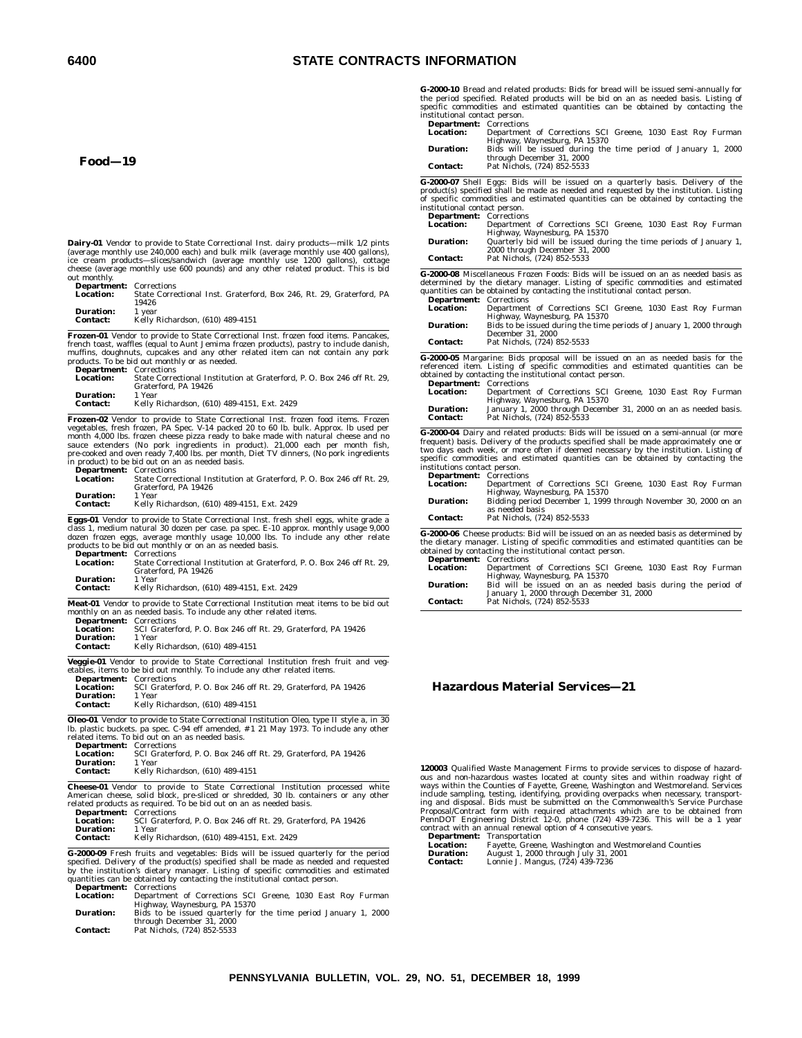## Food—19

**Dairy-01** Vendor to provide to State Correctional Inst. dairy products—milk 1/2 pints (average monthly use 240,000 each) and bulk milk (average monthly use 400 gallons), ice cream products—slices/sandwich (average monthly use 1200 gallons), cottage cheese (average monthly use 600 pounds) and any other related product. This is bid out monthly.

**Department:** Corrections
**Location:** State Correctional Inst. Graterford, Box 246, Rt. 29, Graterford, PA 19426
**Duration:** 1 year
**Contact:** Kelly Richardson, (610) 489-4151

**Frozen-01** Vendor to provide to State Correctional Inst. frozen food items. Pancakes, french toast, waffles (equal to Aunt Jemima frozen products), pastry to include danish, muffins, doughnuts, cupcakes and any other related item can not contain any pork products. To be bid out monthly or as needed.

**Department:** Corrections
**Location:** State Correctional Institution at Graterford, P. O. Box 246 off Rt. 29, Graterford, PA 19426
**Duration:** 1 Year
**Contact:** Kelly Richardson, (610) 489-4151, Ext. 2429

**Frozen-02** Vendor to provide to State Correctional Inst. frozen food items. Frozen vegetables, fresh frozen, PA Spec. V-14 packed 20 to 60 lb. bulk. Approx. lb used per month 4,000 lbs. frozen cheese pizza ready to bake made with natural cheese and no sauce extenders (No pork ingredients in product). 21,000 each per month fish, pre-cooked and oven ready 7,400 lbs. per month, Diet TV dinners, (No pork ingredients in product) to be bid out on an as needed basis.

**Department:** Corrections
**Location:** State Correctional Institution at Graterford, P. O. Box 246 off Rt. 29, Graterford, PA 19426
**Duration:** 1 Year
**Contact:** Kelly Richardson, (610) 489-4151, Ext. 2429

**Eggs-01** Vendor to provide to State Correctional Inst. fresh shell eggs, white grade a class 1, medium natural 30 dozen per case. pa spec. E-10 approx. monthly usage 9,000 dozen frozen eggs, average monthly usage 10,000 lbs. To include any other relate products to be bid out monthly or on an as needed basis.

**Department:** Corrections
**Location:** State Correctional Institution at Graterford, P. O. Box 246 off Rt. 29, Graterford, PA 19426
**Duration:** 1 Year
**Contact:** Kelly Richardson, (610) 489-4151, Ext. 2429

**Meat-01** Vendor to provide to State Correctional Institution meat items to be bid out monthly on an as needed basis. To include any other related items.

**Department:** Corrections
**Location:** SCI Graterford, P. O. Box 246 off Rt. 29, Graterford, PA 19426
**Duration:** 1 Year
**Contact:** Kelly Richardson, (610) 489-4151

**Veggie-01** Vendor to provide to State Correctional Institution fresh fruit and vegetables, items to be bid out monthly. To include any other related items.

**Department:** Corrections
**Location:** SCI Graterford, P. O. Box 246 off Rt. 29, Graterford, PA 19426
**Duration:** 1 Year
**Contact:** Kelly Richardson, (610) 489-4151

**Oleo-01** Vendor to provide to State Correctional Institution Oleo, type II style a, in 30 lb. plastic buckets. pa spec. C-94 eff amended, #1 21 May 1973. To include any other related items. To bid out on an as needed basis.

**Department:** Corrections
**Location:** SCI Graterford, P. O. Box 246 off Rt. 29, Graterford, PA 19426
**Duration:** 1 Year
**Contact:** Kelly Richardson, (610) 489-4151

**Cheese-01** Vendor to provide to State Correctional Institution processed white American cheese, solid block, pre-sliced or shredded, 30 lb. containers or any other related products as required. To be bid out on an as needed basis.

**Department:** Corrections
**Location:** SCI Graterford, P. O. Box 246 off Rt. 29, Graterford, PA 19426
**Duration:** 1 Year
**Contact:** Kelly Richardson, (610) 489-4151, Ext. 2429

**G-2000-09** Fresh fruits and vegetables: Bids will be issued quarterly for the period specified. Delivery of the product(s) specified shall be made as needed and requested by the institution's dietary manager. Listing of specific commodities and estimated quantities can be obtained by contacting the institutional contact person.

**Department:** Corrections
**Location:** Department of Corrections SCI Greene, 1030 East Roy Furman Highway, Waynesburg, PA 15370
**Duration:** Bids to be issued quarterly for the time period January 1, 2000 through December 31, 2000
**Contact:** Pat Nichols, (724) 852-5533

**G-2000-10** Bread and related products: Bids for bread will be issued semi-annually for the period specified. Related products will be bid on an as needed basis. Listing of specific commodities and estimated quantities can be obtained by contacting the institutional contact person.

**Department:** Corrections
**Location:** Department of Corrections SCI Greene, 1030 East Roy Furman Highway, Waynesburg, PA 15370
**Duration:** Bids will be issued during the time period of January 1, 2000 through December 31, 2000
**Contact:** Pat Nichols, (724) 852-5533

**G-2000-07** Shell Eggs: Bids will be issued on a quarterly basis. Delivery of the product(s) specified shall be made as needed and requested by the institution. Listing of specific commodities and estimated quantities can be obtained by contacting the institutional contact person.

**Department:** Corrections
**Location:** Department of Corrections SCI Greene, 1030 East Roy Furman Highway, Waynesburg, PA 15370
**Duration:** Quarterly bid will be issued during the time periods of January 1, 2000 through December 31, 2000
**Contact:** Pat Nichols, (724) 852-5533

**G-2000-08** Miscellaneous Frozen Foods: Bids will be issued on an as needed basis as determined by the dietary manager. Listing of specific commodities and estimated quantities can be obtained by contacting the institutional contact person.

**Department:** Corrections
**Location:** Department of Corrections SCI Greene, 1030 East Roy Furman Highway, Waynesburg, PA 15370
**Duration:** Bids to be issued during the time periods of January 1, 2000 through December 31, 2000
**Contact:** Pat Nichols, (724) 852-5533

**G-2000-05** Margarine: Bids proposal will be issued on an as needed basis for the referenced item. Listing of specific commodities and estimated quantities can be obtained by contacting the institutional contact person.

**Department:** Corrections
**Location:** Department of Corrections SCI Greene, 1030 East Roy Furman Highway, Waynesburg, PA 15370
**Duration:** January 1, 2000 through December 31, 2000 on an as needed basis.
**Contact:** Pat Nichols, (724) 852-5533

**G-2000-04** Dairy and related products: Bids will be issued on a semi-annual (or more frequent) basis. Delivery of the products specified shall be made approximately one or two days each week, or more often if deemed necessary by the institution. Listing of specific commodities and estimated quantities can be obtained by contacting the institutions contact person.

**Department:** Corrections
**Location:** Department of Corrections SCI Greene, 1030 East Roy Furman Highway, Waynesburg, PA 15370
**Duration:** Bidding period December 1, 1999 through November 30, 2000 on an as needed basis
**Contact:** Pat Nichols, (724) 852-5533

**G-2000-06** Cheese products: Bid will be issued on an as needed basis as determined by the dietary manager. Listing of specific commodities and estimated quantities can be obtained by contacting the institutional contact person.

**Department:** Corrections
**Location:** Department of Corrections SCI Greene, 1030 East Roy Furman Highway, Waynesburg, PA 15370
**Duration:** Bid will be issued on an as needed basis during the period of January 1, 2000 through December 31, 2000
**Contact:** Pat Nichols, (724) 852-5533

## Hazardous Material Services—21

**120003** Qualified Waste Management Firms to provide services to dispose of hazardous and non-hazardous wastes located at county sites and within roadway right of ways within the Counties of Fayette, Greene, Washington and Westmoreland. Services include sampling, testing, identifying, providing overpacks when necessary, transporting and disposal. Bids must be submitted on the Commonwealth's Service Purchase Proposal/Contract form with required attachments which are to be obtained from PennDOT Engineering District 12-0, phone (724) 439-7236. This will be a 1 year contract with an annual renewal option of 4 consecutive years.

**Department:** Transportation
**Location:** Fayette, Greene, Washington and Westmoreland Counties
**Duration:** August 1, 2000 through July 31, 2001
**Contact:** Lonnie J. Mangus, (724) 439-7236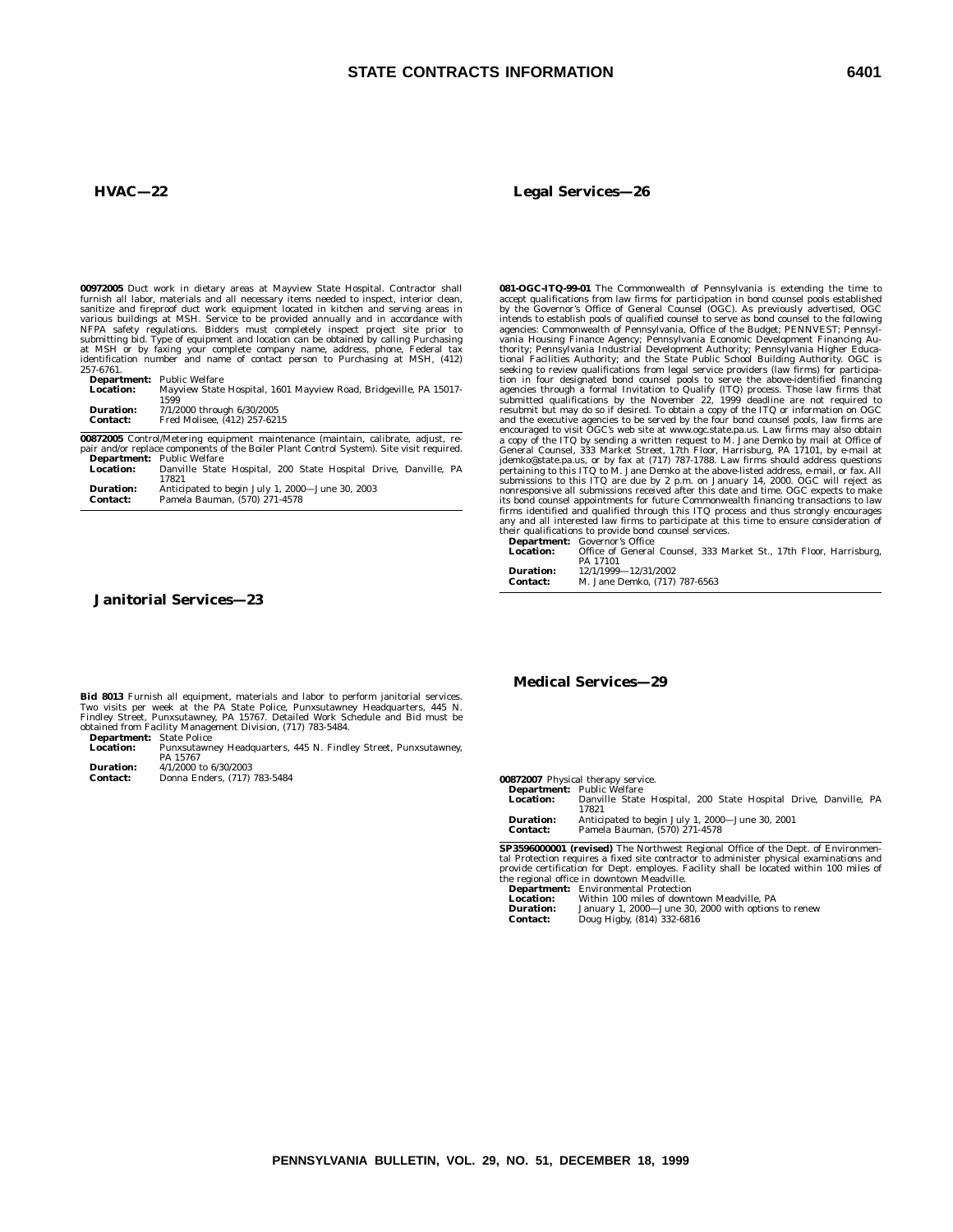## HVAC—22

**00972005** Duct work in dietary areas at Mayview State Hospital. Contractor shall furnish all labor, materials and all necessary items needed to inspect, interior clean, sanitize and fireproof duct work equipment located in kitchen and serving areas in various buildings at MSH. Service to be provided annually and in accordance with NFPA safety regulations. Bidders must completely inspect project site prior to submitting bid. Type of equipment and location can be obtained by calling Purchasing at MSH or by faxing your complete company name, address, phone, Federal tax identification number and name of contact person to Purchasing at MSH, (412) 257-6761.

**Department:** Public Welfare
**Location:** Mayview State Hospital, 1601 Mayview Road, Bridgeville, PA 15017-1599
**Duration:** 7/1/2000 through 6/30/2005
**Contact:** Fred Molisee, (412) 257-6215

**00872005** Control/Metering equipment maintenance (maintain, calibrate, adjust, repair and/or replace components of the Boiler Plant Control System). Site visit required.

**Department:** Public Welfare
**Location:** Danville State Hospital, 200 State Hospital Drive, Danville, PA 17821
**Duration:** Anticipated to begin July 1, 2000—June 30, 2003
**Contact:** Pamela Bauman, (570) 271-4578

## Janitorial Services—23

**Bid 8013** Furnish all equipment, materials and labor to perform janitorial services. Two visits per week at the PA State Police, Punxsutawney Headquarters, 445 N. Findley Street, Punxsutawney, PA 15767. Detailed Work Schedule and Bid must be obtained from Facility Management Division, (717) 783-5484.

**Department:** State Police
**Location:** Punxsutawney Headquarters, 445 N. Findley Street, Punxsutawney, PA 15767
**Duration:** 4/1/2000 to 6/30/2003
**Contact:** Donna Enders, (717) 783-5484

## Legal Services—26

**081-OGC-ITQ-99-01** The Commonwealth of Pennsylvania is extending the time to accept qualifications from law firms for participation in bond counsel pools established by the Governor's Office of General Counsel (OGC). As previously advertised, OGC intends to establish pools of qualified counsel to serve as bond counsel to the following agencies: Commonwealth of Pennsylvania, Office of the Budget; PENNVEST; Pennsylvania Housing Finance Agency; Pennsylvania Economic Development Financing Authority; Pennsylvania Industrial Development Authority; Pennsylvania Higher Educational Facilities Authority; and the State Public School Building Authority. OGC is seeking to review qualifications from legal service providers (law firms) for participation in four designated bond counsel pools to serve the above-identified financing agencies through a formal Invitation to Qualify (ITQ) process. Those law firms that submitted qualifications by the November 22, 1999 deadline are not required to resubmit but may do so if desired. To obtain a copy of the ITQ or information on OGC and the executive agencies to be served by the four bond counsel pools, law firms are encouraged to visit OGC's web site at www.ogc.state.pa.us. Law firms may also obtain a copy of the ITQ by sending a written request to M. Jane Demko by mail at Office of General Counsel, 333 Market Street, 17th Floor, Harrisburg, PA 17101, by e-mail at jdemko@state.pa.us, or by fax at (717) 787-1788. Law firms should address questions pertaining to this ITQ to M. Jane Demko at the above-listed address, e-mail, or fax. All submissions to this ITQ are due by 2 p.m. on January 14, 2000. OGC will reject as nonresponsive all submissions received after this date and time. OGC expects to make its bond counsel appointments for future Commonwealth financing transactions to law firms identified and qualified through this ITQ process and thus strongly encourages any and all interested law firms to participate at this time to ensure consideration of their qualifications to provide bond counsel services.

**Department:** Governor's Office
**Location:** Office of General Counsel, 333 Market St., 17th Floor, Harrisburg, PA 17101
**Duration:** 12/1/1999—12/31/2002
**Contact:** M. Jane Demko, (717) 787-6563

## Medical Services—29

**00872007** Physical therapy service.

**Department:** Public Welfare
**Location:** Danville State Hospital, 200 State Hospital Drive, Danville, PA 17821
**Duration:** Anticipated to begin July 1, 2000—June 30, 2001
**Contact:** Pamela Bauman, (570) 271-4578

**SP3596000001 (revised)** The Northwest Regional Office of the Dept. of Environmental Protection requires a fixed site contractor to administer physical examinations and provide certification for Dept. employes. Facility shall be located within 100 miles of the regional office in downtown Meadville.

**Department:** Environmental Protection
**Location:** Within 100 miles of downtown Meadville, PA
**Duration:** January 1, 2000—June 30, 2000 with options to renew
**Contact:** Doug Higby, (814) 332-6816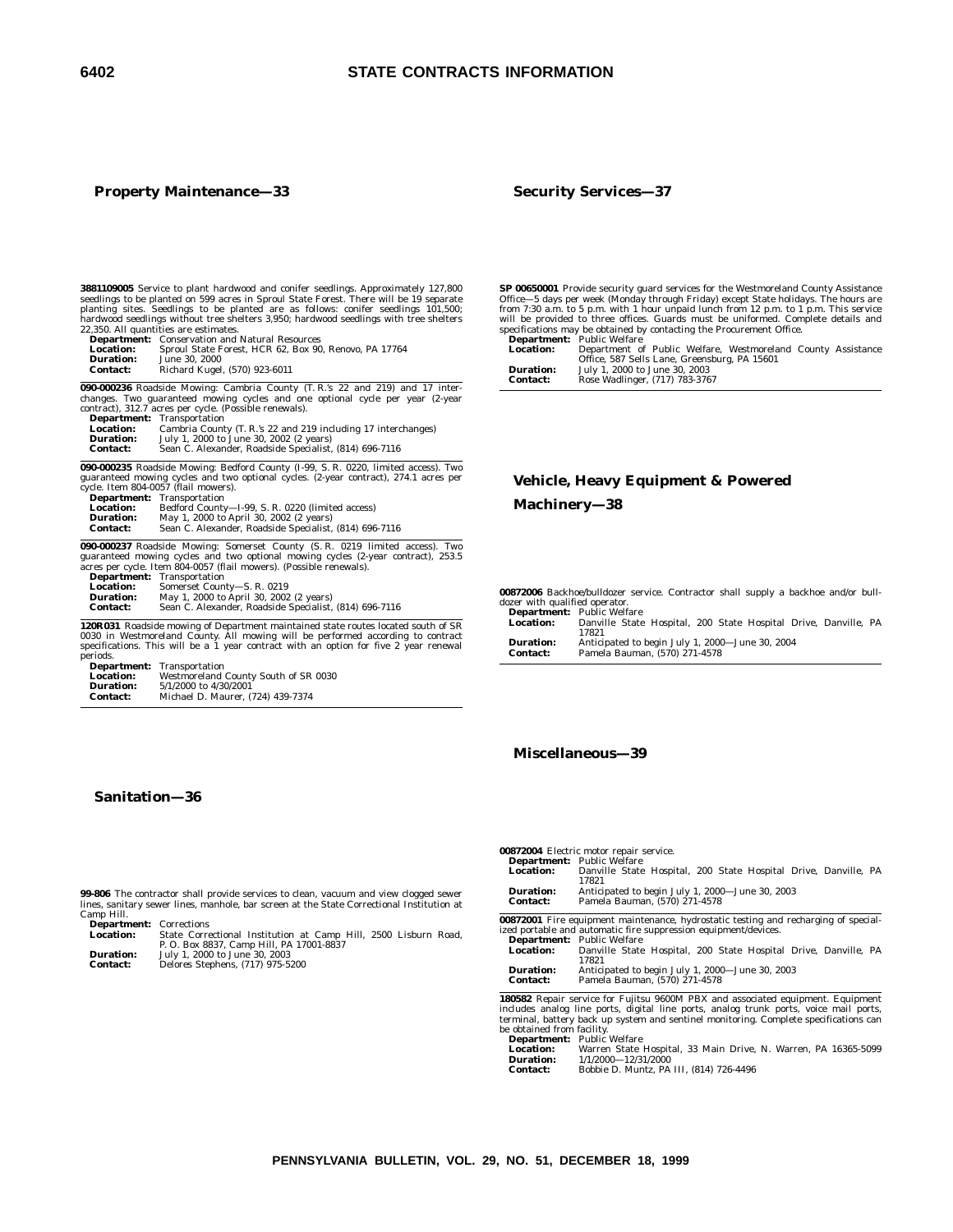## Property Maintenance—33

**3881109005** Service to plant hardwood and conifer seedlings. Approximately 127,800 seedlings to be planted on 599 acres in Sproul State Forest. There will be 19 separate planting sites. Seedlings to be planted are as follows: conifer seedlings 101,500; hardwood seedlings without tree shelters 3,950; hardwood seedlings with tree shelters 22,350. All quantities are estimates.

**Department:** Conservation and Natural Resources
**Location:** Sproul State Forest, HCR 62, Box 90, Renovo, PA 17764
**Duration:** June 30, 2000
**Contact:** Richard Kugel, (570) 923-6011

**090-000236** Roadside Mowing: Cambria County (T. R.'s 22 and 219) and 17 interchanges. Two guaranteed mowing cycles and one optional cycle per year (2-year contract), 312.7 acres per cycle. (Possible renewals).

**Department:** Transportation
**Location:** Cambria County (T. R.'s 22 and 219 including 17 interchanges)
**Duration:** July 1, 2000 to June 30, 2002 (2 years)
**Contact:** Sean C. Alexander, Roadside Specialist, (814) 696-7116

**090-000235** Roadside Mowing: Bedford County (I-99, S. R. 0220, limited access). Two guaranteed mowing cycles and two optional cycles. (2-year contract), 274.1 acres per cycle. Item 804-0057 (flail mowers).

**Department:** Transportation
**Location:** Bedford County—I-99, S. R. 0220 (limited access)
**Duration:** May 1, 2000 to April 30, 2002 (2 years)
**Contact:** Sean C. Alexander, Roadside Specialist, (814) 696-7116

**090-000237** Roadside Mowing: Somerset County (S. R. 0219 limited access). Two guaranteed mowing cycles and two optional mowing cycles (2-year contract), 253.5 acres per cycle. Item 804-0057 (flail mowers). (Possible renewals).

**Department:** Transportation
**Location:** Somerset County—S. R. 0219
**Duration:** May 1, 2000 to April 30, 2002 (2 years)
**Contact:** Sean C. Alexander, Roadside Specialist, (814) 696-7116

**120R031** Roadside mowing of Department maintained state routes located south of SR 0030 in Westmoreland County. All mowing will be performed according to contract specifications. This will be a 1 year contract with an option for five 2 year renewal periods.

**Department:** Transportation
**Location:** Westmoreland County South of SR 0030
**Duration:** 5/1/2000 to 4/30/2001
**Contact:** Michael D. Maurer, (724) 439-7374

## Sanitation—36

**99-806** The contractor shall provide services to clean, vacuum and view clogged sewer lines, sanitary sewer lines, manhole, bar screen at the State Correctional Institution at Camp Hill.

**Department:** Corrections
**Location:** State Correctional Institution at Camp Hill, 2500 Lisburn Road, P. O. Box 8837, Camp Hill, PA 17001-8837
**Duration:** July 1, 2000 to June 30, 2003
**Contact:** Delores Stephens, (717) 975-5200

## Security Services—37

**SP 00650001** Provide security guard services for the Westmoreland County Assistance Office—5 days per week (Monday through Friday) except State holidays. The hours are from 7:30 a.m. to 5 p.m. with 1 hour unpaid lunch from 12 p.m. to 1 p.m. This service will be provided to three offices. Guards must be uniformed. Complete details and specifications may be obtained by contacting the Procurement Office.

**Department:** Public Welfare
**Location:** Department of Public Welfare, Westmoreland County Assistance Office, 587 Sells Lane, Greensburg, PA 15601
**Duration:** July 1, 2000 to June 30, 2003
**Contact:** Rose Wadlinger, (717) 783-3767

## Vehicle, Heavy Equipment & Powered Machinery—38

**00872006** Backhoe/bulldozer service. Contractor shall supply a backhoe and/or bulldozer with qualified operator.

**Department:** Public Welfare
**Location:** Danville State Hospital, 200 State Hospital Drive, Danville, PA 17821
**Duration:** Anticipated to begin July 1, 2000—June 30, 2004
**Contact:** Pamela Bauman, (570) 271-4578

## Miscellaneous—39

**00872004** Electric motor repair service.

**Department:** Public Welfare
**Location:** Danville State Hospital, 200 State Hospital Drive, Danville, PA 17821
**Duration:** Anticipated to begin July 1, 2000—June 30, 2003
**Contact:** Pamela Bauman, (570) 271-4578

**00872001** Fire equipment maintenance, hydrostatic testing and recharging of specialized portable and automatic fire suppression equipment/devices.

**Department:** Public Welfare
**Location:** Danville State Hospital, 200 State Hospital Drive, Danville, PA 17821
**Duration:** Anticipated to begin July 1, 2000—June 30, 2003
**Contact:** Pamela Bauman, (570) 271-4578

**180582** Repair service for Fujitsu 9600M PBX and associated equipment. Equipment includes analog line ports, digital line ports, analog trunk ports, voice mail ports, terminal, battery back up system and sentinel monitoring. Complete specifications can be obtained from facility.

**Department:** Public Welfare
**Location:** Warren State Hospital, 33 Main Drive, N. Warren, PA 16365-5099
**Duration:** 1/1/2000—12/31/2000
**Contact:** Bobbie D. Muntz, PA III, (814) 726-4496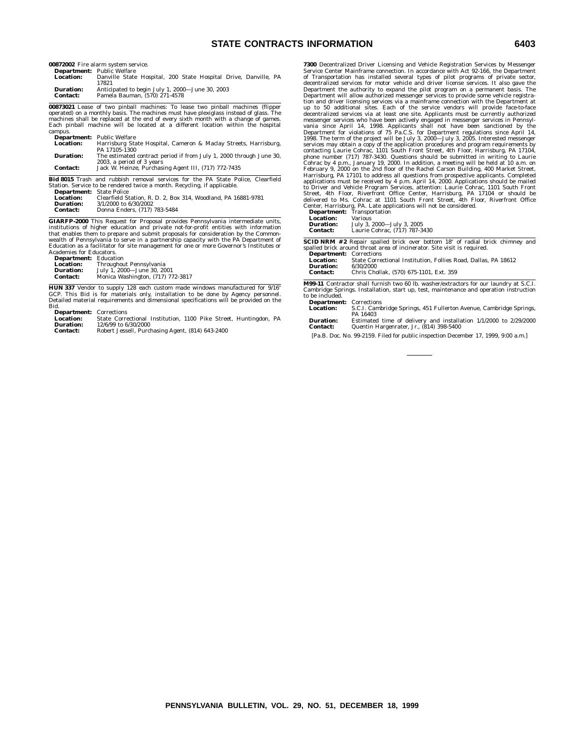**00872002** Fire alarm system service.

**Department:** Public Welfare
**Location:** Danville State Hospital, 200 State Hospital Drive, Danville, PA 17821
**Duration:** Anticipated to begin July 1, 2000—June 30, 2003
**Contact:** Pamela Bauman, (570) 271-4578

---

**00873021** Lease of two pinball machines: To lease two pinball machines (flipper operated) on a monthly basis. The machines must have plexiglass instead of glass. The machines shall be replaced at the end of every sixth month with a change of games. Each pinball machine will be located at a different location within the hospital campus.

**Department:** Public Welfare
**Location:** Harrisburg State Hospital, Cameron & Maclay Streets, Harrisburg, PA 17105-1300
**Duration:** The estimated contract period if from July 1, 2000 through June 30, 2003, a period of 3 years
**Contact:** Jack W. Heinze, Purchasing Agent III, (717) 772-7435

---

**Bid 8015** Trash and rubbish removal services for the PA State Police, Clearfield Station. Service to be rendered twice a month. Recycling, if applicable.

**Department:** State Police
**Location:** Clearfield Station, R. D. 2, Box 314, Woodland, PA 16881-9781
**Duration:** 3/1/2000 to 6/30/2002
**Contact:** Donna Enders, (717) 783-5484

---

**GIARFP-2000** This Request for Proposal provides Pennsylvania intermediate units, institutions of higher education and private not-for-profit entities with information that enables them to prepare and submit proposals for consideration by the Commonwealth of Pennsylvania to serve in a partnership capacity with the PA Department of Education as a facilitator for site management for one or more Governor's Institutes or Academies for Educators.

**Department:** Education
**Location:** Throughout Pennsylvania
**Duration:** July 1, 2000—June 30, 2001
**Contact:** Monica Washington, (717) 772-3817

---

**HUN 337** Vendor to supply 128 each custom made windows manufactured for 9/16" GCP. This Bid is for materials only, installation to be done by Agency personnel. Detailed material requirements and dimensional specifications will be provided on the Bid.

**Department:** Corrections
**Location:** State Correctional Institution, 1100 Pike Street, Huntingdon, PA
**Duration:** 12/6/99 to 6/30/2000
**Contact:** Robert Jessell, Purchasing Agent, (814) 643-2400

---

**7300** Decentralized Driver Licensing and Vehicle Registration Services by Messenger Service Center Mainframe connection. In accordance with Act 92-166, the Department of Transportation has installed several types of pilot programs of private sector, decentralized services for motor vehicle and driver license services. It also gave the Department the authority to expand the pilot program on a permanent basis. The Department will allow authorized messenger services to provide some vehicle registration and driver licensing services via a mainframe connection with the Department at up to 50 additional sites. Each of the service vendors will provide face-to-face decentralized services via at least one site. Applicants must be currently authorized messenger services who have been actively engaged in messenger services in Pennsylvania since April 14, 1998. Applicants shall not have been sanctioned by the Department for violations of 75 Pa.C.S. for Department regulations since April 14, 1998. The term of the project will be July 3, 2000—July 3, 2005. Interested messenger services may obtain a copy of the application procedures and program requirements by contacting Laurie Cohrac, 1101 South Front Street, 4th Floor, Harrisburg, PA 17104, phone number (717) 787-3430. Questions should be submitted in writing to Laurie Cohrac by 4 p.m., January 19, 2000. In addition, a meeting will be held at 10 a.m. on February 9, 2000 on the 2nd floor of the Rachel Carson Building, 400 Market Street, Harrisburg, PA 17101 to address all questions from prospective applicants. Completed applications must be received by 4 p.m. April 14, 2000. Applications should be mailed to Driver and Vehicle Program Services, attention: Laurie Cohrac, 1101 South Front Street, 4th Floor, Riverfront Office Center, Harrisburg, PA 17104 or should be delivered to Ms. Cohrac at 1101 South Front Street, 4th Floor, Riverfront Office Center, Harrisburg, PA. Late applications will not be considered.

**Department:** Transportation
**Location:** Various
**Duration:** July 3, 2000—July 3, 2005
**Contact:** Laurie Cohrac, (717) 787-3430

---

**SCID NRM #2** Repair spalled brick over bottom 18" of radial brick chimney and spalled brick around throat area of incinerator. Site visit is required.

**Department:** Corrections
**Location:** State Correctional Institution, Follies Road, Dallas, PA 18612
**Duration:** 6/30/2000
**Contact:** Chris Chollak, (570) 675-1101, Ext. 359

---

**M99-11** Contractor shall furnish two 60 lb. washer/extractors for our laundry at S.C.I. Cambridge Springs. Installation, start up, test, maintenance and operation instruction to be included.

**Department:** Corrections
**Location:** S.C.I. Cambridge Springs, 451 Fullerton Avenue, Cambridge Springs, PA 16403
**Duration:** Estimated time of delivery and installation 1/1/2000 to 2/29/2000
**Contact:** Quentin Hargenrater, Jr., (814) 398-5400

[Pa.B. Doc. No. 99-2159. Filed for public inspection December 17, 1999, 9:00 a.m.]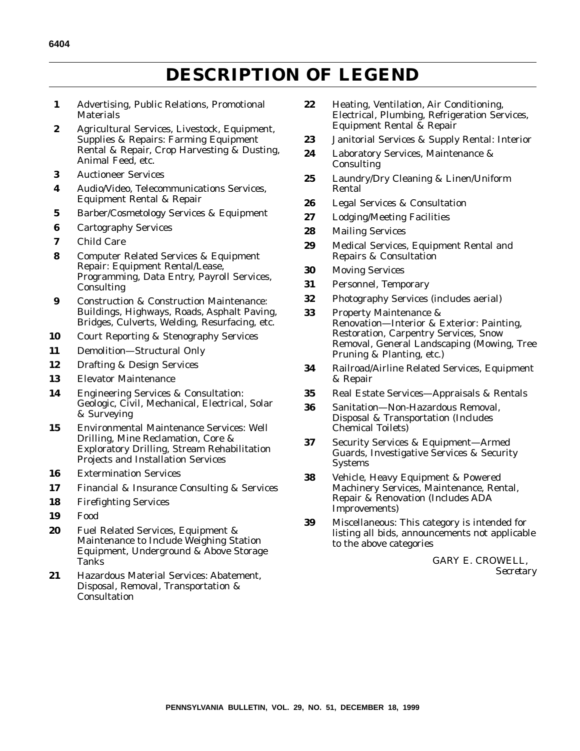# DESCRIPTION OF LEGEND

**1** Advertising, Public Relations, Promotional Materials

**2** Agricultural Services, Livestock, Equipment, Supplies & Repairs: Farming Equipment Rental & Repair, Crop Harvesting & Dusting, Animal Feed, etc.

**3** Auctioneer Services

**4** Audio/Video, Telecommunications Services, Equipment Rental & Repair

**5** Barber/Cosmetology Services & Equipment

**6** Cartography Services

**7** Child Care

**8** Computer Related Services & Equipment Repair: Equipment Rental/Lease, Programming, Data Entry, Payroll Services, Consulting

**9** Construction & Construction Maintenance: Buildings, Highways, Roads, Asphalt Paving, Bridges, Culverts, Welding, Resurfacing, etc.

**10** Court Reporting & Stenography Services

**11** Demolition—Structural Only

**12** Drafting & Design Services

**13** Elevator Maintenance

**14** Engineering Services & Consultation: Geologic, Civil, Mechanical, Electrical, Solar & Surveying

**15** Environmental Maintenance Services: Well Drilling, Mine Reclamation, Core & Exploratory Drilling, Stream Rehabilitation Projects and Installation Services

**16** Extermination Services

**17** Financial & Insurance Consulting & Services

**18** Firefighting Services

**19** Food

**20** Fuel Related Services, Equipment & Maintenance to Include Weighing Station Equipment, Underground & Above Storage Tanks

**21** Hazardous Material Services: Abatement, Disposal, Removal, Transportation & Consultation

**22** Heating, Ventilation, Air Conditioning, Electrical, Plumbing, Refrigeration Services, Equipment Rental & Repair

**23** Janitorial Services & Supply Rental: Interior

**24** Laboratory Services, Maintenance & Consulting

**25** Laundry/Dry Cleaning & Linen/Uniform Rental

**26** Legal Services & Consultation

**27** Lodging/Meeting Facilities

**28** Mailing Services

**29** Medical Services, Equipment Rental and Repairs & Consultation

**30** Moving Services

**31** Personnel, Temporary

**32** Photography Services (includes aerial)

**33** Property Maintenance & Renovation—Interior & Exterior: Painting, Restoration, Carpentry Services, Snow Removal, General Landscaping (Mowing, Tree Pruning & Planting, etc.)

**34** Railroad/Airline Related Services, Equipment & Repair

**35** Real Estate Services—Appraisals & Rentals

**36** Sanitation—Non-Hazardous Removal, Disposal & Transportation (Includes Chemical Toilets)

**37** Security Services & Equipment—Armed Guards, Investigative Services & Security Systems

**38** Vehicle, Heavy Equipment & Powered Machinery Services, Maintenance, Rental, Repair & Renovation (Includes ADA Improvements)

**39** Miscellaneous: This category is intended for listing all bids, announcements not applicable to the above categories

GARY E. CROWELL,
*Secretary*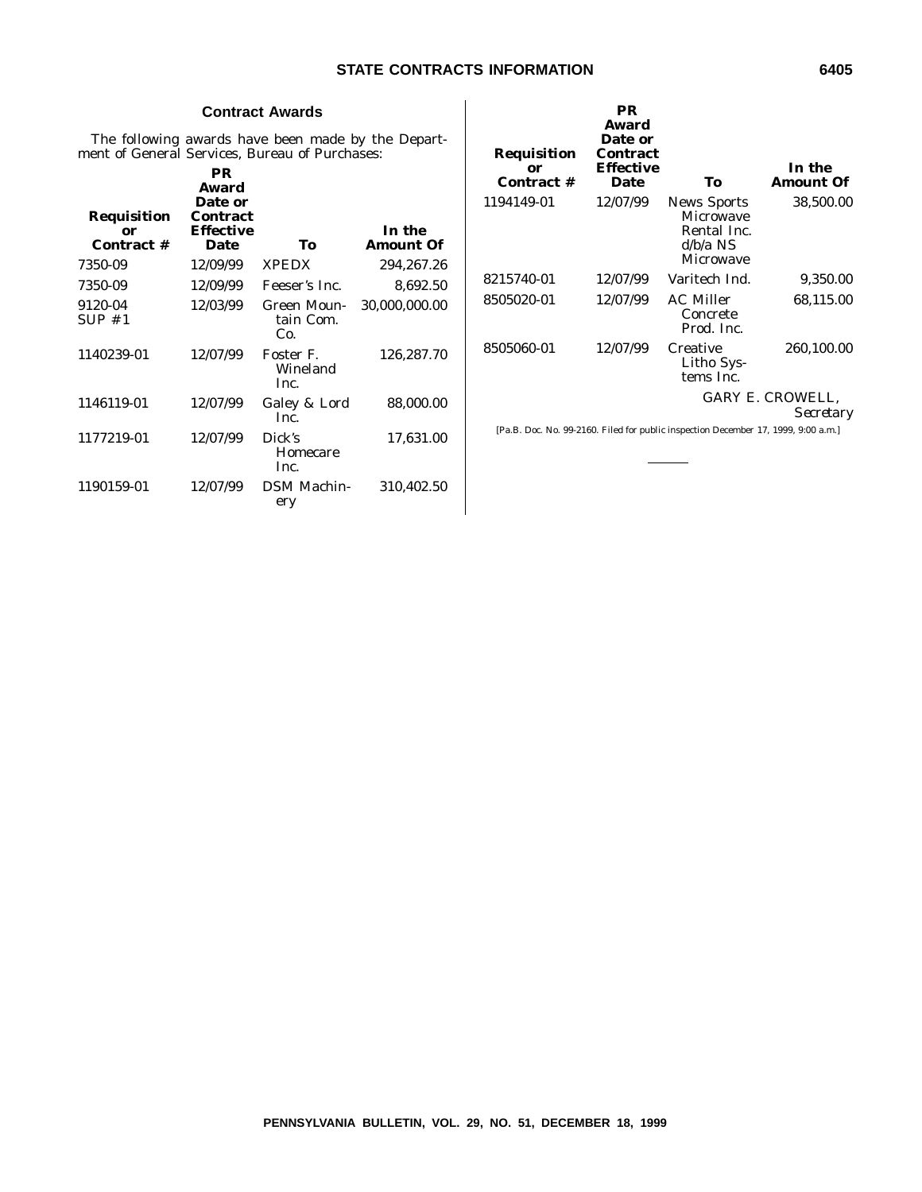## Contract Awards

The following awards have been made by the Department of General Services, Bureau of Purchases:

| Requisition or Contract # | PR Award Date or Contract Effective Date | To | In the Amount Of |
|---|---|---|---|
| 7350-09 | 12/09/99 | XPEDX | 294,267.26 |
| 7350-09 | 12/09/99 | Feeser's Inc. | 8,692.50 |
| 9120-04 SUP #1 | 12/03/99 | Green Mountain Com. Co. | 30,000,000.00 |
| 1140239-01 | 12/07/99 | Foster F. Wineland Inc. | 126,287.70 |
| 1146119-01 | 12/07/99 | Galey & Lord Inc. | 88,000.00 |
| 1177219-01 | 12/07/99 | Dick's Homecare Inc. | 17,631.00 |
| 1190159-01 | 12/07/99 | DSM Machinery | 310,402.50 |
| 1194149-01 | 12/07/99 | News Sports Microwave Rental Inc. d/b/a NS Microwave | 38,500.00 |
| 8215740-01 | 12/07/99 | Varitech Ind. | 9,350.00 |
| 8505020-01 | 12/07/99 | AC Miller Concrete Prod. Inc. | 68,115.00 |
| 8505060-01 | 12/07/99 | Creative Litho Systems Inc. | 260,100.00 |

GARY E. CROWELL,
*Secretary*

[Pa.B. Doc. No. 99-2160. Filed for public inspection December 17, 1999, 9:00 a.m.]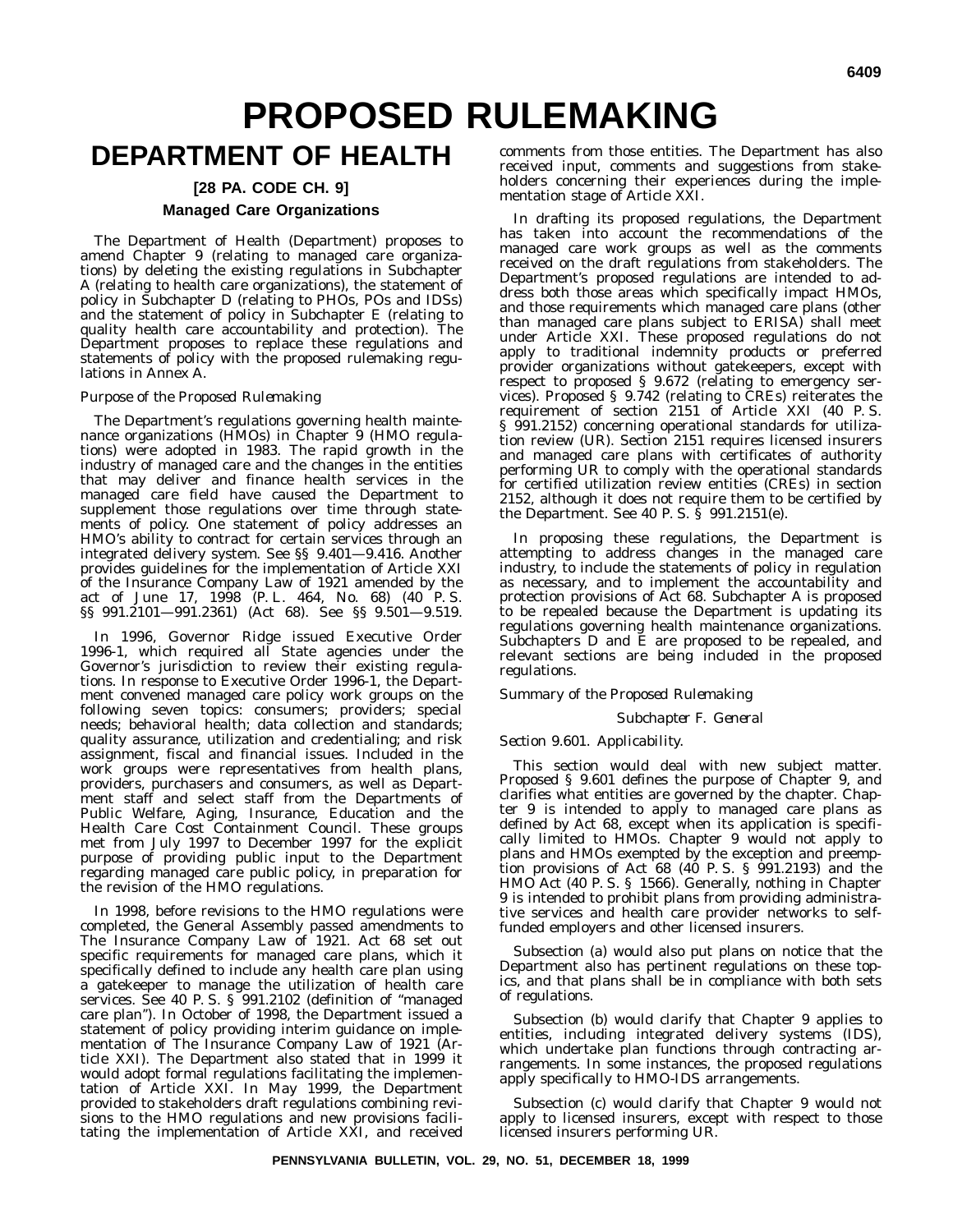# PROPOSED RULEMAKING

## DEPARTMENT OF HEALTH

### [28 PA. CODE CH. 9]

### Managed Care Organizations

The Department of Health (Department) proposes to amend Chapter 9 (relating to managed care organizations) by deleting the existing regulations in Subchapter A (relating to health care organizations), the statement of policy in Subchapter D (relating to PHOs, POs and IDSs) and the statement of policy in Subchapter E (relating to quality health care accountability and protection). The Department proposes to replace these regulations and statements of policy with the proposed rulemaking regulations in Annex A.

*Purpose of the Proposed Rulemaking*

The Department's regulations governing health maintenance organizations (HMOs) in Chapter 9 (HMO regulations) were adopted in 1983. The rapid growth in the industry of managed care and the changes in the entities that may deliver and finance health services in the managed care field have caused the Department to supplement those regulations over time through statements of policy. One statement of policy addresses an HMO's ability to contract for certain services through an integrated delivery system. See §§ 9.401—9.416. Another provides guidelines for the implementation of Article XXI of the Insurance Company Law of 1921 amended by the act of June 17, 1998 (P. L. 464, No. 68) (40 P. S. §§ 991.2101—991.2361) (Act 68). See §§ 9.501—9.519.

In 1996, Governor Ridge issued Executive Order 1996-1, which required all State agencies under the Governor's jurisdiction to review their existing regulations. In response to Executive Order 1996-1, the Department convened managed care policy work groups on the following seven topics: consumers; providers; special needs; behavioral health; data collection and standards; quality assurance, utilization and credentialing; and risk assignment, fiscal and financial issues. Included in the work groups were representatives from health plans, providers, purchasers and consumers, as well as Department staff and select staff from the Departments of Public Welfare, Aging, Insurance, Education and the Health Care Cost Containment Council. These groups met from July 1997 to December 1997 for the explicit purpose of providing public input to the Department regarding managed care public policy, in preparation for the revision of the HMO regulations.

In 1998, before revisions to the HMO regulations were completed, the General Assembly passed amendments to The Insurance Company Law of 1921. Act 68 set out specific requirements for managed care plans, which it specifically defined to include any health care plan using a gatekeeper to manage the utilization of health care services. See 40 P. S. § 991.2102 (definition of "managed care plan"). In October of 1998, the Department issued a statement of policy providing interim guidance on implementation of The Insurance Company Law of 1921 (Article XXI). The Department also stated that in 1999 it would adopt formal regulations facilitating the implementation of Article XXI. In May 1999, the Department provided to stakeholders draft regulations combining revisions to the HMO regulations and new provisions facilitating the implementation of Article XXI, and received comments from those entities. The Department has also received input, comments and suggestions from stakeholders concerning their experiences during the implementation stage of Article XXI.

In drafting its proposed regulations, the Department has taken into account the recommendations of the managed care work groups as well as the comments received on the draft regulations from stakeholders. The Department's proposed regulations are intended to address both those areas which specifically impact HMOs, and those requirements which managed care plans (other than managed care plans subject to ERISA) shall meet under Article XXI. These proposed regulations do not apply to traditional indemnity products or preferred provider organizations without gatekeepers, except with respect to proposed § 9.672 (relating to emergency services). Proposed § 9.742 (relating to CREs) reiterates the requirement of section 2151 of Article XXI (40 P. S. § 991.2152) concerning operational standards for utilization review (UR). Section 2151 requires licensed insurers and managed care plans with certificates of authority performing UR to comply with the operational standards for certified utilization review entities (CREs) in section 2152, although it does not require them to be certified by the Department. See 40 P. S. § 991.2151(e).

In proposing these regulations, the Department is attempting to address changes in the managed care industry, to include the statements of policy in regulation as necessary, and to implement the accountability and protection provisions of Act 68. Subchapter A is proposed to be repealed because the Department is updating its regulations governing health maintenance organizations. Subchapters D and E are proposed to be repealed, and relevant sections are being included in the proposed regulations.

*Summary of the Proposed Rulemaking*

*Subchapter F. General*

*Section 9.601. Applicability.*

This section would deal with new subject matter. Proposed § 9.601 defines the purpose of Chapter 9, and clarifies what entities are governed by the chapter. Chapter 9 is intended to apply to managed care plans as defined by Act 68, except when its application is specifically limited to HMOs. Chapter 9 would not apply to plans and HMOs exempted by the exception and preemption provisions of Act 68 (40 P. S. § 991.2193) and the HMO Act (40 P. S. § 1566). Generally, nothing in Chapter 9 is intended to prohibit plans from providing administrative services and health care provider networks to self-funded employers and other licensed insurers.

Subsection (a) would also put plans on notice that the Department also has pertinent regulations on these topics, and that plans shall be in compliance with both sets of regulations.

Subsection (b) would clarify that Chapter 9 applies to entities, including integrated delivery systems (IDS), which undertake plan functions through contracting arrangements. In some instances, the proposed regulations apply specifically to HMO-IDS arrangements.

Subsection (c) would clarify that Chapter 9 would not apply to licensed insurers, except with respect to those licensed insurers performing UR.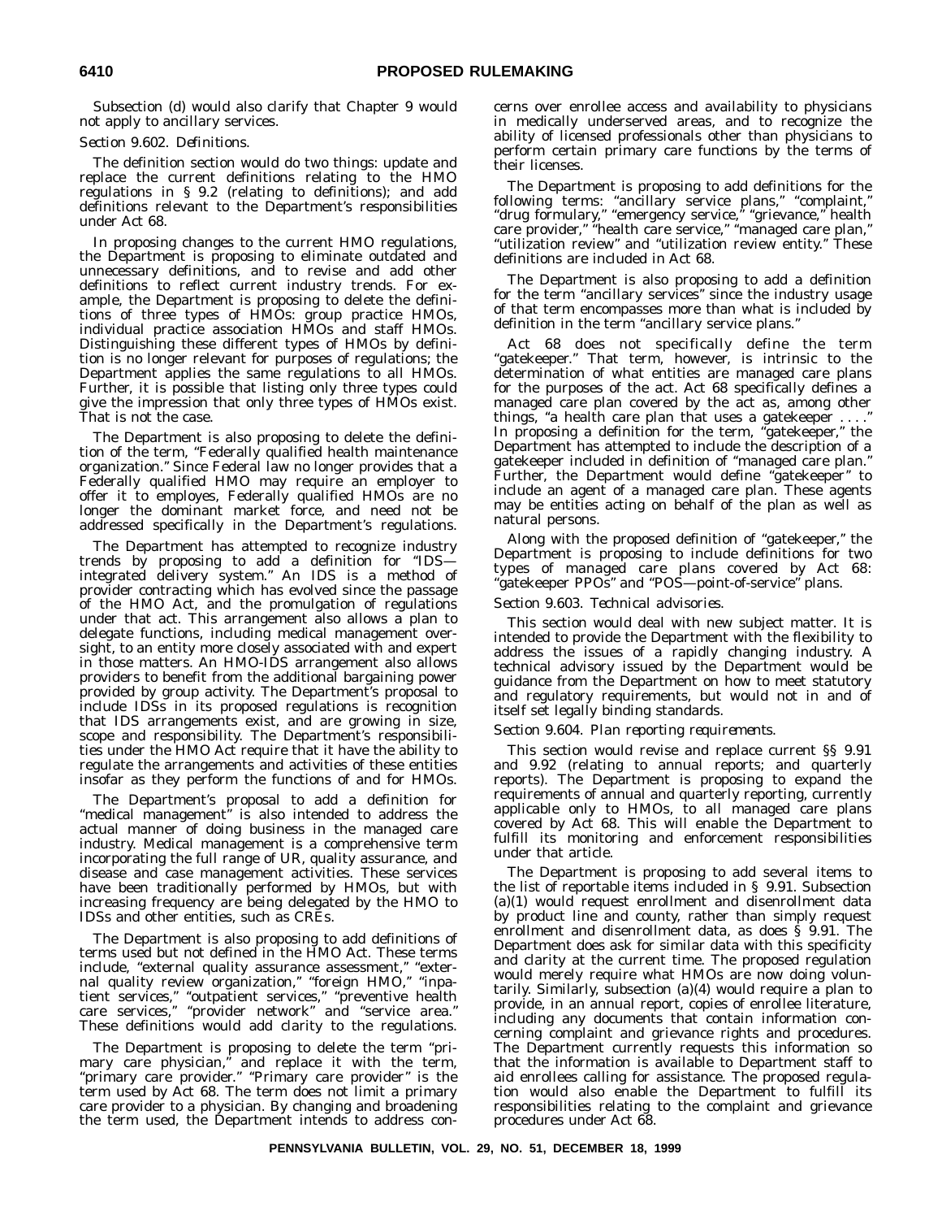Subsection (d) would also clarify that Chapter 9 would not apply to ancillary services.

*Section 9.602. Definitions.*

The definition section would do two things: update and replace the current definitions relating to the HMO regulations in § 9.2 (relating to definitions); and add definitions relevant to the Department's responsibilities under Act 68.

In proposing changes to the current HMO regulations, the Department is proposing to eliminate outdated and unnecessary definitions, and to revise and add other definitions to reflect current industry trends. For example, the Department is proposing to delete the definitions of three types of HMOs: group practice HMOs, individual practice association HMOs and staff HMOs. Distinguishing these different types of HMOs by definition is no longer relevant for purposes of regulations; the Department applies the same regulations to all HMOs. Further, it is possible that listing only three types could give the impression that only three types of HMOs exist. That is not the case.

The Department is also proposing to delete the definition of the term, "Federally qualified health maintenance organization." Since Federal law no longer provides that a Federally qualified HMO may require an employer to offer it to employes, Federally qualified HMOs are no longer the dominant market force, and need not be addressed specifically in the Department's regulations.

The Department has attempted to recognize industry trends by proposing to add a definition for "IDS—integrated delivery system." An IDS is a method of provider contracting which has evolved since the passage of the HMO Act, and the promulgation of regulations under that act. This arrangement also allows a plan to delegate functions, including medical management oversight, to an entity more closely associated with and expert in those matters. An HMO-IDS arrangement also allows providers to benefit from the additional bargaining power provided by group activity. The Department's proposal to include IDSs in its proposed regulations is recognition that IDS arrangements exist, and are growing in size, scope and responsibility. The Department's responsibilities under the HMO Act require that it have the ability to regulate the arrangements and activities of these entities insofar as they perform the functions of and for HMOs.

The Department's proposal to add a definition for "medical management" is also intended to address the actual manner of doing business in the managed care industry. Medical management is a comprehensive term incorporating the full range of UR, quality assurance, and disease and case management activities. These services have been traditionally performed by HMOs, but with increasing frequency are being delegated by the HMO to IDSs and other entities, such as CREs.

The Department is also proposing to add definitions of terms used but not defined in the HMO Act. These terms include, "external quality assurance assessment," "external quality review organization," "foreign HMO," "inpatient services," "outpatient services," "preventive health care services," "provider network" and "service area." These definitions would add clarity to the regulations.

The Department is proposing to delete the term "primary care physician," and replace it with the term, "primary care provider." "Primary care provider" is the term used by Act 68. The term does not limit a primary care provider to a physician. By changing and broadening the term used, the Department intends to address concerns over enrollee access and availability to physicians in medically underserved areas, and to recognize the ability of licensed professionals other than physicians to perform certain primary care functions by the terms of their licenses.

The Department is proposing to add definitions for the following terms: "ancillary service plans," "complaint," "drug formulary," "emergency service," "grievance," health care provider," "health care service," "managed care plan," "utilization review" and "utilization review entity." These definitions are included in Act 68.

The Department is also proposing to add a definition for the term "ancillary services" since the industry usage of that term encompasses more than what is included by definition in the term "ancillary service plans."

Act 68 does not specifically define the term "gatekeeper." That term, however, is intrinsic to the determination of what entities are managed care plans for the purposes of the act. Act 68 specifically defines a managed care plan covered by the act as, among other things, "a health care plan that uses a gatekeeper . . . ." In proposing a definition for the term, "gatekeeper," the Department has attempted to include the description of a gatekeeper included in definition of "managed care plan." Further, the Department would define "gatekeeper" to include an agent of a managed care plan. These agents may be entities acting on behalf of the plan as well as natural persons.

Along with the proposed definition of "gatekeeper," the Department is proposing to include definitions for two types of managed care plans covered by Act 68: "gatekeeper PPOs" and "POS—point-of-service" plans.

*Section 9.603. Technical advisories.*

This section would deal with new subject matter. It is intended to provide the Department with the flexibility to address the issues of a rapidly changing industry. A technical advisory issued by the Department would be guidance from the Department on how to meet statutory and regulatory requirements, but would not in and of itself set legally binding standards.

*Section 9.604. Plan reporting requirements.*

This section would revise and replace current §§ 9.91 and 9.92 (relating to annual reports; and quarterly reports). The Department is proposing to expand the requirements of annual and quarterly reporting, currently applicable only to HMOs, to all managed care plans covered by Act 68. This will enable the Department to fulfill its monitoring and enforcement responsibilities under that article.

The Department is proposing to add several items to the list of reportable items included in § 9.91. Subsection (a)(1) would request enrollment and disenrollment data by product line and county, rather than simply request enrollment and disenrollment data, as does § 9.91. The Department does ask for similar data with this specificity and clarity at the current time. The proposed regulation would merely require what HMOs are now doing voluntarily. Similarly, subsection (a)(4) would require a plan to provide, in an annual report, copies of enrollee literature, including any documents that contain information concerning complaint and grievance rights and procedures. The Department currently requests this information so that the information is available to Department staff to aid enrollees calling for assistance. The proposed regulation would also enable the Department to fulfill its responsibilities relating to the complaint and grievance procedures under Act 68.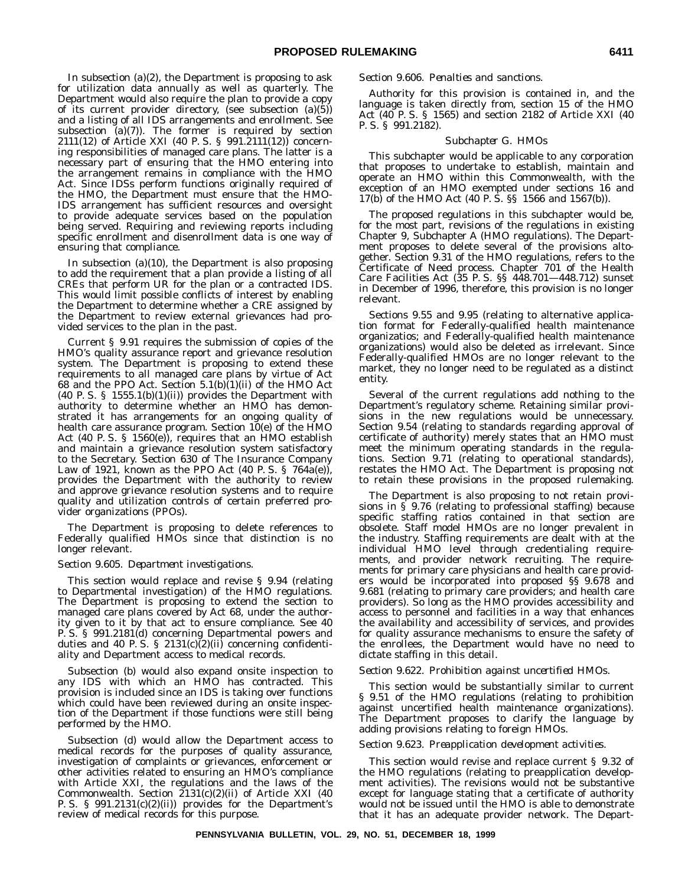In subsection (a)(2), the Department is proposing to ask for utilization data annually as well as quarterly. The Department would also require the plan to provide a copy of its current provider directory, (see subsection (a)(5)) and a listing of all IDS arrangements and enrollment. See subsection (a)(7)). The former is required by section 2111(12) of Article XXI (40 P. S. § 991.2111(12)) concerning responsibilities of managed care plans. The latter is a necessary part of ensuring that the HMO entering into the arrangement remains in compliance with the HMO Act. Since IDSs perform functions originally required of the HMO, the Department must ensure that the HMO-IDS arrangement has sufficient resources and oversight to provide adequate services based on the population being served. Requiring and reviewing reports including specific enrollment and disenrollment data is one way of ensuring that compliance.

In subsection (a)(10), the Department is also proposing to add the requirement that a plan provide a listing of all CREs that perform UR for the plan or a contracted IDS. This would limit possible conflicts of interest by enabling the Department to determine whether a CRE assigned by the Department to review external grievances had provided services to the plan in the past.

Current § 9.91 requires the submission of copies of the HMO's quality assurance report and grievance resolution system. The Department is proposing to extend these requirements to all managed care plans by virtue of Act 68 and the PPO Act. Section 5.1(b)(1)(ii) of the HMO Act (40 P. S. § 1555.1(b)(1)(ii)) provides the Department with authority to determine whether an HMO has demonstrated it has arrangements for an ongoing quality of health care assurance program. Section 10(e) of the HMO Act (40 P. S. § 1560(e)), requires that an HMO establish and maintain a grievance resolution system satisfactory to the Secretary. Section 630 of The Insurance Company Law of 1921, known as the PPO Act (40 P. S. § 764a(e)), provides the Department with the authority to review and approve grievance resolution systems and to require quality and utilization controls of certain preferred provider organizations (PPOs).

The Department is proposing to delete references to Federally qualified HMOs since that distinction is no longer relevant.

*Section 9.605. Department investigations.*

This section would replace and revise § 9.94 (relating to Departmental investigation) of the HMO regulations. The Department is proposing to extend the section to managed care plans covered by Act 68, under the authority given to it by that act to ensure compliance. See 40 P. S. § 991.2181(d) concerning Departmental powers and duties and 40 P. S. § 2131(c)(2)(ii) concerning confidentiality and Department access to medical records.

Subsection (b) would also expand onsite inspection to any IDS with which an HMO has contracted. This provision is included since an IDS is taking over functions which could have been reviewed during an onsite inspection of the Department if those functions were still being performed by the HMO.

Subsection (d) would allow the Department access to medical records for the purposes of quality assurance, investigation of complaints or grievances, enforcement or other activities related to ensuring an HMO's compliance with Article XXI, the regulations and the laws of the Commonwealth. Section 2131(c)(2)(ii) of Article XXI (40 P. S. § 991.2131(c)(2)(ii)) provides for the Department's review of medical records for this purpose.

*Section 9.606. Penalties and sanctions.*

Authority for this provision is contained in, and the language is taken directly from, section 15 of the HMO Act (40 P. S. § 1565) and section 2182 of Article XXI (40 P. S. § 991.2182).

*Subchapter G. HMOs*

This subchapter would be applicable to any corporation that proposes to undertake to establish, maintain and operate an HMO within this Commonwealth, with the exception of an HMO exempted under sections 16 and 17(b) of the HMO Act (40 P. S. §§ 1566 and 1567(b)).

The proposed regulations in this subchapter would be, for the most part, revisions of the regulations in existing Chapter 9, Subchapter A (HMO regulations). The Department proposes to delete several of the provisions altogether. Section 9.31 of the HMO regulations, refers to the Certificate of Need process. Chapter 701 of the Health Care Facilities Act (35 P. S. §§ 448.701—448.712) sunset in December of 1996, therefore, this provision is no longer relevant.

Sections 9.55 and 9.95 (relating to alternative application format for Federally-qualified health maintenance organizatios; and Federally-qualified health maintenance organizations) would also be deleted as irrelevant. Since Federally-qualified HMOs are no longer relevant to the market, they no longer need to be regulated as a distinct entity.

Several of the current regulations add nothing to the Department's regulatory scheme. Retaining similar provisions in the new regulations would be unnecessary. Section 9.54 (relating to standards regarding approval of certificate of authority) merely states that an HMO must meet the minimum operating standards in the regulations. Section 9.71 (relating to operational standards), restates the HMO Act. The Department is proposing not to retain these provisions in the proposed rulemaking.

The Department is also proposing to not retain provisions in § 9.76 (relating to professional staffing) because specific staffing ratios contained in that section are obsolete. Staff model HMOs are no longer prevalent in the industry. Staffing requirements are dealt with at the individual HMO level through credentialing requirements, and provider network recruiting. The requirements for primary care physicians and health care providers would be incorporated into proposed §§ 9.678 and 9.681 (relating to primary care providers; and health care providers). So long as the HMO provides accessibility and access to personnel and facilities in a way that enhances the availability and accessibility of services, and provides for quality assurance mechanisms to ensure the safety of the enrollees, the Department would have no need to dictate staffing in this detail.

*Section 9.622. Prohibition against uncertified HMOs.*

This section would be substantially similar to current § 9.51 of the HMO regulations (relating to prohibition against uncertified health maintenance organizations). The Department proposes to clarify the language by adding provisions relating to foreign HMOs.

*Section 9.623. Preapplication development activities.*

This section would revise and replace current § 9.32 of the HMO regulations (relating to preapplication development activities). The revisions would not be substantive except for language stating that a certificate of authority would not be issued until the HMO is able to demonstrate that it has an adequate provider network. The Depart-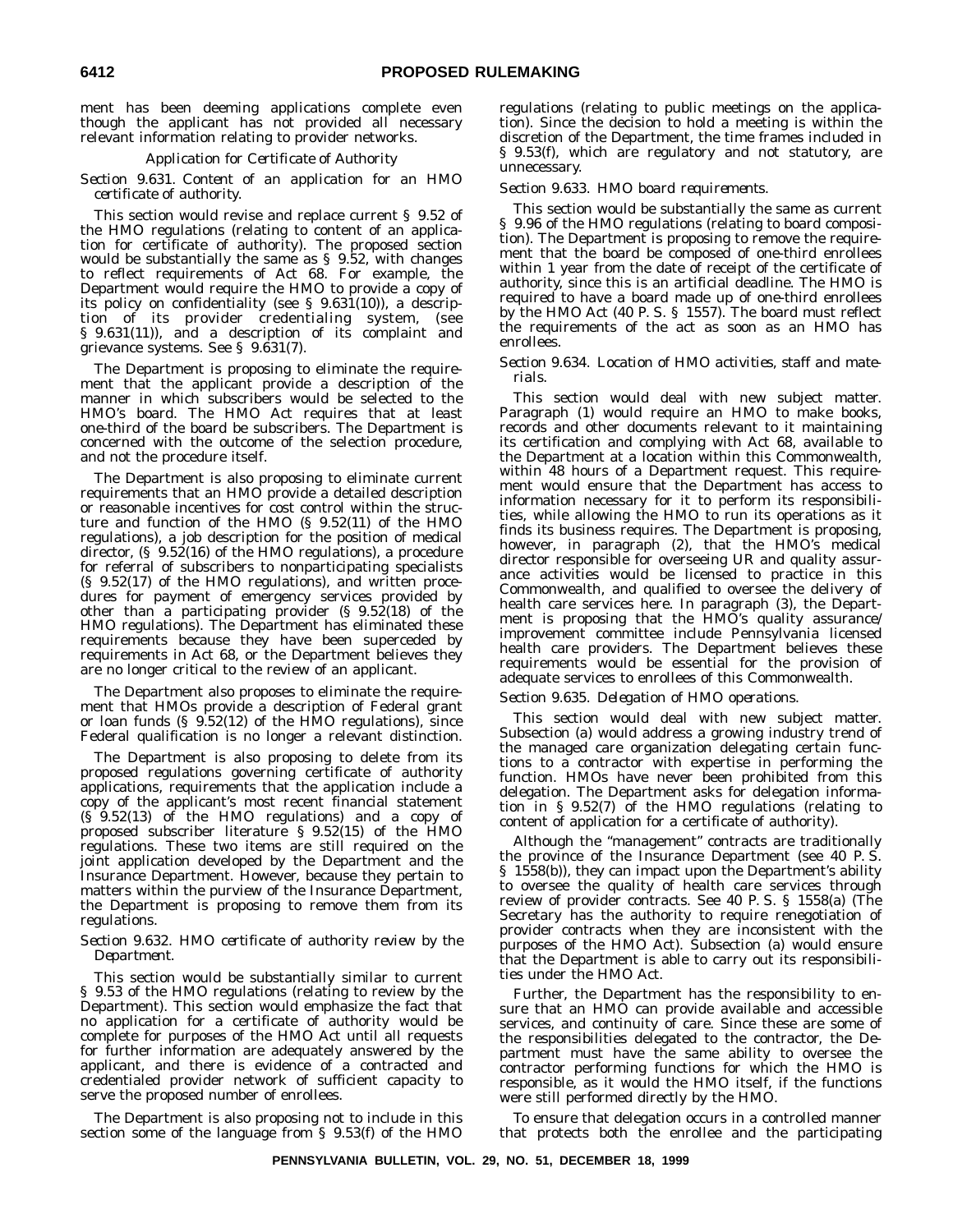ment has been deeming applications complete even though the applicant has not provided all necessary relevant information relating to provider networks.

*Application for Certificate of Authority*

*Section 9.631. Content of an application for an HMO certificate of authority.*

This section would revise and replace current § 9.52 of the HMO regulations (relating to content of an application for certificate of authority). The proposed section would be substantially the same as § 9.52, with changes to reflect requirements of Act 68. For example, the Department would require the HMO to provide a copy of its policy on confidentiality (see § 9.631(10)), a description of its provider credentialing system, (see § 9.631(11)), and a description of its complaint and grievance systems. See § 9.631(7).

The Department is proposing to eliminate the requirement that the applicant provide a description of the manner in which subscribers would be selected to the HMO's board. The HMO Act requires that at least one-third of the board be subscribers. The Department is concerned with the outcome of the selection procedure, and not the procedure itself.

The Department is also proposing to eliminate current requirements that an HMO provide a detailed description or reasonable incentives for cost control within the structure and function of the HMO (§ 9.52(11) of the HMO regulations), a job description for the position of medical director, (§ 9.52(16) of the HMO regulations), a procedure for referral of subscribers to nonparticipating specialists (§ 9.52(17) of the HMO regulations), and written procedures for payment of emergency services provided by other than a participating provider (§ 9.52(18) of the HMO regulations). The Department has eliminated these requirements because they have been superceded by requirements in Act 68, or the Department believes they are no longer critical to the review of an applicant.

The Department also proposes to eliminate the requirement that HMOs provide a description of Federal grant or loan funds (§ 9.52(12) of the HMO regulations), since Federal qualification is no longer a relevant distinction.

The Department is also proposing to delete from its proposed regulations governing certificate of authority applications, requirements that the application include a copy of the applicant's most recent financial statement (§ 9.52(13) of the HMO regulations) and a copy of proposed subscriber literature § 9.52(15) of the HMO regulations. These two items are still required on the joint application developed by the Department and the Insurance Department. However, because they pertain to matters within the purview of the Insurance Department, the Department is proposing to remove them from its regulations.

*Section 9.632. HMO certificate of authority review by the Department.*

This section would be substantially similar to current § 9.53 of the HMO regulations (relating to review by the Department). This section would emphasize the fact that no application for a certificate of authority would be complete for purposes of the HMO Act until all requests for further information are adequately answered by the applicant, and there is evidence of a contracted and credentialed provider network of sufficient capacity to serve the proposed number of enrollees.

The Department is also proposing not to include in this section some of the language from § 9.53(f) of the HMO regulations (relating to public meetings on the application). Since the decision to hold a meeting is within the discretion of the Department, the time frames included in § 9.53(f), which are regulatory and not statutory, are unnecessary.

*Section 9.633. HMO board requirements.*

This section would be substantially the same as current § 9.96 of the HMO regulations (relating to board composition). The Department is proposing to remove the requirement that the board be composed of one-third enrollees within 1 year from the date of receipt of the certificate of authority, since this is an artificial deadline. The HMO is required to have a board made up of one-third enrollees by the HMO Act (40 P. S. § 1557). The board must reflect the requirements of the act as soon as an HMO has enrollees.

*Section 9.634. Location of HMO activities, staff and materials.*

This section would deal with new subject matter. Paragraph (1) would require an HMO to make books, records and other documents relevant to it maintaining its certification and complying with Act 68, available to the Department at a location within this Commonwealth, within 48 hours of a Department request. This requirement would ensure that the Department has access to information necessary for it to perform its responsibilities, while allowing the HMO to run its operations as it finds its business requires. The Department is proposing, however, in paragraph (2), that the HMO's medical director responsible for overseeing UR and quality assurance activities would be licensed to practice in this Commonwealth, and qualified to oversee the delivery of health care services here. In paragraph (3), the Department is proposing that the HMO's quality assurance/improvement committee include Pennsylvania licensed health care providers. The Department believes these requirements would be essential for the provision of adequate services to enrollees of this Commonwealth.

*Section 9.635. Delegation of HMO operations.*

This section would deal with new subject matter. Subsection (a) would address a growing industry trend of the managed care organization delegating certain functions to a contractor with expertise in performing the function. HMOs have never been prohibited from this delegation. The Department asks for delegation information in § 9.52(7) of the HMO regulations (relating to content of application for a certificate of authority).

Although the "management" contracts are traditionally the province of the Insurance Department (see 40 P. S. § 1558(b)), they can impact upon the Department's ability to oversee the quality of health care services through review of provider contracts. See 40 P. S. § 1558(a) (The Secretary has the authority to require renegotiation of provider contracts when they are inconsistent with the purposes of the HMO Act). Subsection (a) would ensure that the Department is able to carry out its responsibilities under the HMO Act.

Further, the Department has the responsibility to ensure that an HMO can provide available and accessible services, and continuity of care. Since these are some of the responsibilities delegated to the contractor, the Department must have the same ability to oversee the contractor performing functions for which the HMO is responsible, as it would the HMO itself, if the functions were still performed directly by the HMO.

To ensure that delegation occurs in a controlled manner that protects both the enrollee and the participating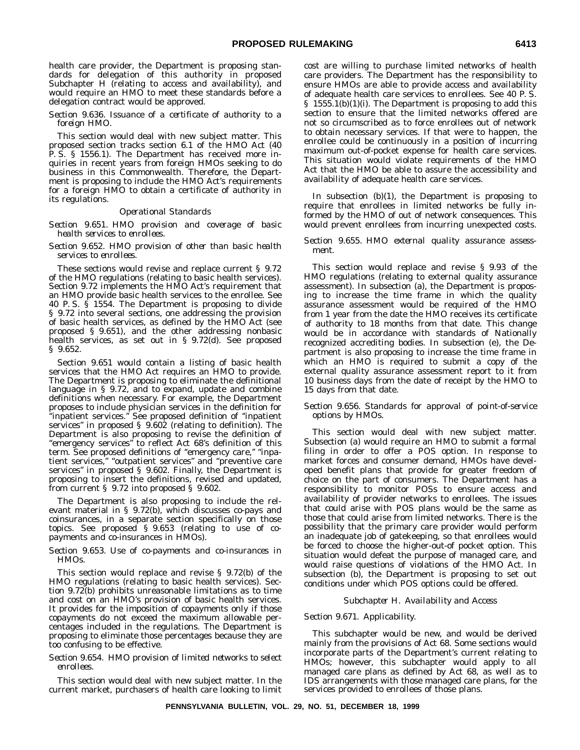health care provider, the Department is proposing standards for delegation of this authority in proposed Subchapter H (relating to access and availability), and would require an HMO to meet these standards before a delegation contract would be approved.

*Section 9.636. Issuance of a certificate of authority to a foreign HMO.*

This section would deal with new subject matter. This proposed section tracks section 6.1 of the HMO Act (40 P. S. § 1556.1). The Department has received more inquiries in recent years from foreign HMOs seeking to do business in this Commonwealth. Therefore, the Department is proposing to include the HMO Act's requirements for a foreign HMO to obtain a certificate of authority in its regulations.

*Operational Standards*

*Section 9.651. HMO provision and coverage of basic health services to enrollees.*

*Section 9.652. HMO provision of other than basic health services to enrollees.*

These sections would revise and replace current § 9.72 of the HMO regulations (relating to basic health services). Section 9.72 implements the HMO Act's requirement that an HMO provide basic health services to the enrollee. See 40 P. S. § 1554. The Department is proposing to divide § 9.72 into several sections, one addressing the provision of basic health services, as defined by the HMO Act (see proposed § 9.651), and the other addressing nonbasic health services, as set out in § 9.72(d). See proposed § 9.652.

Section 9.651 would contain a listing of basic health services that the HMO Act requires an HMO to provide. The Department is proposing to eliminate the definitional language in § 9.72, and to expand, update and combine definitions when necessary. For example, the Department proposes to include physician services in the definition for "inpatient services." See proposed definition of "inpatient services" in proposed § 9.602 (relating to definition). The Department is also proposing to revise the definition of "emergency services" to reflect Act 68's definition of this term. See proposed definitions of "emergency care," "inpatient services," "outpatient services" and "preventive care services" in proposed § 9.602. Finally, the Department is proposing to insert the definitions, revised and updated, from current § 9.72 into proposed § 9.602.

The Department is also proposing to include the relevant material in § 9.72(b), which discusses co-pays and coinsurances, in a separate section specifically on those topics. See proposed § 9.653 (relating to use of copayments and co-insurances in HMOs).

*Section 9.653. Use of co-payments and co-insurances in HMOs.*

This section would replace and revise § 9.72(b) of the HMO regulations (relating to basic health services). Section 9.72(b) prohibits unreasonable limitations as to time and cost on an HMO's provision of basic health services. It provides for the imposition of copayments only if those copayments do not exceed the maximum allowable percentages included in the regulations. The Department is proposing to eliminate those percentages because they are too confusing to be effective.

*Section 9.654. HMO provision of limited networks to select enrollees.*

This section would deal with new subject matter. In the current market, purchasers of health care looking to limit cost are willing to purchase limited networks of health care providers. The Department has the responsibility to ensure HMOs are able to provide access and availability of adequate health care services to enrollees. See 40 P. S. § 1555.1(b)(1)(i). The Department is proposing to add this section to ensure that the limited networks offered are not so circumscribed as to force enrollees out of network to obtain necessary services. If that were to happen, the enrollee could be continuously in a position of incurring maximum out-of-pocket expense for health care services. This situation would violate requirements of the HMO Act that the HMO be able to assure the accessibility and availability of adequate health care services.

In subsection (b)(1), the Department is proposing to require that enrollees in limited networks be fully informed by the HMO of out of network consequences. This would prevent enrollees from incurring unexpected costs.

*Section 9.655. HMO external quality assurance assessment.*

This section would replace and revise § 9.93 of the HMO regulations (relating to external quality assurance assessment). In subsection (a), the Department is proposing to increase the time frame in which the quality assurance assessment would be required of the HMO from 1 year from the date the HMO receives its certificate of authority to 18 months from that date. This change would be in accordance with standards of Nationally recognized accrediting bodies. In subsection (e), the Department is also proposing to increase the time frame in which an HMO is required to submit a copy of the external quality assurance assessment report to it from 10 business days from the date of receipt by the HMO to 15 days from that date.

*Section 9.656. Standards for approval of point-of-service options by HMOs.*

This section would deal with new subject matter. Subsection (a) would require an HMO to submit a formal filing in order to offer a POS option. In response to market forces and consumer demand, HMOs have developed benefit plans that provide for greater freedom of choice on the part of consumers. The Department has a responsibility to monitor POSs to ensure access and availability of provider networks to enrollees. The issues that could arise with POS plans would be the same as those that could arise from limited networks. There is the possibility that the primary care provider would perform an inadequate job of gatekeeping, so that enrollees would be forced to choose the higher-out-of pocket option. This situation would defeat the purpose of managed care, and would raise questions of violations of the HMO Act. In subsection (b), the Department is proposing to set out conditions under which POS options could be offered.

*Subchapter H. Availability and Access*

*Section 9.671. Applicability.*

This subchapter would be new, and would be derived mainly from the provisions of Act 68. Some sections would incorporate parts of the Department's current relating to HMOs; however, this subchapter would apply to all managed care plans as defined by Act 68, as well as to IDS arrangements with those managed care plans, for the services provided to enrollees of those plans.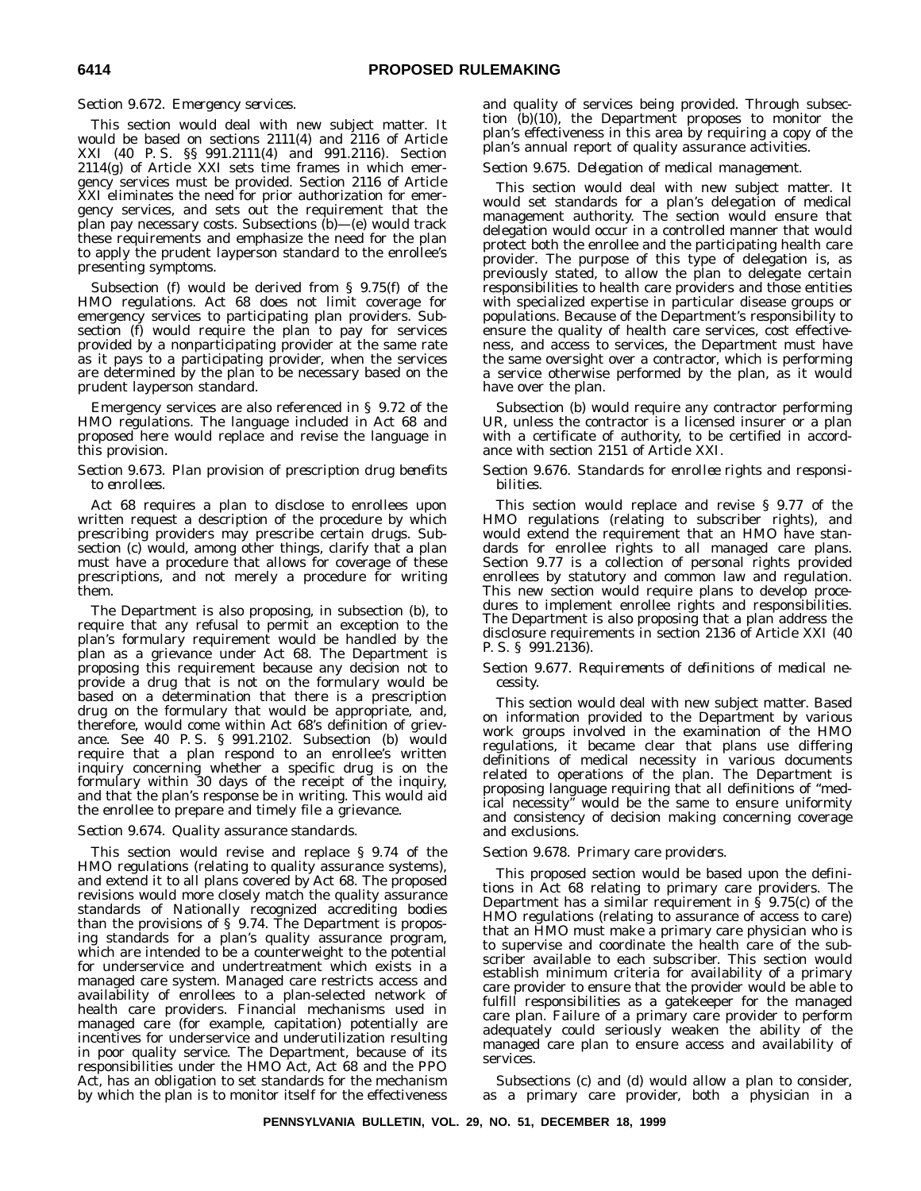*Section 9.672. Emergency services.*

This section would deal with new subject matter. It would be based on sections 2111(4) and 2116 of Article XXI (40 P. S. §§ 991.2111(4) and 991.2116). Section 2114(g) of Article XXI sets time frames in which emergency services must be provided. Section 2116 of Article XXI eliminates the need for prior authorization for emergency services, and sets out the requirement that the plan pay necessary costs. Subsections (b)—(e) would track these requirements and emphasize the need for the plan to apply the prudent layperson standard to the enrollee's presenting symptoms.

Subsection (f) would be derived from § 9.75(f) of the HMO regulations. Act 68 does not limit coverage for emergency services to participating plan providers. Subsection (f) would require the plan to pay for services provided by a nonparticipating provider at the same rate as it pays to a participating provider, when the services are determined by the plan to be necessary based on the prudent layperson standard.

Emergency services are also referenced in § 9.72 of the HMO regulations. The language included in Act 68 and proposed here would replace and revise the language in this provision.

*Section 9.673. Plan provision of prescription drug benefits to enrollees.*

Act 68 requires a plan to disclose to enrollees upon written request a description of the procedure by which prescribing providers may prescribe certain drugs. Subsection (c) would, among other things, clarify that a plan must have a procedure that allows for coverage of these prescriptions, and not merely a procedure for writing them.

The Department is also proposing, in subsection (b), to require that any refusal to permit an exception to the plan's formulary requirement would be handled by the plan as a grievance under Act 68. The Department is proposing this requirement because any decision not to provide a drug that is not on the formulary would be based on a determination that there is a prescription drug on the formulary that would be appropriate, and, therefore, would come within Act 68's definition of grievance. See 40 P. S. § 991.2102. Subsection (b) would require that a plan respond to an enrollee's written inquiry concerning whether a specific drug is on the formulary within 30 days of the receipt of the inquiry, and that the plan's response be in writing. This would aid the enrollee to prepare and timely file a grievance.

*Section 9.674. Quality assurance standards.*

This section would revise and replace § 9.74 of the HMO regulations (relating to quality assurance systems), and extend it to all plans covered by Act 68. The proposed revisions would more closely match the quality assurance standards of Nationally recognized accrediting bodies than the provisions of § 9.74. The Department is proposing standards for a plan's quality assurance program, which are intended to be a counterweight to the potential for underservice and undertreatment which exists in a managed care system. Managed care restricts access and availability of enrollees to a plan-selected network of health care providers. Financial mechanisms used in managed care (for example, capitation) potentially are incentives for underservice and underutilization resulting in poor quality service. The Department, because of its responsibilities under the HMO Act, Act 68 and the PPO Act, has an obligation to set standards for the mechanism by which the plan is to monitor itself for the effectiveness and quality of services being provided. Through subsection (b)(10), the Department proposes to monitor the plan's effectiveness in this area by requiring a copy of the plan's annual report of quality assurance activities.

*Section 9.675. Delegation of medical management.*

This section would deal with new subject matter. It would set standards for a plan's delegation of medical management authority. The section would ensure that delegation would occur in a controlled manner that would protect both the enrollee and the participating health care provider. The purpose of this type of delegation is, as previously stated, to allow the plan to delegate certain responsibilities to health care providers and those entities with specialized expertise in particular disease groups or populations. Because of the Department's responsibility to ensure the quality of health care services, cost effectiveness, and access to services, the Department must have the same oversight over a contractor, which is performing a service otherwise performed by the plan, as it would have over the plan.

Subsection (b) would require any contractor performing UR, unless the contractor is a licensed insurer or a plan with a certificate of authority, to be certified in accordance with section 2151 of Article XXI.

*Section 9.676. Standards for enrollee rights and responsibilities.*

This section would replace and revise § 9.77 of the HMO regulations (relating to subscriber rights), and would extend the requirement that an HMO have standards for enrollee rights to all managed care plans. Section 9.77 is a collection of personal rights provided enrollees by statutory and common law and regulation. This new section would require plans to develop procedures to implement enrollee rights and responsibilities. The Department is also proposing that a plan address the disclosure requirements in section 2136 of Article XXI (40 P. S. § 991.2136).

*Section 9.677. Requirements of definitions of medical necessity.*

This section would deal with new subject matter. Based on information provided to the Department by various work groups involved in the examination of the HMO regulations, it became clear that plans use differing definitions of medical necessity in various documents related to operations of the plan. The Department is proposing language requiring that all definitions of "medical necessity" would be the same to ensure uniformity and consistency of decision making concerning coverage and exclusions.

*Section 9.678. Primary care providers.*

This proposed section would be based upon the definitions in Act 68 relating to primary care providers. The Department has a similar requirement in § 9.75(c) of the HMO regulations (relating to assurance of access to care) that an HMO must make a primary care physician who is to supervise and coordinate the health care of the subscriber available to each subscriber. This section would establish minimum criteria for availability of a primary care provider to ensure that the provider would be able to fulfill responsibilities as a gatekeeper for the managed care plan. Failure of a primary care provider to perform adequately could seriously weaken the ability of the managed care plan to ensure access and availability of services.

Subsections (c) and (d) would allow a plan to consider, as a primary care provider, both a physician in a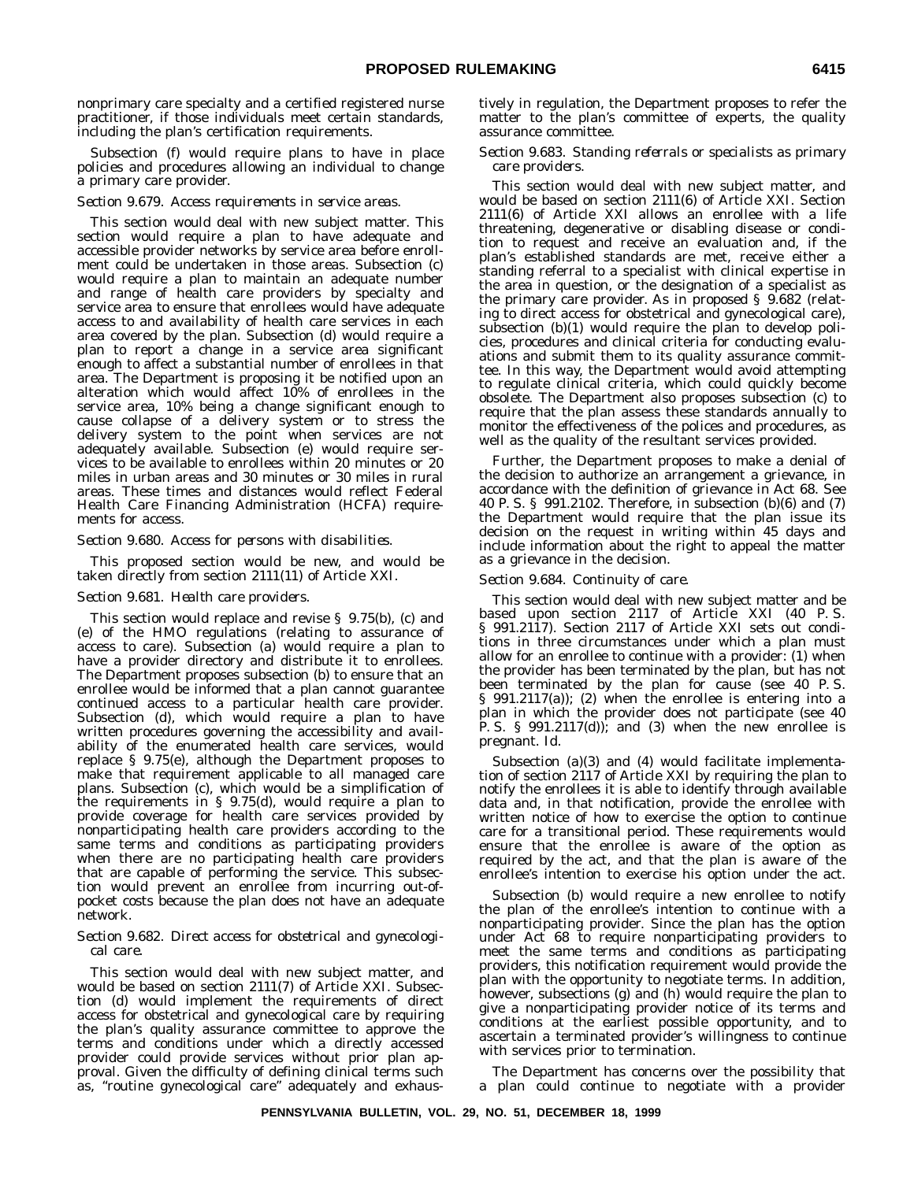nonprimary care specialty and a certified registered nurse practitioner, if those individuals meet certain standards, including the plan's certification requirements.

Subsection (f) would require plans to have in place policies and procedures allowing an individual to change a primary care provider.

*Section 9.679. Access requirements in service areas.*

This section would deal with new subject matter. This section would require a plan to have adequate and accessible provider networks by service area before enrollment could be undertaken in those areas. Subsection (c) would require a plan to maintain an adequate number and range of health care providers by specialty and service area to ensure that enrollees would have adequate access to and availability of health care services in each area covered by the plan. Subsection (d) would require a plan to report a change in a service area significant enough to affect a substantial number of enrollees in that area. The Department is proposing it be notified upon an alteration which would affect 10% of enrollees in the service area, 10% being a change significant enough to cause collapse of a delivery system or to stress the delivery system to the point when services are not adequately available. Subsection (e) would require services to be available to enrollees within 20 minutes or 20 miles in urban areas and 30 minutes or 30 miles in rural areas. These times and distances would reflect Federal Health Care Financing Administration (HCFA) requirements for access.

*Section 9.680. Access for persons with disabilities.*

This proposed section would be new, and would be taken directly from section 2111(11) of Article XXI.

*Section 9.681. Health care providers.*

This section would replace and revise § 9.75(b), (c) and (e) of the HMO regulations (relating to assurance of access to care). Subsection (a) would require a plan to have a provider directory and distribute it to enrollees. The Department proposes subsection (b) to ensure that an enrollee would be informed that a plan cannot guarantee continued access to a particular health care provider. Subsection (d), which would require a plan to have written procedures governing the accessibility and availability of the enumerated health care services, would replace § 9.75(e), although the Department proposes to make that requirement applicable to all managed care plans. Subsection (c), which would be a simplification of the requirements in § 9.75(d), would require a plan to provide coverage for health care services provided by nonparticipating health care providers according to the same terms and conditions as participating providers when there are no participating health care providers that are capable of performing the service. This subsection would prevent an enrollee from incurring out-of-pocket costs because the plan does not have an adequate network.

*Section 9.682. Direct access for obstetrical and gynecological care.*

This section would deal with new subject matter, and would be based on section 2111(7) of Article XXI. Subsection (d) would implement the requirements of direct access for obstetrical and gynecological care by requiring the plan's quality assurance committee to approve the terms and conditions under which a directly accessed provider could provide services without prior plan approval. Given the difficulty of defining clinical terms such as, "routine gynecological care" adequately and exhaustively in regulation, the Department proposes to refer the matter to the plan's committee of experts, the quality assurance committee.

*Section 9.683. Standing referrals or specialists as primary care providers.*

This section would deal with new subject matter, and would be based on section 2111(6) of Article XXI. Section 2111(6) of Article XXI allows an enrollee with a life threatening, degenerative or disabling disease or condition to request and receive an evaluation and, if the plan's established standards are met, receive either a standing referral to a specialist with clinical expertise in the area in question, or the designation of a specialist as the primary care provider. As in proposed § 9.682 (relating to direct access for obstetrical and gynecological care), subsection (b)(1) would require the plan to develop policies, procedures and clinical criteria for conducting evaluations and submit them to its quality assurance committee. In this way, the Department would avoid attempting to regulate clinical criteria, which could quickly become obsolete. The Department also proposes subsection (c) to require that the plan assess these standards annually to monitor the effectiveness of the polices and procedures, as well as the quality of the resultant services provided.

Further, the Department proposes to make a denial of the decision to authorize an arrangement a grievance, in accordance with the definition of grievance in Act 68. See 40 P. S. § 991.2102. Therefore, in subsection (b)(6) and (7) the Department would require that the plan issue its decision on the request in writing within 45 days and include information about the right to appeal the matter as a grievance in the decision.

*Section 9.684. Continuity of care.*

This section would deal with new subject matter and be based upon section 2117 of Article XXI (40 P. S. § 991.2117). Section 2117 of Article XXI sets out conditions in three circumstances under which a plan must allow for an enrollee to continue with a provider: (1) when the provider has been terminated by the plan, but has not been terminated by the plan for cause (see 40 P. S. § 991.2117(a)); (2) when the enrollee is entering into a plan in which the provider does not participate (see 40 P. S. § 991.2117(d)); and (3) when the new enrollee is pregnant. *Id.*

Subsection (a)(3) and (4) would facilitate implementation of section 2117 of Article XXI by requiring the plan to notify the enrollees it is able to identify through available data and, in that notification, provide the enrollee with written notice of how to exercise the option to continue care for a transitional period. These requirements would ensure that the enrollee is aware of the option as required by the act, and that the plan is aware of the enrollee's intention to exercise his option under the act.

Subsection (b) would require a new enrollee to notify the plan of the enrollee's intention to continue with a nonparticipating provider. Since the plan has the option under Act 68 to require nonparticipating providers to meet the same terms and conditions as participating providers, this notification requirement would provide the plan with the opportunity to negotiate terms. In addition, however, subsections (g) and (h) would require the plan to give a nonparticipating provider notice of its terms and conditions at the earliest possible opportunity, and to ascertain a terminated provider's willingness to continue with services prior to termination.

The Department has concerns over the possibility that a plan could continue to negotiate with a provider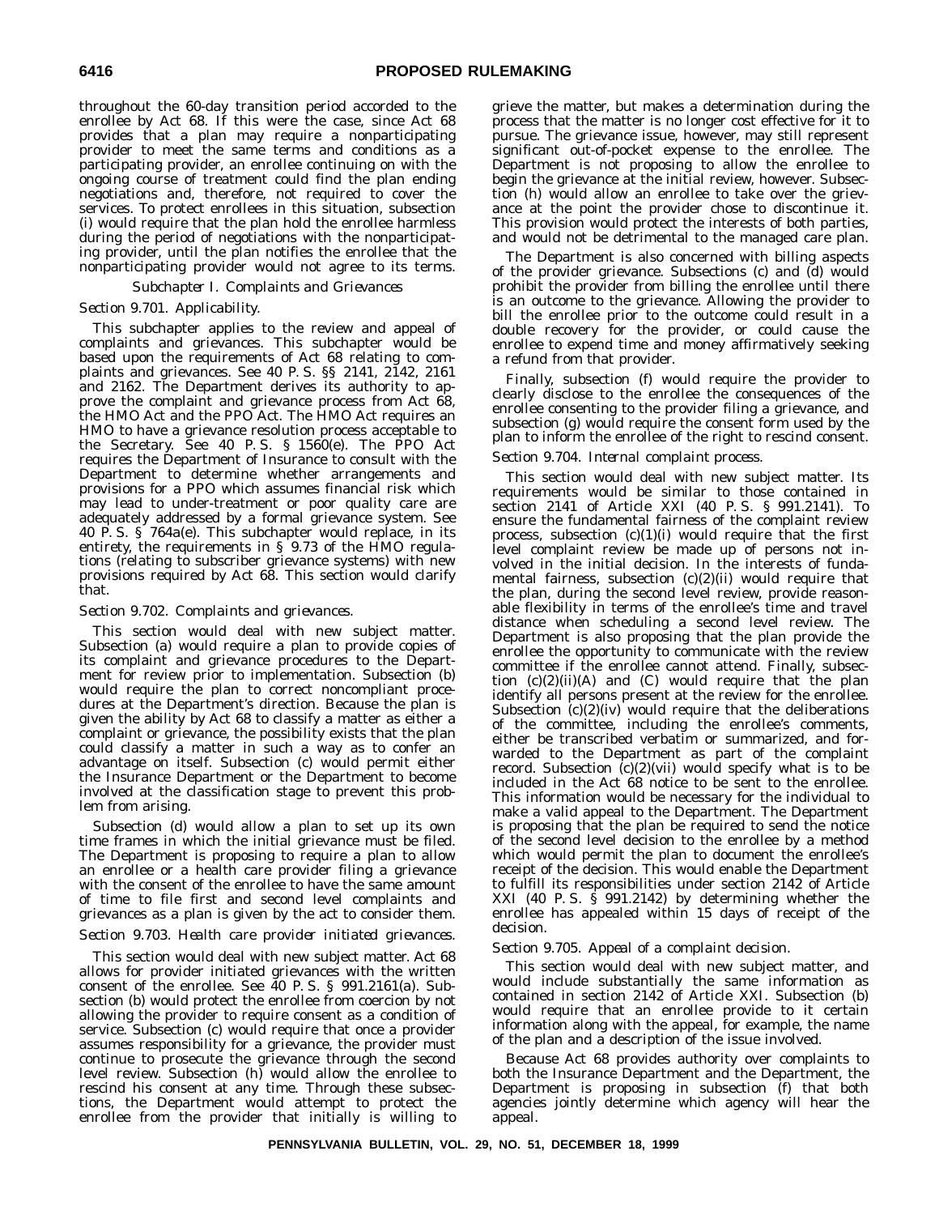throughout the 60-day transition period accorded to the enrollee by Act 68. If this were the case, since Act 68 provides that a plan may require a nonparticipating provider to meet the same terms and conditions as a participating provider, an enrollee continuing on with the ongoing course of treatment could find the plan ending negotiations and, therefore, not required to cover the services. To protect enrollees in this situation, subsection (i) would require that the plan hold the enrollee harmless during the period of negotiations with the nonparticipating provider, until the plan notifies the enrollee that the nonparticipating provider would not agree to its terms.

### *Subchapter I. Complaints and Grievances*

*Section 9.701. Applicability.*

This subchapter applies to the review and appeal of complaints and grievances. This subchapter would be based upon the requirements of Act 68 relating to complaints and grievances. See 40 P. S. §§ 2141, 2142, 2161 and 2162. The Department derives its authority to approve the complaint and grievance process from Act 68, the HMO Act and the PPO Act. The HMO Act requires an HMO to have a grievance resolution process acceptable to the Secretary. See 40 P. S. § 1560(e). The PPO Act requires the Department of Insurance to consult with the Department to determine whether arrangements and provisions for a PPO which assumes financial risk which may lead to under-treatment or poor quality care are adequately addressed by a formal grievance system. See 40 P. S. § 764a(e). This subchapter would replace, in its entirety, the requirements in § 9.73 of the HMO regulations (relating to subscriber grievance systems) with new provisions required by Act 68. This section would clarify that.

*Section 9.702. Complaints and grievances.*

This section would deal with new subject matter. Subsection (a) would require a plan to provide copies of its complaint and grievance procedures to the Department for review prior to implementation. Subsection (b) would require the plan to correct noncompliant procedures at the Department's direction. Because the plan is given the ability by Act 68 to classify a matter as either a complaint or grievance, the possibility exists that the plan could classify a matter in such a way as to confer an advantage on itself. Subsection (c) would permit either the Insurance Department or the Department to become involved at the classification stage to prevent this problem from arising.

Subsection (d) would allow a plan to set up its own time frames in which the initial grievance must be filed. The Department is proposing to require a plan to allow an enrollee or a health care provider filing a grievance with the consent of the enrollee to have the same amount of time to file first and second level complaints and grievances as a plan is given by the act to consider them.

*Section 9.703. Health care provider initiated grievances.*

This section would deal with new subject matter. Act 68 allows for provider initiated grievances with the written consent of the enrollee. See 40 P. S. § 991.2161(a). Subsection (b) would protect the enrollee from coercion by not allowing the provider to require consent as a condition of service. Subsection (c) would require that once a provider assumes responsibility for a grievance, the provider must continue to prosecute the grievance through the second level review. Subsection (h) would allow the enrollee to rescind his consent at any time. Through these subsections, the Department would attempt to protect the enrollee from the provider that initially is willing to grieve the matter, but makes a determination during the process that the matter is no longer cost effective for it to pursue. The grievance issue, however, may still represent significant out-of-pocket expense to the enrollee. The Department is not proposing to allow the enrollee to begin the grievance at the initial review, however. Subsection (h) would allow an enrollee to take over the grievance at the point the provider chose to discontinue it. This provision would protect the interests of both parties, and would not be detrimental to the managed care plan.

The Department is also concerned with billing aspects of the provider grievance. Subsections (c) and (d) would prohibit the provider from billing the enrollee until there is an outcome to the grievance. Allowing the provider to bill the enrollee prior to the outcome could result in a double recovery for the provider, or could cause the enrollee to expend time and money affirmatively seeking a refund from that provider.

Finally, subsection (f) would require the provider to clearly disclose to the enrollee the consequences of the enrollee consenting to the provider filing a grievance, and subsection (g) would require the consent form used by the plan to inform the enrollee of the right to rescind consent.

*Section 9.704. Internal complaint process.*

This section would deal with new subject matter. Its requirements would be similar to those contained in section 2141 of Article XXI (40 P. S. § 991.2141). To ensure the fundamental fairness of the complaint review process, subsection (c)(1)(i) would require that the first level complaint review be made up of persons not involved in the initial decision. In the interests of fundamental fairness, subsection (c)(2)(ii) would require that the plan, during the second level review, provide reasonable flexibility in terms of the enrollee's time and travel distance when scheduling a second level review. The Department is also proposing that the plan provide the enrollee the opportunity to communicate with the review committee if the enrollee cannot attend. Finally, subsection (c)(2)(ii)(A) and (C) would require that the plan identify all persons present at the review for the enrollee. Subsection (c)(2)(iv) would require that the deliberations of the committee, including the enrollee's comments, either be transcribed verbatim or summarized, and forwarded to the Department as part of the complaint record. Subsection (c)(2)(vii) would specify what is to be included in the Act 68 notice to be sent to the enrollee. This information would be necessary for the individual to make a valid appeal to the Department. The Department is proposing that the plan be required to send the notice of the second level decision to the enrollee by a method which would permit the plan to document the enrollee's receipt of the decision. This would enable the Department to fulfill its responsibilities under section 2142 of Article XXI (40 P. S. § 991.2142) by determining whether the enrollee has appealed within 15 days of receipt of the decision.

*Section 9.705. Appeal of a complaint decision.*

This section would deal with new subject matter, and would include substantially the same information as contained in section 2142 of Article XXI. Subsection (b) would require that an enrollee provide to it certain information along with the appeal, for example, the name of the plan and a description of the issue involved.

Because Act 68 provides authority over complaints to both the Insurance Department and the Department, the Department is proposing in subsection (f) that both agencies jointly determine which agency will hear the appeal.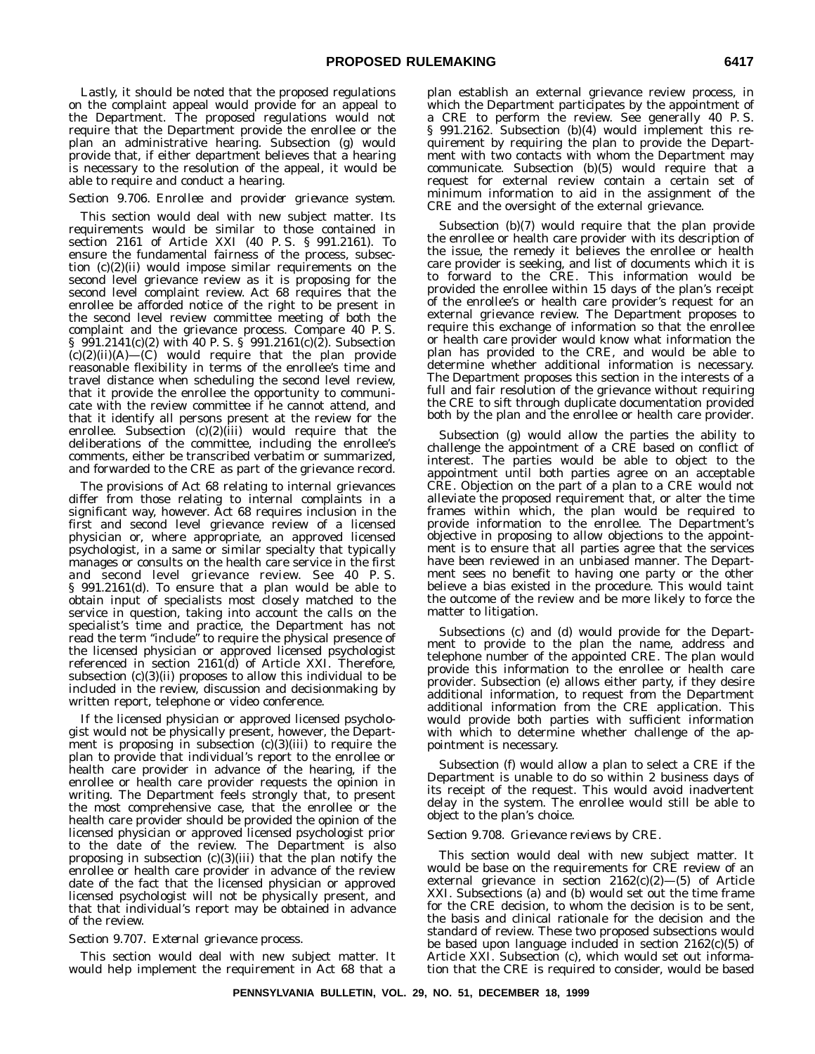Lastly, it should be noted that the proposed regulations on the complaint appeal would provide for an appeal to the Department. The proposed regulations would not require that the Department provide the enrollee or the plan an administrative hearing. Subsection (g) would provide that, if either department believes that a hearing is necessary to the resolution of the appeal, it would be able to require and conduct a hearing.

*Section 9.706. Enrollee and provider grievance system.*

This section would deal with new subject matter. Its requirements would be similar to those contained in section 2161 of Article XXI (40 P. S. § 991.2161). To ensure the fundamental fairness of the process, subsection (c)(2)(ii) would impose similar requirements on the second level grievance review as it is proposing for the second level complaint review. Act 68 requires that the enrollee be afforded notice of the right to be present in the second level review committee meeting of both the complaint and the grievance process. Compare 40 P. S. § 991.2141(c)(2) with 40 P. S. § 991.2161(c)(2). Subsection (c)(2)(ii)(A)—(C) would require that the plan provide reasonable flexibility in terms of the enrollee's time and travel distance when scheduling the second level review, that it provide the enrollee the opportunity to communicate with the review committee if he cannot attend, and that it identify all persons present at the review for the enrollee. Subsection (c)(2)(iii) would require that the deliberations of the committee, including the enrollee's comments, either be transcribed verbatim or summarized, and forwarded to the CRE as part of the grievance record.

The provisions of Act 68 relating to internal grievances differ from those relating to internal complaints in a significant way, however. Act 68 requires inclusion in the first and second level grievance review of a licensed physician or, where appropriate, an approved licensed psychologist, in a same or similar specialty that typically manages or consults on the health care service in the first and second level grievance review. See 40 P. S. § 991.2161(d). To ensure that a plan would be able to obtain input of specialists most closely matched to the service in question, taking into account the calls on the specialist's time and practice, the Department has not read the term "include" to require the physical presence of the licensed physician or approved licensed psychologist referenced in section 2161(d) of Article XXI. Therefore, subsection (c)(3)(ii) proposes to allow this individual to be included in the review, discussion and decisionmaking by written report, telephone or video conference.

If the licensed physician or approved licensed psychologist would not be physically present, however, the Department is proposing in subsection (c)(3)(iii) to require the plan to provide that individual's report to the enrollee or health care provider in advance of the hearing, if the enrollee or health care provider requests the opinion in writing. The Department feels strongly that, to present the most comprehensive case, that the enrollee or the health care provider should be provided the opinion of the licensed physician or approved licensed psychologist prior to the date of the review. The Department is also proposing in subsection (c)(3)(iii) that the plan notify the enrollee or health care provider in advance of the review date of the fact that the licensed physician or approved licensed psychologist will not be physically present, and that that individual's report may be obtained in advance of the review.

*Section 9.707. External grievance process.*

This section would deal with new subject matter. It would help implement the requirement in Act 68 that a plan establish an external grievance review process, in which the Department participates by the appointment of a CRE to perform the review. See generally 40 P. S. § 991.2162. Subsection (b)(4) would implement this requirement by requiring the plan to provide the Department with two contacts with whom the Department may communicate. Subsection (b)(5) would require that a request for external review contain a certain set of minimum information to aid in the assignment of the CRE and the oversight of the external grievance.

Subsection (b)(7) would require that the plan provide the enrollee or health care provider with its description of the issue, the remedy it believes the enrollee or health care provider is seeking, and list of documents which it is to forward to the CRE. This information would be provided the enrollee within 15 days of the plan's receipt of the enrollee's or health care provider's request for an external grievance review. The Department proposes to require this exchange of information so that the enrollee or health care provider would know what information the plan has provided to the CRE, and would be able to determine whether additional information is necessary. The Department proposes this section in the interests of a full and fair resolution of the grievance without requiring the CRE to sift through duplicate documentation provided both by the plan and the enrollee or health care provider.

Subsection (g) would allow the parties the ability to challenge the appointment of a CRE based on conflict of interest. The parties would be able to object to the appointment until both parties agree on an acceptable CRE. Objection on the part of a plan to a CRE would not alleviate the proposed requirement that, or alter the time frames within which, the plan would be required to provide information to the enrollee. The Department's objective in proposing to allow objections to the appointment is to ensure that all parties agree that the services have been reviewed in an unbiased manner. The Department sees no benefit to having one party or the other believe a bias existed in the procedure. This would taint the outcome of the review and be more likely to force the matter to litigation.

Subsections (c) and (d) would provide for the Department to provide to the plan the name, address and telephone number of the appointed CRE. The plan would provide this information to the enrollee or health care provider. Subsection (e) allows either party, if they desire additional information, to request from the Department additional information from the CRE application. This would provide both parties with sufficient information with which to determine whether challenge of the appointment is necessary.

Subsection (f) would allow a plan to select a CRE if the Department is unable to do so within 2 business days of its receipt of the request. This would avoid inadvertent delay in the system. The enrollee would still be able to object to the plan's choice.

*Section 9.708. Grievance reviews by CRE.*

This section would deal with new subject matter. It would be base on the requirements for CRE review of an external grievance in section 2162(c)(2)—(5) of Article XXI. Subsections (a) and (b) would set out the time frame for the CRE decision, to whom the decision is to be sent, the basis and clinical rationale for the decision and the standard of review. These two proposed subsections would be based upon language included in section 2162(c)(5) of Article XXI. Subsection (c), which would set out information that the CRE is required to consider, would be based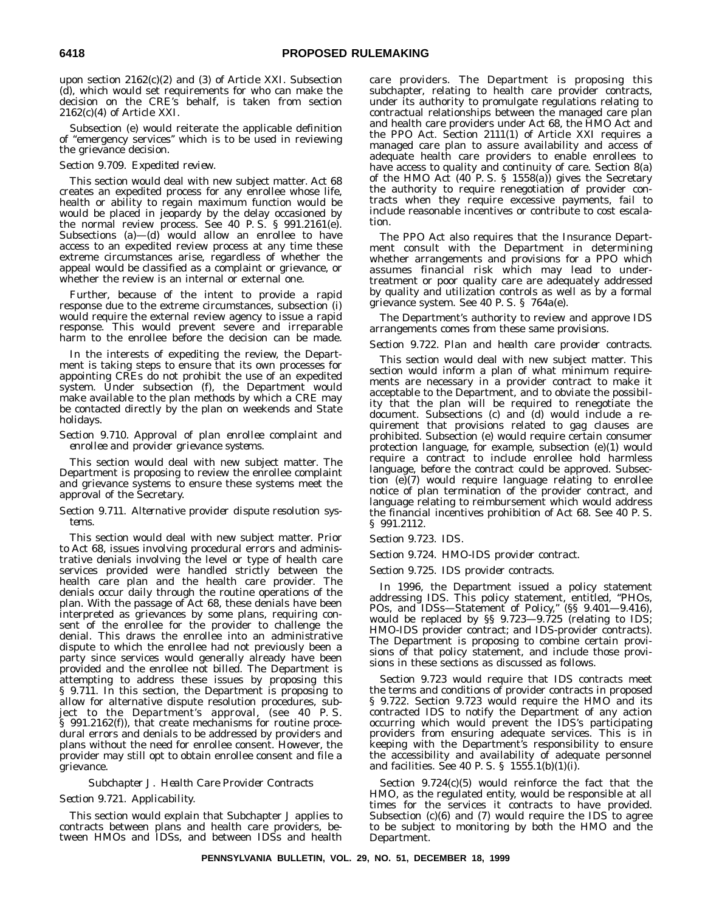upon section 2162(c)(2) and (3) of Article XXI. Subsection (d), which would set requirements for who can make the decision on the CRE's behalf, is taken from section 2162(c)(4) of Article XXI.

Subsection (e) would reiterate the applicable definition of ''emergency services'' which is to be used in reviewing the grievance decision.

*Section 9.709. Expedited review.*

This section would deal with new subject matter. Act 68 creates an expedited process for any enrollee whose life, health or ability to regain maximum function would be would be placed in jeopardy by the delay occasioned by the normal review process. See 40 P. S. § 991.2161(e). Subsections (a)—(d) would allow an enrollee to have access to an expedited review process at any time these extreme circumstances arise, regardless of whether the appeal would be classified as a complaint or grievance, or whether the review is an internal or external one.

Further, because of the intent to provide a rapid response due to the extreme circumstances, subsection (i) would require the external review agency to issue a rapid response. This would prevent severe and irreparable harm to the enrollee before the decision can be made.

In the interests of expediting the review, the Department is taking steps to ensure that its own processes for appointing CREs do not prohibit the use of an expedited system. Under subsection (f), the Department would make available to the plan methods by which a CRE may be contacted directly by the plan on weekends and State holidays.

*Section 9.710. Approval of plan enrollee complaint and enrollee and provider grievance systems.*

This section would deal with new subject matter. The Department is proposing to review the enrollee complaint and grievance systems to ensure these systems meet the approval of the Secretary.

*Section 9.711. Alternative provider dispute resolution systems.*

This section would deal with new subject matter. Prior to Act 68, issues involving procedural errors and administrative denials involving the level or type of health care services provided were handled strictly between the health care plan and the health care provider. The denials occur daily through the routine operations of the plan. With the passage of Act 68, these denials have been interpreted as grievances by some plans, requiring consent of the enrollee for the provider to challenge the denial. This draws the enrollee into an administrative dispute to which the enrollee had not previously been a party since services would generally already have been provided and the enrollee not billed. The Department is attempting to address these issues by proposing this § 9.711. In this section, the Department is proposing to allow for alternative dispute resolution procedures, subject to the Department's approval, (see 40 P. S. § 991.2162(f)), that create mechanisms for routine procedural errors and denials to be addressed by providers and plans without the need for enrollee consent. However, the provider may still opt to obtain enrollee consent and file a grievance.

*Subchapter J. Health Care Provider Contracts*

*Section 9.721. Applicability.*

This section would explain that Subchapter J applies to contracts between plans and health care providers, between HMOs and IDSs, and between IDSs and health care providers. The Department is proposing this subchapter, relating to health care provider contracts, under its authority to promulgate regulations relating to contractual relationships between the managed care plan and health care providers under Act 68, the HMO Act and the PPO Act. Section 2111(1) of Article XXI requires a managed care plan to assure availability and access of adequate health care providers to enable enrollees to have access to quality and continuity of care. Section 8(a) of the HMO Act (40 P. S. § 1558(a)) gives the Secretary the authority to require renegotiation of provider contracts when they require excessive payments, fail to include reasonable incentives or contribute to cost escalation.

The PPO Act also requires that the Insurance Department consult with the Department in determining whether arrangements and provisions for a PPO which assumes financial risk which may lead to undertreatment or poor quality care are adequately addressed by quality and utilization controls as well as by a formal grievance system. See 40 P. S. § 764a(e).

The Department's authority to review and approve IDS arrangements comes from these same provisions.

*Section 9.722. Plan and health care provider contracts.*

This section would deal with new subject matter. This section would inform a plan of what minimum requirements are necessary in a provider contract to make it acceptable to the Department, and to obviate the possibility that the plan will be required to renegotiate the document. Subsections (c) and (d) would include a requirement that provisions related to gag clauses are prohibited. Subsection (e) would require certain consumer protection language, for example, subsection (e)(1) would require a contract to include enrollee hold harmless language, before the contract could be approved. Subsection (e)(7) would require language relating to enrollee notice of plan termination of the provider contract, and language relating to reimbursement which would address the financial incentives prohibition of Act 68. See 40 P. S. § 991.2112.

*Section 9.723. IDS.*

*Section 9.724. HMO-IDS provider contract.*

*Section 9.725. IDS provider contracts.*

In 1996, the Department issued a policy statement addressing IDS. This policy statement, entitled, ''PHOs, POs, and IDSs—Statement of Policy,'' (§§ 9.401—9.416), would be replaced by §§ 9.723—9.725 (relating to IDS; HMO-IDS provider contract; and IDS-provider contracts). The Department is proposing to combine certain provisions of that policy statement, and include those provisions in these sections as discussed as follows.

Section 9.723 would require that IDS contracts meet the terms and conditions of provider contracts in proposed § 9.722. Section 9.723 would require the HMO and its contracted IDS to notify the Department of any action occurring which would prevent the IDS's participating providers from ensuring adequate services. This is in keeping with the Department's responsibility to ensure the accessibility and availability of adequate personnel and facilities. See 40 P. S. § 1555.1(b)(1)(i).

Section 9.724(c)(5) would reinforce the fact that the HMO, as the regulated entity, would be responsible at all times for the services it contracts to have provided. Subsection (c)(6) and (7) would require the IDS to agree to be subject to monitoring by both the HMO and the Department.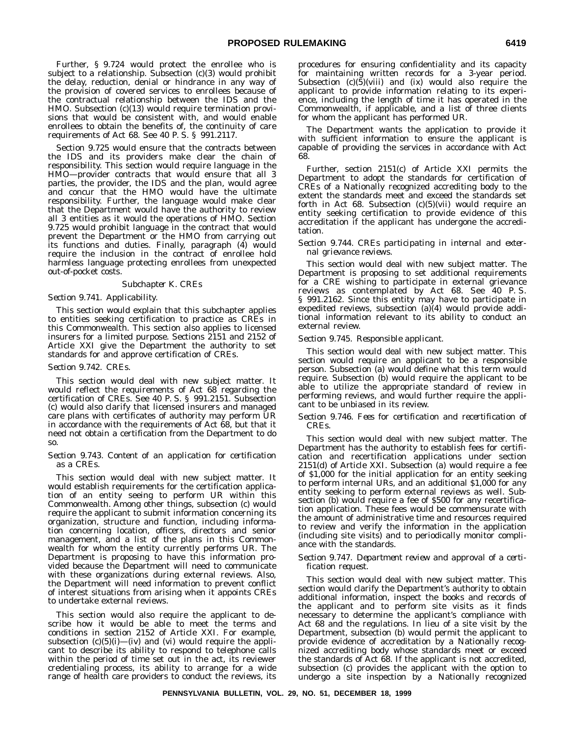Further, § 9.724 would protect the enrollee who is subject to a relationship. Subsection (c)(3) would prohibit the delay, reduction, denial or hindrance in any way of the provision of covered services to enrollees because of the contractual relationship between the IDS and the HMO. Subsection (c)(13) would require termination provisions that would be consistent with, and would enable enrollees to obtain the benefits of, the continuity of care requirements of Act 68. See 40 P. S. § 991.2117.

Section 9.725 would ensure that the contracts between the IDS and its providers make clear the chain of responsibility. This section would require language in the HMO—provider contracts that would ensure that all 3 parties, the provider, the IDS and the plan, would agree and concur that the HMO would have the ultimate responsibility. Further, the language would make clear that the Department would have the authority to review all 3 entities as it would the operations of HMO. Section 9.725 would prohibit language in the contract that would prevent the Department or the HMO from carrying out its functions and duties. Finally, paragraph (4) would require the inclusion in the contract of enrollee hold harmless language protecting enrollees from unexpected out-of-pocket costs.

*Subchapter K. CREs*

*Section 9.741. Applicability.*

This section would explain that this subchapter applies to entities seeking certification to practice as CREs in this Commonwealth. This section also applies to licensed insurers for a limited purpose. Sections 2151 and 2152 of Article XXI give the Department the authority to set standards for and approve certification of CREs.

*Section 9.742. CREs.*

This section would deal with new subject matter. It would reflect the requirements of Act 68 regarding the certification of CREs. See 40 P. S. § 991.2151. Subsection (c) would also clarify that licensed insurers and managed care plans with certificates of authority may perform UR in accordance with the requirements of Act 68, but that it need not obtain a certification from the Department to do so.

*Section 9.743. Content of an application for certification as a CREs.*

This section would deal with new subject matter. It would establish requirements for the certification application of an entity seeing to perform UR within this Commonwealth. Among other things, subsection (c) would require the applicant to submit information concerning its organization, structure and function, including information concerning location, officers, directors and senior management, and a list of the plans in this Commonwealth for whom the entity currently performs UR. The Department is proposing to have this information provided because the Department will need to communicate with these organizations during external reviews. Also, the Department will need information to prevent conflict of interest situations from arising when it appoints CREs to undertake external reviews.

This section would also require the applicant to describe how it would be able to meet the terms and conditions in section 2152 of Article XXI. For example, subsection (c)(5)(i)—(iv) and (vi) would require the applicant to describe its ability to respond to telephone calls within the period of time set out in the act, its reviewer credentialing process, its ability to arrange for a wide range of health care providers to conduct the reviews, its procedures for ensuring confidentiality and its capacity for maintaining written records for a 3-year period. Subsection (c)(5)(viii) and (ix) would also require the applicant to provide information relating to its experience, including the length of time it has operated in the Commonwealth, if applicable, and a list of three clients for whom the applicant has performed UR.

The Department wants the application to provide it with sufficient information to ensure the applicant is capable of providing the services in accordance with Act 68.

Further, section 2151(c) of Article XXI permits the Department to adopt the standards for certification of CREs of a Nationally recognized accrediting body to the extent the standards meet and exceed the standards set forth in Act 68. Subsection (c)(5)(vii) would require an entity seeking certification to provide evidence of this accreditation if the applicant has undergone the accreditation.

*Section 9.744. CREs participating in internal and external grievance reviews.*

This section would deal with new subject matter. The Department is proposing to set additional requirements for a CRE wishing to participate in external grievance reviews as contemplated by Act 68. See 40 P. S. § 991.2162. Since this entity may have to participate in expedited reviews, subsection (a)(4) would provide additional information relevant to its ability to conduct an external review.

*Section 9.745. Responsible applicant.*

This section would deal with new subject matter. This section would require an applicant to be a responsible person. Subsection (a) would define what this term would require. Subsection (b) would require the applicant to be able to utilize the appropriate standard of review in performing reviews, and would further require the applicant to be unbiased in its review.

*Section 9.746. Fees for certification and recertification of CREs.*

This section would deal with new subject matter. The Department has the authority to establish fees for certification and recertification applications under section 2151(d) of Article XXI. Subsection (a) would require a fee of $1,000 for the initial application for an entity seeking to perform internal URs, and an additional $1,000 for any entity seeking to perform external reviews as well. Subsection (b) would require a fee of $500 for any recertification application. These fees would be commensurate with the amount of administrative time and resources required to review and verify the information in the application (including site visits) and to periodically monitor compliance with the standards.

*Section 9.747. Department review and approval of a certification request.*

This section would deal with new subject matter. This section would clarify the Department's authority to obtain additional information, inspect the books and records of the applicant and to perform site visits as it finds necessary to determine the applicant's compliance with Act 68 and the regulations. In lieu of a site visit by the Department, subsection (b) would permit the applicant to provide evidence of accreditation by a Nationally recognized accrediting body whose standards meet or exceed the standards of Act 68. If the applicant is not accredited, subsection (c) provides the applicant with the option to undergo a site inspection by a Nationally recognized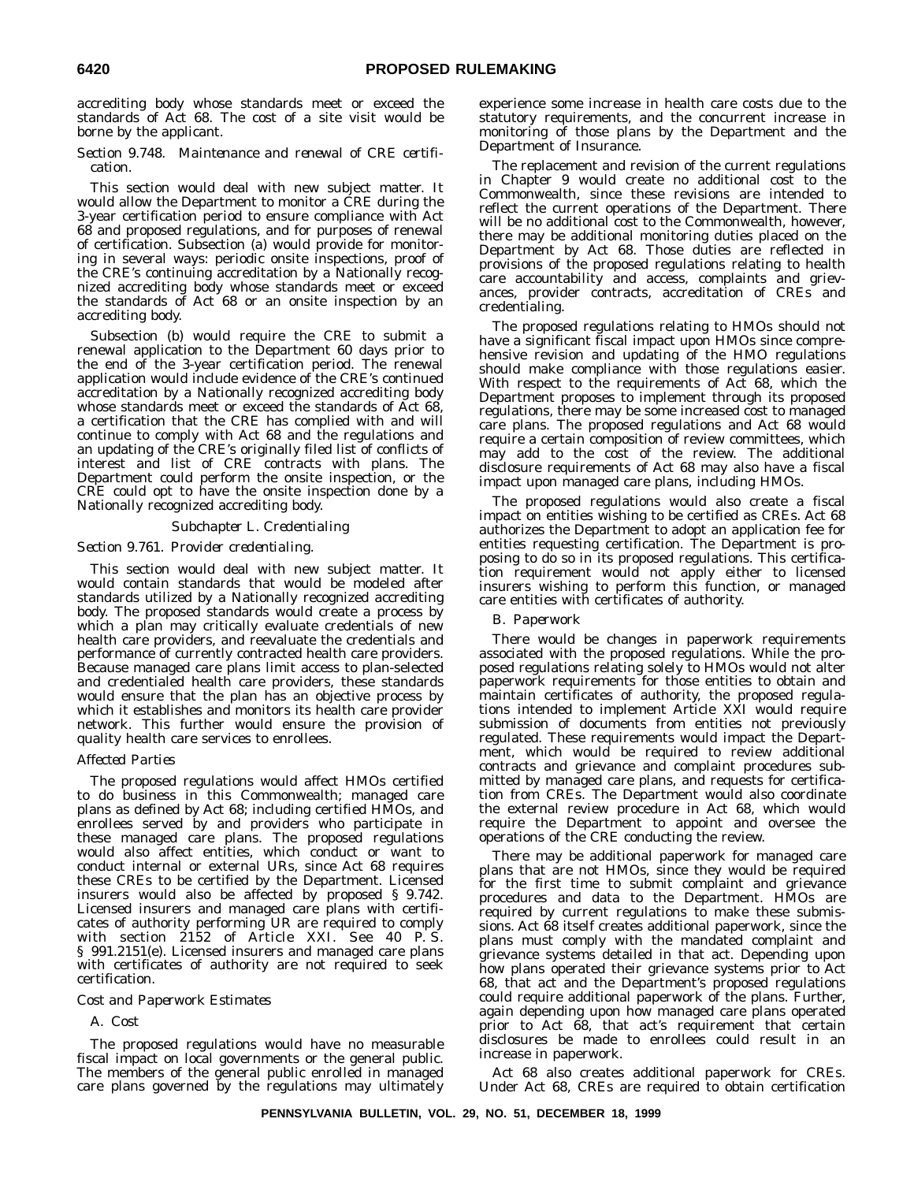accrediting body whose standards meet or exceed the standards of Act 68. The cost of a site visit would be borne by the applicant.

*Section 9.748. Maintenance and renewal of CRE certification.*

This section would deal with new subject matter. It would allow the Department to monitor a CRE during the 3-year certification period to ensure compliance with Act 68 and proposed regulations, and for purposes of renewal of certification. Subsection (a) would provide for monitoring in several ways: periodic onsite inspections, proof of the CRE's continuing accreditation by a Nationally recognized accrediting body whose standards meet or exceed the standards of Act 68 or an onsite inspection by an accrediting body.

Subsection (b) would require the CRE to submit a renewal application to the Department 60 days prior to the end of the 3-year certification period. The renewal application would include evidence of the CRE's continued accreditation by a Nationally recognized accrediting body whose standards meet or exceed the standards of Act 68, a certification that the CRE has complied with and will continue to comply with Act 68 and the regulations and an updating of the CRE's originally filed list of conflicts of interest and list of CRE contracts with plans. The Department could perform the onsite inspection, or the CRE could opt to have the onsite inspection done by a Nationally recognized accrediting body.

*Subchapter L. Credentialing*

*Section 9.761. Provider credentialing.*

This section would deal with new subject matter. It would contain standards that would be modeled after standards utilized by a Nationally recognized accrediting body. The proposed standards would create a process by which a plan may critically evaluate credentials of new health care providers, and reevaluate the credentials and performance of currently contracted health care providers. Because managed care plans limit access to plan-selected and credentialed health care providers, these standards would ensure that the plan has an objective process by which it establishes and monitors its health care provider network. This further would ensure the provision of quality health care services to enrollees.

*Affected Parties*

The proposed regulations would affect HMOs certified to do business in this Commonwealth; managed care plans as defined by Act 68; including certified HMOs, and enrollees served by and providers who participate in these managed care plans. The proposed regulations would also affect entities, which conduct or want to conduct internal or external URs, since Act 68 requires these CREs to be certified by the Department. Licensed insurers would also be affected by proposed § 9.742. Licensed insurers and managed care plans with certificates of authority performing UR are required to comply with section 2152 of Article XXI. See 40 P. S. § 991.2151(e). Licensed insurers and managed care plans with certificates of authority are not required to seek certification.

*Cost and Paperwork Estimates*

*A. Cost*

The proposed regulations would have no measurable fiscal impact on local governments or the general public. The members of the general public enrolled in managed care plans governed by the regulations may ultimately experience some increase in health care costs due to the statutory requirements, and the concurrent increase in monitoring of those plans by the Department and the Department of Insurance.

The replacement and revision of the current regulations in Chapter 9 would create no additional cost to the Commonwealth, since these revisions are intended to reflect the current operations of the Department. There will be no additional cost to the Commonwealth, however, there may be additional monitoring duties placed on the Department by Act 68. Those duties are reflected in provisions of the proposed regulations relating to health care accountability and access, complaints and grievances, provider contracts, accreditation of CREs and credentialing.

The proposed regulations relating to HMOs should not have a significant fiscal impact upon HMOs since comprehensive revision and updating of the HMO regulations should make compliance with those regulations easier. With respect to the requirements of Act 68, which the Department proposes to implement through its proposed regulations, there may be some increased cost to managed care plans. The proposed regulations and Act 68 would require a certain composition of review committees, which may add to the cost of the review. The additional disclosure requirements of Act 68 may also have a fiscal impact upon managed care plans, including HMOs.

The proposed regulations would also create a fiscal impact on entities wishing to be certified as CREs. Act 68 authorizes the Department to adopt an application fee for entities requesting certification. The Department is proposing to do so in its proposed regulations. This certification requirement would not apply either to licensed insurers wishing to perform this function, or managed care entities with certificates of authority.

*B. Paperwork*

There would be changes in paperwork requirements associated with the proposed regulations. While the proposed regulations relating solely to HMOs would not alter paperwork requirements for those entities to obtain and maintain certificates of authority, the proposed regulations intended to implement Article XXI would require submission of documents from entities not previously regulated. These requirements would impact the Department, which would be required to review additional contracts and grievance and complaint procedures submitted by managed care plans, and requests for certification from CREs. The Department would also coordinate the external review procedure in Act 68, which would require the Department to appoint and oversee the operations of the CRE conducting the review.

There may be additional paperwork for managed care plans that are not HMOs, since they would be required for the first time to submit complaint and grievance procedures and data to the Department. HMOs are required by current regulations to make these submissions. Act 68 itself creates additional paperwork, since the plans must comply with the mandated complaint and grievance systems detailed in that act. Depending upon how plans operated their grievance systems prior to Act 68, that act and the Department's proposed regulations could require additional paperwork of the plans. Further, again depending upon how managed care plans operated prior to Act 68, that act's requirement that certain disclosures be made to enrollees could result in an increase in paperwork.

Act 68 also creates additional paperwork for CREs. Under Act 68, CREs are required to obtain certification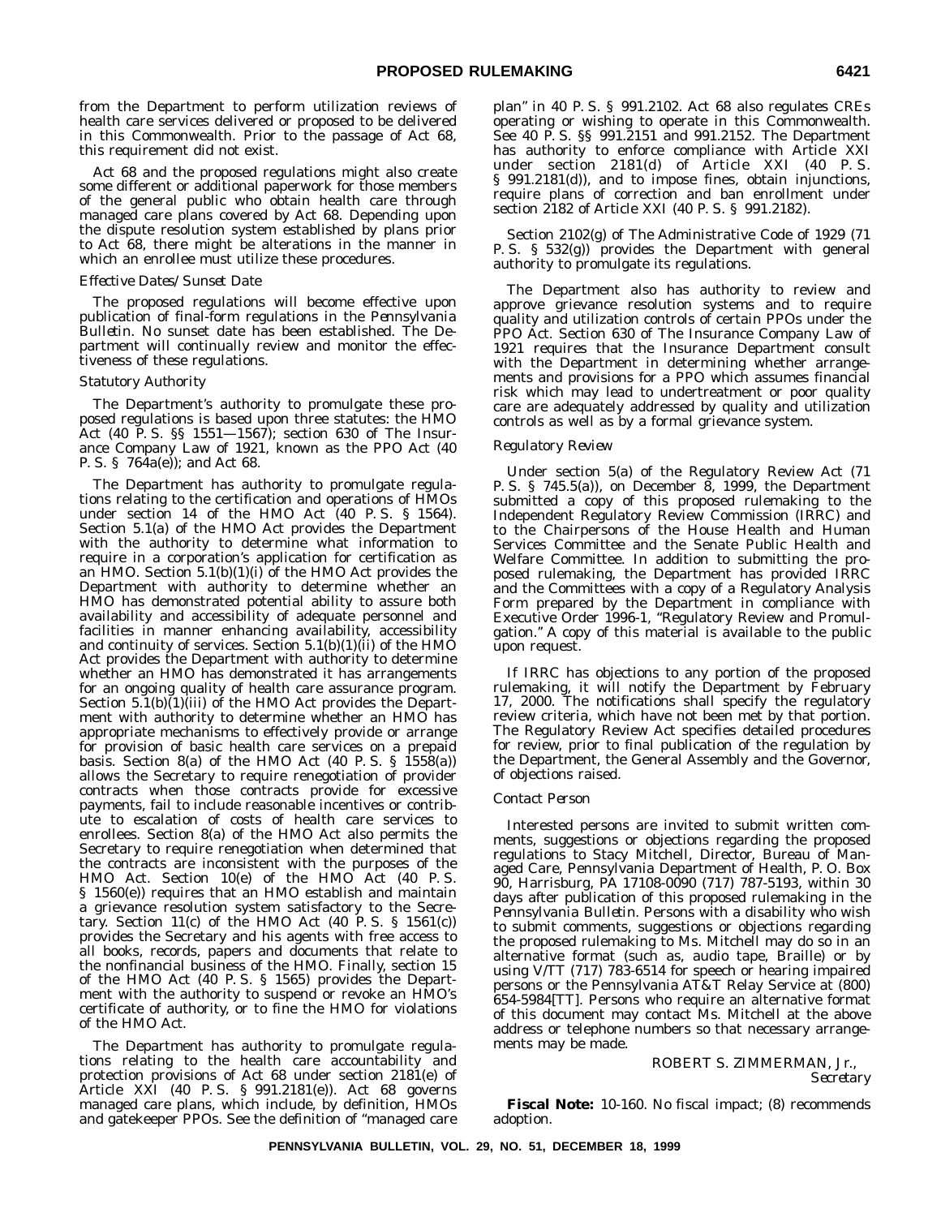from the Department to perform utilization reviews of health care services delivered or proposed to be delivered in this Commonwealth. Prior to the passage of Act 68, this requirement did not exist.

Act 68 and the proposed regulations might also create some different or additional paperwork for those members of the general public who obtain health care through managed care plans covered by Act 68. Depending upon the dispute resolution system established by plans prior to Act 68, there might be alterations in the manner in which an enrollee must utilize these procedures.

*Effective Dates/Sunset Date*

The proposed regulations will become effective upon publication of final-form regulations in the *Pennsylvania Bulletin*. No sunset date has been established. The Department will continually review and monitor the effectiveness of these regulations.

*Statutory Authority*

The Department's authority to promulgate these proposed regulations is based upon three statutes: the HMO Act (40 P. S. §§ 1551—1567); section 630 of The Insurance Company Law of 1921, known as the PPO Act (40 P. S. § 764a(e)); and Act 68.

The Department has authority to promulgate regulations relating to the certification and operations of HMOs under section 14 of the HMO Act (40 P. S. § 1564). Section 5.1(a) of the HMO Act provides the Department with the authority to determine what information to require in a corporation's application for certification as an HMO. Section 5.1(b)(1)(i) of the HMO Act provides the Department with authority to determine whether an HMO has demonstrated potential ability to assure both availability and accessibility of adequate personnel and facilities in manner enhancing availability, accessibility and continuity of services. Section 5.1(b)(1)(ii) of the HMO Act provides the Department with authority to determine whether an HMO has demonstrated it has arrangements for an ongoing quality of health care assurance program. Section 5.1(b)(1)(iii) of the HMO Act provides the Department with authority to determine whether an HMO has appropriate mechanisms to effectively provide or arrange for provision of basic health care services on a prepaid basis. Section 8(a) of the HMO Act (40 P. S. § 1558(a)) allows the Secretary to require renegotiation of provider contracts when those contracts provide for excessive payments, fail to include reasonable incentives or contribute to escalation of costs of health care services to enrollees. Section 8(a) of the HMO Act also permits the Secretary to require renegotiation when determined that the contracts are inconsistent with the purposes of the HMO Act. Section 10(e) of the HMO Act (40 P. S. § 1560(e)) requires that an HMO establish and maintain a grievance resolution system satisfactory to the Secretary. Section 11(c) of the HMO Act (40 P. S. § 1561(c)) provides the Secretary and his agents with free access to all books, records, papers and documents that relate to the nonfinancial business of the HMO. Finally, section 15 of the HMO Act (40 P. S. § 1565) provides the Department with the authority to suspend or revoke an HMO's certificate of authority, or to fine the HMO for violations of the HMO Act.

The Department has authority to promulgate regulations relating to the health care accountability and protection provisions of Act 68 under section 2181(e) of Article XXI (40 P. S. § 991.2181(e)). Act 68 governs managed care plans, which include, by definition, HMOs and gatekeeper PPOs. See the definition of "managed care plan" in 40 P. S. § 991.2102. Act 68 also regulates CREs operating or wishing to operate in this Commonwealth. See 40 P. S. §§ 991.2151 and 991.2152. The Department has authority to enforce compliance with Article XXI under section 2181(d) of Article XXI (40 P. S. § 991.2181(d)), and to impose fines, obtain injunctions, require plans of correction and ban enrollment under section 2182 of Article XXI (40 P. S. § 991.2182).

Section 2102(g) of The Administrative Code of 1929 (71 P. S. § 532(g)) provides the Department with general authority to promulgate its regulations.

The Department also has authority to review and approve grievance resolution systems and to require quality and utilization controls of certain PPOs under the PPO Act. Section 630 of The Insurance Company Law of 1921 requires that the Insurance Department consult with the Department in determining whether arrangements and provisions for a PPO which assumes financial risk which may lead to undertreatment or poor quality care are adequately addressed by quality and utilization controls as well as by a formal grievance system.

*Regulatory Review*

Under section 5(a) of the Regulatory Review Act (71 P. S. § 745.5(a)), on December 8, 1999, the Department submitted a copy of this proposed rulemaking to the Independent Regulatory Review Commission (IRRC) and to the Chairpersons of the House Health and Human Services Committee and the Senate Public Health and Welfare Committee. In addition to submitting the proposed rulemaking, the Department has provided IRRC and the Committees with a copy of a Regulatory Analysis Form prepared by the Department in compliance with Executive Order 1996-1, "Regulatory Review and Promulgation." A copy of this material is available to the public upon request.

If IRRC has objections to any portion of the proposed rulemaking, it will notify the Department by February 17, 2000. The notifications shall specify the regulatory review criteria, which have not been met by that portion. The Regulatory Review Act specifies detailed procedures for review, prior to final publication of the regulation by the Department, the General Assembly and the Governor, of objections raised.

*Contact Person*

Interested persons are invited to submit written comments, suggestions or objections regarding the proposed regulations to Stacy Mitchell, Director, Bureau of Managed Care, Pennsylvania Department of Health, P. O. Box 90, Harrisburg, PA 17108-0090 (717) 787-5193, within 30 days after publication of this proposed rulemaking in the *Pennsylvania Bulletin*. Persons with a disability who wish to submit comments, suggestions or objections regarding the proposed rulemaking to Ms. Mitchell may do so in an alternative format (such as, audio tape, Braille) or by using V/TT (717) 783-6514 for speech or hearing impaired persons or the Pennsylvania AT&T Relay Service at (800) 654-5984[TT]. Persons who require an alternative format of this document may contact Ms. Mitchell at the above address or telephone numbers so that necessary arrangements may be made.

ROBERT S. ZIMMERMAN, Jr.,
*Secretary*

**Fiscal Note:** 10-160. No fiscal impact; (8) recommends adoption.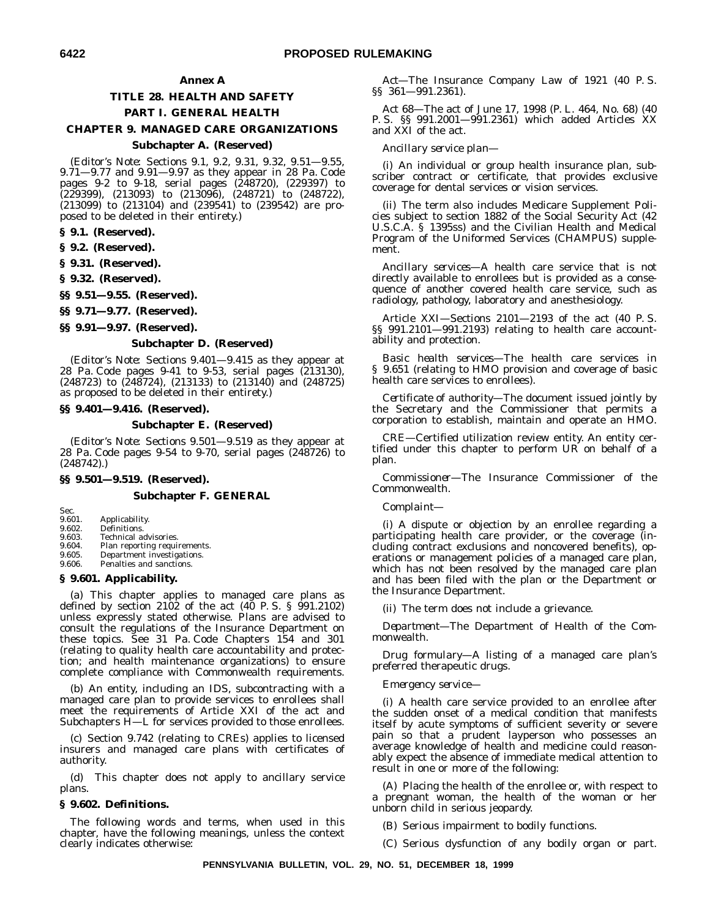## Annex A

## TITLE 28. HEALTH AND SAFETY

## PART I. GENERAL HEALTH

## CHAPTER 9. MANAGED CARE ORGANIZATIONS

### Subchapter A. (Reserved)

(*Editor's Note*: Sections 9.1, 9.2, 9.31, 9.32, 9.51—9.55, 9.71—9.77 and 9.91—9.97 as they appear in 28 Pa. Code pages 9-2 to 9-18, serial pages (248720), (229397) to (229399), (213093) to (213096), (248721) to (248722), (213099) to (213104) and (239541) to (239542) are proposed to be deleted in their entirety.)

**§ 9.1. (Reserved).**

**§ 9.2. (Reserved).**

**§ 9.31. (Reserved).**

**§ 9.32. (Reserved).**

**§§ 9.51—9.55. (Reserved).**

**§§ 9.71—9.77. (Reserved).**

**§§ 9.91—9.97. (Reserved).**

### Subchapter D. (Reserved)

(*Editor's Note*: Sections 9.401—9.415 as they appear at 28 Pa. Code pages 9-41 to 9-53, serial pages (213130), (248723) to (248724), (213133) to (213140) and (248725) as proposed to be deleted in their entirety.)

**§§ 9.401—9.416. (Reserved).**

### Subchapter E. (Reserved)

(*Editor's Note*: Sections 9.501—9.519 as they appear at 28 Pa. Code pages 9-54 to 9-70, serial pages (248726) to (248742).)

**§§ 9.501—9.519. (Reserved).**

### Subchapter F. GENERAL

Sec.
9.601. Applicability.
9.602. Definitions.
9.603. Technical advisories.
9.604. Plan reporting requirements.
9.605. Department investigations.
9.606. Penalties and sanctions.

**§ 9.601. Applicability.**

(a) This chapter applies to managed care plans as defined by section 2102 of the act (40 P. S. § 991.2102) unless expressly stated otherwise. Plans are advised to consult the regulations of the Insurance Department on these topics. See 31 Pa. Code Chapters 154 and 301 (relating to quality health care accountability and protection; and health maintenance organizations) to ensure complete compliance with Commonwealth requirements.

(b) An entity, including an IDS, subcontracting with a managed care plan to provide services to enrollees shall meet the requirements of Article XXI of the act and Subchapters H—L for services provided to those enrollees.

(c) Section 9.742 (relating to CREs) applies to licensed insurers and managed care plans with certificates of authority.

(d) This chapter does not apply to ancillary service plans.

**§ 9.602. Definitions.**

The following words and terms, when used in this chapter, have the following meanings, unless the context clearly indicates otherwise:

*Act*—The Insurance Company Law of 1921 (40 P. S. §§ 361—991.2361).

*Act 68*—The act of June 17, 1998 (P. L. 464, No. 68) (40 P. S. §§ 991.2001—991.2361) which added Articles XX and XXI of the act.

*Ancillary service plan*—

(i) An individual or group health insurance plan, subscriber contract or certificate, that provides exclusive coverage for dental services or vision services.

(ii) The term also includes Medicare Supplement Policies subject to section 1882 of the Social Security Act (42 U.S.C.A. § 1395ss) and the Civilian Health and Medical Program of the Uniformed Services (CHAMPUS) supplement.

*Ancillary services*—A health care service that is not directly available to enrollees but is provided as a consequence of another covered health care service, such as radiology, pathology, laboratory and anesthesiology.

*Article XXI*—Sections 2101—2193 of the act (40 P. S. §§ 991.2101—991.2193) relating to health care accountability and protection.

*Basic health services*—The health care services in § 9.651 (relating to HMO provision and coverage of basic health care services to enrollees).

*Certificate of authority*—The document issued jointly by the Secretary and the Commissioner that permits a corporation to establish, maintain and operate an HMO.

*CRE*—Certified utilization review entity. An entity certified under this chapter to perform UR on behalf of a plan.

*Commissioner*—The Insurance Commissioner of the Commonwealth.

*Complaint*—

(i) A dispute or objection by an enrollee regarding a participating health care provider, or the coverage (including contract exclusions and noncovered benefits), operations or management policies of a managed care plan, which has not been resolved by the managed care plan and has been filed with the plan or the Department or the Insurance Department.

(ii) The term does not include a grievance.

*Department*—The Department of Health of the Commonwealth.

*Drug formulary*—A listing of a managed care plan's preferred therapeutic drugs.

*Emergency service*—

(i) A health care service provided to an enrollee after the sudden onset of a medical condition that manifests itself by acute symptoms of sufficient severity or severe pain so that a prudent layperson who possesses an average knowledge of health and medicine could reasonably expect the absence of immediate medical attention to result in one or more of the following:

(A) Placing the health of the enrollee or, with respect to a pregnant woman, the health of the woman or her unborn child in serious jeopardy.

(B) Serious impairment to bodily functions.

(C) Serious dysfunction of any bodily organ or part.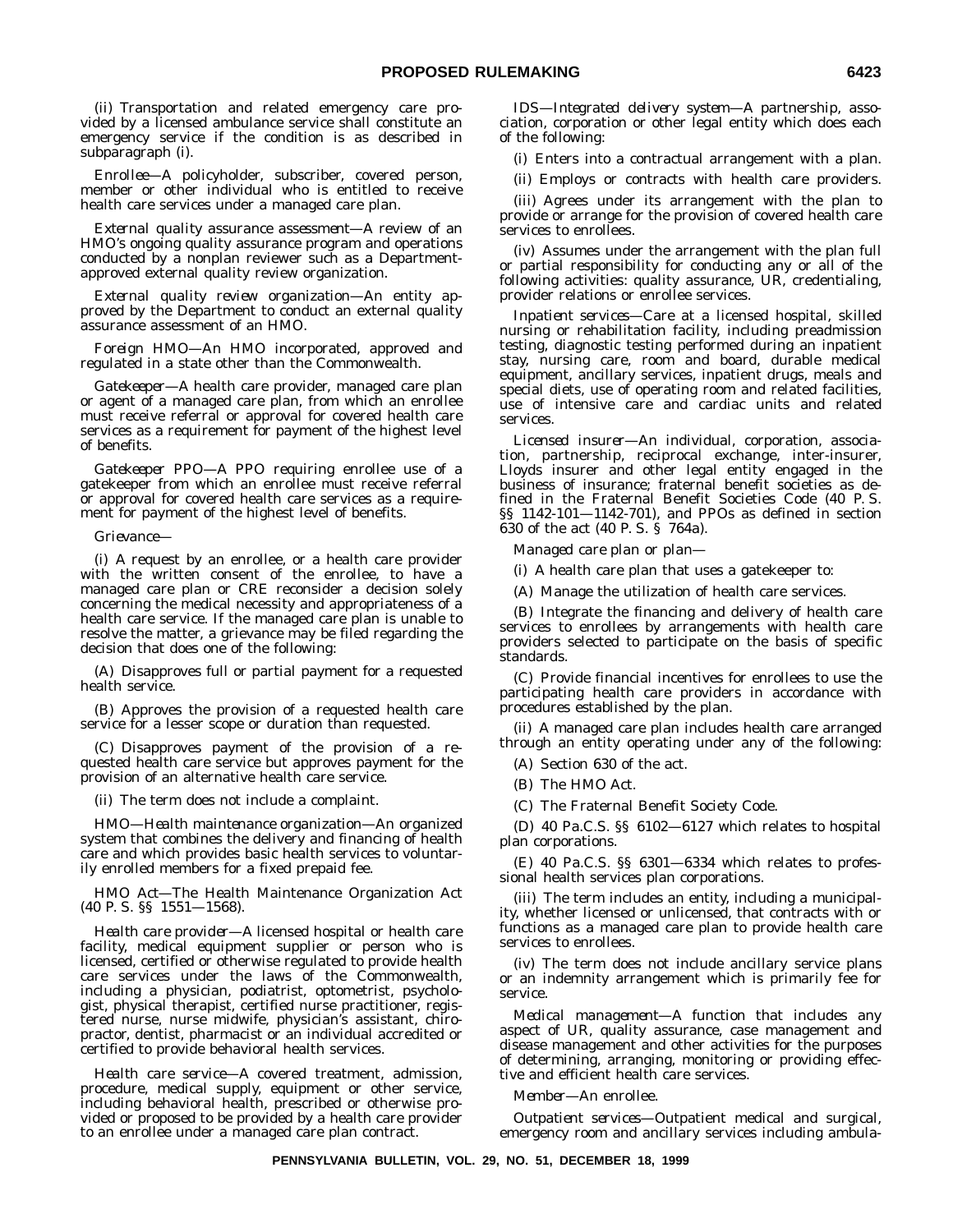(ii) Transportation and related emergency care provided by a licensed ambulance service shall constitute an emergency service if the condition is as described in subparagraph (i).

*Enrollee*—A policyholder, subscriber, covered person, member or other individual who is entitled to receive health care services under a managed care plan.

*External quality assurance assessment*—A review of an HMO's ongoing quality assurance program and operations conducted by a nonplan reviewer such as a Department-approved external quality review organization.

*External quality review organization*—An entity approved by the Department to conduct an external quality assurance assessment of an HMO.

*Foreign HMO*—An HMO incorporated, approved and regulated in a state other than the Commonwealth.

*Gatekeeper*—A health care provider, managed care plan or agent of a managed care plan, from which an enrollee must receive referral or approval for covered health care services as a requirement for payment of the highest level of benefits.

*Gatekeeper PPO*—A PPO requiring enrollee use of a gatekeeper from which an enrollee must receive referral or approval for covered health care services as a requirement for payment of the highest level of benefits.

*Grievance*—

(i) A request by an enrollee, or a health care provider with the written consent of the enrollee, to have a managed care plan or CRE reconsider a decision solely concerning the medical necessity and appropriateness of a health care service. If the managed care plan is unable to resolve the matter, a grievance may be filed regarding the decision that does one of the following:

(A) Disapproves full or partial payment for a requested health service.

(B) Approves the provision of a requested health care service for a lesser scope or duration than requested.

(C) Disapproves payment of the provision of a requested health care service but approves payment for the provision of an alternative health care service.

(ii) The term does not include a complaint.

*HMO—Health maintenance organization*—An organized system that combines the delivery and financing of health care and which provides basic health services to voluntarily enrolled members for a fixed prepaid fee.

*HMO Act*—The Health Maintenance Organization Act (40 P. S. §§ 1551—1568).

*Health care provider*—A licensed hospital or health care facility, medical equipment supplier or person who is licensed, certified or otherwise regulated to provide health care services under the laws of the Commonwealth, including a physician, podiatrist, optometrist, psychologist, physical therapist, certified nurse practitioner, registered nurse, nurse midwife, physician's assistant, chiropractor, dentist, pharmacist or an individual accredited or certified to provide behavioral health services.

*Health care service*—A covered treatment, admission, procedure, medical supply, equipment or other service, including behavioral health, prescribed or otherwise provided or proposed to be provided by a health care provider to an enrollee under a managed care plan contract.

*IDS—Integrated delivery system*—A partnership, association, corporation or other legal entity which does each of the following:

(i) Enters into a contractual arrangement with a plan.

(ii) Employs or contracts with health care providers.

(iii) Agrees under its arrangement with the plan to provide or arrange for the provision of covered health care services to enrollees.

(iv) Assumes under the arrangement with the plan full or partial responsibility for conducting any or all of the following activities: quality assurance, UR, credentialing, provider relations or enrollee services.

*Inpatient services*—Care at a licensed hospital, skilled nursing or rehabilitation facility, including preadmission testing, diagnostic testing performed during an inpatient stay, nursing care, room and board, durable medical equipment, ancillary services, inpatient drugs, meals and special diets, use of operating room and related facilities, use of intensive care and cardiac units and related services.

*Licensed insurer*—An individual, corporation, association, partnership, reciprocal exchange, inter-insurer, Lloyds insurer and other legal entity engaged in the business of insurance; fraternal benefit societies as defined in the Fraternal Benefit Societies Code (40 P. S. §§ 1142-101—1142-701), and PPOs as defined in section 630 of the act (40 P. S. § 764a).

*Managed care plan or plan*—

(i) A health care plan that uses a gatekeeper to:

(A) Manage the utilization of health care services.

(B) Integrate the financing and delivery of health care services to enrollees by arrangements with health care providers selected to participate on the basis of specific standards.

(C) Provide financial incentives for enrollees to use the participating health care providers in accordance with procedures established by the plan.

(ii) A managed care plan includes health care arranged through an entity operating under any of the following:

(A) Section 630 of the act.

(B) The HMO Act.

(C) The Fraternal Benefit Society Code.

(D) 40 Pa.C.S. §§ 6102—6127 which relates to hospital plan corporations.

(E) 40 Pa.C.S. §§ 6301—6334 which relates to professional health services plan corporations.

(iii) The term includes an entity, including a municipality, whether licensed or unlicensed, that contracts with or functions as a managed care plan to provide health care services to enrollees.

(iv) The term does not include ancillary service plans or an indemnity arrangement which is primarily fee for service.

*Medical management*—A function that includes any aspect of UR, quality assurance, case management and disease management and other activities for the purposes of determining, arranging, monitoring or providing effective and efficient health care services.

*Member*—An enrollee.

*Outpatient services*—Outpatient medical and surgical, emergency room and ancillary services including ambula-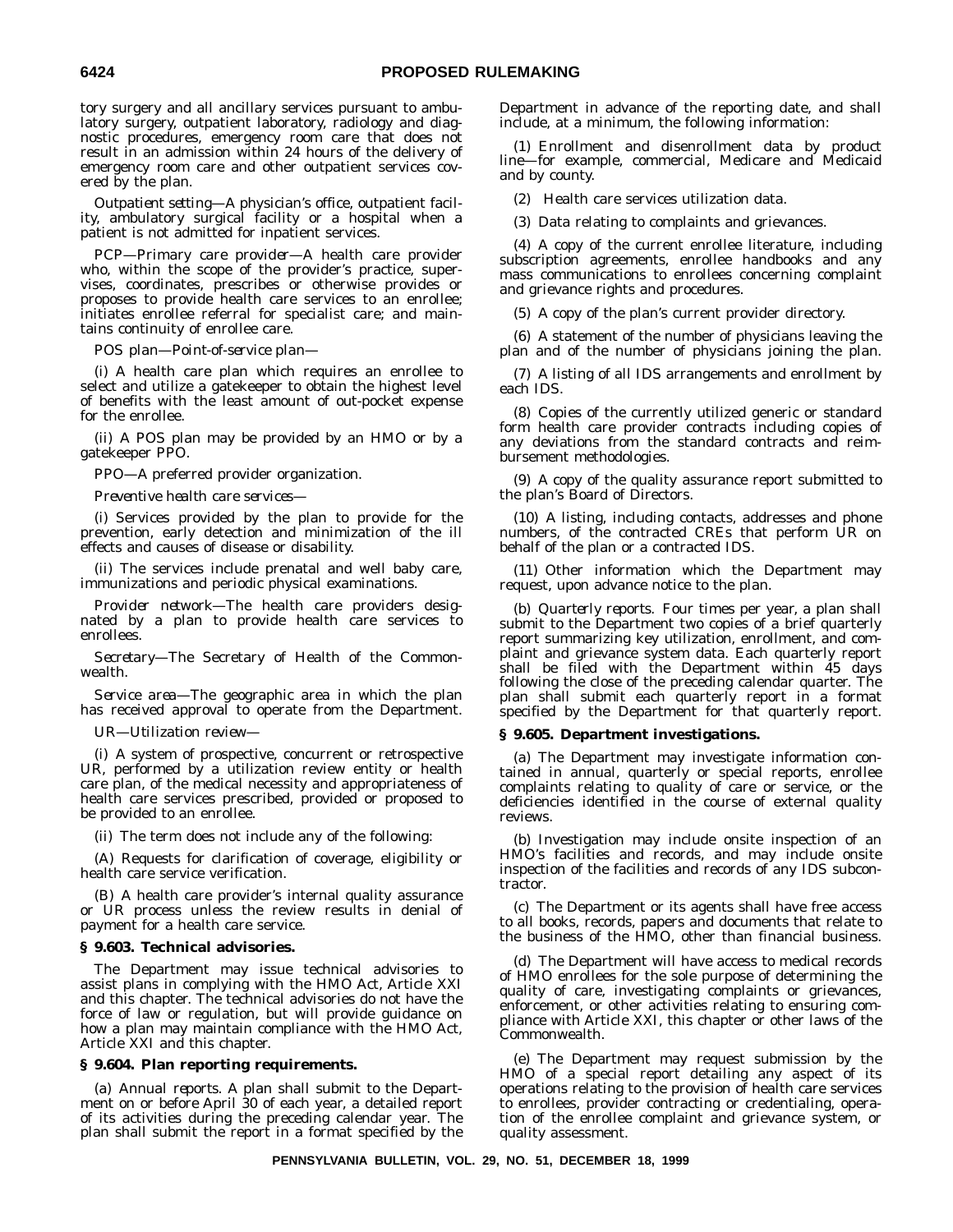tory surgery and all ancillary services pursuant to ambulatory surgery, outpatient laboratory, radiology and diagnostic procedures, emergency room care that does not result in an admission within 24 hours of the delivery of emergency room care and other outpatient services covered by the plan.

*Outpatient setting*—A physician's office, outpatient facility, ambulatory surgical facility or a hospital when a patient is not admitted for inpatient services.

*PCP—Primary care provider*—A health care provider who, within the scope of the provider's practice, supervises, coordinates, prescribes or otherwise provides or proposes to provide health care services to an enrollee; initiates enrollee referral for specialist care; and maintains continuity of enrollee care.

*POS plan—Point-of-service plan*—

(i) A health care plan which requires an enrollee to select and utilize a gatekeeper to obtain the highest level of benefits with the least amount of out-pocket expense for the enrollee.

(ii) A POS plan may be provided by an HMO or by a gatekeeper PPO.

*PPO*—A preferred provider organization.

*Preventive health care services*—

(i) Services provided by the plan to provide for the prevention, early detection and minimization of the ill effects and causes of disease or disability.

(ii) The services include prenatal and well baby care, immunizations and periodic physical examinations.

*Provider network*—The health care providers designated by a plan to provide health care services to enrollees.

*Secretary*—The Secretary of Health of the Commonwealth.

*Service area*—The geographic area in which the plan has received approval to operate from the Department.

*UR—Utilization review*—

(i) A system of prospective, concurrent or retrospective UR, performed by a utilization review entity or health care plan, of the medical necessity and appropriateness of health care services prescribed, provided or proposed to be provided to an enrollee.

(ii) The term does not include any of the following:

(A) Requests for clarification of coverage, eligibility or health care service verification.

(B) A health care provider's internal quality assurance or UR process unless the review results in denial of payment for a health care service.

**§ 9.603. Technical advisories.**

The Department may issue technical advisories to assist plans in complying with the HMO Act, Article XXI and this chapter. The technical advisories do not have the force of law or regulation, but will provide guidance on how a plan may maintain compliance with the HMO Act, Article XXI and this chapter.

**§ 9.604. Plan reporting requirements.**

(a) *Annual reports.* A plan shall submit to the Department on or before April 30 of each year, a detailed report of its activities during the preceding calendar year. The plan shall submit the report in a format specified by the Department in advance of the reporting date, and shall include, at a minimum, the following information:

(1) Enrollment and disenrollment data by product line—for example, commercial, Medicare and Medicaid and by county.

(2) Health care services utilization data.

(3) Data relating to complaints and grievances.

(4) A copy of the current enrollee literature, including subscription agreements, enrollee handbooks and any mass communications to enrollees concerning complaint and grievance rights and procedures.

(5) A copy of the plan's current provider directory.

(6) A statement of the number of physicians leaving the plan and of the number of physicians joining the plan.

(7) A listing of all IDS arrangements and enrollment by each IDS.

(8) Copies of the currently utilized generic or standard form health care provider contracts including copies of any deviations from the standard contracts and reimbursement methodologies.

(9) A copy of the quality assurance report submitted to the plan's Board of Directors.

(10) A listing, including contacts, addresses and phone numbers, of the contracted CREs that perform UR on behalf of the plan or a contracted IDS.

(11) Other information which the Department may request, upon advance notice to the plan.

(b) *Quarterly reports.* Four times per year, a plan shall submit to the Department two copies of a brief quarterly report summarizing key utilization, enrollment, and complaint and grievance system data. Each quarterly report shall be filed with the Department within 45 days following the close of the preceding calendar quarter. The plan shall submit each quarterly report in a format specified by the Department for that quarterly report.

**§ 9.605. Department investigations.**

(a) The Department may investigate information contained in annual, quarterly or special reports, enrollee complaints relating to quality of care or service, or the deficiencies identified in the course of external quality reviews.

(b) Investigation may include onsite inspection of an HMO's facilities and records, and may include onsite inspection of the facilities and records of any IDS subcontractor.

(c) The Department or its agents shall have free access to all books, records, papers and documents that relate to the business of the HMO, other than financial business.

(d) The Department will have access to medical records of HMO enrollees for the sole purpose of determining the quality of care, investigating complaints or grievances, enforcement, or other activities relating to ensuring compliance with Article XXI, this chapter or other laws of the Commonwealth.

(e) The Department may request submission by the HMO of a special report detailing any aspect of its operations relating to the provision of health care services to enrollees, provider contracting or credentialing, operation of the enrollee complaint and grievance system, or quality assessment.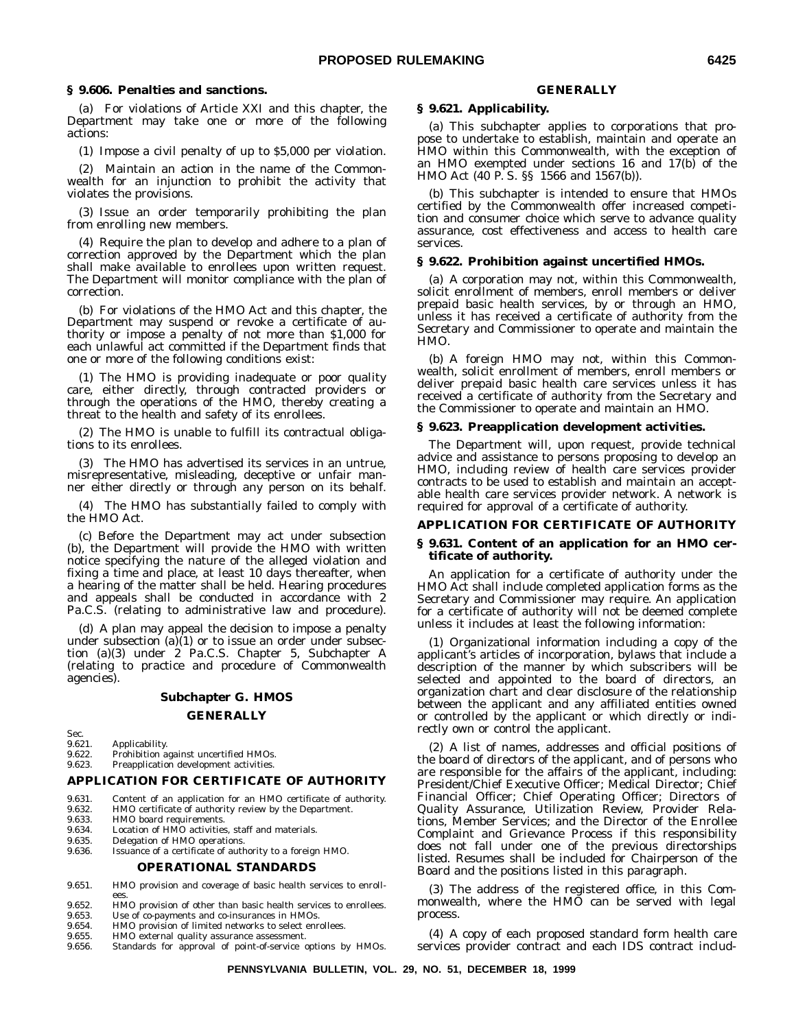### § 9.606. Penalties and sanctions.

(a) For violations of Article XXI and this chapter, the Department may take one or more of the following actions:

(1) Impose a civil penalty of up to $5,000 per violation.

(2) Maintain an action in the name of the Commonwealth for an injunction to prohibit the activity that violates the provisions.

(3) Issue an order temporarily prohibiting the plan from enrolling new members.

(4) Require the plan to develop and adhere to a plan of correction approved by the Department which the plan shall make available to enrollees upon written request. The Department will monitor compliance with the plan of correction.

(b) For violations of the HMO Act and this chapter, the Department may suspend or revoke a certificate of authority or impose a penalty of not more than $1,000 for each unlawful act committed if the Department finds that one or more of the following conditions exist:

(1) The HMO is providing inadequate or poor quality care, either directly, through contracted providers or through the operations of the HMO, thereby creating a threat to the health and safety of its enrollees.

(2) The HMO is unable to fulfill its contractual obligations to its enrollees.

(3) The HMO has advertised its services in an untrue, misrepresentative, misleading, deceptive or unfair manner either directly or through any person on its behalf.

(4) The HMO has substantially failed to comply with the HMO Act.

(c) Before the Department may act under subsection (b), the Department will provide the HMO with written notice specifying the nature of the alleged violation and fixing a time and place, at least 10 days thereafter, when a hearing of the matter shall be held. Hearing procedures and appeals shall be conducted in accordance with 2 Pa.C.S. (relating to administrative law and procedure).

(d) A plan may appeal the decision to impose a penalty under subsection (a)(1) or to issue an order under subsection (a)(3) under 2 Pa.C.S. Chapter 5, Subchapter A (relating to practice and procedure of Commonwealth agencies).

## Subchapter G. HMOS

### GENERALLY

Sec.
9.621. Applicability.
9.622. Prohibition against uncertified HMOs.
9.623. Preapplication development activities.

### APPLICATION FOR CERTIFICATE OF AUTHORITY

9.631. Content of an application for an HMO certificate of authority.
9.632. HMO certificate of authority review by the Department.
9.633. HMO board requirements.
9.634. Location of HMO activities, staff and materials.
9.635. Delegation of HMO operations.
9.636. Issuance of a certificate of authority to a foreign HMO.

### OPERATIONAL STANDARDS

9.651. HMO provision and coverage of basic health services to enrollees.
9.652. HMO provision of other than basic health services to enrollees.
9.653. Use of co-payments and co-insurances in HMOs.
9.654. HMO provision of limited networks to select enrollees.
9.655. HMO external quality assurance assessment.
9.656. Standards for approval of point-of-service options by HMOs.

### GENERALLY

### § 9.621. Applicability.

(a) This subchapter applies to corporations that propose to undertake to establish, maintain and operate an HMO within this Commonwealth, with the exception of an HMO exempted under sections 16 and 17(b) of the HMO Act (40 P. S. §§ 1566 and 1567(b)).

(b) This subchapter is intended to ensure that HMOs certified by the Commonwealth offer increased competition and consumer choice which serve to advance quality assurance, cost effectiveness and access to health care services.

### § 9.622. Prohibition against uncertified HMOs.

(a) A corporation may not, within this Commonwealth, solicit enrollment of members, enroll members or deliver prepaid basic health services, by or through an HMO, unless it has received a certificate of authority from the Secretary and Commissioner to operate and maintain the HMO.

(b) A foreign HMO may not, within this Commonwealth, solicit enrollment of members, enroll members or deliver prepaid basic health care services unless it has received a certificate of authority from the Secretary and the Commissioner to operate and maintain an HMO.

### § 9.623. Preapplication development activities.

The Department will, upon request, provide technical advice and assistance to persons proposing to develop an HMO, including review of health care services provider contracts to be used to establish and maintain an acceptable health care services provider network. A network is required for approval of a certificate of authority.

### APPLICATION FOR CERTIFICATE OF AUTHORITY

### § 9.631. Content of an application for an HMO certificate of authority.

An application for a certificate of authority under the HMO Act shall include completed application forms as the Secretary and Commissioner may require. An application for a certificate of authority will not be deemed complete unless it includes at least the following information:

(1) Organizational information including a copy of the applicant's articles of incorporation, bylaws that include a description of the manner by which subscribers will be selected and appointed to the board of directors, an organization chart and clear disclosure of the relationship between the applicant and any affiliated entities owned or controlled by the applicant or which directly or indirectly own or control the applicant.

(2) A list of names, addresses and official positions of the board of directors of the applicant, and of persons who are responsible for the affairs of the applicant, including: President/Chief Executive Officer; Medical Director; Chief Financial Officer; Chief Operating Officer; Directors of Quality Assurance, Utilization Review, Provider Relations, Member Services; and the Director of the Enrollee Complaint and Grievance Process if this responsibility does not fall under one of the previous directorships listed. Resumes shall be included for Chairperson of the Board and the positions listed in this paragraph.

(3) The address of the registered office, in this Commonwealth, where the HMO can be served with legal process.

(4) A copy of each proposed standard form health care services provider contract and each IDS contract includ-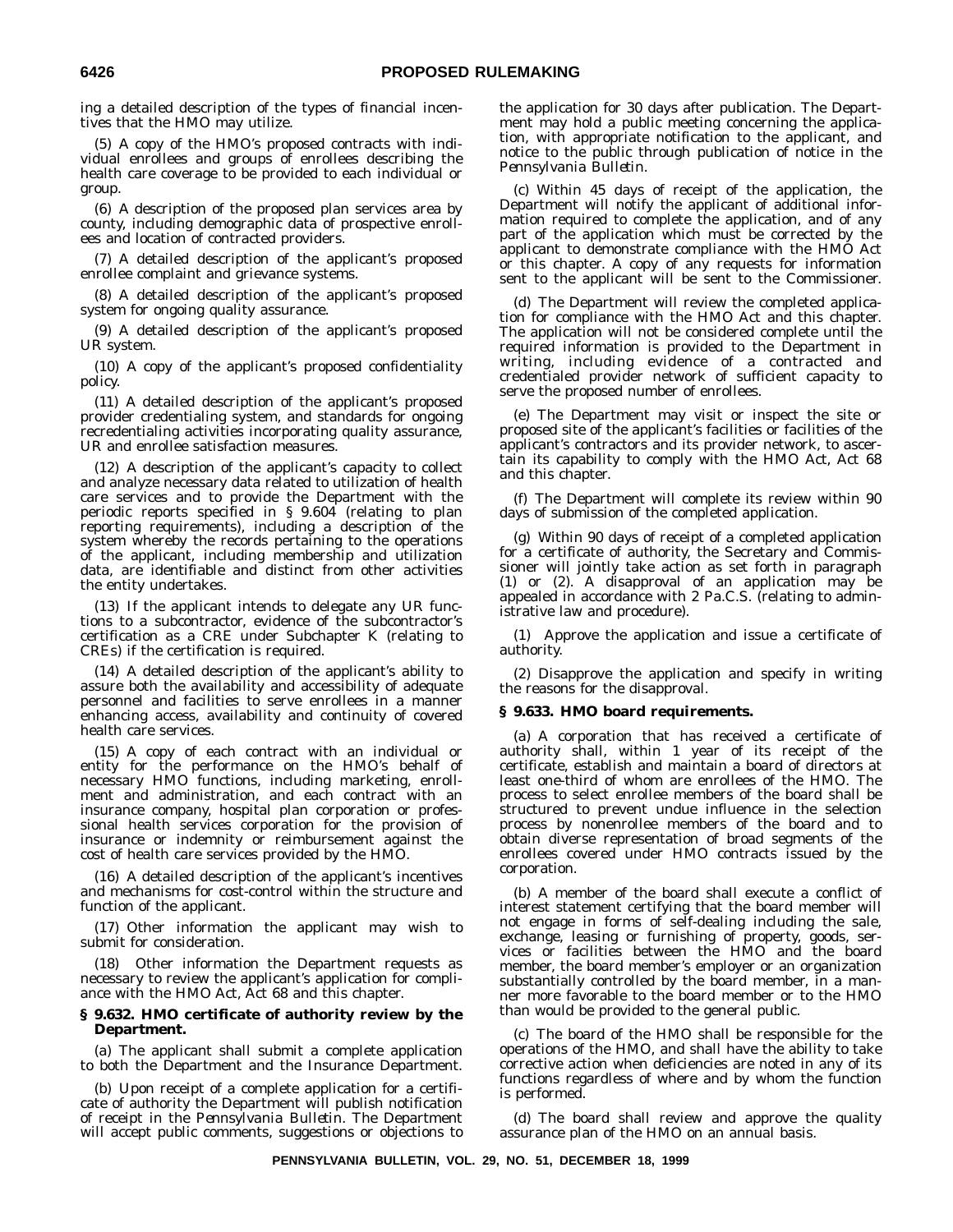ing a detailed description of the types of financial incentives that the HMO may utilize.

(5) A copy of the HMO's proposed contracts with individual enrollees and groups of enrollees describing the health care coverage to be provided to each individual or group.

(6) A description of the proposed plan services area by county, including demographic data of prospective enrollees and location of contracted providers.

(7) A detailed description of the applicant's proposed enrollee complaint and grievance systems.

(8) A detailed description of the applicant's proposed system for ongoing quality assurance.

(9) A detailed description of the applicant's proposed UR system.

(10) A copy of the applicant's proposed confidentiality policy.

(11) A detailed description of the applicant's proposed provider credentialing system, and standards for ongoing recredentialing activities incorporating quality assurance, UR and enrollee satisfaction measures.

(12) A description of the applicant's capacity to collect and analyze necessary data related to utilization of health care services and to provide the Department with the periodic reports specified in § 9.604 (relating to plan reporting requirements), including a description of the system whereby the records pertaining to the operations of the applicant, including membership and utilization data, are identifiable and distinct from other activities the entity undertakes.

(13) If the applicant intends to delegate any UR functions to a subcontractor, evidence of the subcontractor's certification as a CRE under Subchapter K (relating to CREs) if the certification is required.

(14) A detailed description of the applicant's ability to assure both the availability and accessibility of adequate personnel and facilities to serve enrollees in a manner enhancing access, availability and continuity of covered health care services.

(15) A copy of each contract with an individual or entity for the performance on the HMO's behalf of necessary HMO functions, including marketing, enrollment and administration, and each contract with an insurance company, hospital plan corporation or professional health services corporation for the provision of insurance or indemnity or reimbursement against the cost of health care services provided by the HMO.

(16) A detailed description of the applicant's incentives and mechanisms for cost-control within the structure and function of the applicant.

(17) Other information the applicant may wish to submit for consideration.

(18) Other information the Department requests as necessary to review the applicant's application for compliance with the HMO Act, Act 68 and this chapter.

**§ 9.632. HMO certificate of authority review by the Department.**

(a) The applicant shall submit a complete application to both the Department and the Insurance Department.

(b) Upon receipt of a complete application for a certificate of authority the Department will publish notification of receipt in the *Pennsylvania Bulletin*. The Department will accept public comments, suggestions or objections to the application for 30 days after publication. The Department may hold a public meeting concerning the application, with appropriate notification to the applicant, and notice to the public through publication of notice in the *Pennsylvania Bulletin*.

(c) Within 45 days of receipt of the application, the Department will notify the applicant of additional information required to complete the application, and of any part of the application which must be corrected by the applicant to demonstrate compliance with the HMO Act or this chapter. A copy of any requests for information sent to the applicant will be sent to the Commissioner.

(d) The Department will review the completed application for compliance with the HMO Act and this chapter. The application will not be considered complete until the required information is provided to the Department in writing, including evidence of a contracted and credentialed provider network of sufficient capacity to serve the proposed number of enrollees.

(e) The Department may visit or inspect the site or proposed site of the applicant's facilities or facilities of the applicant's contractors and its provider network, to ascertain its capability to comply with the HMO Act, Act 68 and this chapter.

(f) The Department will complete its review within 90 days of submission of the completed application.

(g) Within 90 days of receipt of a completed application for a certificate of authority, the Secretary and Commissioner will jointly take action as set forth in paragraph (1) or (2). A disapproval of an application may be appealed in accordance with 2 Pa.C.S. (relating to administrative law and procedure).

(1) Approve the application and issue a certificate of authority.

(2) Disapprove the application and specify in writing the reasons for the disapproval.

**§ 9.633. HMO board requirements.**

(a) A corporation that has received a certificate of authority shall, within 1 year of its receipt of the certificate, establish and maintain a board of directors at least one-third of whom are enrollees of the HMO. The process to select enrollee members of the board shall be structured to prevent undue influence in the selection process by nonenrollee members of the board and to obtain diverse representation of broad segments of the enrollees covered under HMO contracts issued by the corporation.

(b) A member of the board shall execute a conflict of interest statement certifying that the board member will not engage in forms of self-dealing including the sale, exchange, leasing or furnishing of property, goods, services or facilities between the HMO and the board member, the board member's employer or an organization substantially controlled by the board member, in a manner more favorable to the board member or to the HMO than would be provided to the general public.

(c) The board of the HMO shall be responsible for the operations of the HMO, and shall have the ability to take corrective action when deficiencies are noted in any of its functions regardless of where and by whom the function is performed.

(d) The board shall review and approve the quality assurance plan of the HMO on an annual basis.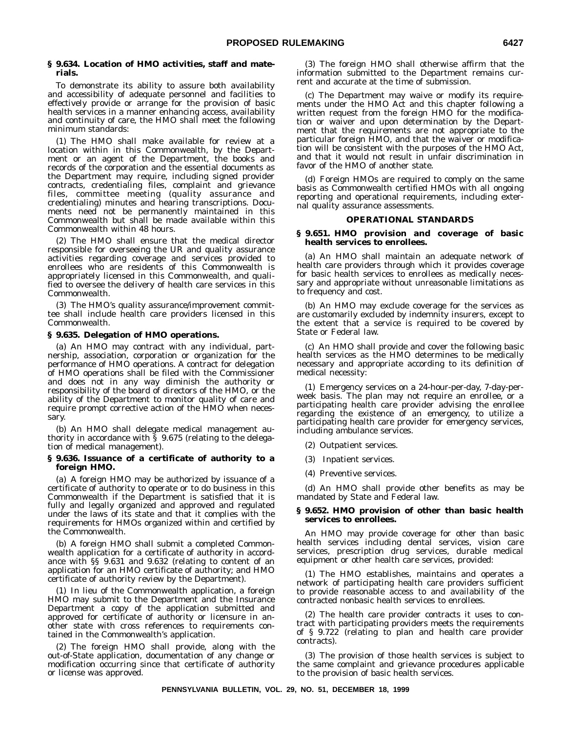**§ 9.634. Location of HMO activities, staff and materials.**

To demonstrate its ability to assure both availability and accessibility of adequate personnel and facilities to effectively provide or arrange for the provision of basic health services in a manner enhancing access, availability and continuity of care, the HMO shall meet the following minimum standards:

(1) The HMO shall make available for review at a location within in this Commonwealth, by the Department or an agent of the Department, the books and records of the corporation and the essential documents as the Department may require, including signed provider contracts, credentialing files, complaint and grievance files, committee meeting (quality assurance and credentialing) minutes and hearing transcriptions. Documents need not be permanently maintained in this Commonwealth but shall be made available within this Commonwealth within 48 hours.

(2) The HMO shall ensure that the medical director responsible for overseeing the UR and quality assurance activities regarding coverage and services provided to enrollees who are residents of this Commonwealth is appropriately licensed in this Commonwealth, and qualified to oversee the delivery of health care services in this Commonwealth.

(3) The HMO's quality assurance/improvement committee shall include health care providers licensed in this Commonwealth.

**§ 9.635. Delegation of HMO operations.**

(a) An HMO may contract with any individual, partnership, association, corporation or organization for the performance of HMO operations. A contract for delegation of HMO operations shall be filed with the Commissioner and does not in any way diminish the authority or responsibility of the board of directors of the HMO, or the ability of the Department to monitor quality of care and require prompt corrective action of the HMO when necessary.

(b) An HMO shall delegate medical management authority in accordance with § 9.675 (relating to the delegation of medical management).

**§ 9.636. Issuance of a certificate of authority to a foreign HMO.**

(a) A foreign HMO may be authorized by issuance of a certificate of authority to operate or to do business in this Commonwealth if the Department is satisfied that it is fully and legally organized and approved and regulated under the laws of its state and that it complies with the requirements for HMOs organized within and certified by the Commonwealth.

(b) A foreign HMO shall submit a completed Commonwealth application for a certificate of authority in accordance with §§ 9.631 and 9.632 (relating to content of an application for an HMO certificate of authority; and HMO certificate of authority review by the Department).

(1) In lieu of the Commonwealth application, a foreign HMO may submit to the Department and the Insurance Department a copy of the application submitted and approved for certificate of authority or licensure in another state with cross references to requirements contained in the Commonwealth's application.

(2) The foreign HMO shall provide, along with the out-of-State application, documentation of any change or modification occurring since that certificate of authority or license was approved.

(3) The foreign HMO shall otherwise affirm that the information submitted to the Department remains current and accurate at the time of submission.

(c) The Department may waive or modify its requirements under the HMO Act and this chapter following a written request from the foreign HMO for the modification or waiver and upon determination by the Department that the requirements are not appropriate to the particular foreign HMO, and that the waiver or modification will be consistent with the purposes of the HMO Act, and that it would not result in unfair discrimination in favor of the HMO of another state.

(d) Foreign HMOs are required to comply on the same basis as Commonwealth certified HMOs with all ongoing reporting and operational requirements, including external quality assurance assessments.

## OPERATIONAL STANDARDS

**§ 9.651. HMO provision and coverage of basic health services to enrollees.**

(a) An HMO shall maintain an adequate network of health care providers through which it provides coverage for basic health services to enrollees as medically necessary and appropriate without unreasonable limitations as to frequency and cost.

(b) An HMO may exclude coverage for the services as are customarily excluded by indemnity insurers, except to the extent that a service is required to be covered by State or Federal law.

(c) An HMO shall provide and cover the following basic health services as the HMO determines to be medically necessary and appropriate according to its definition of medical necessity:

(1) Emergency services on a 24-hour-per-day, 7-day-per-week basis. The plan may not require an enrollee, or a participating health care provider advising the enrollee regarding the existence of an emergency, to utilize a participating health care provider for emergency services, including ambulance services.

(2) Outpatient services.

(3) Inpatient services.

(4) Preventive services.

(d) An HMO shall provide other benefits as may be mandated by State and Federal law.

**§ 9.652. HMO provision of other than basic health services to enrollees.**

An HMO may provide coverage for other than basic health services including dental services, vision care services, prescription drug services, durable medical equipment or other health care services, provided:

(1) The HMO establishes, maintains and operates a network of participating health care providers sufficient to provide reasonable access to and availability of the contracted nonbasic health services to enrollees.

(2) The health care provider contracts it uses to contract with participating providers meets the requirements of § 9.722 (relating to plan and health care provider contracts).

(3) The provision of those health services is subject to the same complaint and grievance procedures applicable to the provision of basic health services.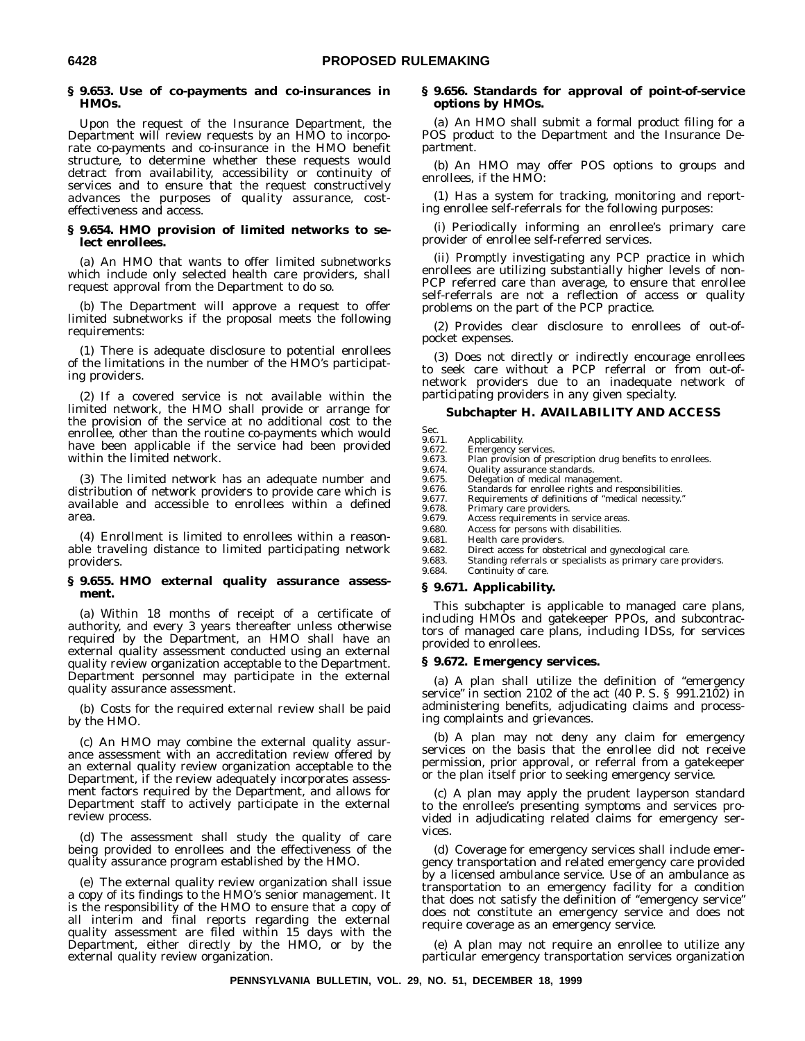### § 9.653. Use of co-payments and co-insurances in HMOs.

Upon the request of the Insurance Department, the Department will review requests by an HMO to incorporate co-payments and co-insurance in the HMO benefit structure, to determine whether these requests would detract from availability, accessibility or continuity of services and to ensure that the request constructively advances the purposes of quality assurance, cost-effectiveness and access.

### § 9.654. HMO provision of limited networks to select enrollees.

(a) An HMO that wants to offer limited subnetworks which include only selected health care providers, shall request approval from the Department to do so.

(b) The Department will approve a request to offer limited subnetworks if the proposal meets the following requirements:

(1) There is adequate disclosure to potential enrollees of the limitations in the number of the HMO's participating providers.

(2) If a covered service is not available within the limited network, the HMO shall provide or arrange for the provision of the service at no additional cost to the enrollee, other than the routine co-payments which would have been applicable if the service had been provided within the limited network.

(3) The limited network has an adequate number and distribution of network providers to provide care which is available and accessible to enrollees within a defined area.

(4) Enrollment is limited to enrollees within a reasonable traveling distance to limited participating network providers.

### § 9.655. HMO external quality assurance assessment.

(a) Within 18 months of receipt of a certificate of authority, and every 3 years thereafter unless otherwise required by the Department, an HMO shall have an external quality assessment conducted using an external quality review organization acceptable to the Department. Department personnel may participate in the external quality assurance assessment.

(b) Costs for the required external review shall be paid by the HMO.

(c) An HMO may combine the external quality assurance assessment with an accreditation review offered by an external quality review organization acceptable to the Department, if the review adequately incorporates assessment factors required by the Department, and allows for Department staff to actively participate in the external review process.

(d) The assessment shall study the quality of care being provided to enrollees and the effectiveness of the quality assurance program established by the HMO.

(e) The external quality review organization shall issue a copy of its findings to the HMO's senior management. It is the responsibility of the HMO to ensure that a copy of all interim and final reports regarding the external quality assessment are filed within 15 days with the Department, either directly by the HMO, or by the external quality review organization.

### § 9.656. Standards for approval of point-of-service options by HMOs.

(a) An HMO shall submit a formal product filing for a POS product to the Department and the Insurance Department.

(b) An HMO may offer POS options to groups and enrollees, if the HMO:

(1) Has a system for tracking, monitoring and reporting enrollee self-referrals for the following purposes:

(i) Periodically informing an enrollee's primary care provider of enrollee self-referred services.

(ii) Promptly investigating any PCP practice in which enrollees are utilizing substantially higher levels of non-PCP referred care than average, to ensure that enrollee self-referrals are not a reflection of access or quality problems on the part of the PCP practice.

(2) Provides clear disclosure to enrollees of out-of-pocket expenses.

(3) Does not directly or indirectly encourage enrollees to seek care without a PCP referral or from out-of-network providers due to an inadequate network of participating providers in any given specialty.

## Subchapter H. AVAILABILITY AND ACCESS

Sec.
9.671. Applicability.
9.672. Emergency services.
9.673. Plan provision of prescription drug benefits to enrollees.
9.674. Quality assurance standards.
9.675. Delegation of medical management.
9.676. Standards for enrollee rights and responsibilities.
9.677. Requirements of definitions of "medical necessity."
9.678. Primary care providers.
9.679. Access requirements in service areas.
9.680. Access for persons with disabilities.
9.681. Health care providers.
9.682. Direct access for obstetrical and gynecological care.
9.683. Standing referrals or specialists as primary care providers.
9.684. Continuity of care.

### § 9.671. Applicability.

This subchapter is applicable to managed care plans, including HMOs and gatekeeper PPOs, and subcontractors of managed care plans, including IDSs, for services provided to enrollees.

### § 9.672. Emergency services.

(a) A plan shall utilize the definition of "emergency service" in section 2102 of the act (40 P. S. § 991.2102) in administering benefits, adjudicating claims and processing complaints and grievances.

(b) A plan may not deny any claim for emergency services on the basis that the enrollee did not receive permission, prior approval, or referral from a gatekeeper or the plan itself prior to seeking emergency service.

(c) A plan may apply the prudent layperson standard to the enrollee's presenting symptoms and services provided in adjudicating related claims for emergency services.

(d) Coverage for emergency services shall include emergency transportation and related emergency care provided by a licensed ambulance service. Use of an ambulance as transportation to an emergency facility for a condition that does not satisfy the definition of "emergency service" does not constitute an emergency service and does not require coverage as an emergency service.

(e) A plan may not require an enrollee to utilize any particular emergency transportation services organization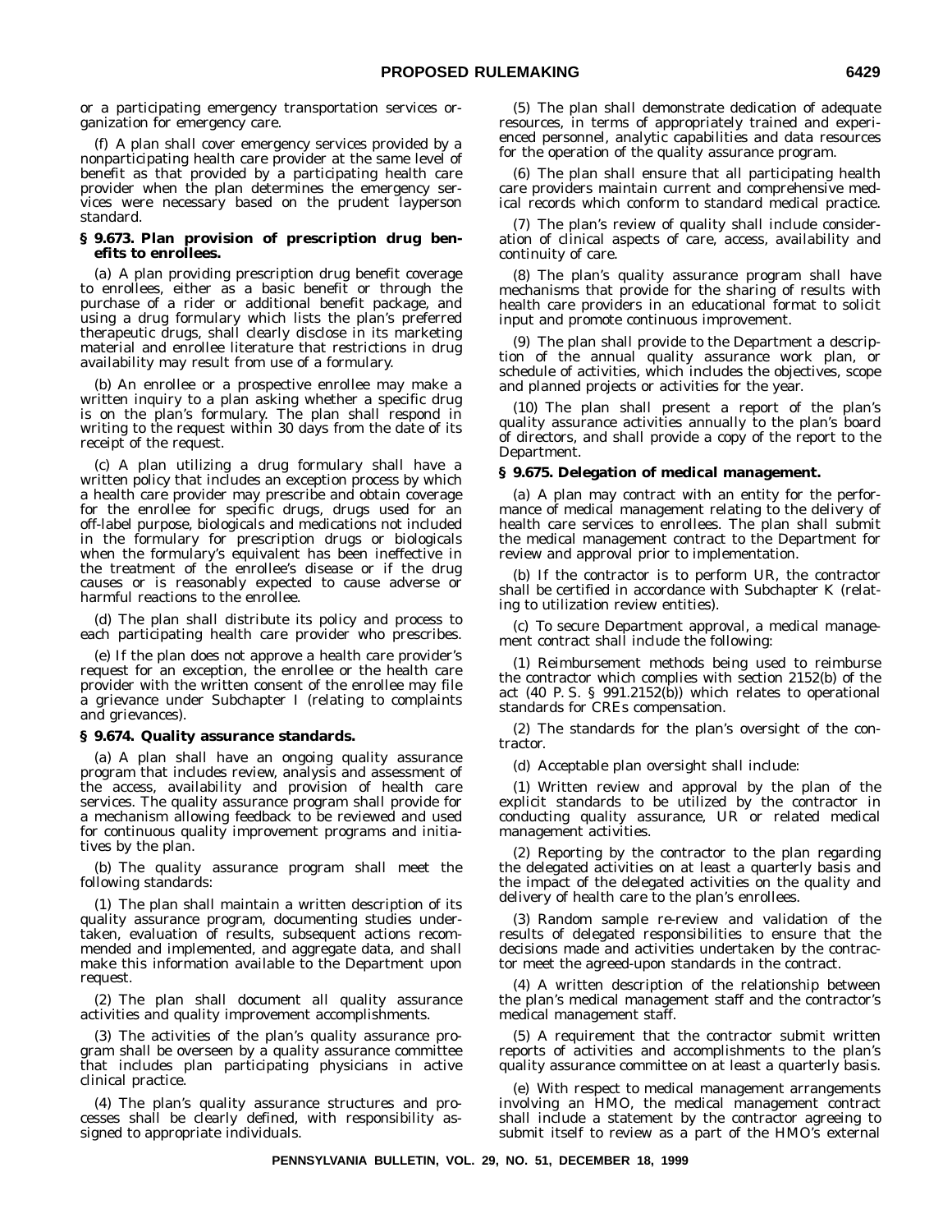or a participating emergency transportation services organization for emergency care.

(f) A plan shall cover emergency services provided by a nonparticipating health care provider at the same level of benefit as that provided by a participating health care provider when the plan determines the emergency services were necessary based on the prudent layperson standard.

**§ 9.673. Plan provision of prescription drug benefits to enrollees.**

(a) A plan providing prescription drug benefit coverage to enrollees, either as a basic benefit or through the purchase of a rider or additional benefit package, and using a drug formulary which lists the plan's preferred therapeutic drugs, shall clearly disclose in its marketing material and enrollee literature that restrictions in drug availability may result from use of a formulary.

(b) An enrollee or a prospective enrollee may make a written inquiry to a plan asking whether a specific drug is on the plan's formulary. The plan shall respond in writing to the request within 30 days from the date of its receipt of the request.

(c) A plan utilizing a drug formulary shall have a written policy that includes an exception process by which a health care provider may prescribe and obtain coverage for the enrollee for specific drugs, drugs used for an off-label purpose, biologicals and medications not included in the formulary for prescription drugs or biologicals when the formulary's equivalent has been ineffective in the treatment of the enrollee's disease or if the drug causes or is reasonably expected to cause adverse or harmful reactions to the enrollee.

(d) The plan shall distribute its policy and process to each participating health care provider who prescribes.

(e) If the plan does not approve a health care provider's request for an exception, the enrollee or the health care provider with the written consent of the enrollee may file a grievance under Subchapter I (relating to complaints and grievances).

**§ 9.674. Quality assurance standards.**

(a) A plan shall have an ongoing quality assurance program that includes review, analysis and assessment of the access, availability and provision of health care services. The quality assurance program shall provide for a mechanism allowing feedback to be reviewed and used for continuous quality improvement programs and initiatives by the plan.

(b) The quality assurance program shall meet the following standards:

(1) The plan shall maintain a written description of its quality assurance program, documenting studies undertaken, evaluation of results, subsequent actions recommended and implemented, and aggregate data, and shall make this information available to the Department upon request.

(2) The plan shall document all quality assurance activities and quality improvement accomplishments.

(3) The activities of the plan's quality assurance program shall be overseen by a quality assurance committee that includes plan participating physicians in active clinical practice.

(4) The plan's quality assurance structures and processes shall be clearly defined, with responsibility assigned to appropriate individuals.

(5) The plan shall demonstrate dedication of adequate resources, in terms of appropriately trained and experienced personnel, analytic capabilities and data resources for the operation of the quality assurance program.

(6) The plan shall ensure that all participating health care providers maintain current and comprehensive medical records which conform to standard medical practice.

(7) The plan's review of quality shall include consideration of clinical aspects of care, access, availability and continuity of care.

(8) The plan's quality assurance program shall have mechanisms that provide for the sharing of results with health care providers in an educational format to solicit input and promote continuous improvement.

(9) The plan shall provide to the Department a description of the annual quality assurance work plan, or schedule of activities, which includes the objectives, scope and planned projects or activities for the year.

(10) The plan shall present a report of the plan's quality assurance activities annually to the plan's board of directors, and shall provide a copy of the report to the Department.

**§ 9.675. Delegation of medical management.**

(a) A plan may contract with an entity for the performance of medical management relating to the delivery of health care services to enrollees. The plan shall submit the medical management contract to the Department for review and approval prior to implementation.

(b) If the contractor is to perform UR, the contractor shall be certified in accordance with Subchapter K (relating to utilization review entities).

(c) To secure Department approval, a medical management contract shall include the following:

(1) Reimbursement methods being used to reimburse the contractor which complies with section 2152(b) of the act (40 P. S. § 991.2152(b)) which relates to operational standards for CREs compensation.

(2) The standards for the plan's oversight of the contractor.

(d) Acceptable plan oversight shall include:

(1) Written review and approval by the plan of the explicit standards to be utilized by the contractor in conducting quality assurance, UR or related medical management activities.

(2) Reporting by the contractor to the plan regarding the delegated activities on at least a quarterly basis and the impact of the delegated activities on the quality and delivery of health care to the plan's enrollees.

(3) Random sample re-review and validation of the results of delegated responsibilities to ensure that the decisions made and activities undertaken by the contractor meet the agreed-upon standards in the contract.

(4) A written description of the relationship between the plan's medical management staff and the contractor's medical management staff.

(5) A requirement that the contractor submit written reports of activities and accomplishments to the plan's quality assurance committee on at least a quarterly basis.

(e) With respect to medical management arrangements involving an HMO, the medical management contract shall include a statement by the contractor agreeing to submit itself to review as a part of the HMO's external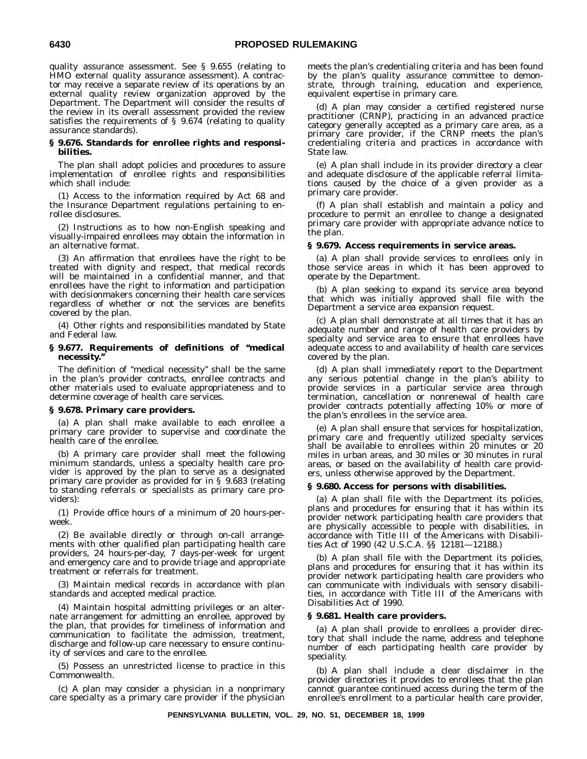quality assurance assessment. See § 9.655 (relating to HMO external quality assurance assessment). A contractor may receive a separate review of its operations by an external quality review organization approved by the Department. The Department will consider the results of the review in its overall assessment provided the review satisfies the requirements of § 9.674 (relating to quality assurance standards).

**§ 9.676. Standards for enrollee rights and responsibilities.**

The plan shall adopt policies and procedures to assure implementation of enrollee rights and responsibilities which shall include:

(1) Access to the information required by Act 68 and the Insurance Department regulations pertaining to enrollee disclosures.

(2) Instructions as to how non-English speaking and visually-impaired enrollees may obtain the information in an alternative format.

(3) An affirmation that enrollees have the right to be treated with dignity and respect, that medical records will be maintained in a confidential manner, and that enrollees have the right to information and participation with decisionmakers concerning their health care services regardless of whether or not the services are benefits covered by the plan.

(4) Other rights and responsibilities mandated by State and Federal law.

**§ 9.677. Requirements of definitions of "medical necessity."**

The definition of "medical necessity" shall be the same in the plan's provider contracts, enrollee contracts and other materials used to evaluate appropriateness and to determine coverage of health care services.

**§ 9.678. Primary care providers.**

(a) A plan shall make available to each enrollee a primary care provider to supervise and coordinate the health care of the enrollee.

(b) A primary care provider shall meet the following minimum standards, unless a specialty health care provider is approved by the plan to serve as a designated primary care provider as provided for in § 9.683 (relating to standing referrals or specialists as primary care providers):

(1) Provide office hours of a minimum of 20 hours-per-week.

(2) Be available directly or through on-call arrangements with other qualified plan participating health care providers, 24 hours-per-day, 7 days-per-week for urgent and emergency care and to provide triage and appropriate treatment or referrals for treatment.

(3) Maintain medical records in accordance with plan standards and accepted medical practice.

(4) Maintain hospital admitting privileges or an alternate arrangement for admitting an enrollee, approved by the plan, that provides for timeliness of information and communication to facilitate the admission, treatment, discharge and follow-up care necessary to ensure continuity of services and care to the enrollee.

(5) Possess an unrestricted license to practice in this Commonwealth.

(c) A plan may consider a physician in a nonprimary care specialty as a primary care provider if the physician meets the plan's credentialing criteria and has been found by the plan's quality assurance committee to demonstrate, through training, education and experience, equivalent expertise in primary care.

(d) A plan may consider a certified registered nurse practitioner (CRNP), practicing in an advanced practice category generally accepted as a primary care area, as a primary care provider, if the CRNP meets the plan's credentialing criteria and practices in accordance with State law.

(e) A plan shall include in its provider directory a clear and adequate disclosure of the applicable referral limitations caused by the choice of a given provider as a primary care provider.

(f) A plan shall establish and maintain a policy and procedure to permit an enrollee to change a designated primary care provider with appropriate advance notice to the plan.

**§ 9.679. Access requirements in service areas.**

(a) A plan shall provide services to enrollees only in those service areas in which it has been approved to operate by the Department.

(b) A plan seeking to expand its service area beyond that which was initially approved shall file with the Department a service area expansion request.

(c) A plan shall demonstrate at all times that it has an adequate number and range of health care providers by specialty and service area to ensure that enrollees have adequate access to and availability of health care services covered by the plan.

(d) A plan shall immediately report to the Department any serious potential change in the plan's ability to provide services in a particular service area through termination, cancellation or nonrenewal of health care provider contracts potentially affecting 10% or more of the plan's enrollees in the service area.

(e) A plan shall ensure that services for hospitalization, primary care and frequently utilized specialty services shall be available to enrollees within 20 minutes or 20 miles in urban areas, and 30 miles or 30 minutes in rural areas, or based on the availability of health care providers, unless otherwise approved by the Department.

**§ 9.680. Access for persons with disabilities.**

(a) A plan shall file with the Department its policies, plans and procedures for ensuring that it has within its provider network participating health care providers that are physically accessible to people with disabilities, in accordance with Title III of the Americans with Disabilities Act of 1990 (42 U.S.C.A. §§ 12181—12188.)

(b) A plan shall file with the Department its policies, plans and procedures for ensuring that it has within its provider network participating health care providers who can communicate with individuals with sensory disabilities, in accordance with Title III of the Americans with Disabilities Act of 1990.

**§ 9.681. Health care providers.**

(a) A plan shall provide to enrollees a provider directory that shall include the name, address and telephone number of each participating health care provider by speciality.

(b) A plan shall include a clear disclaimer in the provider directories it provides to enrollees that the plan cannot guarantee continued access during the term of the enrollee's enrollment to a particular health care provider,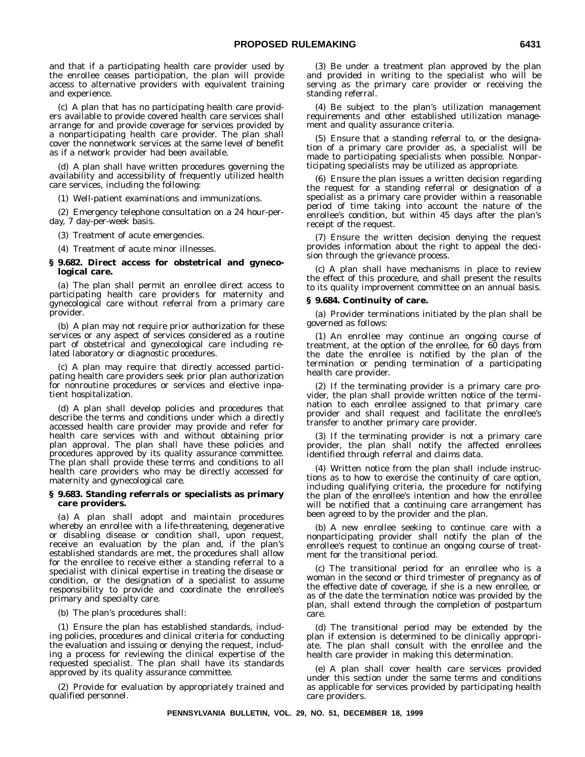and that if a participating health care provider used by the enrollee ceases participation, the plan will provide access to alternative providers with equivalent training and experience.

(c) A plan that has no participating health care providers available to provide covered health care services shall arrange for and provide coverage for services provided by a nonparticipating health care provider. The plan shall cover the nonnetwork services at the same level of benefit as if a network provider had been available.

(d) A plan shall have written procedures governing the availability and accessibility of frequently utilized health care services, including the following:

(1) Well-patient examinations and immunizations.

(2) Emergency telephone consultation on a 24 hour-per-day, 7 day-per-week basis.

(3) Treatment of acute emergencies.

(4) Treatment of acute minor illnesses.

**§ 9.682. Direct access for obstetrical and gynecological care.**

(a) The plan shall permit an enrollee direct access to participating health care providers for maternity and gynecological care without referral from a primary care provider.

(b) A plan may not require prior authorization for these services or any aspect of services considered as a routine part of obstetrical and gynecological care including related laboratory or diagnostic procedures.

(c) A plan may require that directly accessed participating health care providers seek prior plan authorization for nonroutine procedures or services and elective inpatient hospitalization.

(d) A plan shall develop policies and procedures that describe the terms and conditions under which a directly accessed health care provider may provide and refer for health care services with and without obtaining prior plan approval. The plan shall have these policies and procedures approved by its quality assurance committee. The plan shall provide these terms and conditions to all health care providers who may be directly accessed for maternity and gynecological care.

**§ 9.683. Standing referrals or specialists as primary care providers.**

(a) A plan shall adopt and maintain procedures whereby an enrollee with a life-threatening, degenerative or disabling disease or condition shall, upon request, receive an evaluation by the plan and, if the plan's established standards are met, the procedures shall allow for the enrollee to receive either a standing referral to a specialist with clinical expertise in treating the disease or condition, or the designation of a specialist to assume responsibility to provide and coordinate the enrollee's primary and specialty care.

(b) The plan's procedures shall:

(1) Ensure the plan has established standards, including policies, procedures and clinical criteria for conducting the evaluation and issuing or denying the request, including a process for reviewing the clinical expertise of the requested specialist. The plan shall have its standards approved by its quality assurance committee.

(2) Provide for evaluation by appropriately trained and qualified personnel.

(3) Be under a treatment plan approved by the plan and provided in writing to the specialist who will be serving as the primary care provider or receiving the standing referral.

(4) Be subject to the plan's utilization management requirements and other established utilization management and quality assurance criteria.

(5) Ensure that a standing referral to, or the designation of a primary care provider as, a specialist will be made to participating specialists when possible. Nonparticipating specialists may be utilized as appropriate.

(6) Ensure the plan issues a written decision regarding the request for a standing referral or designation of a specialist as a primary care provider within a reasonable period of time taking into account the nature of the enrollee's condition, but within 45 days after the plan's receipt of the request.

(7) Ensure the written decision denying the request provides information about the right to appeal the decision through the grievance process.

(c) A plan shall have mechanisms in place to review the effect of this procedure, and shall present the results to its quality improvement committee on an annual basis.

**§ 9.684. Continuity of care.**

(a) Provider terminations initiated by the plan shall be governed as follows:

(1) An enrollee may continue an ongoing course of treatment, at the option of the enrollee, for 60 days from the date the enrollee is notified by the plan of the termination or pending termination of a participating health care provider.

(2) If the terminating provider is a primary care provider, the plan shall provide written notice of the termination to each enrollee assigned to that primary care provider and shall request and facilitate the enrollee's transfer to another primary care provider.

(3) If the terminating provider is not a primary care provider, the plan shall notify the affected enrollees identified through referral and claims data.

(4) Written notice from the plan shall include instructions as to how to exercise the continuity of care option, including qualifying criteria, the procedure for notifying the plan of the enrollee's intention and how the enrollee will be notified that a continuing care arrangement has been agreed to by the provider and the plan.

(b) A new enrollee seeking to continue care with a nonparticipating provider shall notify the plan of the enrollee's request to continue an ongoing course of treatment for the transitional period.

(c) The transitional period for an enrollee who is a woman in the second or third trimester of pregnancy as of the effective date of coverage, if she is a new enrollee, or as of the date the termination notice was provided by the plan, shall extend through the completion of postpartum care.

(d) The transitional period may be extended by the plan if extension is determined to be clinically appropriate. The plan shall consult with the enrollee and the health care provider in making this determination.

(e) A plan shall cover health care services provided under this section under the same terms and conditions as applicable for services provided by participating health care providers.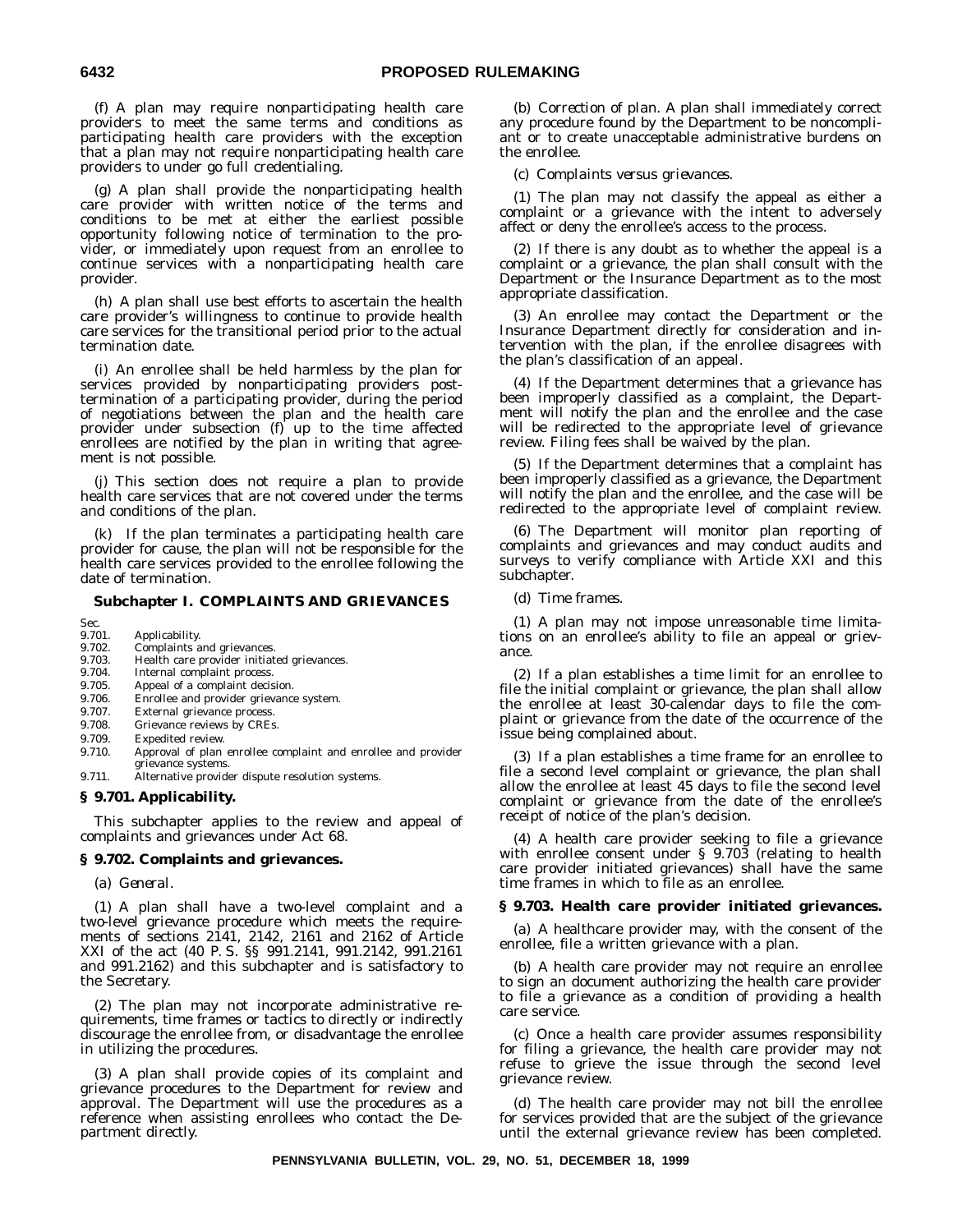(f) A plan may require nonparticipating health care providers to meet the same terms and conditions as participating health care providers with the exception that a plan may not require nonparticipating health care providers to under go full credentialing.

(g) A plan shall provide the nonparticipating health care provider with written notice of the terms and conditions to be met at either the earliest possible opportunity following notice of termination to the provider, or immediately upon request from an enrollee to continue services with a nonparticipating health care provider.

(h) A plan shall use best efforts to ascertain the health care provider's willingness to continue to provide health care services for the transitional period prior to the actual termination date.

(i) An enrollee shall be held harmless by the plan for services provided by nonparticipating providers post-termination of a participating provider, during the period of negotiations between the plan and the health care provider under subsection (f) up to the time affected enrollees are notified by the plan in writing that agreement is not possible.

(j) This section does not require a plan to provide health care services that are not covered under the terms and conditions of the plan.

(k) If the plan terminates a participating health care provider for cause, the plan will not be responsible for the health care services provided to the enrollee following the date of termination.

## Subchapter I. COMPLAINTS AND GRIEVANCES

Sec.
9.701. Applicability.
9.702. Complaints and grievances.
9.703. Health care provider initiated grievances.
9.704. Internal complaint process.
9.705. Appeal of a complaint decision.
9.706. Enrollee and provider grievance system.
9.707. External grievance process.
9.708. Grievance reviews by CREs.
9.709. Expedited review.
9.710. Approval of plan enrollee complaint and enrollee and provider grievance systems.
9.711. Alternative provider dispute resolution systems.

### § 9.701. Applicability.

This subchapter applies to the review and appeal of complaints and grievances under Act 68.

### § 9.702. Complaints and grievances.

(a) *General.*

(1) A plan shall have a two-level complaint and a two-level grievance procedure which meets the requirements of sections 2141, 2142, 2161 and 2162 of Article XXI of the act (40 P. S. §§ 991.2141, 991.2142, 991.2161 and 991.2162) and this subchapter and is satisfactory to the Secretary.

(2) The plan may not incorporate administrative requirements, time frames or tactics to directly or indirectly discourage the enrollee from, or disadvantage the enrollee in utilizing the procedures.

(3) A plan shall provide copies of its complaint and grievance procedures to the Department for review and approval. The Department will use the procedures as a reference when assisting enrollees who contact the Department directly.

(b) *Correction of plan.* A plan shall immediately correct any procedure found by the Department to be noncompliant or to create unacceptable administrative burdens on the enrollee.

(c) *Complaints versus grievances.*

(1) The plan may not classify the appeal as either a complaint or a grievance with the intent to adversely affect or deny the enrollee's access to the process.

(2) If there is any doubt as to whether the appeal is a complaint or a grievance, the plan shall consult with the Department or the Insurance Department as to the most appropriate classification.

(3) An enrollee may contact the Department or the Insurance Department directly for consideration and intervention with the plan, if the enrollee disagrees with the plan's classification of an appeal.

(4) If the Department determines that a grievance has been improperly classified as a complaint, the Department will notify the plan and the enrollee and the case will be redirected to the appropriate level of grievance review. Filing fees shall be waived by the plan.

(5) If the Department determines that a complaint has been improperly classified as a grievance, the Department will notify the plan and the enrollee, and the case will be redirected to the appropriate level of complaint review.

(6) The Department will monitor plan reporting of complaints and grievances and may conduct audits and surveys to verify compliance with Article XXI and this subchapter.

(d) *Time frames.*

(1) A plan may not impose unreasonable time limitations on an enrollee's ability to file an appeal or grievance.

(2) If a plan establishes a time limit for an enrollee to file the initial complaint or grievance, the plan shall allow the enrollee at least 30-calendar days to file the complaint or grievance from the date of the occurrence of the issue being complained about.

(3) If a plan establishes a time frame for an enrollee to file a second level complaint or grievance, the plan shall allow the enrollee at least 45 days to file the second level complaint or grievance from the date of the enrollee's receipt of notice of the plan's decision.

(4) A health care provider seeking to file a grievance with enrollee consent under § 9.703 (relating to health care provider initiated grievances) shall have the same time frames in which to file as an enrollee.

### § 9.703. Health care provider initiated grievances.

(a) A healthcare provider may, with the consent of the enrollee, file a written grievance with a plan.

(b) A health care provider may not require an enrollee to sign an document authorizing the health care provider to file a grievance as a condition of providing a health care service.

(c) Once a health care provider assumes responsibility for filing a grievance, the health care provider may not refuse to grieve the issue through the second level grievance review.

(d) The health care provider may not bill the enrollee for services provided that are the subject of the grievance until the external grievance review has been completed.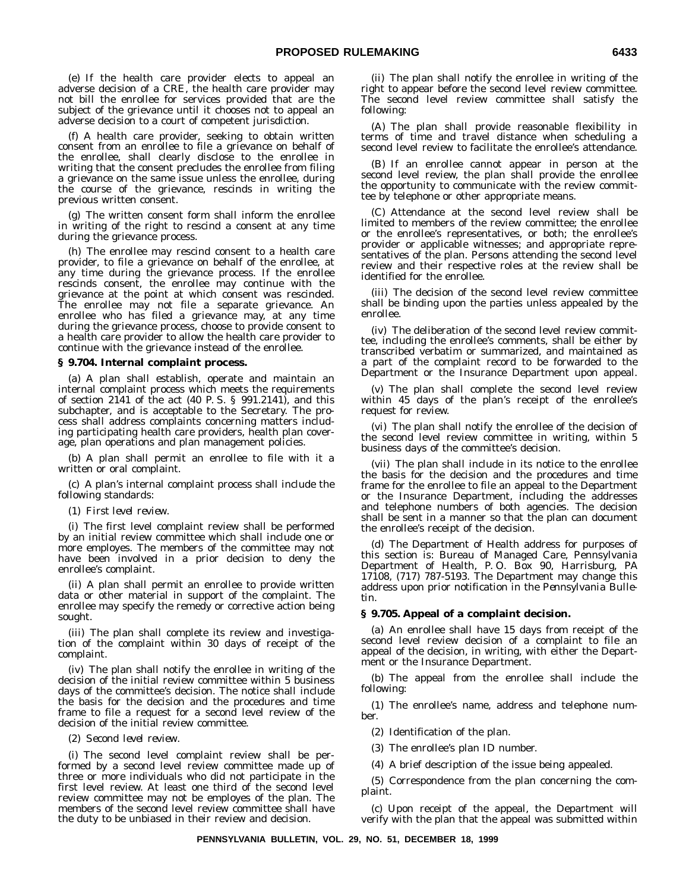(e) If the health care provider elects to appeal an adverse decision of a CRE, the health care provider may not bill the enrollee for services provided that are the subject of the grievance until it chooses not to appeal an adverse decision to a court of competent jurisdiction.

(f) A health care provider, seeking to obtain written consent from an enrollee to file a grievance on behalf of the enrollee, shall clearly disclose to the enrollee in writing that the consent precludes the enrollee from filing a grievance on the same issue unless the enrollee, during the course of the grievance, rescinds in writing the previous written consent.

(g) The written consent form shall inform the enrollee in writing of the right to rescind a consent at any time during the grievance process.

(h) The enrollee may rescind consent to a health care provider, to file a grievance on behalf of the enrollee, at any time during the grievance process. If the enrollee rescinds consent, the enrollee may continue with the grievance at the point at which consent was rescinded. The enrollee may not file a separate grievance. An enrollee who has filed a grievance may, at any time during the grievance process, choose to provide consent to a health care provider to allow the health care provider to continue with the grievance instead of the enrollee.

**§ 9.704. Internal complaint process.**

(a) A plan shall establish, operate and maintain an internal complaint process which meets the requirements of section 2141 of the act (40 P. S. § 991.2141), and this subchapter, and is acceptable to the Secretary. The process shall address complaints concerning matters including participating health care providers, health plan coverage, plan operations and plan management policies.

(b) A plan shall permit an enrollee to file with it a written or oral complaint.

(c) A plan's internal complaint process shall include the following standards:

(1) *First level review.*

(i) The first level complaint review shall be performed by an initial review committee which shall include one or more employes. The members of the committee may not have been involved in a prior decision to deny the enrollee's complaint.

(ii) A plan shall permit an enrollee to provide written data or other material in support of the complaint. The enrollee may specify the remedy or corrective action being sought.

(iii) The plan shall complete its review and investigation of the complaint within 30 days of receipt of the complaint.

(iv) The plan shall notify the enrollee in writing of the decision of the initial review committee within 5 business days of the committee's decision. The notice shall include the basis for the decision and the procedures and time frame to file a request for a second level review of the decision of the initial review committee.

(2) *Second level review.*

(i) The second level complaint review shall be performed by a second level review committee made up of three or more individuals who did not participate in the first level review. At least one third of the second level review committee may not be employes of the plan. The members of the second level review committee shall have the duty to be unbiased in their review and decision.

(ii) The plan shall notify the enrollee in writing of the right to appear before the second level review committee. The second level review committee shall satisfy the following:

(A) The plan shall provide reasonable flexibility in terms of time and travel distance when scheduling a second level review to facilitate the enrollee's attendance.

(B) If an enrollee cannot appear in person at the second level review, the plan shall provide the enrollee the opportunity to communicate with the review committee by telephone or other appropriate means.

(C) Attendance at the second level review shall be limited to members of the review committee; the enrollee or the enrollee's representatives, or both; the enrollee's provider or applicable witnesses; and appropriate representatives of the plan. Persons attending the second level review and their respective roles at the review shall be identified for the enrollee.

(iii) The decision of the second level review committee shall be binding upon the parties unless appealed by the enrollee.

(iv) The deliberation of the second level review committee, including the enrollee's comments, shall be either by transcribed verbatim or summarized, and maintained as a part of the complaint record to be forwarded to the Department or the Insurance Department upon appeal.

(v) The plan shall complete the second level review within 45 days of the plan's receipt of the enrollee's request for review.

(vi) The plan shall notify the enrollee of the decision of the second level review committee in writing, within 5 business days of the committee's decision.

(vii) The plan shall include in its notice to the enrollee the basis for the decision and the procedures and time frame for the enrollee to file an appeal to the Department or the Insurance Department, including the addresses and telephone numbers of both agencies. The decision shall be sent in a manner so that the plan can document the enrollee's receipt of the decision.

(d) The Department of Health address for purposes of this section is: Bureau of Managed Care, Pennsylvania Department of Health, P. O. Box 90, Harrisburg, PA 17108, (717) 787-5193. The Department may change this address upon prior notification in the *Pennsylvania Bulletin*.

**§ 9.705. Appeal of a complaint decision.**

(a) An enrollee shall have 15 days from receipt of the second level review decision of a complaint to file an appeal of the decision, in writing, with either the Department or the Insurance Department.

(b) The appeal from the enrollee shall include the following:

(1) The enrollee's name, address and telephone number.

(2) Identification of the plan.

(3) The enrollee's plan ID number.

(4) A brief description of the issue being appealed.

(5) Correspondence from the plan concerning the complaint.

(c) Upon receipt of the appeal, the Department will verify with the plan that the appeal was submitted within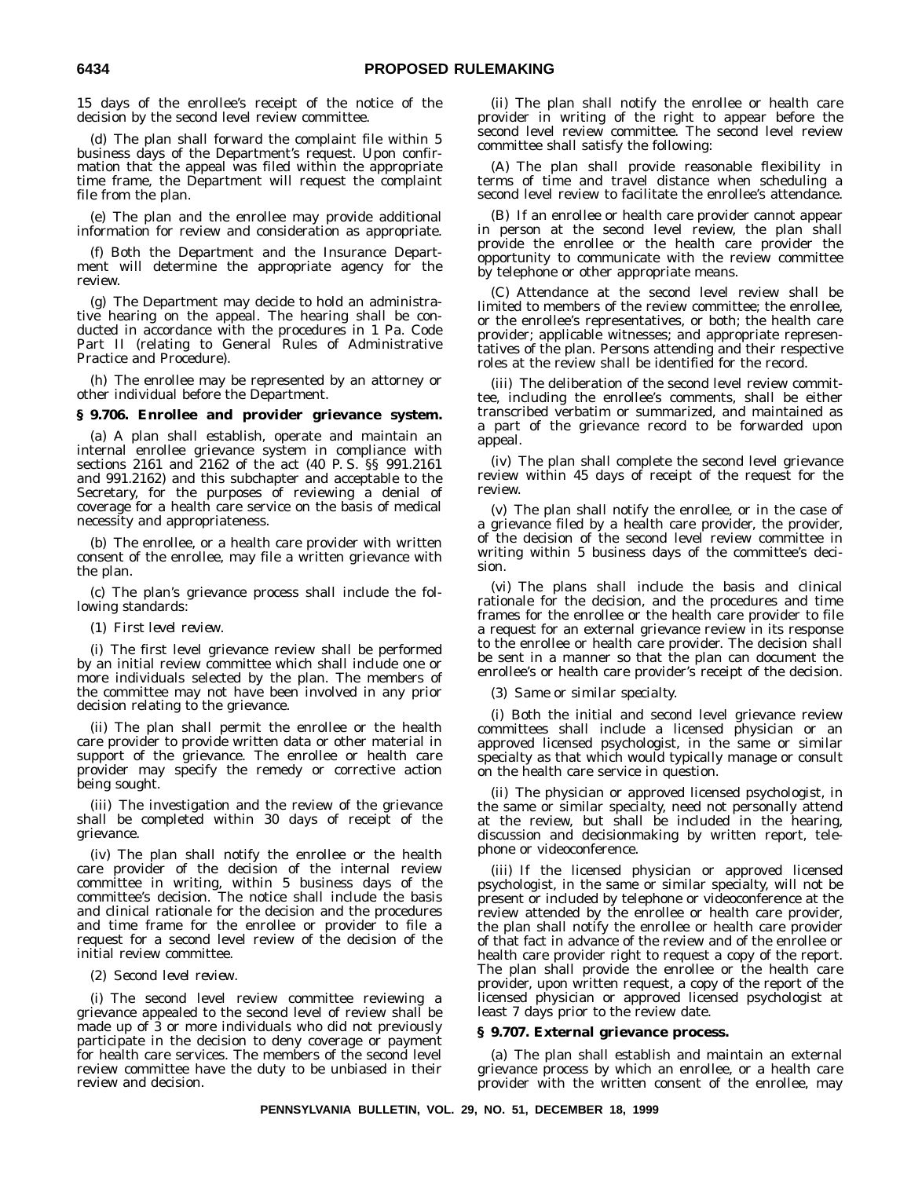15 days of the enrollee's receipt of the notice of the decision by the second level review committee.

(d) The plan shall forward the complaint file within 5 business days of the Department's request. Upon confirmation that the appeal was filed within the appropriate time frame, the Department will request the complaint file from the plan.

(e) The plan and the enrollee may provide additional information for review and consideration as appropriate.

(f) Both the Department and the Insurance Department will determine the appropriate agency for the review.

(g) The Department may decide to hold an administrative hearing on the appeal. The hearing shall be conducted in accordance with the procedures in 1 Pa. Code Part II (relating to General Rules of Administrative Practice and Procedure).

(h) The enrollee may be represented by an attorney or other individual before the Department.

**§ 9.706. Enrollee and provider grievance system.**

(a) A plan shall establish, operate and maintain an internal enrollee grievance system in compliance with sections 2161 and 2162 of the act (40 P. S. §§ 991.2161 and 991.2162) and this subchapter and acceptable to the Secretary, for the purposes of reviewing a denial of coverage for a health care service on the basis of medical necessity and appropriateness.

(b) The enrollee, or a health care provider with written consent of the enrollee, may file a written grievance with the plan.

(c) The plan's grievance process shall include the following standards:

(1) *First level review.*

(i) The first level grievance review shall be performed by an initial review committee which shall include one or more individuals selected by the plan. The members of the committee may not have been involved in any prior decision relating to the grievance.

(ii) The plan shall permit the enrollee or the health care provider to provide written data or other material in support of the grievance. The enrollee or health care provider may specify the remedy or corrective action being sought.

(iii) The investigation and the review of the grievance shall be completed within 30 days of receipt of the grievance.

(iv) The plan shall notify the enrollee or the health care provider of the decision of the internal review committee in writing, within 5 business days of the committee's decision. The notice shall include the basis and clinical rationale for the decision and the procedures and time frame for the enrollee or provider to file a request for a second level review of the decision of the initial review committee.

(2) *Second level review.*

(i) The second level review committee reviewing a grievance appealed to the second level of review shall be made up of 3 or more individuals who did not previously participate in the decision to deny coverage or payment for health care services. The members of the second level review committee have the duty to be unbiased in their review and decision.

(ii) The plan shall notify the enrollee or health care provider in writing of the right to appear before the second level review committee. The second level review committee shall satisfy the following:

(A) The plan shall provide reasonable flexibility in terms of time and travel distance when scheduling a second level review to facilitate the enrollee's attendance.

(B) If an enrollee or health care provider cannot appear in person at the second level review, the plan shall provide the enrollee or the health care provider the opportunity to communicate with the review committee by telephone or other appropriate means.

(C) Attendance at the second level review shall be limited to members of the review committee; the enrollee, or the enrollee's representatives, or both; the health care provider; applicable witnesses; and appropriate representatives of the plan. Persons attending and their respective roles at the review shall be identified for the record.

(iii) The deliberation of the second level review committee, including the enrollee's comments, shall be either transcribed verbatim or summarized, and maintained as a part of the grievance record to be forwarded upon appeal.

(iv) The plan shall complete the second level grievance review within 45 days of receipt of the request for the review.

(v) The plan shall notify the enrollee, or in the case of a grievance filed by a health care provider, the provider, of the decision of the second level review committee in writing within 5 business days of the committee's decision.

(vi) The plans shall include the basis and clinical rationale for the decision, and the procedures and time frames for the enrollee or the health care provider to file a request for an external grievance review in its response to the enrollee or health care provider. The decision shall be sent in a manner so that the plan can document the enrollee's or health care provider's receipt of the decision.

(3) *Same or similar specialty.*

(i) Both the initial and second level grievance review committees shall include a licensed physician or an approved licensed psychologist, in the same or similar specialty as that which would typically manage or consult on the health care service in question.

(ii) The physician or approved licensed psychologist, in the same or similar specialty, need not personally attend at the review, but shall be included in the hearing, discussion and decisionmaking by written report, telephone or videoconference.

(iii) If the licensed physician or approved licensed psychologist, in the same or similar specialty, will not be present or included by telephone or videoconference at the review attended by the enrollee or health care provider, the plan shall notify the enrollee or health care provider of that fact in advance of the review and of the enrollee or health care provider right to request a copy of the report. The plan shall provide the enrollee or the health care provider, upon written request, a copy of the report of the licensed physician or approved licensed psychologist at least 7 days prior to the review date.

**§ 9.707. External grievance process.**

(a) The plan shall establish and maintain an external grievance process by which an enrollee, or a health care provider with the written consent of the enrollee, may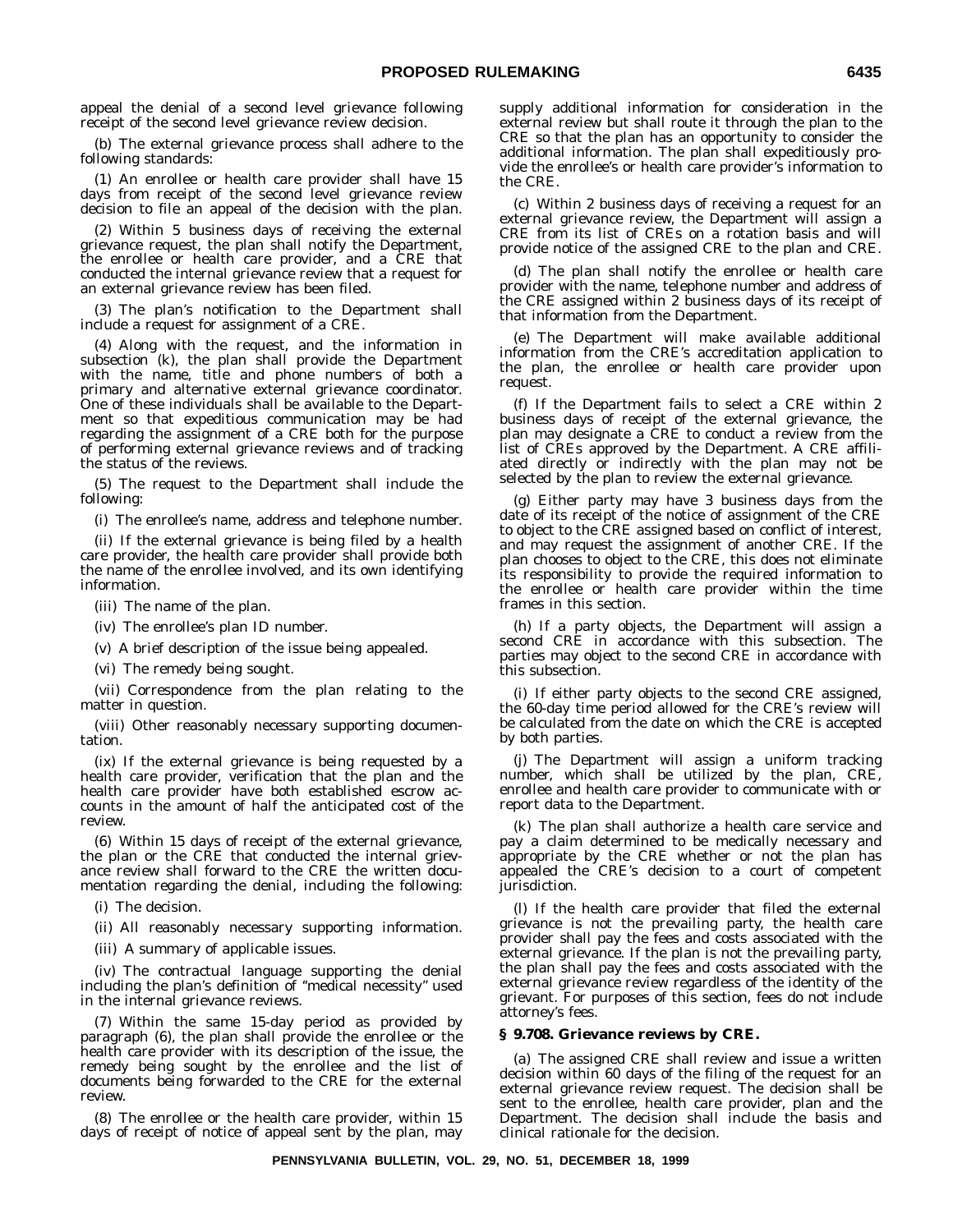appeal the denial of a second level grievance following receipt of the second level grievance review decision.

(b) The external grievance process shall adhere to the following standards:

(1) An enrollee or health care provider shall have 15 days from receipt of the second level grievance review decision to file an appeal of the decision with the plan.

(2) Within 5 business days of receiving the external grievance request, the plan shall notify the Department, the enrollee or health care provider, and a CRE that conducted the internal grievance review that a request for an external grievance review has been filed.

(3) The plan's notification to the Department shall include a request for assignment of a CRE.

(4) Along with the request, and the information in subsection (k), the plan shall provide the Department with the name, title and phone numbers of both a primary and alternative external grievance coordinator. One of these individuals shall be available to the Department so that expeditious communication may be had regarding the assignment of a CRE both for the purpose of performing external grievance reviews and of tracking the status of the reviews.

(5) The request to the Department shall include the following:

(i) The enrollee's name, address and telephone number.

(ii) If the external grievance is being filed by a health care provider, the health care provider shall provide both the name of the enrollee involved, and its own identifying information.

(iii) The name of the plan.

(iv) The enrollee's plan ID number.

(v) A brief description of the issue being appealed.

(vi) The remedy being sought.

(vii) Correspondence from the plan relating to the matter in question.

(viii) Other reasonably necessary supporting documentation.

(ix) If the external grievance is being requested by a health care provider, verification that the plan and the health care provider have both established escrow accounts in the amount of half the anticipated cost of the review.

(6) Within 15 days of receipt of the external grievance, the plan or the CRE that conducted the internal grievance review shall forward to the CRE the written documentation regarding the denial, including the following:

(i) The decision.

(ii) All reasonably necessary supporting information.

(iii) A summary of applicable issues.

(iv) The contractual language supporting the denial including the plan's definition of "medical necessity" used in the internal grievance reviews.

(7) Within the same 15-day period as provided by paragraph (6), the plan shall provide the enrollee or the health care provider with its description of the issue, the remedy being sought by the enrollee and the list of documents being forwarded to the CRE for the external review.

(8) The enrollee or the health care provider, within 15 days of receipt of notice of appeal sent by the plan, may supply additional information for consideration in the external review but shall route it through the plan to the CRE so that the plan has an opportunity to consider the additional information. The plan shall expeditiously provide the enrollee's or health care provider's information to the CRE.

(c) Within 2 business days of receiving a request for an external grievance review, the Department will assign a CRE from its list of CREs on a rotation basis and will provide notice of the assigned CRE to the plan and CRE.

(d) The plan shall notify the enrollee or health care provider with the name, telephone number and address of the CRE assigned within 2 business days of its receipt of that information from the Department.

(e) The Department will make available additional information from the CRE's accreditation application to the plan, the enrollee or health care provider upon request.

(f) If the Department fails to select a CRE within 2 business days of receipt of the external grievance, the plan may designate a CRE to conduct a review from the list of CREs approved by the Department. A CRE affiliated directly or indirectly with the plan may not be selected by the plan to review the external grievance.

(g) Either party may have 3 business days from the date of its receipt of the notice of assignment of the CRE to object to the CRE assigned based on conflict of interest, and may request the assignment of another CRE. If the plan chooses to object to the CRE, this does not eliminate its responsibility to provide the required information to the enrollee or health care provider within the time frames in this section.

(h) If a party objects, the Department will assign a second CRE in accordance with this subsection. The parties may object to the second CRE in accordance with this subsection.

(i) If either party objects to the second CRE assigned, the 60-day time period allowed for the CRE's review will be calculated from the date on which the CRE is accepted by both parties.

(j) The Department will assign a uniform tracking number, which shall be utilized by the plan, CRE, enrollee and health care provider to communicate with or report data to the Department.

(k) The plan shall authorize a health care service and pay a claim determined to be medically necessary and appropriate by the CRE whether or not the plan has appealed the CRE's decision to a court of competent jurisdiction.

(l) If the health care provider that filed the external grievance is not the prevailing party, the health care provider shall pay the fees and costs associated with the external grievance. If the plan is not the prevailing party, the plan shall pay the fees and costs associated with the external grievance review regardless of the identity of the grievant. For purposes of this section, fees do not include attorney's fees.

**§ 9.708. Grievance reviews by CRE.**

(a) The assigned CRE shall review and issue a written decision within 60 days of the filing of the request for an external grievance review request. The decision shall be sent to the enrollee, health care provider, plan and the Department. The decision shall include the basis and clinical rationale for the decision.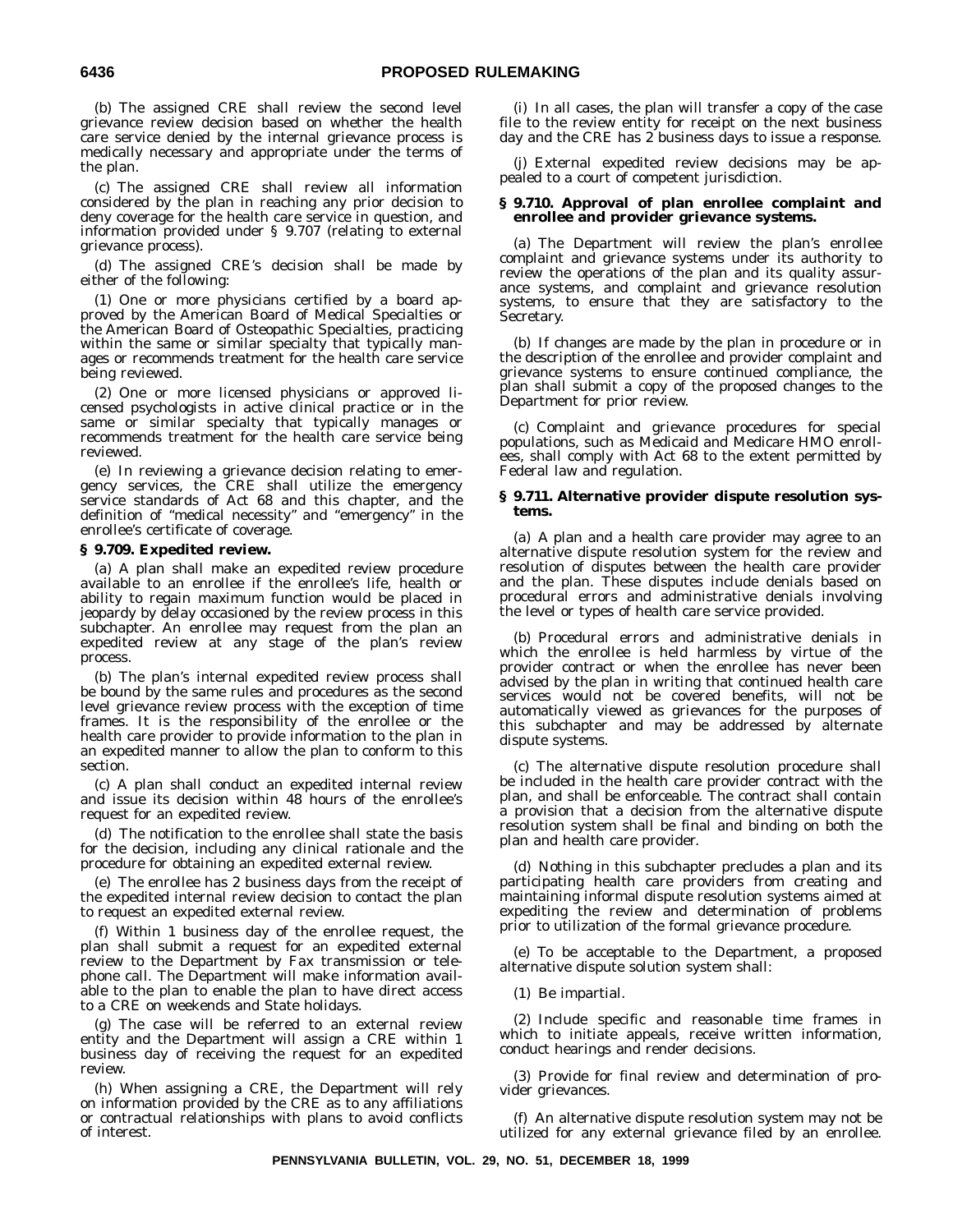(b) The assigned CRE shall review the second level grievance review decision based on whether the health care service denied by the internal grievance process is medically necessary and appropriate under the terms of the plan.

(c) The assigned CRE shall review all information considered by the plan in reaching any prior decision to deny coverage for the health care service in question, and information provided under § 9.707 (relating to external grievance process).

(d) The assigned CRE's decision shall be made by either of the following:

(1) One or more physicians certified by a board approved by the American Board of Medical Specialties or the American Board of Osteopathic Specialties, practicing within the same or similar specialty that typically manages or recommends treatment for the health care service being reviewed.

(2) One or more licensed physicians or approved licensed psychologists in active clinical practice or in the same or similar specialty that typically manages or recommends treatment for the health care service being reviewed.

(e) In reviewing a grievance decision relating to emergency services, the CRE shall utilize the emergency service standards of Act 68 and this chapter, and the definition of "medical necessity" and "emergency" in the enrollee's certificate of coverage.

**§ 9.709. Expedited review.**

(a) A plan shall make an expedited review procedure available to an enrollee if the enrollee's life, health or ability to regain maximum function would be placed in jeopardy by delay occasioned by the review process in this subchapter. An enrollee may request from the plan an expedited review at any stage of the plan's review process.

(b) The plan's internal expedited review process shall be bound by the same rules and procedures as the second level grievance review process with the exception of time frames. It is the responsibility of the enrollee or the health care provider to provide information to the plan in an expedited manner to allow the plan to conform to this section.

(c) A plan shall conduct an expedited internal review and issue its decision within 48 hours of the enrollee's request for an expedited review.

(d) The notification to the enrollee shall state the basis for the decision, including any clinical rationale and the procedure for obtaining an expedited external review.

(e) The enrollee has 2 business days from the receipt of the expedited internal review decision to contact the plan to request an expedited external review.

(f) Within 1 business day of the enrollee request, the plan shall submit a request for an expedited external review to the Department by Fax transmission or telephone call. The Department will make information available to the plan to enable the plan to have direct access to a CRE on weekends and State holidays.

(g) The case will be referred to an external review entity and the Department will assign a CRE within 1 business day of receiving the request for an expedited review.

(h) When assigning a CRE, the Department will rely on information provided by the CRE as to any affiliations or contractual relationships with plans to avoid conflicts of interest.

(i) In all cases, the plan will transfer a copy of the case file to the review entity for receipt on the next business day and the CRE has 2 business days to issue a response.

(j) External expedited review decisions may be appealed to a court of competent jurisdiction.

**§ 9.710. Approval of plan enrollee complaint and enrollee and provider grievance systems.**

(a) The Department will review the plan's enrollee complaint and grievance systems under its authority to review the operations of the plan and its quality assurance systems, and complaint and grievance resolution systems, to ensure that they are satisfactory to the Secretary.

(b) If changes are made by the plan in procedure or in the description of the enrollee and provider complaint and grievance systems to ensure continued compliance, the plan shall submit a copy of the proposed changes to the Department for prior review.

(c) Complaint and grievance procedures for special populations, such as Medicaid and Medicare HMO enrollees, shall comply with Act 68 to the extent permitted by Federal law and regulation.

**§ 9.711. Alternative provider dispute resolution systems.**

(a) A plan and a health care provider may agree to an alternative dispute resolution system for the review and resolution of disputes between the health care provider and the plan. These disputes include denials based on procedural errors and administrative denials involving the level or types of health care service provided.

(b) Procedural errors and administrative denials in which the enrollee is held harmless by virtue of the provider contract or when the enrollee has never been advised by the plan in writing that continued health care services would not be covered benefits, will not be automatically viewed as grievances for the purposes of this subchapter and may be addressed by alternate dispute systems.

(c) The alternative dispute resolution procedure shall be included in the health care provider contract with the plan, and shall be enforceable. The contract shall contain a provision that a decision from the alternative dispute resolution system shall be final and binding on both the plan and health care provider.

(d) Nothing in this subchapter precludes a plan and its participating health care providers from creating and maintaining informal dispute resolution systems aimed at expediting the review and determination of problems prior to utilization of the formal grievance procedure.

(e) To be acceptable to the Department, a proposed alternative dispute solution system shall:

(1) Be impartial.

(2) Include specific and reasonable time frames in which to initiate appeals, receive written information, conduct hearings and render decisions.

(3) Provide for final review and determination of provider grievances.

(f) An alternative dispute resolution system may not be utilized for any external grievance filed by an enrollee.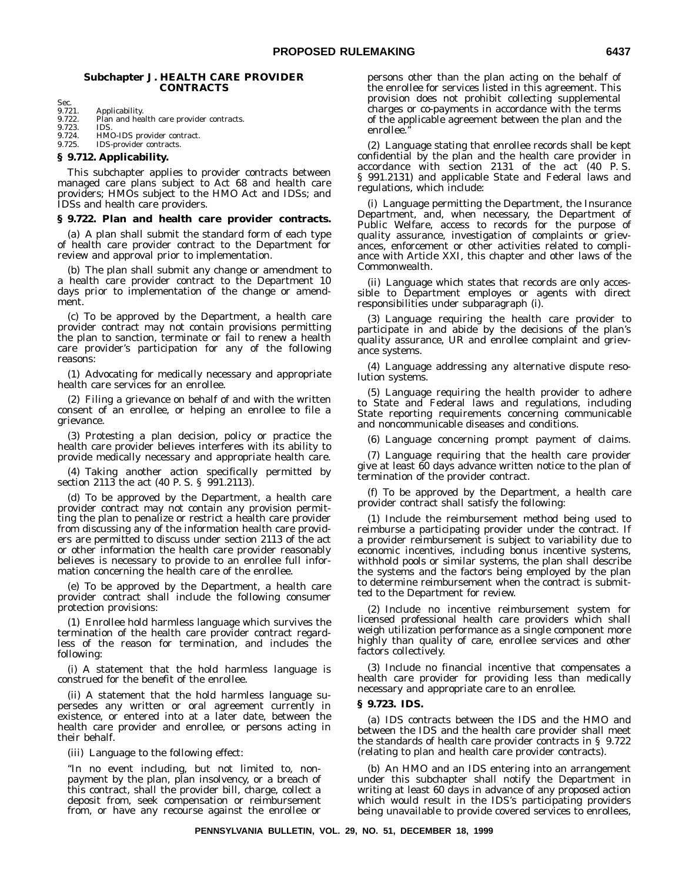## Subchapter J. HEALTH CARE PROVIDER CONTRACTS

Sec.
9.721. Applicability.
9.722. Plan and health care provider contracts.
9.723. IDS.
9.724. HMO-IDS provider contract.
9.725. IDS-provider contracts.

### § 9.712. Applicability.

This subchapter applies to provider contracts between managed care plans subject to Act 68 and health care providers; HMOs subject to the HMO Act and IDSs; and IDSs and health care providers.

### § 9.722. Plan and health care provider contracts.

(a) A plan shall submit the standard form of each type of health care provider contract to the Department for review and approval prior to implementation.

(b) The plan shall submit any change or amendment to a health care provider contract to the Department 10 days prior to implementation of the change or amendment.

(c) To be approved by the Department, a health care provider contract may not contain provisions permitting the plan to sanction, terminate or fail to renew a health care provider's participation for any of the following reasons:

(1) Advocating for medically necessary and appropriate health care services for an enrollee.

(2) Filing a grievance on behalf of and with the written consent of an enrollee, or helping an enrollee to file a grievance.

(3) Protesting a plan decision, policy or practice the health care provider believes interferes with its ability to provide medically necessary and appropriate health care.

(4) Taking another action specifically permitted by section 2113 the act (40 P. S. § 991.2113).

(d) To be approved by the Department, a health care provider contract may not contain any provision permitting the plan to penalize or restrict a health care provider from discussing any of the information health care providers are permitted to discuss under section 2113 of the act or other information the health care provider reasonably believes is necessary to provide to an enrollee full information concerning the health care of the enrollee.

(e) To be approved by the Department, a health care provider contract shall include the following consumer protection provisions:

(1) Enrollee hold harmless language which survives the termination of the health care provider contract regardless of the reason for termination, and includes the following:

(i) A statement that the hold harmless language is construed for the benefit of the enrollee.

(ii) A statement that the hold harmless language supersedes any written or oral agreement currently in existence, or entered into at a later date, between the health care provider and enrollee, or persons acting in their behalf.

(iii) Language to the following effect:

"In no event including, but not limited to, nonpayment by the plan, plan insolvency, or a breach of this contract, shall the provider bill, charge, collect a deposit from, seek compensation or reimbursement from, or have any recourse against the enrollee or persons other than the plan acting on the behalf of the enrollee for services listed in this agreement. This provision does not prohibit collecting supplemental charges or co-payments in accordance with the terms of the applicable agreement between the plan and the enrollee."

(2) Language stating that enrollee records shall be kept confidential by the plan and the health care provider in accordance with section 2131 of the act (40 P. S. § 991.2131) and applicable State and Federal laws and regulations, which include:

(i) Language permitting the Department, the Insurance Department, and, when necessary, the Department of Public Welfare, access to records for the purpose of quality assurance, investigation of complaints or grievances, enforcement or other activities related to compliance with Article XXI, this chapter and other laws of the Commonwealth.

(ii) Language which states that records are only accessible to Department employes or agents with direct responsibilities under subparagraph (i).

(3) Language requiring the health care provider to participate in and abide by the decisions of the plan's quality assurance, UR and enrollee complaint and grievance systems.

(4) Language addressing any alternative dispute resolution systems.

(5) Language requiring the health provider to adhere to State and Federal laws and regulations, including State reporting requirements concerning communicable and noncommunicable diseases and conditions.

(6) Language concerning prompt payment of claims.

(7) Language requiring that the health care provider give at least 60 days advance written notice to the plan of termination of the provider contract.

(f) To be approved by the Department, a health care provider contract shall satisfy the following:

(1) Include the reimbursement method being used to reimburse a participating provider under the contract. If a provider reimbursement is subject to variability due to economic incentives, including bonus incentive systems, withhold pools or similar systems, the plan shall describe the systems and the factors being employed by the plan to determine reimbursement when the contract is submitted to the Department for review.

(2) Include no incentive reimbursement system for licensed professional health care providers which shall weigh utilization performance as a single component more highly than quality of care, enrollee services and other factors collectively.

(3) Include no financial incentive that compensates a health care provider for providing less than medically necessary and appropriate care to an enrollee.

### § 9.723. IDS.

(a) IDS contracts between the IDS and the HMO and between the IDS and the health care provider shall meet the standards of health care provider contracts in § 9.722 (relating to plan and health care provider contracts).

(b) An HMO and an IDS entering into an arrangement under this subchapter shall notify the Department in writing at least 60 days in advance of any proposed action which would result in the IDS's participating providers being unavailable to provide covered services to enrollees,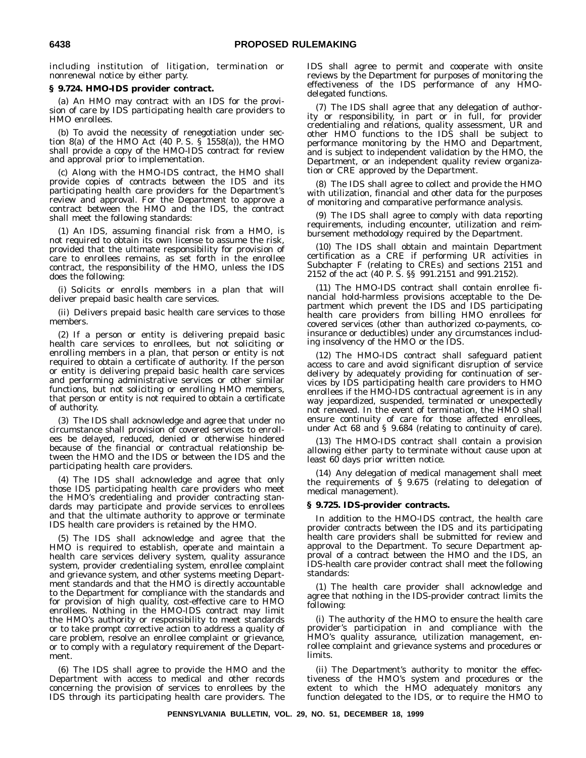including institution of litigation, termination or nonrenewal notice by either party.

**§ 9.724. HMO-IDS provider contract.**

(a) An HMO may contract with an IDS for the provision of care by IDS participating health care providers to HMO enrollees.

(b) To avoid the necessity of renegotiation under section 8(a) of the HMO Act (40 P. S. § 1558(a)), the HMO shall provide a copy of the HMO-IDS contract for review and approval prior to implementation.

(c) Along with the HMO-IDS contract, the HMO shall provide copies of contracts between the IDS and its participating health care providers for the Department's review and approval. For the Department to approve a contract between the HMO and the IDS, the contract shall meet the following standards:

(1) An IDS, assuming financial risk from a HMO, is not required to obtain its own license to assume the risk, provided that the ultimate responsibility for provision of care to enrollees remains, as set forth in the enrollee contract, the responsibility of the HMO, unless the IDS does the following:

(i) Solicits or enrolls members in a plan that will deliver prepaid basic health care services.

(ii) Delivers prepaid basic health care services to those members.

(2) If a person or entity is delivering prepaid basic health care services to enrollees, but not soliciting or enrolling members in a plan, that person or entity is not required to obtain a certificate of authority. If the person or entity is delivering prepaid basic health care services and performing administrative services or other similar functions, but not soliciting or enrolling HMO members, that person or entity is not required to obtain a certificate of authority.

(3) The IDS shall acknowledge and agree that under no circumstance shall provision of covered services to enrollees be delayed, reduced, denied or otherwise hindered because of the financial or contractual relationship between the HMO and the IDS or between the IDS and the participating health care providers.

(4) The IDS shall acknowledge and agree that only those IDS participating health care providers who meet the HMO's credentialing and provider contracting standards may participate and provide services to enrollees and that the ultimate authority to approve or terminate IDS health care providers is retained by the HMO.

(5) The IDS shall acknowledge and agree that the HMO is required to establish, operate and maintain a health care services delivery system, quality assurance system, provider credentialing system, enrollee complaint and grievance system, and other systems meeting Department standards and that the HMO is directly accountable to the Department for compliance with the standards and for provision of high quality, cost-effective care to HMO enrollees. Nothing in the HMO-IDS contract may limit the HMO's authority or responsibility to meet standards or to take prompt corrective action to address a quality of care problem, resolve an enrollee complaint or grievance, or to comply with a regulatory requirement of the Department.

(6) The IDS shall agree to provide the HMO and the Department with access to medical and other records concerning the provision of services to enrollees by the IDS through its participating health care providers. The IDS shall agree to permit and cooperate with onsite reviews by the Department for purposes of monitoring the effectiveness of the IDS performance of any HMO-delegated functions.

(7) The IDS shall agree that any delegation of authority or responsibility, in part or in full, for provider credentialing and relations, quality assessment, UR and other HMO functions to the IDS shall be subject to performance monitoring by the HMO and Department, and is subject to independent validation by the HMO, the Department, or an independent quality review organization or CRE approved by the Department.

(8) The IDS shall agree to collect and provide the HMO with utilization, financial and other data for the purposes of monitoring and comparative performance analysis.

(9) The IDS shall agree to comply with data reporting requirements, including encounter, utilization and reimbursement methodology required by the Department.

(10) The IDS shall obtain and maintain Department certification as a CRE if performing UR activities in Subchapter F (relating to CREs) and sections 2151 and 2152 of the act (40 P. S. §§ 991.2151 and 991.2152).

(11) The HMO-IDS contract shall contain enrollee financial hold-harmless provisions acceptable to the Department which prevent the IDS and IDS participating health care providers from billing HMO enrollees for covered services (other than authorized co-payments, coinsurance or deductibles) under any circumstances including insolvency of the HMO or the IDS.

(12) The HMO-IDS contract shall safeguard patient access to care and avoid significant disruption of service delivery by adequately providing for continuation of services by IDS participating health care providers to HMO enrollees if the HMO-IDS contractual agreement is in any way jeopardized, suspended, terminated or unexpectedly not renewed. In the event of termination, the HMO shall ensure continuity of care for those affected enrollees, under Act 68 and § 9.684 (relating to continuity of care).

(13) The HMO-IDS contract shall contain a provision allowing either party to terminate without cause upon at least 60 days prior written notice.

(14) Any delegation of medical management shall meet the requirements of § 9.675 (relating to delegation of medical management).

**§ 9.725. IDS-provider contracts.**

In addition to the HMO-IDS contract, the health care provider contracts between the IDS and its participating health care providers shall be submitted for review and approval to the Department. To secure Department approval of a contract between the HMO and the IDS, an IDS-health care provider contract shall meet the following standards:

(1) The health care provider shall acknowledge and agree that nothing in the IDS-provider contract limits the following:

(i) The authority of the HMO to ensure the health care provider's participation in and compliance with the HMO's quality assurance, utilization management, enrollee complaint and grievance systems and procedures or limits.

(ii) The Department's authority to monitor the effectiveness of the HMO's system and procedures or the extent to which the HMO adequately monitors any function delegated to the IDS, or to require the HMO to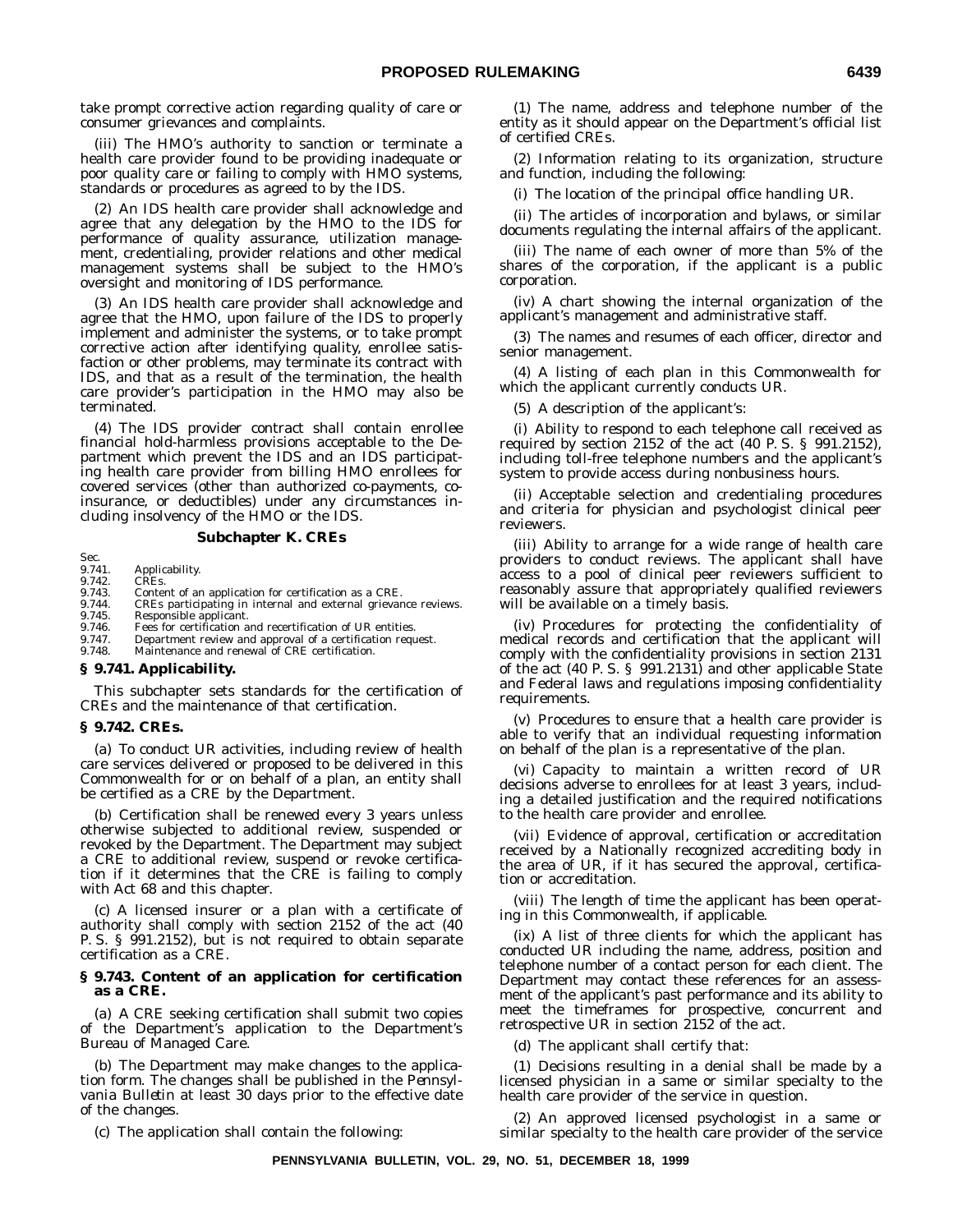take prompt corrective action regarding quality of care or consumer grievances and complaints.

(iii) The HMO's authority to sanction or terminate a health care provider found to be providing inadequate or poor quality care or failing to comply with HMO systems, standards or procedures as agreed to by the IDS.

(2) An IDS health care provider shall acknowledge and agree that any delegation by the HMO to the IDS for performance of quality assurance, utilization management, credentialing, provider relations and other medical management systems shall be subject to the HMO's oversight and monitoring of IDS performance.

(3) An IDS health care provider shall acknowledge and agree that the HMO, upon failure of the IDS to properly implement and administer the systems, or to take prompt corrective action after identifying quality, enrollee satisfaction or other problems, may terminate its contract with IDS, and that as a result of the termination, the health care provider's participation in the HMO may also be terminated.

(4) The IDS provider contract shall contain enrollee financial hold-harmless provisions acceptable to the Department which prevent the IDS and an IDS participating health care provider from billing HMO enrollees for covered services (other than authorized co-payments, coinsurance, or deductibles) under any circumstances including insolvency of the HMO or the IDS.

## Subchapter K. CREs

Sec.
9.741. Applicability.
9.742. CREs.
9.743. Content of an application for certification as a CRE.
9.744. CREs participating in internal and external grievance reviews.
9.745. Responsible applicant.
9.746. Fees for certification and recertification of UR entities.
9.747. Department review and approval of a certification request.
9.748. Maintenance and renewal of CRE certification.

### § 9.741. Applicability.

This subchapter sets standards for the certification of CREs and the maintenance of that certification.

### § 9.742. CREs.

(a) To conduct UR activities, including review of health care services delivered or proposed to be delivered in this Commonwealth for or on behalf of a plan, an entity shall be certified as a CRE by the Department.

(b) Certification shall be renewed every 3 years unless otherwise subjected to additional review, suspended or revoked by the Department. The Department may subject a CRE to additional review, suspend or revoke certification if it determines that the CRE is failing to comply with Act 68 and this chapter.

(c) A licensed insurer or a plan with a certificate of authority shall comply with section 2152 of the act (40 P. S. § 991.2152), but is not required to obtain separate certification as a CRE.

### § 9.743. Content of an application for certification as a CRE.

(a) A CRE seeking certification shall submit two copies of the Department's application to the Department's Bureau of Managed Care.

(b) The Department may make changes to the application form. The changes shall be published in the *Pennsylvania Bulletin* at least 30 days prior to the effective date of the changes.

(c) The application shall contain the following:

(1) The name, address and telephone number of the entity as it should appear on the Department's official list of certified CREs.

(2) Information relating to its organization, structure and function, including the following:

(i) The location of the principal office handling UR.

(ii) The articles of incorporation and bylaws, or similar documents regulating the internal affairs of the applicant.

(iii) The name of each owner of more than 5% of the shares of the corporation, if the applicant is a public corporation.

(iv) A chart showing the internal organization of the applicant's management and administrative staff.

(3) The names and resumes of each officer, director and senior management.

(4) A listing of each plan in this Commonwealth for which the applicant currently conducts UR.

(5) A description of the applicant's:

(i) Ability to respond to each telephone call received as required by section 2152 of the act (40 P. S. § 991.2152), including toll-free telephone numbers and the applicant's system to provide access during nonbusiness hours.

(ii) Acceptable selection and credentialing procedures and criteria for physician and psychologist clinical peer reviewers.

(iii) Ability to arrange for a wide range of health care providers to conduct reviews. The applicant shall have access to a pool of clinical peer reviewers sufficient to reasonably assure that appropriately qualified reviewers will be available on a timely basis.

(iv) Procedures for protecting the confidentiality of medical records and certification that the applicant will comply with the confidentiality provisions in section 2131 of the act (40 P. S. § 991.2131) and other applicable State and Federal laws and regulations imposing confidentiality requirements.

(v) Procedures to ensure that a health care provider is able to verify that an individual requesting information on behalf of the plan is a representative of the plan.

(vi) Capacity to maintain a written record of UR decisions adverse to enrollees for at least 3 years, including a detailed justification and the required notifications to the health care provider and enrollee.

(vii) Evidence of approval, certification or accreditation received by a Nationally recognized accrediting body in the area of UR, if it has secured the approval, certification or accreditation.

(viii) The length of time the applicant has been operating in this Commonwealth, if applicable.

(ix) A list of three clients for which the applicant has conducted UR including the name, address, position and telephone number of a contact person for each client. The Department may contact these references for an assessment of the applicant's past performance and its ability to meet the timeframes for prospective, concurrent and retrospective UR in section 2152 of the act.

(d) The applicant shall certify that:

(1) Decisions resulting in a denial shall be made by a licensed physician in a same or similar specialty to the health care provider of the service in question.

(2) An approved licensed psychologist in a same or similar specialty to the health care provider of the service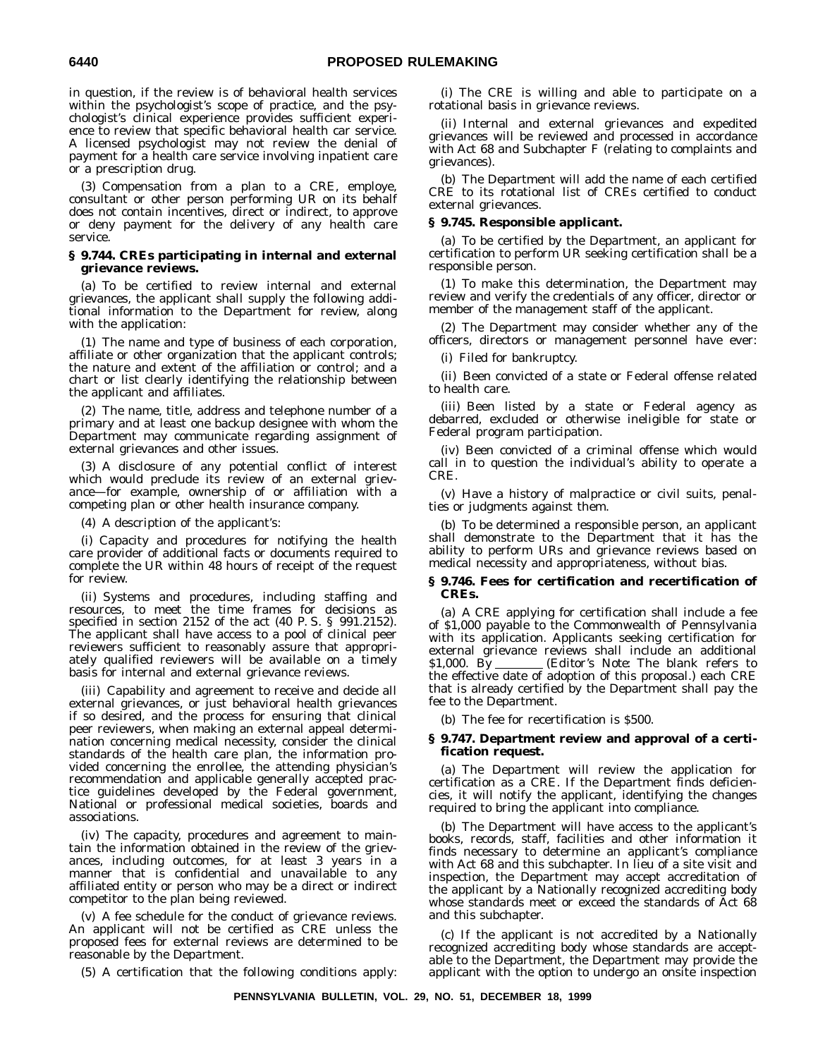in question, if the review is of behavioral health services within the psychologist's scope of practice, and the psychologist's clinical experience provides sufficient experience to review that specific behavioral health car service. A licensed psychologist may not review the denial of payment for a health care service involving inpatient care or a prescription drug.

(3) Compensation from a plan to a CRE, employe, consultant or other person performing UR on its behalf does not contain incentives, direct or indirect, to approve or deny payment for the delivery of any health care service.

### § 9.744. CREs participating in internal and external grievance reviews.

(a) To be certified to review internal and external grievances, the applicant shall supply the following additional information to the Department for review, along with the application:

(1) The name and type of business of each corporation, affiliate or other organization that the applicant controls; the nature and extent of the affiliation or control; and a chart or list clearly identifying the relationship between the applicant and affiliates.

(2) The name, title, address and telephone number of a primary and at least one backup designee with whom the Department may communicate regarding assignment of external grievances and other issues.

(3) A disclosure of any potential conflict of interest which would preclude its review of an external grievance—for example, ownership of or affiliation with a competing plan or other health insurance company.

(4) A description of the applicant's:

(i) Capacity and procedures for notifying the health care provider of additional facts or documents required to complete the UR within 48 hours of receipt of the request for review.

(ii) Systems and procedures, including staffing and resources, to meet the time frames for decisions as specified in section 2152 of the act (40 P. S. § 991.2152). The applicant shall have access to a pool of clinical peer reviewers sufficient to reasonably assure that appropriately qualified reviewers will be available on a timely basis for internal and external grievance reviews.

(iii) Capability and agreement to receive and decide all external grievances, or just behavioral health grievances if so desired, and the process for ensuring that clinical peer reviewers, when making an external appeal determination concerning medical necessity, consider the clinical standards of the health care plan, the information provided concerning the enrollee, the attending physician's recommendation and applicable generally accepted practice guidelines developed by the Federal government, National or professional medical societies, boards and associations.

(iv) The capacity, procedures and agreement to maintain the information obtained in the review of the grievances, including outcomes, for at least 3 years in a manner that is confidential and unavailable to any affiliated entity or person who may be a direct or indirect competitor to the plan being reviewed.

(v) A fee schedule for the conduct of grievance reviews. An applicant will not be certified as CRE unless the proposed fees for external reviews are determined to be reasonable by the Department.

(5) A certification that the following conditions apply:

(i) The CRE is willing and able to participate on a rotational basis in grievance reviews.

(ii) Internal and external grievances and expedited grievances will be reviewed and processed in accordance with Act 68 and Subchapter F (relating to complaints and grievances).

(b) The Department will add the name of each certified CRE to its rotational list of CREs certified to conduct external grievances.

### § 9.745. Responsible applicant.

(a) To be certified by the Department, an applicant for certification to perform UR seeking certification shall be a responsible person.

(1) To make this determination, the Department may review and verify the credentials of any officer, director or member of the management staff of the applicant.

(2) The Department may consider whether any of the officers, directors or management personnel have ever:

(i) Filed for bankruptcy.

(ii) Been convicted of a state or Federal offense related to health care.

(iii) Been listed by a state or Federal agency as debarred, excluded or otherwise ineligible for state or Federal program participation.

(iv) Been convicted of a criminal offense which would call in to question the individual's ability to operate a CRE.

(v) Have a history of malpractice or civil suits, penalties or judgments against them.

(b) To be determined a responsible person, an applicant shall demonstrate to the Department that it has the ability to perform URs and grievance reviews based on medical necessity and appropriateness, without bias.

### § 9.746. Fees for certification and recertification of CREs.

(a) A CRE applying for certification shall include a fee of $1,000 payable to the Commonwealth of Pennsylvania with its application. Applicants seeking certification for external grievance reviews shall include an additional $1,000. By ________ (*Editor's Note*: The blank refers to the effective date of adoption of this proposal.) each CRE that is already certified by the Department shall pay the fee to the Department.

(b) The fee for recertification is $500.

### § 9.747. Department review and approval of a certification request.

(a) The Department will review the application for certification as a CRE. If the Department finds deficiencies, it will notify the applicant, identifying the changes required to bring the applicant into compliance.

(b) The Department will have access to the applicant's books, records, staff, facilities and other information it finds necessary to determine an applicant's compliance with Act 68 and this subchapter. In lieu of a site visit and inspection, the Department may accept accreditation of the applicant by a Nationally recognized accrediting body whose standards meet or exceed the standards of Act 68 and this subchapter.

(c) If the applicant is not accredited by a Nationally recognized accrediting body whose standards are acceptable to the Department, the Department may provide the applicant with the option to undergo an onsite inspection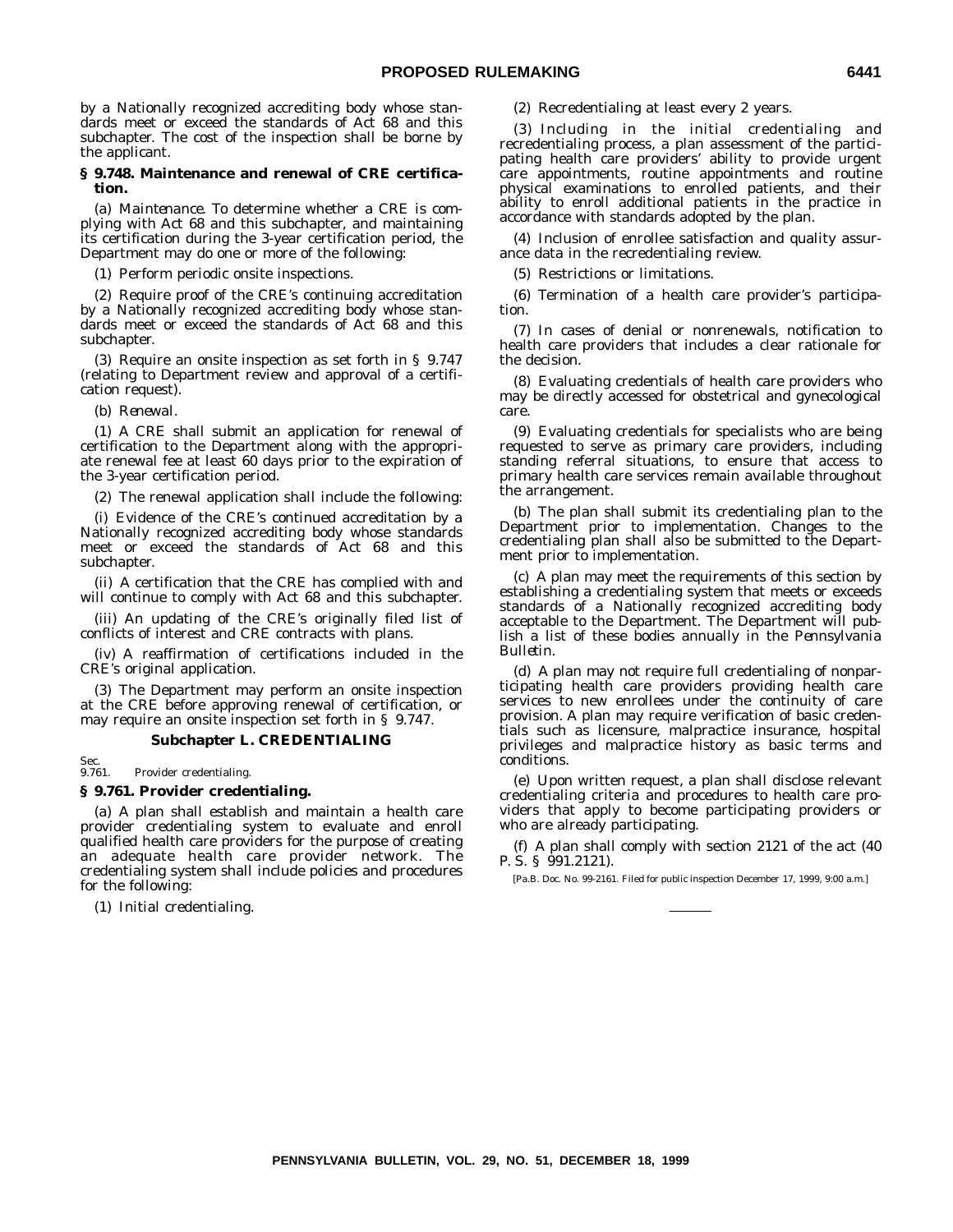by a Nationally recognized accrediting body whose standards meet or exceed the standards of Act 68 and this subchapter. The cost of the inspection shall be borne by the applicant.

**§ 9.748. Maintenance and renewal of CRE certification.**

(a) *Maintenance.* To determine whether a CRE is complying with Act 68 and this subchapter, and maintaining its certification during the 3-year certification period, the Department may do one or more of the following:

(1) Perform periodic onsite inspections.

(2) Require proof of the CRE's continuing accreditation by a Nationally recognized accrediting body whose standards meet or exceed the standards of Act 68 and this subchapter.

(3) Require an onsite inspection as set forth in § 9.747 (relating to Department review and approval of a certification request).

(b) *Renewal.*

(1) A CRE shall submit an application for renewal of certification to the Department along with the appropriate renewal fee at least 60 days prior to the expiration of the 3-year certification period.

(2) The renewal application shall include the following:

(i) Evidence of the CRE's continued accreditation by a Nationally recognized accrediting body whose standards meet or exceed the standards of Act 68 and this subchapter.

(ii) A certification that the CRE has complied with and will continue to comply with Act 68 and this subchapter.

(iii) An updating of the CRE's originally filed list of conflicts of interest and CRE contracts with plans.

(iv) A reaffirmation of certifications included in the CRE's original application.

(3) The Department may perform an onsite inspection at the CRE before approving renewal of certification, or may require an onsite inspection set forth in § 9.747.

## Subchapter L. CREDENTIALING

Sec.
9.761. Provider credentialing.

**§ 9.761. Provider credentialing.**

(a) A plan shall establish and maintain a health care provider credentialing system to evaluate and enroll qualified health care providers for the purpose of creating an adequate health care provider network. The credentialing system shall include policies and procedures for the following:

(1) Initial credentialing.

(2) Recredentialing at least every 2 years.

(3) Including in the initial credentialing and recredentialing process, a plan assessment of the participating health care providers' ability to provide urgent care appointments, routine appointments and routine physical examinations to enrolled patients, and their ability to enroll additional patients in the practice in accordance with standards adopted by the plan.

(4) Inclusion of enrollee satisfaction and quality assurance data in the recredentialing review.

(5) Restrictions or limitations.

(6) Termination of a health care provider's participation.

(7) In cases of denial or nonrenewals, notification to health care providers that includes a clear rationale for the decision.

(8) Evaluating credentials of health care providers who may be directly accessed for obstetrical and gynecological care.

(9) Evaluating credentials for specialists who are being requested to serve as primary care providers, including standing referral situations, to ensure that access to primary health care services remain available throughout the arrangement.

(b) The plan shall submit its credentialing plan to the Department prior to implementation. Changes to the credentialing plan shall also be submitted to the Department prior to implementation.

(c) A plan may meet the requirements of this section by establishing a credentialing system that meets or exceeds standards of a Nationally recognized accrediting body acceptable to the Department. The Department will publish a list of these bodies annually in the *Pennsylvania Bulletin*.

(d) A plan may not require full credentialing of nonparticipating health care providers providing health care services to new enrollees under the continuity of care provision. A plan may require verification of basic credentials such as licensure, malpractice insurance, hospital privileges and malpractice history as basic terms and conditions.

(e) Upon written request, a plan shall disclose relevant credentialing criteria and procedures to health care providers that apply to become participating providers or who are already participating.

(f) A plan shall comply with section 2121 of the act (40 P. S. § 991.2121).

[Pa.B. Doc. No. 99-2161. Filed for public inspection December 17, 1999, 9:00 a.m.]